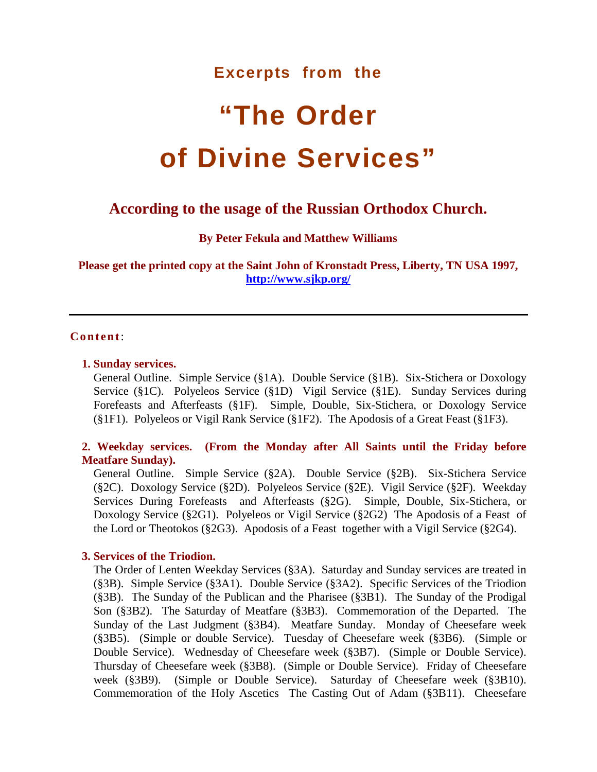### Excerpts from the

# "The Order of Divine Services"

## According to the usage of the Russian Orthodox Church.

**By Peter Fekula and Matthew Williams**

**Please get the printed copy at the Saint John of Kronstadt Press, Liberty, TN USA 1997, http://www.sjkp.org/**

---

**Content**:

1. **Sunday services.**

   General Outline. Simple Service (§1A). Double Service (§1B). Six-Stichera or Doxology Service (§1C). Polyeleos Service (§1D) Vigil Service (§1E). Sunday Services during Forefeasts and Afterfeasts (§1F). Simple, Double, Six-Stichera, or Doxology Service (§1F1). Polyeleos or Vigil Rank Service (§1F2). The Apodosis of a Great Feast (§1F3).

2. **Weekday services. (From the Monday after All Saints until the Friday before Meatfare Sunday).**

   General Outline. Simple Service (§2A). Double Service (§2B). Six-Stichera Service (§2C). Doxology Service (§2D). Polyeleos Service (§2E). Vigil Service (§2F). Weekday Services During Forefeasts and Afterfeasts (§2G). Simple, Double, Six-Stichera, or Doxology Service (§2G1). Polyeleos or Vigil Service (§2G2) The Apodosis of a Feast of the Lord or Theotokos (§2G3). Apodosis of a Feast together with a Vigil Service (§2G4).

3. **Services of the Triodion.**

   The Order of Lenten Weekday Services (§3A). Saturday and Sunday services are treated in (§3B). Simple Service (§3A1). Double Service (§3A2). Specific Services of the Triodion (§3B). The Sunday of the Publican and the Pharisee (§3B1). The Sunday of the Prodigal Son (§3B2). The Saturday of Meatfare (§3B3). Commemoration of the Departed. The Sunday of the Last Judgment (§3B4). Meatfare Sunday. Monday of Cheesefare week (§3B5). (Simple or double Service). Tuesday of Cheesefare week (§3B6). (Simple or Double Service). Wednesday of Cheesefare week (§3B7). (Simple or Double Service). Thursday of Cheesefare week (§3B8). (Simple or Double Service). Friday of Cheesefare week (§3B9). (Simple or Double Service). Saturday of Cheesefare week (§3B10). Commemoration of the Holy Ascetics The Casting Out of Adam (§3B11). Cheesefare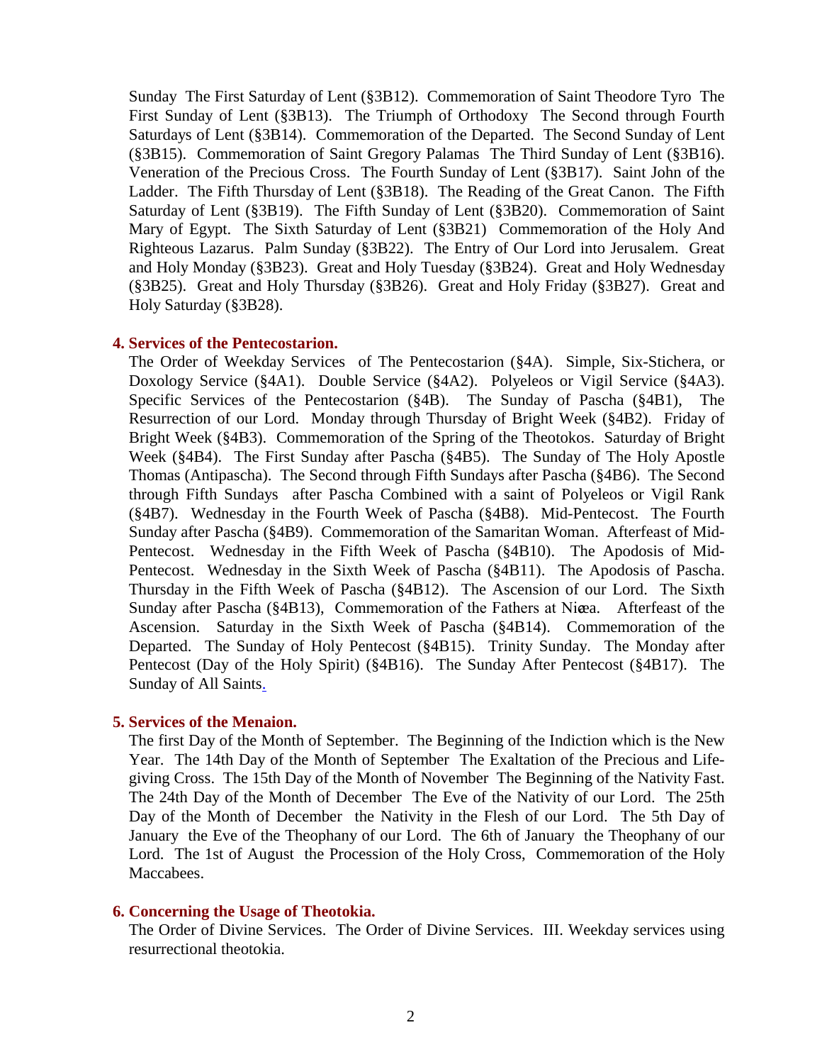Sunday  The First Saturday of Lent (§3B12).  Commemoration of Saint Theodore Tyro  The First Sunday of Lent (§3B13).  The Triumph of Orthodoxy  The Second through Fourth Saturdays of Lent (§3B14).  Commemoration of the Departed.  The Second Sunday of Lent (§3B15).  Commemoration of Saint Gregory Palamas  The Third Sunday of Lent (§3B16).  Veneration of the Precious Cross.  The Fourth Sunday of Lent (§3B17).  Saint John of the Ladder.  The Fifth Thursday of Lent (§3B18).  The Reading of the Great Canon.  The Fifth Saturday of Lent (§3B19).  The Fifth Sunday of Lent (§3B20).  Commemoration of Saint Mary of Egypt.  The Sixth Saturday of Lent (§3B21)  Commemoration of the Holy And Righteous Lazarus.  Palm Sunday (§3B22).  The Entry of Our Lord into Jerusalem.  Great and Holy Monday (§3B23).  Great and Holy Tuesday (§3B24).  Great and Holy Wednesday (§3B25).  Great and Holy Thursday (§3B26).  Great and Holy Friday (§3B27).  Great and Holy Saturday (§3B28).

**4. Services of the Pentecostarion.**

The Order of Weekday Services  of The Pentecostarion (§4A).  Simple, Six-Stichera, or Doxology Service (§4A1).  Double Service (§4A2).  Polyeleos or Vigil Service (§4A3).  Specific Services of the Pentecostarion (§4B).  The Sunday of Pascha (§4B1),  The Resurrection of our Lord.  Monday through Thursday of Bright Week (§4B2).  Friday of Bright Week (§4B3).  Commemoration of the Spring of the Theotokos.  Saturday of Bright Week (§4B4).  The First Sunday after Pascha (§4B5).  The Sunday of The Holy Apostle Thomas (Antipascha).  The Second through Fifth Sundays after Pascha (§4B6).  The Second through Fifth Sundays  after Pascha Combined with a saint of Polyeleos or Vigil Rank (§4B7).  Wednesday in the Fourth Week of Pascha (§4B8).  Mid-Pentecost.  The Fourth Sunday after Pascha (§4B9).  Commemoration of the Samaritan Woman.  Afterfeast of Mid-Pentecost.  Wednesday in the Fifth Week of Pascha (§4B10).  The Apodosis of Mid-Pentecost.  Wednesday in the Sixth Week of Pascha (§4B11).  The Apodosis of Pascha.  Thursday in the Fifth Week of Pascha (§4B12).  The Ascension of our Lord.  The Sixth Sunday after Pascha (§4B13),  Commemoration of the Fathers at Niæa.  Afterfeast of the Ascension.  Saturday in the Sixth Week of Pascha (§4B14).  Commemoration of the Departed.  The Sunday of Holy Pentecost (§4B15).  Trinity Sunday.  The Monday after Pentecost (Day of the Holy Spirit) (§4B16).  The Sunday After Pentecost (§4B17).  The Sunday of All Saints.

**5. Services of the Menaion.**

The first Day of the Month of September.  The Beginning of the Indiction which is the New Year.  The 14th Day of the Month of September  The Exaltation of the Precious and Life-giving Cross.  The 15th Day of the Month of November  The Beginning of the Nativity Fast.  The 24th Day of the Month of December  The Eve of the Nativity of our Lord.  The 25th Day of the Month of December  the Nativity in the Flesh of our Lord.  The 5th Day of January  the Eve of the Theophany of our Lord.  The 6th of January  the Theophany of our Lord.  The 1st of August  the Procession of the Holy Cross,  Commemoration of the Holy Maccabees.

**6. Concerning the Usage of Theotokia.**

The Order of Divine Services.  The Order of Divine Services.  III. Weekday services using resurrectional theotokia.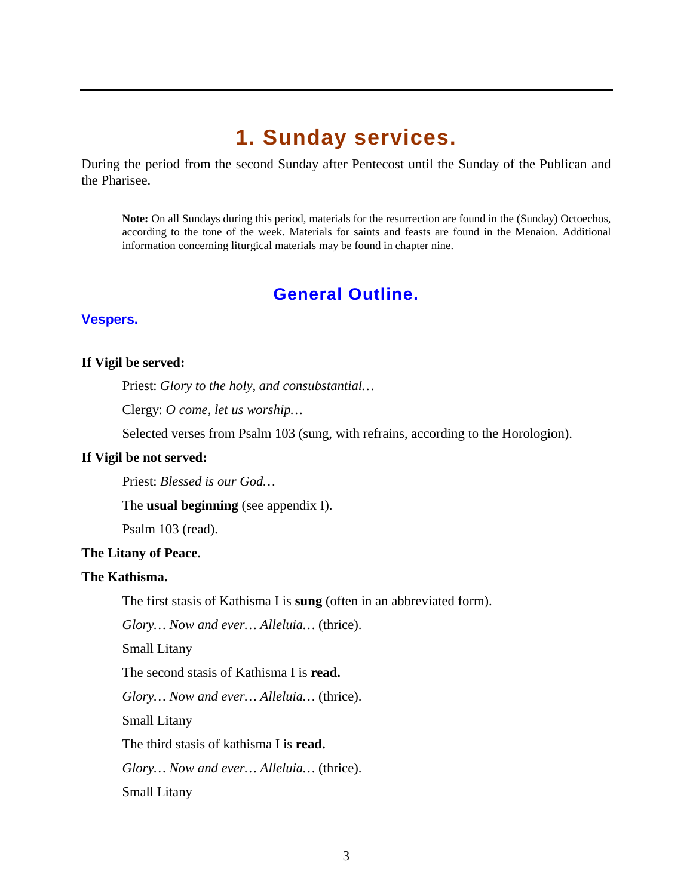# 1. Sunday services.

During the period from the second Sunday after Pentecost until the Sunday of the Publican and the Pharisee.

> **Note:** On all Sundays during this period, materials for the resurrection are found in the (Sunday) Octoechos, according to the tone of the week. Materials for saints and feasts are found in the Menaion. Additional information concerning liturgical materials may be found in chapter nine.

## General Outline.

### Vespers.

**If Vigil be served:**

Priest: *Glory to the holy, and consubstantial…*

Clergy: *O come, let us worship…*

Selected verses from Psalm 103 (sung, with refrains, according to the Horologion).

**If Vigil be not served:**

Priest: *Blessed is our God…*

The **usual beginning** (see appendix I).

Psalm 103 (read).

**The Litany of Peace.**

**The Kathisma.**

The first stasis of Kathisma I is **sung** (often in an abbreviated form).

*Glory… Now and ever… Alleluia…* (thrice).

Small Litany

The second stasis of Kathisma I is **read.**

*Glory… Now and ever… Alleluia…* (thrice).

Small Litany

The third stasis of kathisma I is **read.**

*Glory… Now and ever… Alleluia…* (thrice).

Small Litany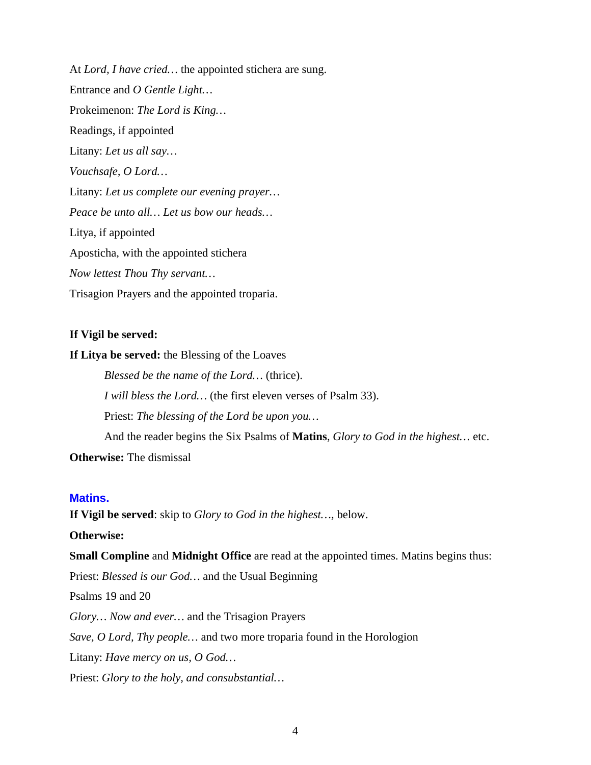At *Lord, I have cried…* the appointed stichera are sung.

Entrance and *O Gentle Light…*

Prokeimenon: *The Lord is King…*

Readings, if appointed

Litany: *Let us all say…*

*Vouchsafe, O Lord…*

Litany: *Let us complete our evening prayer…*

*Peace be unto all… Let us bow our heads…*

Litya, if appointed

Aposticha, with the appointed stichera

*Now lettest Thou Thy servant…*

Trisagion Prayers and the appointed troparia.

**If Vigil be served:**

**If Litya be served:** the Blessing of the Loaves

> *Blessed be the name of the Lord…* (thrice).
>
> *I will bless the Lord…* (the first eleven verses of Psalm 33).
>
> Priest: *The blessing of the Lord be upon you…*
>
> And the reader begins the Six Psalms of **Matins**, *Glory to God in the highest…* etc.

**Otherwise:** The dismissal

## Matins.

**If Vigil be served**: skip to *Glory to God in the highest…*, below.

**Otherwise:**

**Small Compline** and **Midnight Office** are read at the appointed times. Matins begins thus:

Priest: *Blessed is our God…* and the Usual Beginning

Psalms 19 and 20

*Glory… Now and ever…* and the Trisagion Prayers

*Save, O Lord, Thy people…* and two more troparia found in the Horologion

Litany: *Have mercy on us, O God…*

Priest: *Glory to the holy, and consubstantial…*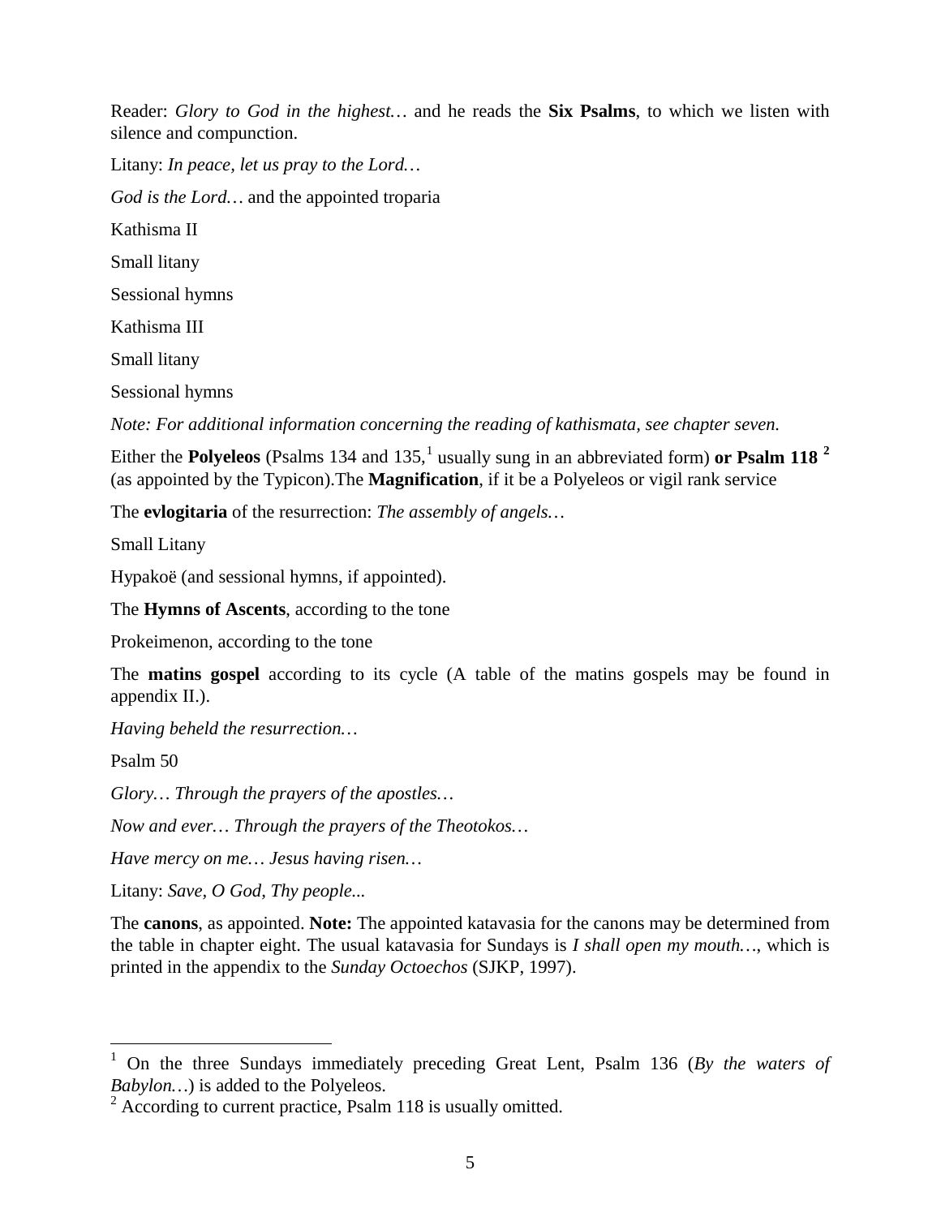Reader: *Glory to God in the highest…* and he reads the **Six Psalms**, to which we listen with silence and compunction.

Litany: *In peace, let us pray to the Lord…*

*God is the Lord…* and the appointed troparia

Kathisma II

Small litany

Sessional hymns

Kathisma III

Small litany

Sessional hymns

*Note: For additional information concerning the reading of kathismata, see chapter seven.*

Either the **Polyeleos** (Psalms 134 and 135,[1] usually sung in an abbreviated form) **or Psalm 118** [2] (as appointed by the Typicon).The **Magnification**, if it be a Polyeleos or vigil rank service

The **evlogitaria** of the resurrection: *The assembly of angels…*

Small Litany

Hypakoë (and sessional hymns, if appointed).

The **Hymns of Ascents**, according to the tone

Prokeimenon, according to the tone

The **matins gospel** according to its cycle (A table of the matins gospels may be found in appendix II.).

*Having beheld the resurrection…*

Psalm 50

*Glory… Through the prayers of the apostles…*

*Now and ever… Through the prayers of the Theotokos…*

*Have mercy on me… Jesus having risen…*

Litany: *Save, O God, Thy people...*

The **canons**, as appointed. **Note:** The appointed katavasia for the canons may be determined from the table in chapter eight. The usual katavasia for Sundays is *I shall open my mouth…*, which is printed in the appendix to the *Sunday Octoechos* (SJKP, 1997).

---

[1] On the three Sundays immediately preceding Great Lent, Psalm 136 (*By the waters of Babylon…*) is added to the Polyeleos.

[2] According to current practice, Psalm 118 is usually omitted.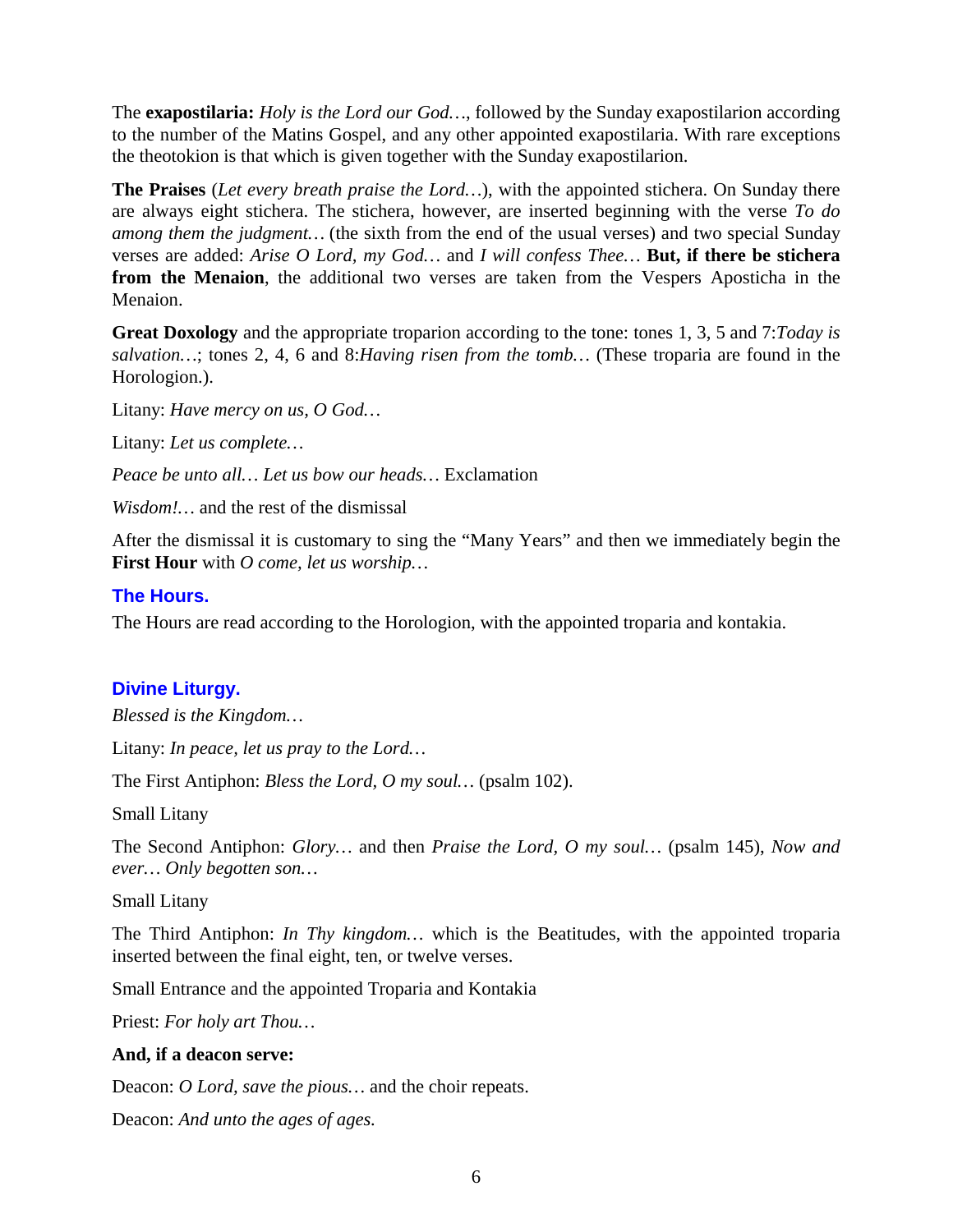The **exapostilaria:** *Holy is the Lord our God…*, followed by the Sunday exapostilarion according to the number of the Matins Gospel, and any other appointed exapostilaria. With rare exceptions the theotokion is that which is given together with the Sunday exapostilarion.

**The Praises** (*Let every breath praise the Lord…*), with the appointed stichera. On Sunday there are always eight stichera. The stichera, however, are inserted beginning with the verse *To do among them the judgment…* (the sixth from the end of the usual verses) and two special Sunday verses are added: *Arise O Lord, my God…* and *I will confess Thee…* **But, if there be stichera from the Menaion**, the additional two verses are taken from the Vespers Aposticha in the Menaion.

**Great Doxology** and the appropriate troparion according to the tone: tones 1, 3, 5 and 7:*Today is salvation…*; tones 2, 4, 6 and 8:*Having risen from the tomb…* (These troparia are found in the Horologion.).

Litany: *Have mercy on us, O God…*

Litany: *Let us complete…*

*Peace be unto all… Let us bow our heads…* Exclamation

*Wisdom!…* and the rest of the dismissal

After the dismissal it is customary to sing the “Many Years” and then we immediately begin the **First Hour** with *O come, let us worship…*

## The Hours.

The Hours are read according to the Horologion, with the appointed troparia and kontakia.

## Divine Liturgy.

*Blessed is the Kingdom…*

Litany: *In peace, let us pray to the Lord…*

The First Antiphon: *Bless the Lord, O my soul…* (psalm 102).

Small Litany

The Second Antiphon: *Glory…* and then *Praise the Lord, O my soul…* (psalm 145), *Now and ever… Only begotten son…*

Small Litany

The Third Antiphon: *In Thy kingdom…* which is the Beatitudes, with the appointed troparia inserted between the final eight, ten, or twelve verses.

Small Entrance and the appointed Troparia and Kontakia

Priest: *For holy art Thou…*

**And, if a deacon serve:**

Deacon: *O Lord, save the pious…* and the choir repeats.

Deacon: *And unto the ages of ages.*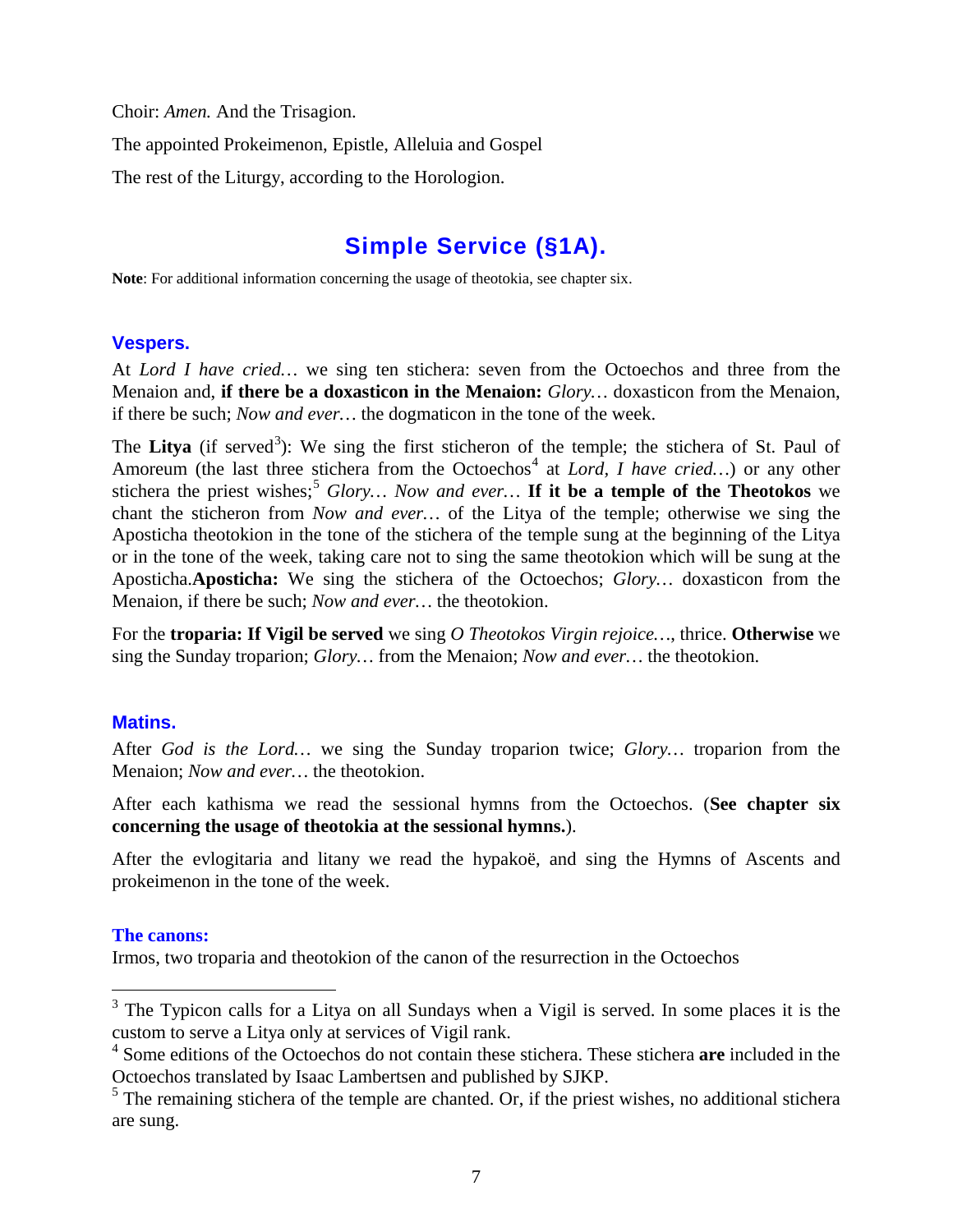Choir: *Amen.* And the Trisagion.

The appointed Prokeimenon, Epistle, Alleluia and Gospel

The rest of the Liturgy, according to the Horologion.

## Simple Service (§1A).

**Note**: For additional information concerning the usage of theotokia, see chapter six.

### Vespers.

At *Lord I have cried…* we sing ten stichera: seven from the Octoechos and three from the Menaion and, **if there be a doxasticon in the Menaion:** *Glory…* doxasticon from the Menaion, if there be such; *Now and ever…* the dogmaticon in the tone of the week.

The **Litya** (if served[3]): We sing the first sticheron of the temple; the stichera of St. Paul of Amoreum (the last three stichera from the Octoechos[4] at *Lord, I have cried…*) or any other stichera the priest wishes;[5] *Glory… Now and ever…* **If it be a temple of the Theotokos** we chant the sticheron from *Now and ever…* of the Litya of the temple; otherwise we sing the Aposticha theotokion in the tone of the stichera of the temple sung at the beginning of the Litya or in the tone of the week, taking care not to sing the same theotokion which will be sung at the Aposticha.**Aposticha:** We sing the stichera of the Octoechos; *Glory…* doxasticon from the Menaion, if there be such; *Now and ever…* the theotokion.

For the **troparia: If Vigil be served** we sing *O Theotokos Virgin rejoice…*, thrice. **Otherwise** we sing the Sunday troparion; *Glory…* from the Menaion; *Now and ever…* the theotokion.

### Matins.

After *God is the Lord…* we sing the Sunday troparion twice; *Glory…* troparion from the Menaion; *Now and ever…* the theotokion.

After each kathisma we read the sessional hymns from the Octoechos. (**See chapter six concerning the usage of theotokia at the sessional hymns.**).

After the evlogitaria and litany we read the hypakoë, and sing the Hymns of Ascents and prokeimenon in the tone of the week.

#### The canons:

Irmos, two troparia and theotokion of the canon of the resurrection in the Octoechos

---

[3] The Typicon calls for a Litya on all Sundays when a Vigil is served. In some places it is the custom to serve a Litya only at services of Vigil rank.

[4] Some editions of the Octoechos do not contain these stichera. These stichera **are** included in the Octoechos translated by Isaac Lambertsen and published by SJKP.

[5] The remaining stichera of the temple are chanted. Or, if the priest wishes, no additional stichera are sung.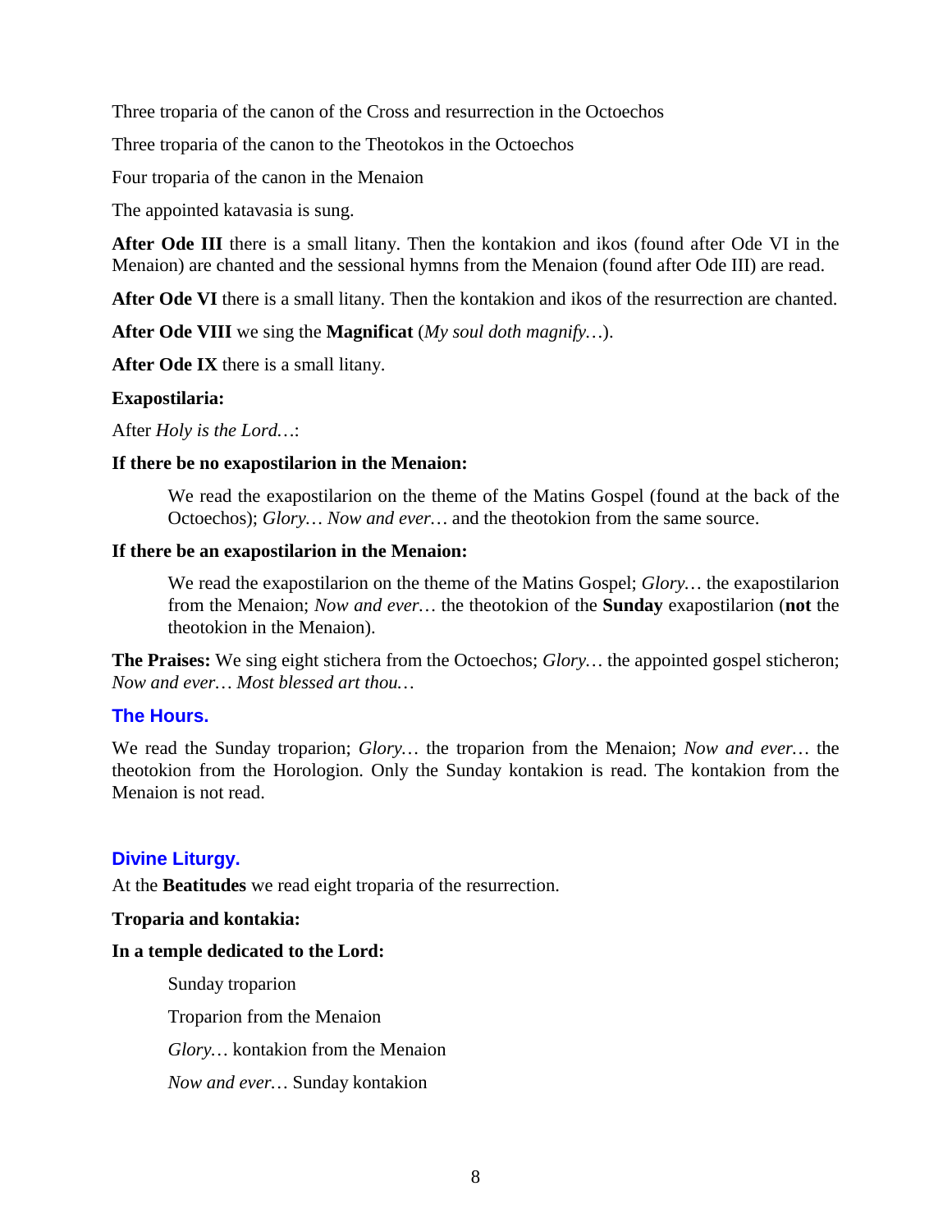Three troparia of the canon of the Cross and resurrection in the Octoechos

Three troparia of the canon to the Theotokos in the Octoechos

Four troparia of the canon in the Menaion

The appointed katavasia is sung.

**After Ode III** there is a small litany. Then the kontakion and ikos (found after Ode VI in the Menaion) are chanted and the sessional hymns from the Menaion (found after Ode III) are read.

**After Ode VI** there is a small litany. Then the kontakion and ikos of the resurrection are chanted.

**After Ode VIII** we sing the **Magnificat** (*My soul doth magnify…*).

**After Ode IX** there is a small litany.

**Exapostilaria:**

After *Holy is the Lord…*:

**If there be no exapostilarion in the Menaion:**

> We read the exapostilarion on the theme of the Matins Gospel (found at the back of the Octoechos); *Glory… Now and ever…* and the theotokion from the same source.

**If there be an exapostilarion in the Menaion:**

> We read the exapostilarion on the theme of the Matins Gospel; *Glory…* the exapostilarion from the Menaion; *Now and ever…* the theotokion of the **Sunday** exapostilarion (**not** the theotokion in the Menaion).

**The Praises:** We sing eight stichera from the Octoechos; *Glory…* the appointed gospel sticheron; *Now and ever… Most blessed art thou…*

## The Hours.

We read the Sunday troparion; *Glory…* the troparion from the Menaion; *Now and ever…* the theotokion from the Horologion. Only the Sunday kontakion is read. The kontakion from the Menaion is not read.

## Divine Liturgy.

At the **Beatitudes** we read eight troparia of the resurrection.

**Troparia and kontakia:**

**In a temple dedicated to the Lord:**

> Sunday troparion
>
> Troparion from the Menaion
>
> *Glory…* kontakion from the Menaion
>
> *Now and ever…* Sunday kontakion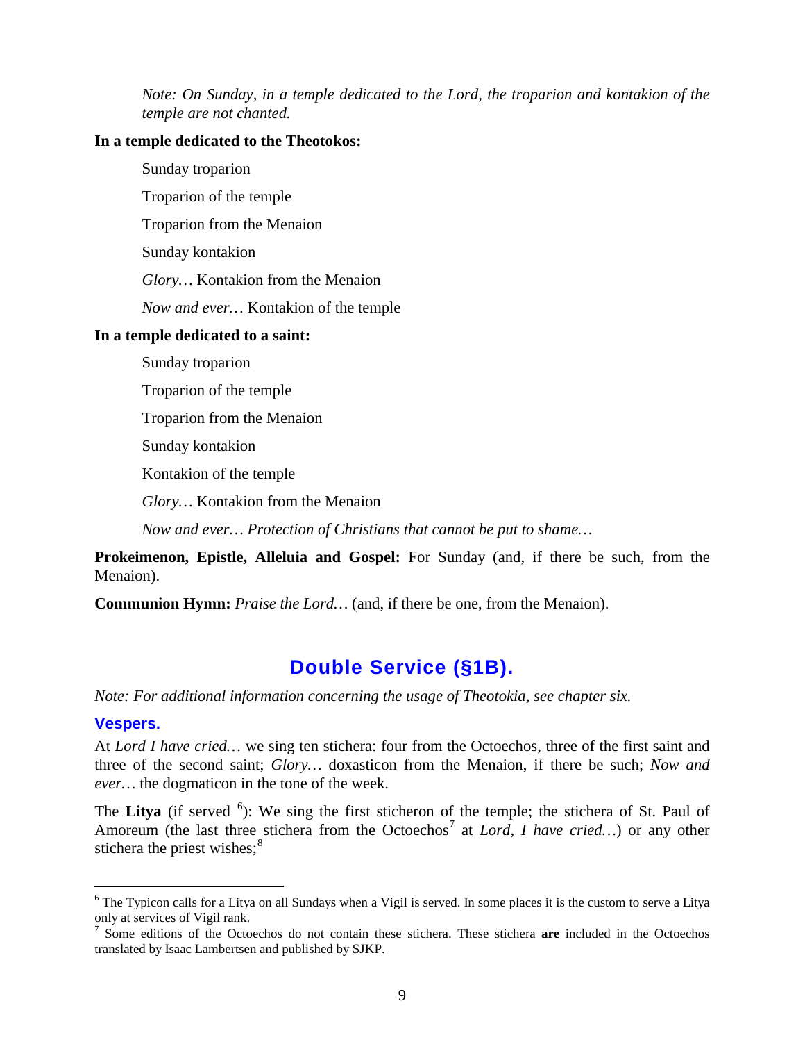*Note: On Sunday, in a temple dedicated to the Lord, the troparion and kontakion of the temple are not chanted.*

**In a temple dedicated to the Theotokos:**

Sunday troparion

Troparion of the temple

Troparion from the Menaion

Sunday kontakion

*Glory…* Kontakion from the Menaion

*Now and ever…* Kontakion of the temple

**In a temple dedicated to a saint:**

Sunday troparion

Troparion of the temple

Troparion from the Menaion

Sunday kontakion

Kontakion of the temple

*Glory…* Kontakion from the Menaion

*Now and ever… Protection of Christians that cannot be put to shame…*

**Prokeimenon, Epistle, Alleluia and Gospel:** For Sunday (and, if there be such, from the Menaion).

**Communion Hymn:** *Praise the Lord…* (and, if there be one, from the Menaion).

## Double Service (§1B).

*Note: For additional information concerning the usage of Theotokia, see chapter six.*

### Vespers.

At *Lord I have cried…* we sing ten stichera: four from the Octoechos, three of the first saint and three of the second saint; *Glory…* doxasticon from the Menaion, if there be such; *Now and ever…* the dogmaticon in the tone of the week.

The **Litya** (if served [6]): We sing the first sticheron of the temple; the stichera of St. Paul of Amoreum (the last three stichera from the Octoechos[7] at *Lord, I have cried…*) or any other stichera the priest wishes;[8]

---

[6] The Typicon calls for a Litya on all Sundays when a Vigil is served. In some places it is the custom to serve a Litya only at services of Vigil rank.

[7] Some editions of the Octoechos do not contain these stichera. These stichera **are** included in the Octoechos translated by Isaac Lambertsen and published by SJKP.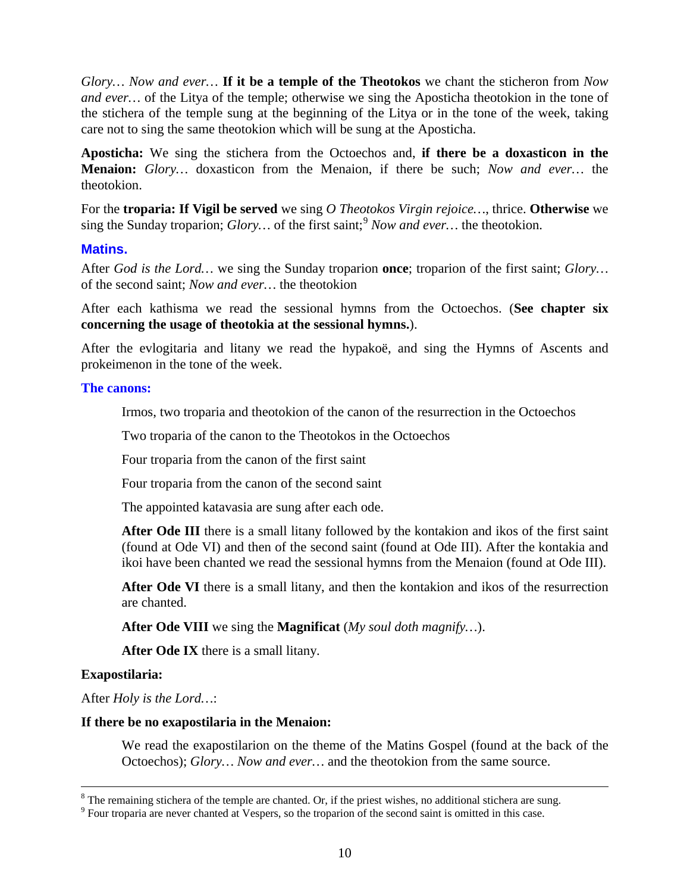*Glory… Now and ever…* **If it be a temple of the Theotokos** we chant the sticheron from *Now and ever…* of the Litya of the temple; otherwise we sing the Aposticha theotokion in the tone of the stichera of the temple sung at the beginning of the Litya or in the tone of the week, taking care not to sing the same theotokion which will be sung at the Aposticha.

**Aposticha:** We sing the stichera from the Octoechos and, **if there be a doxasticon in the Menaion:** *Glory…* doxasticon from the Menaion, if there be such; *Now and ever…* the theotokion.

For the **troparia: If Vigil be served** we sing *O Theotokos Virgin rejoice…*, thrice. **Otherwise** we sing the Sunday troparion; *Glory…* of the first saint;[9] *Now and ever…* the theotokion.

## Matins.

After *God is the Lord…* we sing the Sunday troparion **once**; troparion of the first saint; *Glory…* of the second saint; *Now and ever…* the theotokion

After each kathisma we read the sessional hymns from the Octoechos. (**See chapter six concerning the usage of theotokia at the sessional hymns.**).

After the evlogitaria and litany we read the hypakoë, and sing the Hymns of Ascents and prokeimenon in the tone of the week.

### The canons:

Irmos, two troparia and theotokion of the canon of the resurrection in the Octoechos

Two troparia of the canon to the Theotokos in the Octoechos

Four troparia from the canon of the first saint

Four troparia from the canon of the second saint

The appointed katavasia are sung after each ode.

**After Ode III** there is a small litany followed by the kontakion and ikos of the first saint (found at Ode VI) and then of the second saint (found at Ode III). After the kontakia and ikoi have been chanted we read the sessional hymns from the Menaion (found at Ode III).

**After Ode VI** there is a small litany, and then the kontakion and ikos of the resurrection are chanted.

**After Ode VIII** we sing the **Magnificat** (*My soul doth magnify…*).

**After Ode IX** there is a small litany.

**Exapostilaria:**

After *Holy is the Lord…*:

**If there be no exapostilaria in the Menaion:**

We read the exapostilarion on the theme of the Matins Gospel (found at the back of the Octoechos); *Glory… Now and ever…* and the theotokion from the same source.

---

[8] The remaining stichera of the temple are chanted. Or, if the priest wishes, no additional stichera are sung.

[9] Four troparia are never chanted at Vespers, so the troparion of the second saint is omitted in this case.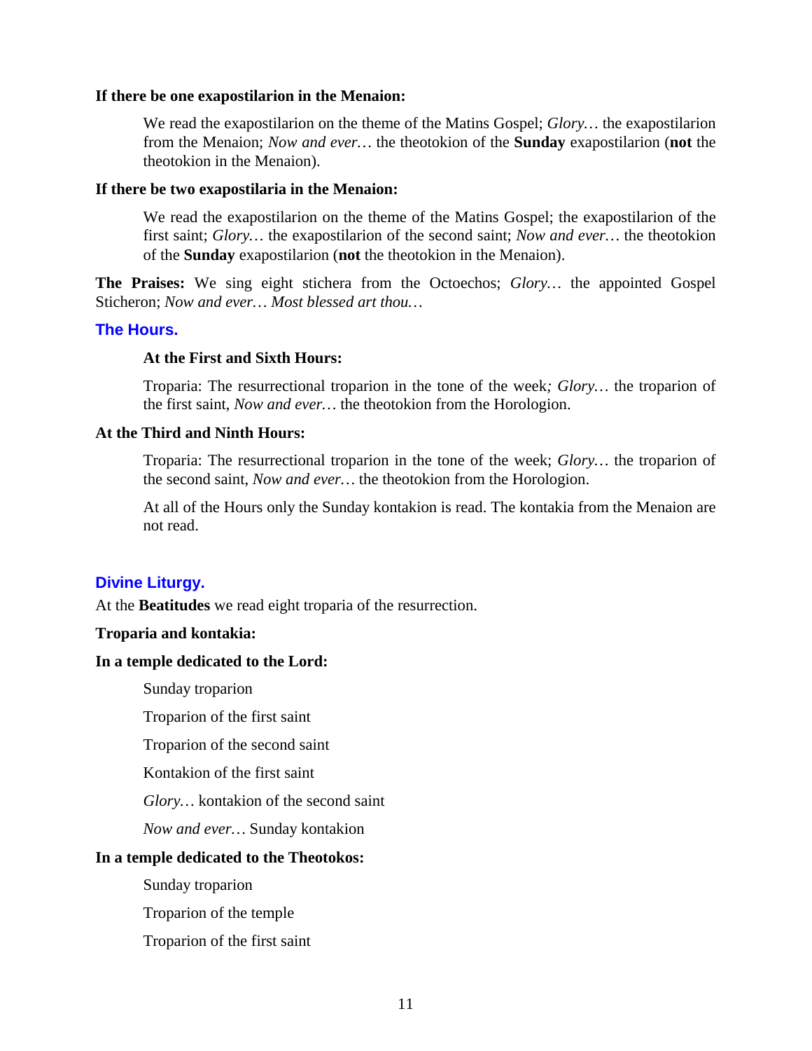**If there be one exapostilarion in the Menaion:**

> We read the exapostilarion on the theme of the Matins Gospel; *Glory…* the exapostilarion from the Menaion; *Now and ever…* the theotokion of the **Sunday** exapostilarion (**not** the theotokion in the Menaion).

**If there be two exapostilaria in the Menaion:**

> We read the exapostilarion on the theme of the Matins Gospel; the exapostilarion of the first saint; *Glory…* the exapostilarion of the second saint; *Now and ever…* the theotokion of the **Sunday** exapostilarion (**not** the theotokion in the Menaion).

**The Praises:** We sing eight stichera from the Octoechos; *Glory…* the appointed Gospel Sticheron; *Now and ever… Most blessed art thou…*

## The Hours.

**At the First and Sixth Hours:**

> Troparia: The resurrectional troparion in the tone of the week*; Glory…* the troparion of the first saint, *Now and ever…* the theotokion from the Horologion.

**At the Third and Ninth Hours:**

> Troparia: The resurrectional troparion in the tone of the week; *Glory…* the troparion of the second saint, *Now and ever…* the theotokion from the Horologion.
>
> At all of the Hours only the Sunday kontakion is read. The kontakia from the Menaion are not read.

## Divine Liturgy.

At the **Beatitudes** we read eight troparia of the resurrection.

**Troparia and kontakia:**

**In a temple dedicated to the Lord:**

> Sunday troparion
>
> Troparion of the first saint
>
> Troparion of the second saint
>
> Kontakion of the first saint
>
> *Glory…* kontakion of the second saint
>
> *Now and ever…* Sunday kontakion

**In a temple dedicated to the Theotokos:**

> Sunday troparion
>
> Troparion of the temple
>
> Troparion of the first saint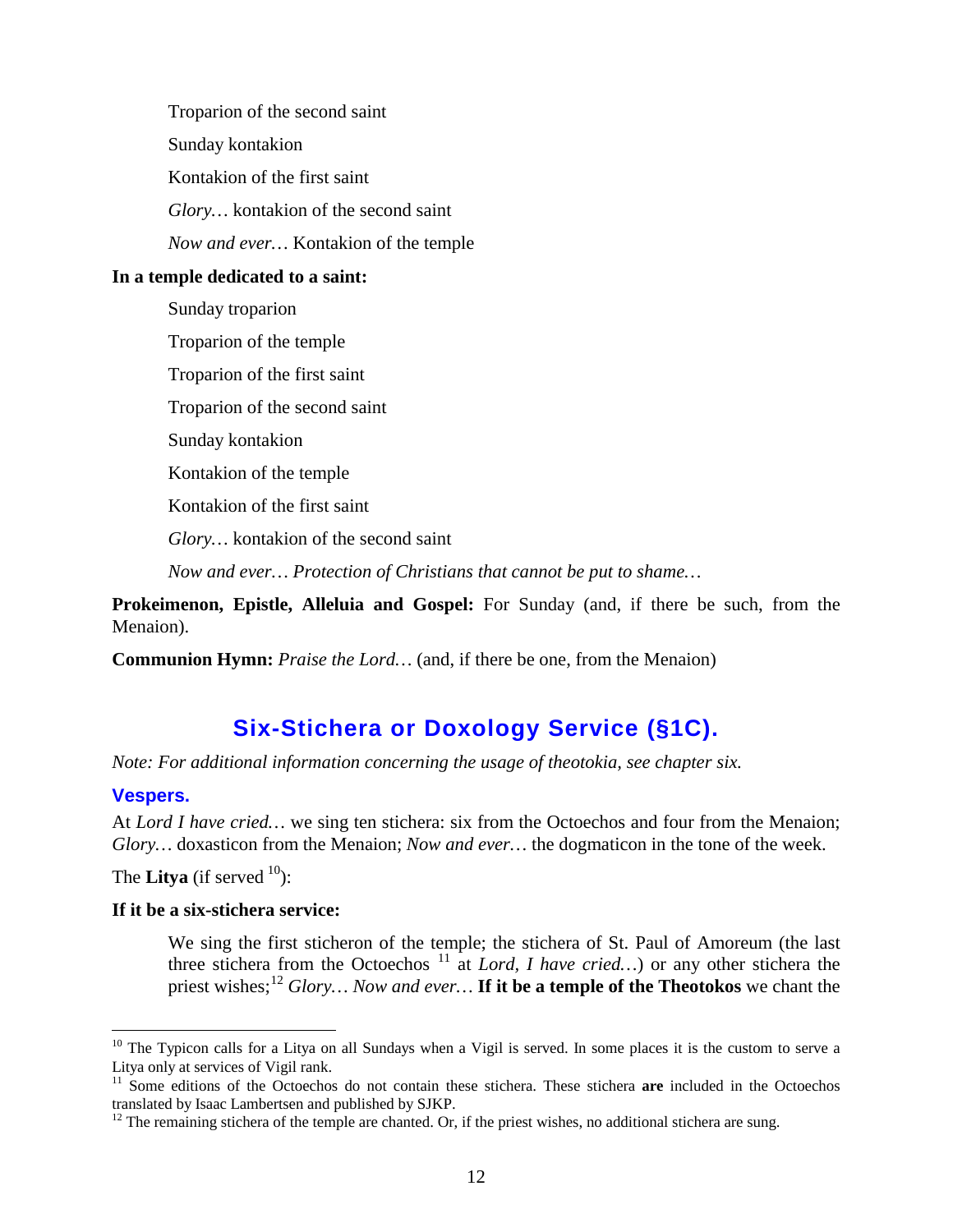Troparion of the second saint

Sunday kontakion

Kontakion of the first saint

*Glory…* kontakion of the second saint

*Now and ever…* Kontakion of the temple

**In a temple dedicated to a saint:**

Sunday troparion

Troparion of the temple

Troparion of the first saint

Troparion of the second saint

Sunday kontakion

Kontakion of the temple

Kontakion of the first saint

*Glory…* kontakion of the second saint

*Now and ever… Protection of Christians that cannot be put to shame…*

**Prokeimenon, Epistle, Alleluia and Gospel:** For Sunday (and, if there be such, from the Menaion).

**Communion Hymn:** *Praise the Lord…* (and, if there be one, from the Menaion)

## Six-Stichera or Doxology Service (§1C).

*Note: For additional information concerning the usage of theotokia, see chapter six.*

### Vespers.

At *Lord I have cried…* we sing ten stichera: six from the Octoechos and four from the Menaion; *Glory…* doxasticon from the Menaion; *Now and ever…* the dogmaticon in the tone of the week.

The **Litya** (if served [10]):

**If it be a six-stichera service:**

We sing the first sticheron of the temple; the stichera of St. Paul of Amoreum (the last three stichera from the Octoechos [11] at *Lord, I have cried…*) or any other stichera the priest wishes;[12] *Glory… Now and ever…* **If it be a temple of the Theotokos** we chant the

---

[10] The Typicon calls for a Litya on all Sundays when a Vigil is served. In some places it is the custom to serve a Litya only at services of Vigil rank.

[11] Some editions of the Octoechos do not contain these stichera. These stichera **are** included in the Octoechos translated by Isaac Lambertsen and published by SJKP.

[12] The remaining stichera of the temple are chanted. Or, if the priest wishes, no additional stichera are sung.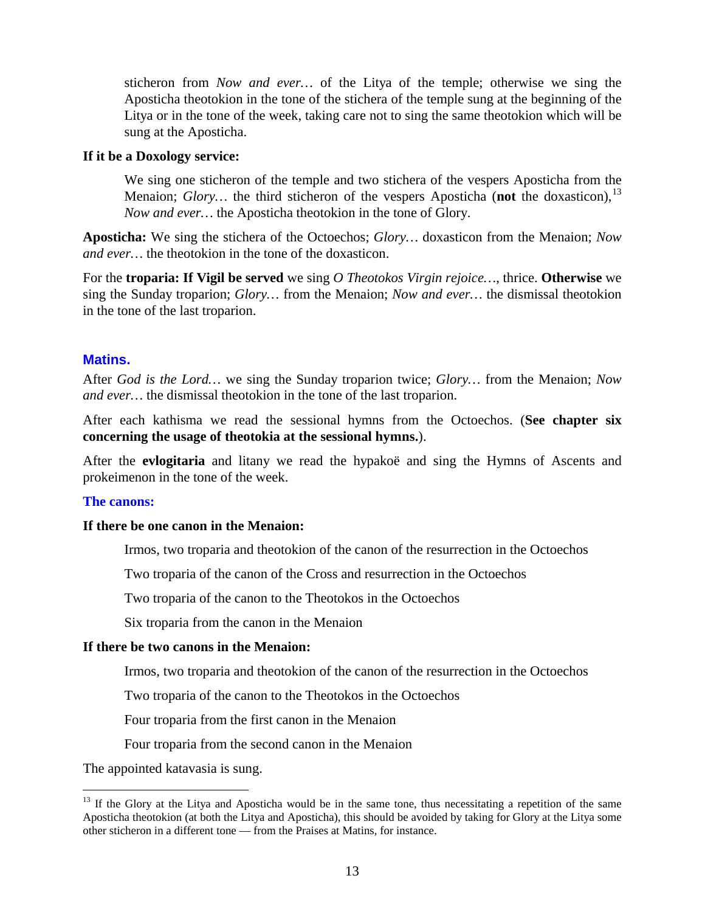sticheron from *Now and ever…* of the Litya of the temple; otherwise we sing the Aposticha theotokion in the tone of the stichera of the temple sung at the beginning of the Litya or in the tone of the week, taking care not to sing the same theotokion which will be sung at the Aposticha.

**If it be a Doxology service:**

We sing one sticheron of the temple and two stichera of the vespers Aposticha from the Menaion; *Glory…* the third sticheron of the vespers Aposticha (**not** the doxasticon),[13] *Now and ever…* the Aposticha theotokion in the tone of Glory.

**Aposticha:** We sing the stichera of the Octoechos; *Glory…* doxasticon from the Menaion; *Now and ever…* the theotokion in the tone of the doxasticon.

For the **troparia: If Vigil be served** we sing *O Theotokos Virgin rejoice…*, thrice. **Otherwise** we sing the Sunday troparion; *Glory…* from the Menaion; *Now and ever…* the dismissal theotokion in the tone of the last troparion.

## Matins.

After *God is the Lord…* we sing the Sunday troparion twice; *Glory…* from the Menaion; *Now and ever…* the dismissal theotokion in the tone of the last troparion.

After each kathisma we read the sessional hymns from the Octoechos. (**See chapter six concerning the usage of theotokia at the sessional hymns.**).

After the **evlogitaria** and litany we read the hypakoë and sing the Hymns of Ascents and prokeimenon in the tone of the week.

### The canons:

**If there be one canon in the Menaion:**

Irmos, two troparia and theotokion of the canon of the resurrection in the Octoechos

Two troparia of the canon of the Cross and resurrection in the Octoechos

Two troparia of the canon to the Theotokos in the Octoechos

Six troparia from the canon in the Menaion

**If there be two canons in the Menaion:**

Irmos, two troparia and theotokion of the canon of the resurrection in the Octoechos

Two troparia of the canon to the Theotokos in the Octoechos

Four troparia from the first canon in the Menaion

Four troparia from the second canon in the Menaion

The appointed katavasia is sung.

---

[13] If the Glory at the Litya and Aposticha would be in the same tone, thus necessitating a repetition of the same Aposticha theotokion (at both the Litya and Aposticha), this should be avoided by taking for Glory at the Litya some other sticheron in a different tone — from the Praises at Matins, for instance.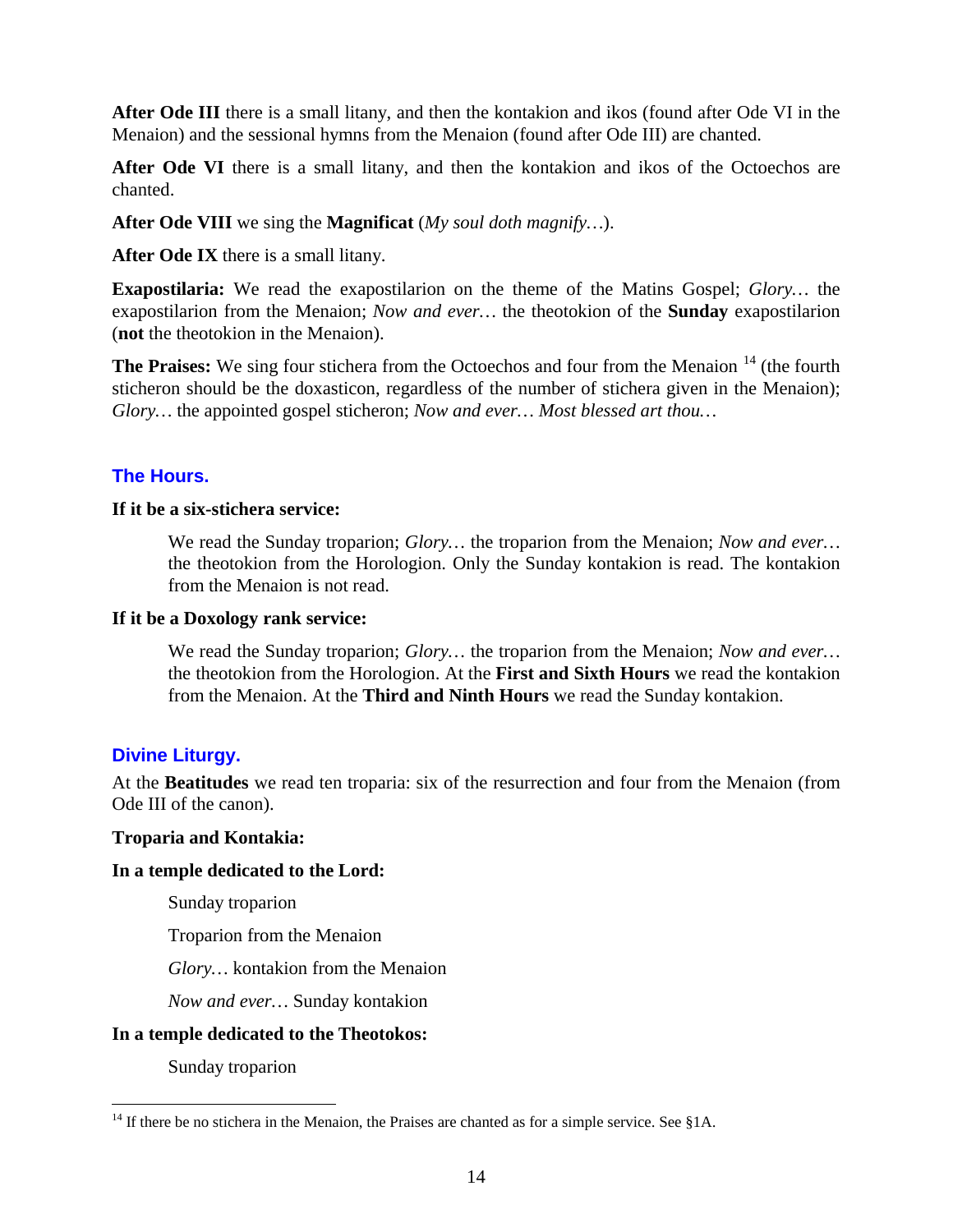**After Ode III** there is a small litany, and then the kontakion and ikos (found after Ode VI in the Menaion) and the sessional hymns from the Menaion (found after Ode III) are chanted.

**After Ode VI** there is a small litany, and then the kontakion and ikos of the Octoechos are chanted.

**After Ode VIII** we sing the **Magnificat** (*My soul doth magnify…*).

**After Ode IX** there is a small litany.

**Exapostilaria:** We read the exapostilarion on the theme of the Matins Gospel; *Glory…* the exapostilarion from the Menaion; *Now and ever…* the theotokion of the **Sunday** exapostilarion (**not** the theotokion in the Menaion).

**The Praises:** We sing four stichera from the Octoechos and four from the Menaion [14] (the fourth sticheron should be the doxasticon, regardless of the number of stichera given in the Menaion); *Glory…* the appointed gospel sticheron; *Now and ever… Most blessed art thou…*

## The Hours.

**If it be a six-stichera service:**

> We read the Sunday troparion; *Glory…* the troparion from the Menaion; *Now and ever…* the theotokion from the Horologion. Only the Sunday kontakion is read. The kontakion from the Menaion is not read.

**If it be a Doxology rank service:**

> We read the Sunday troparion; *Glory…* the troparion from the Menaion; *Now and ever…* the theotokion from the Horologion. At the **First and Sixth Hours** we read the kontakion from the Menaion. At the **Third and Ninth Hours** we read the Sunday kontakion.

## Divine Liturgy.

At the **Beatitudes** we read ten troparia: six of the resurrection and four from the Menaion (from Ode III of the canon).

**Troparia and Kontakia:**

**In a temple dedicated to the Lord:**

> Sunday troparion
>
> Troparion from the Menaion
>
> *Glory…* kontakion from the Menaion
>
> *Now and ever…* Sunday kontakion

**In a temple dedicated to the Theotokos:**

> Sunday troparion

---

[14] If there be no stichera in the Menaion, the Praises are chanted as for a simple service. See §1A.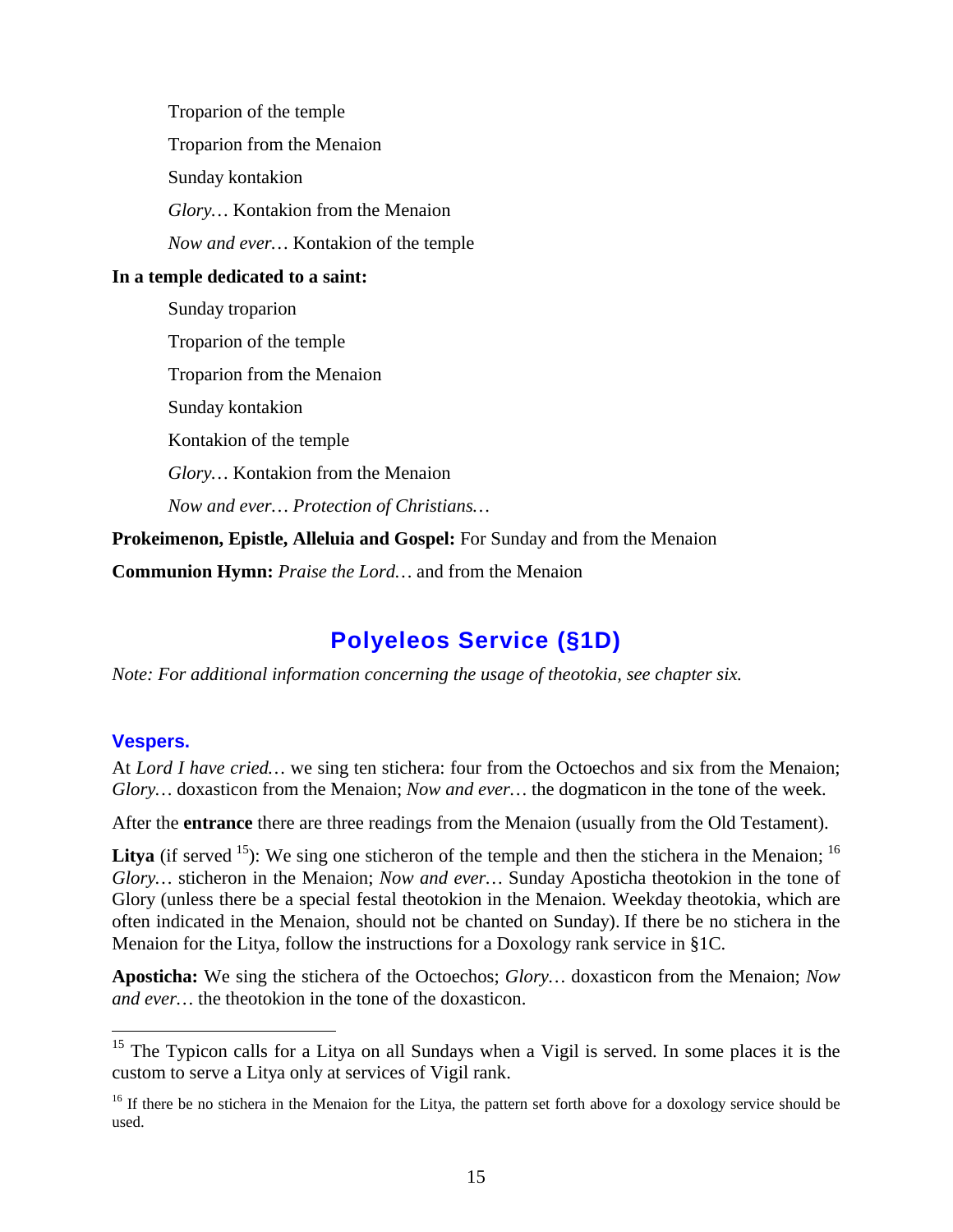Troparion of the temple

Troparion from the Menaion

Sunday kontakion

*Glory…* Kontakion from the Menaion

*Now and ever…* Kontakion of the temple

**In a temple dedicated to a saint:**

Sunday troparion

Troparion of the temple

Troparion from the Menaion

Sunday kontakion

Kontakion of the temple

*Glory…* Kontakion from the Menaion

*Now and ever… Protection of Christians…*

**Prokeimenon, Epistle, Alleluia and Gospel:** For Sunday and from the Menaion

**Communion Hymn:** *Praise the Lord…* and from the Menaion

## Polyeleos Service (§1D)

*Note: For additional information concerning the usage of theotokia, see chapter six.*

### Vespers.

At *Lord I have cried…* we sing ten stichera: four from the Octoechos and six from the Menaion; *Glory…* doxasticon from the Menaion; *Now and ever…* the dogmaticon in the tone of the week.

After the **entrance** there are three readings from the Menaion (usually from the Old Testament).

**Litya** (if served [15]): We sing one sticheron of the temple and then the stichera in the Menaion; [16] *Glory…* sticheron in the Menaion; *Now and ever…* Sunday Aposticha theotokion in the tone of Glory (unless there be a special festal theotokion in the Menaion. Weekday theotokia, which are often indicated in the Menaion, should not be chanted on Sunday). If there be no stichera in the Menaion for the Litya, follow the instructions for a Doxology rank service in §1C.

**Aposticha:** We sing the stichera of the Octoechos; *Glory…* doxasticon from the Menaion; *Now and ever…* the theotokion in the tone of the doxasticon.

---

[15] The Typicon calls for a Litya on all Sundays when a Vigil is served. In some places it is the custom to serve a Litya only at services of Vigil rank.

[16] If there be no stichera in the Menaion for the Litya, the pattern set forth above for a doxology service should be used.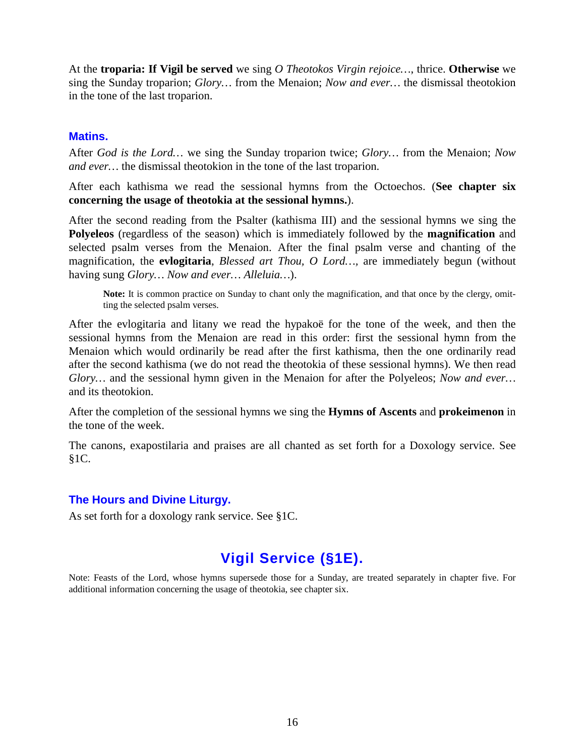At the **troparia: If Vigil be served** we sing *O Theotokos Virgin rejoice…*, thrice. **Otherwise** we sing the Sunday troparion; *Glory…* from the Menaion; *Now and ever…* the dismissal theotokion in the tone of the last troparion.

### Matins.

After *God is the Lord…* we sing the Sunday troparion twice; *Glory…* from the Menaion; *Now and ever…* the dismissal theotokion in the tone of the last troparion.

After each kathisma we read the sessional hymns from the Octoechos. (**See chapter six concerning the usage of theotokia at the sessional hymns.**).

After the second reading from the Psalter (kathisma III) and the sessional hymns we sing the **Polyeleos** (regardless of the season) which is immediately followed by the **magnification** and selected psalm verses from the Menaion. After the final psalm verse and chanting of the magnification, the **evlogitaria**, *Blessed art Thou, O Lord…*, are immediately begun (without having sung *Glory… Now and ever… Alleluia…*).

> **Note:** It is common practice on Sunday to chant only the magnification, and that once by the clergy, omitting the selected psalm verses.

After the evlogitaria and litany we read the hypakoë for the tone of the week, and then the sessional hymns from the Menaion are read in this order: first the sessional hymn from the Menaion which would ordinarily be read after the first kathisma, then the one ordinarily read after the second kathisma (we do not read the theotokia of these sessional hymns). We then read *Glory…* and the sessional hymn given in the Menaion for after the Polyeleos; *Now and ever…* and its theotokion.

After the completion of the sessional hymns we sing the **Hymns of Ascents** and **prokeimenon** in the tone of the week.

The canons, exapostilaria and praises are all chanted as set forth for a Doxology service. See §1C.

### The Hours and Divine Liturgy.

As set forth for a doxology rank service. See §1C.

## Vigil Service (§1E).

Note: Feasts of the Lord, whose hymns supersede those for a Sunday, are treated separately in chapter five. For additional information concerning the usage of theotokia, see chapter six.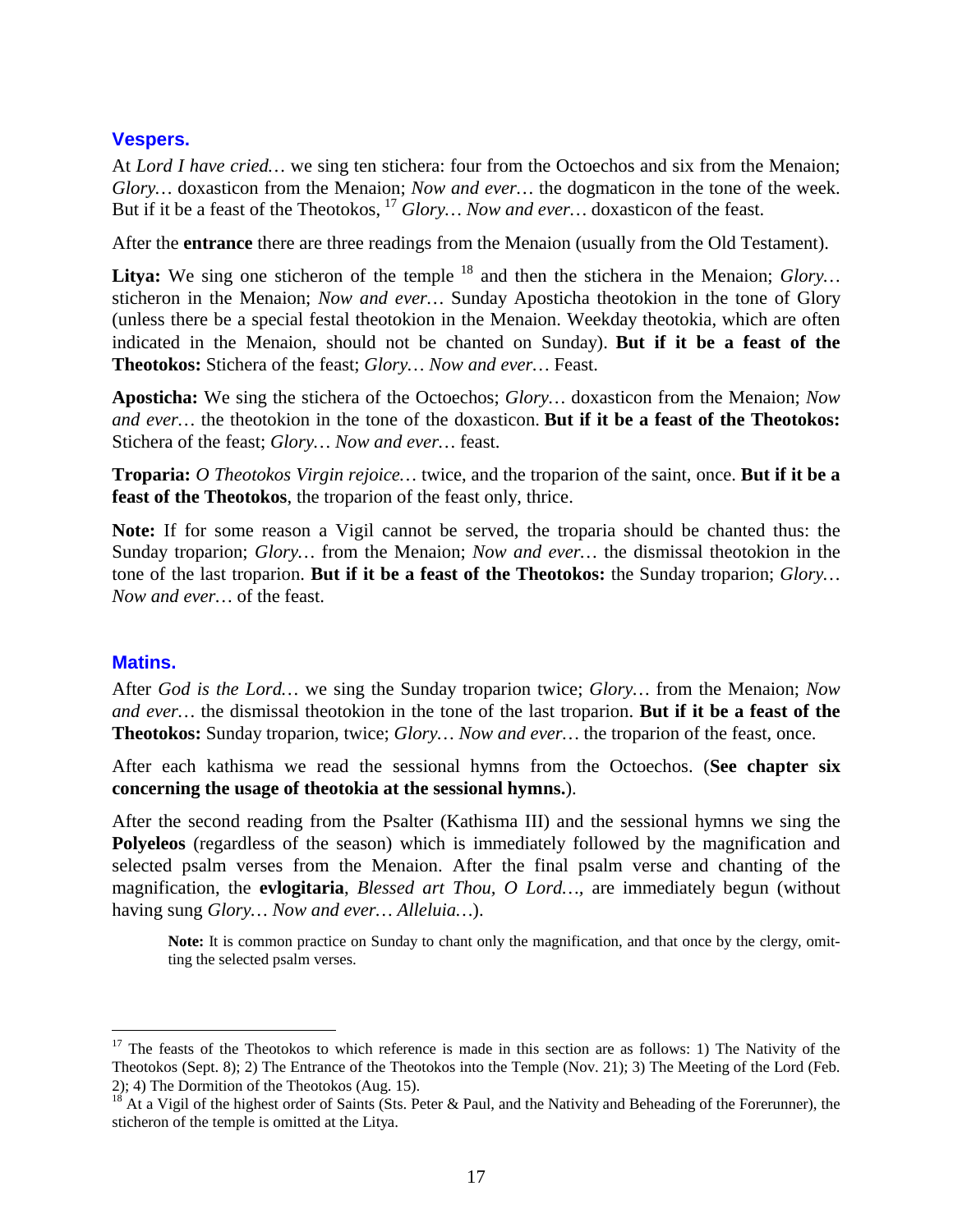## Vespers.

At *Lord I have cried…* we sing ten stichera: four from the Octoechos and six from the Menaion; *Glory…* doxasticon from the Menaion; *Now and ever…* the dogmaticon in the tone of the week. But if it be a feast of the Theotokos, [17] *Glory… Now and ever…* doxasticon of the feast.

After the **entrance** there are three readings from the Menaion (usually from the Old Testament).

**Litya:** We sing one sticheron of the temple [18] and then the stichera in the Menaion; *Glory…* sticheron in the Menaion; *Now and ever…* Sunday Aposticha theotokion in the tone of Glory (unless there be a special festal theotokion in the Menaion. Weekday theotokia, which are often indicated in the Menaion, should not be chanted on Sunday). **But if it be a feast of the Theotokos:** Stichera of the feast; *Glory… Now and ever…* Feast.

**Aposticha:** We sing the stichera of the Octoechos; *Glory…* doxasticon from the Menaion; *Now and ever…* the theotokion in the tone of the doxasticon. **But if it be a feast of the Theotokos:** Stichera of the feast; *Glory… Now and ever…* feast.

**Troparia:** *O Theotokos Virgin rejoice…* twice, and the troparion of the saint, once. **But if it be a feast of the Theotokos**, the troparion of the feast only, thrice.

**Note:** If for some reason a Vigil cannot be served, the troparia should be chanted thus: the Sunday troparion; *Glory…* from the Menaion; *Now and ever…* the dismissal theotokion in the tone of the last troparion. **But if it be a feast of the Theotokos:** the Sunday troparion; *Glory… Now and ever…* of the feast.

## Matins.

After *God is the Lord…* we sing the Sunday troparion twice; *Glory…* from the Menaion; *Now and ever…* the dismissal theotokion in the tone of the last troparion. **But if it be a feast of the Theotokos:** Sunday troparion, twice; *Glory… Now and ever…* the troparion of the feast, once.

After each kathisma we read the sessional hymns from the Octoechos. (**See chapter six concerning the usage of theotokia at the sessional hymns.**).

After the second reading from the Psalter (Kathisma III) and the sessional hymns we sing the **Polyeleos** (regardless of the season) which is immediately followed by the magnification and selected psalm verses from the Menaion. After the final psalm verse and chanting of the magnification, the **evlogitaria**, *Blessed art Thou, O Lord…*, are immediately begun (without having sung *Glory… Now and ever… Alleluia…*).

> **Note:** It is common practice on Sunday to chant only the magnification, and that once by the clergy, omitting the selected psalm verses.

---

[17] The feasts of the Theotokos to which reference is made in this section are as follows: 1) The Nativity of the Theotokos (Sept. 8); 2) The Entrance of the Theotokos into the Temple (Nov. 21); 3) The Meeting of the Lord (Feb. 2); 4) The Dormition of the Theotokos (Aug. 15).

[18] At a Vigil of the highest order of Saints (Sts. Peter & Paul, and the Nativity and Beheading of the Forerunner), the sticheron of the temple is omitted at the Litya.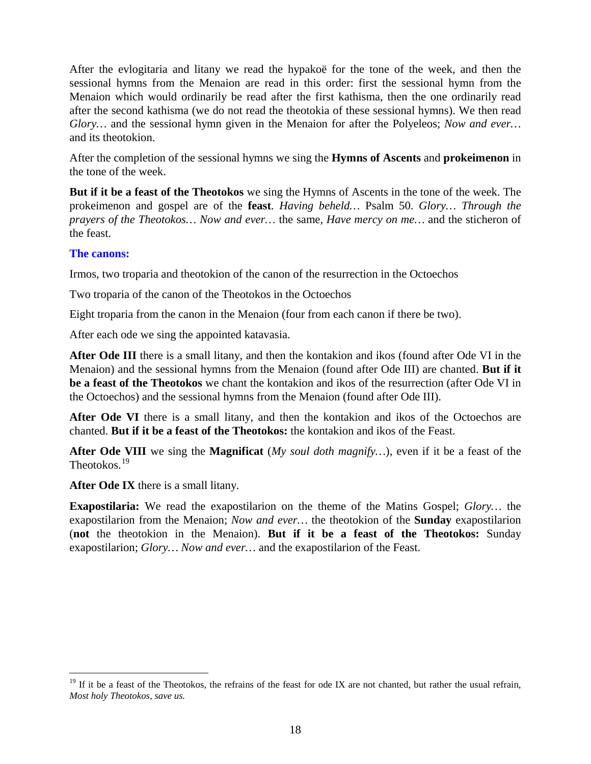After the evlogitaria and litany we read the hypakoë for the tone of the week, and then the sessional hymns from the Menaion are read in this order: first the sessional hymn from the Menaion which would ordinarily be read after the first kathisma, then the one ordinarily read after the second kathisma (we do not read the theotokia of these sessional hymns). We then read *Glory…* and the sessional hymn given in the Menaion for after the Polyeleos; *Now and ever…* and its theotokion.

After the completion of the sessional hymns we sing the **Hymns of Ascents** and **prokeimenon** in the tone of the week.

**But if it be a feast of the Theotokos** we sing the Hymns of Ascents in the tone of the week. The prokeimenon and gospel are of the **feast**. *Having beheld…* Psalm 50. *Glory… Through the prayers of the Theotokos… Now and ever…* the same, *Have mercy on me…* and the sticheron of the feast.

### The canons:

Irmos, two troparia and theotokion of the canon of the resurrection in the Octoechos

Two troparia of the canon of the Theotokos in the Octoechos

Eight troparia from the canon in the Menaion (four from each canon if there be two).

After each ode we sing the appointed katavasia.

**After Ode III** there is a small litany, and then the kontakion and ikos (found after Ode VI in the Menaion) and the sessional hymns from the Menaion (found after Ode III) are chanted. **But if it be a feast of the Theotokos** we chant the kontakion and ikos of the resurrection (after Ode VI in the Octoechos) and the sessional hymns from the Menaion (found after Ode III).

**After Ode VI** there is a small litany, and then the kontakion and ikos of the Octoechos are chanted. **But if it be a feast of the Theotokos:** the kontakion and ikos of the Feast.

**After Ode VIII** we sing the **Magnificat** (*My soul doth magnify…*), even if it be a feast of the Theotokos.[19]

**After Ode IX** there is a small litany.

**Exapostilaria:** We read the exapostilarion on the theme of the Matins Gospel; *Glory…* the exapostilarion from the Menaion; *Now and ever…* the theotokion of the **Sunday** exapostilarion (**not** the theotokion in the Menaion). **But if it be a feast of the Theotokos:** Sunday exapostilarion; *Glory… Now and ever…* and the exapostilarion of the Feast.

---

[19] If it be a feast of the Theotokos, the refrains of the feast for ode IX are not chanted, but rather the usual refrain, *Most holy Theotokos, save us.*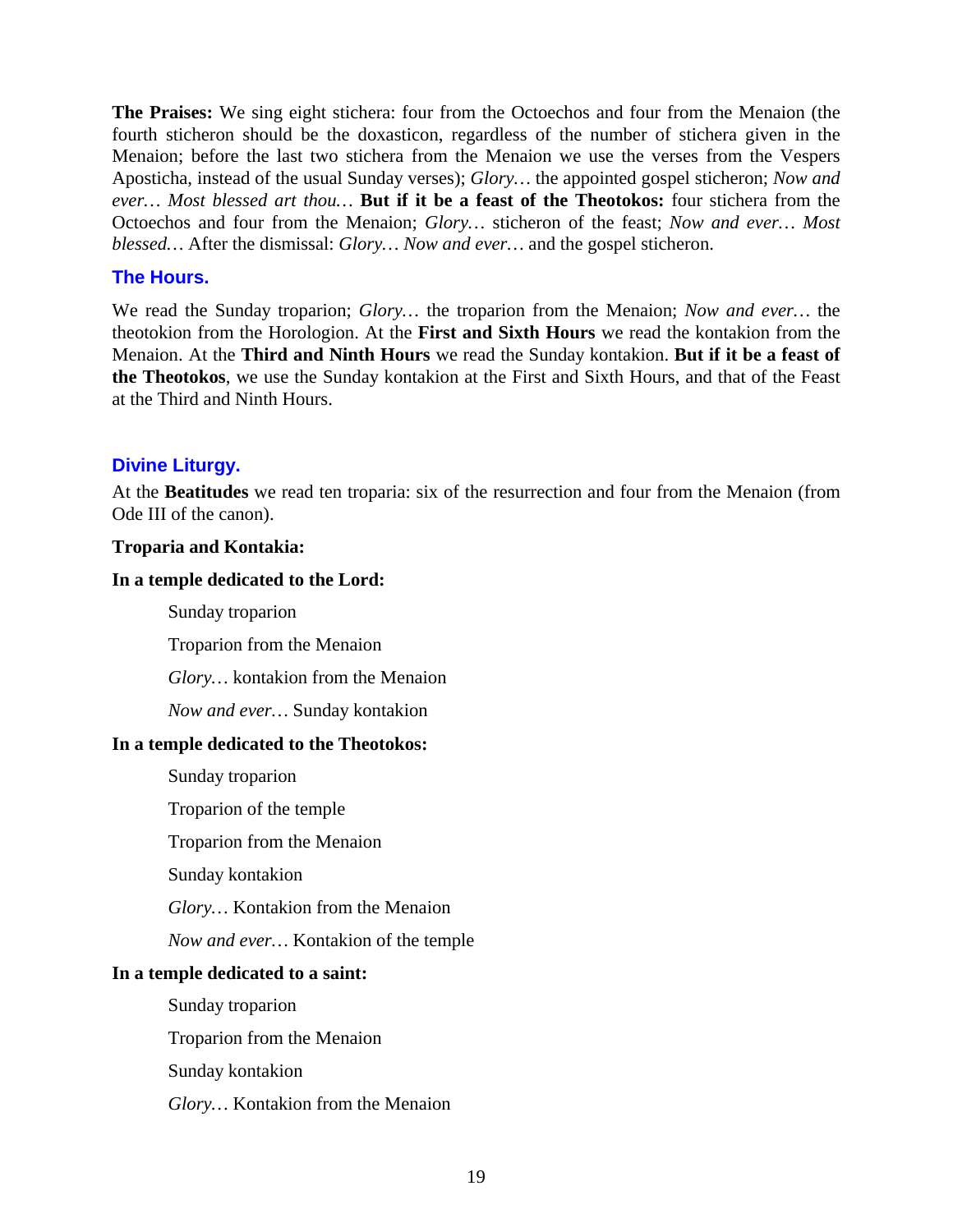**The Praises:** We sing eight stichera: four from the Octoechos and four from the Menaion (the fourth sticheron should be the doxasticon, regardless of the number of stichera given in the Menaion; before the last two stichera from the Menaion we use the verses from the Vespers Aposticha, instead of the usual Sunday verses); *Glory…* the appointed gospel sticheron; *Now and ever… Most blessed art thou…* **But if it be a feast of the Theotokos:** four stichera from the Octoechos and four from the Menaion; *Glory…* sticheron of the feast; *Now and ever… Most blessed…* After the dismissal: *Glory… Now and ever…* and the gospel sticheron.

## The Hours.

We read the Sunday troparion; *Glory…* the troparion from the Menaion; *Now and ever…* the theotokion from the Horologion. At the **First and Sixth Hours** we read the kontakion from the Menaion. At the **Third and Ninth Hours** we read the Sunday kontakion. **But if it be a feast of the Theotokos**, we use the Sunday kontakion at the First and Sixth Hours, and that of the Feast at the Third and Ninth Hours.

## Divine Liturgy.

At the **Beatitudes** we read ten troparia: six of the resurrection and four from the Menaion (from Ode III of the canon).

**Troparia and Kontakia:**

**In a temple dedicated to the Lord:**

Sunday troparion

Troparion from the Menaion

*Glory…* kontakion from the Menaion

*Now and ever…* Sunday kontakion

**In a temple dedicated to the Theotokos:**

Sunday troparion

Troparion of the temple

Troparion from the Menaion

Sunday kontakion

*Glory…* Kontakion from the Menaion

*Now and ever…* Kontakion of the temple

**In a temple dedicated to a saint:**

Sunday troparion

Troparion from the Menaion

Sunday kontakion

*Glory…* Kontakion from the Menaion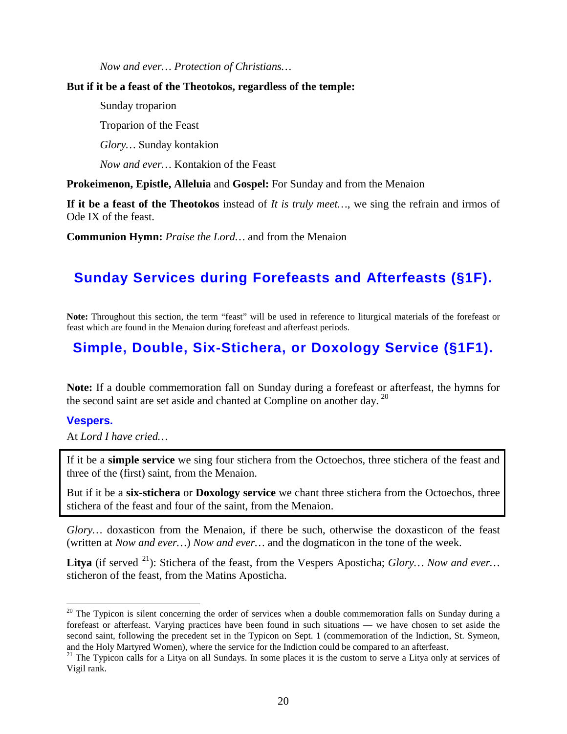*Now and ever… Protection of Christians…*

**But if it be a feast of the Theotokos, regardless of the temple:**

Sunday troparion

Troparion of the Feast

*Glory…* Sunday kontakion

*Now and ever…* Kontakion of the Feast

**Prokeimenon, Epistle, Alleluia** and **Gospel:** For Sunday and from the Menaion

**If it be a feast of the Theotokos** instead of *It is truly meet…*, we sing the refrain and irmos of Ode IX of the feast.

**Communion Hymn:** *Praise the Lord…* and from the Menaion

## Sunday Services during Forefeasts and Afterfeasts (§1F).

**Note:** Throughout this section, the term "feast" will be used in reference to liturgical materials of the forefeast or feast which are found in the Menaion during forefeast and afterfeast periods.

## Simple, Double, Six-Stichera, or Doxology Service (§1F1).

**Note:** If a double commemoration fall on Sunday during a forefeast or afterfeast, the hymns for the second saint are set aside and chanted at Compline on another day. [20]

### Vespers.

At *Lord I have cried…*

If it be a **simple service** we sing four stichera from the Octoechos, three stichera of the feast and three of the (first) saint, from the Menaion.

But if it be a **six-stichera** or **Doxology service** we chant three stichera from the Octoechos, three stichera of the feast and four of the saint, from the Menaion.

*Glory…* doxasticon from the Menaion, if there be such, otherwise the doxasticon of the feast (written at *Now and ever…*) *Now and ever…* and the dogmaticon in the tone of the week.

**Litya** (if served [21]): Stichera of the feast, from the Vespers Aposticha; *Glory… Now and ever…* sticheron of the feast, from the Matins Aposticha.

---

[20] The Typicon is silent concerning the order of services when a double commemoration falls on Sunday during a forefeast or afterfeast. Varying practices have been found in such situations — we have chosen to set aside the second saint, following the precedent set in the Typicon on Sept. 1 (commemoration of the Indiction, St. Symeon, and the Holy Martyred Women), where the service for the Indiction could be compared to an afterfeast.

[21] The Typicon calls for a Litya on all Sundays. In some places it is the custom to serve a Litya only at services of Vigil rank.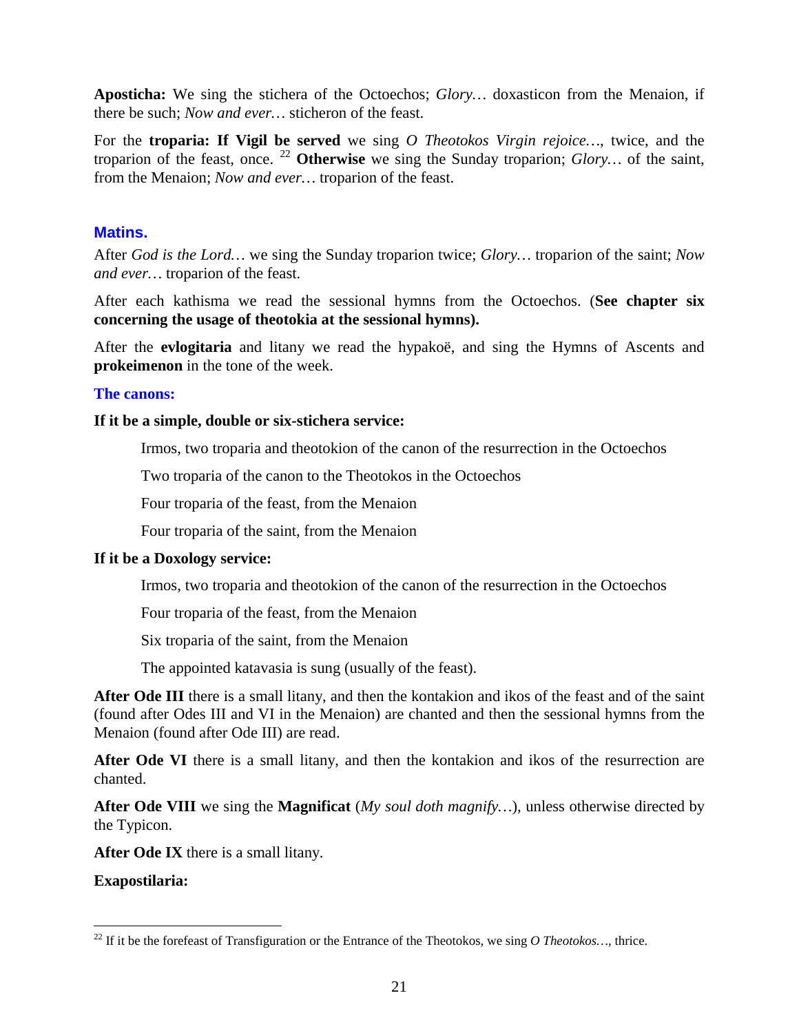**Aposticha:** We sing the stichera of the Octoechos; *Glory…* doxasticon from the Menaion, if there be such; *Now and ever…* sticheron of the feast.

For the **troparia: If Vigil be served** we sing *O Theotokos Virgin rejoice…*, twice, and the troparion of the feast, once. [22] **Otherwise** we sing the Sunday troparion; *Glory…* of the saint, from the Menaion; *Now and ever…* troparion of the feast.

## Matins.

After *God is the Lord…* we sing the Sunday troparion twice; *Glory…* troparion of the saint; *Now and ever…* troparion of the feast.

After each kathisma we read the sessional hymns from the Octoechos. (**See chapter six concerning the usage of theotokia at the sessional hymns).**

After the **evlogitaria** and litany we read the hypakoë, and sing the Hymns of Ascents and **prokeimenon** in the tone of the week.

### The canons:

**If it be a simple, double or six-stichera service:**

> Irmos, two troparia and theotokion of the canon of the resurrection in the Octoechos
>
> Two troparia of the canon to the Theotokos in the Octoechos
>
> Four troparia of the feast, from the Menaion
>
> Four troparia of the saint, from the Menaion

**If it be a Doxology service:**

> Irmos, two troparia and theotokion of the canon of the resurrection in the Octoechos
>
> Four troparia of the feast, from the Menaion
>
> Six troparia of the saint, from the Menaion
>
> The appointed katavasia is sung (usually of the feast).

**After Ode III** there is a small litany, and then the kontakion and ikos of the feast and of the saint (found after Odes III and VI in the Menaion) are chanted and then the sessional hymns from the Menaion (found after Ode III) are read.

**After Ode VI** there is a small litany, and then the kontakion and ikos of the resurrection are chanted.

**After Ode VIII** we sing the **Magnificat** (*My soul doth magnify…*), unless otherwise directed by the Typicon.

**After Ode IX** there is a small litany.

**Exapostilaria:**

---

[22] If it be the forefeast of Transfiguration or the Entrance of the Theotokos, we sing *O Theotokos…*, thrice.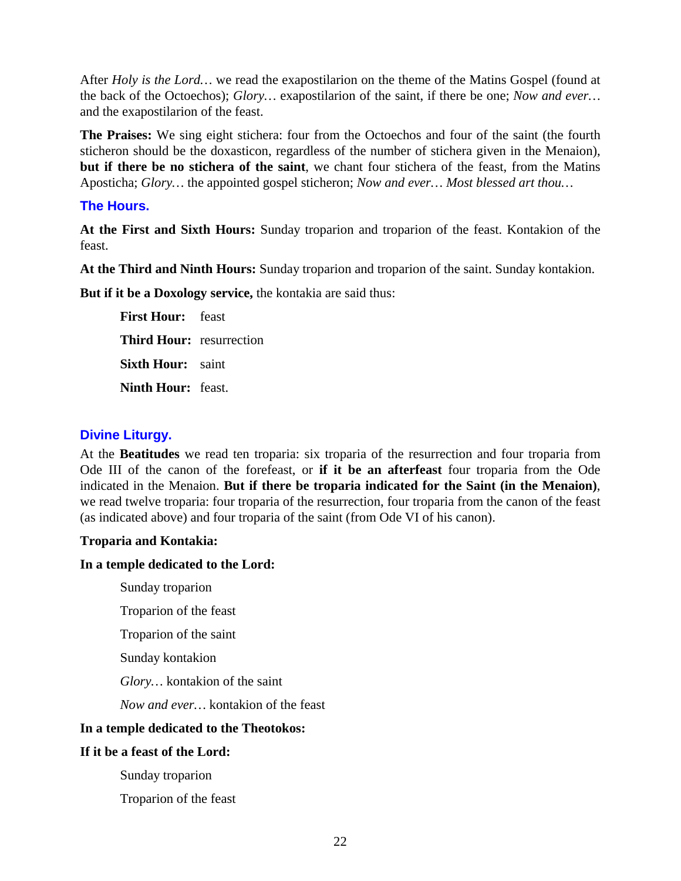After *Holy is the Lord…* we read the exapostilarion on the theme of the Matins Gospel (found at the back of the Octoechos); *Glory…* exapostilarion of the saint, if there be one; *Now and ever…* and the exapostilarion of the feast.

**The Praises:** We sing eight stichera: four from the Octoechos and four of the saint (the fourth sticheron should be the doxasticon, regardless of the number of stichera given in the Menaion), **but if there be no stichera of the saint**, we chant four stichera of the feast, from the Matins Aposticha; *Glory…* the appointed gospel sticheron; *Now and ever… Most blessed art thou…*

### The Hours.

**At the First and Sixth Hours:** Sunday troparion and troparion of the feast. Kontakion of the feast.

**At the Third and Ninth Hours:** Sunday troparion and troparion of the saint. Sunday kontakion.

**But if it be a Doxology service,** the kontakia are said thus:

> **First Hour:** feast
>
> **Third Hour:** resurrection
>
> **Sixth Hour:** saint
>
> **Ninth Hour:** feast.

### Divine Liturgy.

At the **Beatitudes** we read ten troparia: six troparia of the resurrection and four troparia from Ode III of the canon of the forefeast, or **if it be an afterfeast** four troparia from the Ode indicated in the Menaion. **But if there be troparia indicated for the Saint (in the Menaion)**, we read twelve troparia: four troparia of the resurrection, four troparia from the canon of the feast (as indicated above) and four troparia of the saint (from Ode VI of his canon).

**Troparia and Kontakia:**

**In a temple dedicated to the Lord:**

> Sunday troparion
>
> Troparion of the feast
>
> Troparion of the saint
>
> Sunday kontakion
>
> *Glory…* kontakion of the saint
>
> *Now and ever…* kontakion of the feast

**In a temple dedicated to the Theotokos:**

**If it be a feast of the Lord:**

> Sunday troparion
>
> Troparion of the feast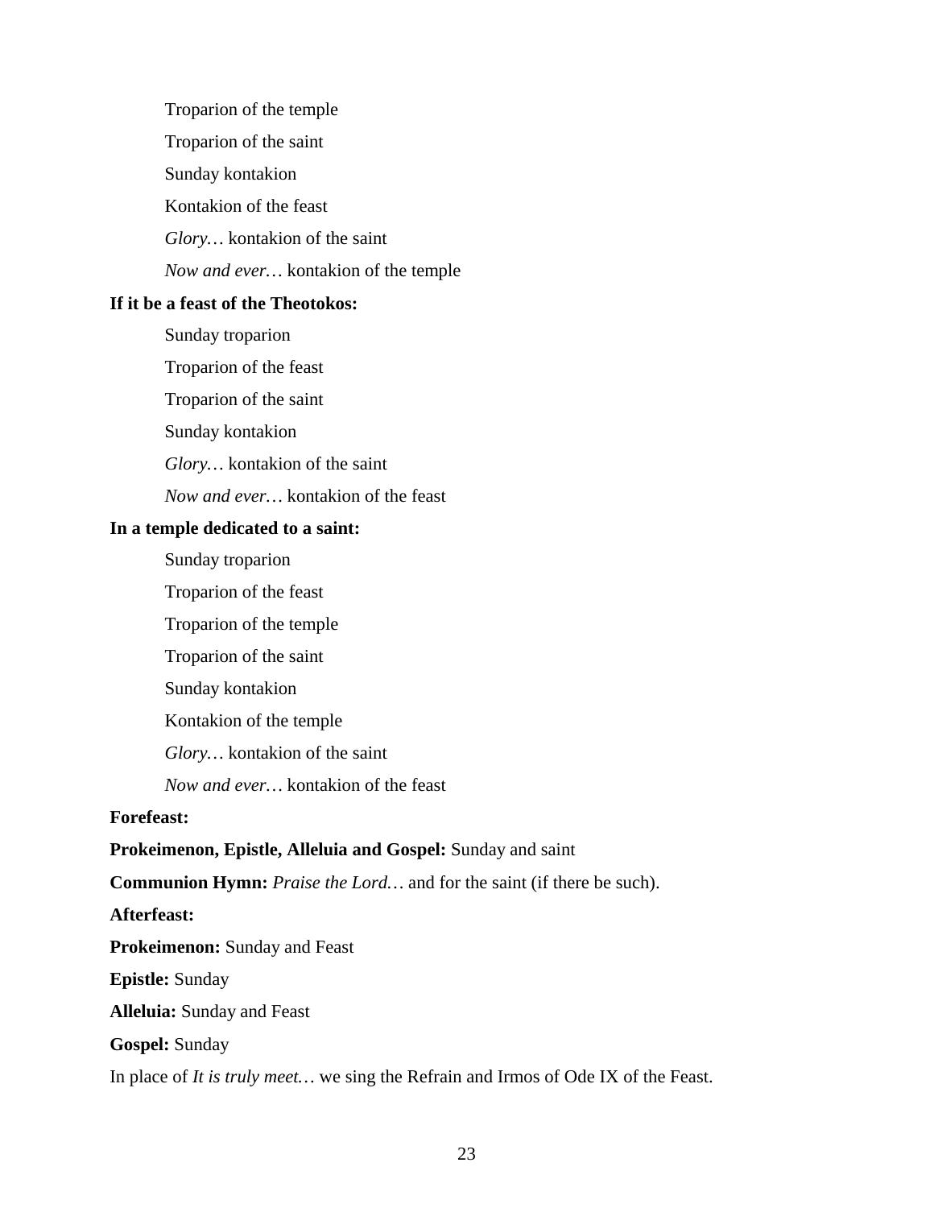Troparion of the temple

Troparion of the saint

Sunday kontakion

Kontakion of the feast

*Glory…* kontakion of the saint

*Now and ever…* kontakion of the temple

**If it be a feast of the Theotokos:**

Sunday troparion

Troparion of the feast

Troparion of the saint

Sunday kontakion

*Glory…* kontakion of the saint

*Now and ever…* kontakion of the feast

**In a temple dedicated to a saint:**

Sunday troparion

Troparion of the feast

Troparion of the temple

Troparion of the saint

Sunday kontakion

Kontakion of the temple

*Glory…* kontakion of the saint

*Now and ever…* kontakion of the feast

**Forefeast:**

**Prokeimenon, Epistle, Alleluia and Gospel:** Sunday and saint

**Communion Hymn:** *Praise the Lord…* and for the saint (if there be such).

**Afterfeast:**

**Prokeimenon:** Sunday and Feast

**Epistle:** Sunday

**Alleluia:** Sunday and Feast

**Gospel:** Sunday

In place of *It is truly meet…* we sing the Refrain and Irmos of Ode IX of the Feast.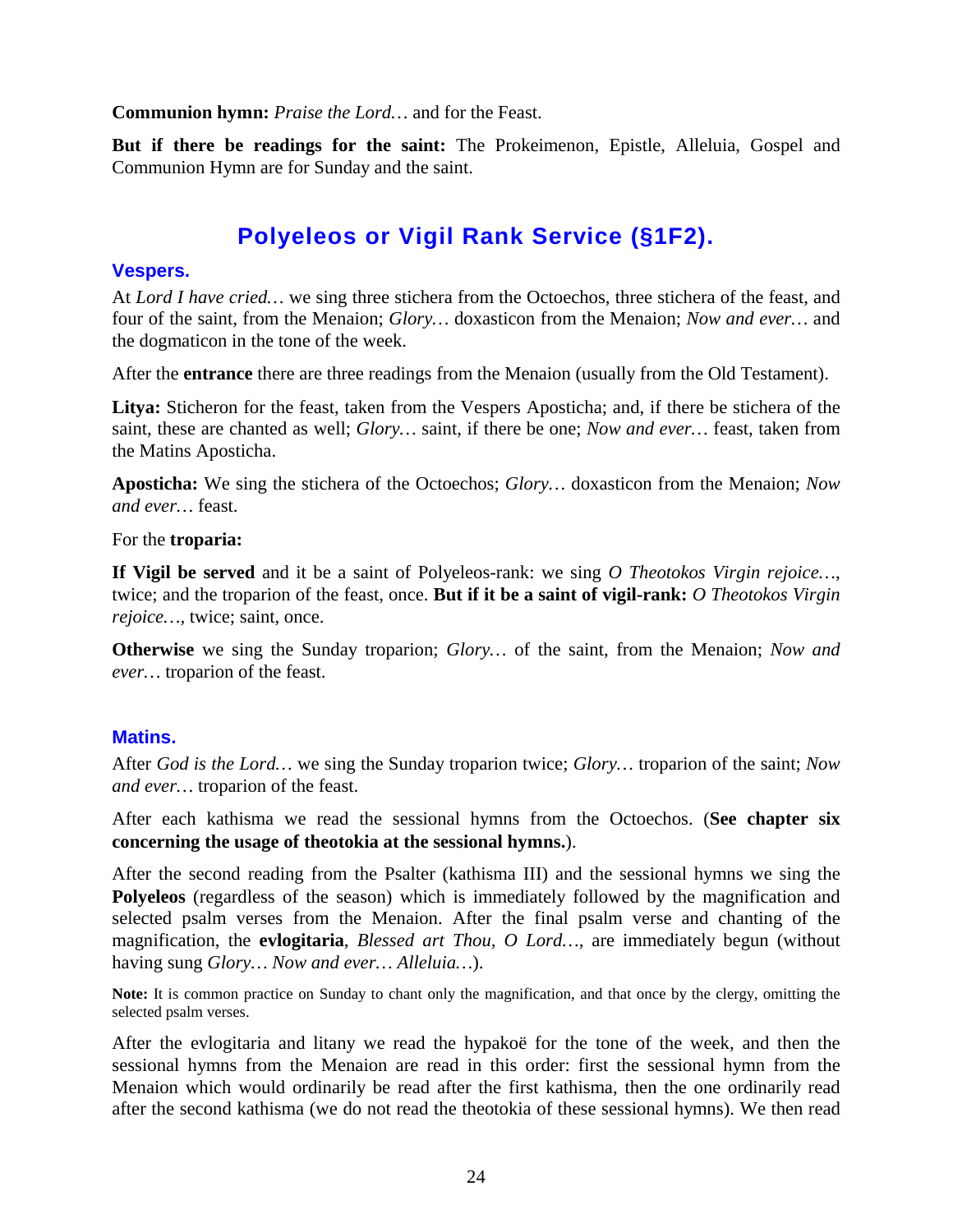**Communion hymn:** *Praise the Lord…* and for the Feast.

**But if there be readings for the saint:** The Prokeimenon, Epistle, Alleluia, Gospel and Communion Hymn are for Sunday and the saint.

## Polyeleos or Vigil Rank Service (§1F2).

### Vespers.

At *Lord I have cried…* we sing three stichera from the Octoechos, three stichera of the feast, and four of the saint, from the Menaion; *Glory…* doxasticon from the Menaion; *Now and ever…* and the dogmaticon in the tone of the week.

After the **entrance** there are three readings from the Menaion (usually from the Old Testament).

**Litya:** Sticheron for the feast, taken from the Vespers Aposticha; and, if there be stichera of the saint, these are chanted as well; *Glory…* saint, if there be one; *Now and ever…* feast, taken from the Matins Aposticha.

**Aposticha:** We sing the stichera of the Octoechos; *Glory…* doxasticon from the Menaion; *Now and ever…* feast.

For the **troparia:**

**If Vigil be served** and it be a saint of Polyeleos-rank: we sing *O Theotokos Virgin rejoice…*, twice; and the troparion of the feast, once. **But if it be a saint of vigil-rank:** *O Theotokos Virgin rejoice…*, twice; saint, once.

**Otherwise** we sing the Sunday troparion; *Glory…* of the saint, from the Menaion; *Now and ever…* troparion of the feast.

### Matins.

After *God is the Lord…* we sing the Sunday troparion twice; *Glory…* troparion of the saint; *Now and ever…* troparion of the feast.

After each kathisma we read the sessional hymns from the Octoechos. (**See chapter six concerning the usage of theotokia at the sessional hymns.**).

After the second reading from the Psalter (kathisma III) and the sessional hymns we sing the **Polyeleos** (regardless of the season) which is immediately followed by the magnification and selected psalm verses from the Menaion. After the final psalm verse and chanting of the magnification, the **evlogitaria**, *Blessed art Thou, O Lord…*, are immediately begun (without having sung *Glory… Now and ever… Alleluia…*).

**Note:** It is common practice on Sunday to chant only the magnification, and that once by the clergy, omitting the selected psalm verses.

After the evlogitaria and litany we read the hypakoë for the tone of the week, and then the sessional hymns from the Menaion are read in this order: first the sessional hymn from the Menaion which would ordinarily be read after the first kathisma, then the one ordinarily read after the second kathisma (we do not read the theotokia of these sessional hymns). We then read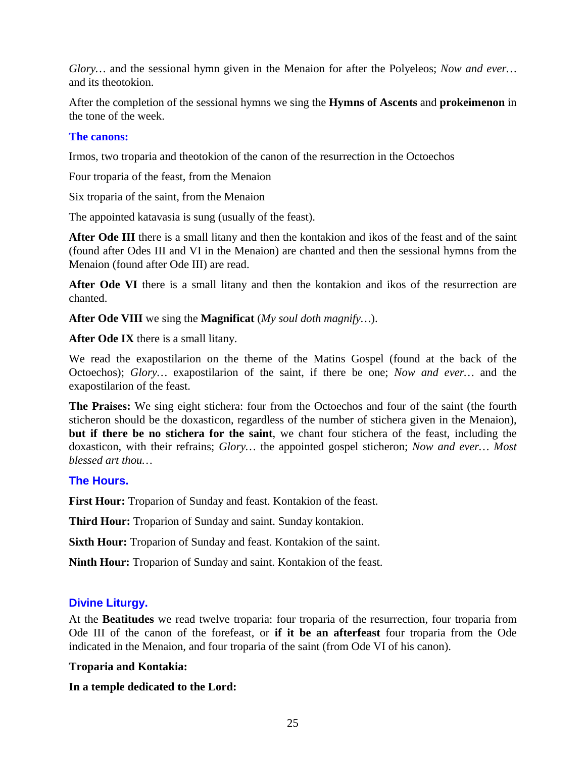*Glory…* and the sessional hymn given in the Menaion for after the Polyeleos; *Now and ever…* and its theotokion.

After the completion of the sessional hymns we sing the **Hymns of Ascents** and **prokeimenon** in the tone of the week.

### The canons:

Irmos, two troparia and theotokion of the canon of the resurrection in the Octoechos

Four troparia of the feast, from the Menaion

Six troparia of the saint, from the Menaion

The appointed katavasia is sung (usually of the feast).

**After Ode III** there is a small litany and then the kontakion and ikos of the feast and of the saint (found after Odes III and VI in the Menaion) are chanted and then the sessional hymns from the Menaion (found after Ode III) are read.

**After Ode VI** there is a small litany and then the kontakion and ikos of the resurrection are chanted.

**After Ode VIII** we sing the **Magnificat** (*My soul doth magnify…*).

**After Ode IX** there is a small litany.

We read the exapostilarion on the theme of the Matins Gospel (found at the back of the Octoechos); *Glory…* exapostilarion of the saint, if there be one; *Now and ever…* and the exapostilarion of the feast.

**The Praises:** We sing eight stichera: four from the Octoechos and four of the saint (the fourth sticheron should be the doxasticon, regardless of the number of stichera given in the Menaion), **but if there be no stichera for the saint**, we chant four stichera of the feast, including the doxasticon, with their refrains; *Glory…* the appointed gospel sticheron; *Now and ever… Most blessed art thou…*

## The Hours.

**First Hour:** Troparion of Sunday and feast. Kontakion of the feast.

**Third Hour:** Troparion of Sunday and saint. Sunday kontakion.

**Sixth Hour:** Troparion of Sunday and feast. Kontakion of the saint.

**Ninth Hour:** Troparion of Sunday and saint. Kontakion of the feast.

## Divine Liturgy.

At the **Beatitudes** we read twelve troparia: four troparia of the resurrection, four troparia from Ode III of the canon of the forefeast, or **if it be an afterfeast** four troparia from the Ode indicated in the Menaion, and four troparia of the saint (from Ode VI of his canon).

**Troparia and Kontakia:**

**In a temple dedicated to the Lord:**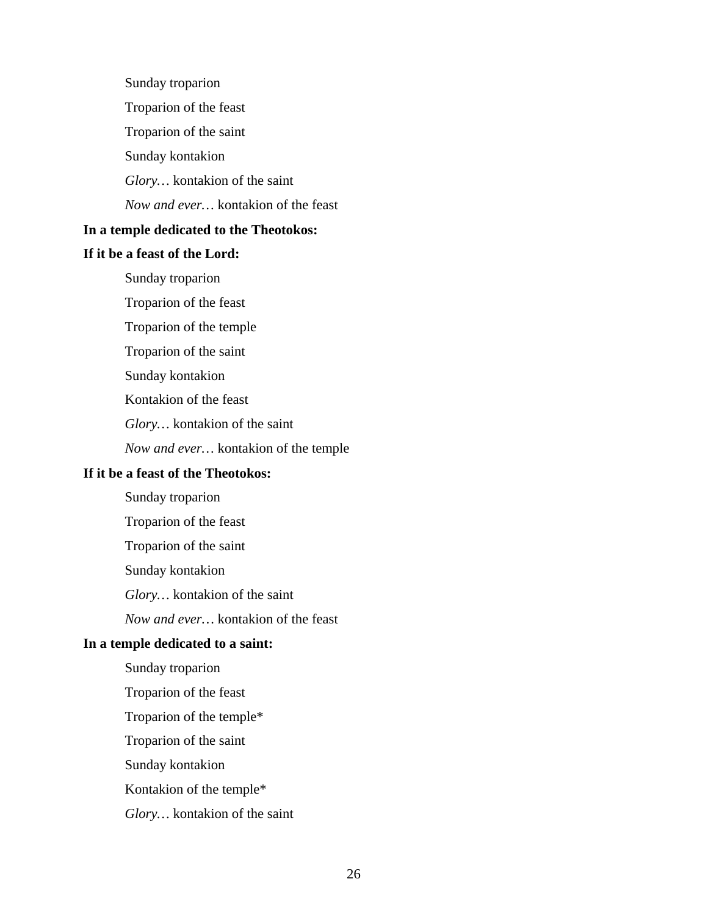Sunday troparion

Troparion of the feast

Troparion of the saint

Sunday kontakion

*Glory…* kontakion of the saint

*Now and ever…* kontakion of the feast

**In a temple dedicated to the Theotokos:**

**If it be a feast of the Lord:**

Sunday troparion

Troparion of the feast

Troparion of the temple

Troparion of the saint

Sunday kontakion

Kontakion of the feast

*Glory…* kontakion of the saint

*Now and ever…* kontakion of the temple

**If it be a feast of the Theotokos:**

Sunday troparion

Troparion of the feast

Troparion of the saint

Sunday kontakion

*Glory…* kontakion of the saint

*Now and ever…* kontakion of the feast

**In a temple dedicated to a saint:**

Sunday troparion

Troparion of the feast

Troparion of the temple*

Troparion of the saint

Sunday kontakion

Kontakion of the temple*

*Glory…* kontakion of the saint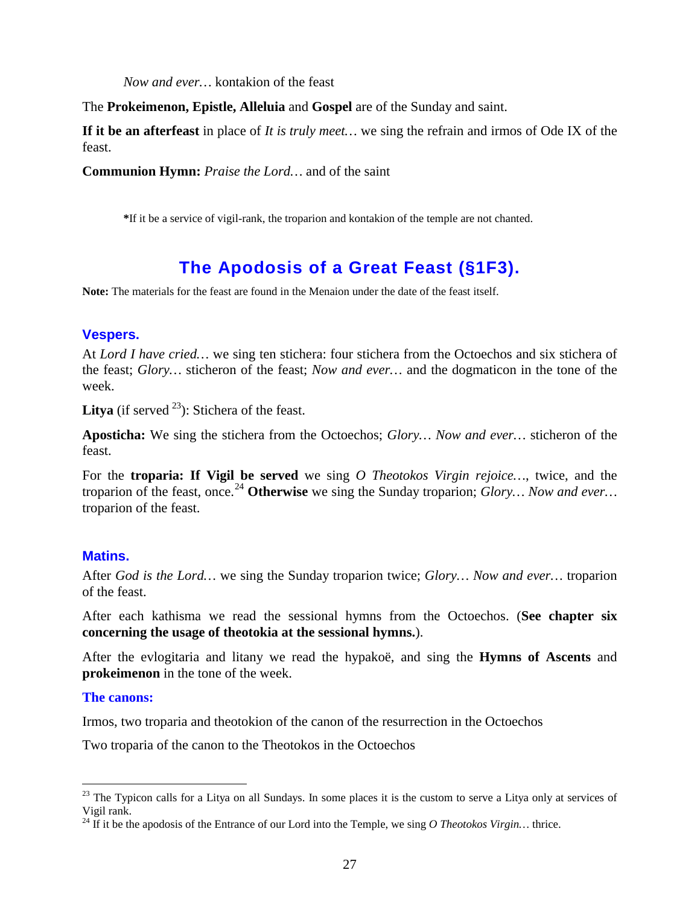*Now and ever…* kontakion of the feast

The **Prokeimenon, Epistle, Alleluia** and **Gospel** are of the Sunday and saint.

**If it be an afterfeast** in place of *It is truly meet…* we sing the refrain and irmos of Ode IX of the feast.

**Communion Hymn:** *Praise the Lord…* and of the saint

***If it be a service of vigil-rank, the troparion and kontakion of the temple are not chanted.**

## The Apodosis of a Great Feast (§1F3).

**Note:** The materials for the feast are found in the Menaion under the date of the feast itself.

### Vespers.

At *Lord I have cried…* we sing ten stichera: four stichera from the Octoechos and six stichera of the feast; *Glory…* sticheron of the feast; *Now and ever…* and the dogmaticon in the tone of the week.

**Litya** (if served [23]): Stichera of the feast.

**Aposticha:** We sing the stichera from the Octoechos; *Glory… Now and ever…* sticheron of the feast.

For the **troparia: If Vigil be served** we sing *O Theotokos Virgin rejoice…*, twice, and the troparion of the feast, once.[24] **Otherwise** we sing the Sunday troparion; *Glory… Now and ever…* troparion of the feast.

### Matins.

After *God is the Lord…* we sing the Sunday troparion twice; *Glory… Now and ever…* troparion of the feast.

After each kathisma we read the sessional hymns from the Octoechos. (**See chapter six concerning the usage of theotokia at the sessional hymns.**).

After the evlogitaria and litany we read the hypakoë, and sing the **Hymns of Ascents** and **prokeimenon** in the tone of the week.

#### The canons:

Irmos, two troparia and theotokion of the canon of the resurrection in the Octoechos

Two troparia of the canon to the Theotokos in the Octoechos

[23] The Typicon calls for a Litya on all Sundays. In some places it is the custom to serve a Litya only at services of Vigil rank.

[24] If it be the apodosis of the Entrance of our Lord into the Temple, we sing *O Theotokos Virgin…* thrice.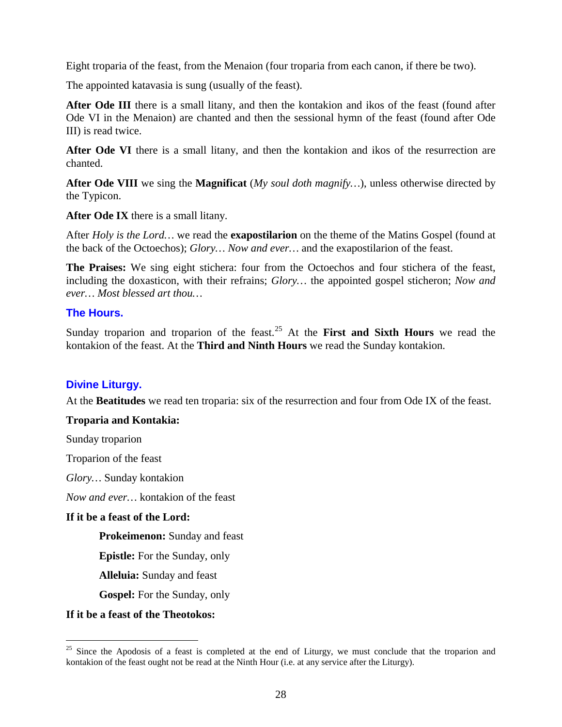Eight troparia of the feast, from the Menaion (four troparia from each canon, if there be two).

The appointed katavasia is sung (usually of the feast).

**After Ode III** there is a small litany, and then the kontakion and ikos of the feast (found after Ode VI in the Menaion) are chanted and then the sessional hymn of the feast (found after Ode III) is read twice.

**After Ode VI** there is a small litany, and then the kontakion and ikos of the resurrection are chanted.

**After Ode VIII** we sing the **Magnificat** (*My soul doth magnify…*), unless otherwise directed by the Typicon.

**After Ode IX** there is a small litany.

After *Holy is the Lord…* we read the **exapostilarion** on the theme of the Matins Gospel (found at the back of the Octoechos); *Glory… Now and ever…* and the exapostilarion of the feast.

**The Praises:** We sing eight stichera: four from the Octoechos and four stichera of the feast, including the doxasticon, with their refrains; *Glory…* the appointed gospel sticheron; *Now and ever… Most blessed art thou…*

### The Hours.

Sunday troparion and troparion of the feast.[25] At the **First and Sixth Hours** we read the kontakion of the feast. At the **Third and Ninth Hours** we read the Sunday kontakion.

### Divine Liturgy.

At the **Beatitudes** we read ten troparia: six of the resurrection and four from Ode IX of the feast.

**Troparia and Kontakia:**

Sunday troparion

Troparion of the feast

*Glory…* Sunday kontakion

*Now and ever…* kontakion of the feast

**If it be a feast of the Lord:**

> **Prokeimenon:** Sunday and feast
>
> **Epistle:** For the Sunday, only
>
> **Alleluia:** Sunday and feast
>
> **Gospel:** For the Sunday, only

**If it be a feast of the Theotokos:**

---

[25] Since the Apodosis of a feast is completed at the end of Liturgy, we must conclude that the troparion and kontakion of the feast ought not be read at the Ninth Hour (i.e. at any service after the Liturgy).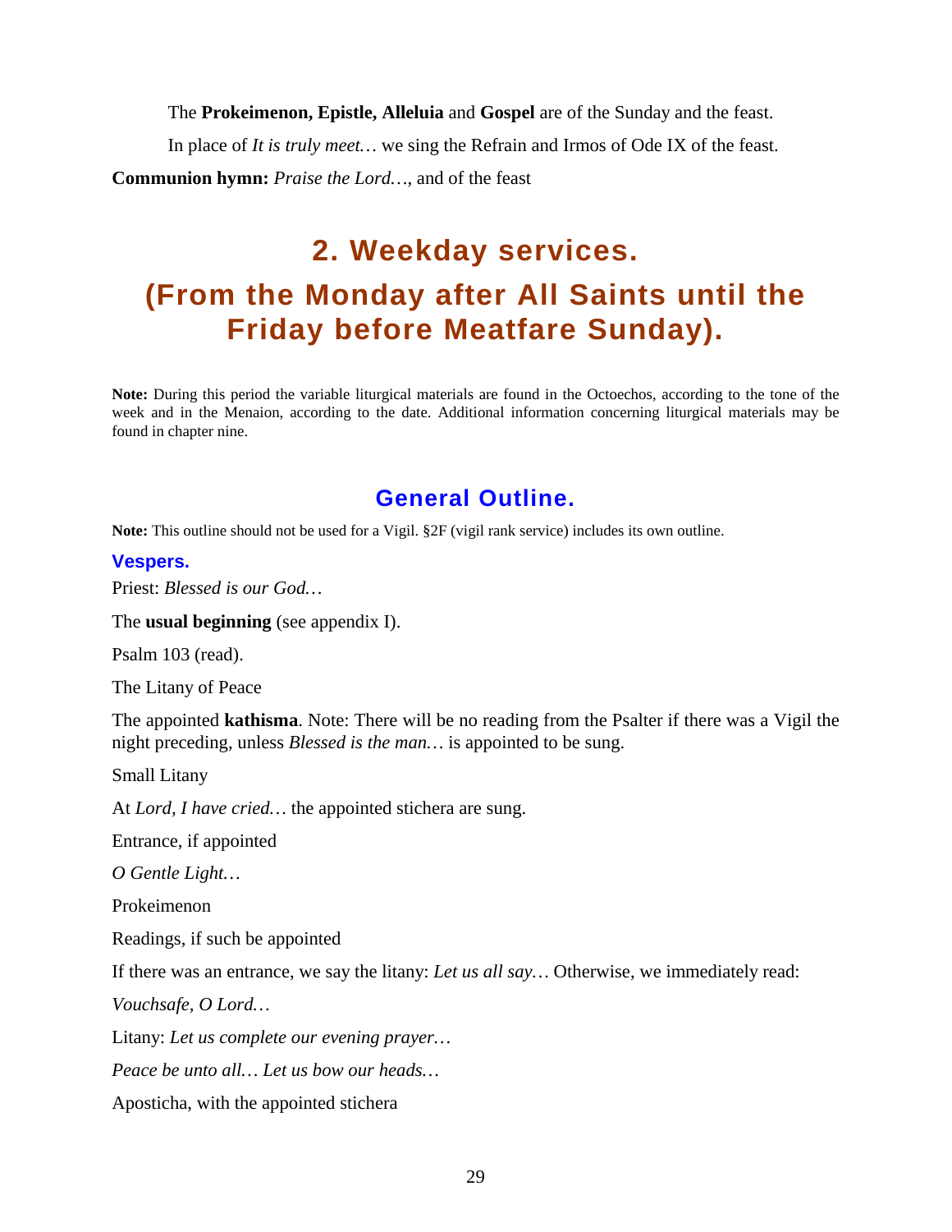The **Prokeimenon, Epistle, Alleluia** and **Gospel** are of the Sunday and the feast.

In place of *It is truly meet…* we sing the Refrain and Irmos of Ode IX of the feast.

**Communion hymn:** *Praise the Lord…*, and of the feast

# 2. Weekday services.
# (From the Monday after All Saints until the Friday before Meatfare Sunday).

**Note:** During this period the variable liturgical materials are found in the Octoechos, according to the tone of the week and in the Menaion, according to the date. Additional information concerning liturgical materials may be found in chapter nine.

## General Outline.

**Note:** This outline should not be used for a Vigil. §2F (vigil rank service) includes its own outline.

### Vespers.

Priest: *Blessed is our God…*

The **usual beginning** (see appendix I).

Psalm 103 (read).

The Litany of Peace

The appointed **kathisma**. Note: There will be no reading from the Psalter if there was a Vigil the night preceding, unless *Blessed is the man…* is appointed to be sung.

Small Litany

At *Lord, I have cried…* the appointed stichera are sung.

Entrance, if appointed

*O Gentle Light…*

Prokeimenon

Readings, if such be appointed

If there was an entrance, we say the litany: *Let us all say…* Otherwise, we immediately read:

*Vouchsafe, O Lord…*

Litany: *Let us complete our evening prayer…*

*Peace be unto all… Let us bow our heads…*

Aposticha, with the appointed stichera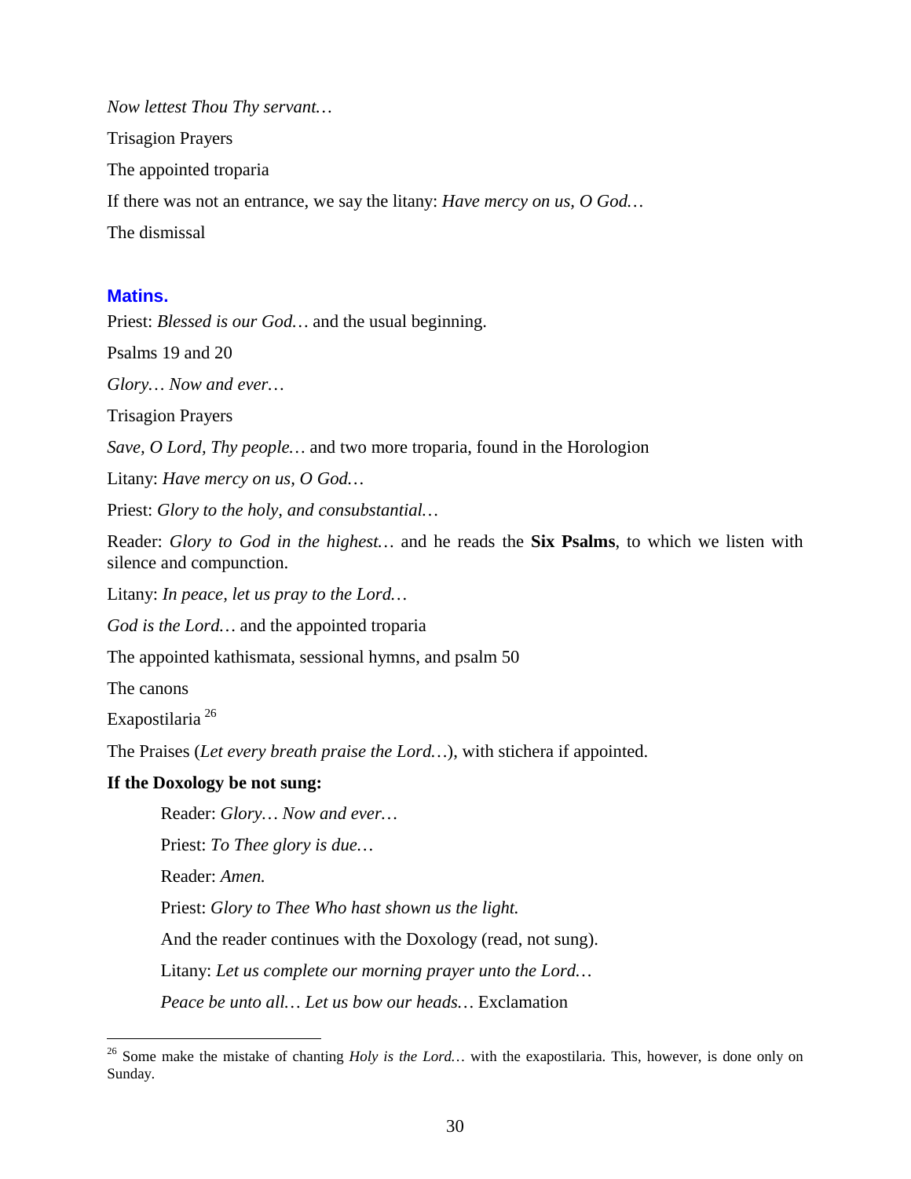*Now lettest Thou Thy servant…*

Trisagion Prayers

The appointed troparia

If there was not an entrance, we say the litany: *Have mercy on us, O God…*

The dismissal

### Matins.

Priest: *Blessed is our God…* and the usual beginning.

Psalms 19 and 20

*Glory… Now and ever…*

Trisagion Prayers

*Save, O Lord, Thy people…* and two more troparia, found in the Horologion

Litany: *Have mercy on us, O God…*

Priest: *Glory to the holy, and consubstantial…*

Reader: *Glory to God in the highest…* and he reads the **Six Psalms**, to which we listen with silence and compunction.

Litany: *In peace, let us pray to the Lord…*

*God is the Lord…* and the appointed troparia

The appointed kathismata, sessional hymns, and psalm 50

The canons

Exapostilaria [26]

The Praises (*Let every breath praise the Lord…*), with stichera if appointed.

**If the Doxology be not sung:**

> Reader: *Glory… Now and ever…*
>
> Priest: *To Thee glory is due…*
>
> Reader: *Amen.*
>
> Priest: *Glory to Thee Who hast shown us the light.*
>
> And the reader continues with the Doxology (read, not sung).
>
> Litany: *Let us complete our morning prayer unto the Lord…*
>
> *Peace be unto all… Let us bow our heads…* Exclamation

---

[26] Some make the mistake of chanting *Holy is the Lord…* with the exapostilaria. This, however, is done only on Sunday.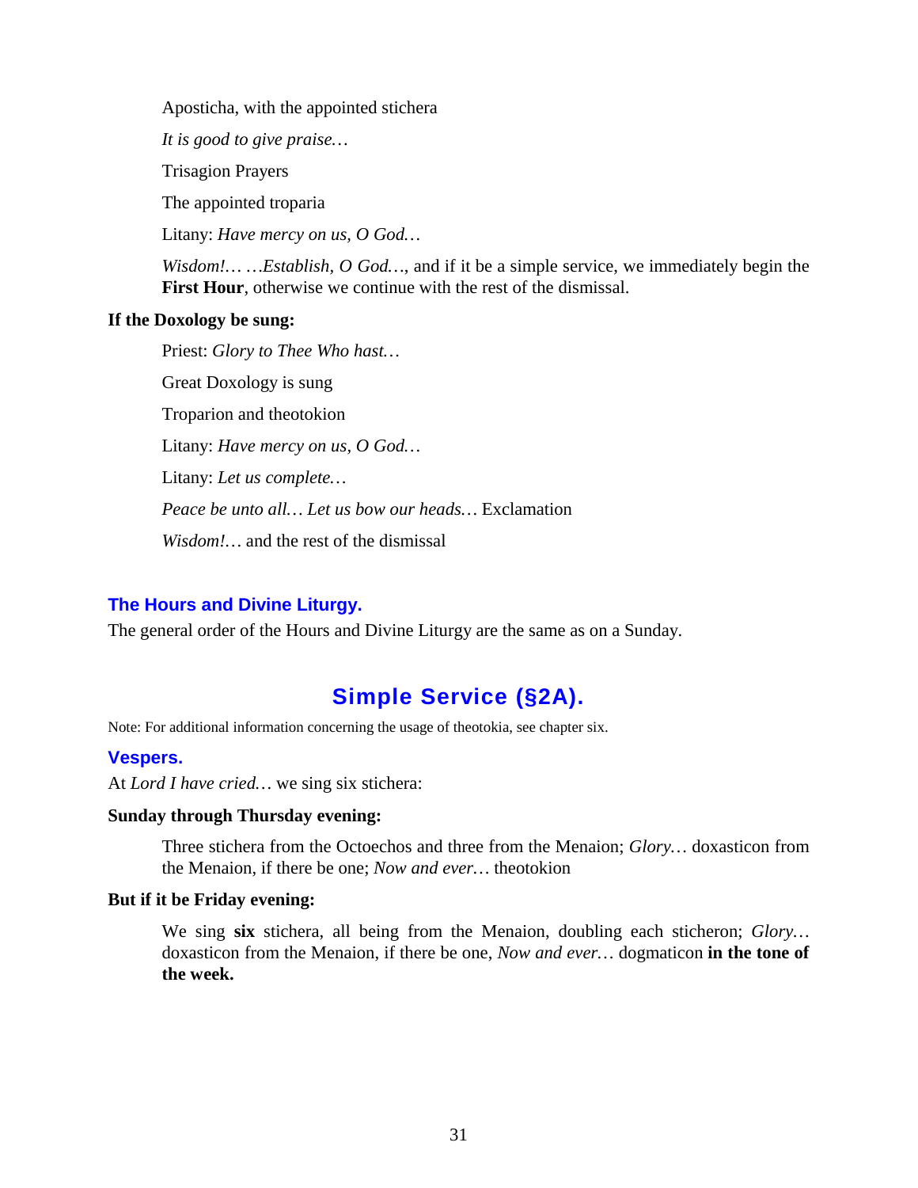Aposticha, with the appointed stichera

*It is good to give praise…*

Trisagion Prayers

The appointed troparia

Litany: *Have mercy on us, O God…*

*Wisdom!… …Establish, O God…*, and if it be a simple service, we immediately begin the **First Hour**, otherwise we continue with the rest of the dismissal.

**If the Doxology be sung:**

Priest: *Glory to Thee Who hast…*

Great Doxology is sung

Troparion and theotokion

Litany: *Have mercy on us, O God…*

Litany: *Let us complete…*

*Peace be unto all… Let us bow our heads…* Exclamation

*Wisdom!…* and the rest of the dismissal

### The Hours and Divine Liturgy.

The general order of the Hours and Divine Liturgy are the same as on a Sunday.

## Simple Service (§2A).

Note: For additional information concerning the usage of theotokia, see chapter six.

### Vespers.

At *Lord I have cried…* we sing six stichera:

**Sunday through Thursday evening:**

Three stichera from the Octoechos and three from the Menaion; *Glory…* doxasticon from the Menaion, if there be one; *Now and ever…* theotokion

**But if it be Friday evening:**

We sing **six** stichera, all being from the Menaion, doubling each sticheron; *Glory…* doxasticon from the Menaion, if there be one, *Now and ever…* dogmaticon **in the tone of the week.**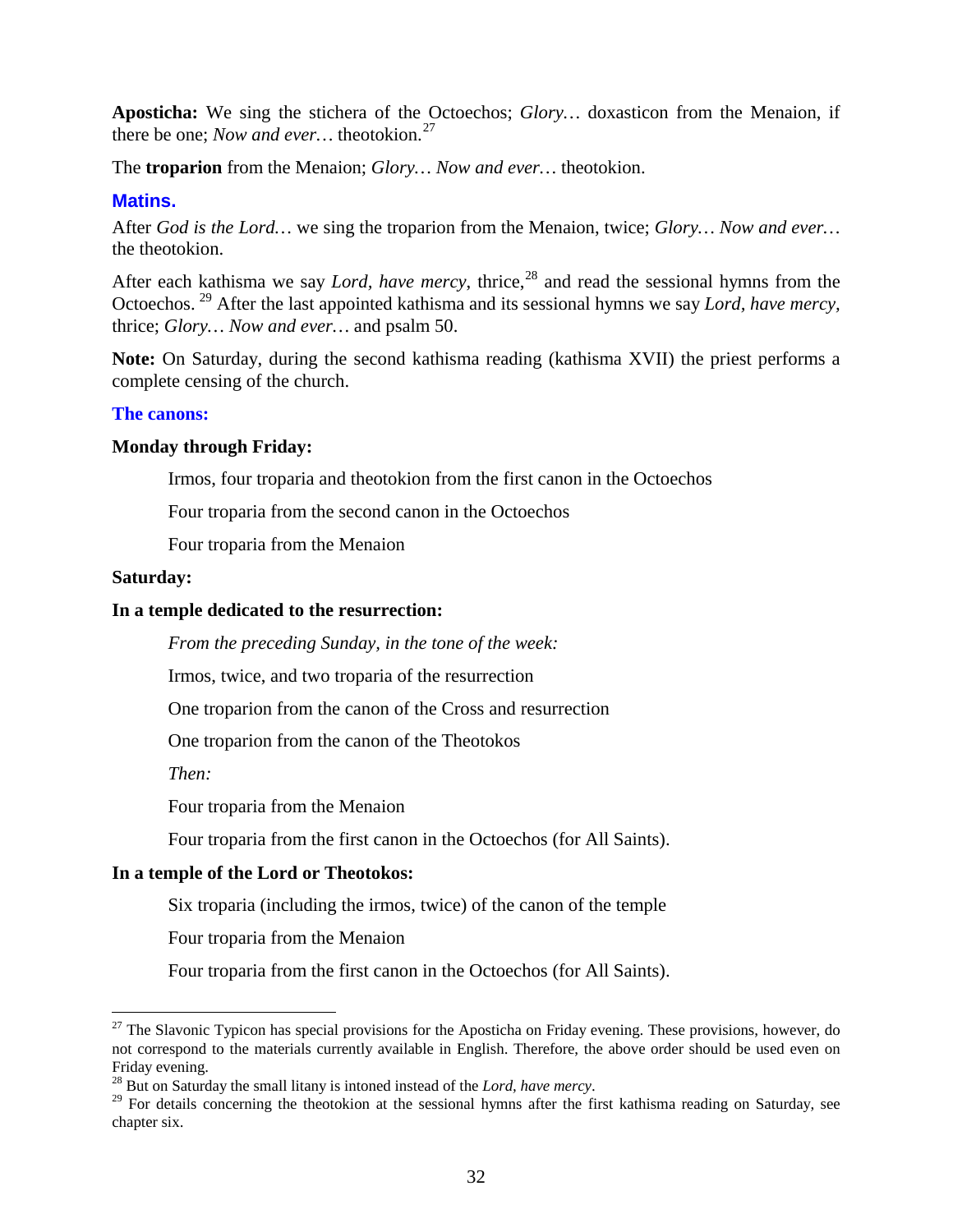**Aposticha:** We sing the stichera of the Octoechos; *Glory…* doxasticon from the Menaion, if there be one; *Now and ever…* theotokion.[27]

The **troparion** from the Menaion; *Glory… Now and ever…* theotokion.

## Matins.

After *God is the Lord…* we sing the troparion from the Menaion, twice; *Glory… Now and ever…* the theotokion.

After each kathisma we say *Lord, have mercy*, thrice,[28] and read the sessional hymns from the Octoechos.[29] After the last appointed kathisma and its sessional hymns we say *Lord, have mercy*, thrice; *Glory… Now and ever…* and psalm 50.

**Note:** On Saturday, during the second kathisma reading (kathisma XVII) the priest performs a complete censing of the church.

### The canons:

**Monday through Friday:**

Irmos, four troparia and theotokion from the first canon in the Octoechos

Four troparia from the second canon in the Octoechos

Four troparia from the Menaion

**Saturday:**

**In a temple dedicated to the resurrection:**

*From the preceding Sunday, in the tone of the week:*

Irmos, twice, and two troparia of the resurrection

One troparion from the canon of the Cross and resurrection

One troparion from the canon of the Theotokos

*Then:*

Four troparia from the Menaion

Four troparia from the first canon in the Octoechos (for All Saints).

**In a temple of the Lord or Theotokos:**

Six troparia (including the irmos, twice) of the canon of the temple

Four troparia from the Menaion

Four troparia from the first canon in the Octoechos (for All Saints).

---

[27] The Slavonic Typicon has special provisions for the Aposticha on Friday evening. These provisions, however, do not correspond to the materials currently available in English. Therefore, the above order should be used even on Friday evening.

[28] But on Saturday the small litany is intoned instead of the *Lord, have mercy*.

[29] For details concerning the theotokion at the sessional hymns after the first kathisma reading on Saturday, see chapter six.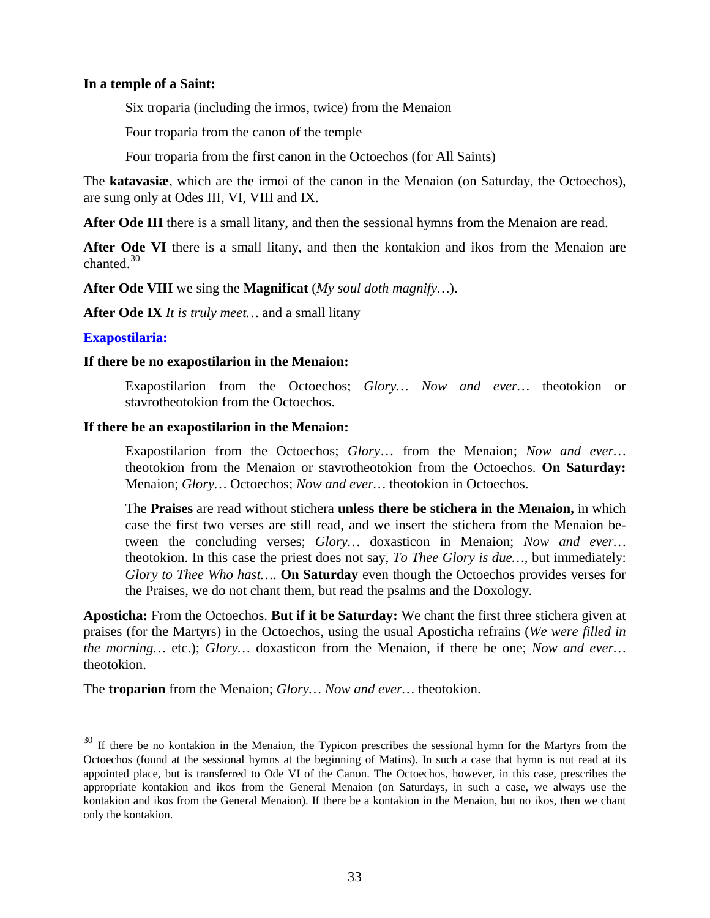**In a temple of a Saint:**

> Six troparia (including the irmos, twice) from the Menaion
>
> Four troparia from the canon of the temple
>
> Four troparia from the first canon in the Octoechos (for All Saints)

The **katavasiæ**, which are the irmoi of the canon in the Menaion (on Saturday, the Octoechos), are sung only at Odes III, VI, VIII and IX.

**After Ode III** there is a small litany, and then the sessional hymns from the Menaion are read.

**After Ode VI** there is a small litany, and then the kontakion and ikos from the Menaion are chanted.[30]

**After Ode VIII** we sing the **Magnificat** (*My soul doth magnify…*).

**After Ode IX** *It is truly meet…* and a small litany

### Exapostilaria:

**If there be no exapostilarion in the Menaion:**

> Exapostilarion from the Octoechos; *Glory… Now and ever…* theotokion or stavrotheotokion from the Octoechos.

**If there be an exapostilarion in the Menaion:**

> Exapostilarion from the Octoechos; *Glory…* from the Menaion; *Now and ever…* theotokion from the Menaion or stavrotheotokion from the Octoechos. **On Saturday:** Menaion; *Glory…* Octoechos; *Now and ever…* theotokion in Octoechos.
>
> The **Praises** are read without stichera **unless there be stichera in the Menaion,** in which case the first two verses are still read, and we insert the stichera from the Menaion between the concluding verses; *Glory…* doxasticon in Menaion; *Now and ever…* theotokion. In this case the priest does not say, *To Thee Glory is due…*, but immediately: *Glory to Thee Who hast…*. **On Saturday** even though the Octoechos provides verses for the Praises, we do not chant them, but read the psalms and the Doxology.

**Aposticha:** From the Octoechos. **But if it be Saturday:** We chant the first three stichera given at praises (for the Martyrs) in the Octoechos, using the usual Aposticha refrains (*We were filled in the morning…* etc.); *Glory…* doxasticon from the Menaion, if there be one; *Now and ever…* theotokion.

The **troparion** from the Menaion; *Glory… Now and ever…* theotokion.

---

[30] If there be no kontakion in the Menaion, the Typicon prescribes the sessional hymn for the Martyrs from the Octoechos (found at the sessional hymns at the beginning of Matins). In such a case that hymn is not read at its appointed place, but is transferred to Ode VI of the Canon. The Octoechos, however, in this case, prescribes the appropriate kontakion and ikos from the General Menaion (on Saturdays, in such a case, we always use the kontakion and ikos from the General Menaion). If there be a kontakion in the Menaion, but no ikos, then we chant only the kontakion.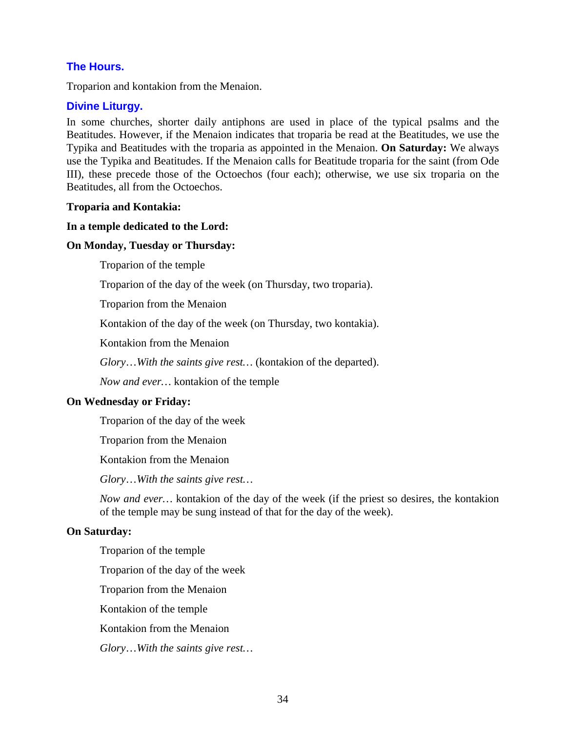## The Hours.

Troparion and kontakion from the Menaion.

## Divine Liturgy.

In some churches, shorter daily antiphons are used in place of the typical psalms and the Beatitudes. However, if the Menaion indicates that troparia be read at the Beatitudes, we use the Typika and Beatitudes with the troparia as appointed in the Menaion. **On Saturday:** We always use the Typika and Beatitudes. If the Menaion calls for Beatitude troparia for the saint (from Ode III), these precede those of the Octoechos (four each); otherwise, we use six troparia on the Beatitudes, all from the Octoechos.

**Troparia and Kontakia:**

**In a temple dedicated to the Lord:**

**On Monday, Tuesday or Thursday:**

> Troparion of the temple
>
> Troparion of the day of the week (on Thursday, two troparia).
>
> Troparion from the Menaion
>
> Kontakion of the day of the week (on Thursday, two kontakia).
>
> Kontakion from the Menaion
>
> *Glory…With the saints give rest…* (kontakion of the departed).
>
> *Now and ever…* kontakion of the temple

**On Wednesday or Friday:**

> Troparion of the day of the week
>
> Troparion from the Menaion
>
> Kontakion from the Menaion
>
> *Glory…With the saints give rest…*
>
> *Now and ever…* kontakion of the day of the week (if the priest so desires, the kontakion of the temple may be sung instead of that for the day of the week).

**On Saturday:**

> Troparion of the temple
>
> Troparion of the day of the week
>
> Troparion from the Menaion
>
> Kontakion of the temple
>
> Kontakion from the Menaion
>
> *Glory…With the saints give rest…*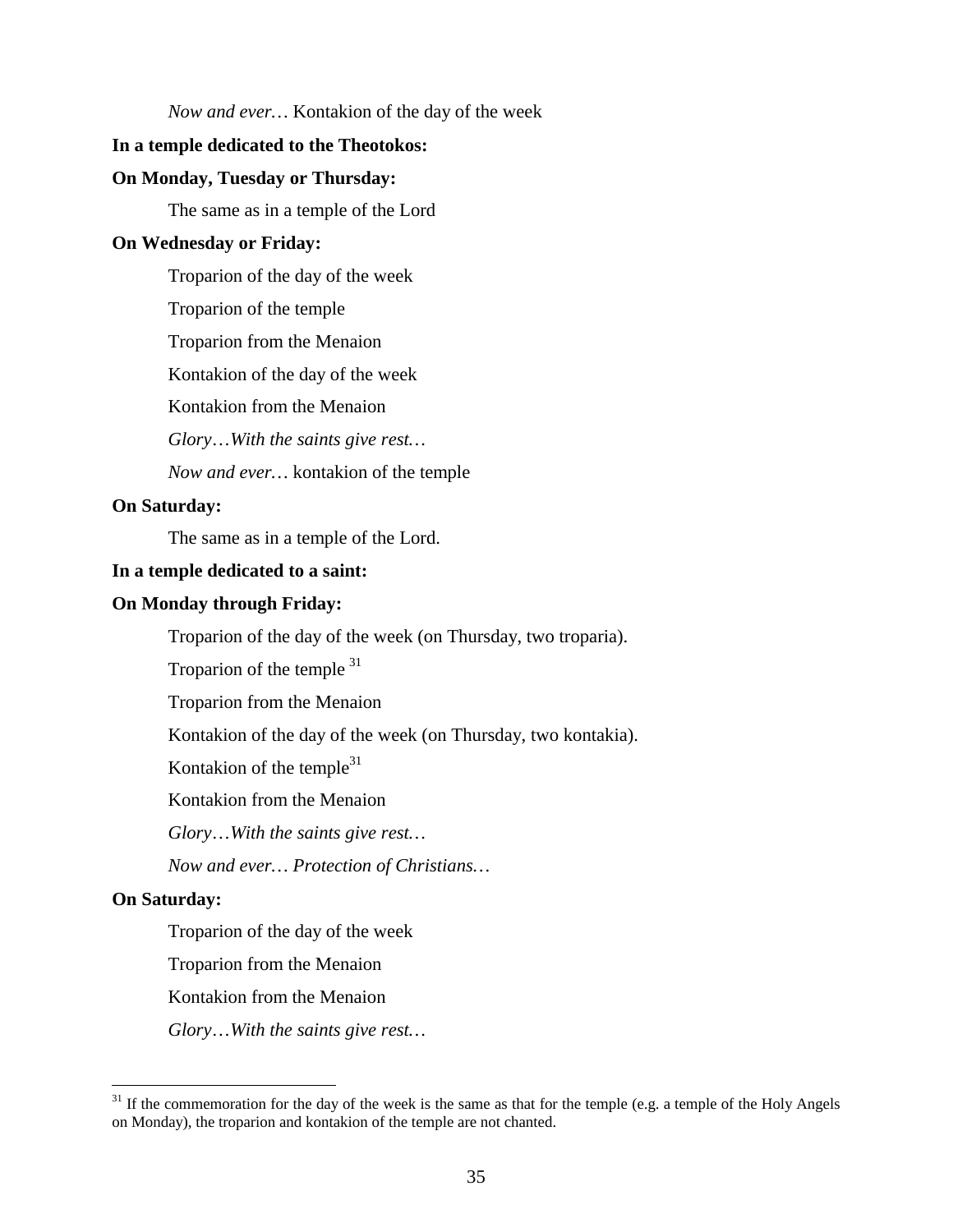*Now and ever…* Kontakion of the day of the week

**In a temple dedicated to the Theotokos:**

**On Monday, Tuesday or Thursday:**

The same as in a temple of the Lord

**On Wednesday or Friday:**

Troparion of the day of the week

Troparion of the temple

Troparion from the Menaion

Kontakion of the day of the week

Kontakion from the Menaion

*Glory…With the saints give rest…*

*Now and ever…* kontakion of the temple

**On Saturday:**

The same as in a temple of the Lord.

**In a temple dedicated to a saint:**

**On Monday through Friday:**

Troparion of the day of the week (on Thursday, two troparia).

Troparion of the temple [31]

Troparion from the Menaion

Kontakion of the day of the week (on Thursday, two kontakia).

Kontakion of the temple[31]

Kontakion from the Menaion

*Glory…With the saints give rest…*

*Now and ever… Protection of Christians…*

**On Saturday:**

Troparion of the day of the week

Troparion from the Menaion

Kontakion from the Menaion

*Glory…With the saints give rest…*

---

[31] If the commemoration for the day of the week is the same as that for the temple (e.g. a temple of the Holy Angels on Monday), the troparion and kontakion of the temple are not chanted.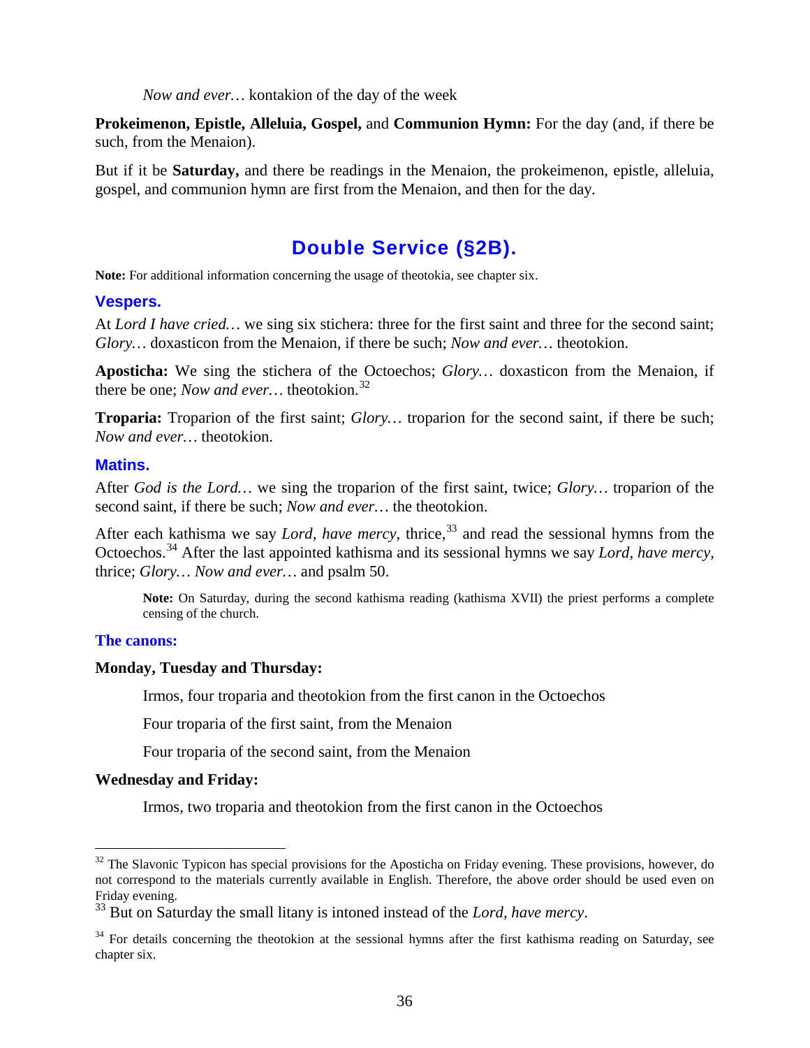*Now and ever…* kontakion of the day of the week

**Prokeimenon, Epistle, Alleluia, Gospel,** and **Communion Hymn:** For the day (and, if there be such, from the Menaion).

But if it be **Saturday,** and there be readings in the Menaion, the prokeimenon, epistle, alleluia, gospel, and communion hymn are first from the Menaion, and then for the day.

## Double Service (§2B).

**Note:** For additional information concerning the usage of theotokia, see chapter six.

### Vespers.

At *Lord I have cried…* we sing six stichera: three for the first saint and three for the second saint; *Glory…* doxasticon from the Menaion, if there be such; *Now and ever…* theotokion.

**Aposticha:** We sing the stichera of the Octoechos; *Glory…* doxasticon from the Menaion, if there be one; *Now and ever…* theotokion.[32]

**Troparia:** Troparion of the first saint; *Glory…* troparion for the second saint, if there be such; *Now and ever…* theotokion.

### Matins.

After *God is the Lord…* we sing the troparion of the first saint, twice; *Glory…* troparion of the second saint, if there be such; *Now and ever…* the theotokion.

After each kathisma we say *Lord, have mercy*, thrice,[33] and read the sessional hymns from the Octoechos.[34] After the last appointed kathisma and its sessional hymns we say *Lord, have mercy*, thrice; *Glory… Now and ever…* and psalm 50.

> **Note:** On Saturday, during the second kathisma reading (kathisma XVII) the priest performs a complete censing of the church.

### The canons:

**Monday, Tuesday and Thursday:**

Irmos, four troparia and theotokion from the first canon in the Octoechos

Four troparia of the first saint, from the Menaion

Four troparia of the second saint, from the Menaion

**Wednesday and Friday:**

Irmos, two troparia and theotokion from the first canon in the Octoechos

---

[32] The Slavonic Typicon has special provisions for the Aposticha on Friday evening. These provisions, however, do not correspond to the materials currently available in English. Therefore, the above order should be used even on Friday evening.

[33] But on Saturday the small litany is intoned instead of the *Lord, have mercy*.

[34] For details concerning the theotokion at the sessional hymns after the first kathisma reading on Saturday, see chapter six.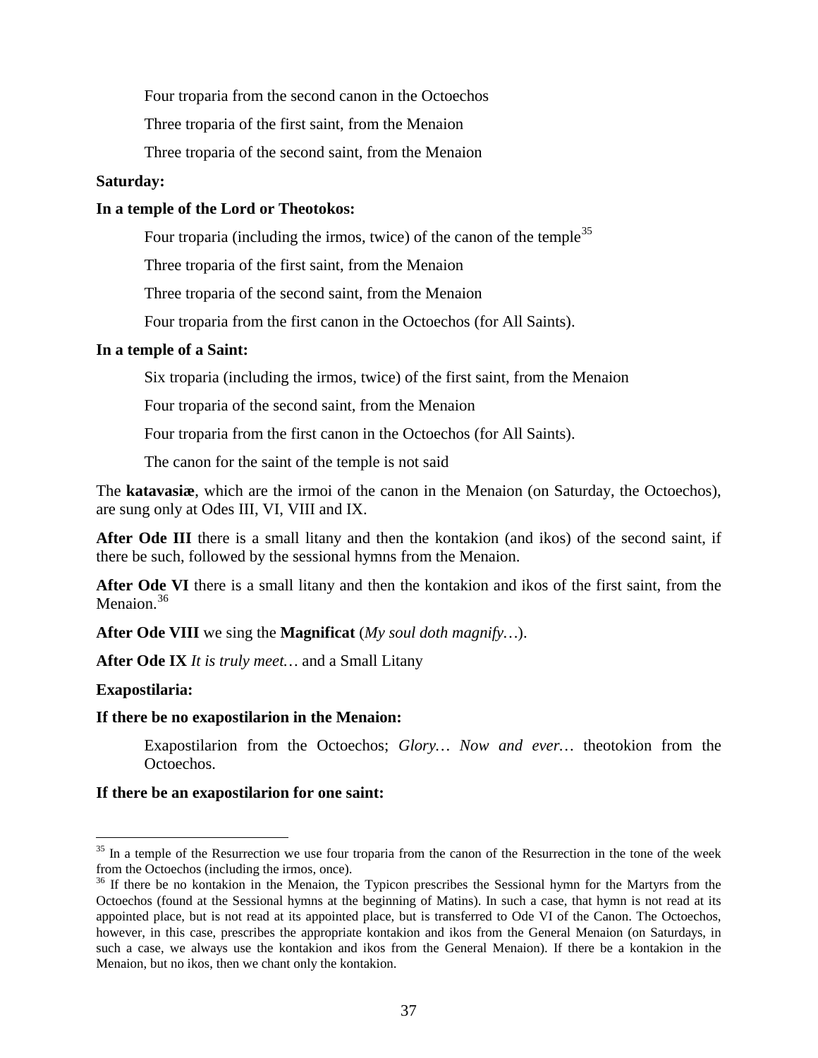Four troparia from the second canon in the Octoechos

Three troparia of the first saint, from the Menaion

Three troparia of the second saint, from the Menaion

**Saturday:**

**In a temple of the Lord or Theotokos:**

Four troparia (including the irmos, twice) of the canon of the temple[35]

Three troparia of the first saint, from the Menaion

Three troparia of the second saint, from the Menaion

Four troparia from the first canon in the Octoechos (for All Saints).

**In a temple of a Saint:**

Six troparia (including the irmos, twice) of the first saint, from the Menaion

Four troparia of the second saint, from the Menaion

Four troparia from the first canon in the Octoechos (for All Saints).

The canon for the saint of the temple is not said

The **katavasiæ**, which are the irmoi of the canon in the Menaion (on Saturday, the Octoechos), are sung only at Odes III, VI, VIII and IX.

**After Ode III** there is a small litany and then the kontakion (and ikos) of the second saint, if there be such, followed by the sessional hymns from the Menaion.

**After Ode VI** there is a small litany and then the kontakion and ikos of the first saint, from the Menaion.[36]

**After Ode VIII** we sing the **Magnificat** (*My soul doth magnify…*).

**After Ode IX** *It is truly meet…* and a Small Litany

**Exapostilaria:**

**If there be no exapostilarion in the Menaion:**

Exapostilarion from the Octoechos; *Glory… Now and ever…* theotokion from the Octoechos.

**If there be an exapostilarion for one saint:**

---

[35] In a temple of the Resurrection we use four troparia from the canon of the Resurrection in the tone of the week from the Octoechos (including the irmos, once).

[36] If there be no kontakion in the Menaion, the Typicon prescribes the Sessional hymn for the Martyrs from the Octoechos (found at the Sessional hymns at the beginning of Matins). In such a case, that hymn is not read at its appointed place, but is not read at its appointed place, but is transferred to Ode VI of the Canon. The Octoechos, however, in this case, prescribes the appropriate kontakion and ikos from the General Menaion (on Saturdays, in such a case, we always use the kontakion and ikos from the General Menaion). If there be a kontakion in the Menaion, but no ikos, then we chant only the kontakion.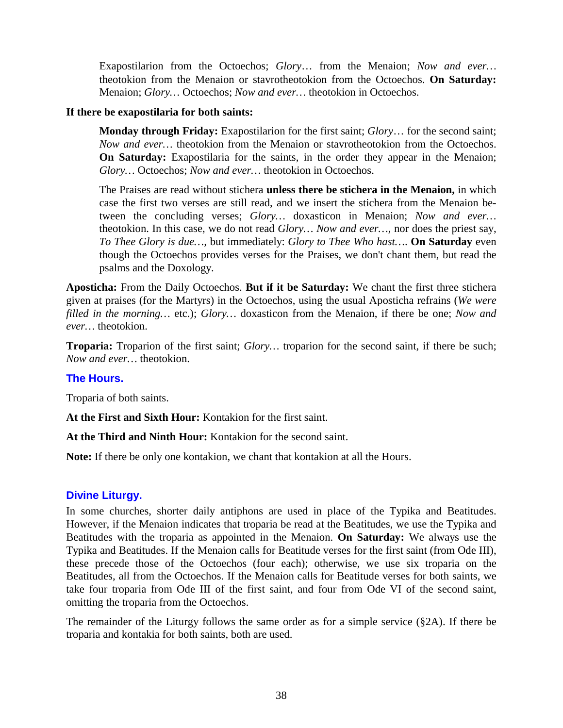Exapostilarion from the Octoechos; *Glory*… from the Menaion; *Now and ever…* theotokion from the Menaion or stavrotheotokion from the Octoechos. **On Saturday:** Menaion; *Glory…* Octoechos; *Now and ever…* theotokion in Octoechos.

**If there be exapostilaria for both saints:**

**Monday through Friday:** Exapostilarion for the first saint; *Glory*… for the second saint; *Now and ever…* theotokion from the Menaion or stavrotheotokion from the Octoechos. **On Saturday:** Exapostilaria for the saints, in the order they appear in the Menaion; *Glory…* Octoechos; *Now and ever…* theotokion in Octoechos.

The Praises are read without stichera **unless there be stichera in the Menaion,** in which case the first two verses are still read, and we insert the stichera from the Menaion between the concluding verses; *Glory…* doxasticon in Menaion; *Now and ever…* theotokion. In this case, we do not read *Glory… Now and ever…*, nor does the priest say, *To Thee Glory is due…*, but immediately: *Glory to Thee Who hast…*. **On Saturday** even though the Octoechos provides verses for the Praises, we don't chant them, but read the psalms and the Doxology.

**Aposticha:** From the Daily Octoechos. **But if it be Saturday:** We chant the first three stichera given at praises (for the Martyrs) in the Octoechos, using the usual Aposticha refrains (*We were filled in the morning…* etc.); *Glory…* doxasticon from the Menaion, if there be one; *Now and ever…* theotokion.

**Troparia:** Troparion of the first saint; *Glory…* troparion for the second saint, if there be such; *Now and ever…* theotokion.

## The Hours.

Troparia of both saints.

**At the First and Sixth Hour:** Kontakion for the first saint.

**At the Third and Ninth Hour:** Kontakion for the second saint.

**Note:** If there be only one kontakion, we chant that kontakion at all the Hours.

## Divine Liturgy.

In some churches, shorter daily antiphons are used in place of the Typika and Beatitudes. However, if the Menaion indicates that troparia be read at the Beatitudes, we use the Typika and Beatitudes with the troparia as appointed in the Menaion. **On Saturday:** We always use the Typika and Beatitudes. If the Menaion calls for Beatitude verses for the first saint (from Ode III), these precede those of the Octoechos (four each); otherwise, we use six troparia on the Beatitudes, all from the Octoechos. If the Menaion calls for Beatitude verses for both saints, we take four troparia from Ode III of the first saint, and four from Ode VI of the second saint, omitting the troparia from the Octoechos.

The remainder of the Liturgy follows the same order as for a simple service (§2A). If there be troparia and kontakia for both saints, both are used.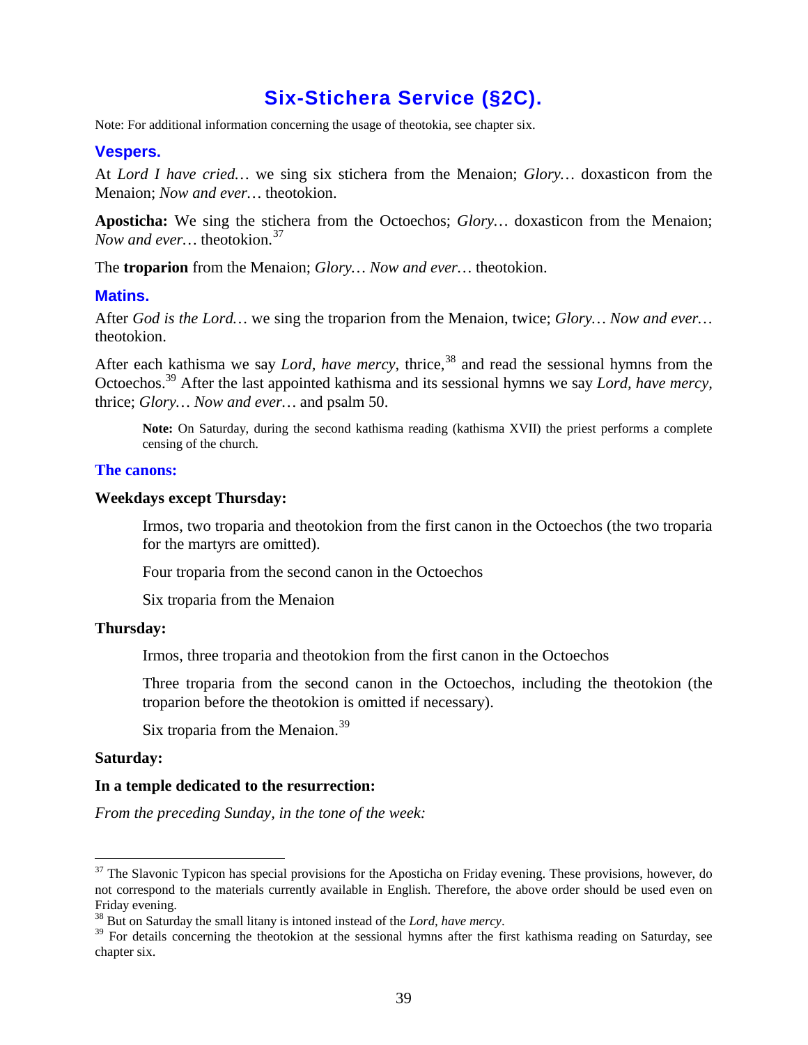# Six-Stichera Service (§2C).

Note: For additional information concerning the usage of theotokia, see chapter six.

## Vespers.

At *Lord I have cried…* we sing six stichera from the Menaion; *Glory…* doxasticon from the Menaion; *Now and ever…* theotokion.

**Aposticha:** We sing the stichera from the Octoechos; *Glory…* doxasticon from the Menaion; *Now and ever…* theotokion.[37]

The **troparion** from the Menaion; *Glory… Now and ever…* theotokion.

## Matins.

After *God is the Lord…* we sing the troparion from the Menaion, twice; *Glory… Now and ever…* theotokion.

After each kathisma we say *Lord, have mercy*, thrice,[38] and read the sessional hymns from the Octoechos.[39] After the last appointed kathisma and its sessional hymns we say *Lord, have mercy*, thrice; *Glory… Now and ever…* and psalm 50.

> **Note:** On Saturday, during the second kathisma reading (kathisma XVII) the priest performs a complete censing of the church.

### The canons:

**Weekdays except Thursday:**

> Irmos, two troparia and theotokion from the first canon in the Octoechos (the two troparia for the martyrs are omitted).
>
> Four troparia from the second canon in the Octoechos
>
> Six troparia from the Menaion

**Thursday:**

> Irmos, three troparia and theotokion from the first canon in the Octoechos
>
> Three troparia from the second canon in the Octoechos, including the theotokion (the troparion before the theotokion is omitted if necessary).
>
> Six troparia from the Menaion.[39]

**Saturday:**

**In a temple dedicated to the resurrection:**

*From the preceding Sunday, in the tone of the week:*

---

[37] The Slavonic Typicon has special provisions for the Aposticha on Friday evening. These provisions, however, do not correspond to the materials currently available in English. Therefore, the above order should be used even on Friday evening.

[38] But on Saturday the small litany is intoned instead of the *Lord, have mercy*.

[39] For details concerning the theotokion at the sessional hymns after the first kathisma reading on Saturday, see chapter six.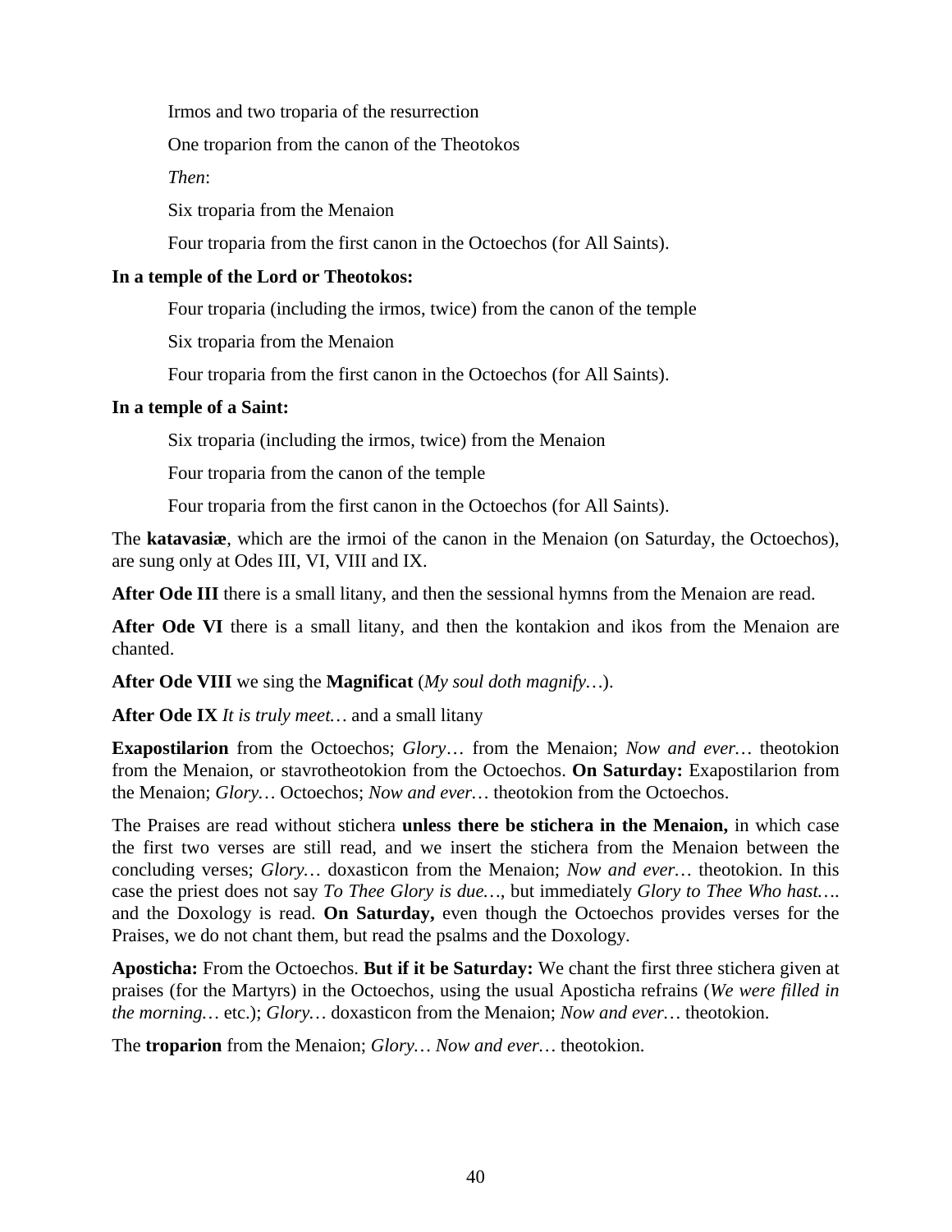Irmos and two troparia of the resurrection

One troparion from the canon of the Theotokos

*Then*:

Six troparia from the Menaion

Four troparia from the first canon in the Octoechos (for All Saints).

**In a temple of the Lord or Theotokos:**

Four troparia (including the irmos, twice) from the canon of the temple

Six troparia from the Menaion

Four troparia from the first canon in the Octoechos (for All Saints).

**In a temple of a Saint:**

Six troparia (including the irmos, twice) from the Menaion

Four troparia from the canon of the temple

Four troparia from the first canon in the Octoechos (for All Saints).

The **katavasiæ**, which are the irmoi of the canon in the Menaion (on Saturday, the Octoechos), are sung only at Odes III, VI, VIII and IX.

**After Ode III** there is a small litany, and then the sessional hymns from the Menaion are read.

**After Ode VI** there is a small litany, and then the kontakion and ikos from the Menaion are chanted.

**After Ode VIII** we sing the **Magnificat** (*My soul doth magnify…*).

**After Ode IX** *It is truly meet…* and a small litany

**Exapostilarion** from the Octoechos; *Glory*… from the Menaion; *Now and ever…* theotokion from the Menaion, or stavrotheotokion from the Octoechos. **On Saturday:** Exapostilarion from the Menaion; *Glory…* Octoechos; *Now and ever…* theotokion from the Octoechos.

The Praises are read without stichera **unless there be stichera in the Menaion,** in which case the first two verses are still read, and we insert the stichera from the Menaion between the concluding verses; *Glory…* doxasticon from the Menaion; *Now and ever…* theotokion. In this case the priest does not say *To Thee Glory is due…,* but immediately *Glory to Thee Who hast….* and the Doxology is read. **On Saturday,** even though the Octoechos provides verses for the Praises, we do not chant them, but read the psalms and the Doxology.

**Aposticha:** From the Octoechos. **But if it be Saturday:** We chant the first three stichera given at praises (for the Martyrs) in the Octoechos, using the usual Aposticha refrains (*We were filled in the morning…* etc.); *Glory…* doxasticon from the Menaion; *Now and ever…* theotokion.

The **troparion** from the Menaion; *Glory… Now and ever…* theotokion.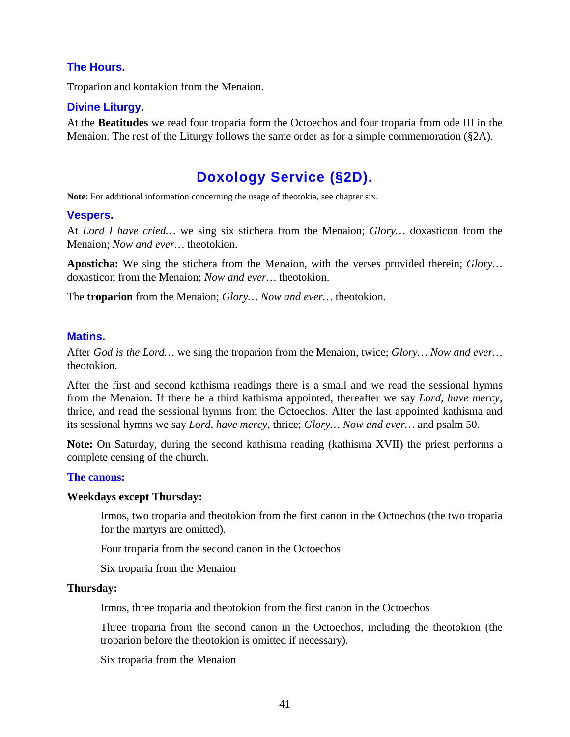### The Hours.

Troparion and kontakion from the Menaion.

### Divine Liturgy.

At the **Beatitudes** we read four troparia form the Octoechos and four troparia from ode III in the Menaion. The rest of the Liturgy follows the same order as for a simple commemoration (§2A).

## Doxology Service (§2D).

**Note**: For additional information concerning the usage of theotokia, see chapter six.

### Vespers.

At *Lord I have cried…* we sing six stichera from the Menaion; *Glory…* doxasticon from the Menaion; *Now and ever…* theotokion.

**Aposticha:** We sing the stichera from the Menaion, with the verses provided therein; *Glory…* doxasticon from the Menaion; *Now and ever…* theotokion.

The **troparion** from the Menaion; *Glory… Now and ever…* theotokion.

### Matins.

After *God is the Lord…* we sing the troparion from the Menaion, twice; *Glory… Now and ever…* theotokion.

After the first and second kathisma readings there is a small and we read the sessional hymns from the Menaion. If there be a third kathisma appointed, thereafter we say *Lord, have mercy*, thrice, and read the sessional hymns from the Octoechos. After the last appointed kathisma and its sessional hymns we say *Lord, have mercy*, thrice; *Glory… Now and ever…* and psalm 50.

**Note:** On Saturday, during the second kathisma reading (kathisma XVII) the priest performs a complete censing of the church.

#### The canons:

**Weekdays except Thursday:**

> Irmos, two troparia and theotokion from the first canon in the Octoechos (the two troparia for the martyrs are omitted).
>
> Four troparia from the second canon in the Octoechos
>
> Six troparia from the Menaion

**Thursday:**

> Irmos, three troparia and theotokion from the first canon in the Octoechos
>
> Three troparia from the second canon in the Octoechos, including the theotokion (the troparion before the theotokion is omitted if necessary).
>
> Six troparia from the Menaion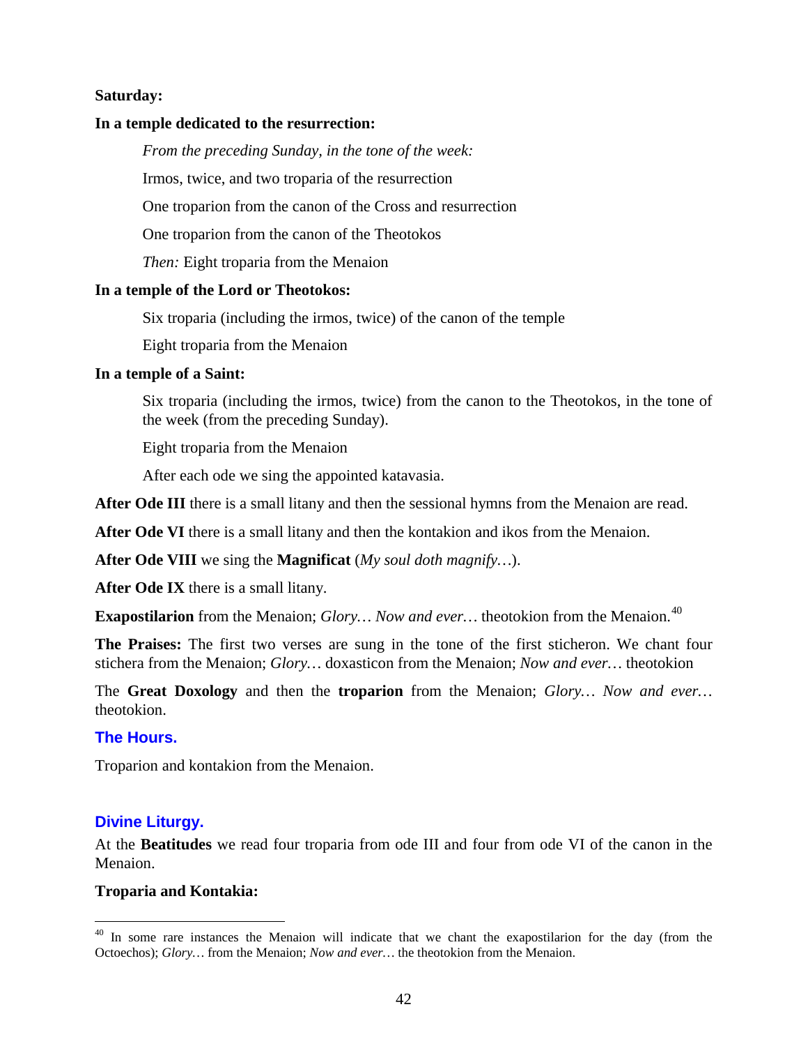**Saturday:**

**In a temple dedicated to the resurrection:**

*From the preceding Sunday, in the tone of the week:*

Irmos, twice, and two troparia of the resurrection

One troparion from the canon of the Cross and resurrection

One troparion from the canon of the Theotokos

*Then:* Eight troparia from the Menaion

**In a temple of the Lord or Theotokos:**

Six troparia (including the irmos, twice) of the canon of the temple

Eight troparia from the Menaion

**In a temple of a Saint:**

Six troparia (including the irmos, twice) from the canon to the Theotokos, in the tone of the week (from the preceding Sunday).

Eight troparia from the Menaion

After each ode we sing the appointed katavasia.

**After Ode III** there is a small litany and then the sessional hymns from the Menaion are read.

**After Ode VI** there is a small litany and then the kontakion and ikos from the Menaion.

**After Ode VIII** we sing the **Magnificat** (*My soul doth magnify…*).

**After Ode IX** there is a small litany.

**Exapostilarion** from the Menaion; *Glory… Now and ever…* theotokion from the Menaion.[40]

**The Praises:** The first two verses are sung in the tone of the first sticheron. We chant four stichera from the Menaion; *Glory…* doxasticon from the Menaion; *Now and ever…* theotokion

The **Great Doxology** and then the **troparion** from the Menaion; *Glory… Now and ever…* theotokion.

## The Hours.

Troparion and kontakion from the Menaion.

## Divine Liturgy.

At the **Beatitudes** we read four troparia from ode III and four from ode VI of the canon in the Menaion.

**Troparia and Kontakia:**

[40] In some rare instances the Menaion will indicate that we chant the exapostilarion for the day (from the Octoechos); *Glory…* from the Menaion; *Now and ever…* the theotokion from the Menaion.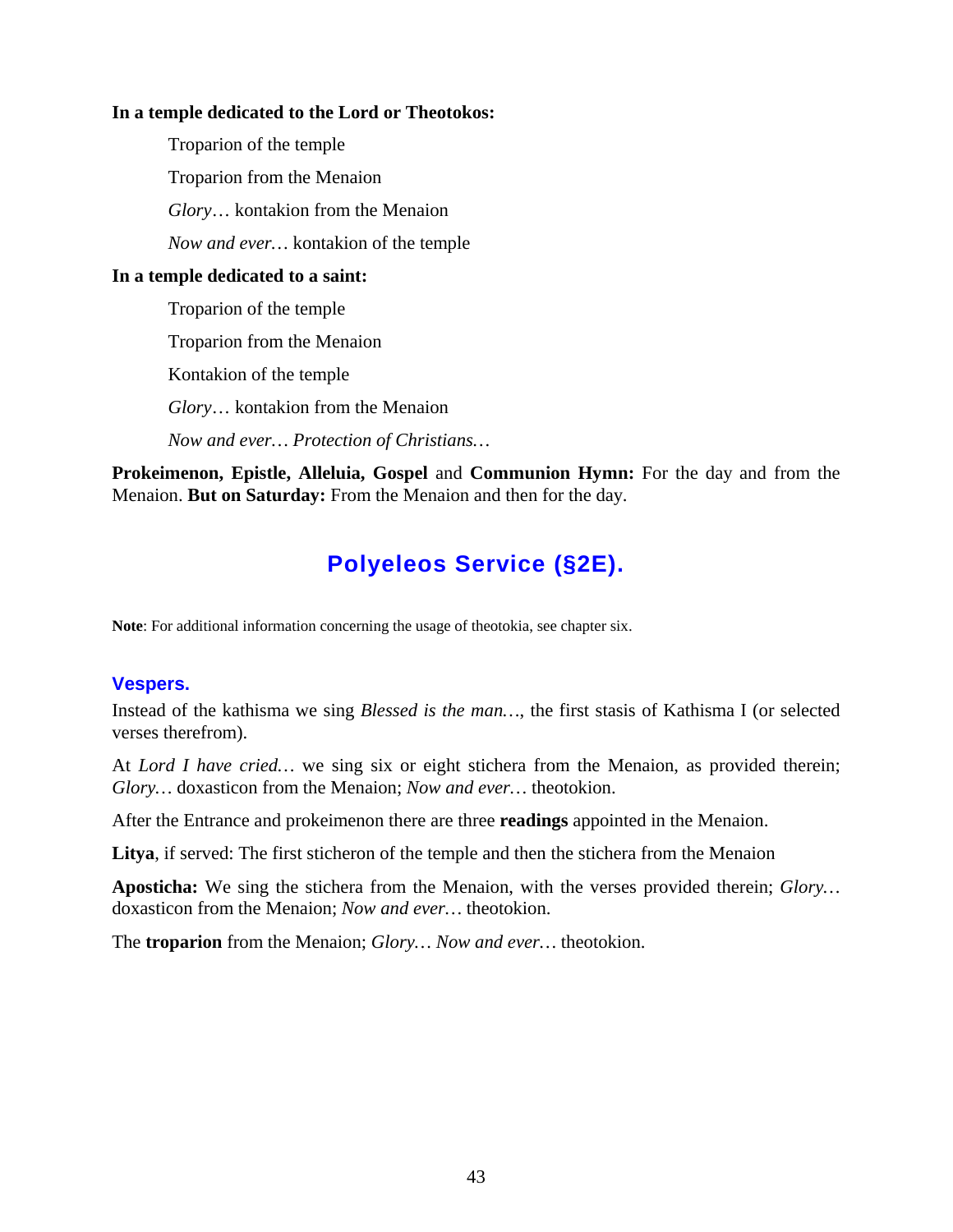**In a temple dedicated to the Lord or Theotokos:**

Troparion of the temple

Troparion from the Menaion

*Glory*… kontakion from the Menaion

*Now and ever…* kontakion of the temple

**In a temple dedicated to a saint:**

Troparion of the temple

Troparion from the Menaion

Kontakion of the temple

*Glory*… kontakion from the Menaion

*Now and ever… Protection of Christians…*

**Prokeimenon, Epistle, Alleluia, Gospel** and **Communion Hymn:** For the day and from the Menaion. **But on Saturday:** From the Menaion and then for the day.

## Polyeleos Service (§2E).

**Note**: For additional information concerning the usage of theotokia, see chapter six.

### Vespers.

Instead of the kathisma we sing *Blessed is the man…*, the first stasis of Kathisma I (or selected verses therefrom).

At *Lord I have cried…* we sing six or eight stichera from the Menaion, as provided therein; *Glory…* doxasticon from the Menaion; *Now and ever…* theotokion.

After the Entrance and prokeimenon there are three **readings** appointed in the Menaion.

**Litya**, if served: The first sticheron of the temple and then the stichera from the Menaion

**Aposticha:** We sing the stichera from the Menaion, with the verses provided therein; *Glory…* doxasticon from the Menaion; *Now and ever…* theotokion.

The **troparion** from the Menaion; *Glory… Now and ever…* theotokion.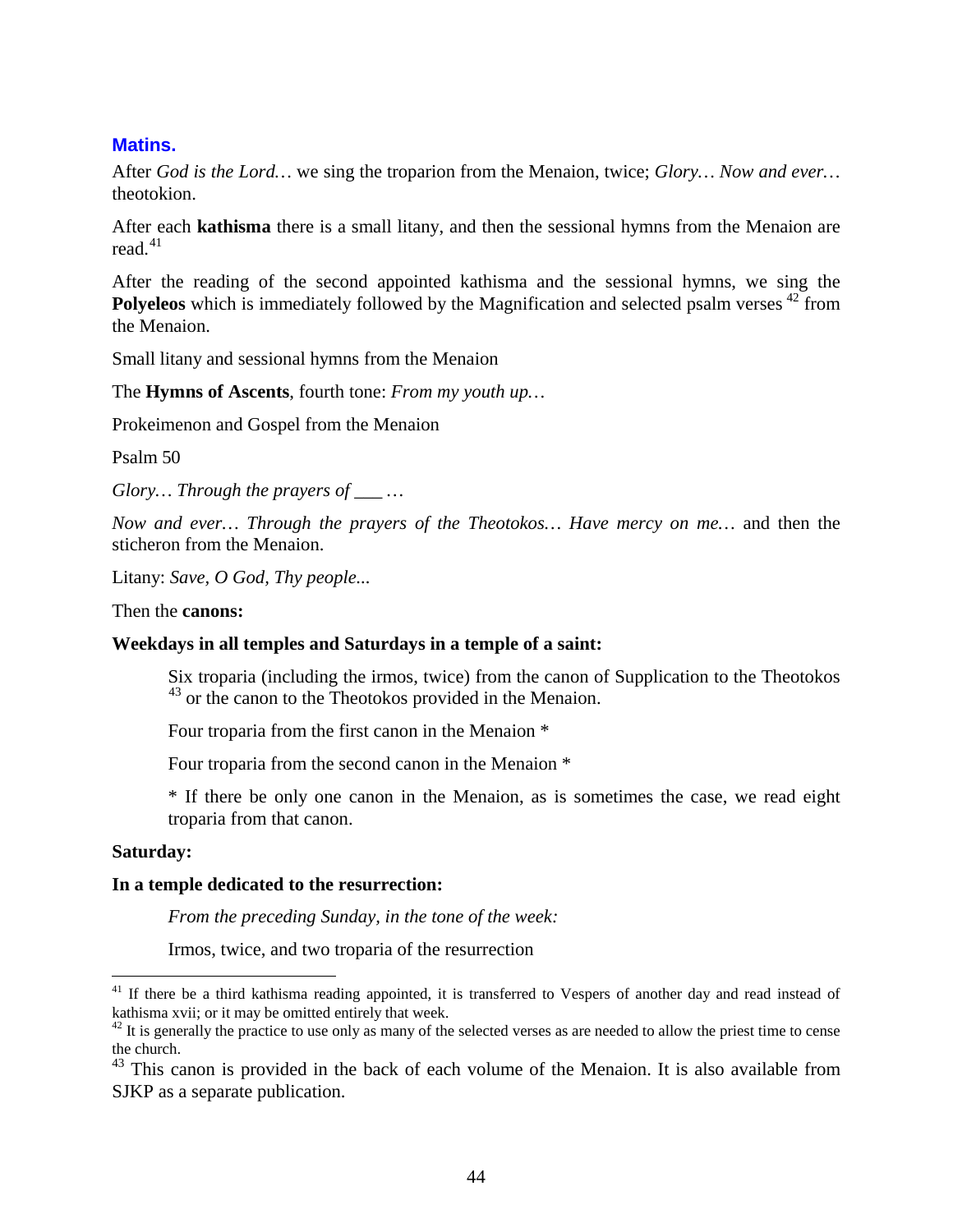## Matins.

After *God is the Lord…* we sing the troparion from the Menaion, twice; *Glory… Now and ever…* theotokion.

After each **kathisma** there is a small litany, and then the sessional hymns from the Menaion are read.[41]

After the reading of the second appointed kathisma and the sessional hymns, we sing the **Polyeleos** which is immediately followed by the Magnification and selected psalm verses [42] from the Menaion.

Small litany and sessional hymns from the Menaion

The **Hymns of Ascents**, fourth tone: *From my youth up…*

Prokeimenon and Gospel from the Menaion

Psalm 50

*Glory… Through the prayers of \_\_\_ …*

*Now and ever… Through the prayers of the Theotokos… Have mercy on me…* and then the sticheron from the Menaion.

Litany: *Save, O God, Thy people...*

Then the **canons:**

**Weekdays in all temples and Saturdays in a temple of a saint:**

> Six troparia (including the irmos, twice) from the canon of Supplication to the Theotokos [43] or the canon to the Theotokos provided in the Menaion.
>
> Four troparia from the first canon in the Menaion *
>
> Four troparia from the second canon in the Menaion *
>
> * If there be only one canon in the Menaion, as is sometimes the case, we read eight troparia from that canon.

**Saturday:**

**In a temple dedicated to the resurrection:**

> *From the preceding Sunday, in the tone of the week:*
>
> Irmos, twice, and two troparia of the resurrection

---

[41] If there be a third kathisma reading appointed, it is transferred to Vespers of another day and read instead of kathisma xvii; or it may be omitted entirely that week.

[42] It is generally the practice to use only as many of the selected verses as are needed to allow the priest time to cense the church.

[43] This canon is provided in the back of each volume of the Menaion. It is also available from SJKP as a separate publication.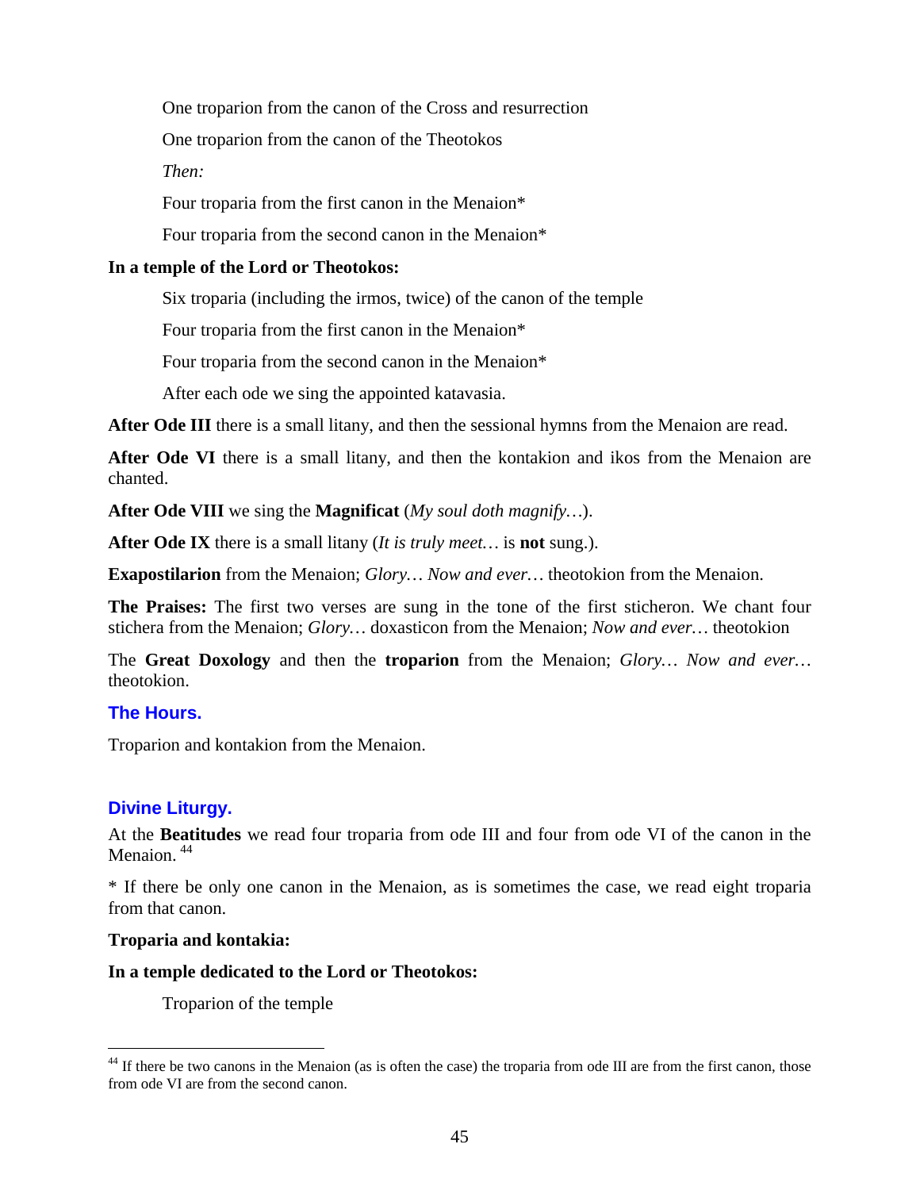One troparion from the canon of the Cross and resurrection

One troparion from the canon of the Theotokos

*Then:*

Four troparia from the first canon in the Menaion*

Four troparia from the second canon in the Menaion*

**In a temple of the Lord or Theotokos:**

Six troparia (including the irmos, twice) of the canon of the temple

Four troparia from the first canon in the Menaion*

Four troparia from the second canon in the Menaion*

After each ode we sing the appointed katavasia.

**After Ode III** there is a small litany, and then the sessional hymns from the Menaion are read.

**After Ode VI** there is a small litany, and then the kontakion and ikos from the Menaion are chanted.

**After Ode VIII** we sing the **Magnificat** (*My soul doth magnify…*).

**After Ode IX** there is a small litany (*It is truly meet…* is **not** sung.).

**Exapostilarion** from the Menaion; *Glory… Now and ever…* theotokion from the Menaion.

**The Praises:** The first two verses are sung in the tone of the first sticheron. We chant four stichera from the Menaion; *Glory…* doxasticon from the Menaion; *Now and ever…* theotokion

The **Great Doxology** and then the **troparion** from the Menaion; *Glory… Now and ever…* theotokion.

## The Hours.

Troparion and kontakion from the Menaion.

## Divine Liturgy.

At the **Beatitudes** we read four troparia from ode III and four from ode VI of the canon in the Menaion. [44]

* If there be only one canon in the Menaion, as is sometimes the case, we read eight troparia from that canon.

**Troparia and kontakia:**

**In a temple dedicated to the Lord or Theotokos:**

Troparion of the temple

[44] If there be two canons in the Menaion (as is often the case) the troparia from ode III are from the first canon, those from ode VI are from the second canon.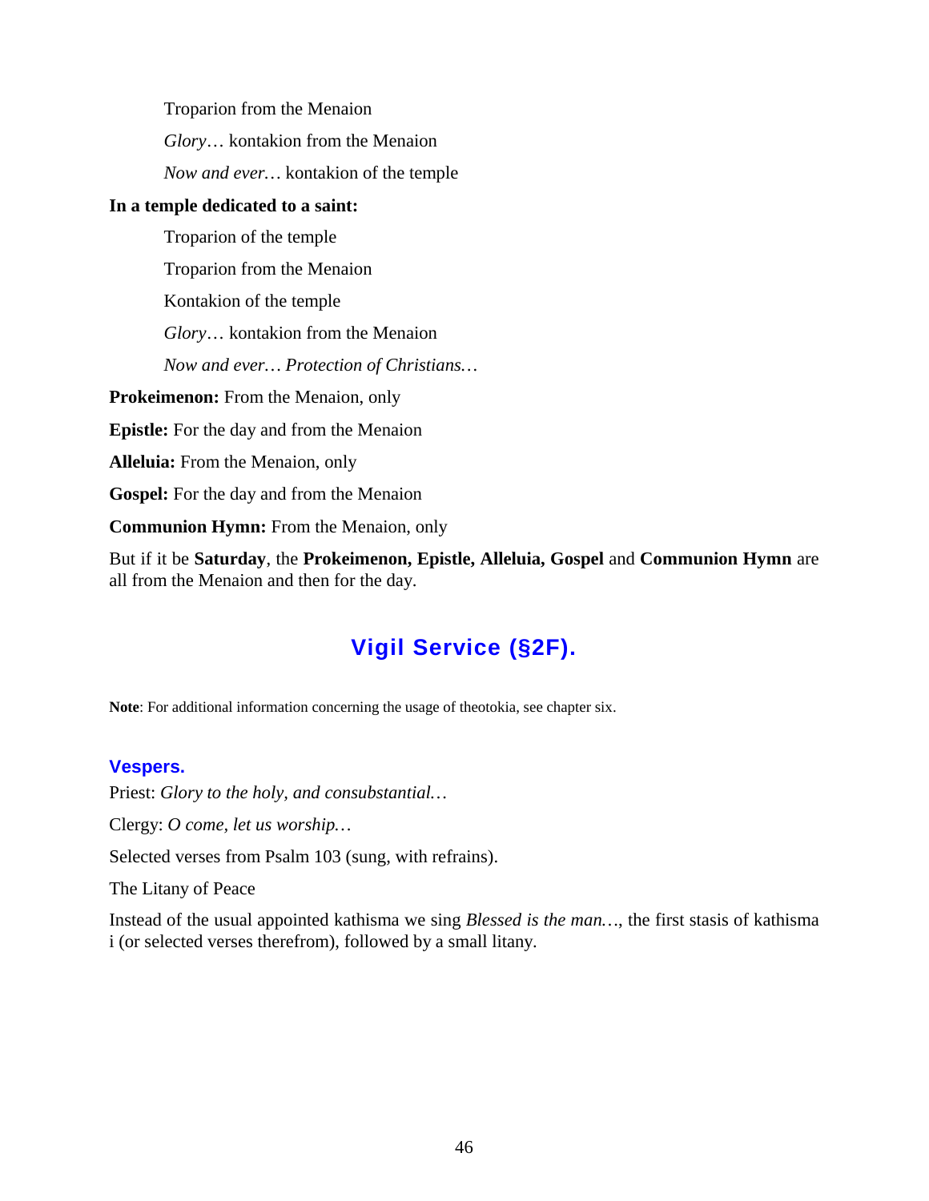Troparion from the Menaion

*Glory*… kontakion from the Menaion

*Now and ever…* kontakion of the temple

**In a temple dedicated to a saint:**

Troparion of the temple

Troparion from the Menaion

Kontakion of the temple

*Glory*… kontakion from the Menaion

*Now and ever… Protection of Christians…*

**Prokeimenon:** From the Menaion, only

**Epistle:** For the day and from the Menaion

**Alleluia:** From the Menaion, only

**Gospel:** For the day and from the Menaion

**Communion Hymn:** From the Menaion, only

But if it be **Saturday**, the **Prokeimenon, Epistle, Alleluia, Gospel** and **Communion Hymn** are all from the Menaion and then for the day.

## Vigil Service (§2F).

**Note**: For additional information concerning the usage of theotokia, see chapter six.

### Vespers.

Priest: *Glory to the holy, and consubstantial…*

Clergy: *O come, let us worship…*

Selected verses from Psalm 103 (sung, with refrains).

The Litany of Peace

Instead of the usual appointed kathisma we sing *Blessed is the man…*, the first stasis of kathisma i (or selected verses therefrom), followed by a small litany.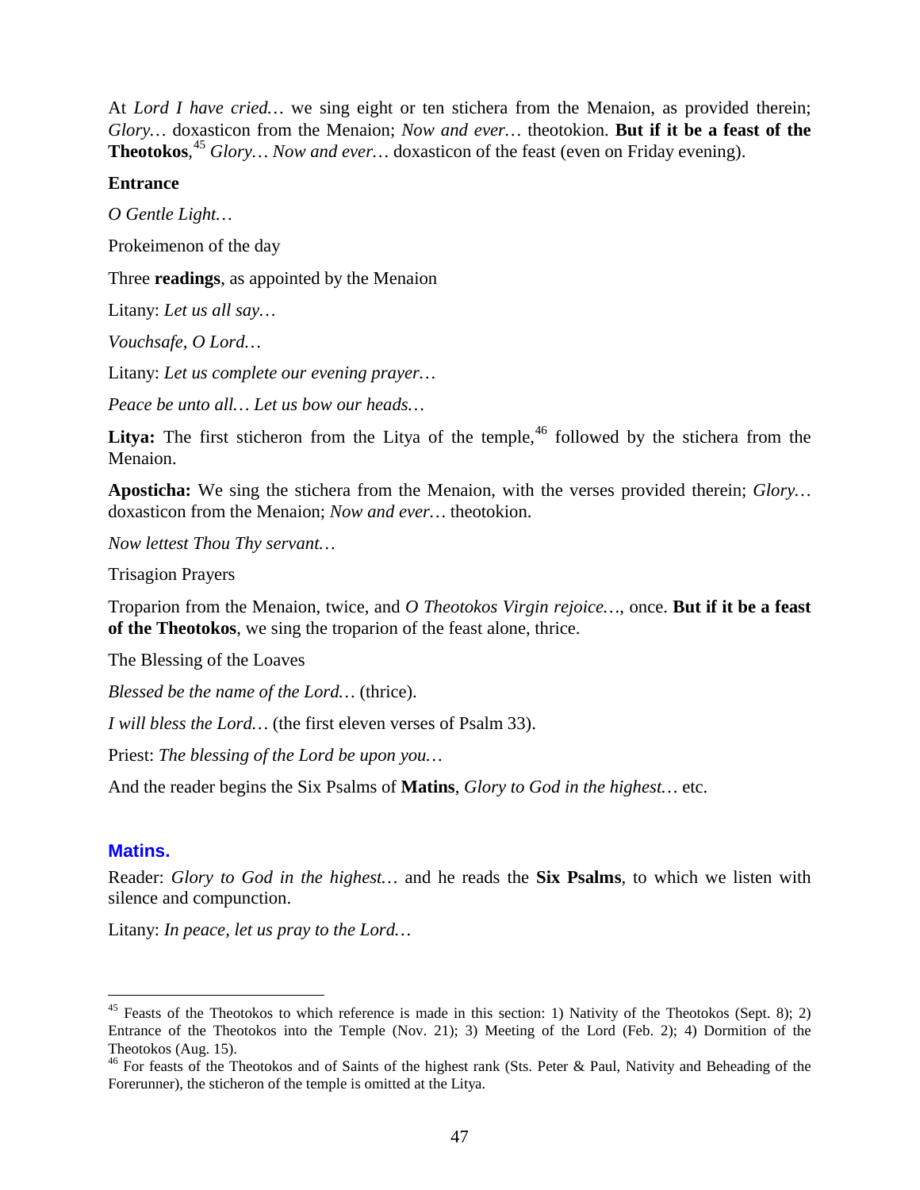At *Lord I have cried…* we sing eight or ten stichera from the Menaion, as provided therein; *Glory…* doxasticon from the Menaion; *Now and ever…* theotokion. **But if it be a feast of the Theotokos**,[45] *Glory… Now and ever…* doxasticon of the feast (even on Friday evening).

**Entrance**

*O Gentle Light…*

Prokeimenon of the day

Three **readings**, as appointed by the Menaion

Litany: *Let us all say…*

*Vouchsafe, O Lord…*

Litany: *Let us complete our evening prayer…*

*Peace be unto all… Let us bow our heads…*

**Litya:** The first sticheron from the Litya of the temple,[46] followed by the stichera from the Menaion.

**Aposticha:** We sing the stichera from the Menaion, with the verses provided therein; *Glory…* doxasticon from the Menaion; *Now and ever…* theotokion.

*Now lettest Thou Thy servant…*

Trisagion Prayers

Troparion from the Menaion, twice, and *O Theotokos Virgin rejoice…*, once. **But if it be a feast of the Theotokos**, we sing the troparion of the feast alone, thrice.

The Blessing of the Loaves

*Blessed be the name of the Lord…* (thrice).

*I will bless the Lord…* (the first eleven verses of Psalm 33).

Priest: *The blessing of the Lord be upon you…*

And the reader begins the Six Psalms of **Matins**, *Glory to God in the highest…* etc.

## Matins.

Reader: *Glory to God in the highest…* and he reads the **Six Psalms**, to which we listen with silence and compunction.

Litany: *In peace, let us pray to the Lord…*

---

[45] Feasts of the Theotokos to which reference is made in this section: 1) Nativity of the Theotokos (Sept. 8); 2) Entrance of the Theotokos into the Temple (Nov. 21); 3) Meeting of the Lord (Feb. 2); 4) Dormition of the Theotokos (Aug. 15).

[46] For feasts of the Theotokos and of Saints of the highest rank (Sts. Peter & Paul, Nativity and Beheading of the Forerunner), the sticheron of the temple is omitted at the Litya.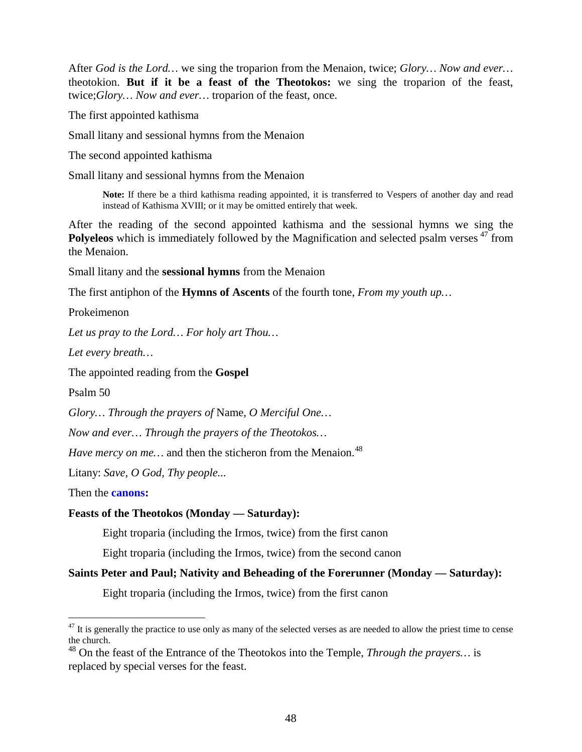After *God is the Lord…* we sing the troparion from the Menaion, twice; *Glory… Now and ever…* theotokion. **But if it be a feast of the Theotokos:** we sing the troparion of the feast, twice;*Glory… Now and ever…* troparion of the feast, once.

The first appointed kathisma

Small litany and sessional hymns from the Menaion

The second appointed kathisma

Small litany and sessional hymns from the Menaion

> **Note:** If there be a third kathisma reading appointed, it is transferred to Vespers of another day and read instead of Kathisma XVIII; or it may be omitted entirely that week.

After the reading of the second appointed kathisma and the sessional hymns we sing the **Polyeleos** which is immediately followed by the Magnification and selected psalm verses [47] from the Menaion.

Small litany and the **sessional hymns** from the Menaion

The first antiphon of the **Hymns of Ascents** of the fourth tone, *From my youth up…*

Prokeimenon

*Let us pray to the Lord… For holy art Thou…*

*Let every breath…*

The appointed reading from the **Gospel**

Psalm 50

*Glory… Through the prayers of* Name, *O Merciful One…*

*Now and ever… Through the prayers of the Theotokos…*

*Have mercy on me…* and then the sticheron from the Menaion.[48]

Litany: *Save, O God, Thy people...*

Then the **canons:**

**Feasts of the Theotokos (Monday — Saturday):**

> Eight troparia (including the Irmos, twice) from the first canon
>
> Eight troparia (including the Irmos, twice) from the second canon

**Saints Peter and Paul; Nativity and Beheading of the Forerunner (Monday — Saturday):**

> Eight troparia (including the Irmos, twice) from the first canon

---

[47] It is generally the practice to use only as many of the selected verses as are needed to allow the priest time to cense the church.

[48] On the feast of the Entrance of the Theotokos into the Temple, *Through the prayers…* is replaced by special verses for the feast.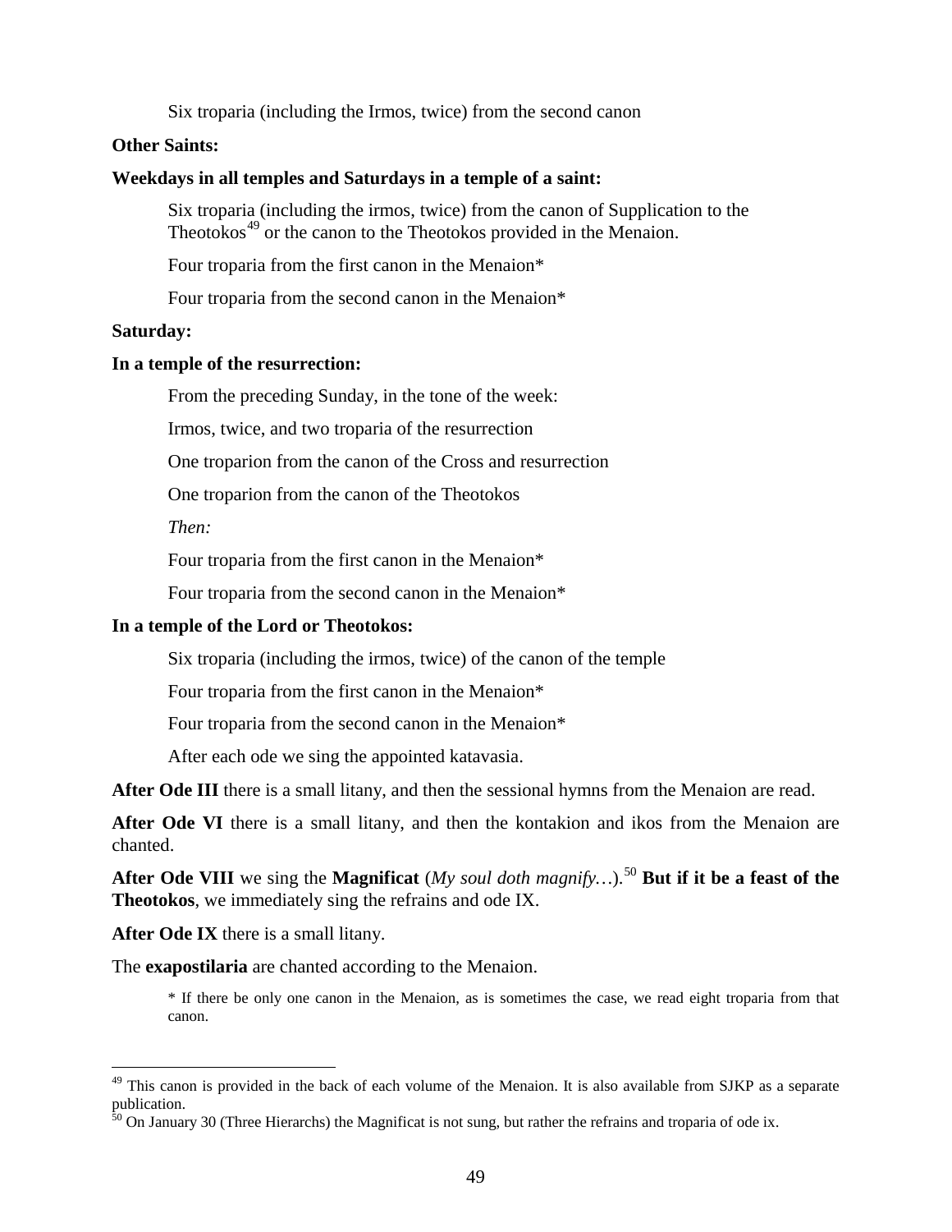Six troparia (including the Irmos, twice) from the second canon

**Other Saints:**

**Weekdays in all temples and Saturdays in a temple of a saint:**

Six troparia (including the irmos, twice) from the canon of Supplication to the Theotokos[49] or the canon to the Theotokos provided in the Menaion.

Four troparia from the first canon in the Menaion*

Four troparia from the second canon in the Menaion*

**Saturday:**

**In a temple of the resurrection:**

From the preceding Sunday, in the tone of the week:

Irmos, twice, and two troparia of the resurrection

One troparion from the canon of the Cross and resurrection

One troparion from the canon of the Theotokos

*Then:*

Four troparia from the first canon in the Menaion*

Four troparia from the second canon in the Menaion*

**In a temple of the Lord or Theotokos:**

Six troparia (including the irmos, twice) of the canon of the temple

Four troparia from the first canon in the Menaion*

Four troparia from the second canon in the Menaion*

After each ode we sing the appointed katavasia.

**After Ode III** there is a small litany, and then the sessional hymns from the Menaion are read.

**After Ode VI** there is a small litany, and then the kontakion and ikos from the Menaion are chanted.

**After Ode VIII** we sing the **Magnificat** (*My soul doth magnify…*).[50] **But if it be a feast of the Theotokos**, we immediately sing the refrains and ode IX.

**After Ode IX** there is a small litany.

The **exapostilaria** are chanted according to the Menaion.

* If there be only one canon in the Menaion, as is sometimes the case, we read eight troparia from that canon.

---

[49] This canon is provided in the back of each volume of the Menaion. It is also available from SJKP as a separate publication.

[50] On January 30 (Three Hierarchs) the Magnificat is not sung, but rather the refrains and troparia of ode ix.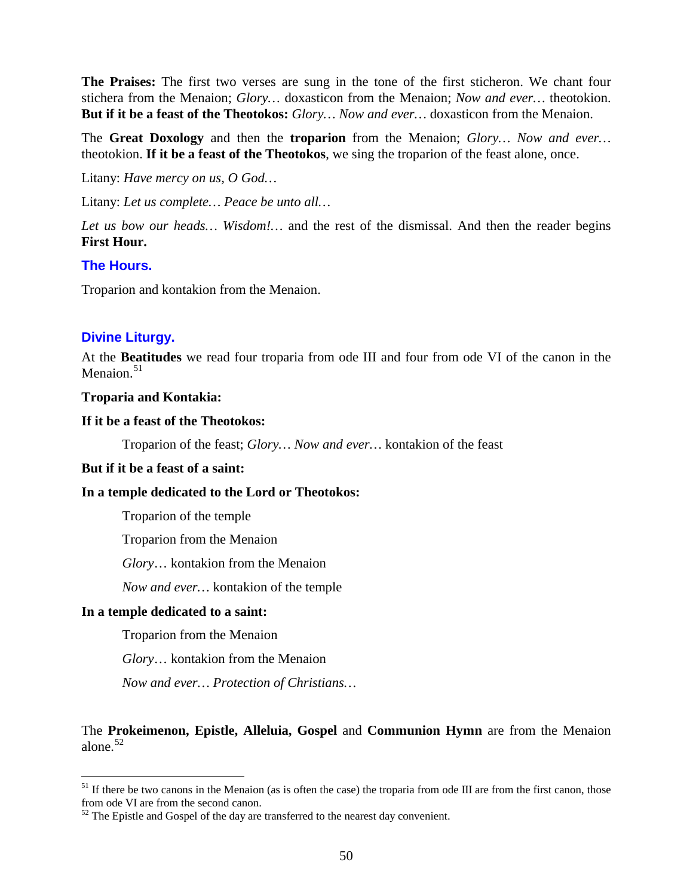**The Praises:** The first two verses are sung in the tone of the first sticheron. We chant four stichera from the Menaion; *Glory…* doxasticon from the Menaion; *Now and ever…* theotokion. **But if it be a feast of the Theotokos:** *Glory… Now and ever…* doxasticon from the Menaion.

The **Great Doxology** and then the **troparion** from the Menaion; *Glory… Now and ever…* theotokion. **If it be a feast of the Theotokos**, we sing the troparion of the feast alone, once.

Litany: *Have mercy on us, O God…*

Litany: *Let us complete… Peace be unto all…*

*Let us bow our heads… Wisdom!…* and the rest of the dismissal. And then the reader begins **First Hour.**

### The Hours.

Troparion and kontakion from the Menaion.

### Divine Liturgy.

At the **Beatitudes** we read four troparia from ode III and four from ode VI of the canon in the Menaion.[51]

**Troparia and Kontakia:**

**If it be a feast of the Theotokos:**

> Troparion of the feast; *Glory… Now and ever…* kontakion of the feast

**But if it be a feast of a saint:**

**In a temple dedicated to the Lord or Theotokos:**

> Troparion of the temple
>
> Troparion from the Menaion
>
> *Glory*… kontakion from the Menaion
>
> *Now and ever…* kontakion of the temple

**In a temple dedicated to a saint:**

> Troparion from the Menaion
>
> *Glory*… kontakion from the Menaion
>
> *Now and ever… Protection of Christians…*

The **Prokeimenon, Epistle, Alleluia, Gospel** and **Communion Hymn** are from the Menaion alone.[52]

---

[51] If there be two canons in the Menaion (as is often the case) the troparia from ode III are from the first canon, those from ode VI are from the second canon.

[52] The Epistle and Gospel of the day are transferred to the nearest day convenient.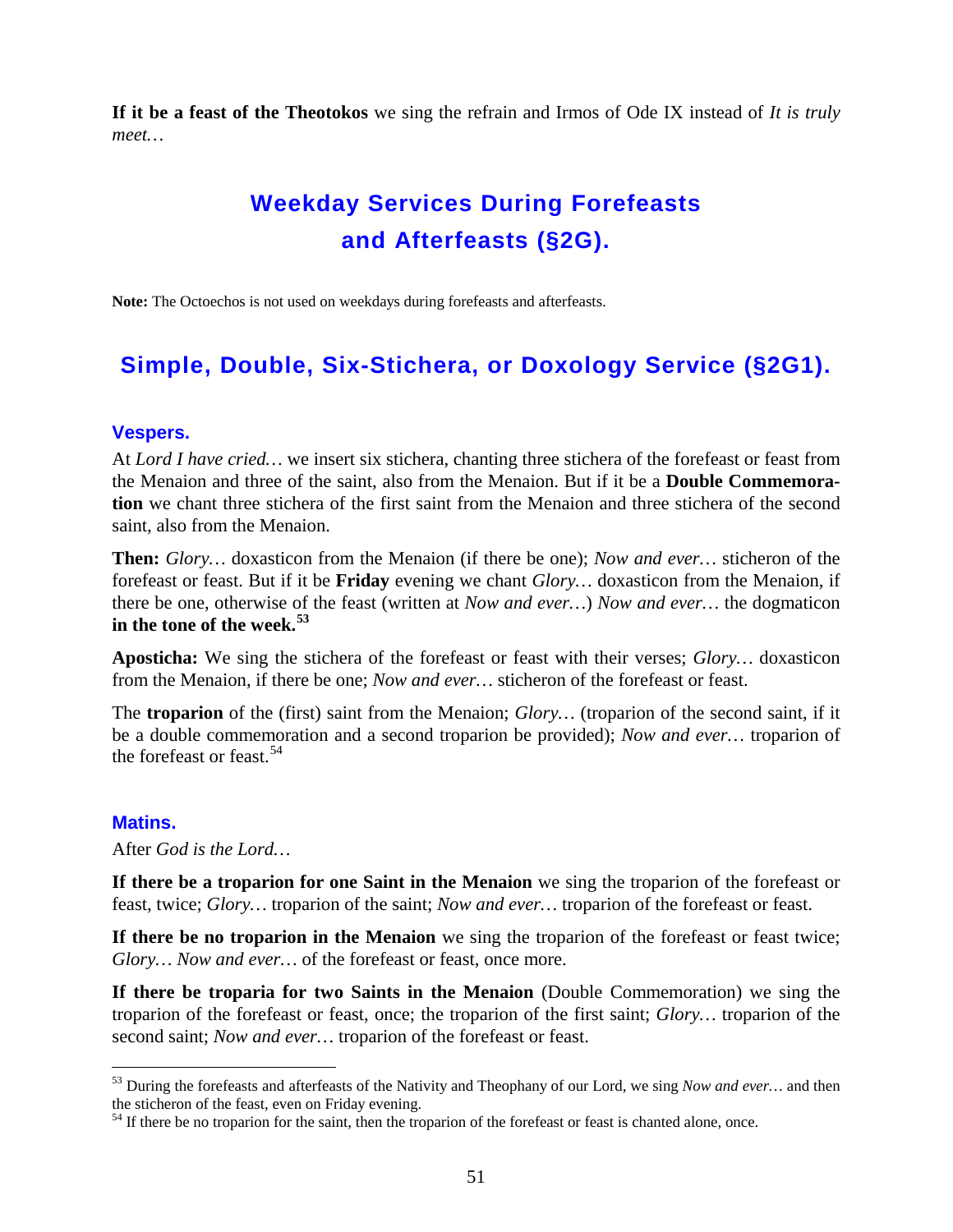**If it be a feast of the Theotokos** we sing the refrain and Irmos of Ode IX instead of *It is truly meet…*

## Weekday Services During Forefeasts and Afterfeasts (§2G).

**Note:** The Octoechos is not used on weekdays during forefeasts and afterfeasts.

## Simple, Double, Six-Stichera, or Doxology Service (§2G1).

### Vespers.

At *Lord I have cried…* we insert six stichera, chanting three stichera of the forefeast or feast from the Menaion and three of the saint, also from the Menaion. But if it be a **Double Commemoration** we chant three stichera of the first saint from the Menaion and three stichera of the second saint, also from the Menaion.

**Then:** *Glory…* doxasticon from the Menaion (if there be one); *Now and ever…* sticheron of the forefeast or feast. But if it be **Friday** evening we chant *Glory…* doxasticon from the Menaion, if there be one, otherwise of the feast (written at *Now and ever…*) *Now and ever…* the dogmaticon **in the tone of the week.**[53]

**Aposticha:** We sing the stichera of the forefeast or feast with their verses; *Glory…* doxasticon from the Menaion, if there be one; *Now and ever…* sticheron of the forefeast or feast.

The **troparion** of the (first) saint from the Menaion; *Glory…* (troparion of the second saint, if it be a double commemoration and a second troparion be provided); *Now and ever…* troparion of the forefeast or feast.[54]

### Matins.

After *God is the Lord…*

**If there be a troparion for one Saint in the Menaion** we sing the troparion of the forefeast or feast, twice; *Glory…* troparion of the saint; *Now and ever…* troparion of the forefeast or feast.

**If there be no troparion in the Menaion** we sing the troparion of the forefeast or feast twice; *Glory… Now and ever…* of the forefeast or feast, once more.

**If there be troparia for two Saints in the Menaion** (Double Commemoration) we sing the troparion of the forefeast or feast, once; the troparion of the first saint; *Glory…* troparion of the second saint; *Now and ever…* troparion of the forefeast or feast.

---

[53] During the forefeasts and afterfeasts of the Nativity and Theophany of our Lord, we sing *Now and ever…* and then the sticheron of the feast, even on Friday evening.

[54] If there be no troparion for the saint, then the troparion of the forefeast or feast is chanted alone, once.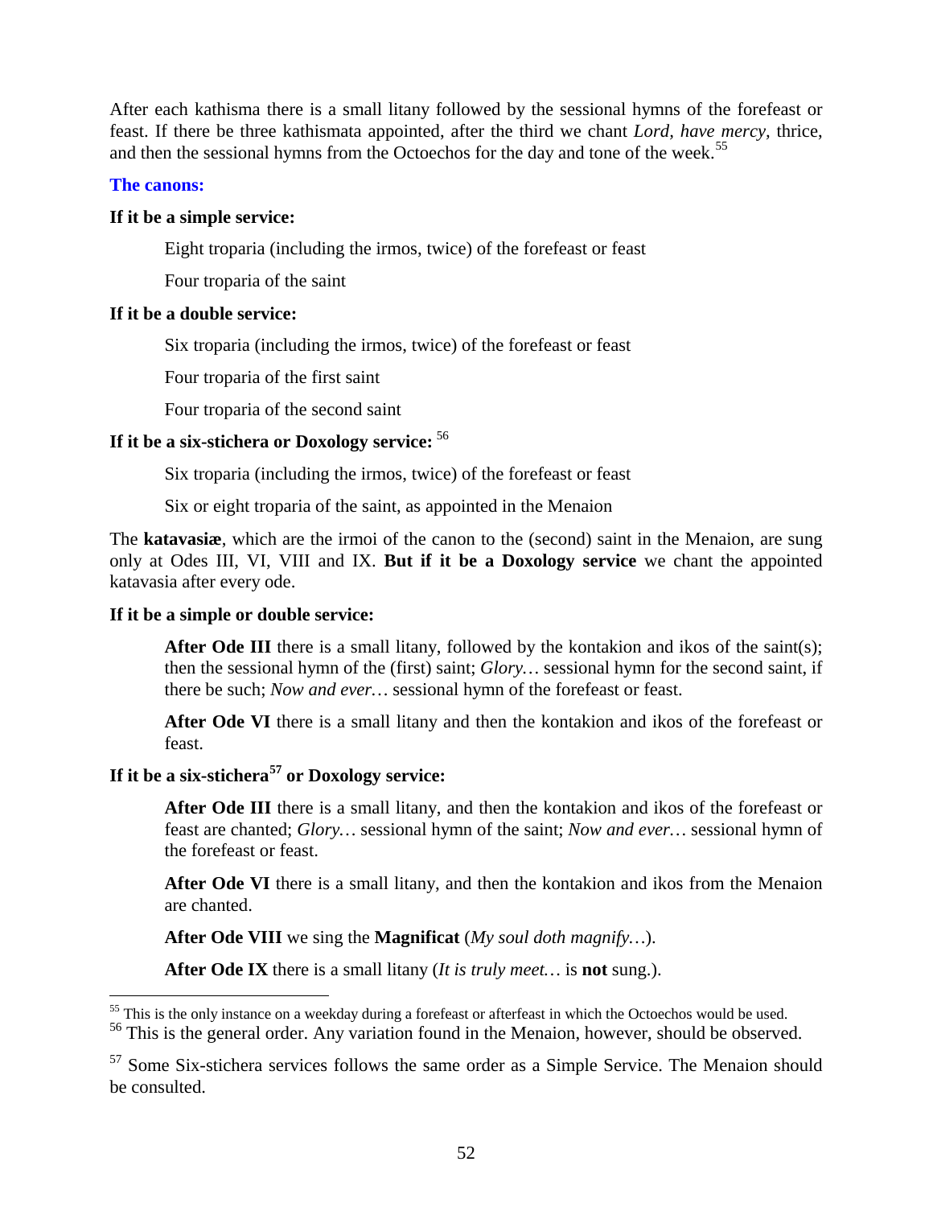After each kathisma there is a small litany followed by the sessional hymns of the forefeast or feast. If there be three kathismata appointed, after the third we chant *Lord, have mercy*, thrice, and then the sessional hymns from the Octoechos for the day and tone of the week.[55]

### The canons:

**If it be a simple service:**

Eight troparia (including the irmos, twice) of the forefeast or feast

Four troparia of the saint

**If it be a double service:**

Six troparia (including the irmos, twice) of the forefeast or feast

Four troparia of the first saint

Four troparia of the second saint

**If it be a six-stichera or Doxology service:** [56]

Six troparia (including the irmos, twice) of the forefeast or feast

Six or eight troparia of the saint, as appointed in the Menaion

The **katavasiæ**, which are the irmoi of the canon to the (second) saint in the Menaion, are sung only at Odes III, VI, VIII and IX. **But if it be a Doxology service** we chant the appointed katavasia after every ode.

**If it be a simple or double service:**

**After Ode III** there is a small litany, followed by the kontakion and ikos of the saint(s); then the sessional hymn of the (first) saint; *Glory…* sessional hymn for the second saint, if there be such; *Now and ever…* sessional hymn of the forefeast or feast.

**After Ode VI** there is a small litany and then the kontakion and ikos of the forefeast or feast.

**If it be a six-stichera[57] or Doxology service:**

**After Ode III** there is a small litany, and then the kontakion and ikos of the forefeast or feast are chanted; *Glory…* sessional hymn of the saint; *Now and ever…* sessional hymn of the forefeast or feast.

**After Ode VI** there is a small litany, and then the kontakion and ikos from the Menaion are chanted.

**After Ode VIII** we sing the **Magnificat** (*My soul doth magnify…*).

**After Ode IX** there is a small litany (*It is truly meet…* is **not** sung.).

---

[55] This is the only instance on a weekday during a forefeast or afterfeast in which the Octoechos would be used.

[56] This is the general order. Any variation found in the Menaion, however, should be observed.

[57] Some Six-stichera services follows the same order as a Simple Service. The Menaion should be consulted.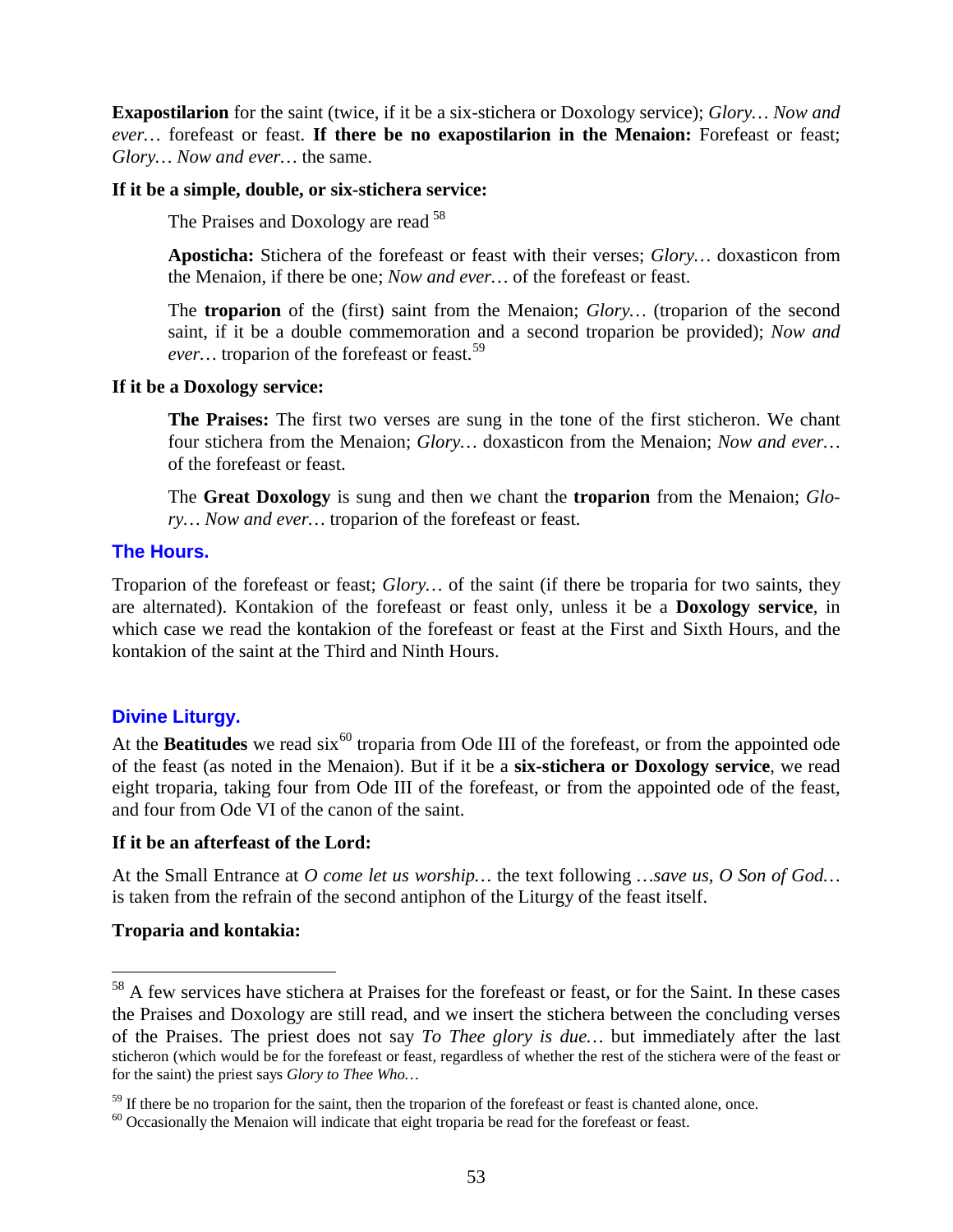**Exapostilarion** for the saint (twice, if it be a six-stichera or Doxology service); *Glory… Now and ever…* forefeast or feast. **If there be no exapostilarion in the Menaion:** Forefeast or feast; *Glory… Now and ever…* the same.

**If it be a simple, double, or six-stichera service:**

The Praises and Doxology are read [58]

**Aposticha:** Stichera of the forefeast or feast with their verses; *Glory…* doxasticon from the Menaion, if there be one; *Now and ever…* of the forefeast or feast.

The **troparion** of the (first) saint from the Menaion; *Glory…* (troparion of the second saint, if it be a double commemoration and a second troparion be provided); *Now and ever…* troparion of the forefeast or feast.[59]

**If it be a Doxology service:**

**The Praises:** The first two verses are sung in the tone of the first sticheron. We chant four stichera from the Menaion; *Glory…* doxasticon from the Menaion; *Now and ever…* of the forefeast or feast.

The **Great Doxology** is sung and then we chant the **troparion** from the Menaion; *Glory… Now and ever…* troparion of the forefeast or feast.

## The Hours.

Troparion of the forefeast or feast; *Glory…* of the saint (if there be troparia for two saints, they are alternated). Kontakion of the forefeast or feast only, unless it be a **Doxology service**, in which case we read the kontakion of the forefeast or feast at the First and Sixth Hours, and the kontakion of the saint at the Third and Ninth Hours.

## Divine Liturgy.

At the **Beatitudes** we read six[60] troparia from Ode III of the forefeast, or from the appointed ode of the feast (as noted in the Menaion). But if it be a **six-stichera or Doxology service**, we read eight troparia, taking four from Ode III of the forefeast, or from the appointed ode of the feast, and four from Ode VI of the canon of the saint.

**If it be an afterfeast of the Lord:**

At the Small Entrance at *O come let us worship…* the text following *…save us, O Son of God…* is taken from the refrain of the second antiphon of the Liturgy of the feast itself.

**Troparia and kontakia:**

---

[58] A few services have stichera at Praises for the forefeast or feast, or for the Saint. In these cases the Praises and Doxology are still read, and we insert the stichera between the concluding verses of the Praises. The priest does not say *To Thee glory is due…* but immediately after the last sticheron (which would be for the forefeast or feast, regardless of whether the rest of the stichera were of the feast or for the saint) the priest says *Glory to Thee Who…*

[59] If there be no troparion for the saint, then the troparion of the forefeast or feast is chanted alone, once.

[60] Occasionally the Menaion will indicate that eight troparia be read for the forefeast or feast.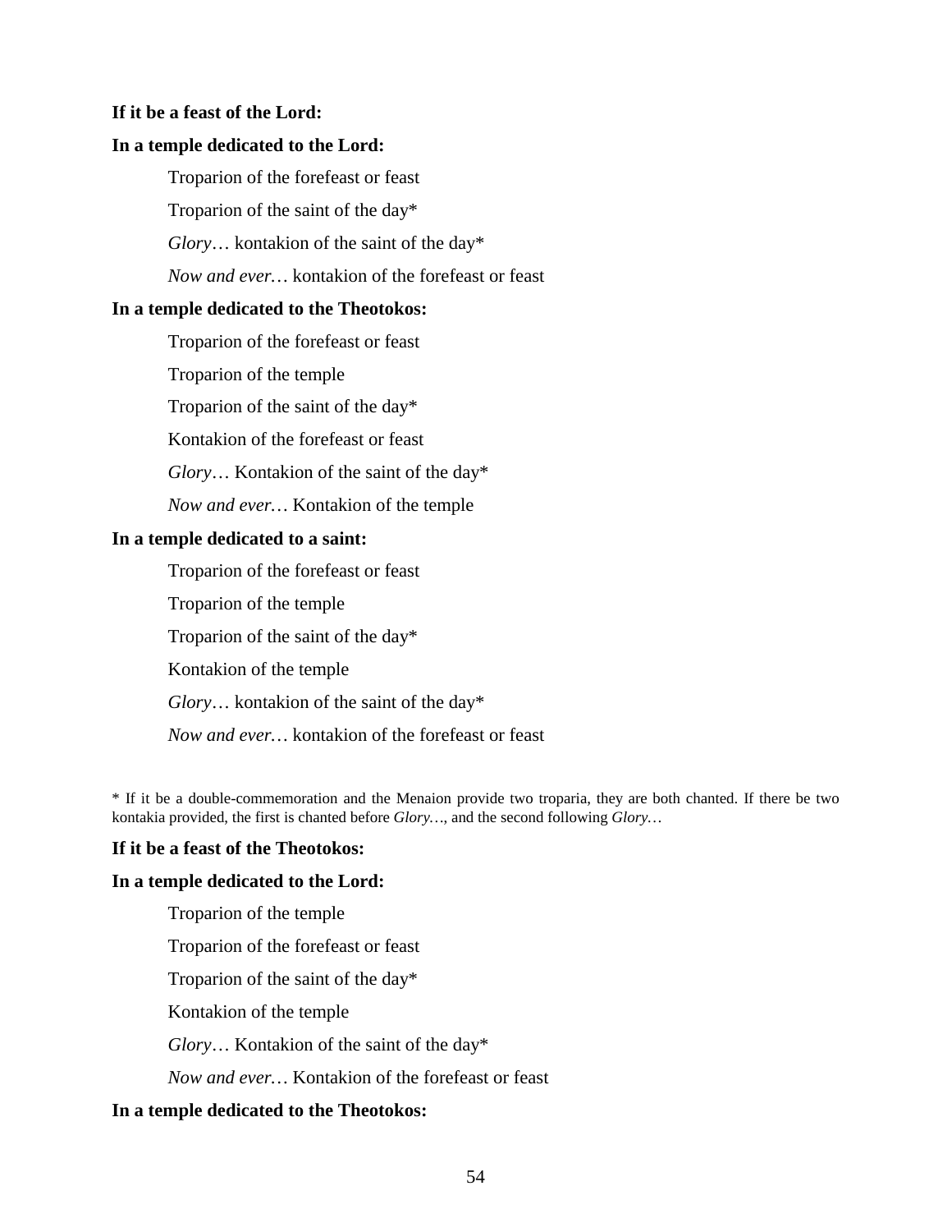**If it be a feast of the Lord:**

**In a temple dedicated to the Lord:**

Troparion of the forefeast or feast

Troparion of the saint of the day*

*Glory*… kontakion of the saint of the day*

*Now and ever…* kontakion of the forefeast or feast

**In a temple dedicated to the Theotokos:**

Troparion of the forefeast or feast

Troparion of the temple

Troparion of the saint of the day*

Kontakion of the forefeast or feast

*Glory*… Kontakion of the saint of the day*

*Now and ever…* Kontakion of the temple

**In a temple dedicated to a saint:**

Troparion of the forefeast or feast

Troparion of the temple

Troparion of the saint of the day*

Kontakion of the temple

*Glory*… kontakion of the saint of the day*

*Now and ever…* kontakion of the forefeast or feast

* If it be a double-commemoration and the Menaion provide two troparia, they are both chanted. If there be two kontakia provided, the first is chanted before *Glory…*, and the second following *Glory…*

**If it be a feast of the Theotokos:**

**In a temple dedicated to the Lord:**

Troparion of the temple

Troparion of the forefeast or feast

Troparion of the saint of the day*

Kontakion of the temple

*Glory*… Kontakion of the saint of the day*

*Now and ever…* Kontakion of the forefeast or feast

**In a temple dedicated to the Theotokos:**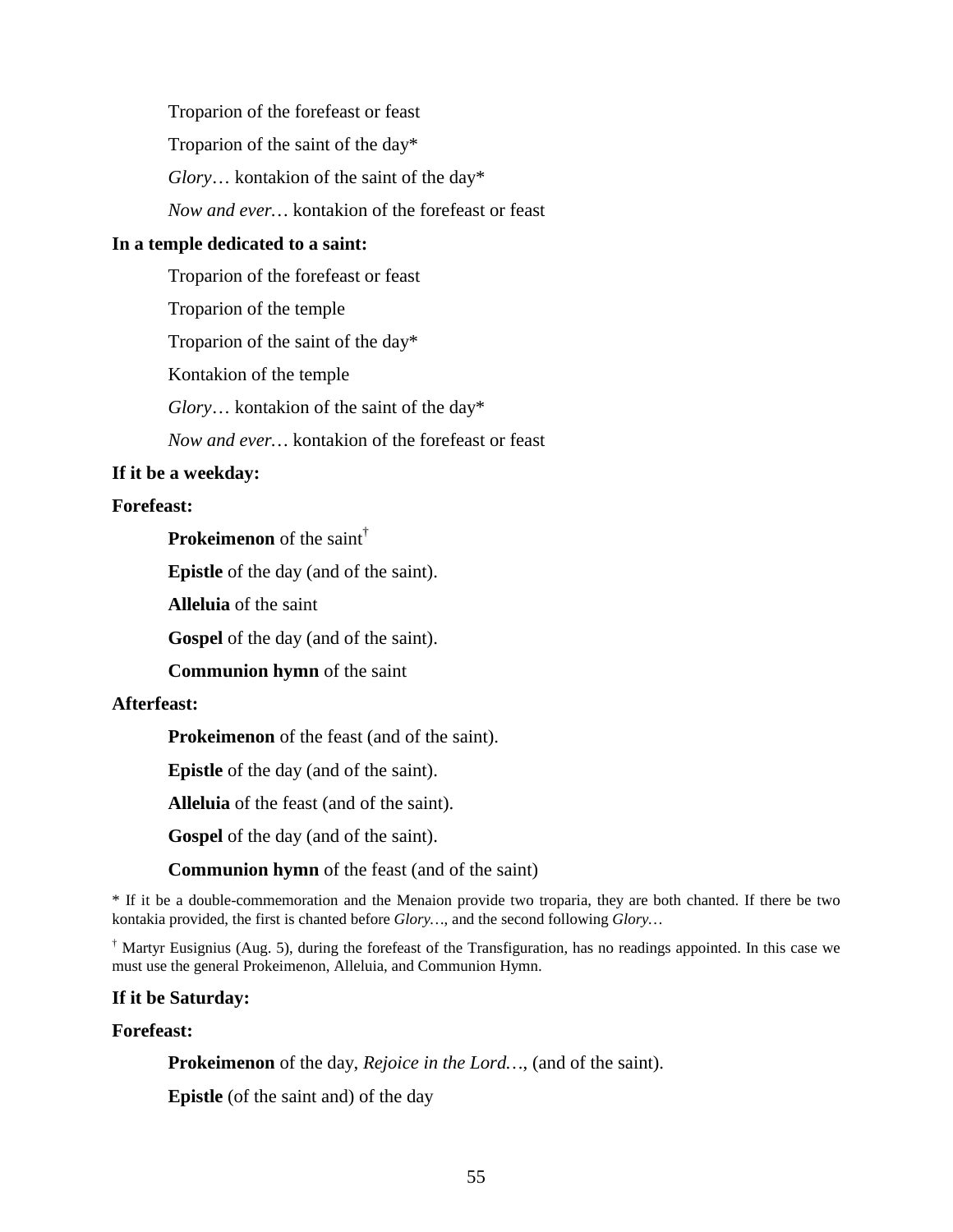Troparion of the forefeast or feast

Troparion of the saint of the day*

*Glory*… kontakion of the saint of the day*

*Now and ever…* kontakion of the forefeast or feast

**In a temple dedicated to a saint:**

Troparion of the forefeast or feast

Troparion of the temple

Troparion of the saint of the day*

Kontakion of the temple

*Glory*… kontakion of the saint of the day*

*Now and ever…* kontakion of the forefeast or feast

**If it be a weekday:**

**Forefeast:**

**Prokeimenon** of the saint†

**Epistle** of the day (and of the saint).

**Alleluia** of the saint

**Gospel** of the day (and of the saint).

**Communion hymn** of the saint

**Afterfeast:**

**Prokeimenon** of the feast (and of the saint).

**Epistle** of the day (and of the saint).

**Alleluia** of the feast (and of the saint).

**Gospel** of the day (and of the saint).

**Communion hymn** of the feast (and of the saint)

* If it be a double-commemoration and the Menaion provide two troparia, they are both chanted. If there be two kontakia provided, the first is chanted before *Glory…*, and the second following *Glory…*

† Martyr Eusignius (Aug. 5), during the forefeast of the Transfiguration, has no readings appointed. In this case we must use the general Prokeimenon, Alleluia, and Communion Hymn.

**If it be Saturday:**

**Forefeast:**

**Prokeimenon** of the day, *Rejoice in the Lord…*, (and of the saint).

**Epistle** (of the saint and) of the day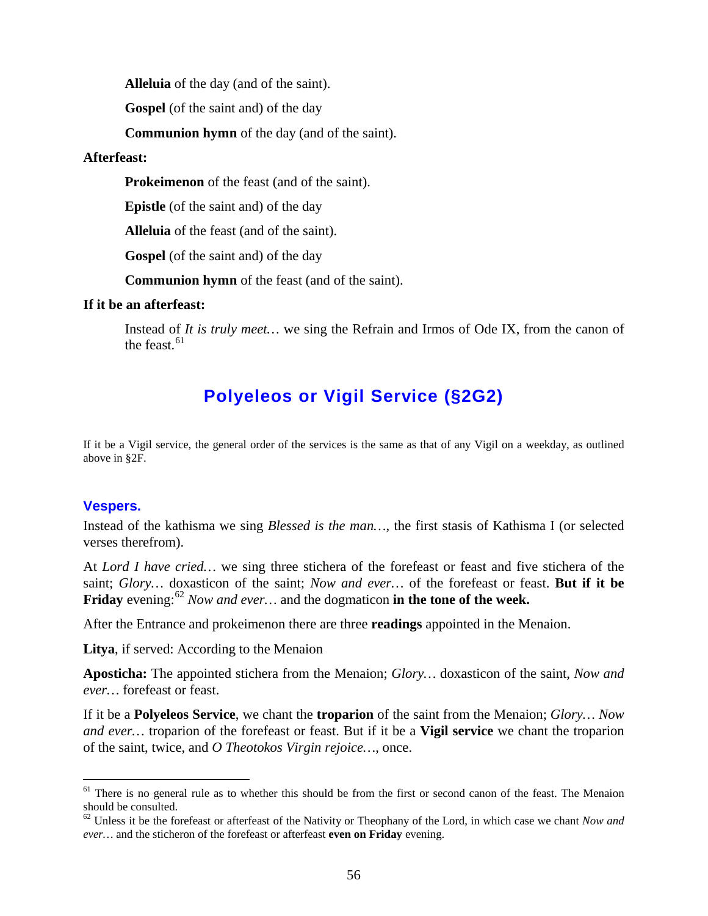**Alleluia** of the day (and of the saint).

**Gospel** (of the saint and) of the day

**Communion hymn** of the day (and of the saint).

**Afterfeast:**

**Prokeimenon** of the feast (and of the saint).

**Epistle** (of the saint and) of the day

**Alleluia** of the feast (and of the saint).

**Gospel** (of the saint and) of the day

**Communion hymn** of the feast (and of the saint).

**If it be an afterfeast:**

Instead of *It is truly meet…* we sing the Refrain and Irmos of Ode IX, from the canon of the feast.[61]

## Polyeleos or Vigil Service (§2G2)

If it be a Vigil service, the general order of the services is the same as that of any Vigil on a weekday, as outlined above in §2F.

### Vespers.

Instead of the kathisma we sing *Blessed is the man…*, the first stasis of Kathisma I (or selected verses therefrom).

At *Lord I have cried…* we sing three stichera of the forefeast or feast and five stichera of the saint; *Glory…* doxasticon of the saint; *Now and ever…* of the forefeast or feast. **But if it be Friday** evening:[62] *Now and ever…* and the dogmaticon **in the tone of the week.**

After the Entrance and prokeimenon there are three **readings** appointed in the Menaion.

**Litya**, if served: According to the Menaion

**Aposticha:** The appointed stichera from the Menaion; *Glory…* doxasticon of the saint, *Now and ever…* forefeast or feast.

If it be a **Polyeleos Service**, we chant the **troparion** of the saint from the Menaion; *Glory… Now and ever…* troparion of the forefeast or feast. But if it be a **Vigil service** we chant the troparion of the saint, twice, and *O Theotokos Virgin rejoice…*, once.

---

[61] There is no general rule as to whether this should be from the first or second canon of the feast. The Menaion should be consulted.

[62] Unless it be the forefeast or afterfeast of the Nativity or Theophany of the Lord, in which case we chant *Now and ever…* and the sticheron of the forefeast or afterfeast **even on Friday** evening.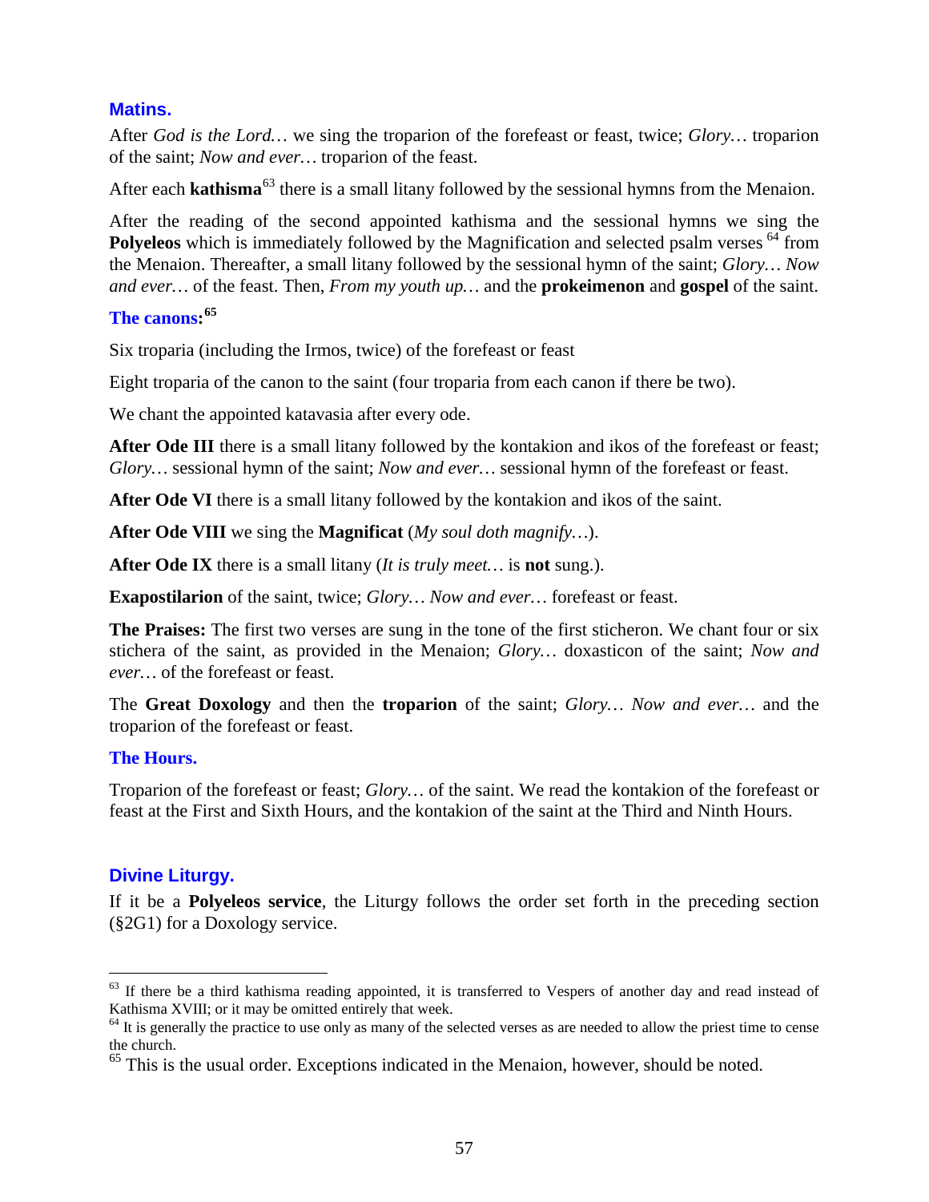### Matins.

After *God is the Lord…* we sing the troparion of the forefeast or feast, twice; *Glory…* troparion of the saint; *Now and ever…* troparion of the feast.

After each **kathisma**[63] there is a small litany followed by the sessional hymns from the Menaion.

After the reading of the second appointed kathisma and the sessional hymns we sing the **Polyeleos** which is immediately followed by the Magnification and selected psalm verses [64] from the Menaion. Thereafter, a small litany followed by the sessional hymn of the saint; *Glory… Now and ever…* of the feast. Then, *From my youth up…* and the **prokeimenon** and **gospel** of the saint.

### The canons:[65]

Six troparia (including the Irmos, twice) of the forefeast or feast

Eight troparia of the canon to the saint (four troparia from each canon if there be two).

We chant the appointed katavasia after every ode.

**After Ode III** there is a small litany followed by the kontakion and ikos of the forefeast or feast; *Glory…* sessional hymn of the saint; *Now and ever…* sessional hymn of the forefeast or feast.

**After Ode VI** there is a small litany followed by the kontakion and ikos of the saint.

**After Ode VIII** we sing the **Magnificat** (*My soul doth magnify…*).

**After Ode IX** there is a small litany (*It is truly meet…* is **not** sung.).

**Exapostilarion** of the saint, twice; *Glory… Now and ever…* forefeast or feast.

**The Praises:** The first two verses are sung in the tone of the first sticheron. We chant four or six stichera of the saint, as provided in the Menaion; *Glory…* doxasticon of the saint; *Now and ever…* of the forefeast or feast.

The **Great Doxology** and then the **troparion** of the saint; *Glory… Now and ever…* and the troparion of the forefeast or feast.

### The Hours.

Troparion of the forefeast or feast; *Glory…* of the saint. We read the kontakion of the forefeast or feast at the First and Sixth Hours, and the kontakion of the saint at the Third and Ninth Hours.

### Divine Liturgy.

If it be a **Polyeleos service**, the Liturgy follows the order set forth in the preceding section (§2G1) for a Doxology service.

---

[63] If there be a third kathisma reading appointed, it is transferred to Vespers of another day and read instead of Kathisma XVIII; or it may be omitted entirely that week.

[64] It is generally the practice to use only as many of the selected verses as are needed to allow the priest time to cense the church.

[65] This is the usual order. Exceptions indicated in the Menaion, however, should be noted.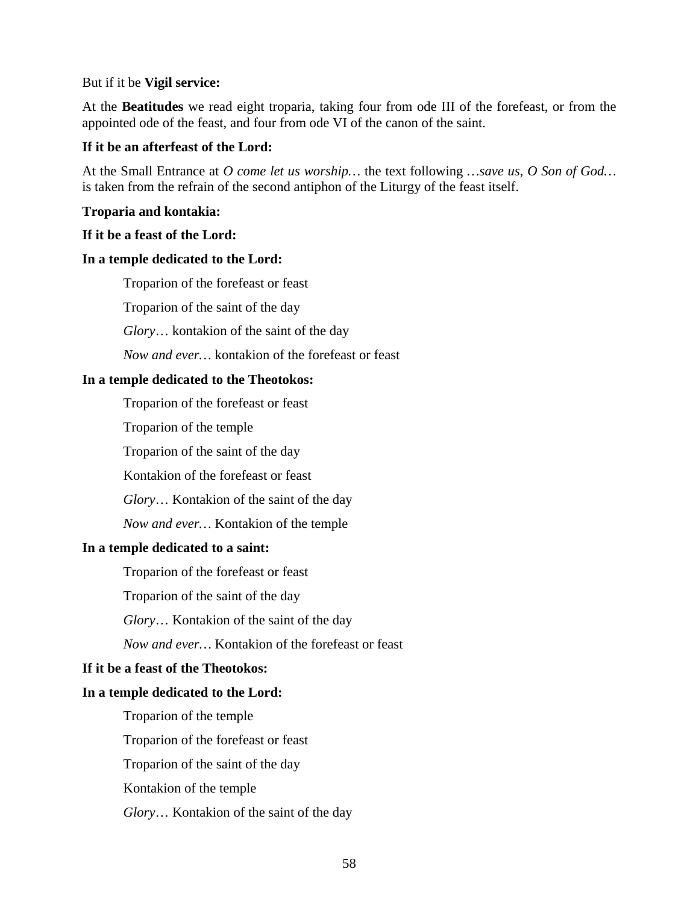But if it be **Vigil service:**

At the **Beatitudes** we read eight troparia, taking four from ode III of the forefeast, or from the appointed ode of the feast, and four from ode VI of the canon of the saint.

**If it be an afterfeast of the Lord:**

At the Small Entrance at *O come let us worship…* the text following *…save us, O Son of God…* is taken from the refrain of the second antiphon of the Liturgy of the feast itself.

**Troparia and kontakia:**

**If it be a feast of the Lord:**

**In a temple dedicated to the Lord:**

Troparion of the forefeast or feast

Troparion of the saint of the day

*Glory…* kontakion of the saint of the day

*Now and ever…* kontakion of the forefeast or feast

**In a temple dedicated to the Theotokos:**

Troparion of the forefeast or feast

Troparion of the temple

Troparion of the saint of the day

Kontakion of the forefeast or feast

*Glory…* Kontakion of the saint of the day

*Now and ever…* Kontakion of the temple

**In a temple dedicated to a saint:**

Troparion of the forefeast or feast

Troparion of the saint of the day

*Glory…* Kontakion of the saint of the day

*Now and ever…* Kontakion of the forefeast or feast

**If it be a feast of the Theotokos:**

**In a temple dedicated to the Lord:**

Troparion of the temple

Troparion of the forefeast or feast

Troparion of the saint of the day

Kontakion of the temple

*Glory…* Kontakion of the saint of the day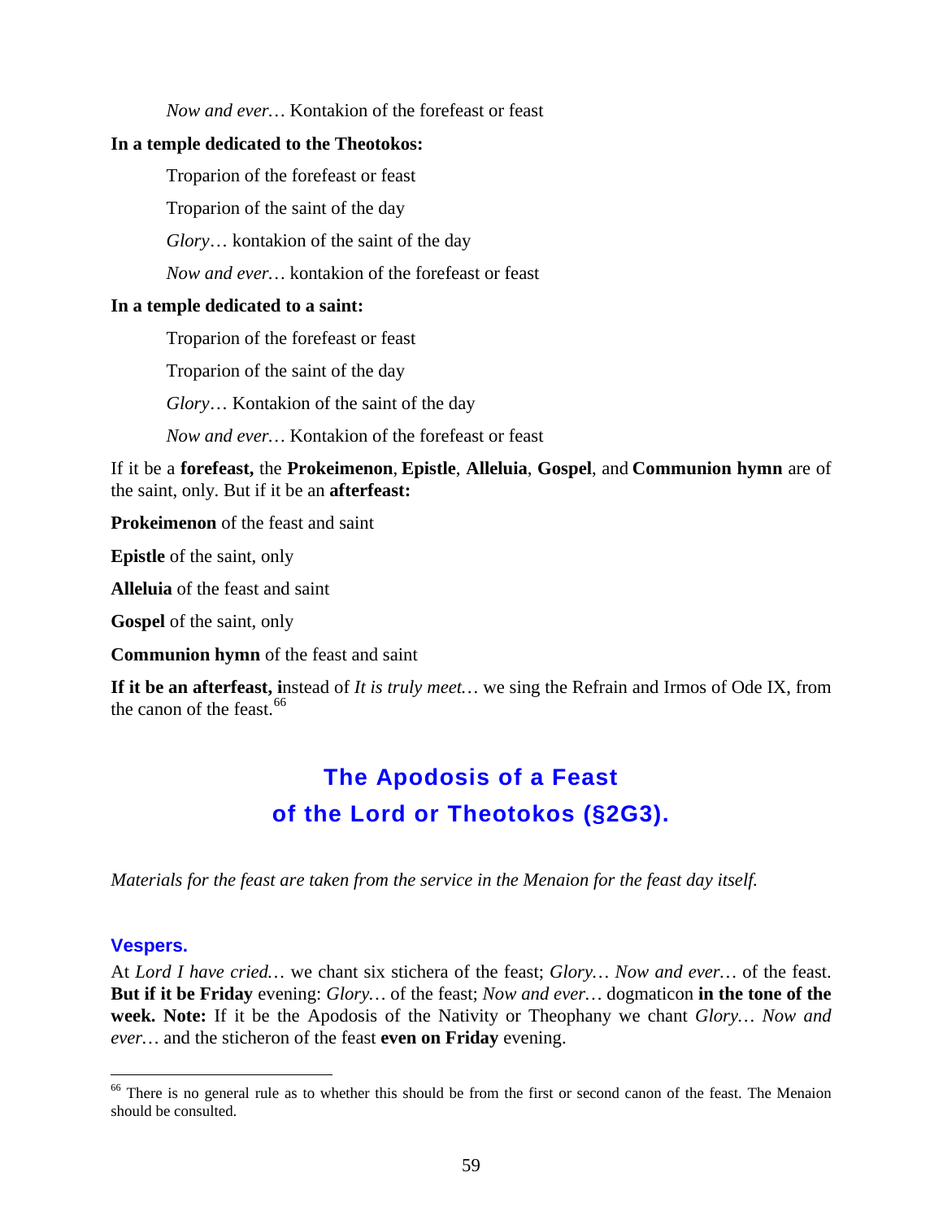*Now and ever…* Kontakion of the forefeast or feast

**In a temple dedicated to the Theotokos:**

Troparion of the forefeast or feast

Troparion of the saint of the day

*Glory…* kontakion of the saint of the day

*Now and ever…* kontakion of the forefeast or feast

**In a temple dedicated to a saint:**

Troparion of the forefeast or feast

Troparion of the saint of the day

*Glory…* Kontakion of the saint of the day

*Now and ever…* Kontakion of the forefeast or feast

If it be a **forefeast,** the **Prokeimenon**, **Epistle**, **Alleluia**, **Gospel**, and **Communion hymn** are of the saint, only. But if it be an **afterfeast:**

**Prokeimenon** of the feast and saint

**Epistle** of the saint, only

**Alleluia** of the feast and saint

**Gospel** of the saint, only

**Communion hymn** of the feast and saint

**If it be an afterfeast, i**nstead of *It is truly meet…* we sing the Refrain and Irmos of Ode IX, from the canon of the feast.[66]

## The Apodosis of a Feast of the Lord or Theotokos (§2G3).

*Materials for the feast are taken from the service in the Menaion for the feast day itself.*

### Vespers.

At *Lord I have cried…* we chant six stichera of the feast; *Glory… Now and ever…* of the feast. **But if it be Friday** evening: *Glory…* of the feast; *Now and ever…* dogmaticon **in the tone of the week. Note:** If it be the Apodosis of the Nativity or Theophany we chant *Glory… Now and ever…* and the sticheron of the feast **even on Friday** evening.

---

[66] There is no general rule as to whether this should be from the first or second canon of the feast. The Menaion should be consulted.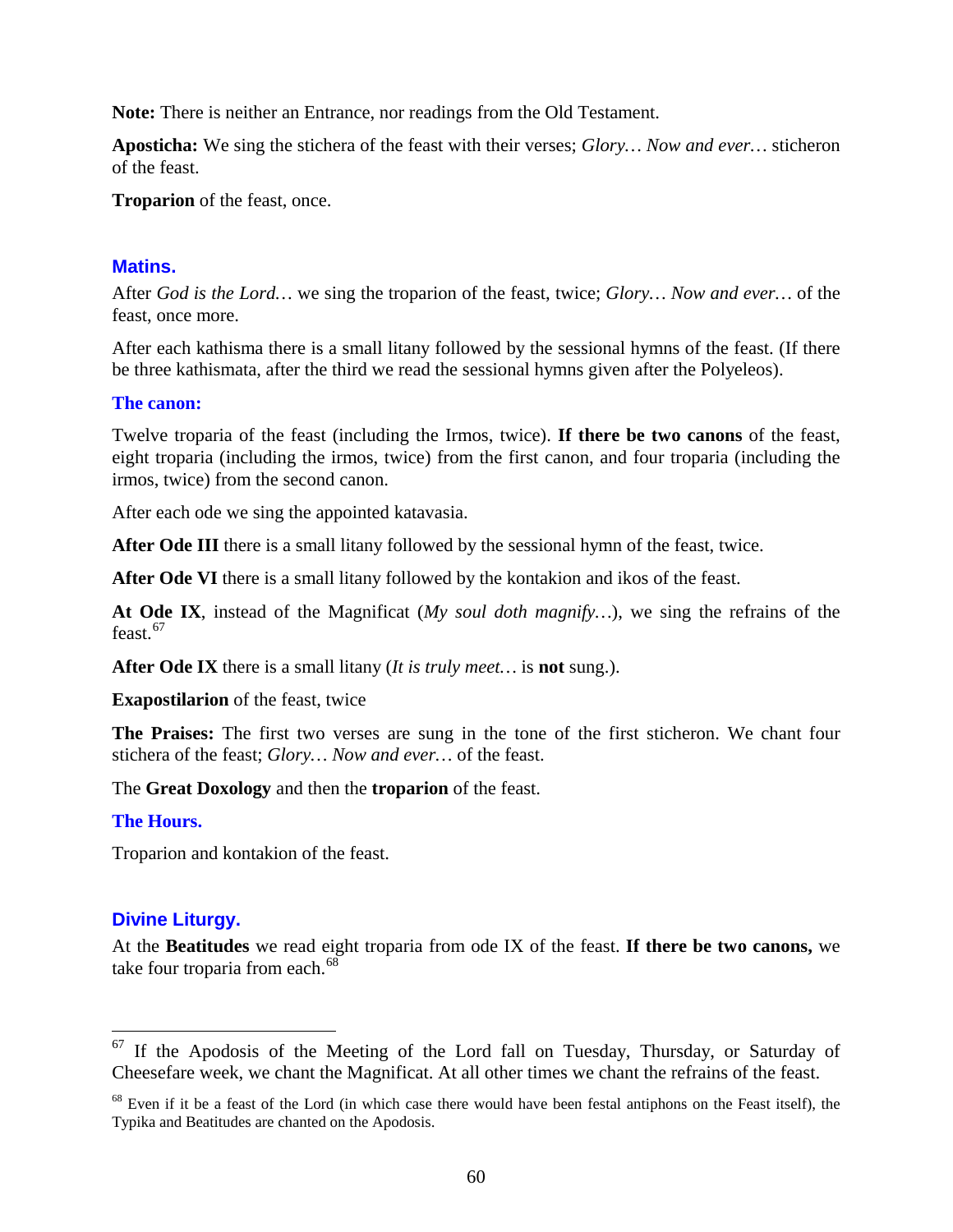**Note:** There is neither an Entrance, nor readings from the Old Testament.

**Aposticha:** We sing the stichera of the feast with their verses; *Glory… Now and ever…* sticheron of the feast.

**Troparion** of the feast, once.

## Matins.

After *God is the Lord…* we sing the troparion of the feast, twice; *Glory… Now and ever…* of the feast, once more.

After each kathisma there is a small litany followed by the sessional hymns of the feast. (If there be three kathismata, after the third we read the sessional hymns given after the Polyeleos).

### The canon:

Twelve troparia of the feast (including the Irmos, twice). **If there be two canons** of the feast, eight troparia (including the irmos, twice) from the first canon, and four troparia (including the irmos, twice) from the second canon.

After each ode we sing the appointed katavasia.

**After Ode III** there is a small litany followed by the sessional hymn of the feast, twice.

**After Ode VI** there is a small litany followed by the kontakion and ikos of the feast.

**At Ode IX**, instead of the Magnificat (*My soul doth magnify…*), we sing the refrains of the feast.[67]

**After Ode IX** there is a small litany (*It is truly meet…* is **not** sung.).

**Exapostilarion** of the feast, twice

**The Praises:** The first two verses are sung in the tone of the first sticheron. We chant four stichera of the feast; *Glory… Now and ever…* of the feast.

The **Great Doxology** and then the **troparion** of the feast.

### The Hours.

Troparion and kontakion of the feast.

## Divine Liturgy.

At the **Beatitudes** we read eight troparia from ode IX of the feast. **If there be two canons,** we take four troparia from each.[68]

---

[67] If the Apodosis of the Meeting of the Lord fall on Tuesday, Thursday, or Saturday of Cheesefare week, we chant the Magnificat. At all other times we chant the refrains of the feast.

[68] Even if it be a feast of the Lord (in which case there would have been festal antiphons on the Feast itself), the Typika and Beatitudes are chanted on the Apodosis.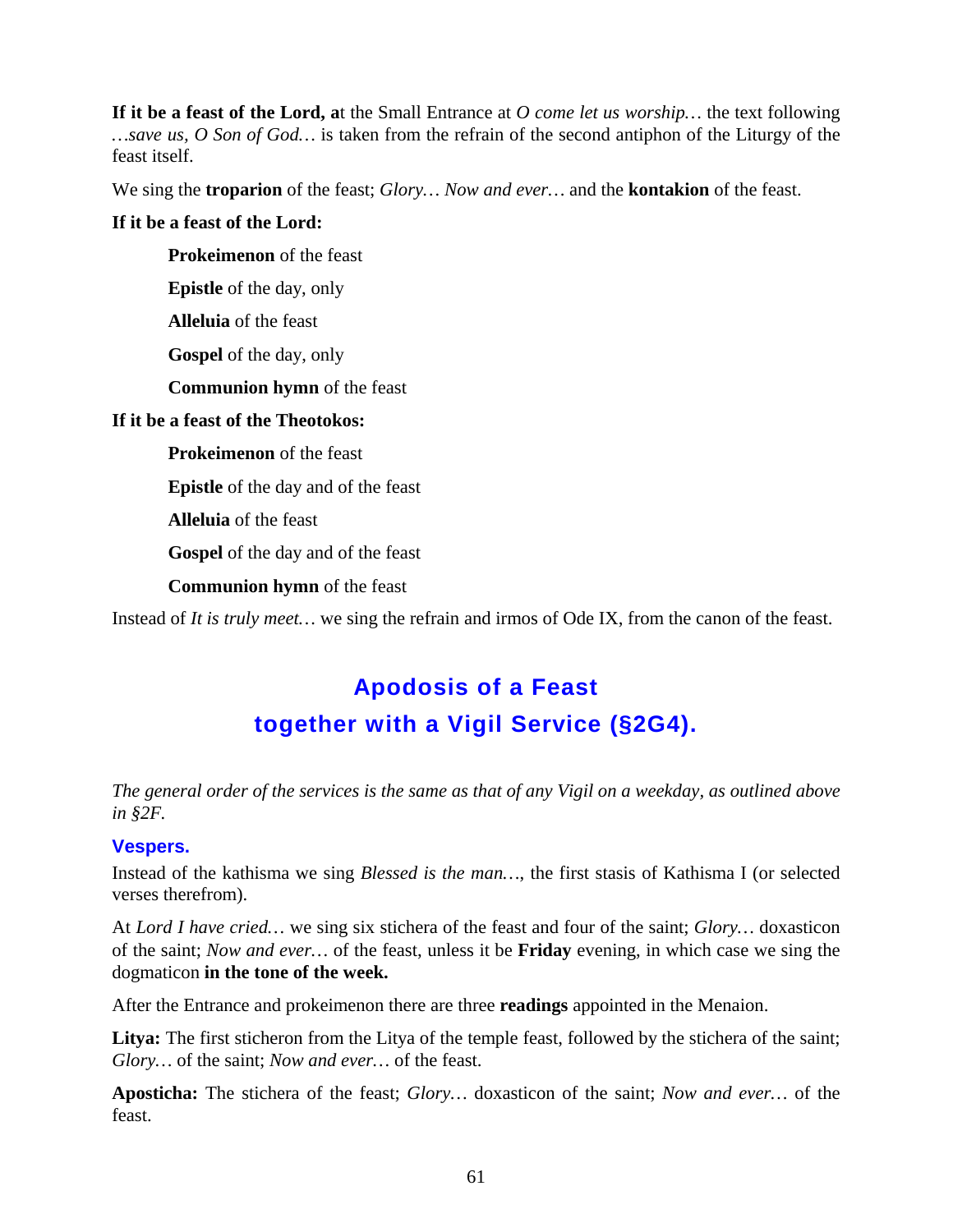**If it be a feast of the Lord, a**t the Small Entrance at *O come let us worship…* the text following *…save us, O Son of God…* is taken from the refrain of the second antiphon of the Liturgy of the feast itself.

We sing the **troparion** of the feast; *Glory… Now and ever…* and the **kontakion** of the feast.

**If it be a feast of the Lord:**

> **Prokeimenon** of the feast
>
> **Epistle** of the day, only
>
> **Alleluia** of the feast
>
> **Gospel** of the day, only
>
> **Communion hymn** of the feast

**If it be a feast of the Theotokos:**

> **Prokeimenon** of the feast
>
> **Epistle** of the day and of the feast
>
> **Alleluia** of the feast
>
> **Gospel** of the day and of the feast
>
> **Communion hymn** of the feast

Instead of *It is truly meet…* we sing the refrain and irmos of Ode IX, from the canon of the feast.

## Apodosis of a Feast together with a Vigil Service (§2G4).

*The general order of the services is the same as that of any Vigil on a weekday, as outlined above in §2F.*

### Vespers.

Instead of the kathisma we sing *Blessed is the man…*, the first stasis of Kathisma I (or selected verses therefrom).

At *Lord I have cried…* we sing six stichera of the feast and four of the saint; *Glory…* doxasticon of the saint; *Now and ever…* of the feast, unless it be **Friday** evening, in which case we sing the dogmaticon **in the tone of the week.**

After the Entrance and prokeimenon there are three **readings** appointed in the Menaion.

**Litya:** The first sticheron from the Litya of the temple feast, followed by the stichera of the saint; *Glory…* of the saint; *Now and ever…* of the feast.

**Aposticha:** The stichera of the feast; *Glory…* doxasticon of the saint; *Now and ever…* of the feast.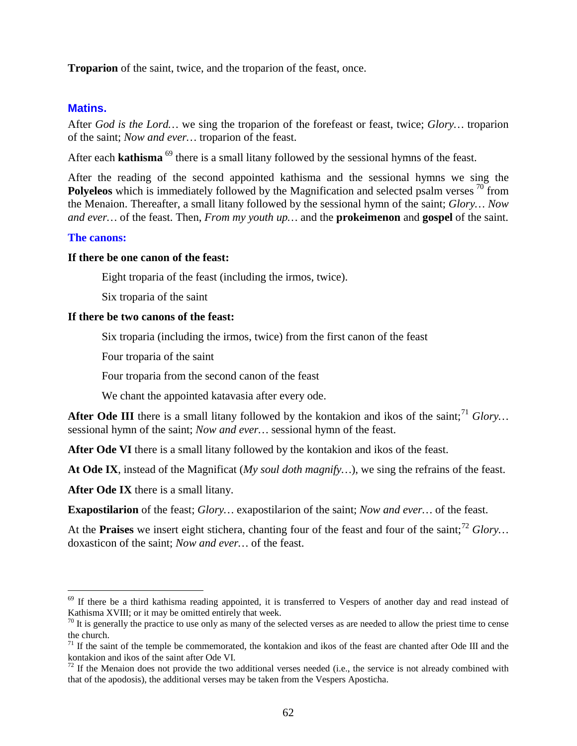**Troparion** of the saint, twice, and the troparion of the feast, once.

## Matins.

After *God is the Lord…* we sing the troparion of the forefeast or feast, twice; *Glory…* troparion of the saint; *Now and ever…* troparion of the feast.

After each **kathisma** [69] there is a small litany followed by the sessional hymns of the feast.

After the reading of the second appointed kathisma and the sessional hymns we sing the **Polyeleos** which is immediately followed by the Magnification and selected psalm verses [70] from the Menaion. Thereafter, a small litany followed by the sessional hymn of the saint; *Glory… Now and ever…* of the feast. Then, *From my youth up…* and the **prokeimenon** and **gospel** of the saint.

### The canons:

**If there be one canon of the feast:**

Eight troparia of the feast (including the irmos, twice).

Six troparia of the saint

**If there be two canons of the feast:**

Six troparia (including the irmos, twice) from the first canon of the feast

Four troparia of the saint

Four troparia from the second canon of the feast

We chant the appointed katavasia after every ode.

**After Ode III** there is a small litany followed by the kontakion and ikos of the saint;[71] *Glory…* sessional hymn of the saint; *Now and ever…* sessional hymn of the feast.

**After Ode VI** there is a small litany followed by the kontakion and ikos of the feast.

**At Ode IX**, instead of the Magnificat (*My soul doth magnify…*), we sing the refrains of the feast.

**After Ode IX** there is a small litany.

**Exapostilarion** of the feast; *Glory…* exapostilarion of the saint; *Now and ever…* of the feast.

At the **Praises** we insert eight stichera, chanting four of the feast and four of the saint;[72] *Glory…* doxasticon of the saint; *Now and ever…* of the feast.

---

[69] If there be a third kathisma reading appointed, it is transferred to Vespers of another day and read instead of Kathisma XVIII; or it may be omitted entirely that week.

[70] It is generally the practice to use only as many of the selected verses as are needed to allow the priest time to cense the church.

[71] If the saint of the temple be commemorated, the kontakion and ikos of the feast are chanted after Ode III and the kontakion and ikos of the saint after Ode VI.

[72] If the Menaion does not provide the two additional verses needed (i.e., the service is not already combined with that of the apodosis), the additional verses may be taken from the Vespers Aposticha.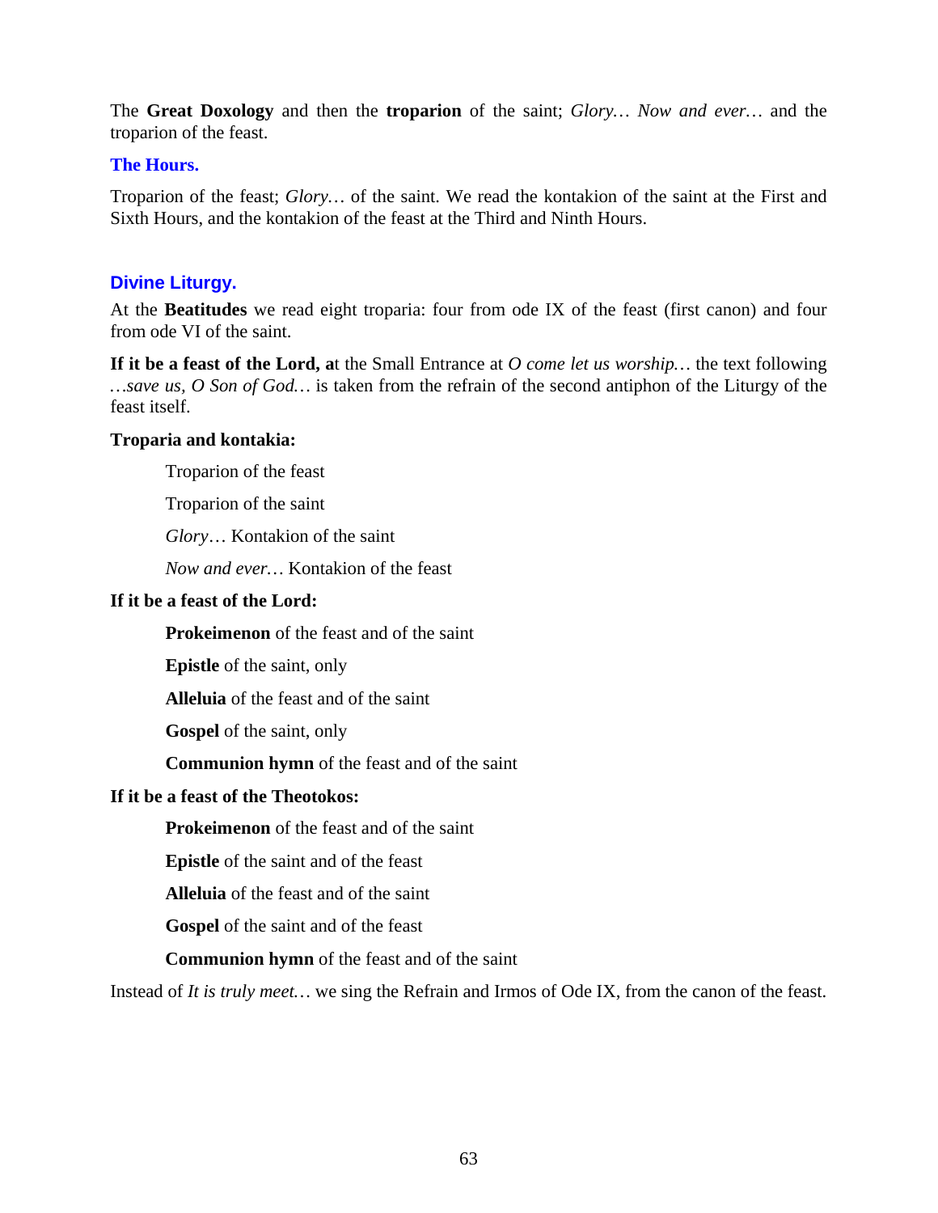The **Great Doxology** and then the **troparion** of the saint; *Glory… Now and ever…* and the troparion of the feast.

### The Hours.

Troparion of the feast; *Glory…* of the saint. We read the kontakion of the saint at the First and Sixth Hours, and the kontakion of the feast at the Third and Ninth Hours.

### Divine Liturgy.

At the **Beatitudes** we read eight troparia: four from ode IX of the feast (first canon) and four from ode VI of the saint.

**If it be a feast of the Lord, a**t the Small Entrance at *O come let us worship…* the text following *…save us, O Son of God…* is taken from the refrain of the second antiphon of the Liturgy of the feast itself.

**Troparia and kontakia:**

Troparion of the feast

Troparion of the saint

*Glory…* Kontakion of the saint

*Now and ever…* Kontakion of the feast

**If it be a feast of the Lord:**

**Prokeimenon** of the feast and of the saint

**Epistle** of the saint, only

**Alleluia** of the feast and of the saint

**Gospel** of the saint, only

**Communion hymn** of the feast and of the saint

**If it be a feast of the Theotokos:**

**Prokeimenon** of the feast and of the saint

**Epistle** of the saint and of the feast

**Alleluia** of the feast and of the saint

**Gospel** of the saint and of the feast

**Communion hymn** of the feast and of the saint

Instead of *It is truly meet…* we sing the Refrain and Irmos of Ode IX, from the canon of the feast.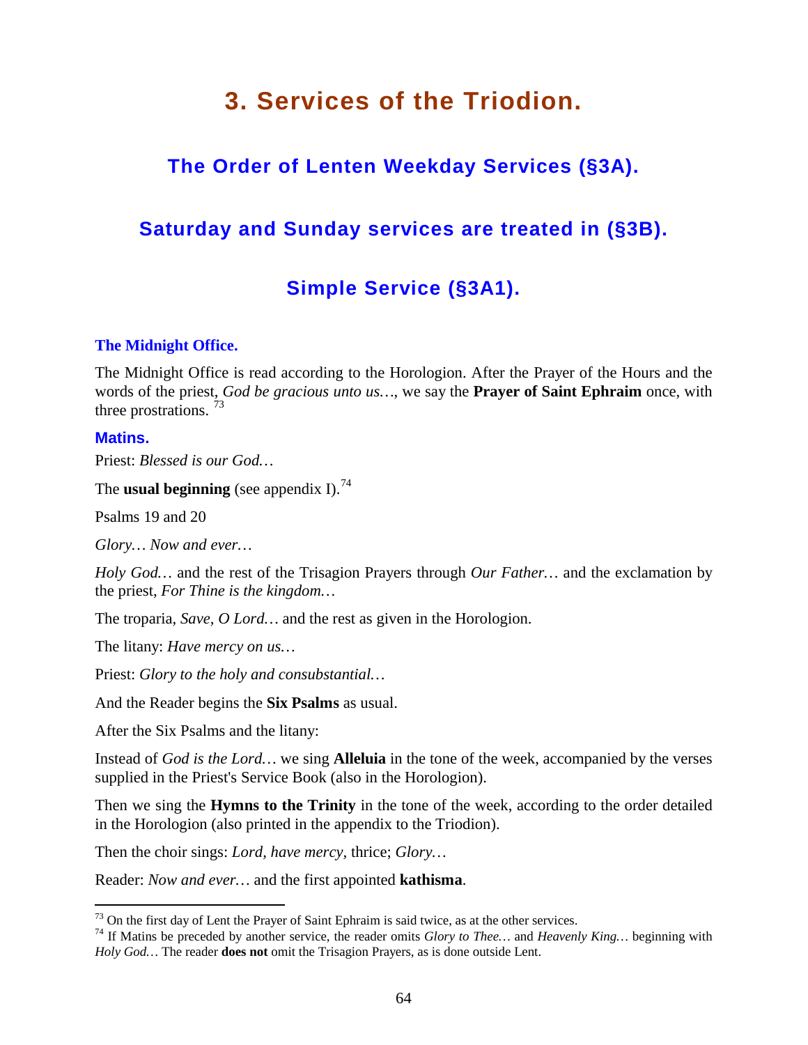# 3. Services of the Triodion.

## The Order of Lenten Weekday Services (§3A).

## Saturday and Sunday services are treated in (§3B).

## Simple Service (§3A1).

**The Midnight Office.**

The Midnight Office is read according to the Horologion. After the Prayer of the Hours and the words of the priest, *God be gracious unto us…*, we say the **Prayer of Saint Ephraim** once, with three prostrations. [73]

**Matins.**

Priest: *Blessed is our God…*

The **usual beginning** (see appendix I).[74]

Psalms 19 and 20

*Glory… Now and ever…*

*Holy God…* and the rest of the Trisagion Prayers through *Our Father…* and the exclamation by the priest, *For Thine is the kingdom…*

The troparia, *Save, O Lord…* and the rest as given in the Horologion.

The litany: *Have mercy on us…*

Priest: *Glory to the holy and consubstantial…*

And the Reader begins the **Six Psalms** as usual.

After the Six Psalms and the litany:

Instead of *God is the Lord…* we sing **Alleluia** in the tone of the week, accompanied by the verses supplied in the Priest's Service Book (also in the Horologion).

Then we sing the **Hymns to the Trinity** in the tone of the week, according to the order detailed in the Horologion (also printed in the appendix to the Triodion).

Then the choir sings: *Lord, have mercy*, thrice; *Glory…*

Reader: *Now and ever…* and the first appointed **kathisma**.

---

[73] On the first day of Lent the Prayer of Saint Ephraim is said twice, as at the other services.

[74] If Matins be preceded by another service, the reader omits *Glory to Thee…* and *Heavenly King…* beginning with *Holy God…* The reader **does not** omit the Trisagion Prayers, as is done outside Lent.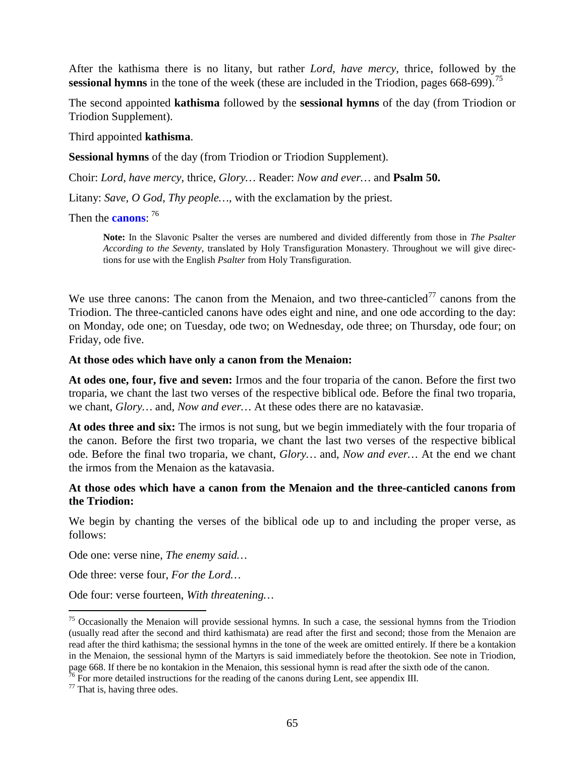After the kathisma there is no litany, but rather *Lord, have mercy,* thrice, followed by the **sessional hymns** in the tone of the week (these are included in the Triodion, pages 668-699).[75]

The second appointed **kathisma** followed by the **sessional hymns** of the day (from Triodion or Triodion Supplement).

Third appointed **kathisma**.

**Sessional hymns** of the day (from Triodion or Triodion Supplement).

Choir: *Lord, have mercy,* thrice, *Glory…* Reader: *Now and ever…* and **Psalm 50.**

Litany: *Save, O God, Thy people…*, with the exclamation by the priest.

Then the **canons**: [76]

> **Note:** In the Slavonic Psalter the verses are numbered and divided differently from those in *The Psalter According to the Seventy,* translated by Holy Transfiguration Monastery. Throughout we will give directions for use with the English *Psalter* from Holy Transfiguration.

We use three canons: The canon from the Menaion, and two three-canticled[77] canons from the Triodion. The three-canticled canons have odes eight and nine, and one ode according to the day: on Monday, ode one; on Tuesday, ode two; on Wednesday, ode three; on Thursday, ode four; on Friday, ode five.

**At those odes which have only a canon from the Menaion:**

**At odes one, four, five and seven:** Irmos and the four troparia of the canon. Before the first two troparia, we chant the last two verses of the respective biblical ode. Before the final two troparia, we chant, *Glory…* and, *Now and ever…* At these odes there are no katavasiæ.

**At odes three and six:** The irmos is not sung, but we begin immediately with the four troparia of the canon. Before the first two troparia, we chant the last two verses of the respective biblical ode. Before the final two troparia, we chant, *Glory…* and, *Now and ever…* At the end we chant the irmos from the Menaion as the katavasia.

**At those odes which have a canon from the Menaion and the three-canticled canons from the Triodion:**

We begin by chanting the verses of the biblical ode up to and including the proper verse, as follows:

Ode one: verse nine, *The enemy said…*

Ode three: verse four, *For the Lord…*

Ode four: verse fourteen, *With threatening…*

---

[75] Occasionally the Menaion will provide sessional hymns. In such a case, the sessional hymns from the Triodion (usually read after the second and third kathismata) are read after the first and second; those from the Menaion are read after the third kathisma; the sessional hymns in the tone of the week are omitted entirely. If there be a kontakion in the Menaion, the sessional hymn of the Martyrs is said immediately before the theotokion. See note in Triodion, page 668. If there be no kontakion in the Menaion, this sessional hymn is read after the sixth ode of the canon.

[76] For more detailed instructions for the reading of the canons during Lent, see appendix III.

[77] That is, having three odes.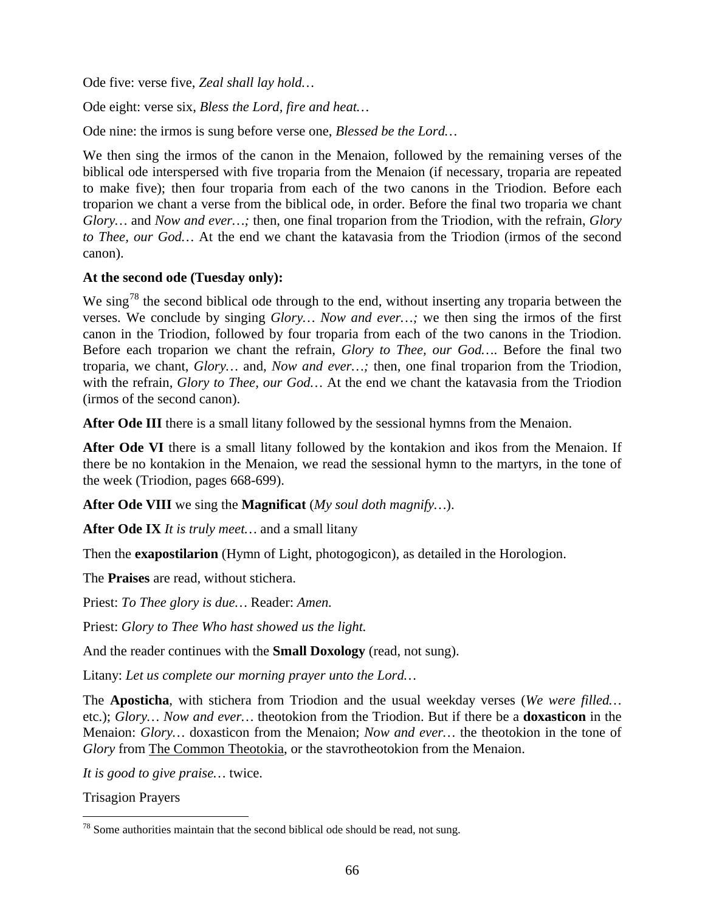Ode five: verse five, *Zeal shall lay hold…*

Ode eight: verse six, *Bless the Lord, fire and heat…*

Ode nine: the irmos is sung before verse one, *Blessed be the Lord…*

We then sing the irmos of the canon in the Menaion, followed by the remaining verses of the biblical ode interspersed with five troparia from the Menaion (if necessary, troparia are repeated to make five); then four troparia from each of the two canons in the Triodion. Before each troparion we chant a verse from the biblical ode, in order. Before the final two troparia we chant *Glory…* and *Now and ever…;* then, one final troparion from the Triodion, with the refrain, *Glory to Thee, our God…* At the end we chant the katavasia from the Triodion (irmos of the second canon).

**At the second ode (Tuesday only):**

We sing[78] the second biblical ode through to the end, without inserting any troparia between the verses. We conclude by singing *Glory… Now and ever…;* we then sing the irmos of the first canon in the Triodion, followed by four troparia from each of the two canons in the Triodion. Before each troparion we chant the refrain, *Glory to Thee, our God…*. Before the final two troparia, we chant, *Glory…* and, *Now and ever…;* then, one final troparion from the Triodion, with the refrain, *Glory to Thee, our God…* At the end we chant the katavasia from the Triodion (irmos of the second canon).

**After Ode III** there is a small litany followed by the sessional hymns from the Menaion.

**After Ode VI** there is a small litany followed by the kontakion and ikos from the Menaion. If there be no kontakion in the Menaion, we read the sessional hymn to the martyrs, in the tone of the week (Triodion, pages 668-699).

**After Ode VIII** we sing the **Magnificat** (*My soul doth magnify…*).

**After Ode IX** *It is truly meet…* and a small litany

Then the **exapostilarion** (Hymn of Light, photogogicon), as detailed in the Horologion.

The **Praises** are read, without stichera.

Priest: *To Thee glory is due…* Reader: *Amen.*

Priest: *Glory to Thee Who hast showed us the light.*

And the reader continues with the **Small Doxology** (read, not sung).

Litany: *Let us complete our morning prayer unto the Lord…*

The **Aposticha**, with stichera from Triodion and the usual weekday verses (*We were filled…* etc.); *Glory… Now and ever…* theotokion from the Triodion. But if there be a **doxasticon** in the Menaion: *Glory…* doxasticon from the Menaion; *Now and ever…* the theotokion in the tone of *Glory* from The Common Theotokia, or the stavrotheotokion from the Menaion.

*It is good to give praise…* twice.

Trisagion Prayers

---

[78] Some authorities maintain that the second biblical ode should be read, not sung.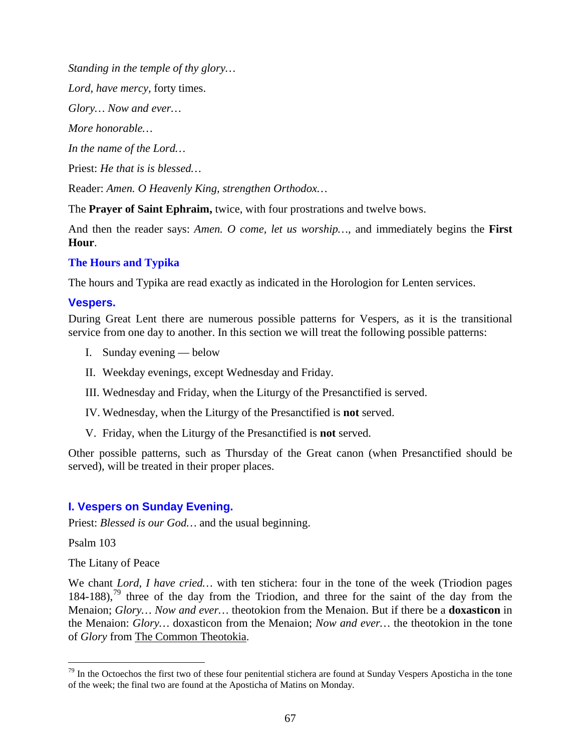*Standing in the temple of thy glory…*

*Lord, have mercy,* forty times.

*Glory… Now and ever…*

*More honorable…*

*In the name of the Lord…*

Priest: *He that is is blessed…*

Reader: *Amen. O Heavenly King, strengthen Orthodox…*

The **Prayer of Saint Ephraim,** twice, with four prostrations and twelve bows.

And then the reader says: *Amen. O come, let us worship…*, and immediately begins the **First Hour**.

### The Hours and Typika

The hours and Typika are read exactly as indicated in the Horologion for Lenten services.

### Vespers.

During Great Lent there are numerous possible patterns for Vespers, as it is the transitional service from one day to another. In this section we will treat the following possible patterns:

I. Sunday evening — below

II. Weekday evenings, except Wednesday and Friday.

III. Wednesday and Friday, when the Liturgy of the Presanctified is served.

IV. Wednesday, when the Liturgy of the Presanctified is **not** served.

V. Friday, when the Liturgy of the Presanctified is **not** served.

Other possible patterns, such as Thursday of the Great canon (when Presanctified should be served), will be treated in their proper places.

### I. Vespers on Sunday Evening.

Priest: *Blessed is our God…* and the usual beginning.

Psalm 103

The Litany of Peace

We chant *Lord, I have cried…* with ten stichera: four in the tone of the week (Triodion pages 184-188),[79] three of the day from the Triodion, and three for the saint of the day from the Menaion; *Glory… Now and ever…* theotokion from the Menaion. But if there be a **doxasticon** in the Menaion: *Glory…* doxasticon from the Menaion; *Now and ever…* the theotokion in the tone of *Glory* from The Common Theotokia.

---

[79] In the Octoechos the first two of these four penitential stichera are found at Sunday Vespers Aposticha in the tone of the week; the final two are found at the Aposticha of Matins on Monday.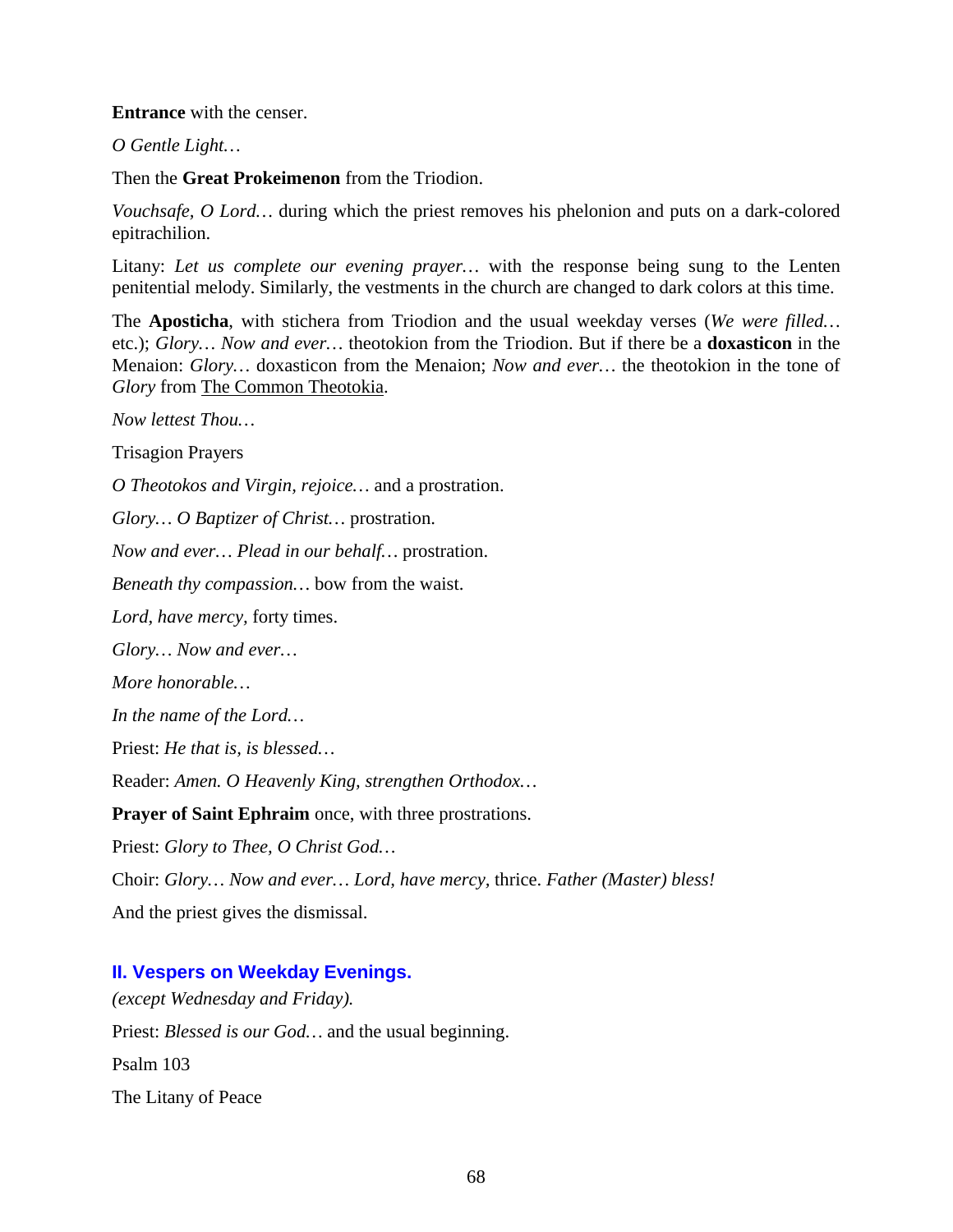**Entrance** with the censer.

*O Gentle Light…*

Then the **Great Prokeimenon** from the Triodion.

*Vouchsafe, O Lord…* during which the priest removes his phelonion and puts on a dark-colored epitrachilion.

Litany: *Let us complete our evening prayer…* with the response being sung to the Lenten penitential melody. Similarly, the vestments in the church are changed to dark colors at this time.

The **Aposticha**, with stichera from Triodion and the usual weekday verses (*We were filled…* etc.); *Glory… Now and ever…* theotokion from the Triodion. But if there be a **doxasticon** in the Menaion: *Glory…* doxasticon from the Menaion; *Now and ever…* the theotokion in the tone of *Glory* from The Common Theotokia.

*Now lettest Thou…*

Trisagion Prayers

*O Theotokos and Virgin, rejoice…* and a prostration.

*Glory… O Baptizer of Christ…* prostration.

*Now and ever… Plead in our behalf…* prostration.

*Beneath thy compassion…* bow from the waist.

*Lord, have mercy,* forty times.

*Glory… Now and ever…*

*More honorable…*

*In the name of the Lord…*

Priest: *He that is, is blessed…*

Reader: *Amen. O Heavenly King, strengthen Orthodox…*

**Prayer of Saint Ephraim** once, with three prostrations.

Priest: *Glory to Thee, O Christ God…*

Choir: *Glory… Now and ever… Lord, have mercy,* thrice. *Father (Master) bless!*

And the priest gives the dismissal.

## II. Vespers on Weekday Evenings.

*(except Wednesday and Friday).*

Priest: *Blessed is our God…* and the usual beginning.

Psalm 103

The Litany of Peace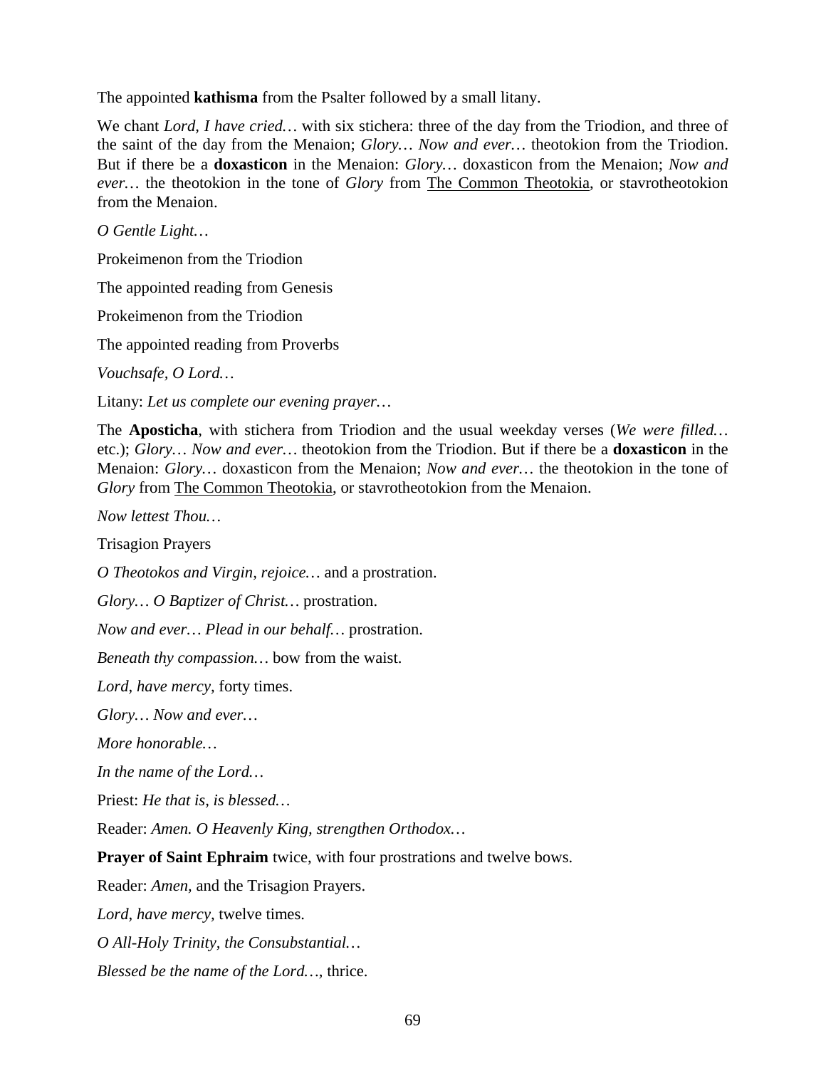The appointed **kathisma** from the Psalter followed by a small litany.

We chant *Lord, I have cried…* with six stichera: three of the day from the Triodion, and three of the saint of the day from the Menaion; *Glory… Now and ever…* theotokion from the Triodion. But if there be a **doxasticon** in the Menaion: *Glory…* doxasticon from the Menaion; *Now and ever…* the theotokion in the tone of *Glory* from <u>The Common Theotokia</u>, or stavrotheotokion from the Menaion.

*O Gentle Light…*

Prokeimenon from the Triodion

The appointed reading from Genesis

Prokeimenon from the Triodion

The appointed reading from Proverbs

*Vouchsafe, O Lord…*

Litany: *Let us complete our evening prayer…*

The **Aposticha**, with stichera from Triodion and the usual weekday verses (*We were filled…* etc.); *Glory… Now and ever…* theotokion from the Triodion. But if there be a **doxasticon** in the Menaion: *Glory…* doxasticon from the Menaion; *Now and ever…* the theotokion in the tone of *Glory* from <u>The Common Theotokia</u>, or stavrotheotokion from the Menaion.

*Now lettest Thou…*

Trisagion Prayers

*O Theotokos and Virgin, rejoice…* and a prostration.

*Glory… O Baptizer of Christ…* prostration.

*Now and ever… Plead in our behalf…* prostration.

*Beneath thy compassion…* bow from the waist.

*Lord, have mercy,* forty times.

*Glory… Now and ever…*

*More honorable…*

*In the name of the Lord…*

Priest: *He that is, is blessed…*

Reader: *Amen. O Heavenly King, strengthen Orthodox…*

**Prayer of Saint Ephraim** twice, with four prostrations and twelve bows.

Reader: *Amen,* and the Trisagion Prayers.

*Lord, have mercy,* twelve times.

*O All-Holy Trinity, the Consubstantial…*

*Blessed be the name of the Lord…*, thrice.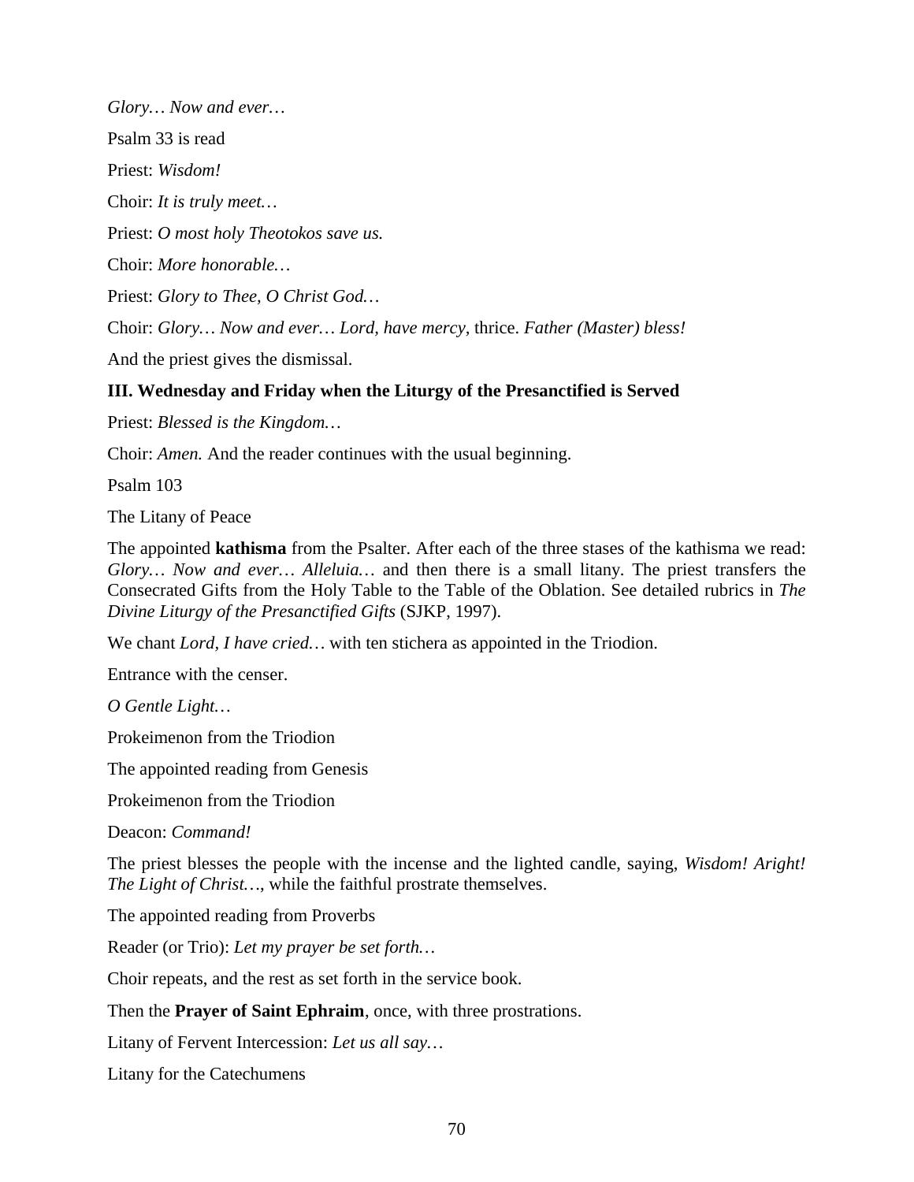*Glory… Now and ever…*

Psalm 33 is read

Priest: *Wisdom!*

Choir: *It is truly meet…*

Priest: *O most holy Theotokos save us.*

Choir: *More honorable…*

Priest: *Glory to Thee, O Christ God…*

Choir: *Glory… Now and ever… Lord, have mercy,* thrice. *Father (Master) bless!*

And the priest gives the dismissal.

### III. Wednesday and Friday when the Liturgy of the Presanctified is Served

Priest: *Blessed is the Kingdom…*

Choir: *Amen.* And the reader continues with the usual beginning.

Psalm 103

The Litany of Peace

The appointed **kathisma** from the Psalter. After each of the three stases of the kathisma we read: *Glory… Now and ever… Alleluia…* and then there is a small litany. The priest transfers the Consecrated Gifts from the Holy Table to the Table of the Oblation. See detailed rubrics in *The Divine Liturgy of the Presanctified Gifts* (SJKP, 1997).

We chant *Lord, I have cried…* with ten stichera as appointed in the Triodion.

Entrance with the censer.

*O Gentle Light…*

Prokeimenon from the Triodion

The appointed reading from Genesis

Prokeimenon from the Triodion

Deacon: *Command!*

The priest blesses the people with the incense and the lighted candle, saying, *Wisdom! Aright! The Light of Christ…*, while the faithful prostrate themselves.

The appointed reading from Proverbs

Reader (or Trio): *Let my prayer be set forth…*

Choir repeats, and the rest as set forth in the service book.

Then the **Prayer of Saint Ephraim**, once, with three prostrations.

Litany of Fervent Intercession: *Let us all say…*

Litany for the Catechumens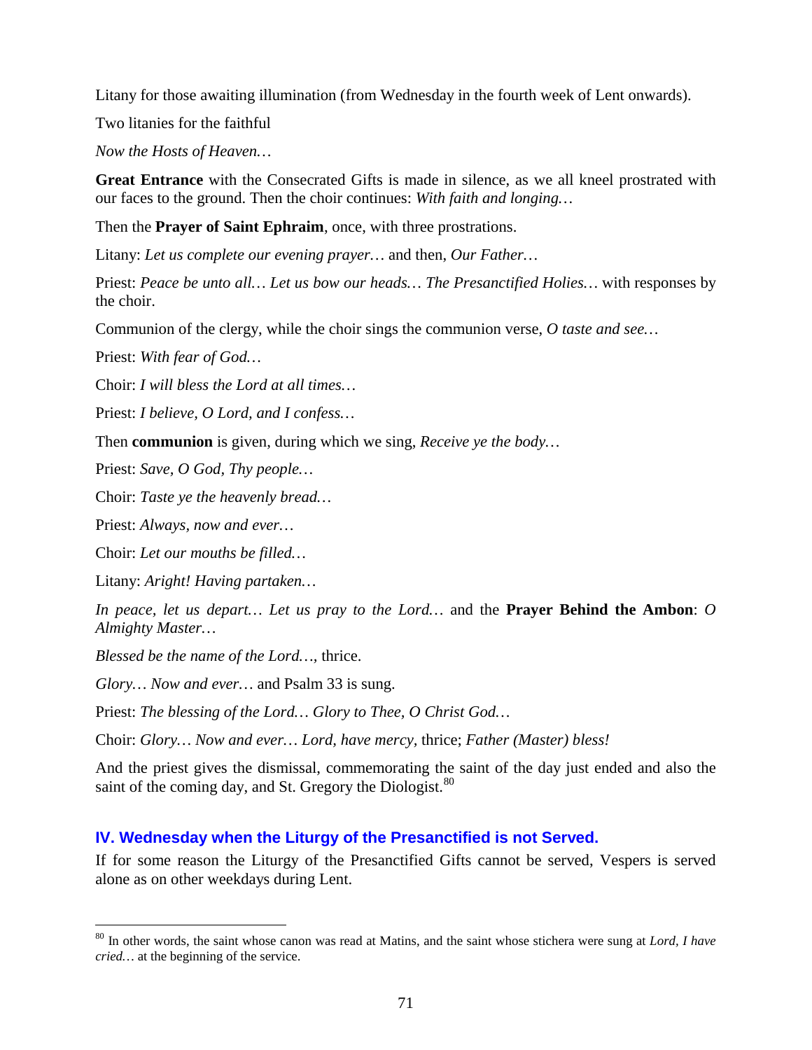Litany for those awaiting illumination (from Wednesday in the fourth week of Lent onwards).

Two litanies for the faithful

*Now the Hosts of Heaven…*

**Great Entrance** with the Consecrated Gifts is made in silence, as we all kneel prostrated with our faces to the ground. Then the choir continues: *With faith and longing…*

Then the **Prayer of Saint Ephraim**, once, with three prostrations.

Litany: *Let us complete our evening prayer…* and then, *Our Father…*

Priest: *Peace be unto all… Let us bow our heads… The Presanctified Holies…* with responses by the choir.

Communion of the clergy, while the choir sings the communion verse, *O taste and see…*

Priest: *With fear of God…*

Choir: *I will bless the Lord at all times…*

Priest: *I believe, O Lord, and I confess…*

Then **communion** is given, during which we sing, *Receive ye the body…*

Priest: *Save, O God, Thy people…*

Choir: *Taste ye the heavenly bread…*

Priest: *Always, now and ever…*

Choir: *Let our mouths be filled…*

Litany: *Aright! Having partaken…*

*In peace, let us depart… Let us pray to the Lord…* and the **Prayer Behind the Ambon**: *O Almighty Master…*

*Blessed be the name of the Lord…*, thrice.

*Glory… Now and ever…* and Psalm 33 is sung.

Priest: *The blessing of the Lord… Glory to Thee, O Christ God…*

Choir: *Glory… Now and ever… Lord, have mercy,* thrice; *Father (Master) bless!*

And the priest gives the dismissal, commemorating the saint of the day just ended and also the saint of the coming day, and St. Gregory the Diologist.[80]

## IV. Wednesday when the Liturgy of the Presanctified is not Served.

If for some reason the Liturgy of the Presanctified Gifts cannot be served, Vespers is served alone as on other weekdays during Lent.

---

[80] In other words, the saint whose canon was read at Matins, and the saint whose stichera were sung at *Lord, I have cried…* at the beginning of the service.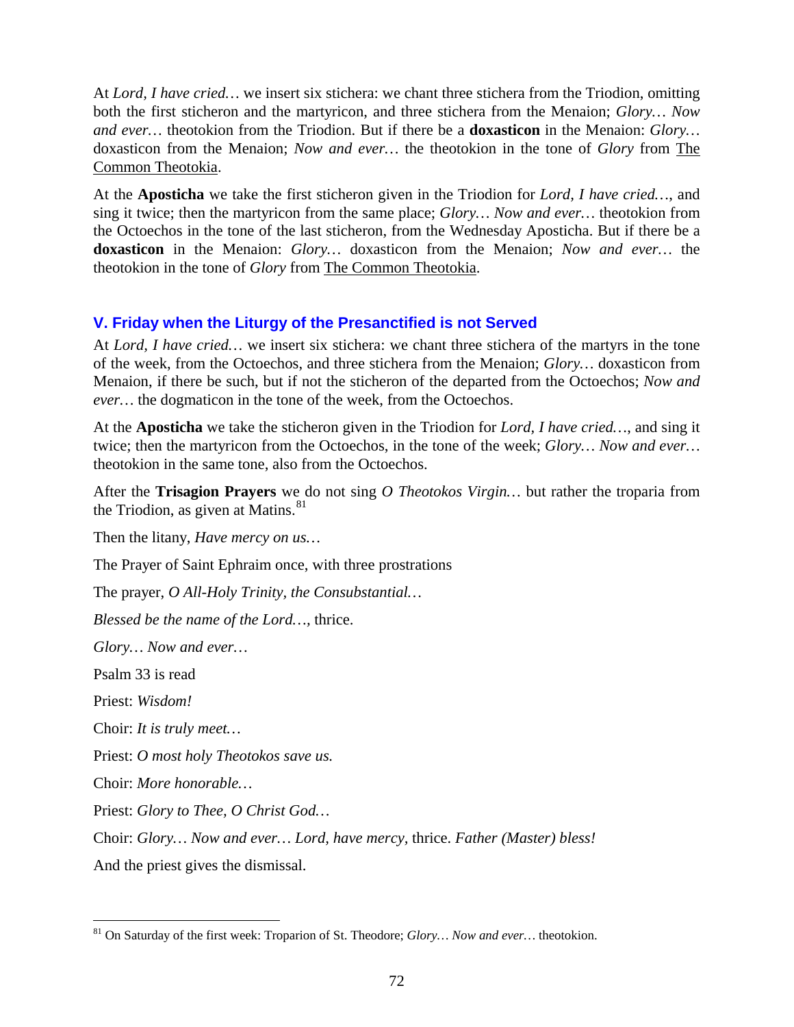At *Lord, I have cried…* we insert six stichera: we chant three stichera from the Triodion, omitting both the first sticheron and the martyricon, and three stichera from the Menaion; *Glory… Now and ever…* theotokion from the Triodion. But if there be a **doxasticon** in the Menaion: *Glory…* doxasticon from the Menaion; *Now and ever…* the theotokion in the tone of *Glory* from The Common Theotokia.

At the **Aposticha** we take the first sticheron given in the Triodion for *Lord, I have cried…*, and sing it twice; then the martyricon from the same place; *Glory… Now and ever…* theotokion from the Octoechos in the tone of the last sticheron, from the Wednesday Aposticha. But if there be a **doxasticon** in the Menaion: *Glory…* doxasticon from the Menaion; *Now and ever…* the theotokion in the tone of *Glory* from The Common Theotokia.

### V. Friday when the Liturgy of the Presanctified is not Served

At *Lord, I have cried…* we insert six stichera: we chant three stichera of the martyrs in the tone of the week, from the Octoechos, and three stichera from the Menaion; *Glory…* doxasticon from Menaion, if there be such, but if not the sticheron of the departed from the Octoechos; *Now and ever…* the dogmaticon in the tone of the week, from the Octoechos.

At the **Aposticha** we take the sticheron given in the Triodion for *Lord, I have cried…*, and sing it twice; then the martyricon from the Octoechos, in the tone of the week; *Glory… Now and ever…* theotokion in the same tone, also from the Octoechos.

After the **Trisagion Prayers** we do not sing *O Theotokos Virgin…* but rather the troparia from the Triodion, as given at Matins.[81]

Then the litany, *Have mercy on us…*

The Prayer of Saint Ephraim once, with three prostrations

The prayer, *O All-Holy Trinity, the Consubstantial…*

*Blessed be the name of the Lord…*, thrice.

*Glory… Now and ever…*

Psalm 33 is read

Priest: *Wisdom!*

Choir: *It is truly meet…*

Priest: *O most holy Theotokos save us.*

Choir: *More honorable…*

Priest: *Glory to Thee, O Christ God…*

Choir: *Glory… Now and ever… Lord, have mercy,* thrice. *Father (Master) bless!*

And the priest gives the dismissal.

---

[81] On Saturday of the first week: Troparion of St. Theodore; *Glory… Now and ever…* theotokion.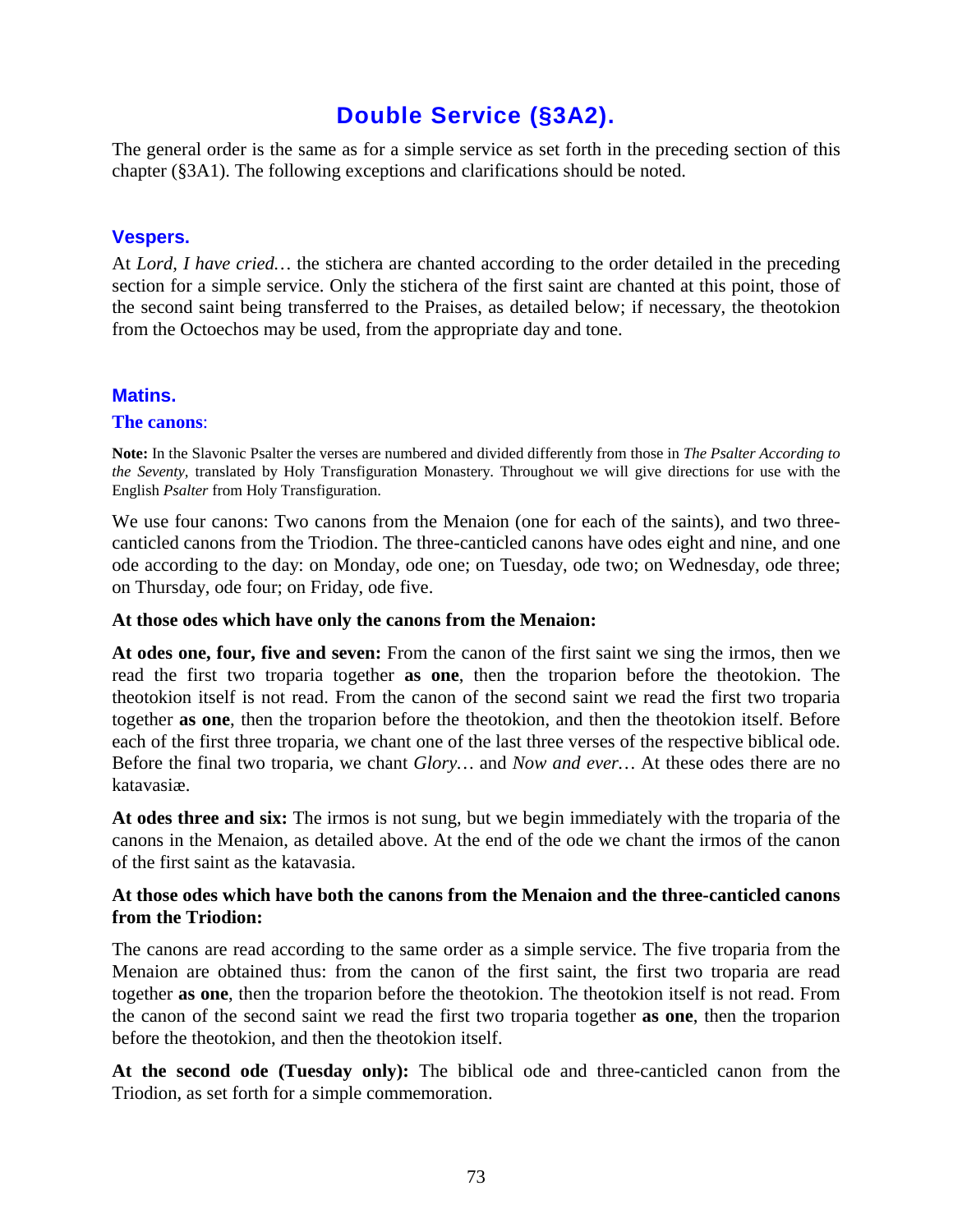# Double Service (§3A2).

The general order is the same as for a simple service as set forth in the preceding section of this chapter (§3A1). The following exceptions and clarifications should be noted.

## Vespers.

At *Lord, I have cried…* the stichera are chanted according to the order detailed in the preceding section for a simple service. Only the stichera of the first saint are chanted at this point, those of the second saint being transferred to the Praises, as detailed below; if necessary, the theotokion from the Octoechos may be used, from the appropriate day and tone.

## Matins.

### The canons:

**Note:** In the Slavonic Psalter the verses are numbered and divided differently from those in *The Psalter According to the Seventy,* translated by Holy Transfiguration Monastery. Throughout we will give directions for use with the English *Psalter* from Holy Transfiguration.

We use four canons: Two canons from the Menaion (one for each of the saints), and two three-canticled canons from the Triodion. The three-canticled canons have odes eight and nine, and one ode according to the day: on Monday, ode one; on Tuesday, ode two; on Wednesday, ode three; on Thursday, ode four; on Friday, ode five.

**At those odes which have only the canons from the Menaion:**

**At odes one, four, five and seven:** From the canon of the first saint we sing the irmos, then we read the first two troparia together **as one**, then the troparion before the theotokion. The theotokion itself is not read. From the canon of the second saint we read the first two troparia together **as one**, then the troparion before the theotokion, and then the theotokion itself. Before each of the first three troparia, we chant one of the last three verses of the respective biblical ode. Before the final two troparia, we chant *Glory…* and *Now and ever…* At these odes there are no katavasiæ.

**At odes three and six:** The irmos is not sung, but we begin immediately with the troparia of the canons in the Menaion, as detailed above. At the end of the ode we chant the irmos of the canon of the first saint as the katavasia.

**At those odes which have both the canons from the Menaion and the three-canticled canons from the Triodion:**

The canons are read according to the same order as a simple service. The five troparia from the Menaion are obtained thus: from the canon of the first saint, the first two troparia are read together **as one**, then the troparion before the theotokion. The theotokion itself is not read. From the canon of the second saint we read the first two troparia together **as one**, then the troparion before the theotokion, and then the theotokion itself.

**At the second ode (Tuesday only):** The biblical ode and three-canticled canon from the Triodion, as set forth for a simple commemoration.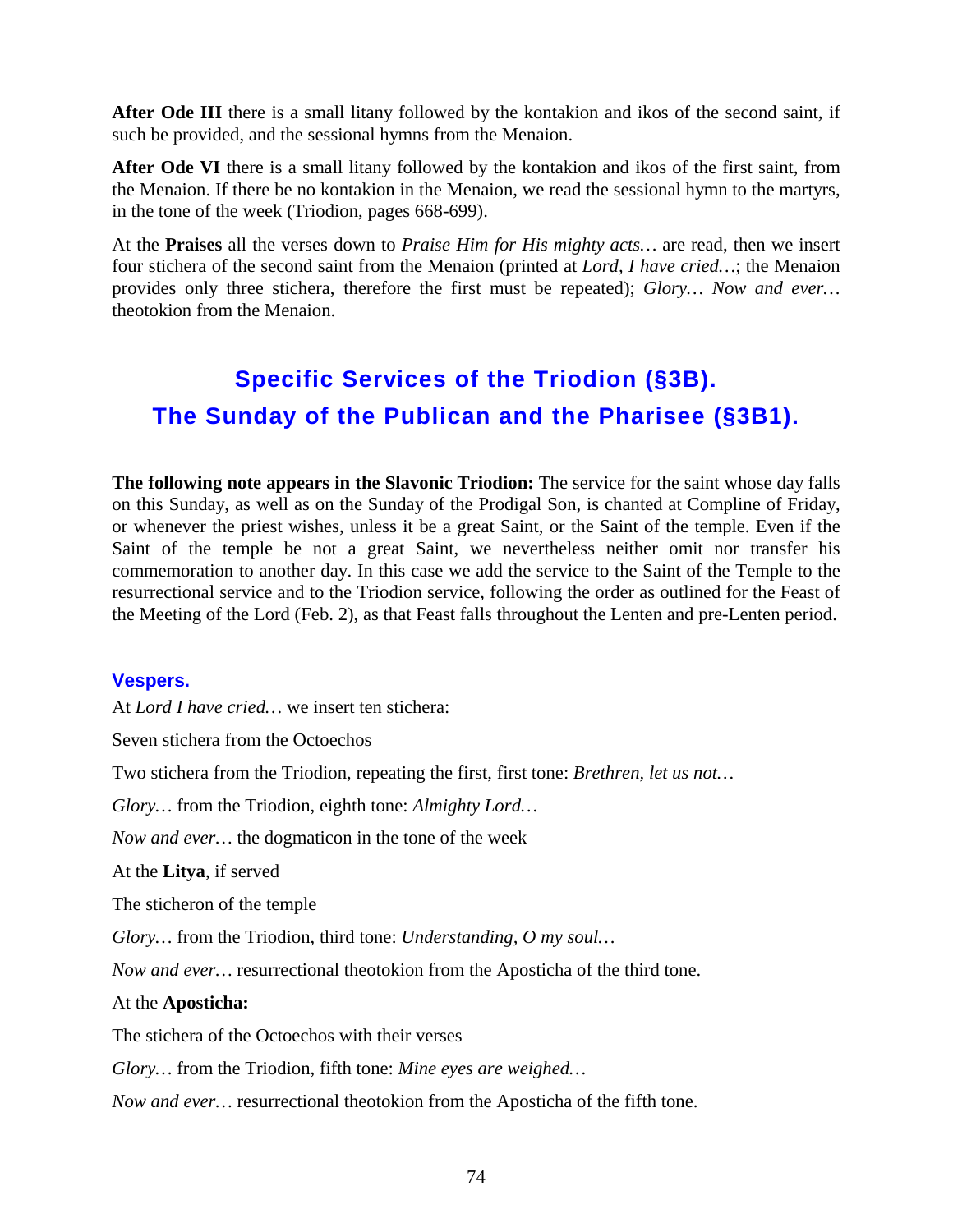**After Ode III** there is a small litany followed by the kontakion and ikos of the second saint, if such be provided, and the sessional hymns from the Menaion.

**After Ode VI** there is a small litany followed by the kontakion and ikos of the first saint, from the Menaion. If there be no kontakion in the Menaion, we read the sessional hymn to the martyrs, in the tone of the week (Triodion, pages 668-699).

At the **Praises** all the verses down to *Praise Him for His mighty acts…* are read, then we insert four stichera of the second saint from the Menaion (printed at *Lord, I have cried…*; the Menaion provides only three stichera, therefore the first must be repeated); *Glory… Now and ever…* theotokion from the Menaion.

## Specific Services of the Triodion (§3B).

## The Sunday of the Publican and the Pharisee (§3B1).

**The following note appears in the Slavonic Triodion:** The service for the saint whose day falls on this Sunday, as well as on the Sunday of the Prodigal Son, is chanted at Compline of Friday, or whenever the priest wishes, unless it be a great Saint, or the Saint of the temple. Even if the Saint of the temple be not a great Saint, we nevertheless neither omit nor transfer his commemoration to another day. In this case we add the service to the Saint of the Temple to the resurrectional service and to the Triodion service, following the order as outlined for the Feast of the Meeting of the Lord (Feb. 2), as that Feast falls throughout the Lenten and pre-Lenten period.

### Vespers.

At *Lord I have cried…* we insert ten stichera:

Seven stichera from the Octoechos

Two stichera from the Triodion, repeating the first, first tone: *Brethren, let us not…*

*Glory…* from the Triodion, eighth tone: *Almighty Lord…*

*Now and ever…* the dogmaticon in the tone of the week

At the **Litya**, if served

The sticheron of the temple

*Glory…* from the Triodion, third tone: *Understanding, O my soul…*

*Now and ever…* resurrectional theotokion from the Aposticha of the third tone.

At the **Aposticha:**

The stichera of the Octoechos with their verses

*Glory…* from the Triodion, fifth tone: *Mine eyes are weighed…*

*Now and ever…* resurrectional theotokion from the Aposticha of the fifth tone.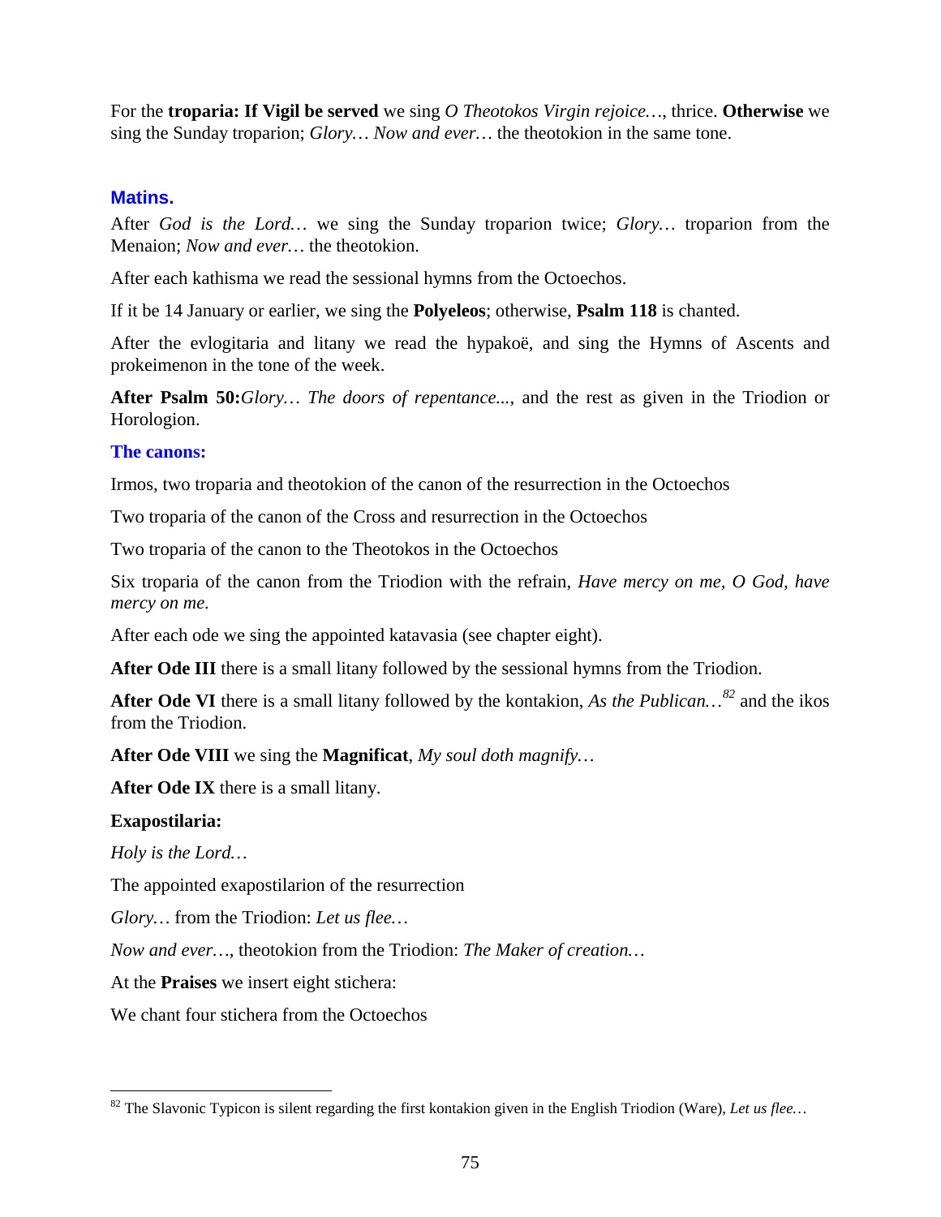For the **troparia: If Vigil be served** we sing *O Theotokos Virgin rejoice…*, thrice. **Otherwise** we sing the Sunday troparion; *Glory… Now and ever…* the theotokion in the same tone.

## Matins.

After *God is the Lord…* we sing the Sunday troparion twice; *Glory…* troparion from the Menaion; *Now and ever…* the theotokion.

After each kathisma we read the sessional hymns from the Octoechos.

If it be 14 January or earlier, we sing the **Polyeleos**; otherwise, **Psalm 118** is chanted.

After the evlogitaria and litany we read the hypakoë, and sing the Hymns of Ascents and prokeimenon in the tone of the week.

**After Psalm 50:***Glory… The doors of repentance...*, and the rest as given in the Triodion or Horologion.

### The canons:

Irmos, two troparia and theotokion of the canon of the resurrection in the Octoechos

Two troparia of the canon of the Cross and resurrection in the Octoechos

Two troparia of the canon to the Theotokos in the Octoechos

Six troparia of the canon from the Triodion with the refrain, *Have mercy on me, O God, have mercy on me.*

After each ode we sing the appointed katavasia (see chapter eight).

**After Ode III** there is a small litany followed by the sessional hymns from the Triodion.

**After Ode VI** there is a small litany followed by the kontakion, *As the Publican…*[82] and the ikos from the Triodion.

**After Ode VIII** we sing the **Magnificat**, *My soul doth magnify…*

**After Ode IX** there is a small litany.

**Exapostilaria:**

*Holy is the Lord…*

The appointed exapostilarion of the resurrection

*Glory…* from the Triodion: *Let us flee…*

*Now and ever…*, theotokion from the Triodion: *The Maker of creation…*

At the **Praises** we insert eight stichera:

We chant four stichera from the Octoechos

---

[82] The Slavonic Typicon is silent regarding the first kontakion given in the English Triodion (Ware), *Let us flee…*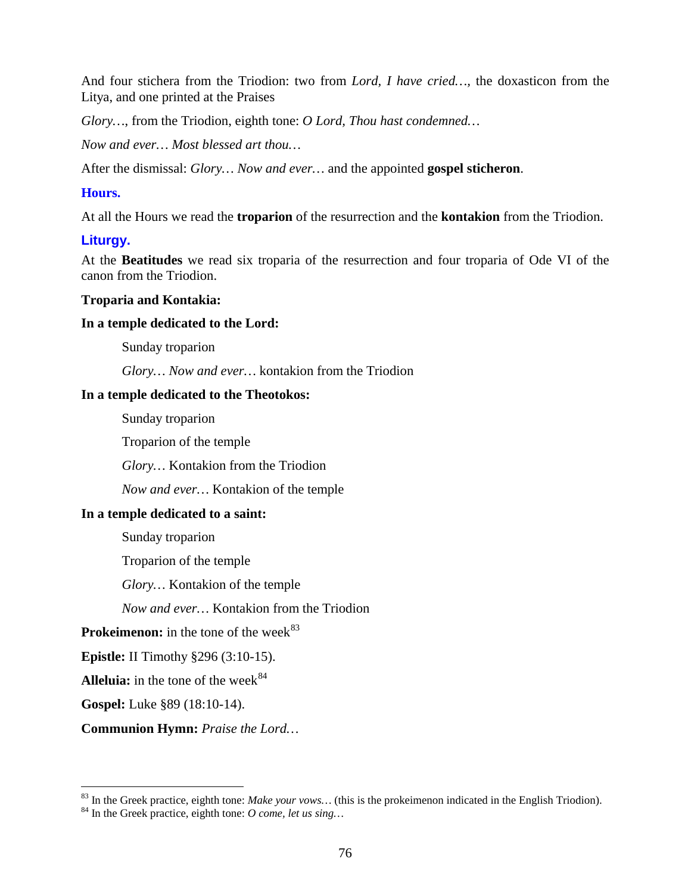And four stichera from the Triodion: two from *Lord, I have cried…*, the doxasticon from the Litya, and one printed at the Praises

*Glory…*, from the Triodion, eighth tone: *O Lord, Thou hast condemned…*

*Now and ever… Most blessed art thou…*

After the dismissal: *Glory… Now and ever…* and the appointed **gospel sticheron**.

### Hours.

At all the Hours we read the **troparion** of the resurrection and the **kontakion** from the Triodion.

### Liturgy.

At the **Beatitudes** we read six troparia of the resurrection and four troparia of Ode VI of the canon from the Triodion.

**Troparia and Kontakia:**

**In a temple dedicated to the Lord:**

Sunday troparion

*Glory… Now and ever…* kontakion from the Triodion

**In a temple dedicated to the Theotokos:**

Sunday troparion

Troparion of the temple

*Glory…* Kontakion from the Triodion

*Now and ever…* Kontakion of the temple

**In a temple dedicated to a saint:**

Sunday troparion

Troparion of the temple

*Glory…* Kontakion of the temple

*Now and ever…* Kontakion from the Triodion

**Prokeimenon:** in the tone of the week[83]

**Epistle:** II Timothy §296 (3:10-15).

**Alleluia:** in the tone of the week[84]

**Gospel:** Luke §89 (18:10-14).

**Communion Hymn:** *Praise the Lord…*

---

[83] In the Greek practice, eighth tone: *Make your vows…* (this is the prokeimenon indicated in the English Triodion).

[84] In the Greek practice, eighth tone: *O come, let us sing…*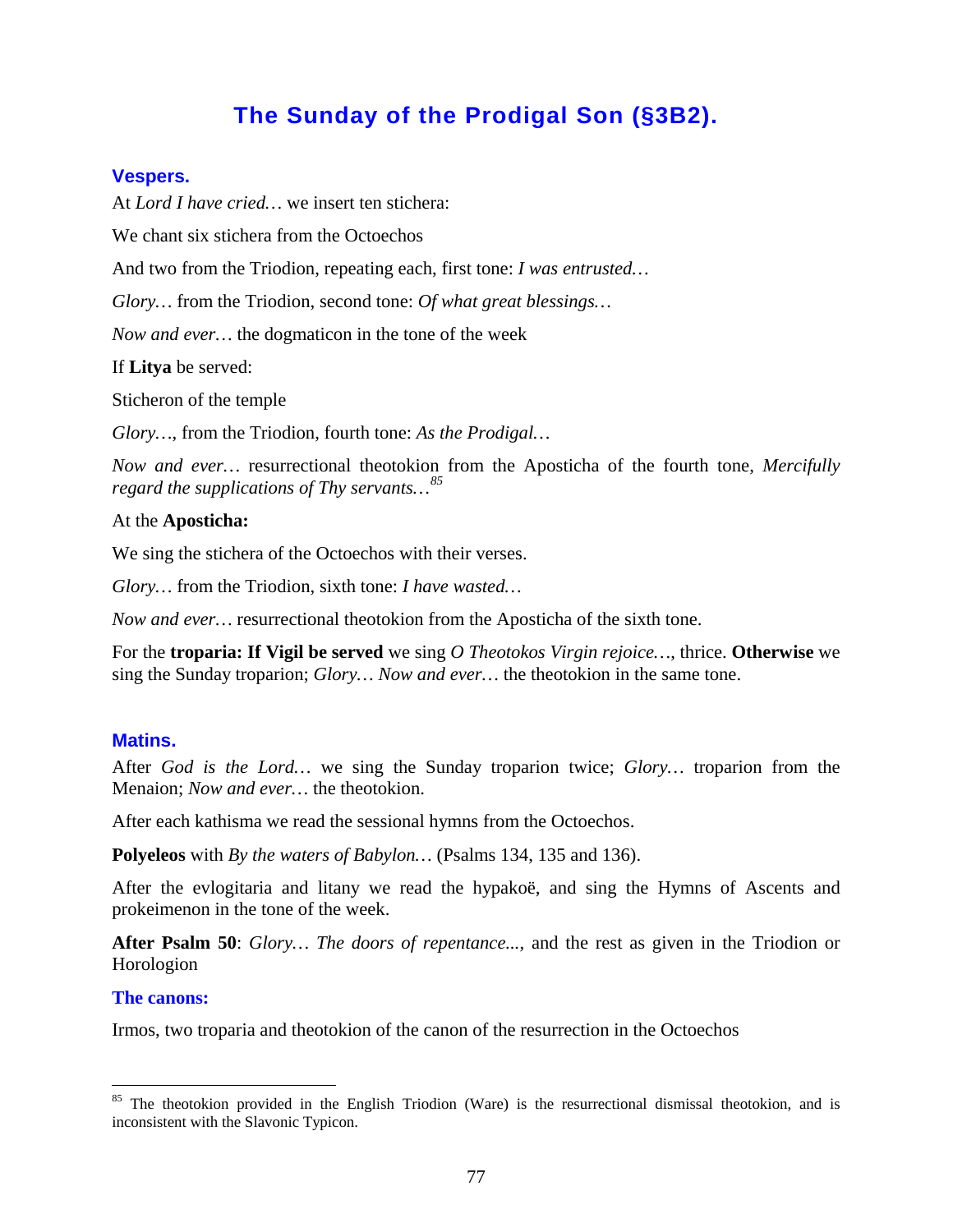## The Sunday of the Prodigal Son (§3B2).

### Vespers.

At *Lord I have cried…* we insert ten stichera:

We chant six stichera from the Octoechos

And two from the Triodion, repeating each, first tone: *I was entrusted…*

*Glory…* from the Triodion, second tone: *Of what great blessings…*

*Now and ever…* the dogmaticon in the tone of the week

If **Litya** be served:

Sticheron of the temple

*Glory…*, from the Triodion, fourth tone: *As the Prodigal…*

*Now and ever…* resurrectional theotokion from the Aposticha of the fourth tone, *Mercifully regard the supplications of Thy servants…*[85]

At the **Aposticha:**

We sing the stichera of the Octoechos with their verses.

*Glory…* from the Triodion, sixth tone: *I have wasted…*

*Now and ever…* resurrectional theotokion from the Aposticha of the sixth tone.

For the **troparia: If Vigil be served** we sing *O Theotokos Virgin rejoice…*, thrice. **Otherwise** we sing the Sunday troparion; *Glory… Now and ever…* the theotokion in the same tone.

### Matins.

After *God is the Lord…* we sing the Sunday troparion twice; *Glory…* troparion from the Menaion; *Now and ever…* the theotokion.

After each kathisma we read the sessional hymns from the Octoechos.

**Polyeleos** with *By the waters of Babylon…* (Psalms 134, 135 and 136).

After the evlogitaria and litany we read the hypakoë, and sing the Hymns of Ascents and prokeimenon in the tone of the week.

**After Psalm 50**: *Glory… The doors of repentance...*, and the rest as given in the Triodion or Horologion

#### The canons:

Irmos, two troparia and theotokion of the canon of the resurrection in the Octoechos

---

[85] The theotokion provided in the English Triodion (Ware) is the resurrectional dismissal theotokion, and is inconsistent with the Slavonic Typicon.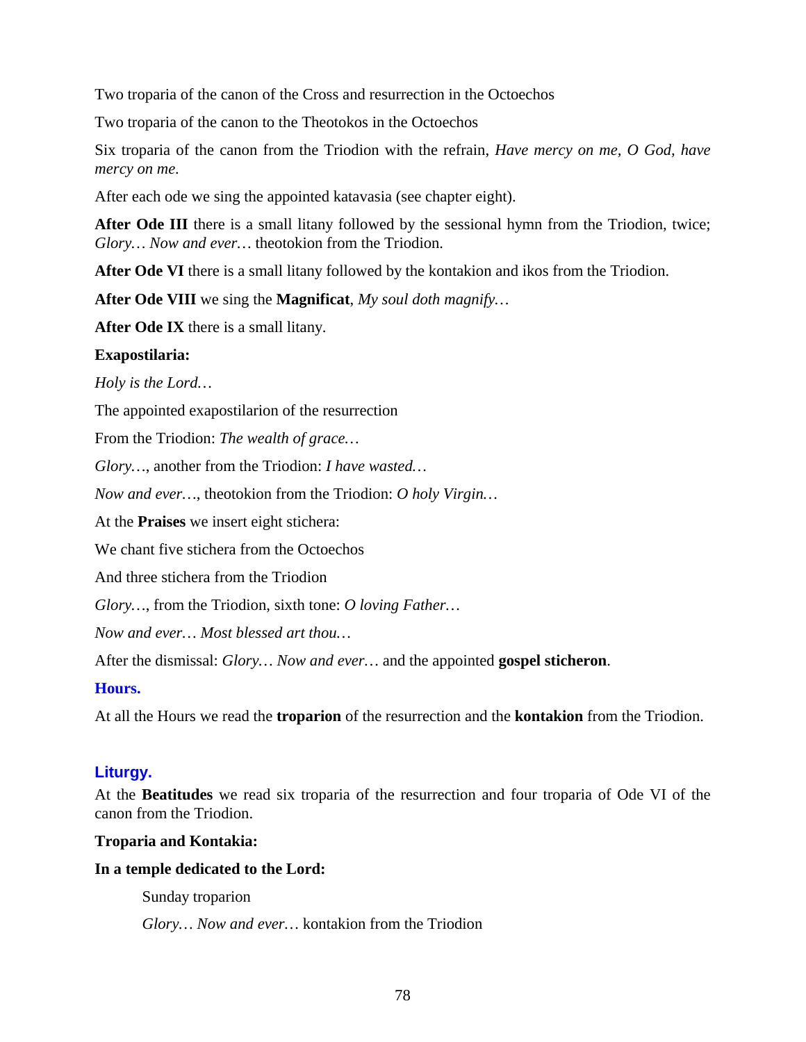Two troparia of the canon of the Cross and resurrection in the Octoechos

Two troparia of the canon to the Theotokos in the Octoechos

Six troparia of the canon from the Triodion with the refrain, *Have mercy on me, O God, have mercy on me.*

After each ode we sing the appointed katavasia (see chapter eight).

**After Ode III** there is a small litany followed by the sessional hymn from the Triodion, twice; *Glory… Now and ever…* theotokion from the Triodion.

**After Ode VI** there is a small litany followed by the kontakion and ikos from the Triodion.

**After Ode VIII** we sing the **Magnificat**, *My soul doth magnify…*

**After Ode IX** there is a small litany.

**Exapostilaria:**

*Holy is the Lord…*

The appointed exapostilarion of the resurrection

From the Triodion: *The wealth of grace…*

*Glory…*, another from the Triodion: *I have wasted…*

*Now and ever…*, theotokion from the Triodion: *O holy Virgin…*

At the **Praises** we insert eight stichera:

We chant five stichera from the Octoechos

And three stichera from the Triodion

*Glory…*, from the Triodion, sixth tone: *O loving Father…*

*Now and ever… Most blessed art thou…*

After the dismissal: *Glory… Now and ever…* and the appointed **gospel sticheron**.

### Hours.

At all the Hours we read the **troparion** of the resurrection and the **kontakion** from the Triodion.

### Liturgy.

At the **Beatitudes** we read six troparia of the resurrection and four troparia of Ode VI of the canon from the Triodion.

**Troparia and Kontakia:**

**In a temple dedicated to the Lord:**

Sunday troparion

*Glory… Now and ever…* kontakion from the Triodion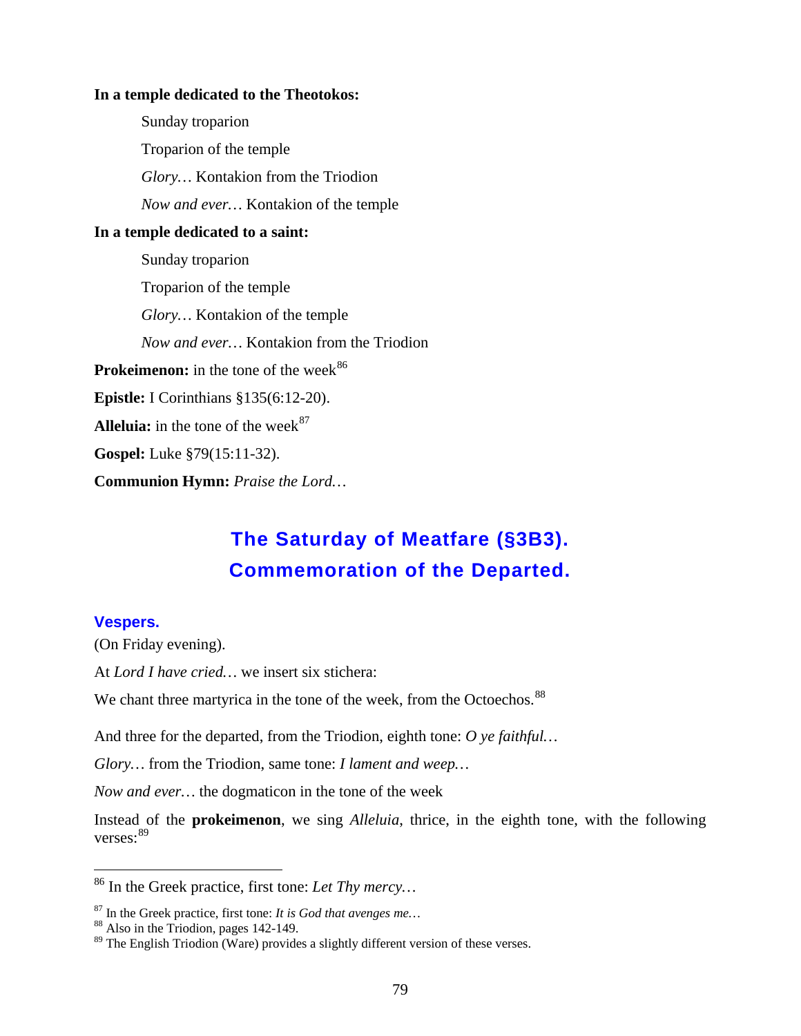**In a temple dedicated to the Theotokos:**

Sunday troparion

Troparion of the temple

*Glory…* Kontakion from the Triodion

*Now and ever…* Kontakion of the temple

**In a temple dedicated to a saint:**

Sunday troparion

Troparion of the temple

*Glory…* Kontakion of the temple

*Now and ever…* Kontakion from the Triodion

**Prokeimenon:** in the tone of the week[86]

**Epistle:** I Corinthians §135(6:12-20).

**Alleluia:** in the tone of the week[87]

**Gospel:** Luke §79(15:11-32).

**Communion Hymn:** *Praise the Lord…*

## The Saturday of Meatfare (§3B3). Commemoration of the Departed.

### Vespers.

(On Friday evening).

At *Lord I have cried…* we insert six stichera:

We chant three martyrica in the tone of the week, from the Octoechos.[88]

And three for the departed, from the Triodion, eighth tone: *O ye faithful…*

*Glory…* from the Triodion, same tone: *I lament and weep…*

*Now and ever…* the dogmaticon in the tone of the week

Instead of the **prokeimenon**, we sing *Alleluia*, thrice, in the eighth tone, with the following verses:[89]

---

[86] In the Greek practice, first tone: *Let Thy mercy…*

[87] In the Greek practice, first tone: *It is God that avenges me…*

[88] Also in the Triodion, pages 142-149.

[89] The English Triodion (Ware) provides a slightly different version of these verses.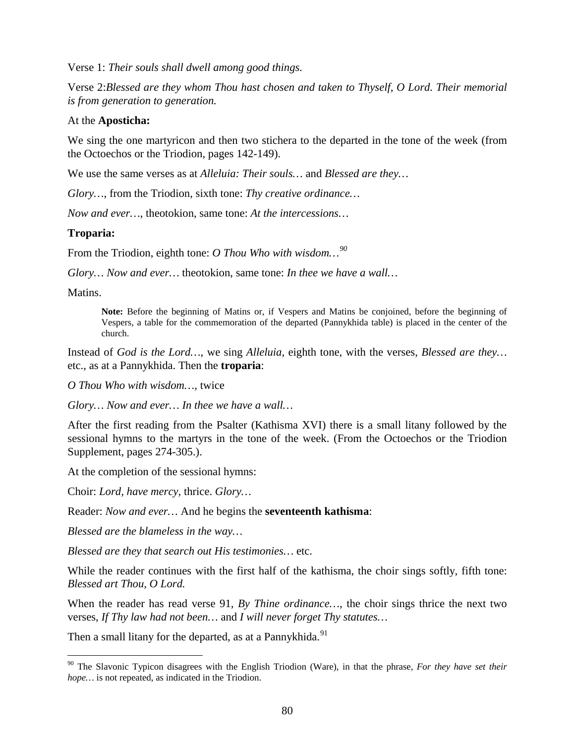Verse 1: *Their souls shall dwell among good things.*

Verse 2:*Blessed are they whom Thou hast chosen and taken to Thyself, O Lord. Their memorial is from generation to generation.*

At the **Aposticha:**

We sing the one martyricon and then two stichera to the departed in the tone of the week (from the Octoechos or the Triodion, pages 142-149).

We use the same verses as at *Alleluia: Their souls…* and *Blessed are they…*

*Glory…*, from the Triodion, sixth tone: *Thy creative ordinance…*

*Now and ever…*, theotokion, same tone: *At the intercessions…*

**Troparia:**

From the Triodion, eighth tone: *O Thou Who with wisdom…*[90]

*Glory… Now and ever…* theotokion, same tone: *In thee we have a wall…*

Matins.

> **Note:** Before the beginning of Matins or, if Vespers and Matins be conjoined, before the beginning of Vespers, a table for the commemoration of the departed (Pannykhida table) is placed in the center of the church.

Instead of *God is the Lord…*, we sing *Alleluia*, eighth tone, with the verses, *Blessed are they…* etc., as at a Pannykhida. Then the **troparia**:

*O Thou Who with wisdom…,* twice

*Glory… Now and ever… In thee we have a wall…*

After the first reading from the Psalter (Kathisma XVI) there is a small litany followed by the sessional hymns to the martyrs in the tone of the week. (From the Octoechos or the Triodion Supplement, pages 274-305.).

At the completion of the sessional hymns:

Choir: *Lord, have mercy*, thrice. *Glory…*

Reader: *Now and ever…* And he begins the **seventeenth kathisma**:

*Blessed are the blameless in the way…*

*Blessed are they that search out His testimonies…* etc.

While the reader continues with the first half of the kathisma, the choir sings softly, fifth tone: *Blessed art Thou, O Lord.*

When the reader has read verse 91, *By Thine ordinance…,* the choir sings thrice the next two verses, *If Thy law had not been…* and *I will never forget Thy statutes…*

Then a small litany for the departed, as at a Pannykhida.[91]

---

[90] The Slavonic Typicon disagrees with the English Triodion (Ware), in that the phrase, *For they have set their hope…* is not repeated, as indicated in the Triodion.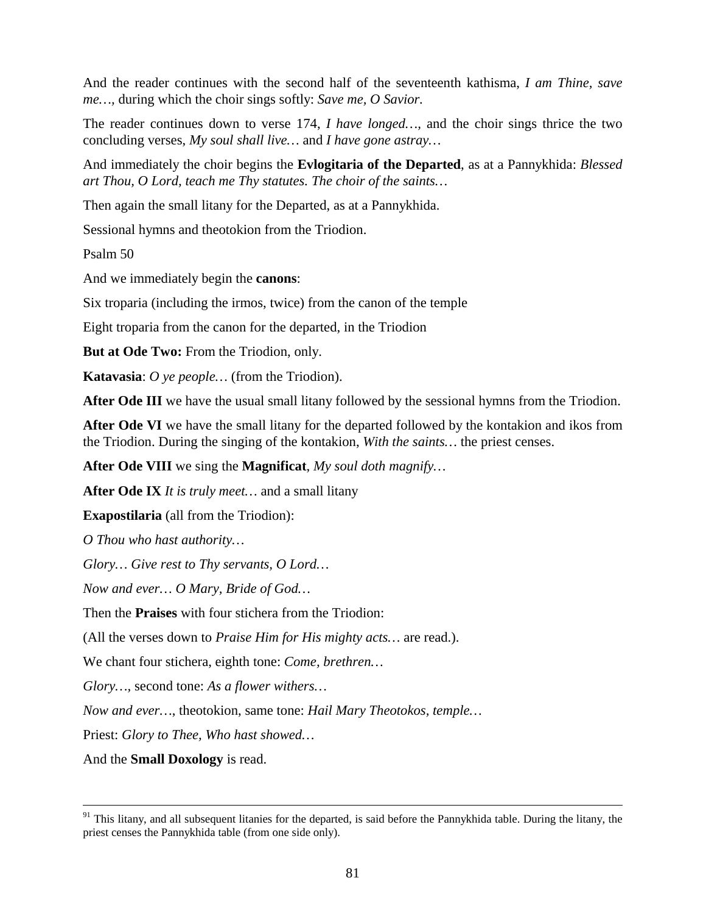And the reader continues with the second half of the seventeenth kathisma, *I am Thine, save me…*, during which the choir sings softly: *Save me, O Savior.*

The reader continues down to verse 174, *I have longed…,* and the choir sings thrice the two concluding verses, *My soul shall live…* and *I have gone astray…*

And immediately the choir begins the **Evlogitaria of the Departed**, as at a Pannykhida: *Blessed art Thou, O Lord, teach me Thy statutes. The choir of the saints…*

Then again the small litany for the Departed, as at a Pannykhida.

Sessional hymns and theotokion from the Triodion.

Psalm 50

And we immediately begin the **canons**:

Six troparia (including the irmos, twice) from the canon of the temple

Eight troparia from the canon for the departed, in the Triodion

**But at Ode Two:** From the Triodion, only.

**Katavasia**: *O ye people…* (from the Triodion).

**After Ode III** we have the usual small litany followed by the sessional hymns from the Triodion.

**After Ode VI** we have the small litany for the departed followed by the kontakion and ikos from the Triodion. During the singing of the kontakion, *With the saints…* the priest censes.

**After Ode VIII** we sing the **Magnificat**, *My soul doth magnify…*

**After Ode IX** *It is truly meet…* and a small litany

**Exapostilaria** (all from the Triodion):

*O Thou who hast authority…*

*Glory… Give rest to Thy servants, O Lord…*

*Now and ever… O Mary, Bride of God…*

Then the **Praises** with four stichera from the Triodion:

(All the verses down to *Praise Him for His mighty acts…* are read.).

We chant four stichera, eighth tone: *Come, brethren…*

*Glory…*, second tone: *As a flower withers…*

*Now and ever…*, theotokion, same tone: *Hail Mary Theotokos, temple…*

Priest: *Glory to Thee, Who hast showed…*

And the **Small Doxology** is read.

---

[91] This litany, and all subsequent litanies for the departed, is said before the Pannykhida table. During the litany, the priest censes the Pannykhida table (from one side only).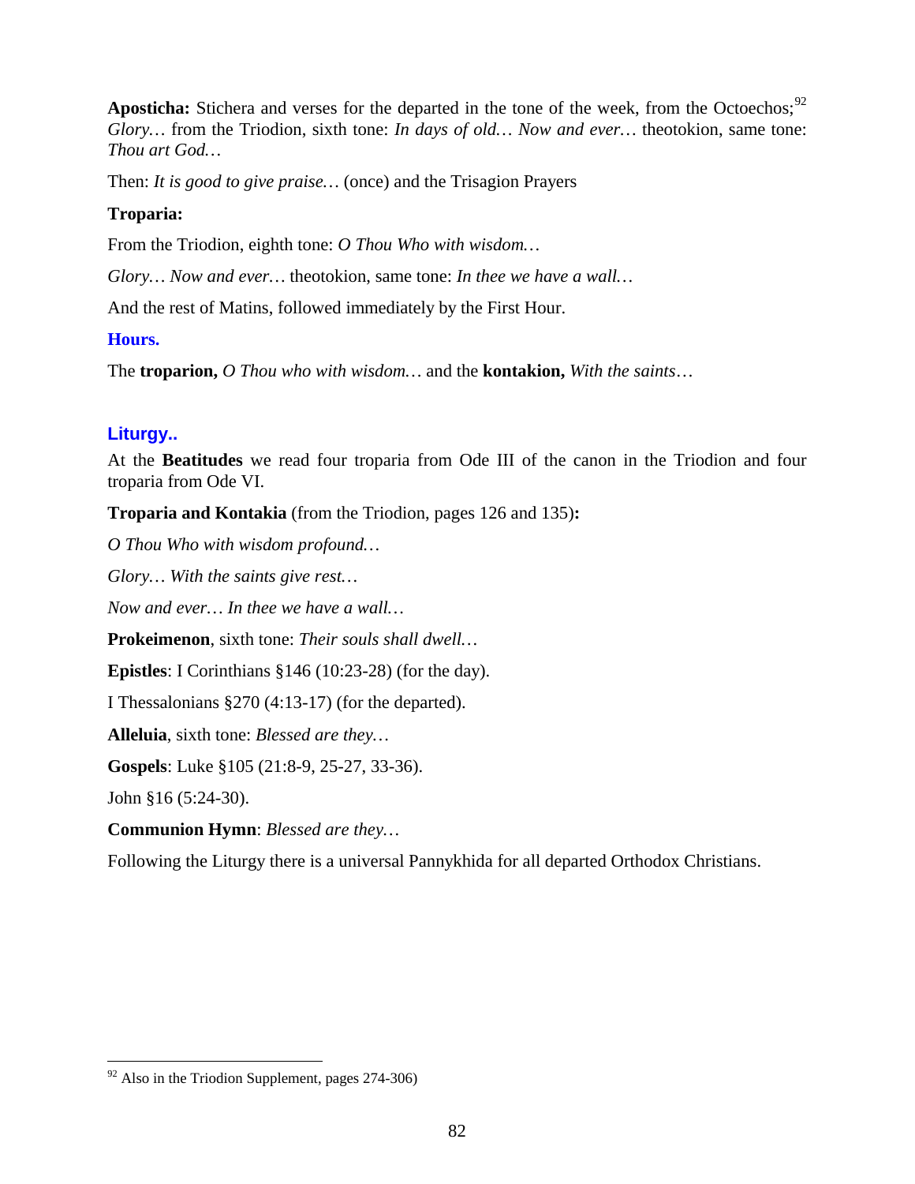**Aposticha:** Stichera and verses for the departed in the tone of the week, from the Octoechos;[92] *Glory…* from the Triodion, sixth tone: *In days of old… Now and ever…* theotokion, same tone: *Thou art God…*

Then: *It is good to give praise…* (once) and the Trisagion Prayers

**Troparia:**

From the Triodion, eighth tone: *O Thou Who with wisdom…*

*Glory… Now and ever…* theotokion, same tone: *In thee we have a wall…*

And the rest of Matins, followed immediately by the First Hour.

**Hours.**

The **troparion,** *O Thou who with wisdom…* and the **kontakion,** *With the saints…*

## Liturgy..

At the **Beatitudes** we read four troparia from Ode III of the canon in the Triodion and four troparia from Ode VI.

**Troparia and Kontakia** (from the Triodion, pages 126 and 135)**:**

*O Thou Who with wisdom profound…*

*Glory… With the saints give rest…*

*Now and ever… In thee we have a wall…*

**Prokeimenon**, sixth tone: *Their souls shall dwell…*

**Epistles**: I Corinthians §146 (10:23-28) (for the day).

I Thessalonians §270 (4:13-17) (for the departed).

**Alleluia**, sixth tone: *Blessed are they…*

**Gospels**: Luke §105 (21:8-9, 25-27, 33-36).

John §16 (5:24-30).

**Communion Hymn**: *Blessed are they…*

Following the Liturgy there is a universal Pannykhida for all departed Orthodox Christians.

---

[92] Also in the Triodion Supplement, pages 274-306)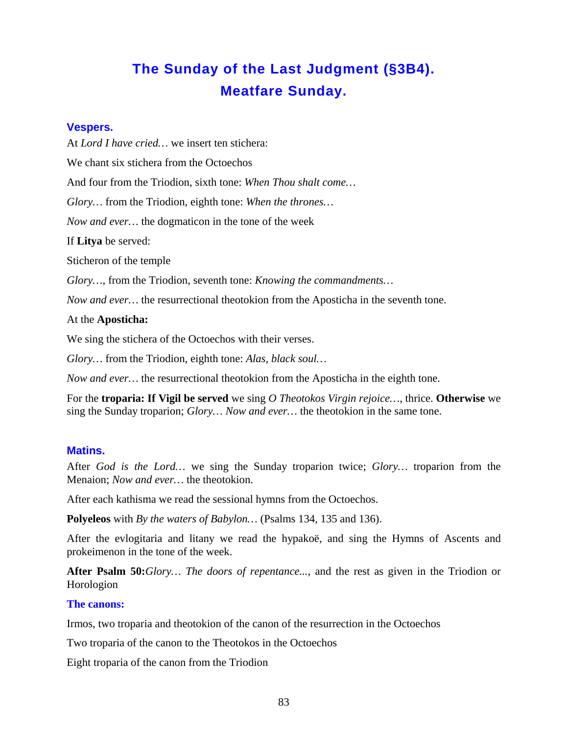# The Sunday of the Last Judgment (§3B4).
# Meatfare Sunday.

## Vespers.

At *Lord I have cried…* we insert ten stichera:

We chant six stichera from the Octoechos

And four from the Triodion, sixth tone: *When Thou shalt come…*

*Glory…* from the Triodion, eighth tone: *When the thrones…*

*Now and ever…* the dogmaticon in the tone of the week

If **Litya** be served:

Sticheron of the temple

*Glory…*, from the Triodion, seventh tone: *Knowing the commandments…*

*Now and ever…* the resurrectional theotokion from the Aposticha in the seventh tone.

At the **Aposticha:**

We sing the stichera of the Octoechos with their verses.

*Glory…* from the Triodion, eighth tone: *Alas, black soul…*

*Now and ever…* the resurrectional theotokion from the Aposticha in the eighth tone.

For the **troparia: If Vigil be served** we sing *O Theotokos Virgin rejoice…*, thrice. **Otherwise** we sing the Sunday troparion; *Glory… Now and ever…* the theotokion in the same tone.

## Matins.

After *God is the Lord…* we sing the Sunday troparion twice; *Glory…* troparion from the Menaion; *Now and ever…* the theotokion.

After each kathisma we read the sessional hymns from the Octoechos.

**Polyeleos** with *By the waters of Babylon…* (Psalms 134, 135 and 136).

After the evlogitaria and litany we read the hypakoë, and sing the Hymns of Ascents and prokeimenon in the tone of the week.

**After Psalm 50:***Glory… The doors of repentance...*, and the rest as given in the Triodion or Horologion

### The canons:

Irmos, two troparia and theotokion of the canon of the resurrection in the Octoechos

Two troparia of the canon to the Theotokos in the Octoechos

Eight troparia of the canon from the Triodion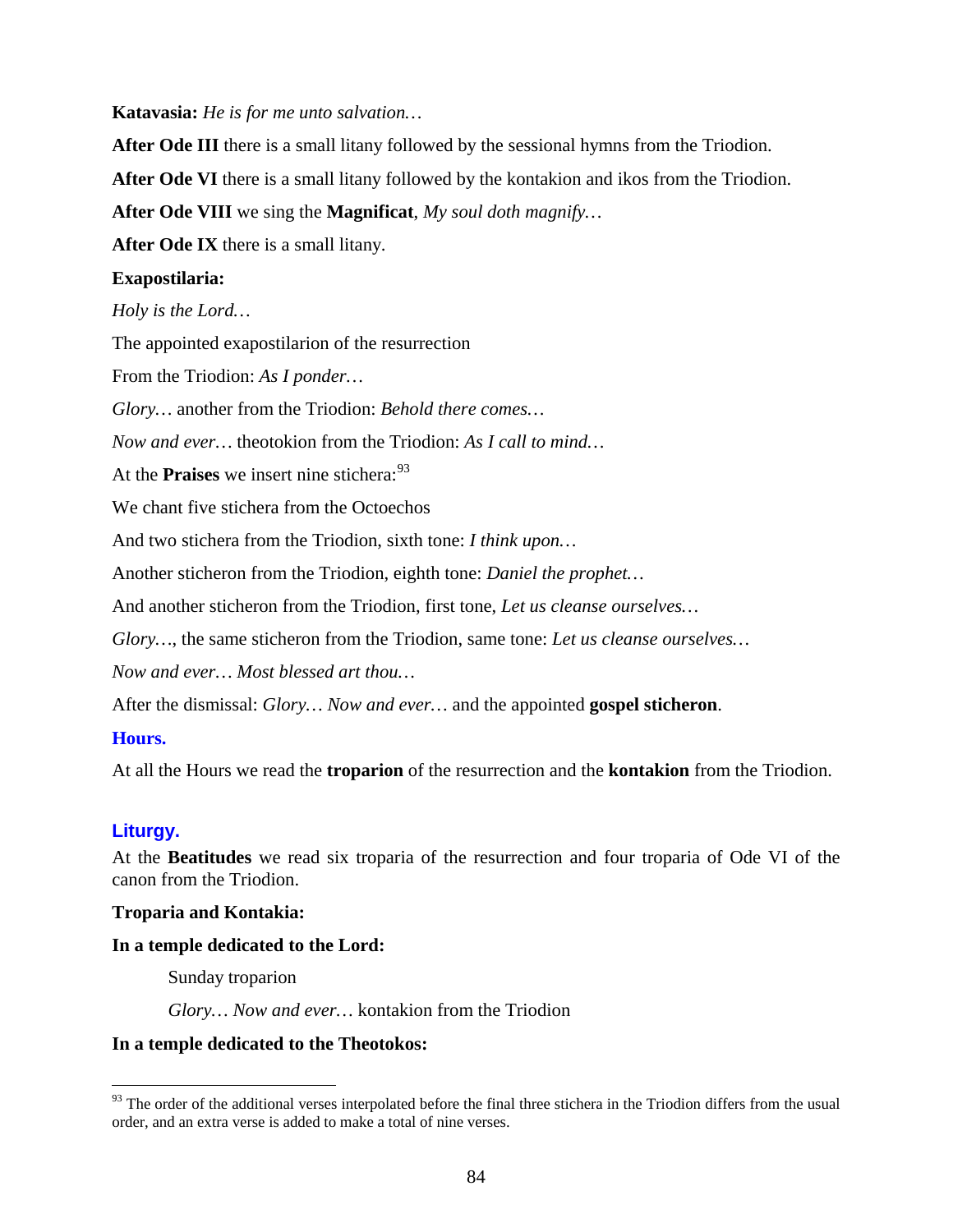**Katavasia:** *He is for me unto salvation…*

**After Ode III** there is a small litany followed by the sessional hymns from the Triodion.

**After Ode VI** there is a small litany followed by the kontakion and ikos from the Triodion.

**After Ode VIII** we sing the **Magnificat**, *My soul doth magnify…*

**After Ode IX** there is a small litany.

**Exapostilaria:**

*Holy is the Lord…*

The appointed exapostilarion of the resurrection

From the Triodion: *As I ponder…*

*Glory…* another from the Triodion: *Behold there comes…*

*Now and ever…* theotokion from the Triodion: *As I call to mind…*

At the **Praises** we insert nine stichera:[93]

We chant five stichera from the Octoechos

And two stichera from the Triodion, sixth tone: *I think upon…*

Another sticheron from the Triodion, eighth tone: *Daniel the prophet…*

And another sticheron from the Triodion, first tone, *Let us cleanse ourselves…*

*Glory…*, the same sticheron from the Triodion, same tone: *Let us cleanse ourselves…*

*Now and ever… Most blessed art thou…*

After the dismissal: *Glory… Now and ever…* and the appointed **gospel sticheron**.

## Hours.

At all the Hours we read the **troparion** of the resurrection and the **kontakion** from the Triodion.

## Liturgy.

At the **Beatitudes** we read six troparia of the resurrection and four troparia of Ode VI of the canon from the Triodion.

**Troparia and Kontakia:**

**In a temple dedicated to the Lord:**

Sunday troparion

*Glory… Now and ever…* kontakion from the Triodion

**In a temple dedicated to the Theotokos:**

[93] The order of the additional verses interpolated before the final three stichera in the Triodion differs from the usual order, and an extra verse is added to make a total of nine verses.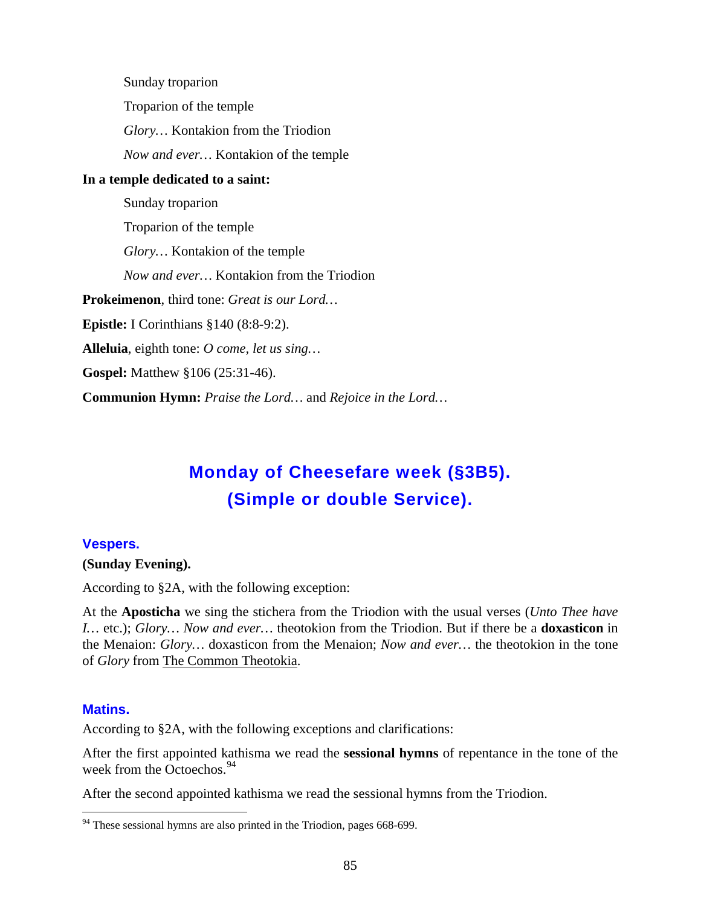Sunday troparion

Troparion of the temple

*Glory…* Kontakion from the Triodion

*Now and ever…* Kontakion of the temple

**In a temple dedicated to a saint:**

Sunday troparion

Troparion of the temple

*Glory…* Kontakion of the temple

*Now and ever…* Kontakion from the Triodion

**Prokeimenon**, third tone: *Great is our Lord…*

**Epistle:** I Corinthians §140 (8:8-9:2).

**Alleluia**, eighth tone: *O come, let us sing…*

**Gospel:** Matthew §106 (25:31-46).

**Communion Hymn:** *Praise the Lord…* and *Rejoice in the Lord…*

## Monday of Cheesefare week (§3B5).
## (Simple or double Service).

### Vespers.

**(Sunday Evening).**

According to §2A, with the following exception:

At the **Aposticha** we sing the stichera from the Triodion with the usual verses (*Unto Thee have I…* etc.); *Glory… Now and ever…* theotokion from the Triodion. But if there be a **doxasticon** in the Menaion: *Glory…* doxasticon from the Menaion; *Now and ever…* the theotokion in the tone of *Glory* from The Common Theotokia.

### Matins.

According to §2A, with the following exceptions and clarifications:

After the first appointed kathisma we read the **sessional hymns** of repentance in the tone of the week from the Octoechos.[94]

After the second appointed kathisma we read the sessional hymns from the Triodion.

---

[94] These sessional hymns are also printed in the Triodion, pages 668-699.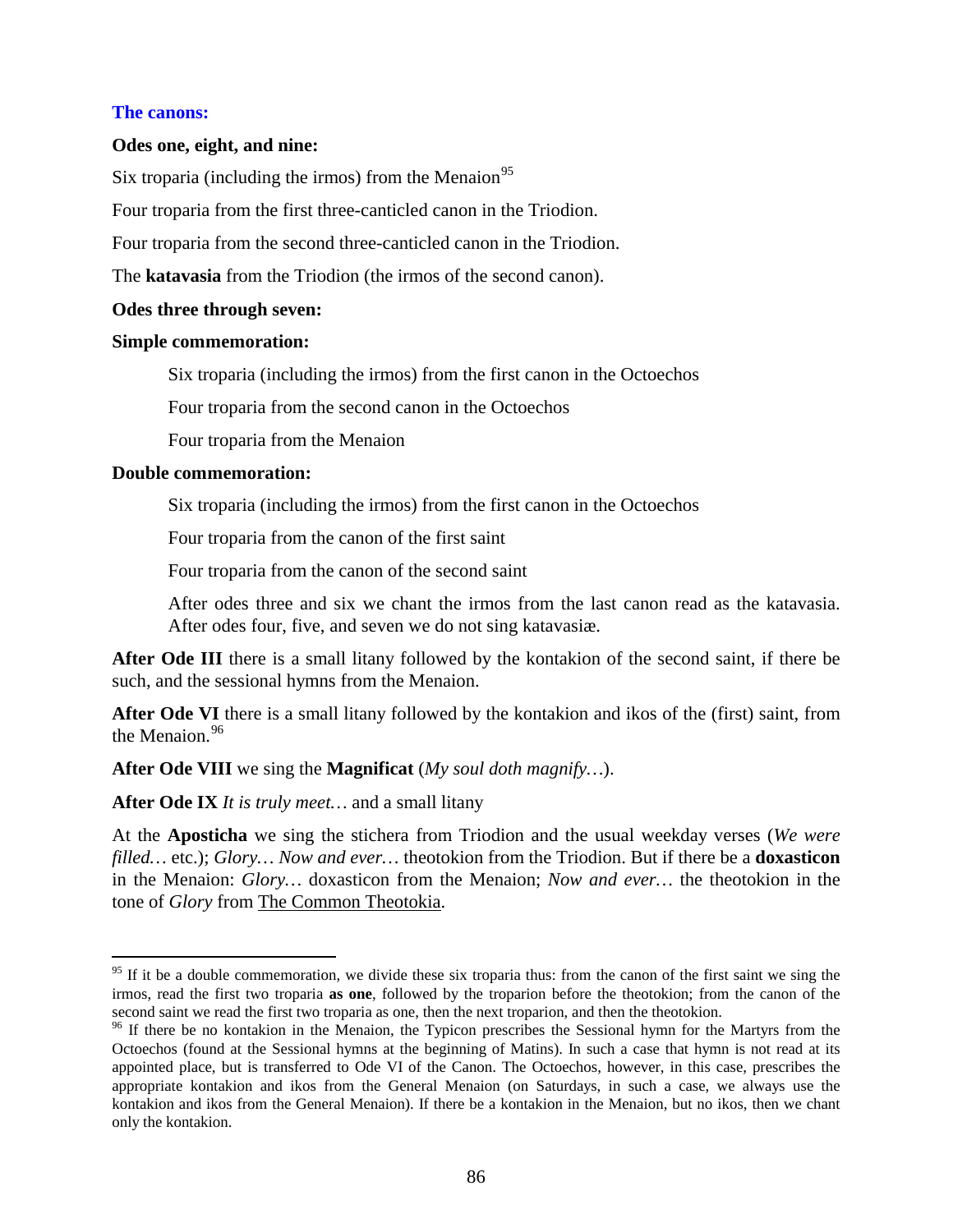### The canons:

**Odes one, eight, and nine:**

Six troparia (including the irmos) from the Menaion[95]

Four troparia from the first three-canticled canon in the Triodion.

Four troparia from the second three-canticled canon in the Triodion.

The **katavasia** from the Triodion (the irmos of the second canon).

**Odes three through seven:**

**Simple commemoration:**

> Six troparia (including the irmos) from the first canon in the Octoechos
>
> Four troparia from the second canon in the Octoechos
>
> Four troparia from the Menaion

**Double commemoration:**

> Six troparia (including the irmos) from the first canon in the Octoechos
>
> Four troparia from the canon of the first saint
>
> Four troparia from the canon of the second saint
>
> After odes three and six we chant the irmos from the last canon read as the katavasia. After odes four, five, and seven we do not sing katavasiæ.

**After Ode III** there is a small litany followed by the kontakion of the second saint, if there be such, and the sessional hymns from the Menaion.

**After Ode VI** there is a small litany followed by the kontakion and ikos of the (first) saint, from the Menaion.[96]

**After Ode VIII** we sing the **Magnificat** (*My soul doth magnify…*).

**After Ode IX** *It is truly meet…* and a small litany

At the **Aposticha** we sing the stichera from Triodion and the usual weekday verses (*We were filled…* etc.); *Glory… Now and ever…* theotokion from the Triodion. But if there be a **doxasticon** in the Menaion: *Glory…* doxasticon from the Menaion; *Now and ever…* the theotokion in the tone of *Glory* from The Common Theotokia.

---

[95] If it be a double commemoration, we divide these six troparia thus: from the canon of the first saint we sing the irmos, read the first two troparia **as one**, followed by the troparion before the theotokion; from the canon of the second saint we read the first two troparia as one, then the next troparion, and then the theotokion.

[96] If there be no kontakion in the Menaion, the Typicon prescribes the Sessional hymn for the Martyrs from the Octoechos (found at the Sessional hymns at the beginning of Matins). In such a case that hymn is not read at its appointed place, but is transferred to Ode VI of the Canon. The Octoechos, however, in this case, prescribes the appropriate kontakion and ikos from the General Menaion (on Saturdays, in such a case, we always use the kontakion and ikos from the General Menaion). If there be a kontakion in the Menaion, but no ikos, then we chant only the kontakion.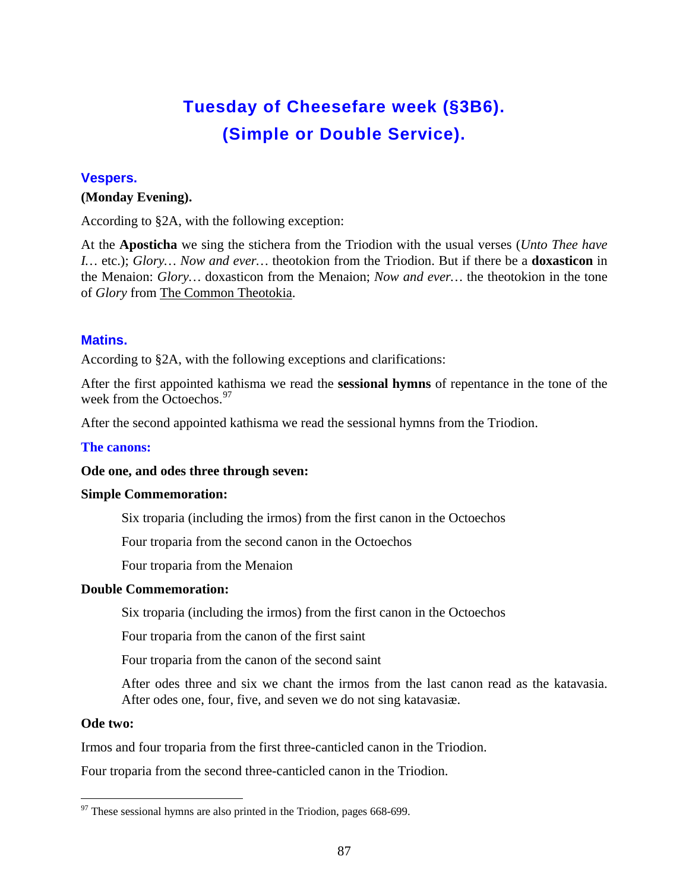# Tuesday of Cheesefare week (§3B6).
# (Simple or Double Service).

## Vespers.

**(Monday Evening).**

According to §2A, with the following exception:

At the **Aposticha** we sing the stichera from the Triodion with the usual verses (*Unto Thee have I…* etc.); *Glory… Now and ever…* theotokion from the Triodion. But if there be a **doxasticon** in the Menaion: *Glory…* doxasticon from the Menaion; *Now and ever…* the theotokion in the tone of *Glory* from The Common Theotokia.

## Matins.

According to §2A, with the following exceptions and clarifications:

After the first appointed kathisma we read the **sessional hymns** of repentance in the tone of the week from the Octoechos.[97]

After the second appointed kathisma we read the sessional hymns from the Triodion.

### The canons:

**Ode one, and odes three through seven:**

**Simple Commemoration:**

> Six troparia (including the irmos) from the first canon in the Octoechos
>
> Four troparia from the second canon in the Octoechos
>
> Four troparia from the Menaion

**Double Commemoration:**

> Six troparia (including the irmos) from the first canon in the Octoechos
>
> Four troparia from the canon of the first saint
>
> Four troparia from the canon of the second saint
>
> After odes three and six we chant the irmos from the last canon read as the katavasia. After odes one, four, five, and seven we do not sing katavasiæ.

**Ode two:**

Irmos and four troparia from the first three-canticled canon in the Triodion.

Four troparia from the second three-canticled canon in the Triodion.

---

[97] These sessional hymns are also printed in the Triodion, pages 668-699.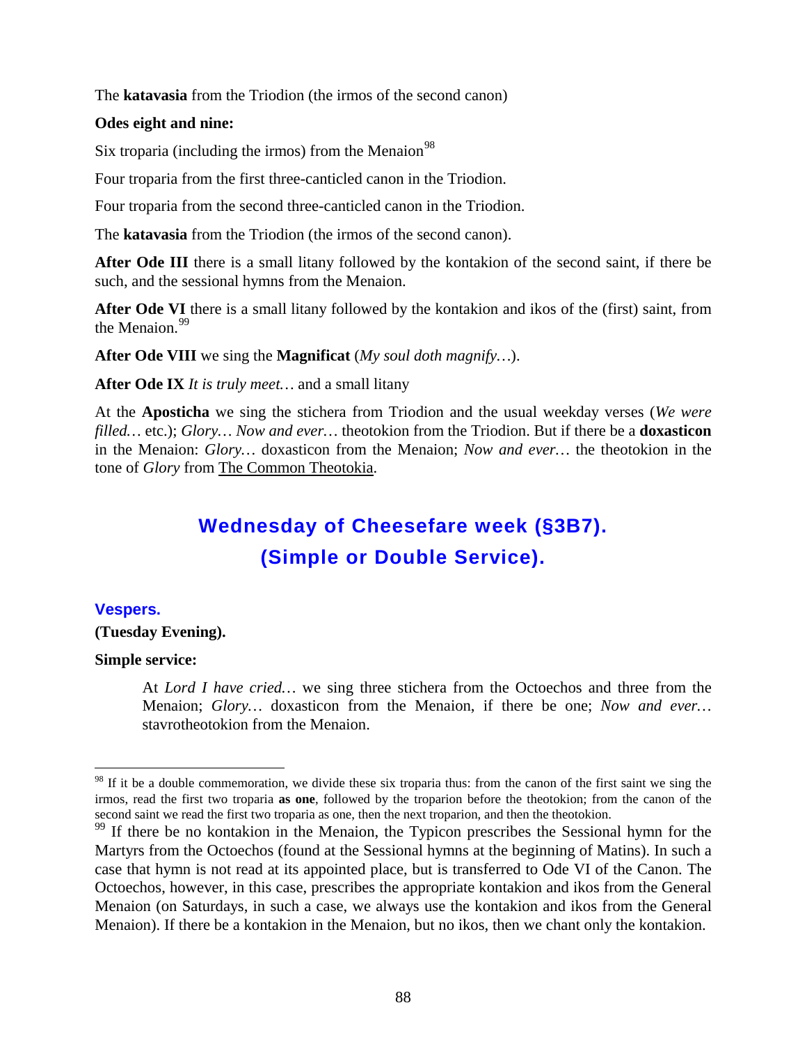The **katavasia** from the Triodion (the irmos of the second canon)

**Odes eight and nine:**

Six troparia (including the irmos) from the Menaion[98]

Four troparia from the first three-canticled canon in the Triodion.

Four troparia from the second three-canticled canon in the Triodion.

The **katavasia** from the Triodion (the irmos of the second canon).

**After Ode III** there is a small litany followed by the kontakion of the second saint, if there be such, and the sessional hymns from the Menaion.

**After Ode VI** there is a small litany followed by the kontakion and ikos of the (first) saint, from the Menaion.[99]

**After Ode VIII** we sing the **Magnificat** (*My soul doth magnify…*).

**After Ode IX** *It is truly meet…* and a small litany

At the **Aposticha** we sing the stichera from Triodion and the usual weekday verses (*We were filled…* etc.); *Glory… Now and ever…* theotokion from the Triodion. But if there be a **doxasticon** in the Menaion: *Glory…* doxasticon from the Menaion; *Now and ever…* the theotokion in the tone of *Glory* from The Common Theotokia.

## Wednesday of Cheesefare week (§3B7). (Simple or Double Service).

### Vespers.

**(Tuesday Evening).**

**Simple service:**

> At *Lord I have cried…* we sing three stichera from the Octoechos and three from the Menaion; *Glory…* doxasticon from the Menaion, if there be one; *Now and ever…* stavrotheotokion from the Menaion.

---

[98] If it be a double commemoration, we divide these six troparia thus: from the canon of the first saint we sing the irmos, read the first two troparia **as one**, followed by the troparion before the theotokion; from the canon of the second saint we read the first two troparia as one, then the next troparion, and then the theotokion.

[99] If there be no kontakion in the Menaion, the Typicon prescribes the Sessional hymn for the Martyrs from the Octoechos (found at the Sessional hymns at the beginning of Matins). In such a case that hymn is not read at its appointed place, but is transferred to Ode VI of the Canon. The Octoechos, however, in this case, prescribes the appropriate kontakion and ikos from the General Menaion (on Saturdays, in such a case, we always use the kontakion and ikos from the General Menaion). If there be a kontakion in the Menaion, but no ikos, then we chant only the kontakion.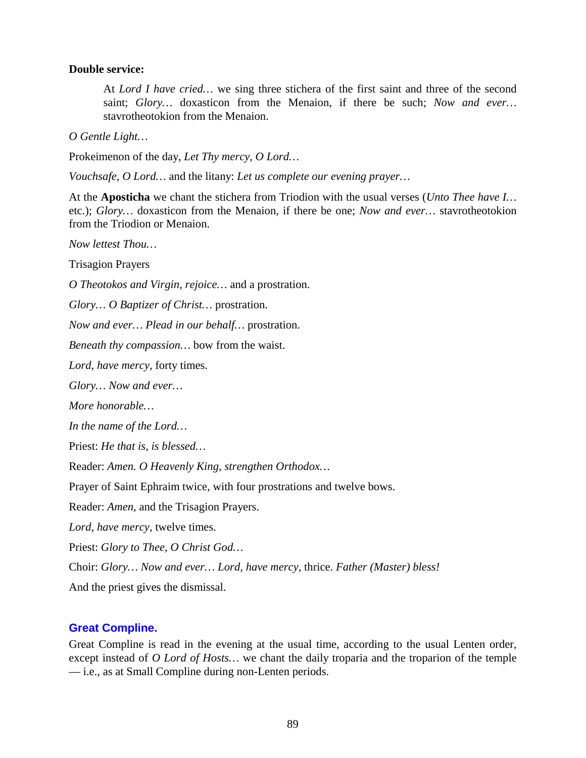**Double service:**

> At *Lord I have cried…* we sing three stichera of the first saint and three of the second saint; *Glory…* doxasticon from the Menaion, if there be such; *Now and ever…* stavrotheotokion from the Menaion.

*O Gentle Light…*

Prokeimenon of the day, *Let Thy mercy, O Lord…*

*Vouchsafe, O Lord…* and the litany: *Let us complete our evening prayer…*

At the **Aposticha** we chant the stichera from Triodion with the usual verses (*Unto Thee have I…* etc.); *Glory…* doxasticon from the Menaion, if there be one; *Now and ever…* stavrotheotokion from the Triodion or Menaion.

*Now lettest Thou…*

Trisagion Prayers

*O Theotokos and Virgin, rejoice…* and a prostration.

*Glory… O Baptizer of Christ…* prostration.

*Now and ever… Plead in our behalf…* prostration.

*Beneath thy compassion…* bow from the waist.

*Lord, have mercy,* forty times.

*Glory… Now and ever…*

*More honorable…*

*In the name of the Lord…*

Priest: *He that is, is blessed…*

Reader: *Amen. O Heavenly King, strengthen Orthodox…*

Prayer of Saint Ephraim twice, with four prostrations and twelve bows.

Reader: *Amen,* and the Trisagion Prayers.

*Lord, have mercy,* twelve times.

Priest: *Glory to Thee, O Christ God…*

Choir: *Glory… Now and ever… Lord, have mercy,* thrice. *Father (Master) bless!*

And the priest gives the dismissal.

## Great Compline.

Great Compline is read in the evening at the usual time, according to the usual Lenten order, except instead of *O Lord of Hosts…* we chant the daily troparia and the troparion of the temple — i.e., as at Small Compline during non-Lenten periods.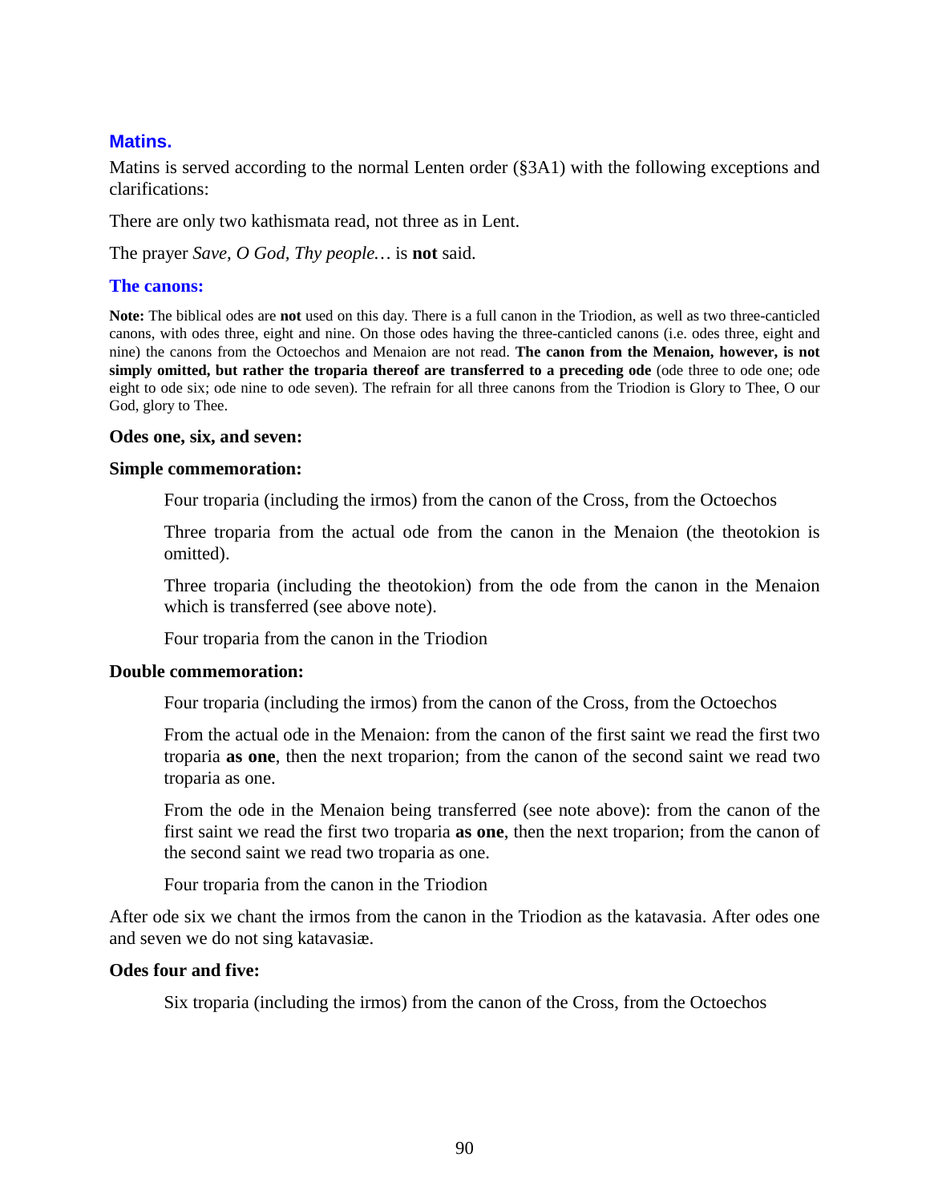## Matins.

Matins is served according to the normal Lenten order (§3A1) with the following exceptions and clarifications:

There are only two kathismata read, not three as in Lent.

The prayer *Save, O God, Thy people…* is **not** said.

### The canons:

**Note:** The biblical odes are **not** used on this day. There is a full canon in the Triodion, as well as two three-canticled canons, with odes three, eight and nine. On those odes having the three-canticled canons (i.e. odes three, eight and nine) the canons from the Octoechos and Menaion are not read. **The canon from the Menaion, however, is not simply omitted, but rather the troparia thereof are transferred to a preceding ode** (ode three to ode one; ode eight to ode six; ode nine to ode seven). The refrain for all three canons from the Triodion is Glory to Thee, O our God, glory to Thee.

**Odes one, six, and seven:**

**Simple commemoration:**

Four troparia (including the irmos) from the canon of the Cross, from the Octoechos

Three troparia from the actual ode from the canon in the Menaion (the theotokion is omitted).

Three troparia (including the theotokion) from the ode from the canon in the Menaion which is transferred (see above note).

Four troparia from the canon in the Triodion

**Double commemoration:**

Four troparia (including the irmos) from the canon of the Cross, from the Octoechos

From the actual ode in the Menaion: from the canon of the first saint we read the first two troparia **as one**, then the next troparion; from the canon of the second saint we read two troparia as one.

From the ode in the Menaion being transferred (see note above): from the canon of the first saint we read the first two troparia **as one**, then the next troparion; from the canon of the second saint we read two troparia as one.

Four troparia from the canon in the Triodion

After ode six we chant the irmos from the canon in the Triodion as the katavasia. After odes one and seven we do not sing katavasiæ.

**Odes four and five:**

Six troparia (including the irmos) from the canon of the Cross, from the Octoechos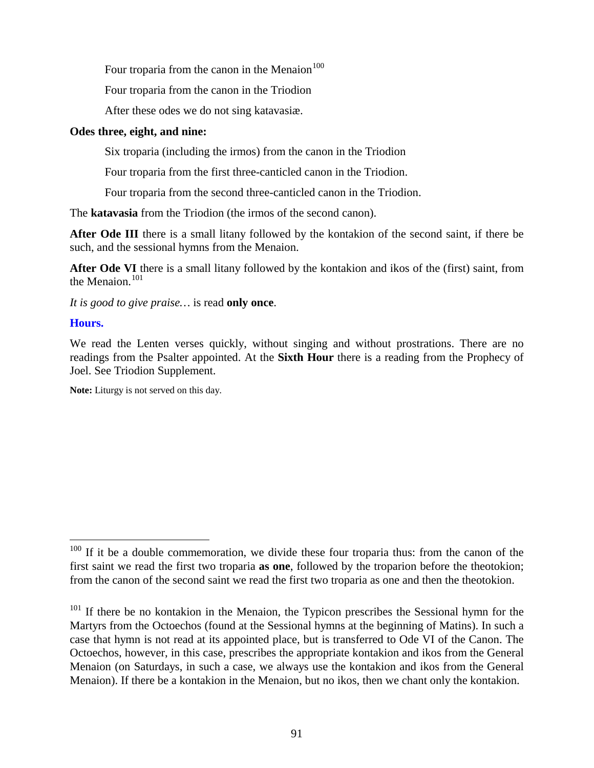Four troparia from the canon in the Menaion[100]

Four troparia from the canon in the Triodion

After these odes we do not sing katavasiæ.

**Odes three, eight, and nine:**

Six troparia (including the irmos) from the canon in the Triodion

Four troparia from the first three-canticled canon in the Triodion.

Four troparia from the second three-canticled canon in the Triodion.

The **katavasia** from the Triodion (the irmos of the second canon).

**After Ode III** there is a small litany followed by the kontakion of the second saint, if there be such, and the sessional hymns from the Menaion.

**After Ode VI** there is a small litany followed by the kontakion and ikos of the (first) saint, from the Menaion.[101]

*It is good to give praise…* is read **only once**.

### Hours.

We read the Lenten verses quickly, without singing and without prostrations. There are no readings from the Psalter appointed. At the **Sixth Hour** there is a reading from the Prophecy of Joel. See Triodion Supplement.

**Note:** Liturgy is not served on this day.

---

[100] If it be a double commemoration, we divide these four troparia thus: from the canon of the first saint we read the first two troparia **as one**, followed by the troparion before the theotokion; from the canon of the second saint we read the first two troparia as one and then the theotokion.

[101] If there be no kontakion in the Menaion, the Typicon prescribes the Sessional hymn for the Martyrs from the Octoechos (found at the Sessional hymns at the beginning of Matins). In such a case that hymn is not read at its appointed place, but is transferred to Ode VI of the Canon. The Octoechos, however, in this case, prescribes the appropriate kontakion and ikos from the General Menaion (on Saturdays, in such a case, we always use the kontakion and ikos from the General Menaion). If there be a kontakion in the Menaion, but no ikos, then we chant only the kontakion.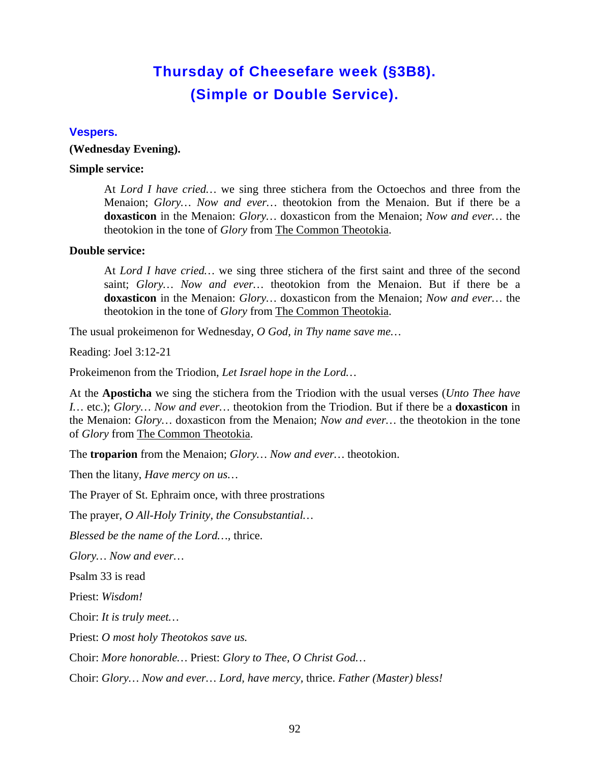# Thursday of Cheesefare week (§3B8). (Simple or Double Service).

## Vespers.

**(Wednesday Evening).**

**Simple service:**

> At *Lord I have cried…* we sing three stichera from the Octoechos and three from the Menaion; *Glory… Now and ever…* theotokion from the Menaion. But if there be a **doxasticon** in the Menaion: *Glory…* doxasticon from the Menaion; *Now and ever…* the theotokion in the tone of *Glory* from The Common Theotokia.

**Double service:**

> At *Lord I have cried…* we sing three stichera of the first saint and three of the second saint; *Glory… Now and ever…* theotokion from the Menaion. But if there be a **doxasticon** in the Menaion: *Glory…* doxasticon from the Menaion; *Now and ever…* the theotokion in the tone of *Glory* from The Common Theotokia.

The usual prokeimenon for Wednesday, *O God, in Thy name save me…*

Reading: Joel 3:12-21

Prokeimenon from the Triodion, *Let Israel hope in the Lord…*

At the **Aposticha** we sing the stichera from the Triodion with the usual verses (*Unto Thee have I…* etc.); *Glory… Now and ever…* theotokion from the Triodion. But if there be a **doxasticon** in the Menaion: *Glory…* doxasticon from the Menaion; *Now and ever…* the theotokion in the tone of *Glory* from The Common Theotokia.

The **troparion** from the Menaion; *Glory… Now and ever…* theotokion.

Then the litany, *Have mercy on us…*

The Prayer of St. Ephraim once, with three prostrations

The prayer, *O All-Holy Trinity, the Consubstantial…*

*Blessed be the name of the Lord…*, thrice.

*Glory… Now and ever…*

Psalm 33 is read

Priest: *Wisdom!*

Choir: *It is truly meet…*

Priest: *O most holy Theotokos save us.*

Choir: *More honorable…* Priest: *Glory to Thee, O Christ God…*

Choir: *Glory… Now and ever… Lord, have mercy*, thrice. *Father (Master) bless!*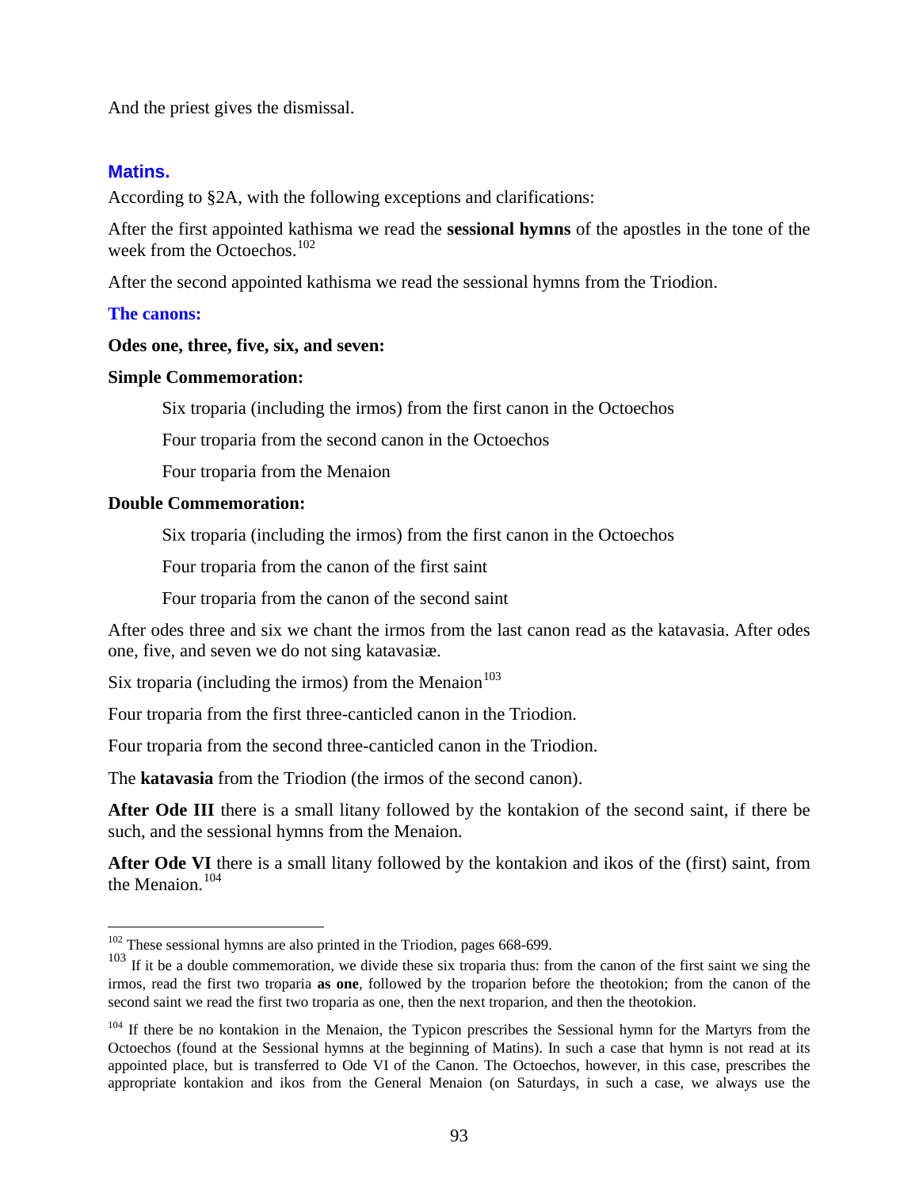And the priest gives the dismissal.

### Matins.

According to §2A, with the following exceptions and clarifications:

After the first appointed kathisma we read the **sessional hymns** of the apostles in the tone of the week from the Octoechos.[102]

After the second appointed kathisma we read the sessional hymns from the Triodion.

#### The canons:

**Odes one, three, five, six, and seven:**

**Simple Commemoration:**

Six troparia (including the irmos) from the first canon in the Octoechos

Four troparia from the second canon in the Octoechos

Four troparia from the Menaion

**Double Commemoration:**

Six troparia (including the irmos) from the first canon in the Octoechos

Four troparia from the canon of the first saint

Four troparia from the canon of the second saint

After odes three and six we chant the irmos from the last canon read as the katavasia. After odes one, five, and seven we do not sing katavasiæ.

Six troparia (including the irmos) from the Menaion[103]

Four troparia from the first three-canticled canon in the Triodion.

Four troparia from the second three-canticled canon in the Triodion.

The **katavasia** from the Triodion (the irmos of the second canon).

**After Ode III** there is a small litany followed by the kontakion of the second saint, if there be such, and the sessional hymns from the Menaion.

**After Ode VI** there is a small litany followed by the kontakion and ikos of the (first) saint, from the Menaion.[104]

---

[102] These sessional hymns are also printed in the Triodion, pages 668-699.

[103] If it be a double commemoration, we divide these six troparia thus: from the canon of the first saint we sing the irmos, read the first two troparia **as one**, followed by the troparion before the theotokion; from the canon of the second saint we read the first two troparia as one, then the next troparion, and then the theotokion.

[104] If there be no kontakion in the Menaion, the Typicon prescribes the Sessional hymn for the Martyrs from the Octoechos (found at the Sessional hymns at the beginning of Matins). In such a case that hymn is not read at its appointed place, but is transferred to Ode VI of the Canon. The Octoechos, however, in this case, prescribes the appropriate kontakion and ikos from the General Menaion (on Saturdays, in such a case, we always use the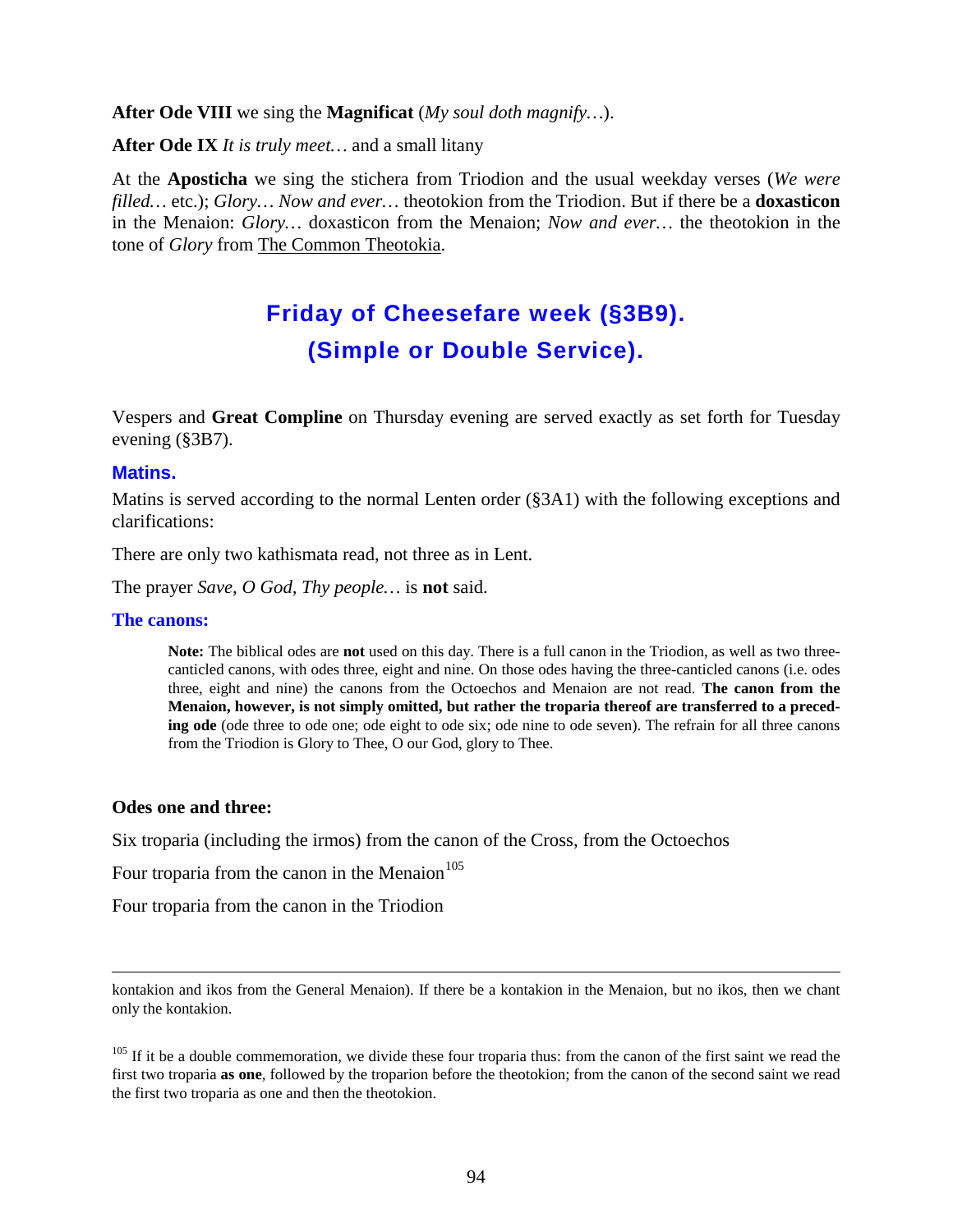**After Ode VIII** we sing the **Magnificat** (*My soul doth magnify…*).

**After Ode IX** *It is truly meet…* and a small litany

At the **Aposticha** we sing the stichera from Triodion and the usual weekday verses (*We were filled…* etc.); *Glory… Now and ever…* theotokion from the Triodion. But if there be a **doxasticon** in the Menaion: *Glory…* doxasticon from the Menaion; *Now and ever…* the theotokion in the tone of *Glory* from The Common Theotokia.

## Friday of Cheesefare week (§3B9). (Simple or Double Service).

Vespers and **Great Compline** on Thursday evening are served exactly as set forth for Tuesday evening (§3B7).

### Matins.

Matins is served according to the normal Lenten order (§3A1) with the following exceptions and clarifications:

There are only two kathismata read, not three as in Lent.

The prayer *Save, O God, Thy people…* is **not** said.

### The canons:

> **Note:** The biblical odes are **not** used on this day. There is a full canon in the Triodion, as well as two three-canticled canons, with odes three, eight and nine. On those odes having the three-canticled canons (i.e. odes three, eight and nine) the canons from the Octoechos and Menaion are not read. **The canon from the Menaion, however, is not simply omitted, but rather the troparia thereof are transferred to a preceding ode** (ode three to ode one; ode eight to ode six; ode nine to ode seven). The refrain for all three canons from the Triodion is Glory to Thee, O our God, glory to Thee.

**Odes one and three:**

Six troparia (including the irmos) from the canon of the Cross, from the Octoechos

Four troparia from the canon in the Menaion[105]

Four troparia from the canon in the Triodion

---

kontakion and ikos from the General Menaion). If there be a kontakion in the Menaion, but no ikos, then we chant only the kontakion.

[105] If it be a double commemoration, we divide these four troparia thus: from the canon of the first saint we read the first two troparia **as one**, followed by the troparion before the theotokion; from the canon of the second saint we read the first two troparia as one and then the theotokion.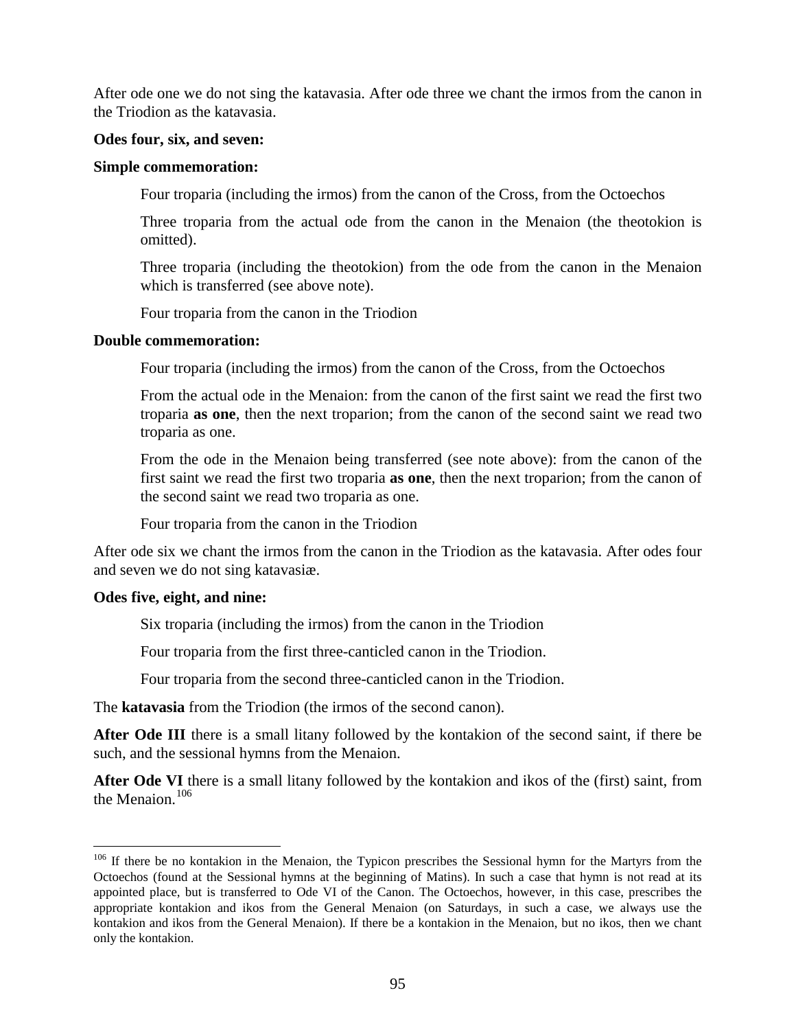After ode one we do not sing the katavasia. After ode three we chant the irmos from the canon in the Triodion as the katavasia.

**Odes four, six, and seven:**

**Simple commemoration:**

> Four troparia (including the irmos) from the canon of the Cross, from the Octoechos
>
> Three troparia from the actual ode from the canon in the Menaion (the theotokion is omitted).
>
> Three troparia (including the theotokion) from the ode from the canon in the Menaion which is transferred (see above note).
>
> Four troparia from the canon in the Triodion

**Double commemoration:**

> Four troparia (including the irmos) from the canon of the Cross, from the Octoechos
>
> From the actual ode in the Menaion: from the canon of the first saint we read the first two troparia **as one**, then the next troparion; from the canon of the second saint we read two troparia as one.
>
> From the ode in the Menaion being transferred (see note above): from the canon of the first saint we read the first two troparia **as one**, then the next troparion; from the canon of the second saint we read two troparia as one.
>
> Four troparia from the canon in the Triodion

After ode six we chant the irmos from the canon in the Triodion as the katavasia. After odes four and seven we do not sing katavasiæ.

**Odes five, eight, and nine:**

> Six troparia (including the irmos) from the canon in the Triodion
>
> Four troparia from the first three-canticled canon in the Triodion.
>
> Four troparia from the second three-canticled canon in the Triodion.

The **katavasia** from the Triodion (the irmos of the second canon).

**After Ode III** there is a small litany followed by the kontakion of the second saint, if there be such, and the sessional hymns from the Menaion.

**After Ode VI** there is a small litany followed by the kontakion and ikos of the (first) saint, from the Menaion.[106]

---

[106] If there be no kontakion in the Menaion, the Typicon prescribes the Sessional hymn for the Martyrs from the Octoechos (found at the Sessional hymns at the beginning of Matins). In such a case that hymn is not read at its appointed place, but is transferred to Ode VI of the Canon. The Octoechos, however, in this case, prescribes the appropriate kontakion and ikos from the General Menaion (on Saturdays, in such a case, we always use the kontakion and ikos from the General Menaion). If there be a kontakion in the Menaion, but no ikos, then we chant only the kontakion.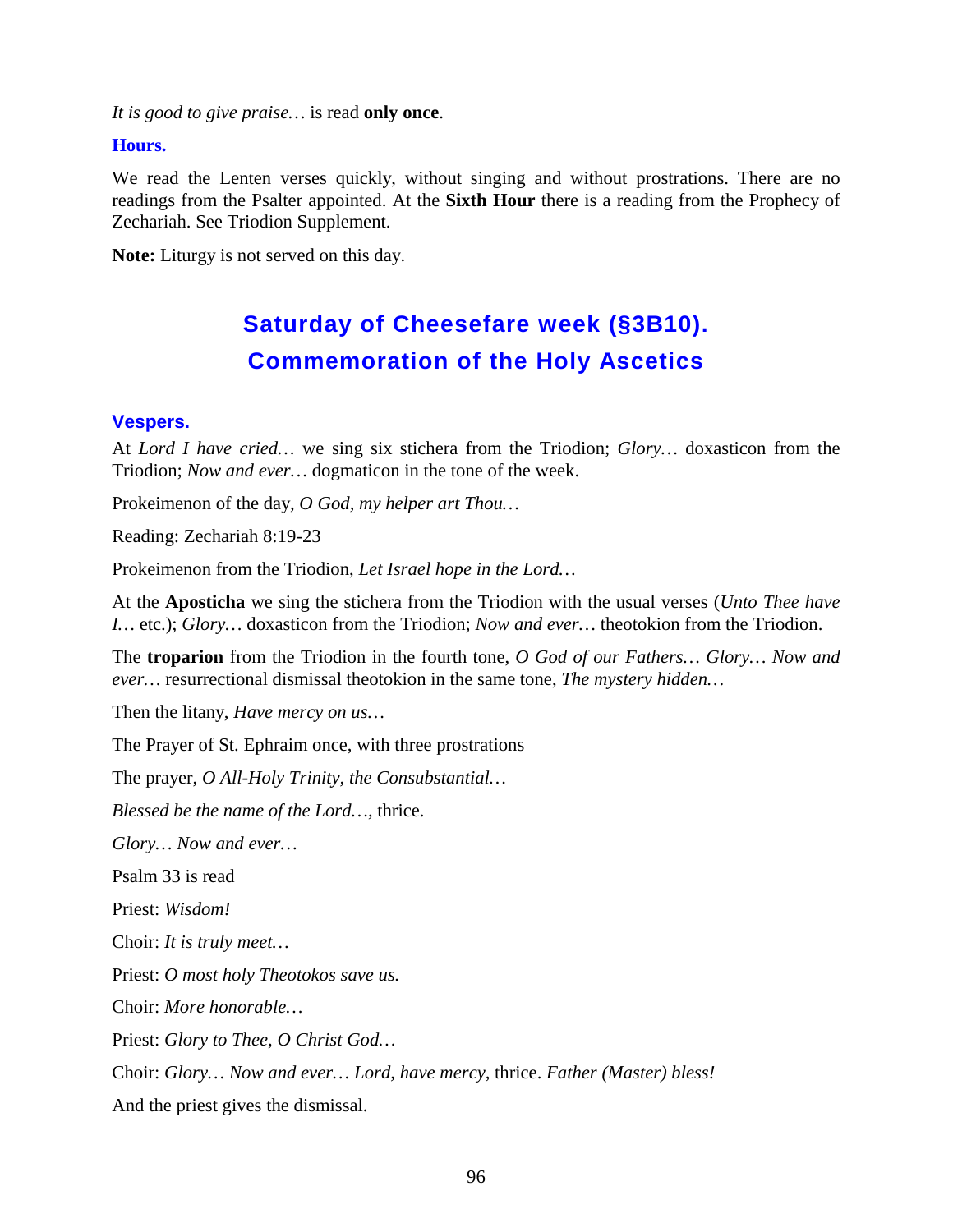*It is good to give praise…* is read **only once**.

### Hours.

We read the Lenten verses quickly, without singing and without prostrations. There are no readings from the Psalter appointed. At the **Sixth Hour** there is a reading from the Prophecy of Zechariah. See Triodion Supplement.

**Note:** Liturgy is not served on this day.

## Saturday of Cheesefare week (§3B10). Commemoration of the Holy Ascetics

### Vespers.

At *Lord I have cried…* we sing six stichera from the Triodion; *Glory…* doxasticon from the Triodion; *Now and ever…* dogmaticon in the tone of the week.

Prokeimenon of the day, *O God, my helper art Thou…*

Reading: Zechariah 8:19-23

Prokeimenon from the Triodion, *Let Israel hope in the Lord…*

At the **Aposticha** we sing the stichera from the Triodion with the usual verses (*Unto Thee have I…* etc.); *Glory…* doxasticon from the Triodion; *Now and ever…* theotokion from the Triodion.

The **troparion** from the Triodion in the fourth tone, *O God of our Fathers… Glory… Now and ever…* resurrectional dismissal theotokion in the same tone, *The mystery hidden…*

Then the litany, *Have mercy on us…*

The Prayer of St. Ephraim once, with three prostrations

The prayer, *O All-Holy Trinity, the Consubstantial…*

*Blessed be the name of the Lord…*, thrice.

*Glory… Now and ever…*

Psalm 33 is read

Priest: *Wisdom!*

Choir: *It is truly meet…*

Priest: *O most holy Theotokos save us.*

Choir: *More honorable…*

Priest: *Glory to Thee, O Christ God…*

Choir: *Glory… Now and ever… Lord, have mercy*, thrice. *Father (Master) bless!*

And the priest gives the dismissal.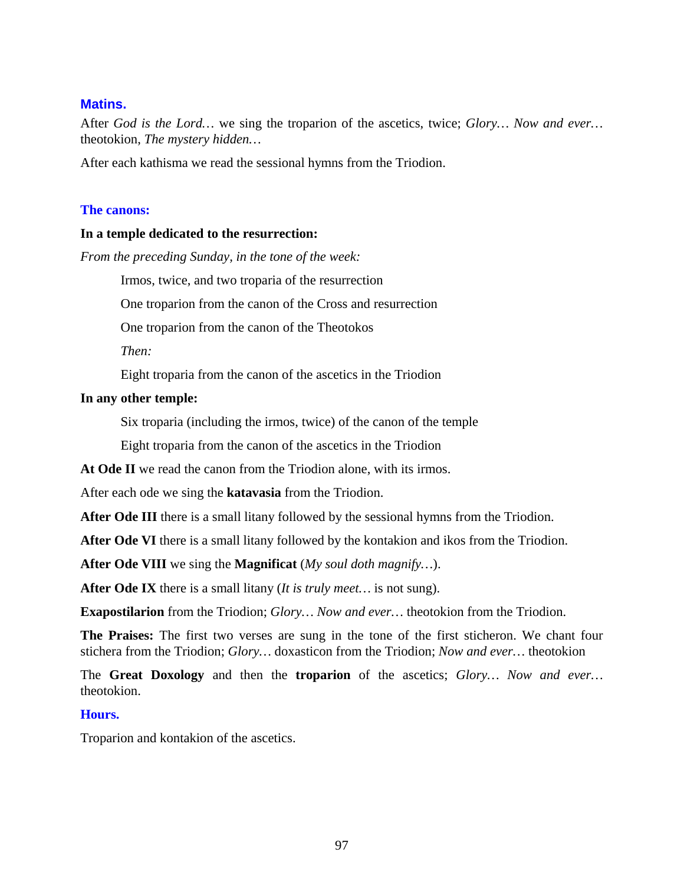## Matins.

After *God is the Lord…* we sing the troparion of the ascetics, twice; *Glory… Now and ever…* theotokion, *The mystery hidden…*

After each kathisma we read the sessional hymns from the Triodion.

### The canons:

**In a temple dedicated to the resurrection:**

*From the preceding Sunday, in the tone of the week:*

> Irmos, twice, and two troparia of the resurrection
>
> One troparion from the canon of the Cross and resurrection
>
> One troparion from the canon of the Theotokos
>
> *Then:*
>
> Eight troparia from the canon of the ascetics in the Triodion

**In any other temple:**

> Six troparia (including the irmos, twice) of the canon of the temple
>
> Eight troparia from the canon of the ascetics in the Triodion

**At Ode II** we read the canon from the Triodion alone, with its irmos.

After each ode we sing the **katavasia** from the Triodion.

**After Ode III** there is a small litany followed by the sessional hymns from the Triodion.

**After Ode VI** there is a small litany followed by the kontakion and ikos from the Triodion.

**After Ode VIII** we sing the **Magnificat** (*My soul doth magnify…*).

**After Ode IX** there is a small litany (*It is truly meet…* is not sung).

**Exapostilarion** from the Triodion; *Glory… Now and ever…* theotokion from the Triodion.

**The Praises:** The first two verses are sung in the tone of the first sticheron. We chant four stichera from the Triodion; *Glory…* doxasticon from the Triodion; *Now and ever…* theotokion

The **Great Doxology** and then the **troparion** of the ascetics; *Glory… Now and ever…* theotokion.

### Hours.

Troparion and kontakion of the ascetics.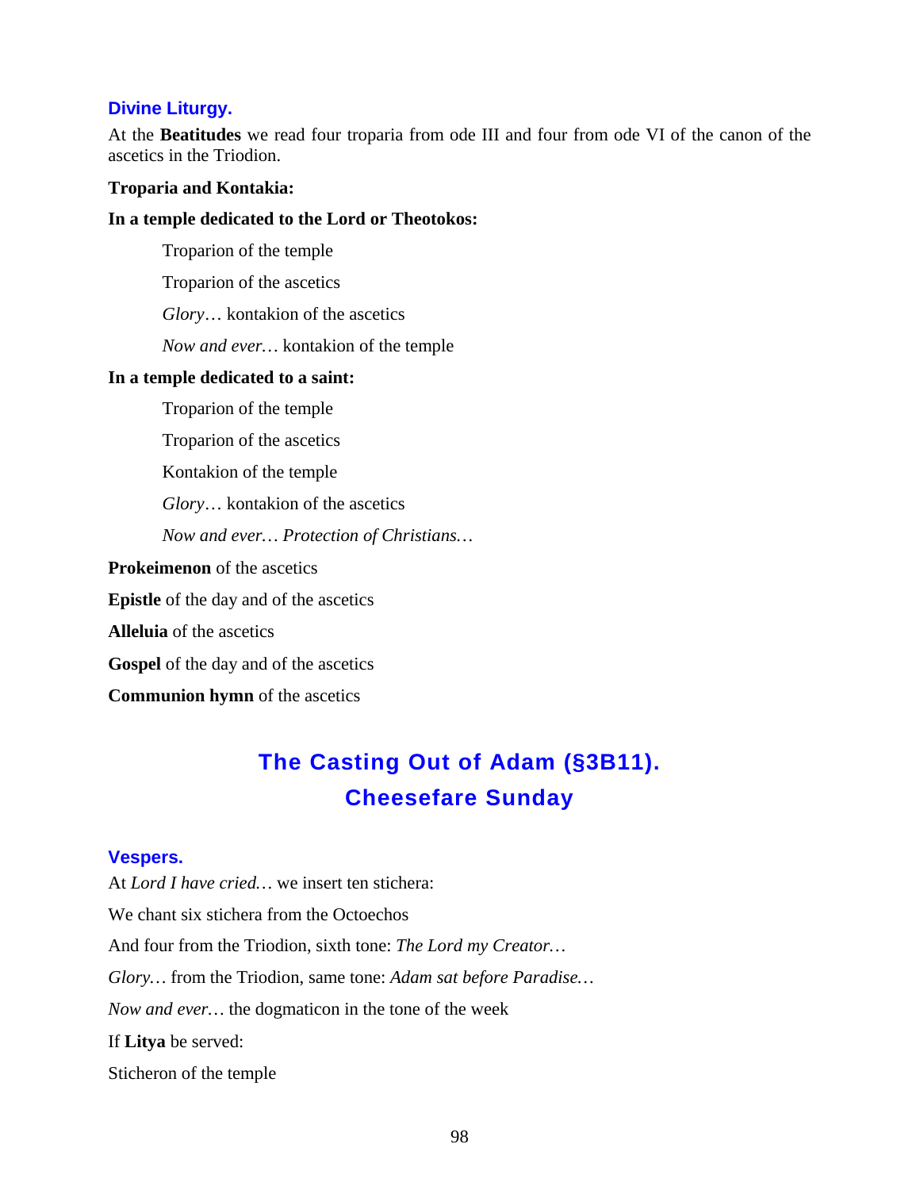### Divine Liturgy.

At the **Beatitudes** we read four troparia from ode III and four from ode VI of the canon of the ascetics in the Triodion.

**Troparia and Kontakia:**

**In a temple dedicated to the Lord or Theotokos:**

> Troparion of the temple
>
> Troparion of the ascetics
>
> *Glory*… kontakion of the ascetics
>
> *Now and ever…* kontakion of the temple

**In a temple dedicated to a saint:**

> Troparion of the temple
>
> Troparion of the ascetics
>
> Kontakion of the temple
>
> *Glory*… kontakion of the ascetics
>
> *Now and ever… Protection of Christians…*

**Prokeimenon** of the ascetics

**Epistle** of the day and of the ascetics

**Alleluia** of the ascetics

**Gospel** of the day and of the ascetics

**Communion hymn** of the ascetics

## The Casting Out of Adam (§3B11).
## Cheesefare Sunday

### Vespers.

At *Lord I have cried…* we insert ten stichera:

We chant six stichera from the Octoechos

And four from the Triodion, sixth tone: *The Lord my Creator…*

*Glory…* from the Triodion, same tone: *Adam sat before Paradise…*

*Now and ever…* the dogmaticon in the tone of the week

If **Litya** be served:

Sticheron of the temple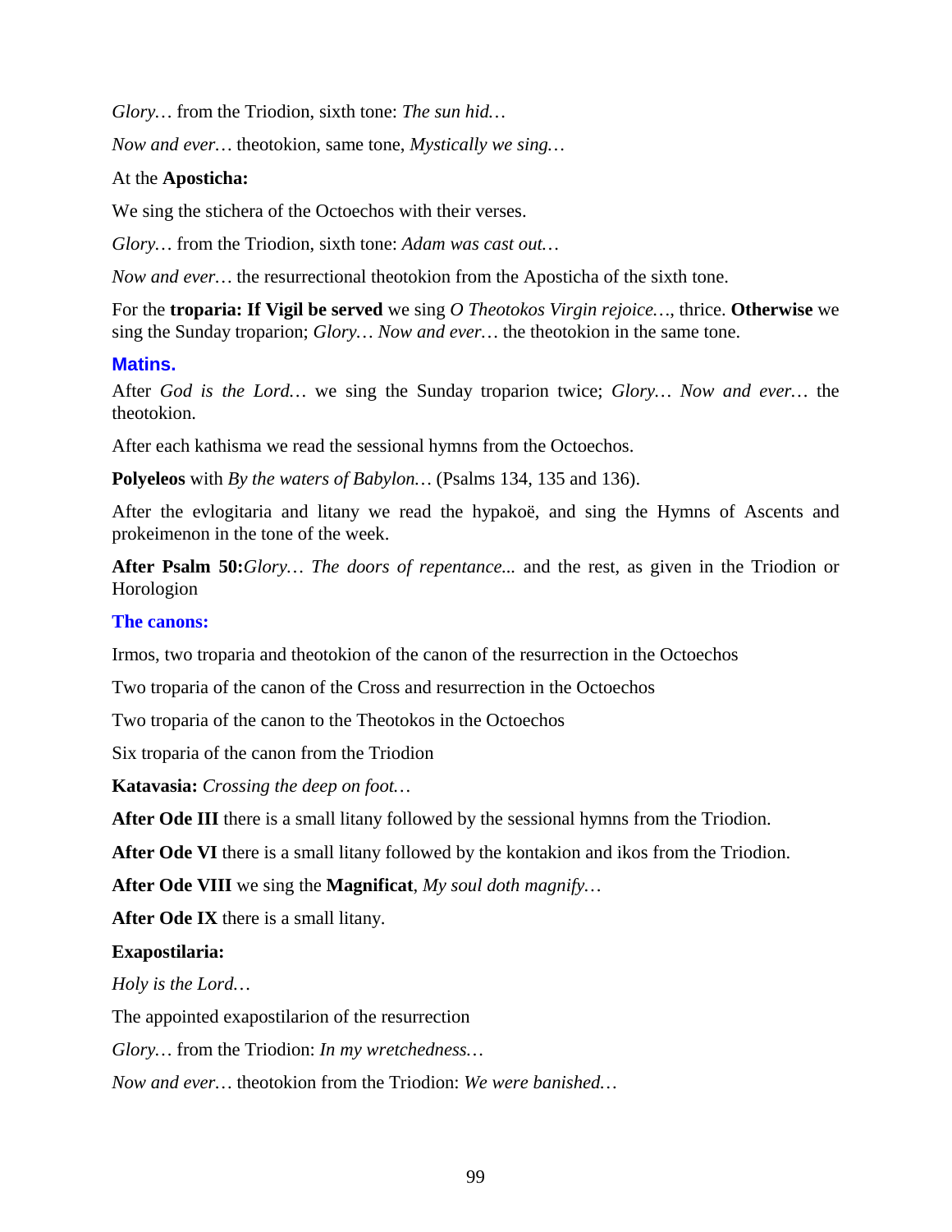*Glory…* from the Triodion, sixth tone: *The sun hid…*

*Now and ever…* theotokion, same tone, *Mystically we sing…*

At the **Aposticha:**

We sing the stichera of the Octoechos with their verses.

*Glory…* from the Triodion, sixth tone: *Adam was cast out…*

*Now and ever…* the resurrectional theotokion from the Aposticha of the sixth tone.

For the **troparia: If Vigil be served** we sing *O Theotokos Virgin rejoice…*, thrice. **Otherwise** we sing the Sunday troparion; *Glory… Now and ever…* the theotokion in the same tone.

## Matins.

After *God is the Lord…* we sing the Sunday troparion twice; *Glory… Now and ever…* the theotokion.

After each kathisma we read the sessional hymns from the Octoechos.

**Polyeleos** with *By the waters of Babylon…* (Psalms 134, 135 and 136).

After the evlogitaria and litany we read the hypakoë, and sing the Hymns of Ascents and prokeimenon in the tone of the week.

**After Psalm 50:***Glory… The doors of repentance...* and the rest, as given in the Triodion or Horologion

### The canons:

Irmos, two troparia and theotokion of the canon of the resurrection in the Octoechos

Two troparia of the canon of the Cross and resurrection in the Octoechos

Two troparia of the canon to the Theotokos in the Octoechos

Six troparia of the canon from the Triodion

**Katavasia:** *Crossing the deep on foot…*

**After Ode III** there is a small litany followed by the sessional hymns from the Triodion.

**After Ode VI** there is a small litany followed by the kontakion and ikos from the Triodion.

**After Ode VIII** we sing the **Magnificat**, *My soul doth magnify…*

**After Ode IX** there is a small litany.

**Exapostilaria:**

*Holy is the Lord…*

The appointed exapostilarion of the resurrection

*Glory…* from the Triodion: *In my wretchedness…*

*Now and ever…* theotokion from the Triodion: *We were banished…*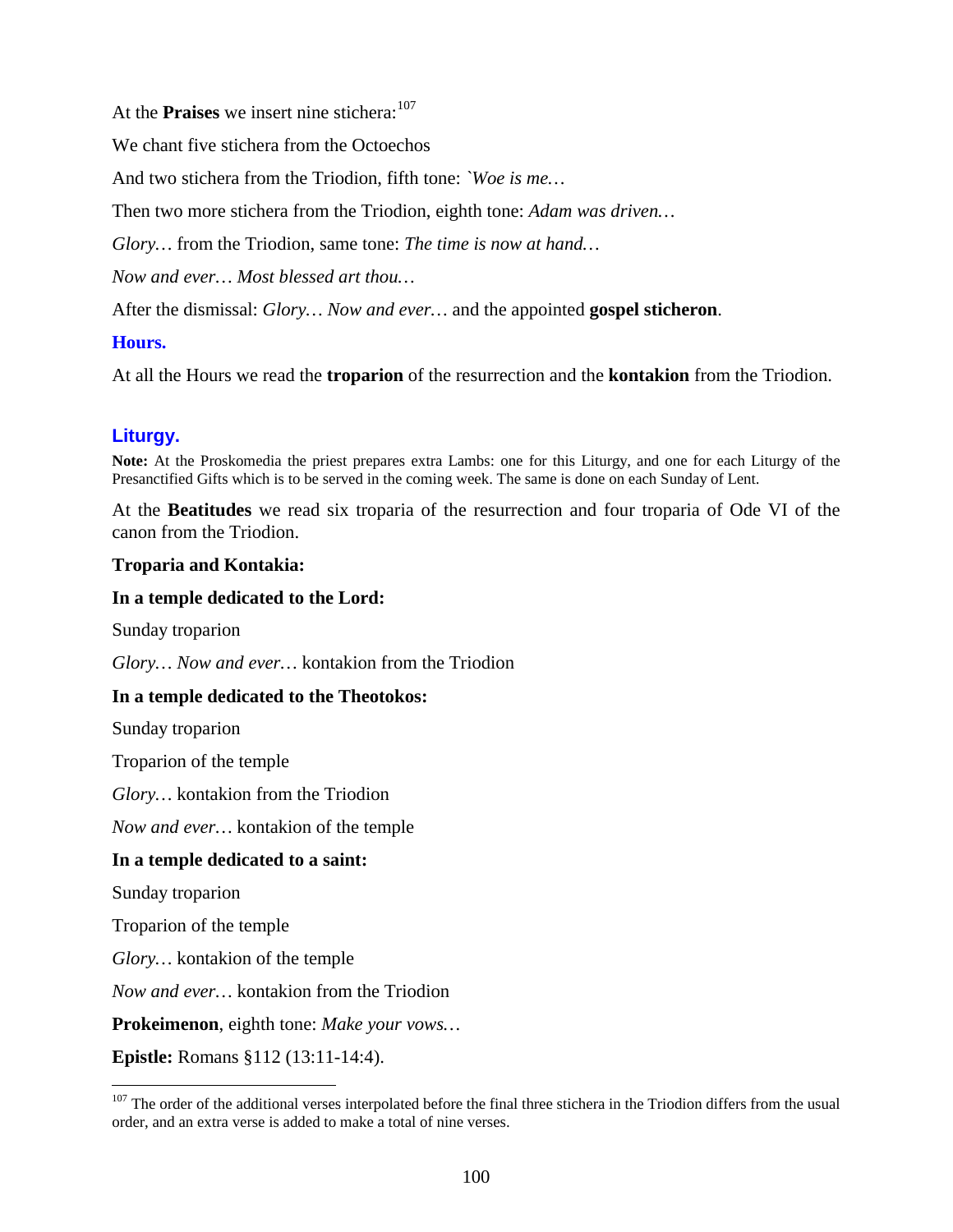At the **Praises** we insert nine stichera:[107]

We chant five stichera from the Octoechos

And two stichera from the Triodion, fifth tone: *`Woe is me…*

Then two more stichera from the Triodion, eighth tone: *Adam was driven…*

*Glory…* from the Triodion, same tone: *The time is now at hand…*

*Now and ever… Most blessed art thou…*

After the dismissal: *Glory… Now and ever…* and the appointed **gospel sticheron**.

### Hours.

At all the Hours we read the **troparion** of the resurrection and the **kontakion** from the Triodion.

## Liturgy.

**Note:** At the Proskomedia the priest prepares extra Lambs: one for this Liturgy, and one for each Liturgy of the Presanctified Gifts which is to be served in the coming week. The same is done on each Sunday of Lent.

At the **Beatitudes** we read six troparia of the resurrection and four troparia of Ode VI of the canon from the Triodion.

**Troparia and Kontakia:**

**In a temple dedicated to the Lord:**

Sunday troparion

*Glory… Now and ever…* kontakion from the Triodion

**In a temple dedicated to the Theotokos:**

Sunday troparion

Troparion of the temple

*Glory…* kontakion from the Triodion

*Now and ever…* kontakion of the temple

**In a temple dedicated to a saint:**

Sunday troparion

Troparion of the temple

*Glory…* kontakion of the temple

*Now and ever…* kontakion from the Triodion

**Prokeimenon**, eighth tone: *Make your vows…*

**Epistle:** Romans §112 (13:11-14:4).

[107] The order of the additional verses interpolated before the final three stichera in the Triodion differs from the usual order, and an extra verse is added to make a total of nine verses.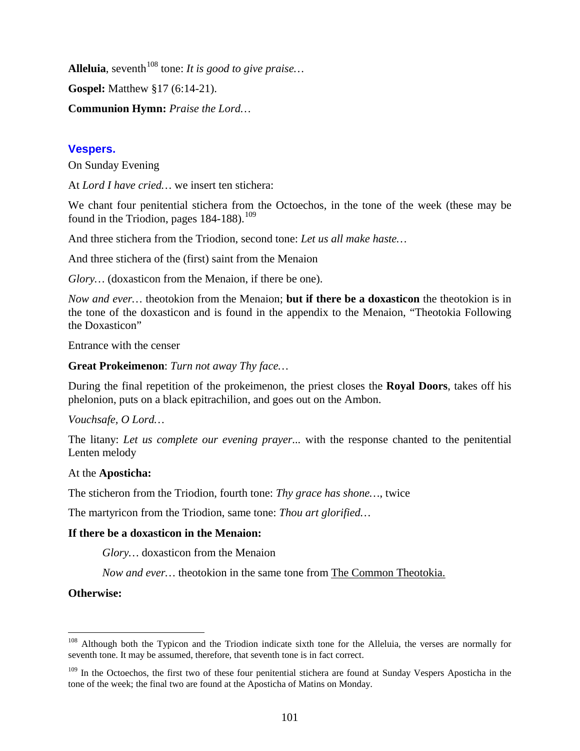**Alleluia**, seventh[108] tone: *It is good to give praise…*

**Gospel:** Matthew §17 (6:14-21).

**Communion Hymn:** *Praise the Lord…*

### Vespers.

On Sunday Evening

At *Lord I have cried…* we insert ten stichera:

We chant four penitential stichera from the Octoechos, in the tone of the week (these may be found in the Triodion, pages 184-188).[109]

And three stichera from the Triodion, second tone: *Let us all make haste…*

And three stichera of the (first) saint from the Menaion

*Glory…* (doxasticon from the Menaion, if there be one).

*Now and ever…* theotokion from the Menaion; **but if there be a doxasticon** the theotokion is in the tone of the doxasticon and is found in the appendix to the Menaion, "Theotokia Following the Doxasticon"

Entrance with the censer

**Great Prokeimenon**: *Turn not away Thy face…*

During the final repetition of the prokeimenon, the priest closes the **Royal Doors**, takes off his phelonion, puts on a black epitrachilion, and goes out on the Ambon.

*Vouchsafe, O Lord…*

The litany: *Let us complete our evening prayer...* with the response chanted to the penitential Lenten melody

At the **Aposticha:**

The sticheron from the Triodion, fourth tone: *Thy grace has shone…*, twice

The martyricon from the Triodion, same tone: *Thou art glorified…*

**If there be a doxasticon in the Menaion:**

> *Glory…* doxasticon from the Menaion
>
> *Now and ever…* theotokion in the same tone from The Common Theotokia.

**Otherwise:**

---

[108] Although both the Typicon and the Triodion indicate sixth tone for the Alleluia, the verses are normally for seventh tone. It may be assumed, therefore, that seventh tone is in fact correct.

[109] In the Octoechos, the first two of these four penitential stichera are found at Sunday Vespers Aposticha in the tone of the week; the final two are found at the Aposticha of Matins on Monday.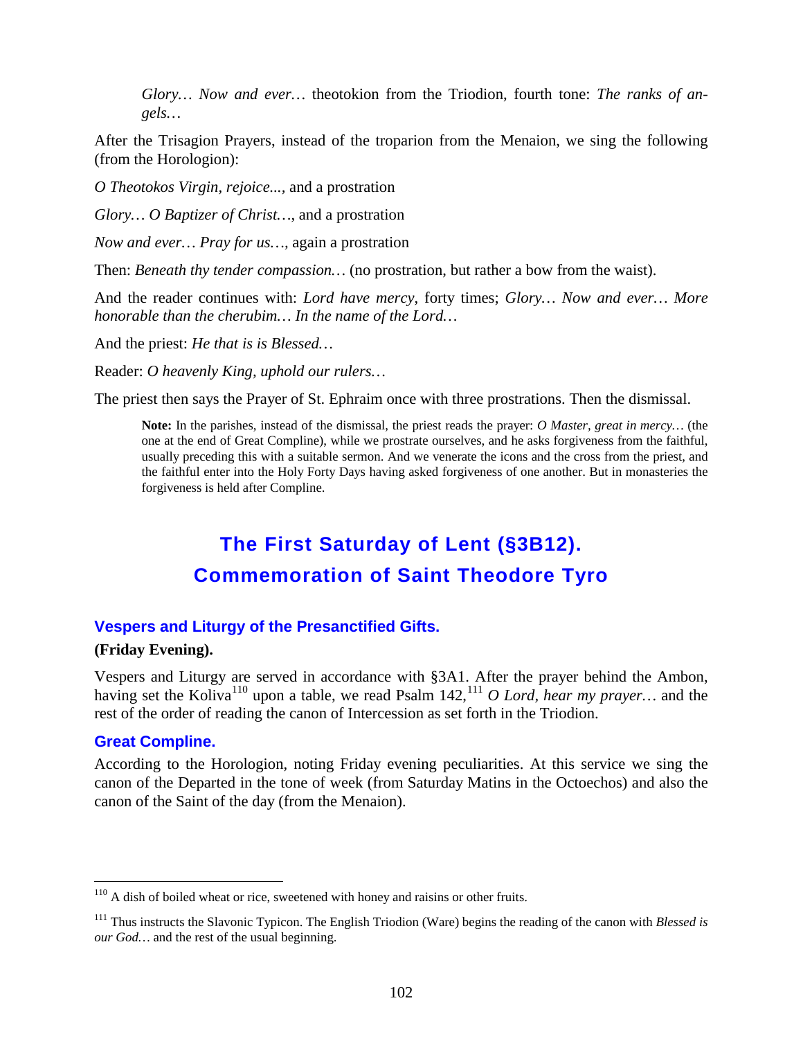*Glory… Now and ever…* theotokion from the Triodion, fourth tone: *The ranks of angels…*

After the Trisagion Prayers, instead of the troparion from the Menaion, we sing the following (from the Horologion):

*O Theotokos Virgin, rejoice...*, and a prostration

*Glory… O Baptizer of Christ…*, and a prostration

*Now and ever… Pray for us…*, again a prostration

Then: *Beneath thy tender compassion…* (no prostration, but rather a bow from the waist).

And the reader continues with: *Lord have mercy*, forty times; *Glory… Now and ever… More honorable than the cherubim… In the name of the Lord…*

And the priest: *He that is is Blessed…*

Reader: *O heavenly King, uphold our rulers…*

The priest then says the Prayer of St. Ephraim once with three prostrations. Then the dismissal.

> **Note:** In the parishes, instead of the dismissal, the priest reads the prayer: *O Master, great in mercy…* (the one at the end of Great Compline), while we prostrate ourselves, and he asks forgiveness from the faithful, usually preceding this with a suitable sermon. And we venerate the icons and the cross from the priest, and the faithful enter into the Holy Forty Days having asked forgiveness of one another. But in monasteries the forgiveness is held after Compline.

## The First Saturday of Lent (§3B12). Commemoration of Saint Theodore Tyro

### Vespers and Liturgy of the Presanctified Gifts.

**(Friday Evening).**

Vespers and Liturgy are served in accordance with §3A1. After the prayer behind the Ambon, having set the Koliva[110] upon a table, we read Psalm 142,[111] *O Lord, hear my prayer…* and the rest of the order of reading the canon of Intercession as set forth in the Triodion.

### Great Compline.

According to the Horologion, noting Friday evening peculiarities. At this service we sing the canon of the Departed in the tone of week (from Saturday Matins in the Octoechos) and also the canon of the Saint of the day (from the Menaion).

---

[110] A dish of boiled wheat or rice, sweetened with honey and raisins or other fruits.

[111] Thus instructs the Slavonic Typicon. The English Triodion (Ware) begins the reading of the canon with *Blessed is our God…* and the rest of the usual beginning.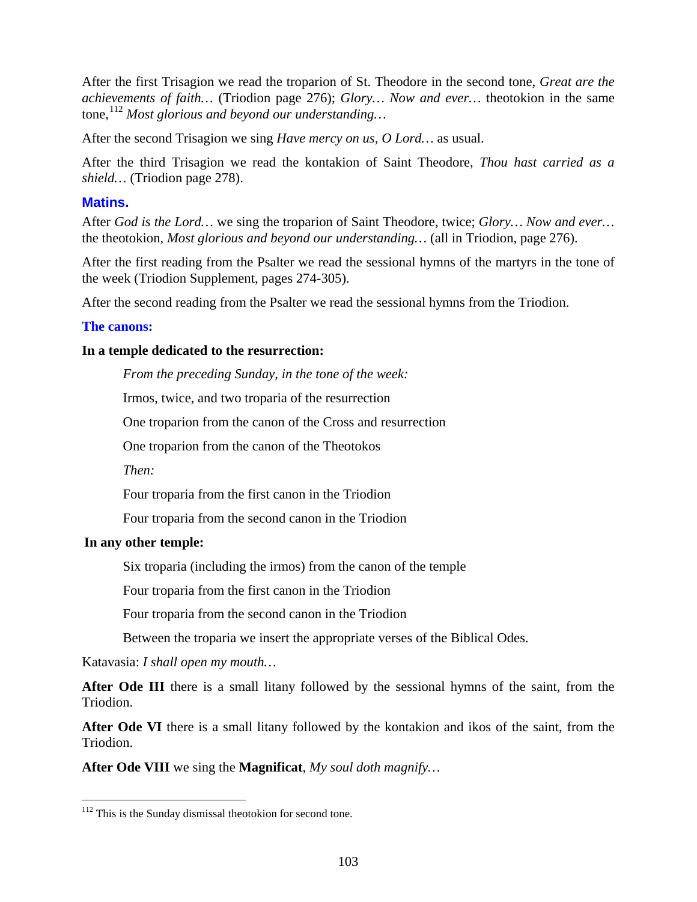After the first Trisagion we read the troparion of St. Theodore in the second tone, *Great are the achievements of faith…* (Triodion page 276); *Glory… Now and ever…* theotokion in the same tone,[112] *Most glorious and beyond our understanding…*

After the second Trisagion we sing *Have mercy on us, O Lord…* as usual.

After the third Trisagion we read the kontakion of Saint Theodore, *Thou hast carried as a shield…* (Triodion page 278).

### Matins.

After *God is the Lord…* we sing the troparion of Saint Theodore, twice; *Glory… Now and ever…* the theotokion, *Most glorious and beyond our understanding…* (all in Triodion, page 276).

After the first reading from the Psalter we read the sessional hymns of the martyrs in the tone of the week (Triodion Supplement, pages 274-305).

After the second reading from the Psalter we read the sessional hymns from the Triodion.

**The canons:**

**In a temple dedicated to the resurrection:**

> *From the preceding Sunday, in the tone of the week:*
>
> Irmos, twice, and two troparia of the resurrection
>
> One troparion from the canon of the Cross and resurrection
>
> One troparion from the canon of the Theotokos
>
> *Then:*
>
> Four troparia from the first canon in the Triodion
>
> Four troparia from the second canon in the Triodion

**In any other temple:**

> Six troparia (including the irmos) from the canon of the temple
>
> Four troparia from the first canon in the Triodion
>
> Four troparia from the second canon in the Triodion
>
> Between the troparia we insert the appropriate verses of the Biblical Odes.

Katavasia: *I shall open my mouth…*

**After Ode III** there is a small litany followed by the sessional hymns of the saint, from the Triodion.

**After Ode VI** there is a small litany followed by the kontakion and ikos of the saint, from the Triodion.

**After Ode VIII** we sing the **Magnificat**, *My soul doth magnify…*

---

[112] This is the Sunday dismissal theotokion for second tone.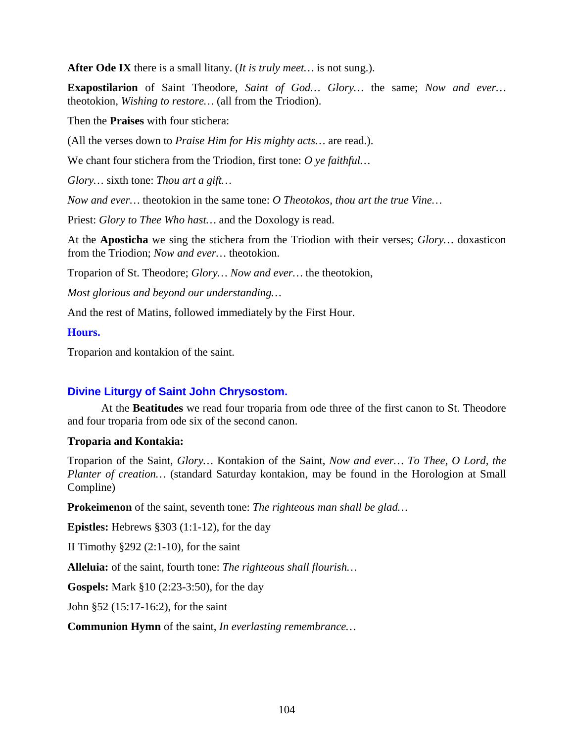**After Ode IX** there is a small litany. (*It is truly meet…* is not sung.).

**Exapostilarion** of Saint Theodore, *Saint of God… Glory…* the same; *Now and ever…* theotokion, *Wishing to restore…* (all from the Triodion).

Then the **Praises** with four stichera:

(All the verses down to *Praise Him for His mighty acts…* are read.).

We chant four stichera from the Triodion, first tone: *O ye faithful…*

*Glory…* sixth tone: *Thou art a gift…*

*Now and ever…* theotokion in the same tone: *O Theotokos, thou art the true Vine…*

Priest: *Glory to Thee Who hast…* and the Doxology is read.

At the **Aposticha** we sing the stichera from the Triodion with their verses; *Glory…* doxasticon from the Triodion; *Now and ever…* theotokion.

Troparion of St. Theodore; *Glory… Now and ever…* the theotokion,

*Most glorious and beyond our understanding…*

And the rest of Matins, followed immediately by the First Hour.

### Hours.

Troparion and kontakion of the saint.

## Divine Liturgy of Saint John Chrysostom.

At the **Beatitudes** we read four troparia from ode three of the first canon to St. Theodore and four troparia from ode six of the second canon.

**Troparia and Kontakia:**

Troparion of the Saint, *Glory…* Kontakion of the Saint, *Now and ever… To Thee, O Lord, the Planter of creation…* (standard Saturday kontakion, may be found in the Horologion at Small Compline)

**Prokeimenon** of the saint, seventh tone: *The righteous man shall be glad…*

**Epistles:** Hebrews §303 (1:1-12), for the day

II Timothy §292 (2:1-10), for the saint

**Alleluia:** of the saint, fourth tone: *The righteous shall flourish…*

**Gospels:** Mark §10 (2:23-3:50), for the day

John §52 (15:17-16:2), for the saint

**Communion Hymn** of the saint, *In everlasting remembrance…*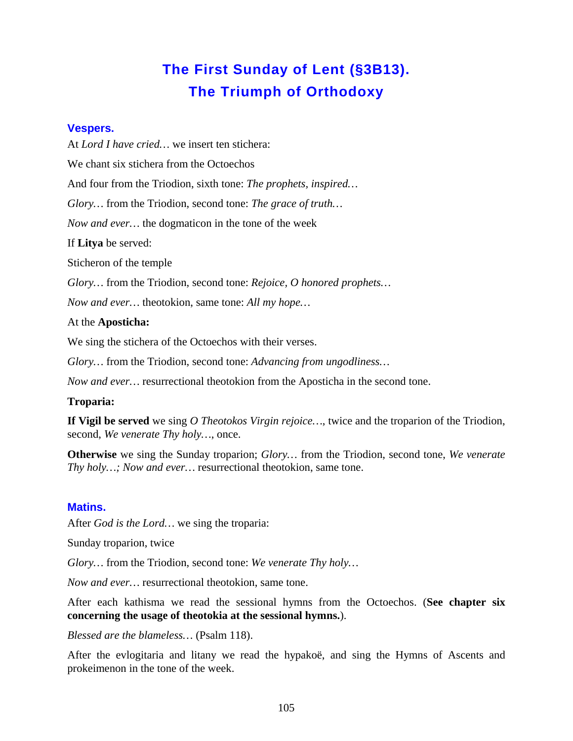# The First Sunday of Lent (§3B13). The Triumph of Orthodoxy

## Vespers.

At *Lord I have cried…* we insert ten stichera:

We chant six stichera from the Octoechos

And four from the Triodion, sixth tone: *The prophets, inspired…*

*Glory…* from the Triodion, second tone: *The grace of truth…*

*Now and ever…* the dogmaticon in the tone of the week

If **Litya** be served:

Sticheron of the temple

*Glory…* from the Triodion, second tone: *Rejoice, O honored prophets…*

*Now and ever…* theotokion, same tone: *All my hope…*

At the **Aposticha:**

We sing the stichera of the Octoechos with their verses.

*Glory…* from the Triodion, second tone: *Advancing from ungodliness…*

*Now and ever…* resurrectional theotokion from the Aposticha in the second tone.

**Troparia:**

**If Vigil be served** we sing *O Theotokos Virgin rejoice…*, twice and the troparion of the Triodion, second, *We venerate Thy holy…*, once.

**Otherwise** we sing the Sunday troparion; *Glory…* from the Triodion, second tone, *We venerate Thy holy…; Now and ever…* resurrectional theotokion, same tone.

## Matins.

After *God is the Lord…* we sing the troparia:

Sunday troparion, twice

*Glory…* from the Triodion, second tone: *We venerate Thy holy…*

*Now and ever…* resurrectional theotokion, same tone.

After each kathisma we read the sessional hymns from the Octoechos. (**See chapter six concerning the usage of theotokia at the sessional hymns.**).

*Blessed are the blameless…* (Psalm 118).

After the evlogitaria and litany we read the hypakoë, and sing the Hymns of Ascents and prokeimenon in the tone of the week.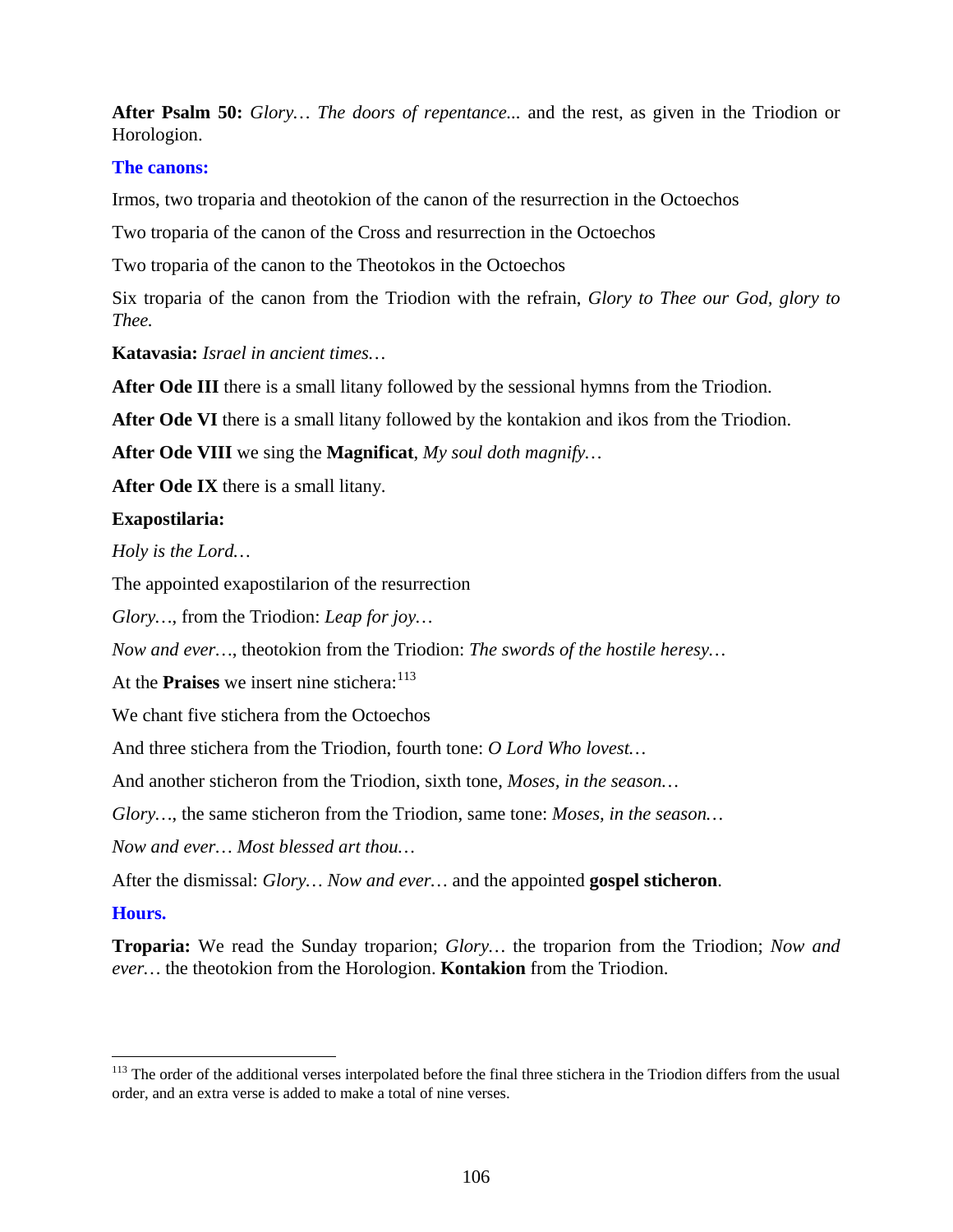**After Psalm 50:** *Glory… The doors of repentance...* and the rest, as given in the Triodion or Horologion.

### The canons:

Irmos, two troparia and theotokion of the canon of the resurrection in the Octoechos

Two troparia of the canon of the Cross and resurrection in the Octoechos

Two troparia of the canon to the Theotokos in the Octoechos

Six troparia of the canon from the Triodion with the refrain, *Glory to Thee our God, glory to Thee.*

**Katavasia:** *Israel in ancient times…*

**After Ode III** there is a small litany followed by the sessional hymns from the Triodion.

**After Ode VI** there is a small litany followed by the kontakion and ikos from the Triodion.

**After Ode VIII** we sing the **Magnificat**, *My soul doth magnify…*

**After Ode IX** there is a small litany.

**Exapostilaria:**

*Holy is the Lord…*

The appointed exapostilarion of the resurrection

*Glory…*, from the Triodion: *Leap for joy…*

*Now and ever…*, theotokion from the Triodion: *The swords of the hostile heresy…*

At the **Praises** we insert nine stichera:[113]

We chant five stichera from the Octoechos

And three stichera from the Triodion, fourth tone: *O Lord Who lovest…*

And another sticheron from the Triodion, sixth tone, *Moses, in the season…*

*Glory…*, the same sticheron from the Triodion, same tone: *Moses, in the season…*

*Now and ever… Most blessed art thou…*

After the dismissal: *Glory… Now and ever…* and the appointed **gospel sticheron**.

### Hours.

**Troparia:** We read the Sunday troparion; *Glory…* the troparion from the Triodion; *Now and ever…* the theotokion from the Horologion. **Kontakion** from the Triodion.

---

[113] The order of the additional verses interpolated before the final three stichera in the Triodion differs from the usual order, and an extra verse is added to make a total of nine verses.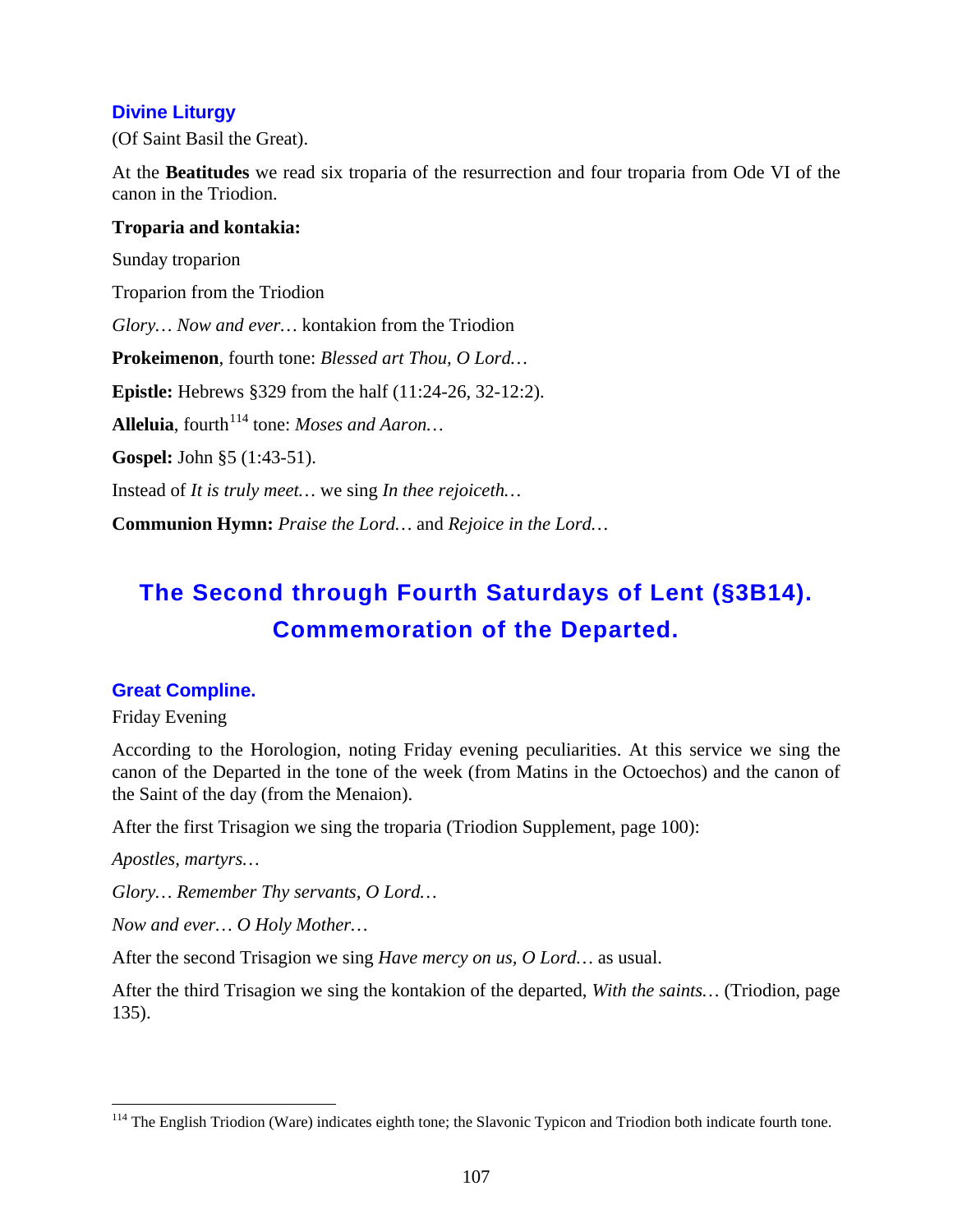### Divine Liturgy

(Of Saint Basil the Great).

At the **Beatitudes** we read six troparia of the resurrection and four troparia from Ode VI of the canon in the Triodion.

**Troparia and kontakia:**

Sunday troparion

Troparion from the Triodion

*Glory… Now and ever…* kontakion from the Triodion

**Prokeimenon**, fourth tone: *Blessed art Thou, O Lord…*

**Epistle:** Hebrews §329 from the half (11:24-26, 32-12:2).

**Alleluia**, fourth[114] tone: *Moses and Aaron…*

**Gospel:** John §5 (1:43-51).

Instead of *It is truly meet…* we sing *In thee rejoiceth…*

**Communion Hymn:** *Praise the Lord…* and *Rejoice in the Lord…*

## The Second through Fourth Saturdays of Lent (§3B14). Commemoration of the Departed.

### Great Compline.

Friday Evening

According to the Horologion, noting Friday evening peculiarities. At this service we sing the canon of the Departed in the tone of the week (from Matins in the Octoechos) and the canon of the Saint of the day (from the Menaion).

After the first Trisagion we sing the troparia (Triodion Supplement, page 100):

*Apostles, martyrs…*

*Glory… Remember Thy servants, O Lord…*

*Now and ever… O Holy Mother…*

After the second Trisagion we sing *Have mercy on us, O Lord…* as usual.

After the third Trisagion we sing the kontakion of the departed, *With the saints…* (Triodion, page 135).

---

[114] The English Triodion (Ware) indicates eighth tone; the Slavonic Typicon and Triodion both indicate fourth tone.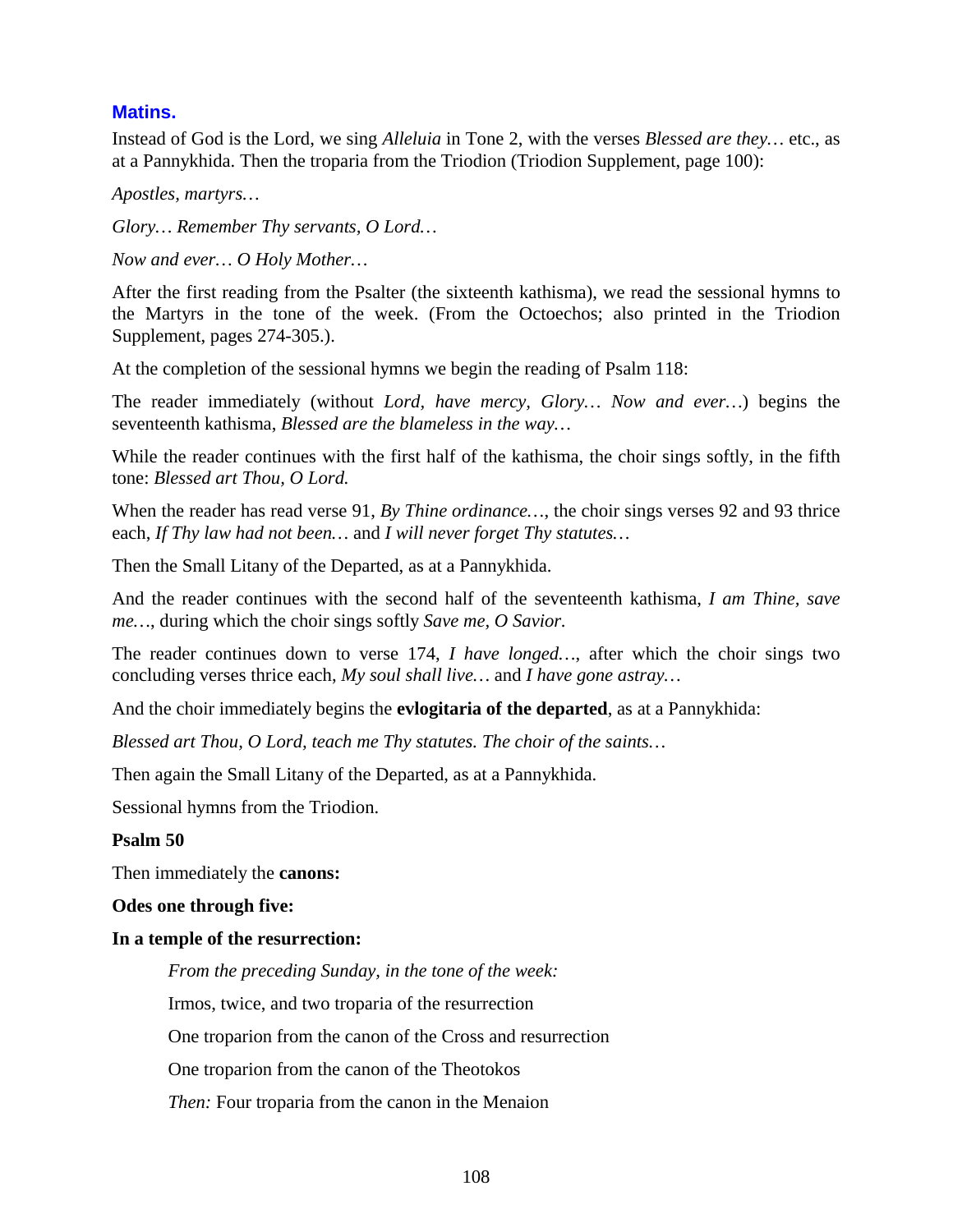## Matins.

Instead of God is the Lord, we sing *Alleluia* in Tone 2, with the verses *Blessed are they…* etc., as at a Pannykhida. Then the troparia from the Triodion (Triodion Supplement, page 100):

*Apostles, martyrs…*

*Glory… Remember Thy servants, O Lord…*

*Now and ever… O Holy Mother…*

After the first reading from the Psalter (the sixteenth kathisma), we read the sessional hymns to the Martyrs in the tone of the week. (From the Octoechos; also printed in the Triodion Supplement, pages 274-305.).

At the completion of the sessional hymns we begin the reading of Psalm 118:

The reader immediately (without *Lord, have mercy, Glory… Now and ever…*) begins the seventeenth kathisma, *Blessed are the blameless in the way…*

While the reader continues with the first half of the kathisma, the choir sings softly, in the fifth tone: *Blessed art Thou, O Lord.*

When the reader has read verse 91, *By Thine ordinance…*, the choir sings verses 92 and 93 thrice each, *If Thy law had not been…* and *I will never forget Thy statutes…*

Then the Small Litany of the Departed, as at a Pannykhida.

And the reader continues with the second half of the seventeenth kathisma, *I am Thine, save me…*, during which the choir sings softly *Save me, O Savior.*

The reader continues down to verse 174, *I have longed…*, after which the choir sings two concluding verses thrice each, *My soul shall live…* and *I have gone astray…*

And the choir immediately begins the **evlogitaria of the departed**, as at a Pannykhida:

*Blessed art Thou, O Lord, teach me Thy statutes. The choir of the saints…*

Then again the Small Litany of the Departed, as at a Pannykhida.

Sessional hymns from the Triodion.

**Psalm 50**

Then immediately the **canons:**

**Odes one through five:**

**In a temple of the resurrection:**

> *From the preceding Sunday, in the tone of the week:*
>
> Irmos, twice, and two troparia of the resurrection
>
> One troparion from the canon of the Cross and resurrection
>
> One troparion from the canon of the Theotokos
>
> *Then:* Four troparia from the canon in the Menaion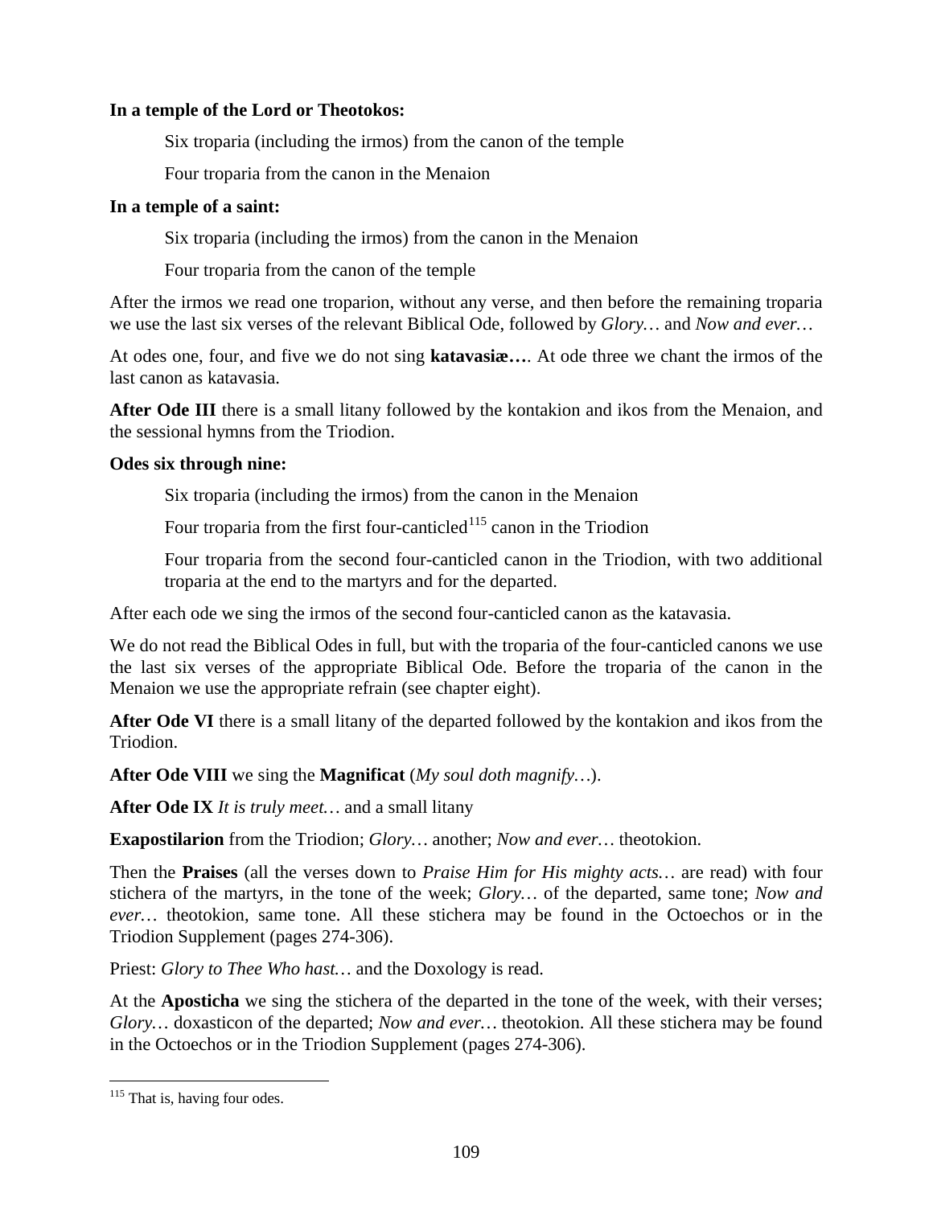**In a temple of the Lord or Theotokos:**

> Six troparia (including the irmos) from the canon of the temple
>
> Four troparia from the canon in the Menaion

**In a temple of a saint:**

> Six troparia (including the irmos) from the canon in the Menaion
>
> Four troparia from the canon of the temple

After the irmos we read one troparion, without any verse, and then before the remaining troparia we use the last six verses of the relevant Biblical Ode, followed by *Glory…* and *Now and ever…*

At odes one, four, and five we do not sing **katavasiæ…**. At ode three we chant the irmos of the last canon as katavasia.

**After Ode III** there is a small litany followed by the kontakion and ikos from the Menaion, and the sessional hymns from the Triodion.

**Odes six through nine:**

> Six troparia (including the irmos) from the canon in the Menaion
>
> Four troparia from the first four-canticled[115] canon in the Triodion
>
> Four troparia from the second four-canticled canon in the Triodion, with two additional troparia at the end to the martyrs and for the departed.

After each ode we sing the irmos of the second four-canticled canon as the katavasia.

We do not read the Biblical Odes in full, but with the troparia of the four-canticled canons we use the last six verses of the appropriate Biblical Ode. Before the troparia of the canon in the Menaion we use the appropriate refrain (see chapter eight).

**After Ode VI** there is a small litany of the departed followed by the kontakion and ikos from the Triodion.

**After Ode VIII** we sing the **Magnificat** (*My soul doth magnify…*).

**After Ode IX** *It is truly meet…* and a small litany

**Exapostilarion** from the Triodion; *Glory…* another; *Now and ever…* theotokion.

Then the **Praises** (all the verses down to *Praise Him for His mighty acts…* are read) with four stichera of the martyrs, in the tone of the week; *Glory…* of the departed, same tone; *Now and ever…* theotokion, same tone. All these stichera may be found in the Octoechos or in the Triodion Supplement (pages 274-306).

Priest: *Glory to Thee Who hast…* and the Doxology is read.

At the **Aposticha** we sing the stichera of the departed in the tone of the week, with their verses; *Glory…* doxasticon of the departed; *Now and ever…* theotokion. All these stichera may be found in the Octoechos or in the Triodion Supplement (pages 274-306).

---

[115] That is, having four odes.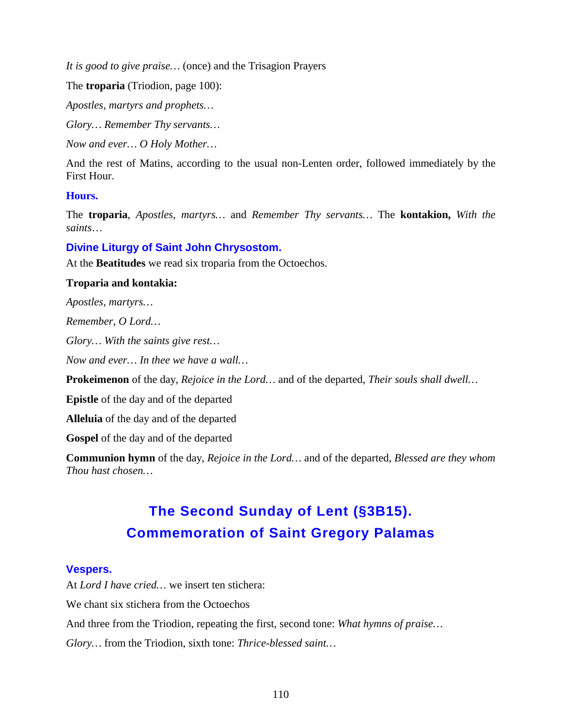*It is good to give praise…* (once) and the Trisagion Prayers

The **troparia** (Triodion, page 100):

*Apostles, martyrs and prophets…*

*Glory… Remember Thy servants…*

*Now and ever… O Holy Mother…*

And the rest of Matins, according to the usual non-Lenten order, followed immediately by the First Hour.

### Hours.

The **troparia**, *Apostles, martyrs…* and *Remember Thy servants…* The **kontakion,** *With the saints…*

### Divine Liturgy of Saint John Chrysostom.

At the **Beatitudes** we read six troparia from the Octoechos.

**Troparia and kontakia:**

*Apostles, martyrs…*

*Remember, O Lord…*

*Glory… With the saints give rest…*

*Now and ever… In thee we have a wall…*

**Prokeimenon** of the day, *Rejoice in the Lord…* and of the departed, *Their souls shall dwell…*

**Epistle** of the day and of the departed

**Alleluia** of the day and of the departed

**Gospel** of the day and of the departed

**Communion hymn** of the day, *Rejoice in the Lord…* and of the departed, *Blessed are they whom Thou hast chosen…*

## The Second Sunday of Lent (§3B15). Commemoration of Saint Gregory Palamas

### Vespers.

At *Lord I have cried…* we insert ten stichera:

We chant six stichera from the Octoechos

And three from the Triodion, repeating the first, second tone: *What hymns of praise…*

*Glory…* from the Triodion, sixth tone: *Thrice-blessed saint…*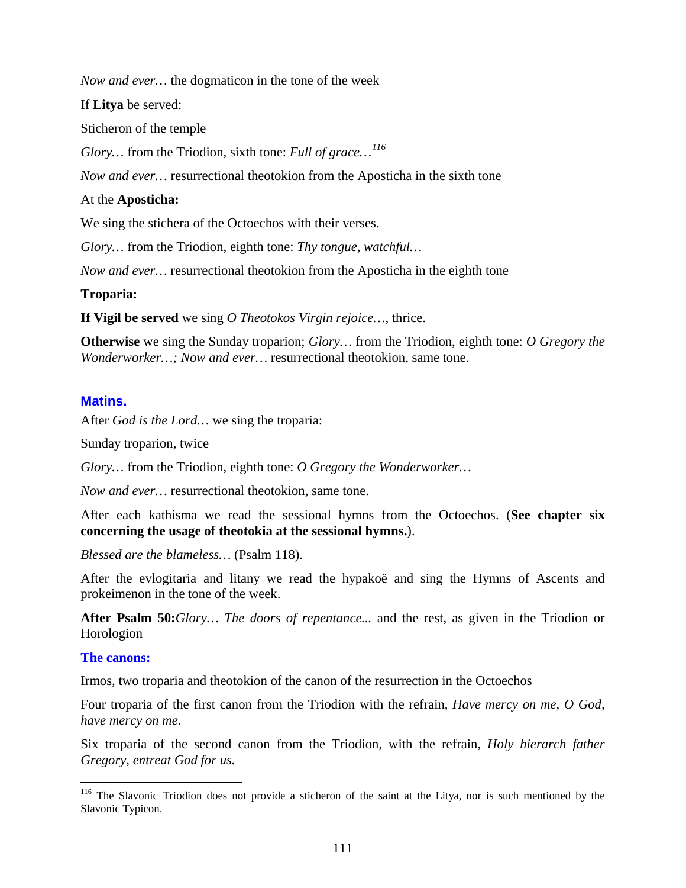*Now and ever…* the dogmaticon in the tone of the week

If **Litya** be served:

Sticheron of the temple

*Glory…* from the Triodion, sixth tone: *Full of grace…*[116]

*Now and ever…* resurrectional theotokion from the Aposticha in the sixth tone

At the **Aposticha:**

We sing the stichera of the Octoechos with their verses.

*Glory…* from the Triodion, eighth tone: *Thy tongue, watchful…*

*Now and ever…* resurrectional theotokion from the Aposticha in the eighth tone

**Troparia:**

**If Vigil be served** we sing *O Theotokos Virgin rejoice…*, thrice.

**Otherwise** we sing the Sunday troparion; *Glory…* from the Triodion, eighth tone: *O Gregory the Wonderworker…; Now and ever…* resurrectional theotokion, same tone.

## Matins.

After *God is the Lord…* we sing the troparia:

Sunday troparion, twice

*Glory…* from the Triodion, eighth tone: *O Gregory the Wonderworker…*

*Now and ever…* resurrectional theotokion, same tone.

After each kathisma we read the sessional hymns from the Octoechos. (**See chapter six concerning the usage of theotokia at the sessional hymns.**).

*Blessed are the blameless…* (Psalm 118).

After the evlogitaria and litany we read the hypakoë and sing the Hymns of Ascents and prokeimenon in the tone of the week.

**After Psalm 50:***Glory… The doors of repentance...* and the rest, as given in the Triodion or Horologion

### The canons:

Irmos, two troparia and theotokion of the canon of the resurrection in the Octoechos

Four troparia of the first canon from the Triodion with the refrain, *Have mercy on me, O God, have mercy on me.*

Six troparia of the second canon from the Triodion, with the refrain, *Holy hierarch father Gregory, entreat God for us.*

[116] The Slavonic Triodion does not provide a sticheron of the saint at the Litya, nor is such mentioned by the Slavonic Typicon.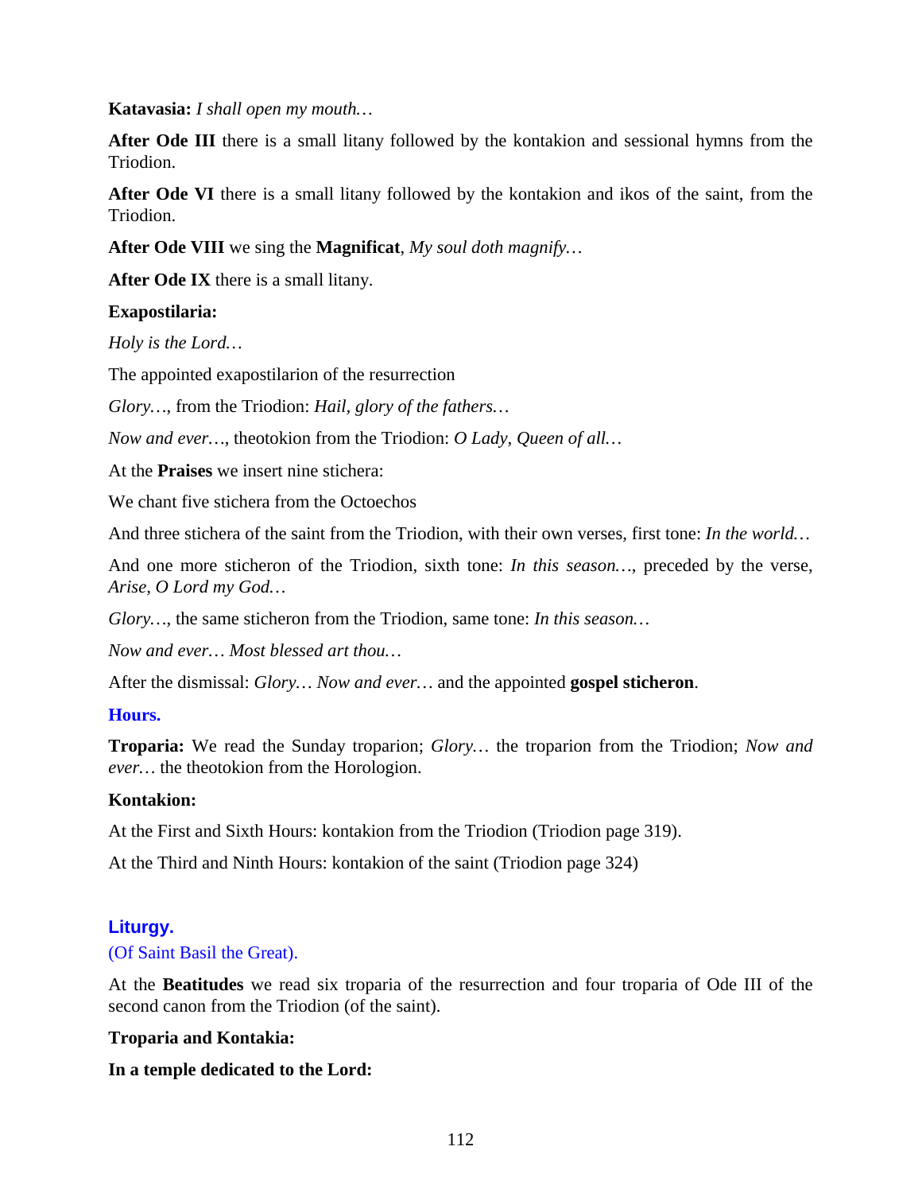**Katavasia:** *I shall open my mouth…*

**After Ode III** there is a small litany followed by the kontakion and sessional hymns from the Triodion.

**After Ode VI** there is a small litany followed by the kontakion and ikos of the saint, from the Triodion.

**After Ode VIII** we sing the **Magnificat**, *My soul doth magnify…*

**After Ode IX** there is a small litany.

**Exapostilaria:**

*Holy is the Lord…*

The appointed exapostilarion of the resurrection

*Glory…*, from the Triodion: *Hail, glory of the fathers…*

*Now and ever…*, theotokion from the Triodion: *O Lady, Queen of all…*

At the **Praises** we insert nine stichera:

We chant five stichera from the Octoechos

And three stichera of the saint from the Triodion, with their own verses, first tone: *In the world…*

And one more sticheron of the Triodion, sixth tone: *In this season…*, preceded by the verse, *Arise, O Lord my God…*

*Glory…*, the same sticheron from the Triodion, same tone: *In this season…*

*Now and ever… Most blessed art thou…*

After the dismissal: *Glory… Now and ever…* and the appointed **gospel sticheron**.

## Hours.

**Troparia:** We read the Sunday troparion; *Glory…* the troparion from the Triodion; *Now and ever…* the theotokion from the Horologion.

**Kontakion:**

At the First and Sixth Hours: kontakion from the Triodion (Triodion page 319).

At the Third and Ninth Hours: kontakion of the saint (Triodion page 324)

## Liturgy.

(Of Saint Basil the Great).

At the **Beatitudes** we read six troparia of the resurrection and four troparia of Ode III of the second canon from the Triodion (of the saint).

**Troparia and Kontakia:**

**In a temple dedicated to the Lord:**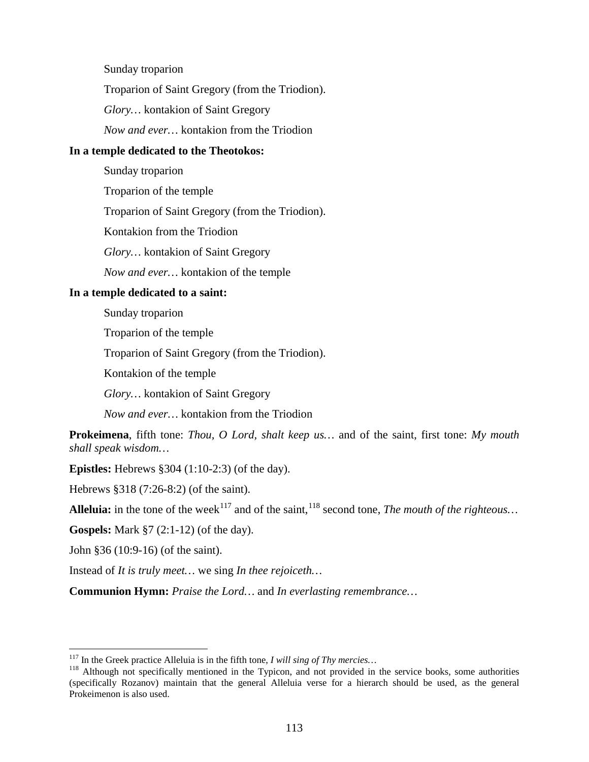Sunday troparion

Troparion of Saint Gregory (from the Triodion).

*Glory…* kontakion of Saint Gregory

*Now and ever…* kontakion from the Triodion

**In a temple dedicated to the Theotokos:**

Sunday troparion

Troparion of the temple

Troparion of Saint Gregory (from the Triodion).

Kontakion from the Triodion

*Glory…* kontakion of Saint Gregory

*Now and ever…* kontakion of the temple

**In a temple dedicated to a saint:**

Sunday troparion

Troparion of the temple

Troparion of Saint Gregory (from the Triodion).

Kontakion of the temple

*Glory…* kontakion of Saint Gregory

*Now and ever…* kontakion from the Triodion

**Prokeimena**, fifth tone: *Thou, O Lord, shalt keep us…* and of the saint, first tone: *My mouth shall speak wisdom…*

**Epistles:** Hebrews §304 (1:10-2:3) (of the day).

Hebrews §318 (7:26-8:2) (of the saint).

**Alleluia:** in the tone of the week[117] and of the saint,[118] second tone, *The mouth of the righteous…*

**Gospels:** Mark §7 (2:1-12) (of the day).

John §36 (10:9-16) (of the saint).

Instead of *It is truly meet…* we sing *In thee rejoiceth…*

**Communion Hymn:** *Praise the Lord…* and *In everlasting remembrance…*

---

[117] In the Greek practice Alleluia is in the fifth tone, *I will sing of Thy mercies…*

[118] Although not specifically mentioned in the Typicon, and not provided in the service books, some authorities (specifically Rozanov) maintain that the general Alleluia verse for a hierarch should be used, as the general Prokeimenon is also used.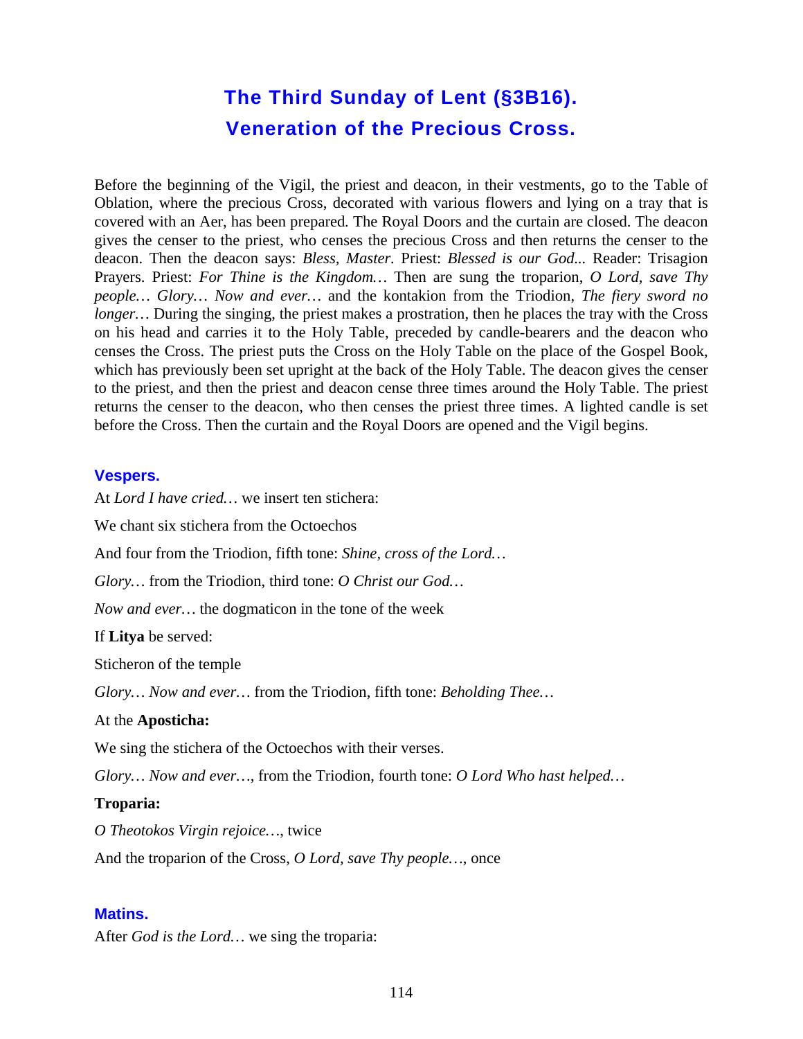# The Third Sunday of Lent (§3B16).
# Veneration of the Precious Cross.

Before the beginning of the Vigil, the priest and deacon, in their vestments, go to the Table of Oblation, where the precious Cross, decorated with various flowers and lying on a tray that is covered with an Aer, has been prepared. The Royal Doors and the curtain are closed. The deacon gives the censer to the priest, who censes the precious Cross and then returns the censer to the deacon. Then the deacon says: *Bless, Master.* Priest: *Blessed is our God...* Reader: Trisagion Prayers. Priest: *For Thine is the Kingdom…* Then are sung the troparion, *O Lord, save Thy people… Glory… Now and ever…* and the kontakion from the Triodion, *The fiery sword no longer…* During the singing, the priest makes a prostration, then he places the tray with the Cross on his head and carries it to the Holy Table, preceded by candle-bearers and the deacon who censes the Cross. The priest puts the Cross on the Holy Table on the place of the Gospel Book, which has previously been set upright at the back of the Holy Table. The deacon gives the censer to the priest, and then the priest and deacon cense three times around the Holy Table. The priest returns the censer to the deacon, who then censes the priest three times. A lighted candle is set before the Cross. Then the curtain and the Royal Doors are opened and the Vigil begins.

### Vespers.

At *Lord I have cried…* we insert ten stichera:

We chant six stichera from the Octoechos

And four from the Triodion, fifth tone: *Shine, cross of the Lord…*

*Glory…* from the Triodion, third tone: *O Christ our God…*

*Now and ever…* the dogmaticon in the tone of the week

If **Litya** be served:

Sticheron of the temple

*Glory… Now and ever…* from the Triodion, fifth tone: *Beholding Thee…*

At the **Aposticha:**

We sing the stichera of the Octoechos with their verses.

*Glory… Now and ever…*, from the Triodion, fourth tone: *O Lord Who hast helped…*

**Troparia:**

*O Theotokos Virgin rejoice…*, twice

And the troparion of the Cross, *O Lord, save Thy people…*, once

### Matins.

After *God is the Lord…* we sing the troparia: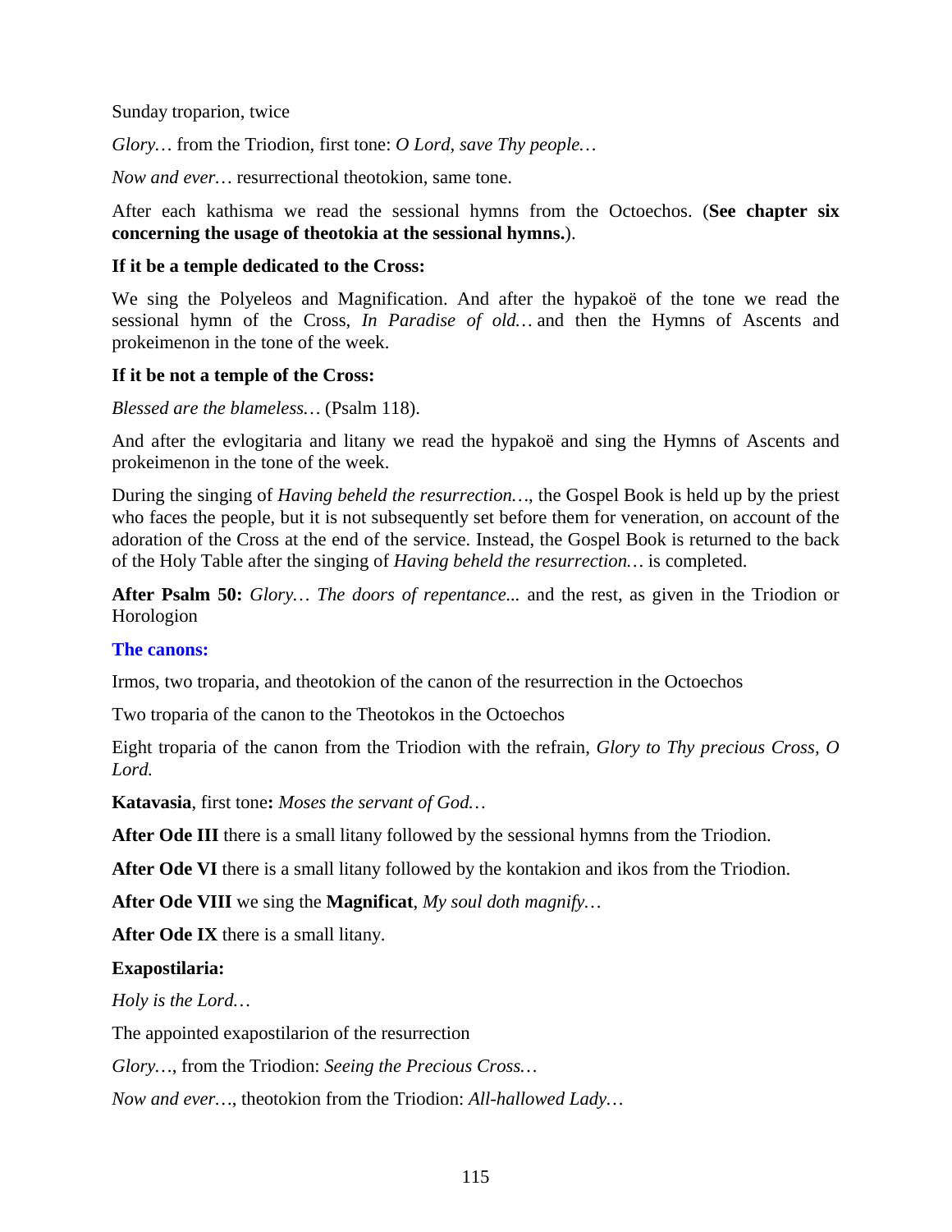Sunday troparion, twice

*Glory…* from the Triodion, first tone: *O Lord, save Thy people…*

*Now and ever…* resurrectional theotokion, same tone.

After each kathisma we read the sessional hymns from the Octoechos. (**See chapter six concerning the usage of theotokia at the sessional hymns.**).

**If it be a temple dedicated to the Cross:**

We sing the Polyeleos and Magnification. And after the hypakoë of the tone we read the sessional hymn of the Cross, *In Paradise of old…* and then the Hymns of Ascents and prokeimenon in the tone of the week.

**If it be not a temple of the Cross:**

*Blessed are the blameless…* (Psalm 118).

And after the evlogitaria and litany we read the hypakoë and sing the Hymns of Ascents and prokeimenon in the tone of the week.

During the singing of *Having beheld the resurrection…*, the Gospel Book is held up by the priest who faces the people, but it is not subsequently set before them for veneration, on account of the adoration of the Cross at the end of the service. Instead, the Gospel Book is returned to the back of the Holy Table after the singing of *Having beheld the resurrection…* is completed.

**After Psalm 50:** *Glory… The doors of repentance...* and the rest, as given in the Triodion or Horologion

### The canons:

Irmos, two troparia, and theotokion of the canon of the resurrection in the Octoechos

Two troparia of the canon to the Theotokos in the Octoechos

Eight troparia of the canon from the Triodion with the refrain, *Glory to Thy precious Cross, O Lord.*

**Katavasia**, first tone**:** *Moses the servant of God…*

**After Ode III** there is a small litany followed by the sessional hymns from the Triodion.

**After Ode VI** there is a small litany followed by the kontakion and ikos from the Triodion.

**After Ode VIII** we sing the **Magnificat**, *My soul doth magnify…*

**After Ode IX** there is a small litany.

**Exapostilaria:**

*Holy is the Lord…*

The appointed exapostilarion of the resurrection

*Glory…*, from the Triodion: *Seeing the Precious Cross…*

*Now and ever…*, theotokion from the Triodion: *All-hallowed Lady…*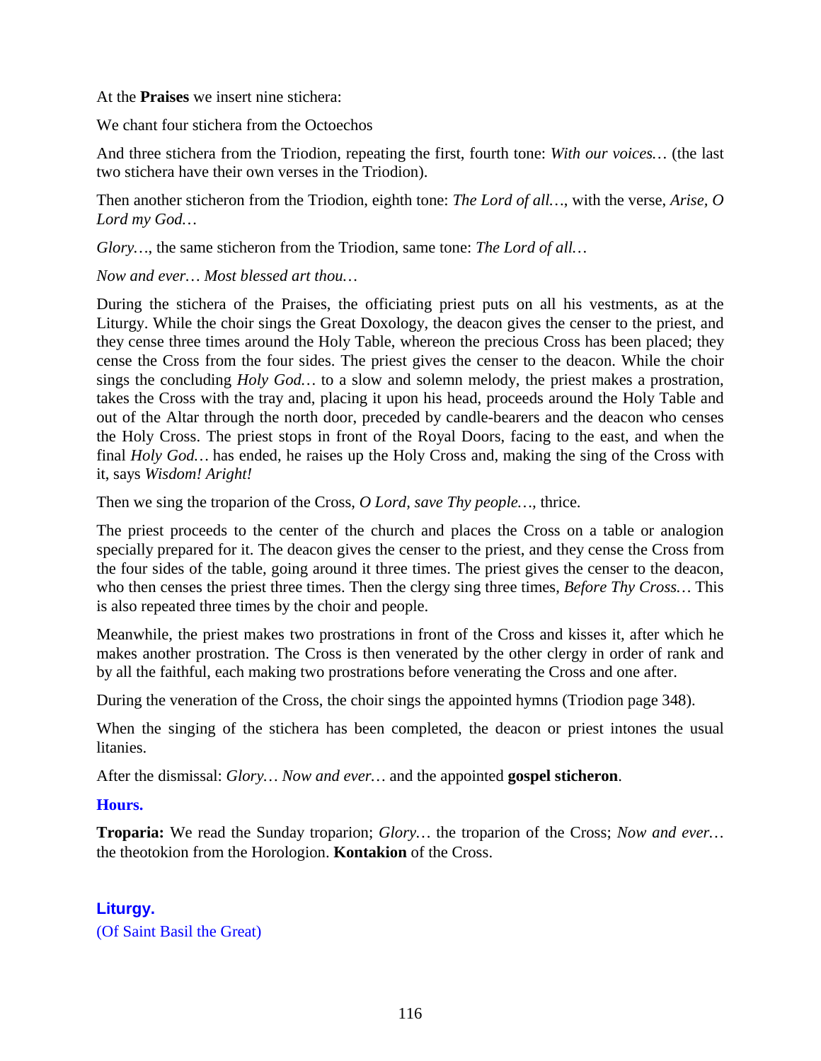At the **Praises** we insert nine stichera:

We chant four stichera from the Octoechos

And three stichera from the Triodion, repeating the first, fourth tone: *With our voices…* (the last two stichera have their own verses in the Triodion).

Then another sticheron from the Triodion, eighth tone: *The Lord of all…*, with the verse, *Arise, O Lord my God…*

*Glory…*, the same sticheron from the Triodion, same tone: *The Lord of all…*

*Now and ever… Most blessed art thou…*

During the stichera of the Praises, the officiating priest puts on all his vestments, as at the Liturgy. While the choir sings the Great Doxology, the deacon gives the censer to the priest, and they cense three times around the Holy Table, whereon the precious Cross has been placed; they cense the Cross from the four sides. The priest gives the censer to the deacon. While the choir sings the concluding *Holy God…* to a slow and solemn melody, the priest makes a prostration, takes the Cross with the tray and, placing it upon his head, proceeds around the Holy Table and out of the Altar through the north door, preceded by candle-bearers and the deacon who censes the Holy Cross. The priest stops in front of the Royal Doors, facing to the east, and when the final *Holy God…* has ended, he raises up the Holy Cross and, making the sing of the Cross with it, says *Wisdom! Aright!*

Then we sing the troparion of the Cross, *O Lord, save Thy people…*, thrice.

The priest proceeds to the center of the church and places the Cross on a table or analogion specially prepared for it. The deacon gives the censer to the priest, and they cense the Cross from the four sides of the table, going around it three times. The priest gives the censer to the deacon, who then censes the priest three times. Then the clergy sing three times, *Before Thy Cross…* This is also repeated three times by the choir and people.

Meanwhile, the priest makes two prostrations in front of the Cross and kisses it, after which he makes another prostration. The Cross is then venerated by the other clergy in order of rank and by all the faithful, each making two prostrations before venerating the Cross and one after.

During the veneration of the Cross, the choir sings the appointed hymns (Triodion page 348).

When the singing of the stichera has been completed, the deacon or priest intones the usual litanies.

After the dismissal: *Glory… Now and ever…* and the appointed **gospel sticheron**.

### Hours.

**Troparia:** We read the Sunday troparion; *Glory…* the troparion of the Cross; *Now and ever…* the theotokion from the Horologion. **Kontakion** of the Cross.

## Liturgy.

(Of Saint Basil the Great)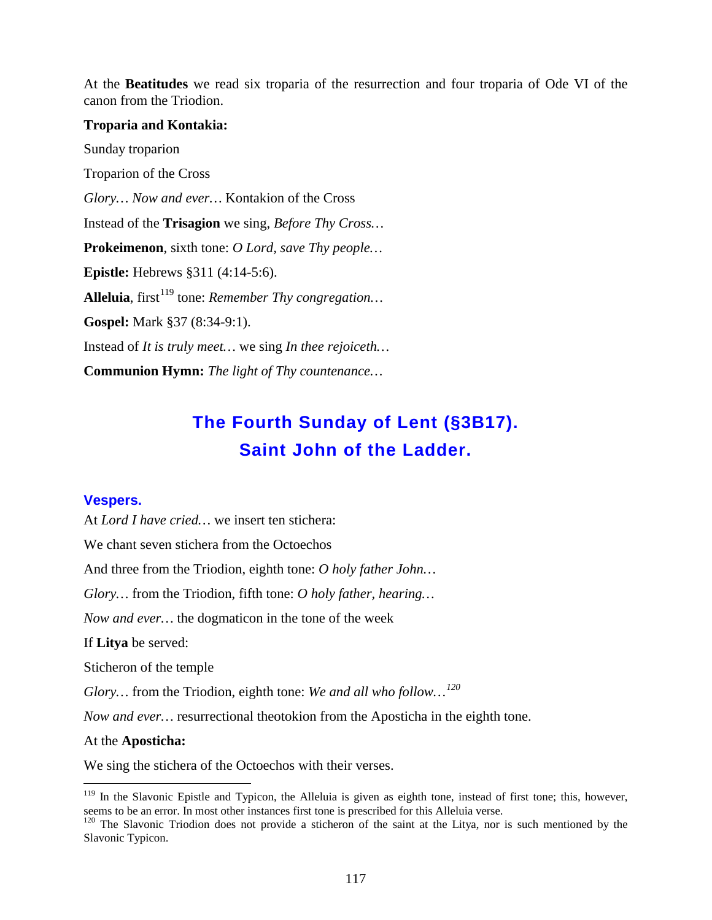At the **Beatitudes** we read six troparia of the resurrection and four troparia of Ode VI of the canon from the Triodion.

**Troparia and Kontakia:**

Sunday troparion

Troparion of the Cross

*Glory… Now and ever…* Kontakion of the Cross

Instead of the **Trisagion** we sing, *Before Thy Cross…*

**Prokeimenon**, sixth tone: *O Lord, save Thy people…*

**Epistle:** Hebrews §311 (4:14-5:6).

**Alleluia**, first[119] tone: *Remember Thy congregation…*

**Gospel:** Mark §37 (8:34-9:1).

Instead of *It is truly meet…* we sing *In thee rejoiceth…*

**Communion Hymn:** *The light of Thy countenance…*

## The Fourth Sunday of Lent (§3B17).
## Saint John of the Ladder.

### Vespers.

At *Lord I have cried…* we insert ten stichera:

We chant seven stichera from the Octoechos

And three from the Triodion, eighth tone: *O holy father John…*

*Glory…* from the Triodion, fifth tone: *O holy father, hearing…*

*Now and ever…* the dogmaticon in the tone of the week

If **Litya** be served:

Sticheron of the temple

*Glory…* from the Triodion, eighth tone: *We and all who follow…*[120]

*Now and ever…* resurrectional theotokion from the Aposticha in the eighth tone.

At the **Aposticha:**

We sing the stichera of the Octoechos with their verses.

---

[119] In the Slavonic Epistle and Typicon, the Alleluia is given as eighth tone, instead of first tone; this, however, seems to be an error. In most other instances first tone is prescribed for this Alleluia verse.

[120] The Slavonic Triodion does not provide a sticheron of the saint at the Litya, nor is such mentioned by the Slavonic Typicon.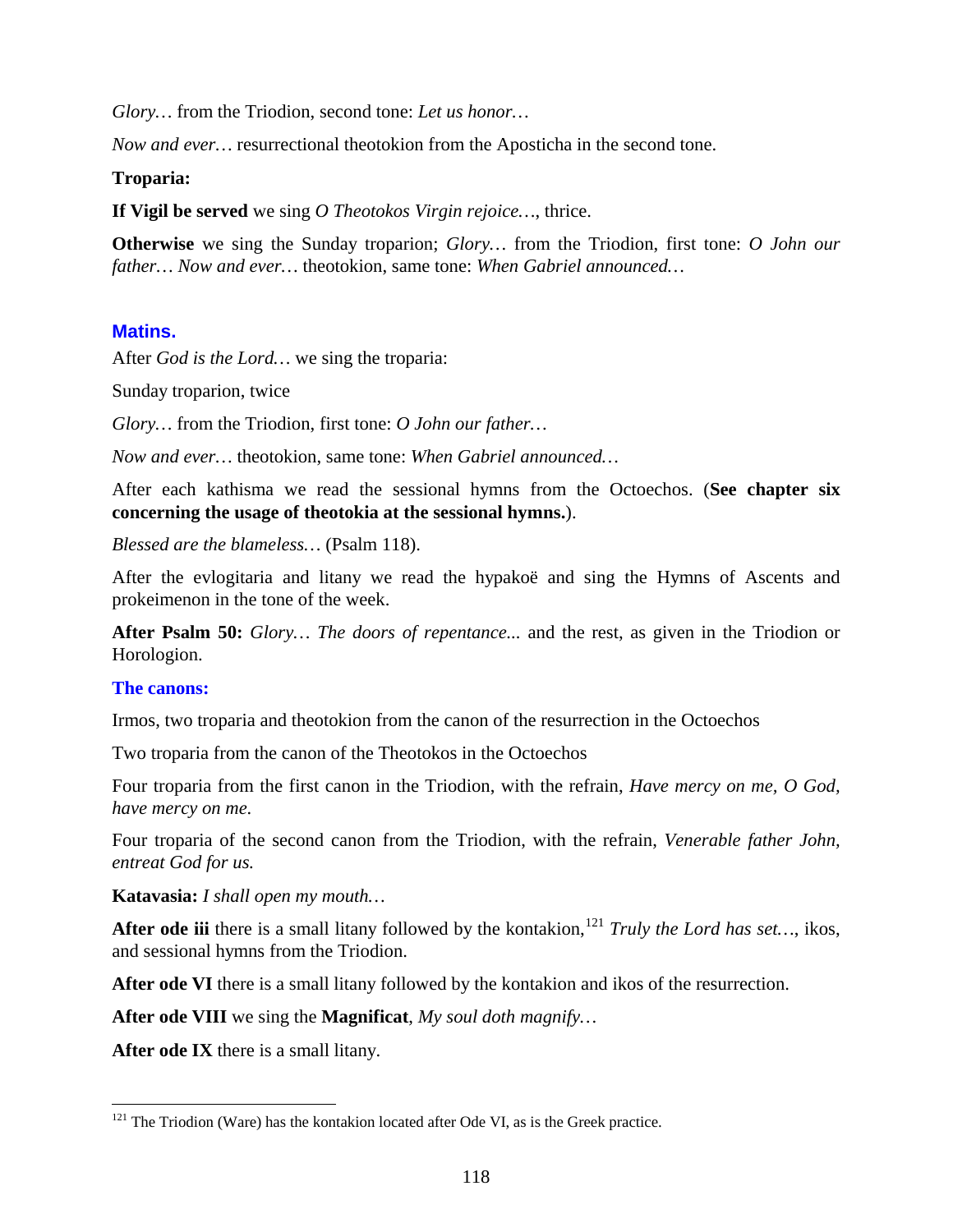*Glory…* from the Triodion, second tone: *Let us honor…*

*Now and ever…* resurrectional theotokion from the Aposticha in the second tone.

**Troparia:**

**If Vigil be served** we sing *O Theotokos Virgin rejoice…*, thrice.

**Otherwise** we sing the Sunday troparion; *Glory…* from the Triodion, first tone: *O John our father… Now and ever…* theotokion, same tone: *When Gabriel announced…*

## Matins.

After *God is the Lord…* we sing the troparia:

Sunday troparion, twice

*Glory…* from the Triodion, first tone: *O John our father…*

*Now and ever…* theotokion, same tone: *When Gabriel announced…*

After each kathisma we read the sessional hymns from the Octoechos. (**See chapter six concerning the usage of theotokia at the sessional hymns.**).

*Blessed are the blameless…* (Psalm 118).

After the evlogitaria and litany we read the hypakoë and sing the Hymns of Ascents and prokeimenon in the tone of the week.

**After Psalm 50:** *Glory… The doors of repentance...* and the rest, as given in the Triodion or Horologion.

### The canons:

Irmos, two troparia and theotokion from the canon of the resurrection in the Octoechos

Two troparia from the canon of the Theotokos in the Octoechos

Four troparia from the first canon in the Triodion, with the refrain, *Have mercy on me, O God, have mercy on me.*

Four troparia of the second canon from the Triodion, with the refrain, *Venerable father John, entreat God for us.*

**Katavasia:** *I shall open my mouth…*

**After ode iii** there is a small litany followed by the kontakion,[121] *Truly the Lord has set…*, ikos, and sessional hymns from the Triodion.

**After ode VI** there is a small litany followed by the kontakion and ikos of the resurrection.

**After ode VIII** we sing the **Magnificat**, *My soul doth magnify…*

**After ode IX** there is a small litany.

---

[121] The Triodion (Ware) has the kontakion located after Ode VI, as is the Greek practice.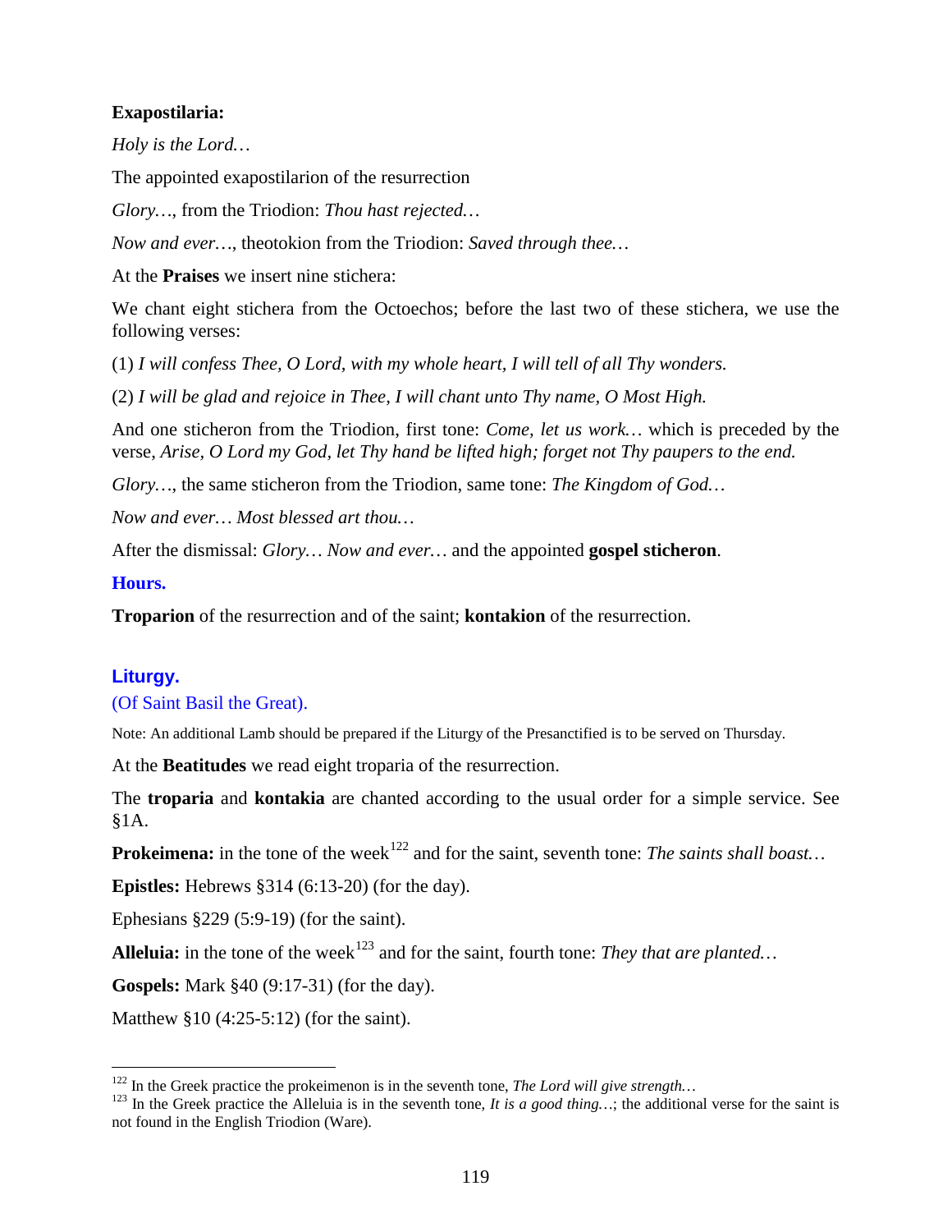**Exapostilaria:**

*Holy is the Lord…*

The appointed exapostilarion of the resurrection

*Glory…*, from the Triodion: *Thou hast rejected…*

*Now and ever…*, theotokion from the Triodion: *Saved through thee…*

At the **Praises** we insert nine stichera:

We chant eight stichera from the Octoechos; before the last two of these stichera, we use the following verses:

(1) *I will confess Thee, O Lord, with my whole heart, I will tell of all Thy wonders.*

(2) *I will be glad and rejoice in Thee, I will chant unto Thy name, O Most High.*

And one sticheron from the Triodion, first tone: *Come, let us work…* which is preceded by the verse, *Arise, O Lord my God, let Thy hand be lifted high; forget not Thy paupers to the end.*

*Glory…*, the same sticheron from the Triodion, same tone: *The Kingdom of God…*

*Now and ever… Most blessed art thou…*

After the dismissal: *Glory… Now and ever…* and the appointed **gospel sticheron**.

## Hours.

**Troparion** of the resurrection and of the saint; **kontakion** of the resurrection.

## Liturgy.

(Of Saint Basil the Great).

Note: An additional Lamb should be prepared if the Liturgy of the Presanctified is to be served on Thursday.

At the **Beatitudes** we read eight troparia of the resurrection.

The **troparia** and **kontakia** are chanted according to the usual order for a simple service. See §1A.

**Prokeimena:** in the tone of the week[122] and for the saint, seventh tone: *The saints shall boast…*

**Epistles:** Hebrews §314 (6:13-20) (for the day).

Ephesians §229 (5:9-19) (for the saint).

**Alleluia:** in the tone of the week[123] and for the saint, fourth tone: *They that are planted…*

**Gospels:** Mark §40 (9:17-31) (for the day).

Matthew §10 (4:25-5:12) (for the saint).

---

[122] In the Greek practice the prokeimenon is in the seventh tone, *The Lord will give strength…*

[123] In the Greek practice the Alleluia is in the seventh tone, *It is a good thing…*; the additional verse for the saint is not found in the English Triodion (Ware).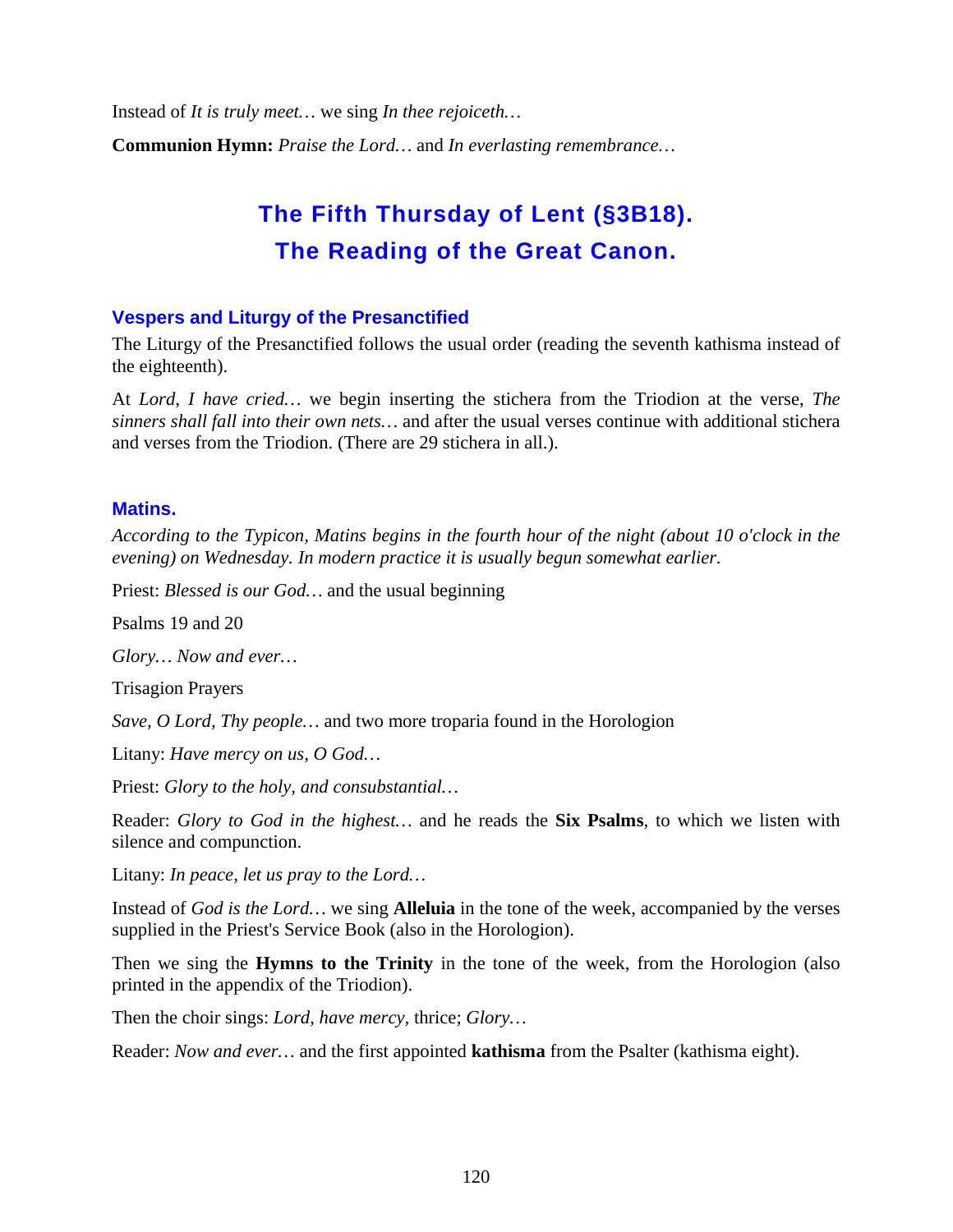Instead of *It is truly meet…* we sing *In thee rejoiceth…*

**Communion Hymn:** *Praise the Lord…* and *In everlasting remembrance…*

# The Fifth Thursday of Lent (§3B18). The Reading of the Great Canon.

### Vespers and Liturgy of the Presanctified

The Liturgy of the Presanctified follows the usual order (reading the seventh kathisma instead of the eighteenth).

At *Lord, I have cried…* we begin inserting the stichera from the Triodion at the verse, *The sinners shall fall into their own nets…* and after the usual verses continue with additional stichera and verses from the Triodion. (There are 29 stichera in all.).

### Matins.

*According to the Typicon, Matins begins in the fourth hour of the night (about 10 o'clock in the evening) on Wednesday. In modern practice it is usually begun somewhat earlier.*

Priest: *Blessed is our God…* and the usual beginning

Psalms 19 and 20

*Glory… Now and ever…*

Trisagion Prayers

*Save, O Lord, Thy people…* and two more troparia found in the Horologion

Litany: *Have mercy on us, O God…*

Priest: *Glory to the holy, and consubstantial…*

Reader: *Glory to God in the highest…* and he reads the **Six Psalms**, to which we listen with silence and compunction.

Litany: *In peace, let us pray to the Lord…*

Instead of *God is the Lord…* we sing **Alleluia** in the tone of the week, accompanied by the verses supplied in the Priest's Service Book (also in the Horologion).

Then we sing the **Hymns to the Trinity** in the tone of the week, from the Horologion (also printed in the appendix of the Triodion).

Then the choir sings: *Lord, have mercy,* thrice; *Glory…*

Reader: *Now and ever…* and the first appointed **kathisma** from the Psalter (kathisma eight).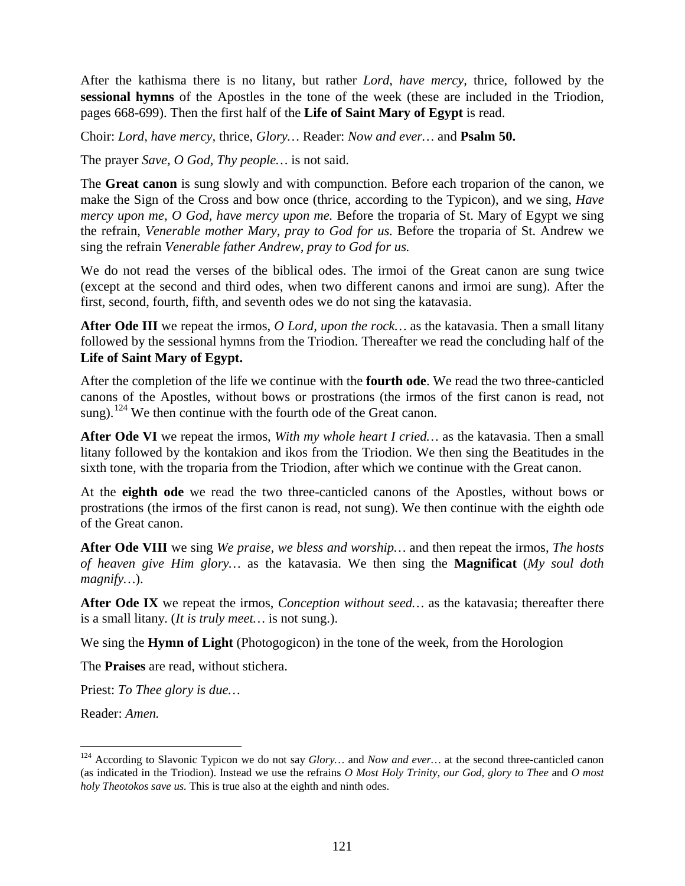After the kathisma there is no litany, but rather *Lord, have mercy*, thrice, followed by the **sessional hymns** of the Apostles in the tone of the week (these are included in the Triodion, pages 668-699). Then the first half of the **Life of Saint Mary of Egypt** is read.

Choir: *Lord, have mercy*, thrice, *Glory…* Reader: *Now and ever…* and **Psalm 50.**

The prayer *Save, O God, Thy people…* is not said.

The **Great canon** is sung slowly and with compunction. Before each troparion of the canon, we make the Sign of the Cross and bow once (thrice, according to the Typicon), and we sing, *Have mercy upon me, O God, have mercy upon me.* Before the troparia of St. Mary of Egypt we sing the refrain, *Venerable mother Mary, pray to God for us.* Before the troparia of St. Andrew we sing the refrain *Venerable father Andrew, pray to God for us.*

We do not read the verses of the biblical odes. The irmoi of the Great canon are sung twice (except at the second and third odes, when two different canons and irmoi are sung). After the first, second, fourth, fifth, and seventh odes we do not sing the katavasia.

**After Ode III** we repeat the irmos, *O Lord, upon the rock…* as the katavasia. Then a small litany followed by the sessional hymns from the Triodion. Thereafter we read the concluding half of the **Life of Saint Mary of Egypt.**

After the completion of the life we continue with the **fourth ode**. We read the two three-canticled canons of the Apostles, without bows or prostrations (the irmos of the first canon is read, not sung).[124] We then continue with the fourth ode of the Great canon.

**After Ode VI** we repeat the irmos, *With my whole heart I cried…* as the katavasia. Then a small litany followed by the kontakion and ikos from the Triodion. We then sing the Beatitudes in the sixth tone, with the troparia from the Triodion, after which we continue with the Great canon.

At the **eighth ode** we read the two three-canticled canons of the Apostles, without bows or prostrations (the irmos of the first canon is read, not sung). We then continue with the eighth ode of the Great canon.

**After Ode VIII** we sing *We praise, we bless and worship…* and then repeat the irmos, *The hosts of heaven give Him glory…* as the katavasia. We then sing the **Magnificat** (*My soul doth magnify…*).

**After Ode IX** we repeat the irmos, *Conception without seed…* as the katavasia; thereafter there is a small litany. (*It is truly meet…* is not sung.).

We sing the **Hymn of Light** (Photogogicon) in the tone of the week, from the Horologion

The **Praises** are read, without stichera.

Priest: *To Thee glory is due…*

Reader: *Amen.*

---

[124] According to Slavonic Typicon we do not say *Glory…* and *Now and ever…* at the second three-canticled canon (as indicated in the Triodion). Instead we use the refrains *O Most Holy Trinity, our God, glory to Thee* and *O most holy Theotokos save us.* This is true also at the eighth and ninth odes.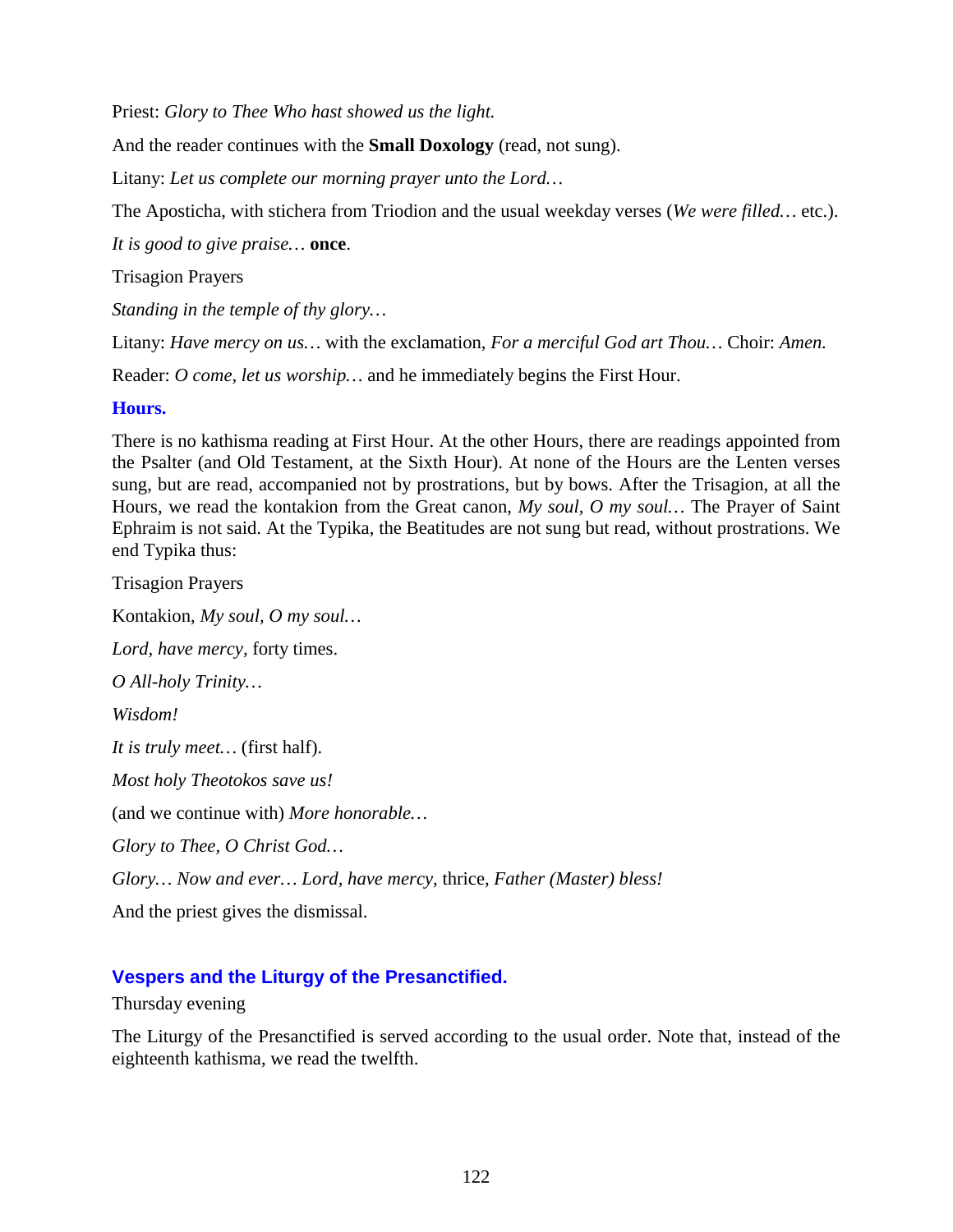Priest: *Glory to Thee Who hast showed us the light.*

And the reader continues with the **Small Doxology** (read, not sung).

Litany: *Let us complete our morning prayer unto the Lord…*

The Aposticha, with stichera from Triodion and the usual weekday verses (*We were filled…* etc.).

*It is good to give praise…* **once**.

Trisagion Prayers

*Standing in the temple of thy glory…*

Litany: *Have mercy on us…* with the exclamation, *For a merciful God art Thou…* Choir: *Amen.*

Reader: *O come, let us worship…* and he immediately begins the First Hour.

### Hours.

There is no kathisma reading at First Hour. At the other Hours, there are readings appointed from the Psalter (and Old Testament, at the Sixth Hour). At none of the Hours are the Lenten verses sung, but are read, accompanied not by prostrations, but by bows. After the Trisagion, at all the Hours, we read the kontakion from the Great canon, *My soul, O my soul…* The Prayer of Saint Ephraim is not said. At the Typika, the Beatitudes are not sung but read, without prostrations. We end Typika thus:

Trisagion Prayers

Kontakion, *My soul, O my soul…*

*Lord, have mercy*, forty times.

*O All-holy Trinity…*

*Wisdom!*

*It is truly meet…* (first half).

*Most holy Theotokos save us!*

(and we continue with) *More honorable…*

*Glory to Thee, O Christ God…*

*Glory… Now and ever… Lord, have mercy*, thrice, *Father (Master) bless!*

And the priest gives the dismissal.

## Vespers and the Liturgy of the Presanctified.

Thursday evening

The Liturgy of the Presanctified is served according to the usual order. Note that, instead of the eighteenth kathisma, we read the twelfth.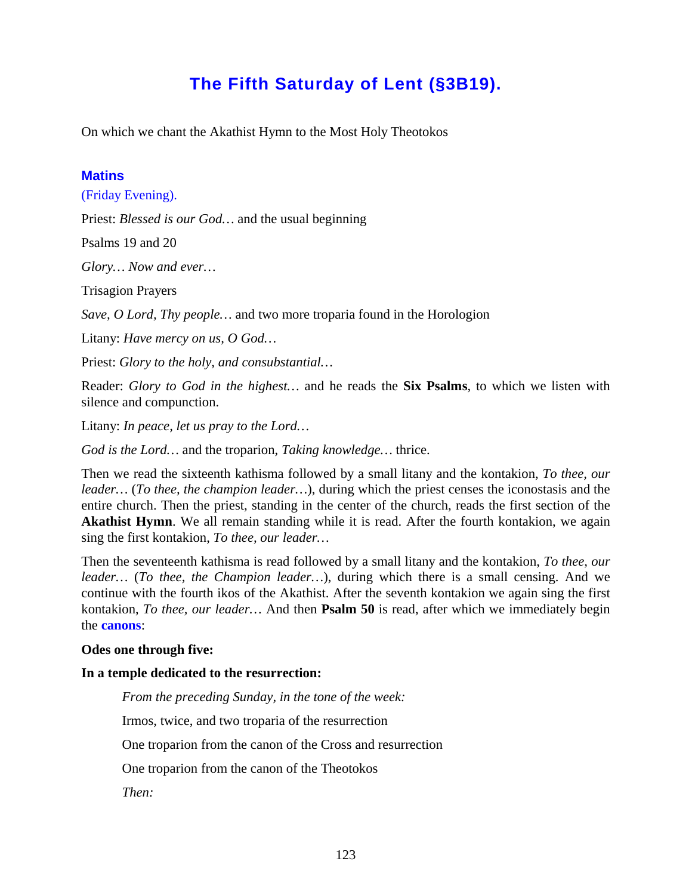# The Fifth Saturday of Lent (§3B19).

On which we chant the Akathist Hymn to the Most Holy Theotokos

## Matins

(Friday Evening).

Priest: *Blessed is our God…* and the usual beginning

Psalms 19 and 20

*Glory… Now and ever…*

Trisagion Prayers

*Save, O Lord, Thy people…* and two more troparia found in the Horologion

Litany: *Have mercy on us, O God…*

Priest: *Glory to the holy, and consubstantial…*

Reader: *Glory to God in the highest…* and he reads the **Six Psalms**, to which we listen with silence and compunction.

Litany: *In peace, let us pray to the Lord…*

*God is the Lord…* and the troparion, *Taking knowledge…* thrice.

Then we read the sixteenth kathisma followed by a small litany and the kontakion, *To thee, our leader…* (*To thee, the champion leader…*), during which the priest censes the iconostasis and the entire church. Then the priest, standing in the center of the church, reads the first section of the **Akathist Hymn**. We all remain standing while it is read. After the fourth kontakion, we again sing the first kontakion, *To thee, our leader…*

Then the seventeenth kathisma is read followed by a small litany and the kontakion, *To thee, our leader…* (*To thee, the Champion leader…*), during which there is a small censing. And we continue with the fourth ikos of the Akathist. After the seventh kontakion we again sing the first kontakion, *To thee, our leader…* And then **Psalm 50** is read, after which we immediately begin the **canons**:

**Odes one through five:**

**In a temple dedicated to the resurrection:**

> *From the preceding Sunday, in the tone of the week:*
>
> Irmos, twice, and two troparia of the resurrection
>
> One troparion from the canon of the Cross and resurrection
>
> One troparion from the canon of the Theotokos
>
> *Then:*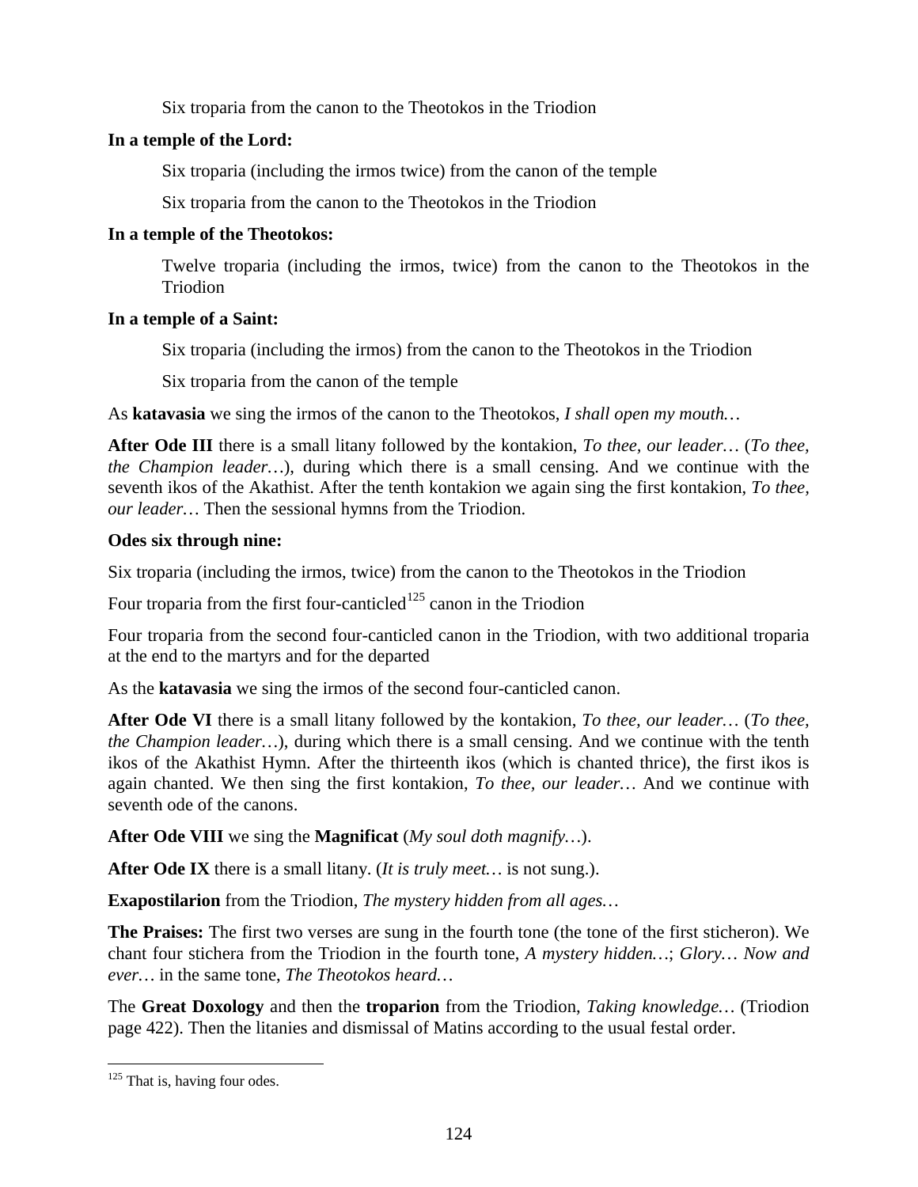Six troparia from the canon to the Theotokos in the Triodion

**In a temple of the Lord:**

Six troparia (including the irmos twice) from the canon of the temple

Six troparia from the canon to the Theotokos in the Triodion

**In a temple of the Theotokos:**

Twelve troparia (including the irmos, twice) from the canon to the Theotokos in the Triodion

**In a temple of a Saint:**

Six troparia (including the irmos) from the canon to the Theotokos in the Triodion

Six troparia from the canon of the temple

As **katavasia** we sing the irmos of the canon to the Theotokos, *I shall open my mouth…*

**After Ode III** there is a small litany followed by the kontakion, *To thee, our leader…* (*To thee, the Champion leader…*), during which there is a small censing. And we continue with the seventh ikos of the Akathist. After the tenth kontakion we again sing the first kontakion, *To thee, our leader…* Then the sessional hymns from the Triodion.

**Odes six through nine:**

Six troparia (including the irmos, twice) from the canon to the Theotokos in the Triodion

Four troparia from the first four-canticled[125] canon in the Triodion

Four troparia from the second four-canticled canon in the Triodion, with two additional troparia at the end to the martyrs and for the departed

As the **katavasia** we sing the irmos of the second four-canticled canon.

**After Ode VI** there is a small litany followed by the kontakion, *To thee, our leader…* (*To thee, the Champion leader…*), during which there is a small censing. And we continue with the tenth ikos of the Akathist Hymn. After the thirteenth ikos (which is chanted thrice), the first ikos is again chanted. We then sing the first kontakion, *To thee, our leader…* And we continue with seventh ode of the canons.

**After Ode VIII** we sing the **Magnificat** (*My soul doth magnify…*).

**After Ode IX** there is a small litany. (*It is truly meet…* is not sung.).

**Exapostilarion** from the Triodion, *The mystery hidden from all ages…*

**The Praises:** The first two verses are sung in the fourth tone (the tone of the first sticheron). We chant four stichera from the Triodion in the fourth tone, *A mystery hidden…*; *Glory… Now and ever…* in the same tone, *The Theotokos heard…*

The **Great Doxology** and then the **troparion** from the Triodion, *Taking knowledge…* (Triodion page 422). Then the litanies and dismissal of Matins according to the usual festal order.

[125] That is, having four odes.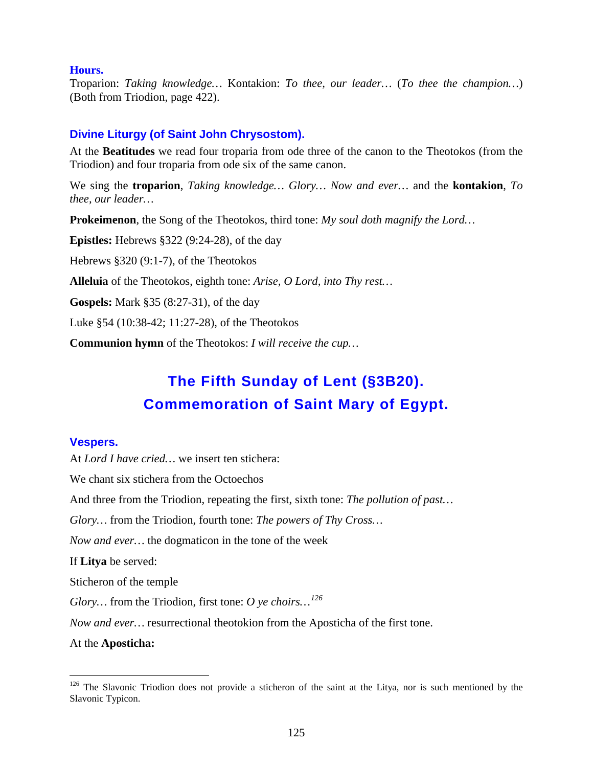### Hours.

Troparion: *Taking knowledge…* Kontakion: *To thee, our leader…* (*To thee the champion…*) (Both from Triodion, page 422).

### Divine Liturgy (of Saint John Chrysostom).

At the **Beatitudes** we read four troparia from ode three of the canon to the Theotokos (from the Triodion) and four troparia from ode six of the same canon.

We sing the **troparion**, *Taking knowledge… Glory… Now and ever…* and the **kontakion**, *To thee, our leader…*

**Prokeimenon**, the Song of the Theotokos, third tone: *My soul doth magnify the Lord…*

**Epistles:** Hebrews §322 (9:24-28), of the day

Hebrews §320 (9:1-7), of the Theotokos

**Alleluia** of the Theotokos, eighth tone: *Arise, O Lord, into Thy rest…*

**Gospels:** Mark §35 (8:27-31), of the day

Luke §54 (10:38-42; 11:27-28), of the Theotokos

**Communion hymn** of the Theotokos: *I will receive the cup…*

## The Fifth Sunday of Lent (§3B20). Commemoration of Saint Mary of Egypt.

### Vespers.

At *Lord I have cried…* we insert ten stichera:

We chant six stichera from the Octoechos

And three from the Triodion, repeating the first, sixth tone: *The pollution of past…*

*Glory…* from the Triodion, fourth tone: *The powers of Thy Cross…*

*Now and ever…* the dogmaticon in the tone of the week

If **Litya** be served:

Sticheron of the temple

*Glory…* from the Triodion, first tone: *O ye choirs…*[126]

*Now and ever…* resurrectional theotokion from the Aposticha of the first tone.

At the **Aposticha:**

[126] The Slavonic Triodion does not provide a sticheron of the saint at the Litya, nor is such mentioned by the Slavonic Typicon.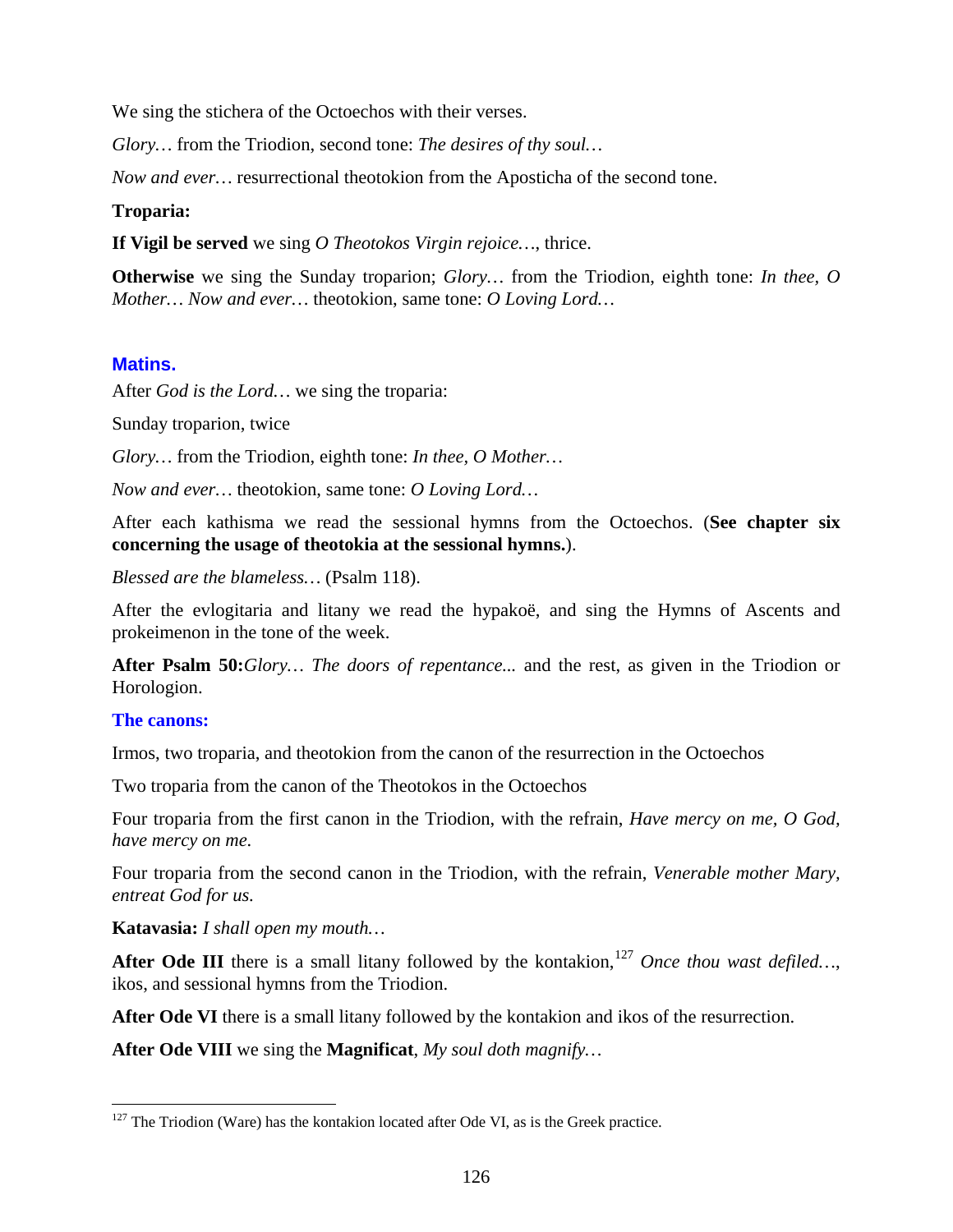We sing the stichera of the Octoechos with their verses.

*Glory…* from the Triodion, second tone: *The desires of thy soul…*

*Now and ever…* resurrectional theotokion from the Aposticha of the second tone.

**Troparia:**

**If Vigil be served** we sing *O Theotokos Virgin rejoice…*, thrice.

**Otherwise** we sing the Sunday troparion; *Glory…* from the Triodion, eighth tone: *In thee, O Mother… Now and ever…* theotokion, same tone: *O Loving Lord…*

## Matins.

After *God is the Lord…* we sing the troparia:

Sunday troparion, twice

*Glory…* from the Triodion, eighth tone: *In thee, O Mother…*

*Now and ever…* theotokion, same tone: *O Loving Lord…*

After each kathisma we read the sessional hymns from the Octoechos. (**See chapter six concerning the usage of theotokia at the sessional hymns.**).

*Blessed are the blameless…* (Psalm 118).

After the evlogitaria and litany we read the hypakoë, and sing the Hymns of Ascents and prokeimenon in the tone of the week.

**After Psalm 50:***Glory… The doors of repentance...* and the rest, as given in the Triodion or Horologion.

### The canons:

Irmos, two troparia, and theotokion from the canon of the resurrection in the Octoechos

Two troparia from the canon of the Theotokos in the Octoechos

Four troparia from the first canon in the Triodion, with the refrain, *Have mercy on me, O God, have mercy on me.*

Four troparia from the second canon in the Triodion, with the refrain, *Venerable mother Mary, entreat God for us.*

**Katavasia:** *I shall open my mouth…*

**After Ode III** there is a small litany followed by the kontakion,[127] *Once thou wast defiled…*, ikos, and sessional hymns from the Triodion.

**After Ode VI** there is a small litany followed by the kontakion and ikos of the resurrection.

**After Ode VIII** we sing the **Magnificat**, *My soul doth magnify…*

---

[127] The Triodion (Ware) has the kontakion located after Ode VI, as is the Greek practice.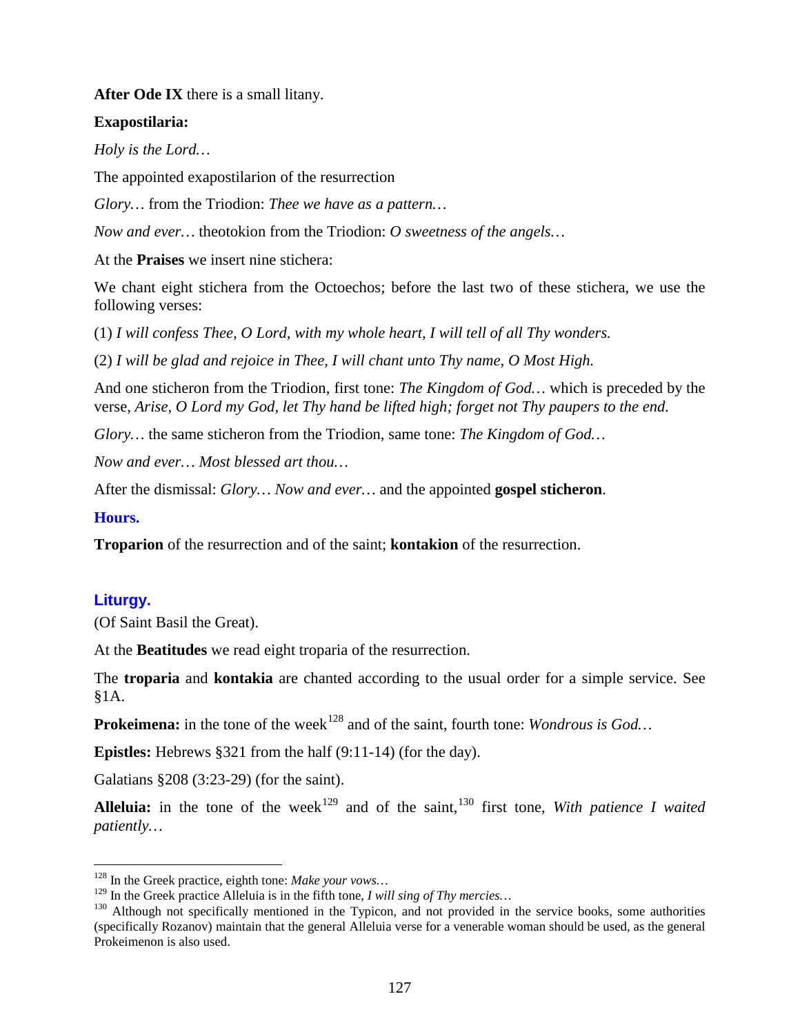**After Ode IX** there is a small litany.

**Exapostilaria:**

*Holy is the Lord…*

The appointed exapostilarion of the resurrection

*Glory…* from the Triodion: *Thee we have as a pattern…*

*Now and ever…* theotokion from the Triodion: *O sweetness of the angels…*

At the **Praises** we insert nine stichera:

We chant eight stichera from the Octoechos; before the last two of these stichera, we use the following verses:

(1) *I will confess Thee, O Lord, with my whole heart, I will tell of all Thy wonders.*

(2) *I will be glad and rejoice in Thee, I will chant unto Thy name, O Most High.*

And one sticheron from the Triodion, first tone: *The Kingdom of God…* which is preceded by the verse, *Arise, O Lord my God, let Thy hand be lifted high; forget not Thy paupers to the end.*

*Glory…* the same sticheron from the Triodion, same tone: *The Kingdom of God…*

*Now and ever… Most blessed art thou…*

After the dismissal: *Glory… Now and ever…* and the appointed **gospel sticheron**.

### Hours.

**Troparion** of the resurrection and of the saint; **kontakion** of the resurrection.

### Liturgy.

(Of Saint Basil the Great).

At the **Beatitudes** we read eight troparia of the resurrection.

The **troparia** and **kontakia** are chanted according to the usual order for a simple service. See §1A.

**Prokeimena:** in the tone of the week[128] and of the saint, fourth tone: *Wondrous is God…*

**Epistles:** Hebrews §321 from the half (9:11-14) (for the day).

Galatians §208 (3:23-29) (for the saint).

**Alleluia:** in the tone of the week[129] and of the saint,[130] first tone, *With patience I waited patiently…*

---

[128] In the Greek practice, eighth tone: *Make your vows…*

[129] In the Greek practice Alleluia is in the fifth tone, *I will sing of Thy mercies…*

[130] Although not specifically mentioned in the Typicon, and not provided in the service books, some authorities (specifically Rozanov) maintain that the general Alleluia verse for a venerable woman should be used, as the general Prokeimenon is also used.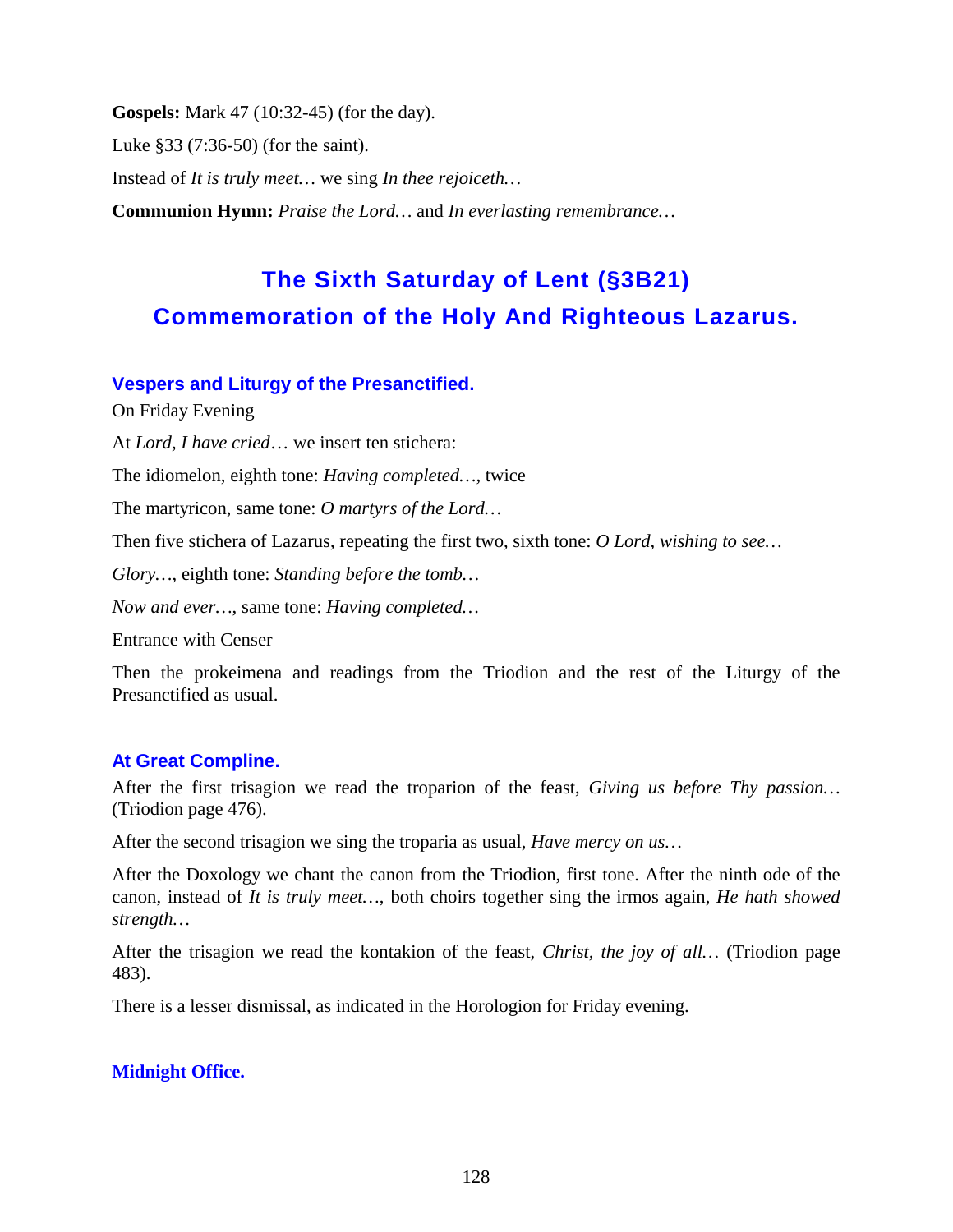**Gospels:** Mark 47 (10:32-45) (for the day).

Luke §33 (7:36-50) (for the saint).

Instead of *It is truly meet…* we sing *In thee rejoiceth…*

**Communion Hymn:** *Praise the Lord…* and *In everlasting remembrance…*

## The Sixth Saturday of Lent (§3B21)
## Commemoration of the Holy And Righteous Lazarus.

### Vespers and Liturgy of the Presanctified.

On Friday Evening

At *Lord, I have cried*… we insert ten stichera:

The idiomelon, eighth tone: *Having completed…*, twice

The martyricon, same tone: *O martyrs of the Lord…*

Then five stichera of Lazarus, repeating the first two, sixth tone: *O Lord, wishing to see…*

*Glory…*, eighth tone: *Standing before the tomb…*

*Now and ever…*, same tone: *Having completed…*

Entrance with Censer

Then the prokeimena and readings from the Triodion and the rest of the Liturgy of the Presanctified as usual.

### At Great Compline.

After the first trisagion we read the troparion of the feast, *Giving us before Thy passion…* (Triodion page 476).

After the second trisagion we sing the troparia as usual, *Have mercy on us…*

After the Doxology we chant the canon from the Triodion, first tone. After the ninth ode of the canon, instead of *It is truly meet…*, both choirs together sing the irmos again, *He hath showed strength…*

After the trisagion we read the kontakion of the feast, *Christ, the joy of all…* (Triodion page 483).

There is a lesser dismissal, as indicated in the Horologion for Friday evening.

### Midnight Office.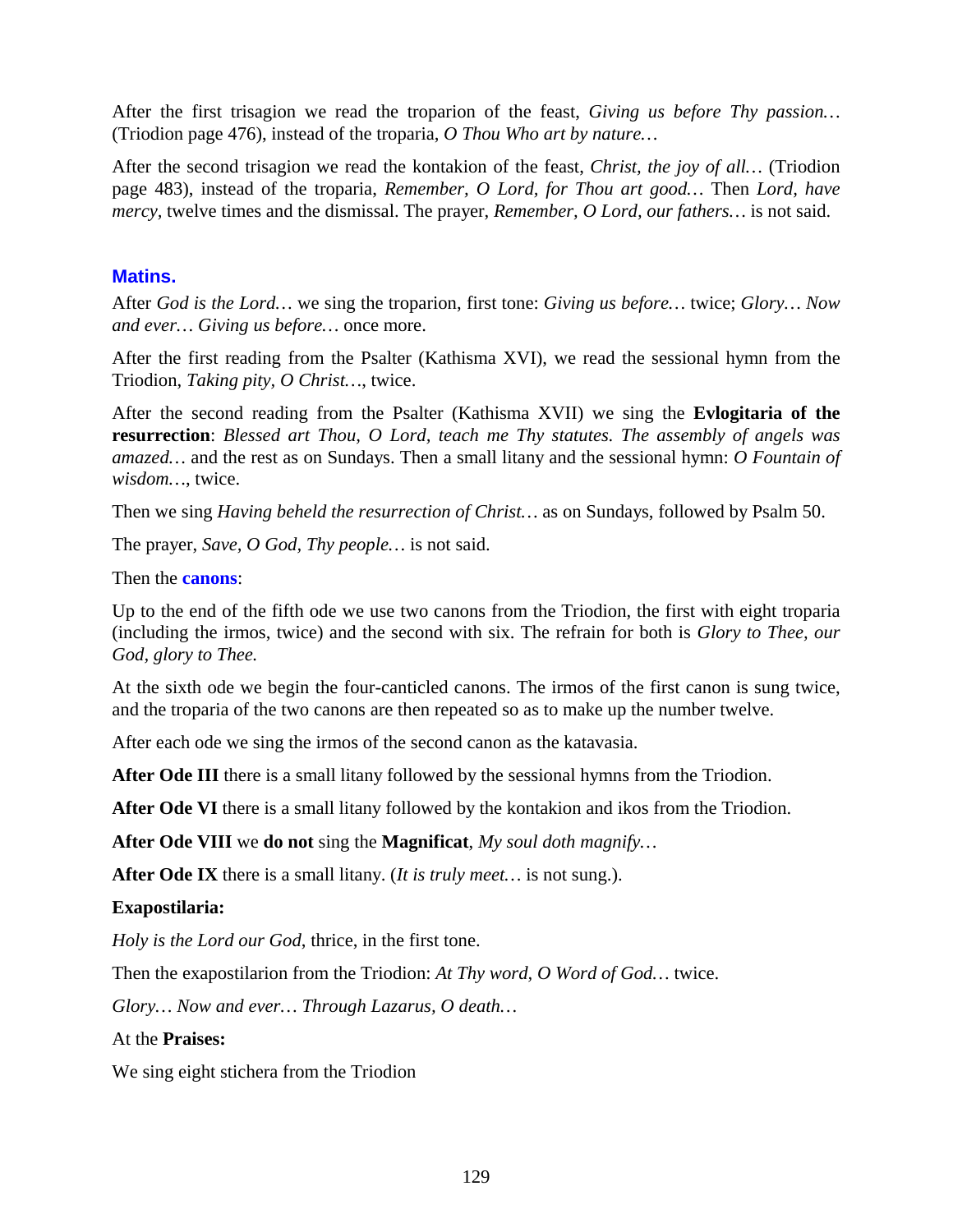After the first trisagion we read the troparion of the feast, *Giving us before Thy passion…* (Triodion page 476), instead of the troparia, *O Thou Who art by nature…*

After the second trisagion we read the kontakion of the feast, *Christ, the joy of all…* (Triodion page 483), instead of the troparia, *Remember, O Lord, for Thou art good…* Then *Lord, have mercy*, twelve times and the dismissal. The prayer, *Remember, O Lord, our fathers…* is not said.

### Matins.

After *God is the Lord…* we sing the troparion, first tone: *Giving us before…* twice; *Glory… Now and ever… Giving us before…* once more.

After the first reading from the Psalter (Kathisma XVI), we read the sessional hymn from the Triodion, *Taking pity, O Christ…*, twice.

After the second reading from the Psalter (Kathisma XVII) we sing the **Evlogitaria of the resurrection**: *Blessed art Thou, O Lord, teach me Thy statutes. The assembly of angels was amazed…* and the rest as on Sundays. Then a small litany and the sessional hymn: *O Fountain of wisdom…*, twice.

Then we sing *Having beheld the resurrection of Christ…* as on Sundays, followed by Psalm 50.

The prayer, *Save, O God, Thy people…* is not said.

Then the **canons**:

Up to the end of the fifth ode we use two canons from the Triodion, the first with eight troparia (including the irmos, twice) and the second with six. The refrain for both is *Glory to Thee, our God, glory to Thee.*

At the sixth ode we begin the four-canticled canons. The irmos of the first canon is sung twice, and the troparia of the two canons are then repeated so as to make up the number twelve.

After each ode we sing the irmos of the second canon as the katavasia.

**After Ode III** there is a small litany followed by the sessional hymns from the Triodion.

**After Ode VI** there is a small litany followed by the kontakion and ikos from the Triodion.

**After Ode VIII** we **do not** sing the **Magnificat**, *My soul doth magnify…*

**After Ode IX** there is a small litany. (*It is truly meet…* is not sung.).

**Exapostilaria:**

*Holy is the Lord our God*, thrice, in the first tone.

Then the exapostilarion from the Triodion: *At Thy word, O Word of God…* twice.

*Glory… Now and ever… Through Lazarus, O death…*

At the **Praises:**

We sing eight stichera from the Triodion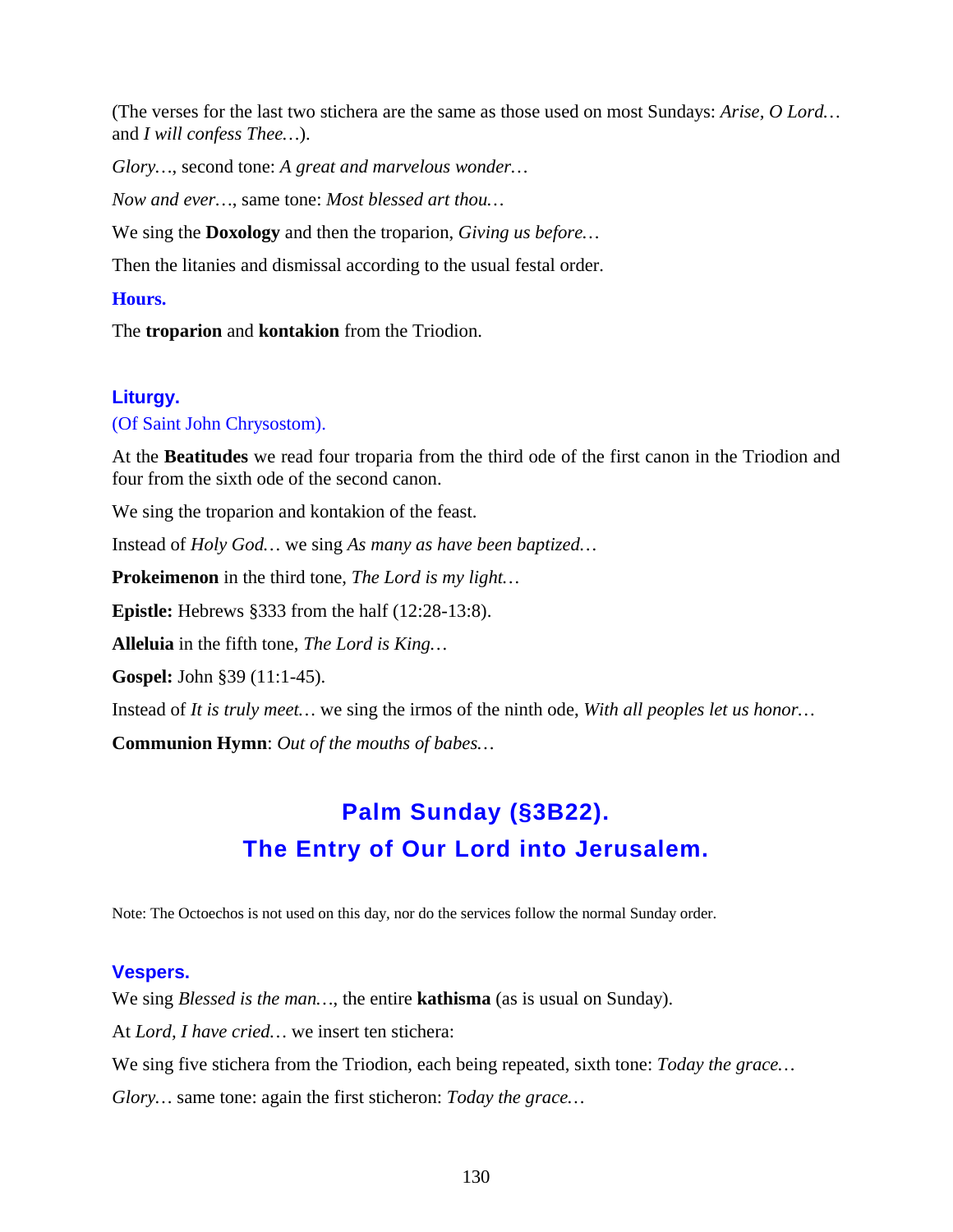(The verses for the last two stichera are the same as those used on most Sundays: *Arise, O Lord…* and *I will confess Thee…*).

*Glory…*, second tone: *A great and marvelous wonder…*

*Now and ever…*, same tone: *Most blessed art thou…*

We sing the **Doxology** and then the troparion, *Giving us before…*

Then the litanies and dismissal according to the usual festal order.

### Hours.

The **troparion** and **kontakion** from the Triodion.

### Liturgy.

(Of Saint John Chrysostom).

At the **Beatitudes** we read four troparia from the third ode of the first canon in the Triodion and four from the sixth ode of the second canon.

We sing the troparion and kontakion of the feast.

Instead of *Holy God…* we sing *As many as have been baptized…*

**Prokeimenon** in the third tone, *The Lord is my light…*

**Epistle:** Hebrews §333 from the half (12:28-13:8).

**Alleluia** in the fifth tone, *The Lord is King…*

**Gospel:** John §39 (11:1-45).

Instead of *It is truly meet…* we sing the irmos of the ninth ode, *With all peoples let us honor…*

**Communion Hymn**: *Out of the mouths of babes…*

## Palm Sunday (§3B22).
## The Entry of Our Lord into Jerusalem.

Note: The Octoechos is not used on this day, nor do the services follow the normal Sunday order.

### Vespers.

We sing *Blessed is the man…*, the entire **kathisma** (as is usual on Sunday).

At *Lord, I have cried…* we insert ten stichera:

We sing five stichera from the Triodion, each being repeated, sixth tone: *Today the grace…*

*Glory…* same tone: again the first sticheron: *Today the grace…*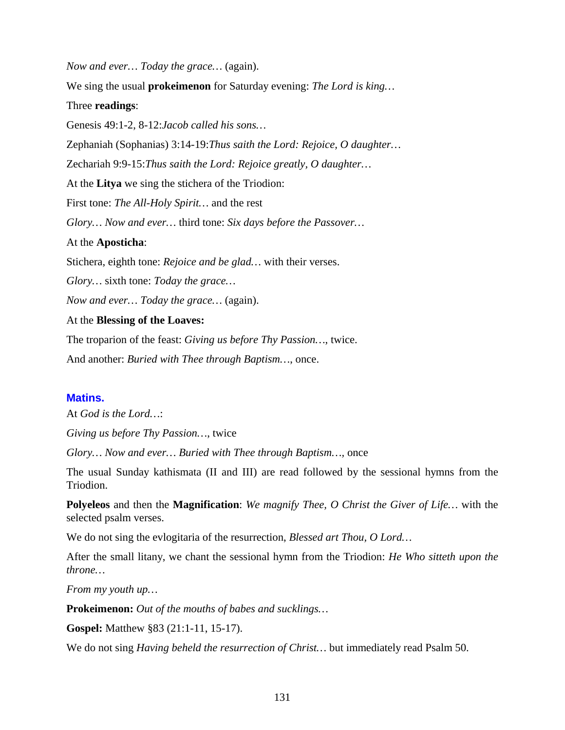*Now and ever… Today the grace…* (again).

We sing the usual **prokeimenon** for Saturday evening: *The Lord is king…*

Three **readings**:

Genesis 49:1-2, 8-12:*Jacob called his sons…*

Zephaniah (Sophanias) 3:14-19:*Thus saith the Lord: Rejoice, O daughter…*

Zechariah 9:9-15:*Thus saith the Lord: Rejoice greatly, O daughter…*

At the **Litya** we sing the stichera of the Triodion:

First tone: *The All-Holy Spirit…* and the rest

*Glory… Now and ever…* third tone: *Six days before the Passover…*

At the **Aposticha**:

Stichera, eighth tone: *Rejoice and be glad…* with their verses.

*Glory…* sixth tone: *Today the grace…*

*Now and ever… Today the grace…* (again).

At the **Blessing of the Loaves:**

The troparion of the feast: *Giving us before Thy Passion…*, twice.

And another: *Buried with Thee through Baptism…*, once.

## Matins.

At *God is the Lord…*:

*Giving us before Thy Passion…*, twice

*Glory… Now and ever… Buried with Thee through Baptism…*, once

The usual Sunday kathismata (II and III) are read followed by the sessional hymns from the Triodion.

**Polyeleos** and then the **Magnification**: *We magnify Thee, O Christ the Giver of Life…* with the selected psalm verses.

We do not sing the evlogitaria of the resurrection, *Blessed art Thou, O Lord…*

After the small litany, we chant the sessional hymn from the Triodion: *He Who sitteth upon the throne…*

*From my youth up…*

**Prokeimenon:** *Out of the mouths of babes and sucklings…*

**Gospel:** Matthew §83 (21:1-11, 15-17).

We do not sing *Having beheld the resurrection of Christ…* but immediately read Psalm 50.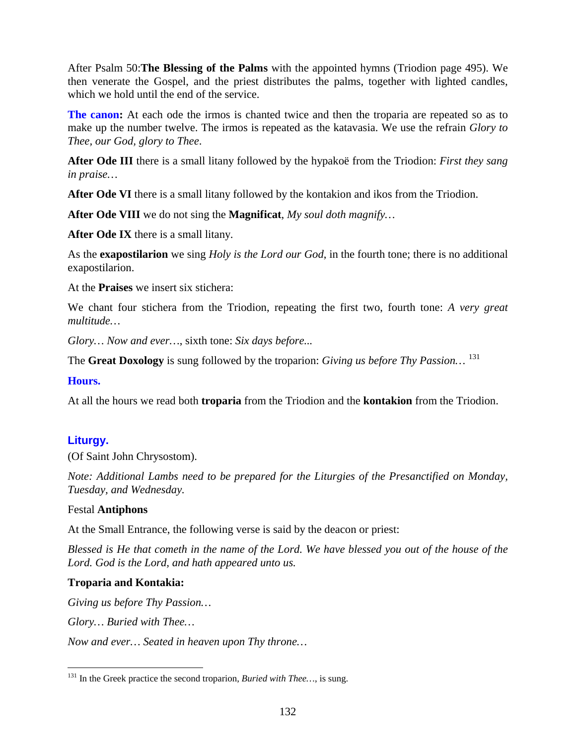After Psalm 50:**The Blessing of the Palms** with the appointed hymns (Triodion page 495). We then venerate the Gospel, and the priest distributes the palms, together with lighted candles, which we hold until the end of the service.

**The canon:** At each ode the irmos is chanted twice and then the troparia are repeated so as to make up the number twelve. The irmos is repeated as the katavasia. We use the refrain *Glory to Thee, our God, glory to Thee*.

**After Ode III** there is a small litany followed by the hypakoë from the Triodion: *First they sang in praise…*

**After Ode VI** there is a small litany followed by the kontakion and ikos from the Triodion.

**After Ode VIII** we do not sing the **Magnificat**, *My soul doth magnify…*

**After Ode IX** there is a small litany.

As the **exapostilarion** we sing *Holy is the Lord our God*, in the fourth tone; there is no additional exapostilarion.

At the **Praises** we insert six stichera:

We chant four stichera from the Triodion, repeating the first two, fourth tone: *A very great multitude…*

*Glory… Now and ever…*, sixth tone: *Six days before...*

The **Great Doxology** is sung followed by the troparion: *Giving us before Thy Passion…* [131]

## Hours.

At all the hours we read both **troparia** from the Triodion and the **kontakion** from the Triodion.

## Liturgy.

(Of Saint John Chrysostom).

*Note: Additional Lambs need to be prepared for the Liturgies of the Presanctified on Monday, Tuesday, and Wednesday.*

Festal **Antiphons**

At the Small Entrance, the following verse is said by the deacon or priest:

*Blessed is He that cometh in the name of the Lord. We have blessed you out of the house of the Lord. God is the Lord, and hath appeared unto us.*

**Troparia and Kontakia:**

*Giving us before Thy Passion…*

*Glory… Buried with Thee…*

*Now and ever… Seated in heaven upon Thy throne…*

---

[131] In the Greek practice the second troparion, *Buried with Thee…*, is sung.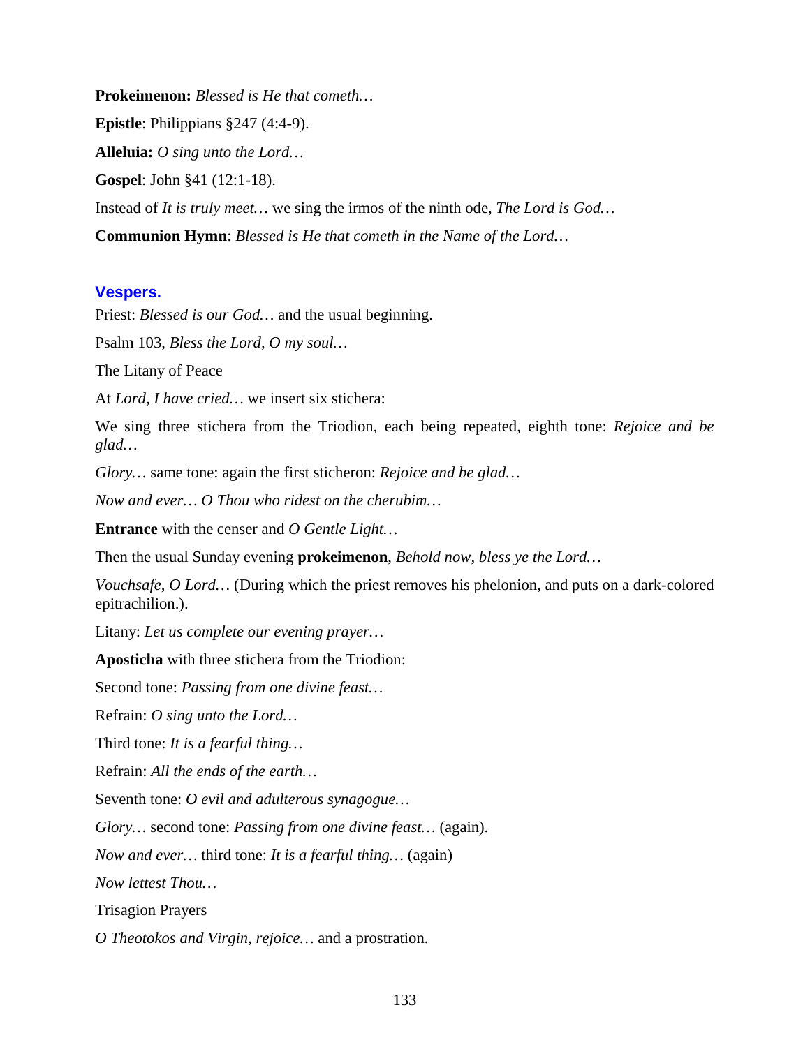**Prokeimenon:** *Blessed is He that cometh…*

**Epistle**: Philippians §247 (4:4-9).

**Alleluia:** *O sing unto the Lord…*

**Gospel**: John §41 (12:1-18).

Instead of *It is truly meet…* we sing the irmos of the ninth ode, *The Lord is God…*

**Communion Hymn**: *Blessed is He that cometh in the Name of the Lord…*

### Vespers.

Priest: *Blessed is our God…* and the usual beginning.

Psalm 103, *Bless the Lord, O my soul…*

The Litany of Peace

At *Lord, I have cried…* we insert six stichera:

We sing three stichera from the Triodion, each being repeated, eighth tone: *Rejoice and be glad…*

*Glory…* same tone: again the first sticheron: *Rejoice and be glad…*

*Now and ever… O Thou who ridest on the cherubim…*

**Entrance** with the censer and *O Gentle Light…*

Then the usual Sunday evening **prokeimenon**, *Behold now, bless ye the Lord…*

*Vouchsafe, O Lord…* (During which the priest removes his phelonion, and puts on a dark-colored epitrachilion.).

Litany: *Let us complete our evening prayer…*

**Aposticha** with three stichera from the Triodion:

Second tone: *Passing from one divine feast…*

Refrain: *O sing unto the Lord…*

Third tone: *It is a fearful thing…*

Refrain: *All the ends of the earth…*

Seventh tone: *O evil and adulterous synagogue…*

*Glory…* second tone: *Passing from one divine feast…* (again).

*Now and ever…* third tone: *It is a fearful thing…* (again)

*Now lettest Thou…*

Trisagion Prayers

*O Theotokos and Virgin, rejoice…* and a prostration.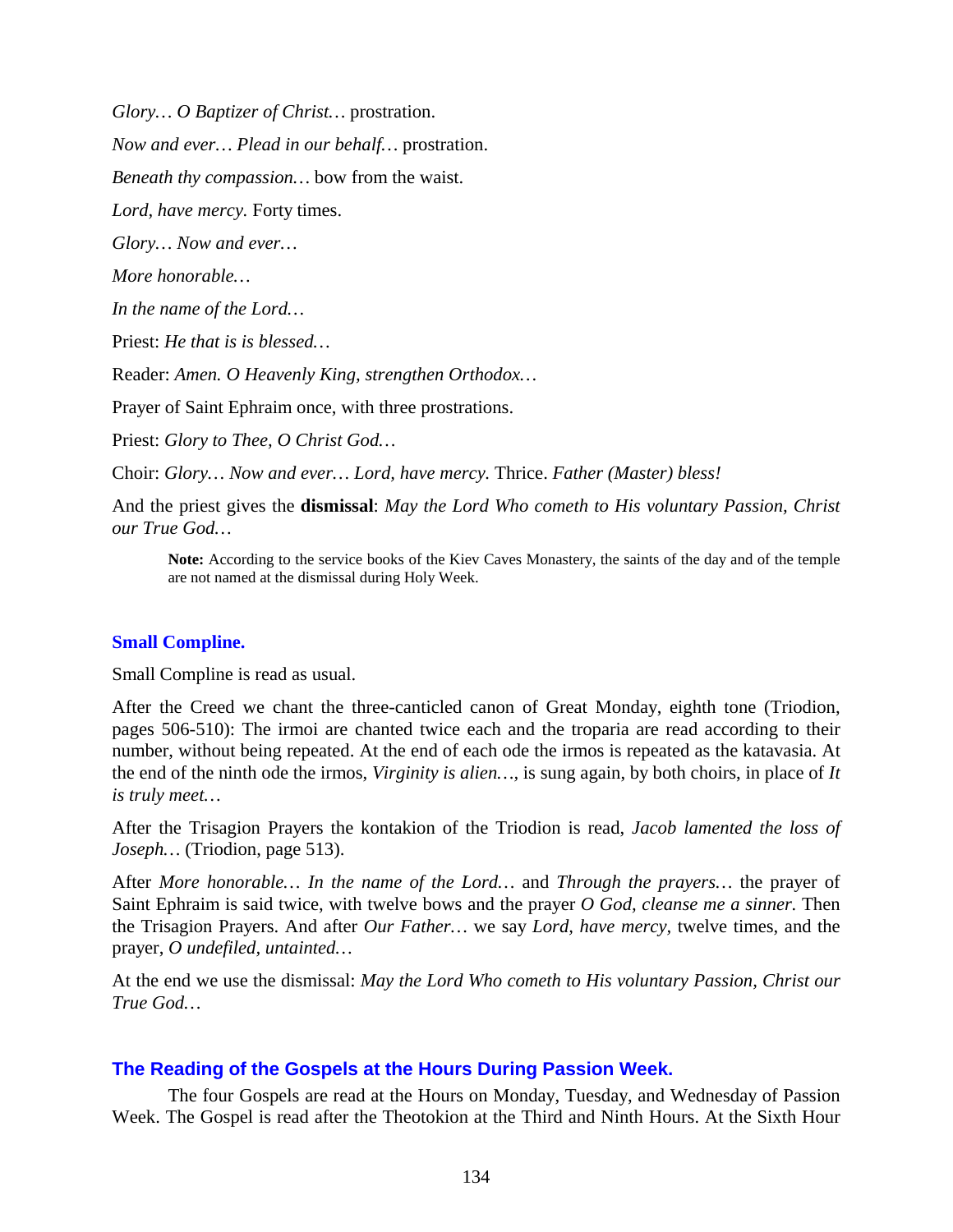*Glory… O Baptizer of Christ…* prostration.

*Now and ever… Plead in our behalf…* prostration.

*Beneath thy compassion…* bow from the waist.

*Lord, have mercy.* Forty times.

*Glory… Now and ever…*

*More honorable…*

*In the name of the Lord…*

Priest: *He that is is blessed…*

Reader: *Amen. O Heavenly King, strengthen Orthodox…*

Prayer of Saint Ephraim once, with three prostrations.

Priest: *Glory to Thee, O Christ God…*

Choir: *Glory… Now and ever… Lord, have mercy.* Thrice. *Father (Master) bless!*

And the priest gives the **dismissal**: *May the Lord Who cometh to His voluntary Passion, Christ our True God…*

> **Note:** According to the service books of the Kiev Caves Monastery, the saints of the day and of the temple are not named at the dismissal during Holy Week.

### Small Compline.

Small Compline is read as usual.

After the Creed we chant the three-canticled canon of Great Monday, eighth tone (Triodion, pages 506-510): The irmoi are chanted twice each and the troparia are read according to their number, without being repeated. At the end of each ode the irmos is repeated as the katavasia. At the end of the ninth ode the irmos, *Virginity is alien…*, is sung again, by both choirs, in place of *It is truly meet…*

After the Trisagion Prayers the kontakion of the Triodion is read, *Jacob lamented the loss of Joseph…* (Triodion, page 513).

After *More honorable… In the name of the Lord…* and *Through the prayers…* the prayer of Saint Ephraim is said twice, with twelve bows and the prayer *O God, cleanse me a sinner.* Then the Trisagion Prayers. And after *Our Father…* we say *Lord, have mercy,* twelve times, and the prayer, *O undefiled, untainted…*

At the end we use the dismissal: *May the Lord Who cometh to His voluntary Passion, Christ our True God…*

## The Reading of the Gospels at the Hours During Passion Week.

The four Gospels are read at the Hours on Monday, Tuesday, and Wednesday of Passion Week. The Gospel is read after the Theotokion at the Third and Ninth Hours. At the Sixth Hour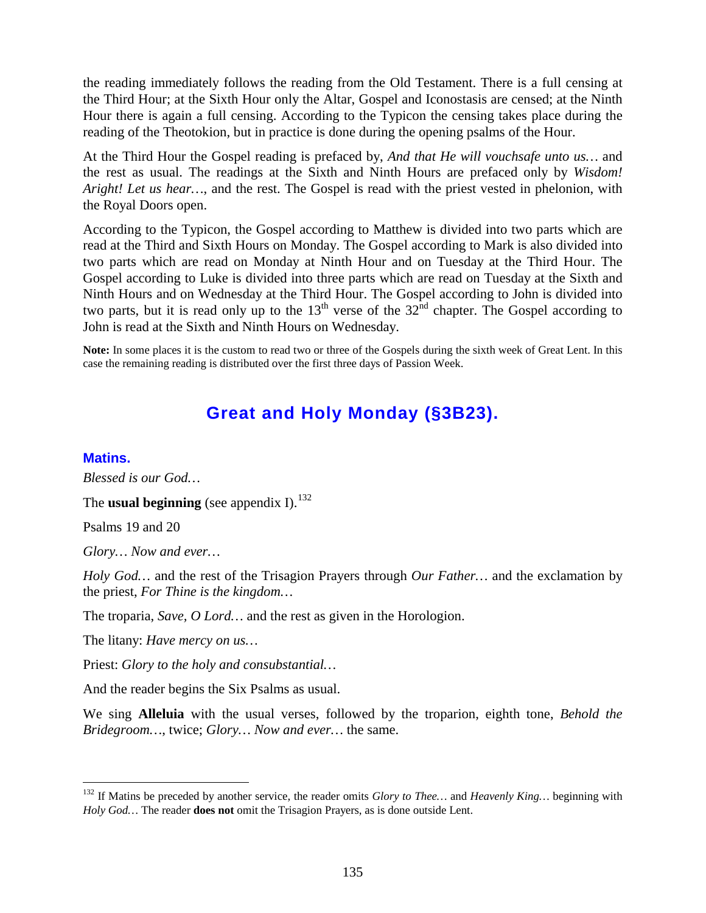the reading immediately follows the reading from the Old Testament. There is a full censing at the Third Hour; at the Sixth Hour only the Altar, Gospel and Iconostasis are censed; at the Ninth Hour there is again a full censing. According to the Typicon the censing takes place during the reading of the Theotokion, but in practice is done during the opening psalms of the Hour.

At the Third Hour the Gospel reading is prefaced by, *And that He will vouchsafe unto us…* and the rest as usual. The readings at the Sixth and Ninth Hours are prefaced only by *Wisdom! Aright! Let us hear…*, and the rest. The Gospel is read with the priest vested in phelonion, with the Royal Doors open.

According to the Typicon, the Gospel according to Matthew is divided into two parts which are read at the Third and Sixth Hours on Monday. The Gospel according to Mark is also divided into two parts which are read on Monday at Ninth Hour and on Tuesday at the Third Hour. The Gospel according to Luke is divided into three parts which are read on Tuesday at the Sixth and Ninth Hours and on Wednesday at the Third Hour. The Gospel according to John is divided into two parts, but it is read only up to the 13th verse of the 32nd chapter. The Gospel according to John is read at the Sixth and Ninth Hours on Wednesday.

**Note:** In some places it is the custom to read two or three of the Gospels during the sixth week of Great Lent. In this case the remaining reading is distributed over the first three days of Passion Week.

## Great and Holy Monday (§3B23).

### Matins.

*Blessed is our God…*

The **usual beginning** (see appendix I).[132]

Psalms 19 and 20

*Glory… Now and ever…*

*Holy God…* and the rest of the Trisagion Prayers through *Our Father…* and the exclamation by the priest, *For Thine is the kingdom…*

The troparia, *Save, O Lord…* and the rest as given in the Horologion.

The litany: *Have mercy on us…*

Priest: *Glory to the holy and consubstantial…*

And the reader begins the Six Psalms as usual.

We sing **Alleluia** with the usual verses, followed by the troparion, eighth tone, *Behold the Bridegroom…*, twice; *Glory… Now and ever…* the same.

---

[132] If Matins be preceded by another service, the reader omits *Glory to Thee…* and *Heavenly King…* beginning with *Holy God…* The reader **does not** omit the Trisagion Prayers, as is done outside Lent.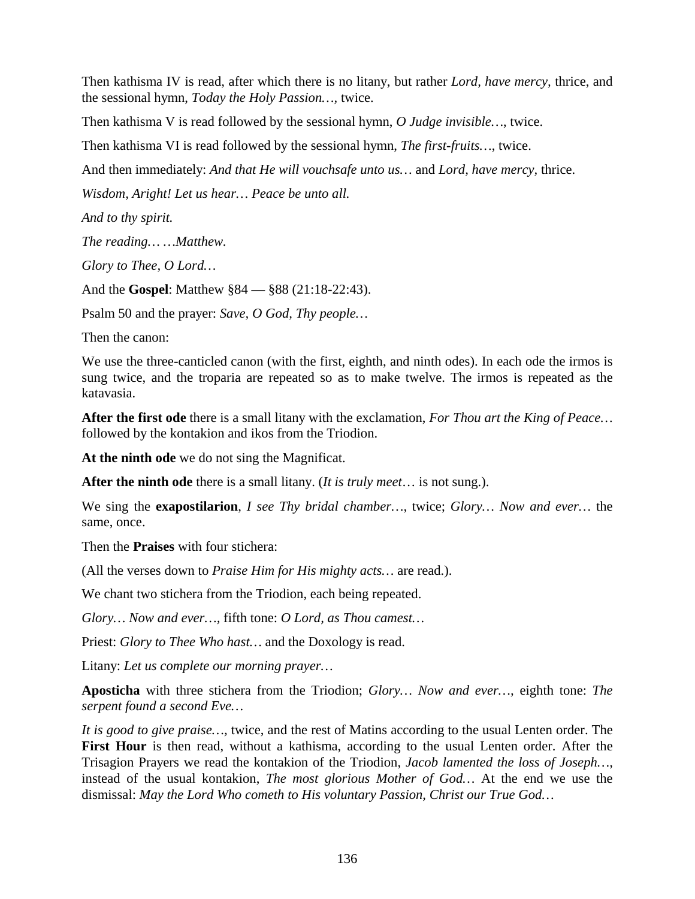Then kathisma IV is read, after which there is no litany, but rather *Lord, have mercy,* thrice, and the sessional hymn, *Today the Holy Passion…*, twice.

Then kathisma V is read followed by the sessional hymn, *O Judge invisible…*, twice.

Then kathisma VI is read followed by the sessional hymn, *The first-fruits…*, twice.

And then immediately: *And that He will vouchsafe unto us…* and *Lord, have mercy,* thrice.

*Wisdom, Aright! Let us hear… Peace be unto all.*

*And to thy spirit.*

*The reading… …Matthew.*

*Glory to Thee, O Lord…*

And the **Gospel**: Matthew §84 — §88 (21:18-22:43).

Psalm 50 and the prayer: *Save, O God, Thy people…*

Then the canon:

We use the three-canticled canon (with the first, eighth, and ninth odes). In each ode the irmos is sung twice, and the troparia are repeated so as to make twelve. The irmos is repeated as the katavasia.

**After the first ode** there is a small litany with the exclamation, *For Thou art the King of Peace…* followed by the kontakion and ikos from the Triodion.

**At the ninth ode** we do not sing the Magnificat.

**After the ninth ode** there is a small litany. (*It is truly meet*… is not sung.).

We sing the **exapostilarion**, *I see Thy bridal chamber…*, twice; *Glory… Now and ever…* the same, once.

Then the **Praises** with four stichera:

(All the verses down to *Praise Him for His mighty acts…* are read.).

We chant two stichera from the Triodion, each being repeated.

*Glory… Now and ever…*, fifth tone: *O Lord, as Thou camest…*

Priest: *Glory to Thee Who hast…* and the Doxology is read.

Litany: *Let us complete our morning prayer…*

**Aposticha** with three stichera from the Triodion; *Glory… Now and ever…*, eighth tone: *The serpent found a second Eve…*

*It is good to give praise…*, twice, and the rest of Matins according to the usual Lenten order. The **First Hour** is then read, without a kathisma, according to the usual Lenten order. After the Trisagion Prayers we read the kontakion of the Triodion, *Jacob lamented the loss of Joseph…*, instead of the usual kontakion, *The most glorious Mother of God…* At the end we use the dismissal: *May the Lord Who cometh to His voluntary Passion, Christ our True God…*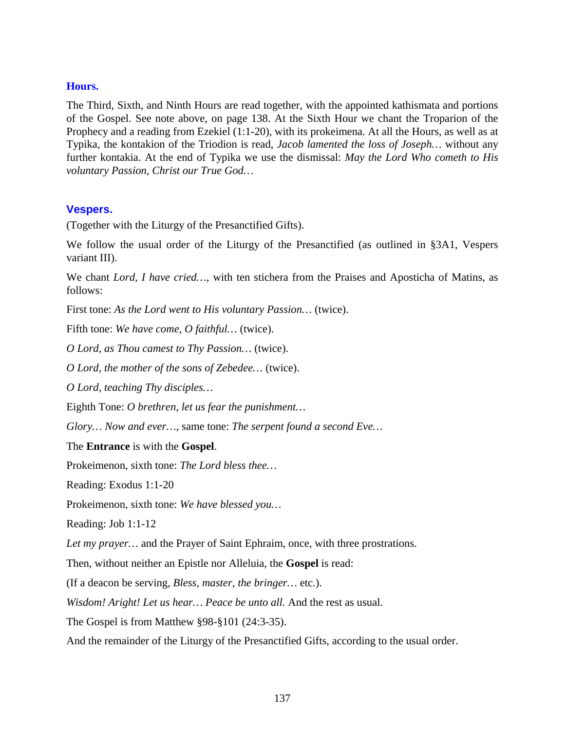### Hours.

The Third, Sixth, and Ninth Hours are read together, with the appointed kathismata and portions of the Gospel. See note above, on page 138. At the Sixth Hour we chant the Troparion of the Prophecy and a reading from Ezekiel (1:1-20), with its prokeimena. At all the Hours, as well as at Typika, the kontakion of the Triodion is read, *Jacob lamented the loss of Joseph…* without any further kontakia. At the end of Typika we use the dismissal: *May the Lord Who cometh to His voluntary Passion, Christ our True God…*

### Vespers.

(Together with the Liturgy of the Presanctified Gifts).

We follow the usual order of the Liturgy of the Presanctified (as outlined in §3A1, Vespers variant III).

We chant *Lord, I have cried…*, with ten stichera from the Praises and Aposticha of Matins, as follows:

First tone: *As the Lord went to His voluntary Passion…* (twice).

Fifth tone: *We have come, O faithful…* (twice).

*O Lord, as Thou camest to Thy Passion…* (twice).

*O Lord, the mother of the sons of Zebedee…* (twice).

*O Lord, teaching Thy disciples…*

Eighth Tone: *O brethren, let us fear the punishment…*

*Glory… Now and ever…*, same tone: *The serpent found a second Eve…*

The **Entrance** is with the **Gospel**.

Prokeimenon, sixth tone: *The Lord bless thee…*

Reading: Exodus 1:1-20

Prokeimenon, sixth tone: *We have blessed you…*

Reading: Job 1:1-12

*Let my prayer…* and the Prayer of Saint Ephraim, once, with three prostrations.

Then, without neither an Epistle nor Alleluia, the **Gospel** is read:

(If a deacon be serving, *Bless, master, the bringer…* etc.).

*Wisdom! Aright! Let us hear… Peace be unto all.* And the rest as usual.

The Gospel is from Matthew §98-§101 (24:3-35).

And the remainder of the Liturgy of the Presanctified Gifts, according to the usual order.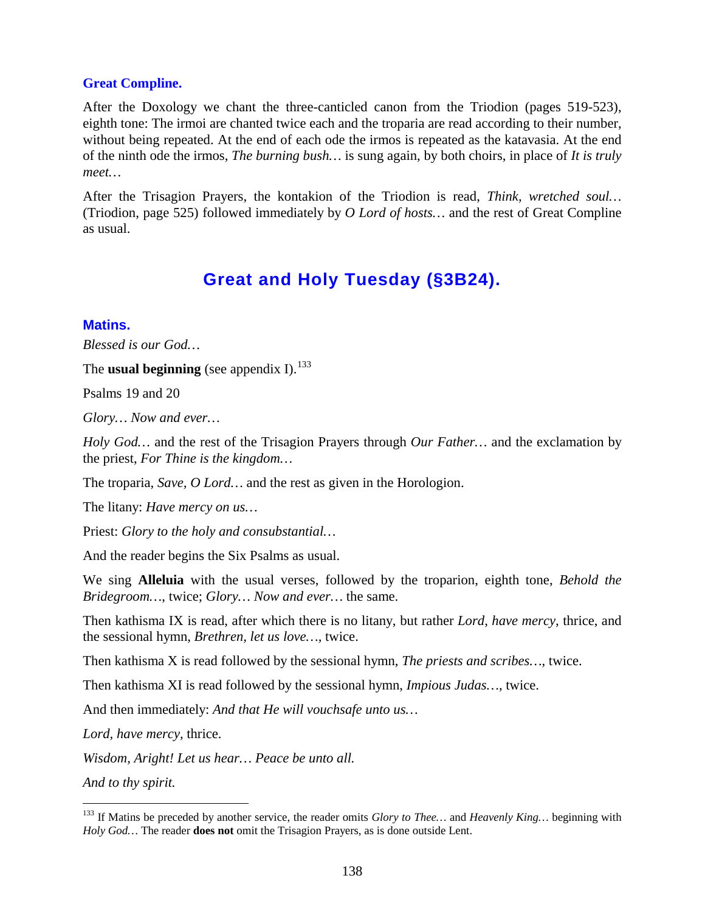### Great Compline.

After the Doxology we chant the three-canticled canon from the Triodion (pages 519-523), eighth tone: The irmoi are chanted twice each and the troparia are read according to their number, without being repeated. At the end of each ode the irmos is repeated as the katavasia. At the end of the ninth ode the irmos, *The burning bush…* is sung again, by both choirs, in place of *It is truly meet…*

After the Trisagion Prayers, the kontakion of the Triodion is read, *Think, wretched soul…* (Triodion, page 525) followed immediately by *O Lord of hosts…* and the rest of Great Compline as usual.

## Great and Holy Tuesday (§3B24).

### Matins.

*Blessed is our God…*

The **usual beginning** (see appendix I).[133]

Psalms 19 and 20

*Glory… Now and ever…*

*Holy God…* and the rest of the Trisagion Prayers through *Our Father…* and the exclamation by the priest, *For Thine is the kingdom…*

The troparia, *Save, O Lord…* and the rest as given in the Horologion.

The litany: *Have mercy on us…*

Priest: *Glory to the holy and consubstantial…*

And the reader begins the Six Psalms as usual.

We sing **Alleluia** with the usual verses, followed by the troparion, eighth tone, *Behold the Bridegroom…*, twice; *Glory… Now and ever…* the same.

Then kathisma IX is read, after which there is no litany, but rather *Lord, have mercy,* thrice, and the sessional hymn, *Brethren, let us love…*, twice.

Then kathisma X is read followed by the sessional hymn, *The priests and scribes…*, twice.

Then kathisma XI is read followed by the sessional hymn, *Impious Judas…*, twice.

And then immediately: *And that He will vouchsafe unto us…*

*Lord, have mercy,* thrice.

*Wisdom, Aright! Let us hear… Peace be unto all.*

*And to thy spirit.*

---

[133] If Matins be preceded by another service, the reader omits *Glory to Thee…* and *Heavenly King…* beginning with *Holy God…* The reader **does not** omit the Trisagion Prayers, as is done outside Lent.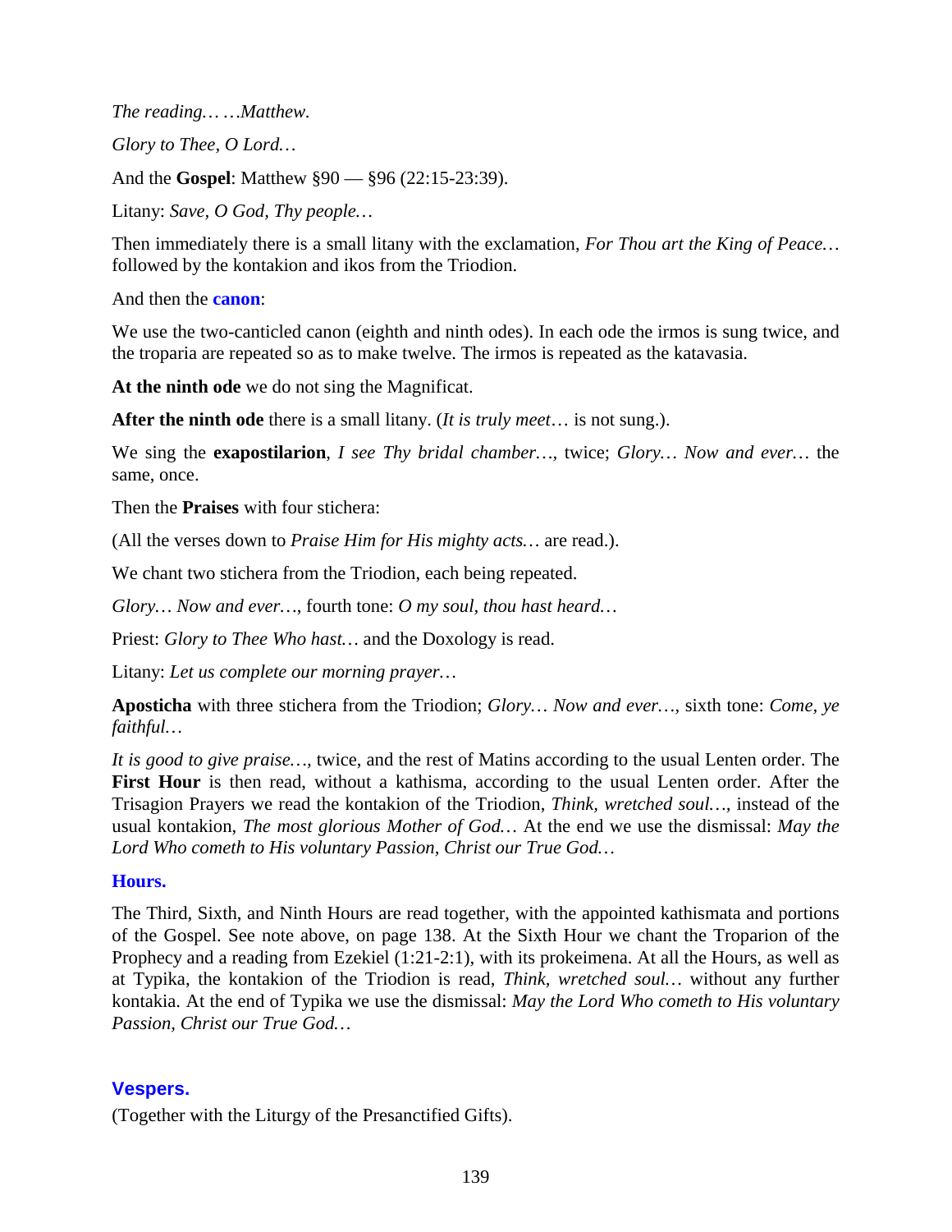*The reading… …Matthew.*

*Glory to Thee, O Lord…*

And the **Gospel**: Matthew §90 — §96 (22:15-23:39).

Litany: *Save, O God, Thy people…*

Then immediately there is a small litany with the exclamation, *For Thou art the King of Peace…* followed by the kontakion and ikos from the Triodion.

And then the **canon**:

We use the two-canticled canon (eighth and ninth odes). In each ode the irmos is sung twice, and the troparia are repeated so as to make twelve. The irmos is repeated as the katavasia.

**At the ninth ode** we do not sing the Magnificat.

**After the ninth ode** there is a small litany. (*It is truly meet*… is not sung.).

We sing the **exapostilarion**, *I see Thy bridal chamber…*, twice; *Glory… Now and ever…* the same, once.

Then the **Praises** with four stichera:

(All the verses down to *Praise Him for His mighty acts…* are read.).

We chant two stichera from the Triodion, each being repeated.

*Glory… Now and ever…*, fourth tone: *O my soul, thou hast heard…*

Priest: *Glory to Thee Who hast…* and the Doxology is read.

Litany: *Let us complete our morning prayer…*

**Aposticha** with three stichera from the Triodion; *Glory… Now and ever…*, sixth tone: *Come, ye faithful…*

*It is good to give praise…*, twice, and the rest of Matins according to the usual Lenten order. The **First Hour** is then read, without a kathisma, according to the usual Lenten order. After the Trisagion Prayers we read the kontakion of the Triodion, *Think, wretched soul…,* instead of the usual kontakion, *The most glorious Mother of God…* At the end we use the dismissal: *May the Lord Who cometh to His voluntary Passion, Christ our True God…*

### Hours.

The Third, Sixth, and Ninth Hours are read together, with the appointed kathismata and portions of the Gospel. See note above, on page 138. At the Sixth Hour we chant the Troparion of the Prophecy and a reading from Ezekiel (1:21-2:1), with its prokeimena. At all the Hours, as well as at Typika, the kontakion of the Triodion is read, *Think, wretched soul…* without any further kontakia. At the end of Typika we use the dismissal: *May the Lord Who cometh to His voluntary Passion, Christ our True God…*

## Vespers.

(Together with the Liturgy of the Presanctified Gifts).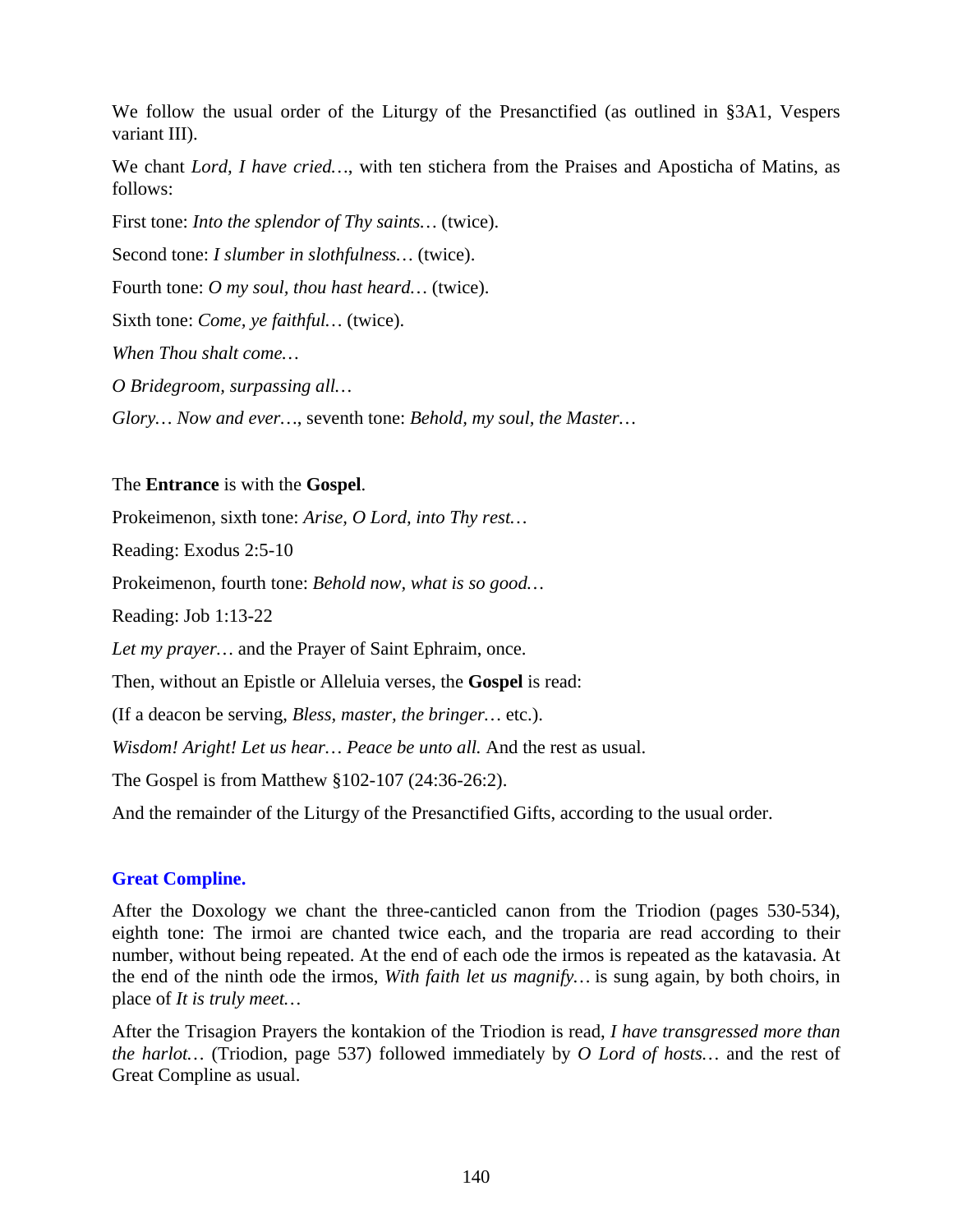We follow the usual order of the Liturgy of the Presanctified (as outlined in §3A1, Vespers variant III).

We chant *Lord, I have cried…*, with ten stichera from the Praises and Aposticha of Matins, as follows:

First tone: *Into the splendor of Thy saints…* (twice).

Second tone: *I slumber in slothfulness…* (twice).

Fourth tone: *O my soul, thou hast heard…* (twice).

Sixth tone: *Come, ye faithful…* (twice).

*When Thou shalt come…*

*O Bridegroom, surpassing all…*

*Glory… Now and ever…*, seventh tone: *Behold, my soul, the Master…*

The **Entrance** is with the **Gospel**.

Prokeimenon, sixth tone: *Arise, O Lord, into Thy rest…*

Reading: Exodus 2:5-10

Prokeimenon, fourth tone: *Behold now, what is so good…*

Reading: Job 1:13-22

*Let my prayer…* and the Prayer of Saint Ephraim, once.

Then, without an Epistle or Alleluia verses, the **Gospel** is read:

(If a deacon be serving, *Bless, master, the bringer…* etc.).

*Wisdom! Aright! Let us hear… Peace be unto all.* And the rest as usual.

The Gospel is from Matthew §102-107 (24:36-26:2).

And the remainder of the Liturgy of the Presanctified Gifts, according to the usual order.

## Great Compline.

After the Doxology we chant the three-canticled canon from the Triodion (pages 530-534), eighth tone: The irmoi are chanted twice each, and the troparia are read according to their number, without being repeated. At the end of each ode the irmos is repeated as the katavasia. At the end of the ninth ode the irmos, *With faith let us magnify…* is sung again, by both choirs, in place of *It is truly meet…*

After the Trisagion Prayers the kontakion of the Triodion is read, *I have transgressed more than the harlot…* (Triodion, page 537) followed immediately by *O Lord of hosts…* and the rest of Great Compline as usual.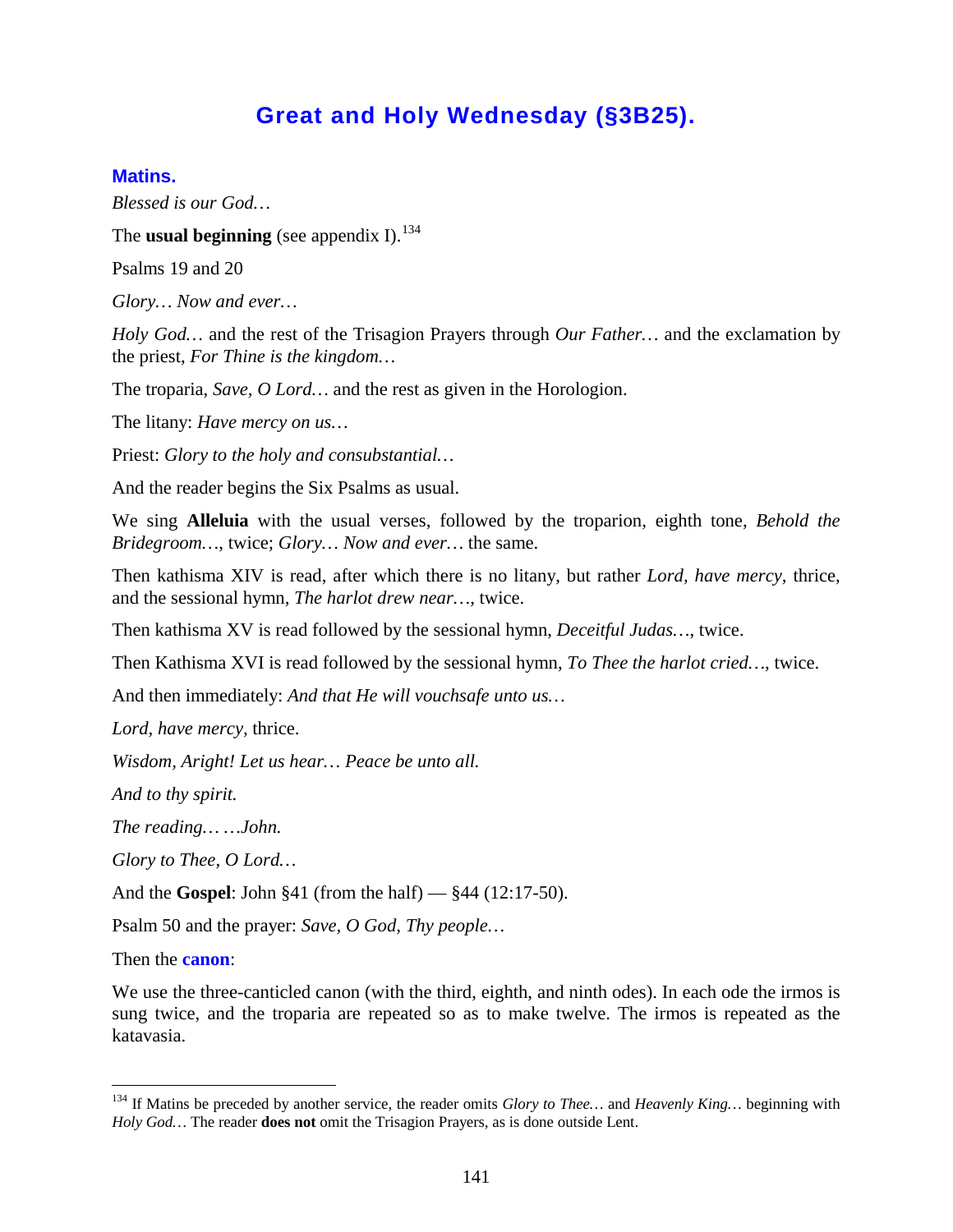# Great and Holy Wednesday (§3B25).

## Matins.

*Blessed is our God…*

The **usual beginning** (see appendix I).[134]

Psalms 19 and 20

*Glory… Now and ever…*

*Holy God…* and the rest of the Trisagion Prayers through *Our Father…* and the exclamation by the priest, *For Thine is the kingdom…*

The troparia, *Save, O Lord…* and the rest as given in the Horologion.

The litany: *Have mercy on us…*

Priest: *Glory to the holy and consubstantial…*

And the reader begins the Six Psalms as usual.

We sing **Alleluia** with the usual verses, followed by the troparion, eighth tone, *Behold the Bridegroom…*, twice; *Glory… Now and ever…* the same.

Then kathisma XIV is read, after which there is no litany, but rather *Lord, have mercy,* thrice, and the sessional hymn, *The harlot drew near…*, twice.

Then kathisma XV is read followed by the sessional hymn, *Deceitful Judas…*, twice.

Then Kathisma XVI is read followed by the sessional hymn, *To Thee the harlot cried…*, twice.

And then immediately: *And that He will vouchsafe unto us…*

*Lord, have mercy*, thrice.

*Wisdom, Aright! Let us hear… Peace be unto all.*

*And to thy spirit.*

*The reading… …John.*

*Glory to Thee, O Lord…*

And the **Gospel**: John §41 (from the half) — §44 (12:17-50).

Psalm 50 and the prayer: *Save, O God, Thy people…*

Then the **canon**:

We use the three-canticled canon (with the third, eighth, and ninth odes). In each ode the irmos is sung twice, and the troparia are repeated so as to make twelve. The irmos is repeated as the katavasia.

---

[134] If Matins be preceded by another service, the reader omits *Glory to Thee…* and *Heavenly King…* beginning with *Holy God…* The reader **does not** omit the Trisagion Prayers, as is done outside Lent.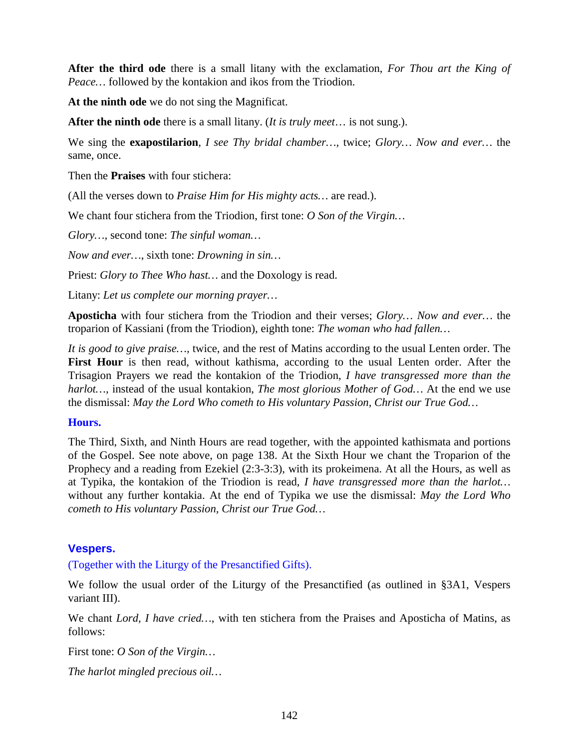**After the third ode** there is a small litany with the exclamation, *For Thou art the King of Peace…* followed by the kontakion and ikos from the Triodion.

**At the ninth ode** we do not sing the Magnificat.

**After the ninth ode** there is a small litany. (*It is truly meet*… is not sung.).

We sing the **exapostilarion**, *I see Thy bridal chamber…*, twice; *Glory… Now and ever…* the same, once.

Then the **Praises** with four stichera:

(All the verses down to *Praise Him for His mighty acts…* are read.).

We chant four stichera from the Triodion, first tone: *O Son of the Virgin…*

*Glory…*, second tone: *The sinful woman…*

*Now and ever…*, sixth tone: *Drowning in sin…*

Priest: *Glory to Thee Who hast…* and the Doxology is read.

Litany: *Let us complete our morning prayer…*

**Aposticha** with four stichera from the Triodion and their verses; *Glory… Now and ever…* the troparion of Kassiani (from the Triodion), eighth tone: *The woman who had fallen…*

*It is good to give praise…*, twice, and the rest of Matins according to the usual Lenten order. The **First Hour** is then read, without kathisma, according to the usual Lenten order. After the Trisagion Prayers we read the kontakion of the Triodion, *I have transgressed more than the harlot…*, instead of the usual kontakion, *The most glorious Mother of God…* At the end we use the dismissal: *May the Lord Who cometh to His voluntary Passion, Christ our True God…*

### Hours.

The Third, Sixth, and Ninth Hours are read together, with the appointed kathismata and portions of the Gospel. See note above, on page 138. At the Sixth Hour we chant the Troparion of the Prophecy and a reading from Ezekiel (2:3-3:3), with its prokeimena. At all the Hours, as well as at Typika, the kontakion of the Triodion is read, *I have transgressed more than the harlot…* without any further kontakia. At the end of Typika we use the dismissal: *May the Lord Who cometh to His voluntary Passion, Christ our True God…*

## Vespers.

(Together with the Liturgy of the Presanctified Gifts).

We follow the usual order of the Liturgy of the Presanctified (as outlined in §3A1, Vespers variant III).

We chant *Lord, I have cried…*, with ten stichera from the Praises and Aposticha of Matins, as follows:

First tone: *O Son of the Virgin…*

*The harlot mingled precious oil…*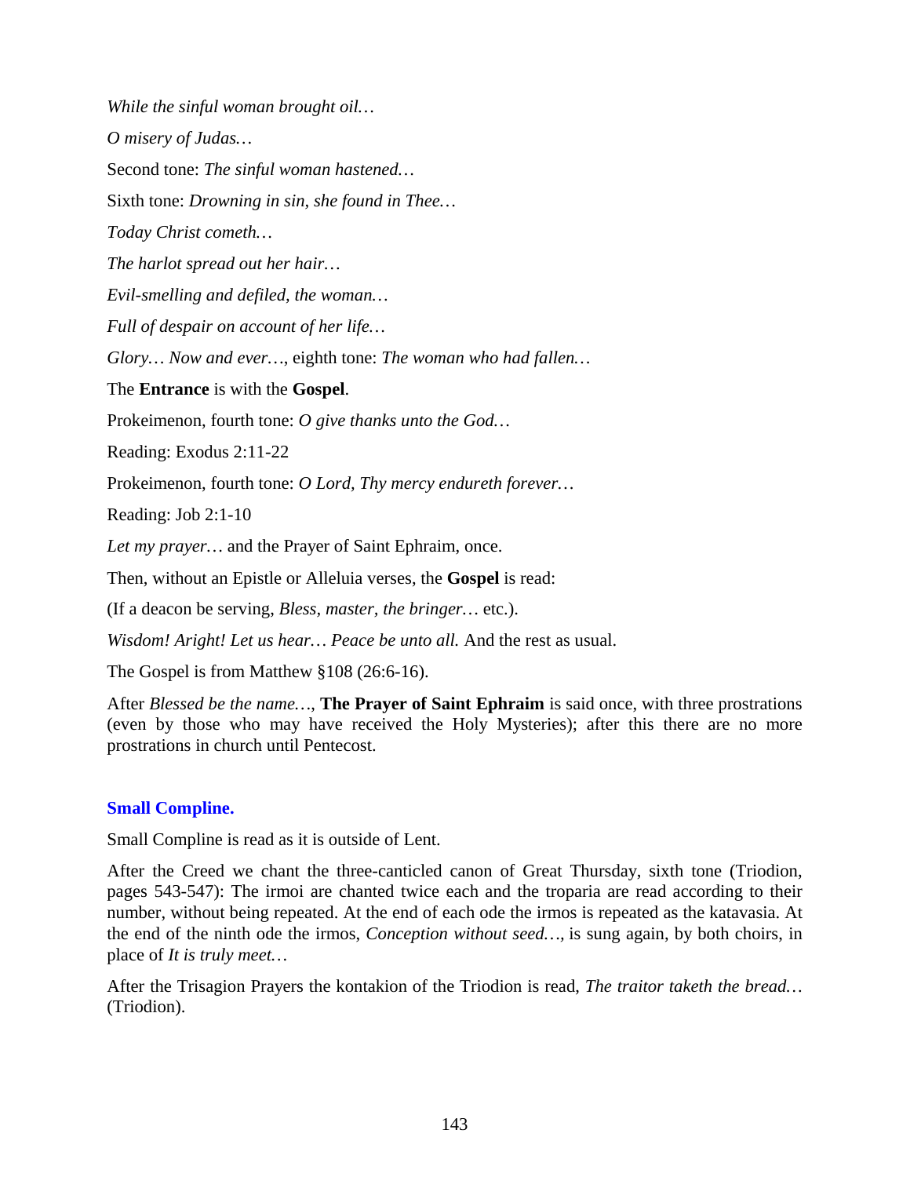*While the sinful woman brought oil…*

*O misery of Judas…*

Second tone: *The sinful woman hastened…*

Sixth tone: *Drowning in sin, she found in Thee…*

*Today Christ cometh…*

*The harlot spread out her hair…*

*Evil-smelling and defiled, the woman…*

*Full of despair on account of her life…*

*Glory… Now and ever…*, eighth tone: *The woman who had fallen…*

The **Entrance** is with the **Gospel**.

Prokeimenon, fourth tone: *O give thanks unto the God…*

Reading: Exodus 2:11-22

Prokeimenon, fourth tone: *O Lord, Thy mercy endureth forever…*

Reading: Job 2:1-10

*Let my prayer…* and the Prayer of Saint Ephraim, once.

Then, without an Epistle or Alleluia verses, the **Gospel** is read:

(If a deacon be serving, *Bless, master, the bringer…* etc.).

*Wisdom! Aright! Let us hear… Peace be unto all.* And the rest as usual.

The Gospel is from Matthew §108 (26:6-16).

After *Blessed be the name…*, **The Prayer of Saint Ephraim** is said once, with three prostrations (even by those who may have received the Holy Mysteries); after this there are no more prostrations in church until Pentecost.

## Small Compline.

Small Compline is read as it is outside of Lent.

After the Creed we chant the three-canticled canon of Great Thursday, sixth tone (Triodion, pages 543-547): The irmoi are chanted twice each and the troparia are read according to their number, without being repeated. At the end of each ode the irmos is repeated as the katavasia. At the end of the ninth ode the irmos, *Conception without seed…*, is sung again, by both choirs, in place of *It is truly meet…*

After the Trisagion Prayers the kontakion of the Triodion is read, *The traitor taketh the bread…* (Triodion).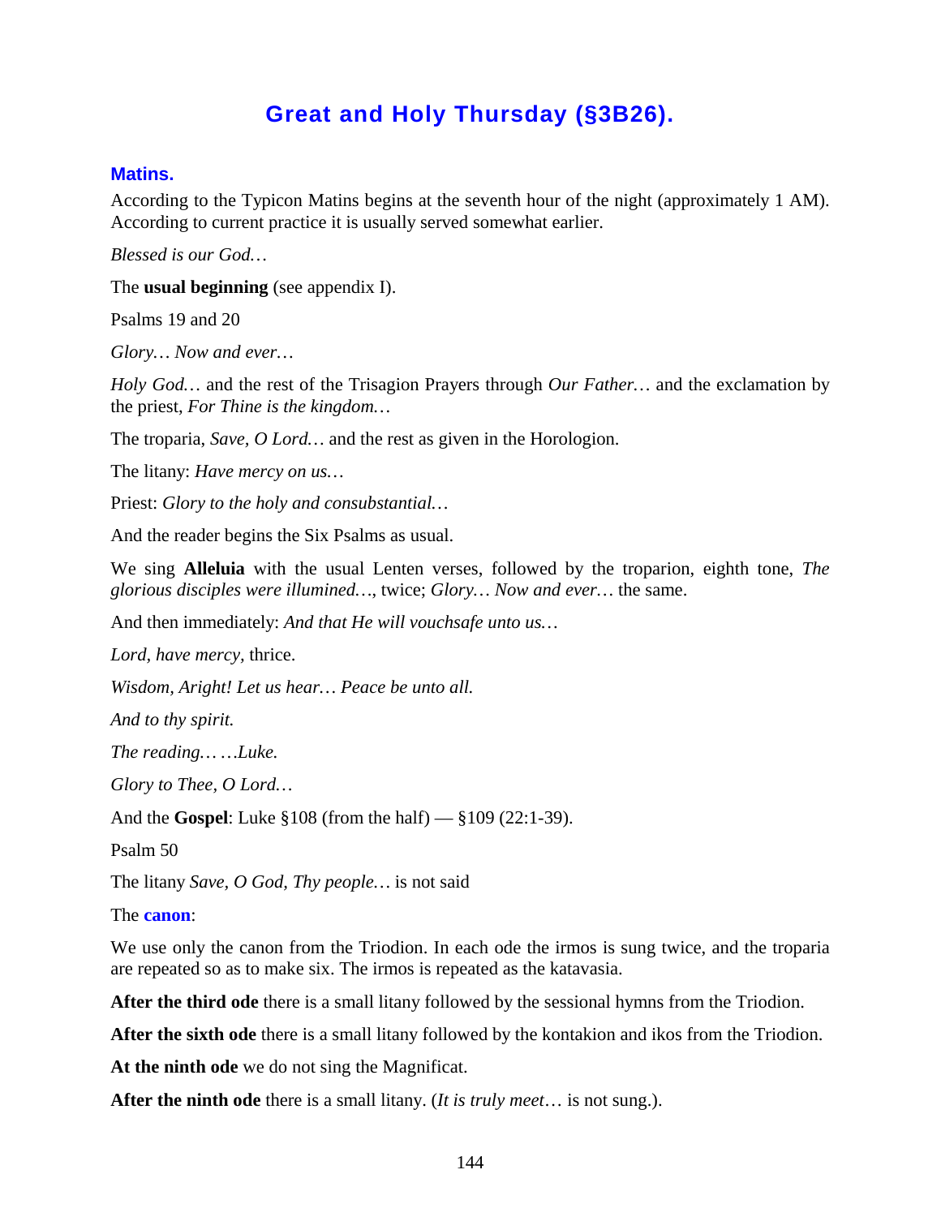# Great and Holy Thursday (§3B26).

## Matins.

According to the Typicon Matins begins at the seventh hour of the night (approximately 1 AM). According to current practice it is usually served somewhat earlier.

*Blessed is our God…*

The **usual beginning** (see appendix I).

Psalms 19 and 20

*Glory… Now and ever…*

*Holy God…* and the rest of the Trisagion Prayers through *Our Father…* and the exclamation by the priest, *For Thine is the kingdom…*

The troparia, *Save, O Lord…* and the rest as given in the Horologion.

The litany: *Have mercy on us…*

Priest: *Glory to the holy and consubstantial…*

And the reader begins the Six Psalms as usual.

We sing **Alleluia** with the usual Lenten verses, followed by the troparion, eighth tone, *The glorious disciples were illumined…*, twice; *Glory… Now and ever…* the same.

And then immediately: *And that He will vouchsafe unto us…*

*Lord, have mercy,* thrice.

*Wisdom, Aright! Let us hear… Peace be unto all.*

*And to thy spirit.*

*The reading… …Luke.*

*Glory to Thee, O Lord…*

And the **Gospel**: Luke §108 (from the half) — §109 (22:1-39).

Psalm 50

The litany *Save, O God, Thy people…* is not said

The **canon**:

We use only the canon from the Triodion. In each ode the irmos is sung twice, and the troparia are repeated so as to make six. The irmos is repeated as the katavasia.

**After the third ode** there is a small litany followed by the sessional hymns from the Triodion.

**After the sixth ode** there is a small litany followed by the kontakion and ikos from the Triodion.

**At the ninth ode** we do not sing the Magnificat.

**After the ninth ode** there is a small litany. (*It is truly meet…* is not sung.).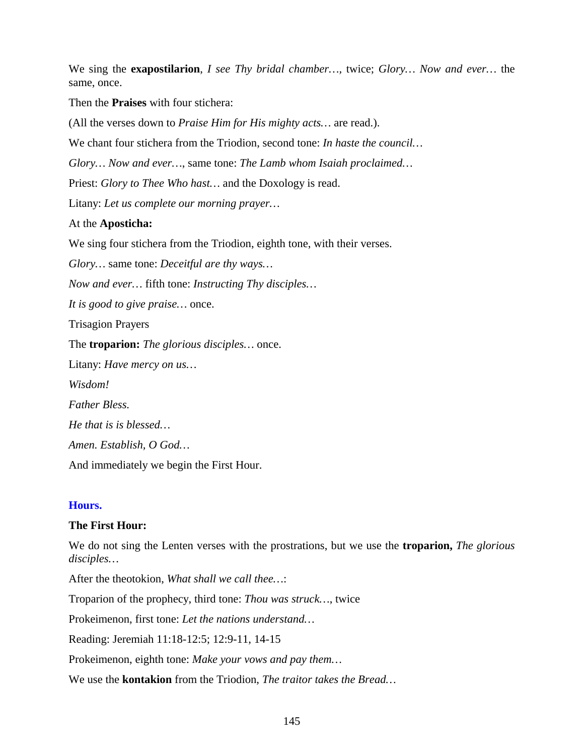We sing the **exapostilarion**, *I see Thy bridal chamber…*, twice; *Glory… Now and ever…* the same, once.

Then the **Praises** with four stichera:

(All the verses down to *Praise Him for His mighty acts…* are read.).

We chant four stichera from the Triodion, second tone: *In haste the council…*

*Glory… Now and ever…*, same tone: *The Lamb whom Isaiah proclaimed…*

Priest: *Glory to Thee Who hast…* and the Doxology is read.

Litany: *Let us complete our morning prayer…*

At the **Aposticha:**

We sing four stichera from the Triodion, eighth tone, with their verses.

*Glory…* same tone: *Deceitful are thy ways…*

*Now and ever…* fifth tone: *Instructing Thy disciples…*

*It is good to give praise…* once.

Trisagion Prayers

The **troparion:** *The glorious disciples…* once.

Litany: *Have mercy on us…*

*Wisdom!*

*Father Bless.*

*He that is is blessed…*

*Amen. Establish, O God…*

And immediately we begin the First Hour.

## Hours.

**The First Hour:**

We do not sing the Lenten verses with the prostrations, but we use the **troparion,** *The glorious disciples…*

After the theotokion, *What shall we call thee…*:

Troparion of the prophecy, third tone: *Thou was struck…*, twice

Prokeimenon, first tone: *Let the nations understand…*

Reading: Jeremiah 11:18-12:5; 12:9-11, 14-15

Prokeimenon, eighth tone: *Make your vows and pay them…*

We use the **kontakion** from the Triodion, *The traitor takes the Bread…*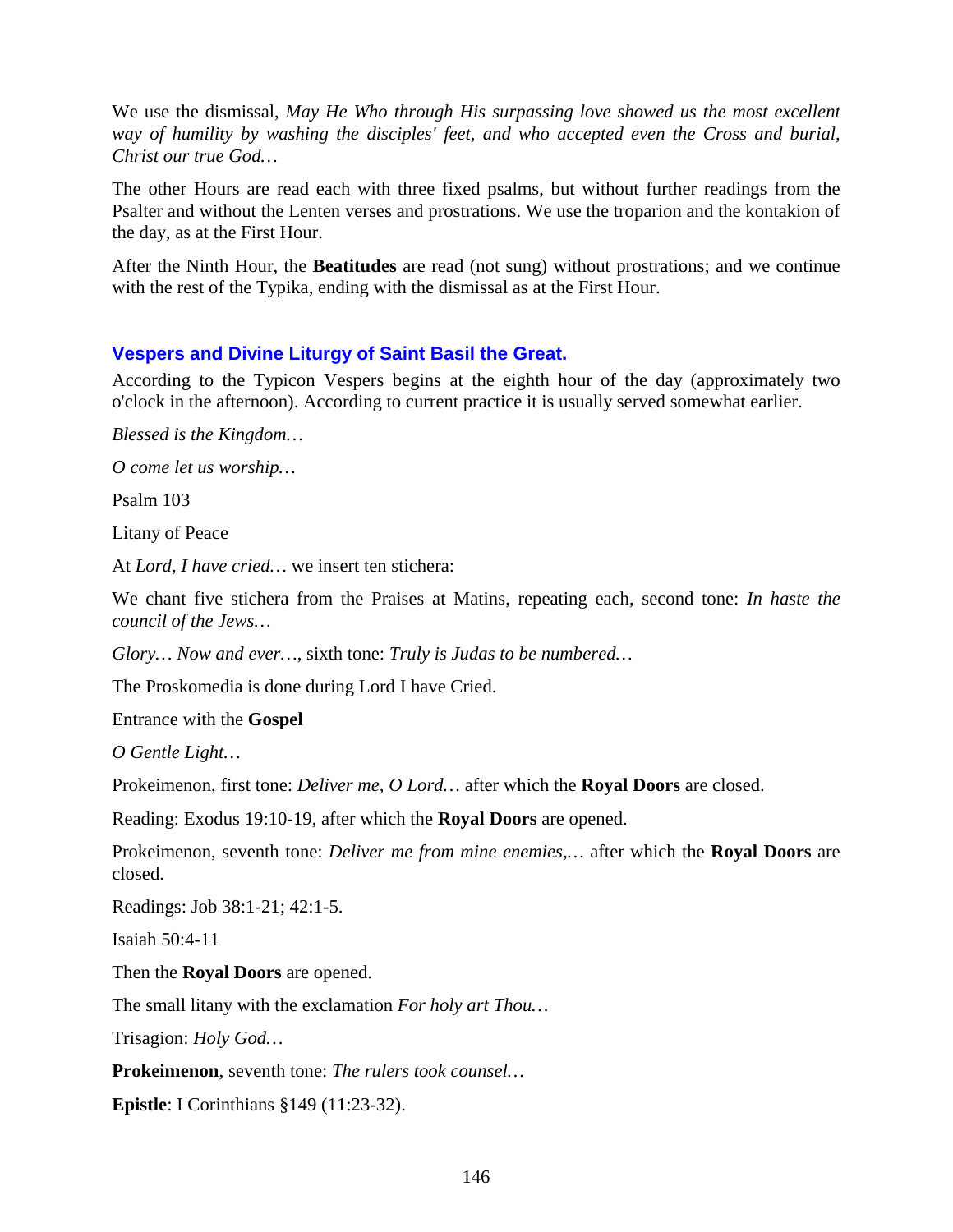We use the dismissal, *May He Who through His surpassing love showed us the most excellent way of humility by washing the disciples' feet, and who accepted even the Cross and burial, Christ our true God…*

The other Hours are read each with three fixed psalms, but without further readings from the Psalter and without the Lenten verses and prostrations. We use the troparion and the kontakion of the day, as at the First Hour.

After the Ninth Hour, the **Beatitudes** are read (not sung) without prostrations; and we continue with the rest of the Typika, ending with the dismissal as at the First Hour.

### Vespers and Divine Liturgy of Saint Basil the Great.

According to the Typicon Vespers begins at the eighth hour of the day (approximately two o'clock in the afternoon). According to current practice it is usually served somewhat earlier.

*Blessed is the Kingdom…*

*O come let us worship…*

Psalm 103

Litany of Peace

At *Lord, I have cried…* we insert ten stichera:

We chant five stichera from the Praises at Matins, repeating each, second tone: *In haste the council of the Jews…*

*Glory… Now and ever…*, sixth tone: *Truly is Judas to be numbered…*

The Proskomedia is done during Lord I have Cried.

Entrance with the **Gospel**

*O Gentle Light…*

Prokeimenon, first tone: *Deliver me, O Lord…* after which the **Royal Doors** are closed.

Reading: Exodus 19:10-19, after which the **Royal Doors** are opened.

Prokeimenon, seventh tone: *Deliver me from mine enemies,…* after which the **Royal Doors** are closed.

Readings: Job 38:1-21; 42:1-5.

Isaiah 50:4-11

Then the **Royal Doors** are opened.

The small litany with the exclamation *For holy art Thou…*

Trisagion: *Holy God…*

**Prokeimenon**, seventh tone: *The rulers took counsel…*

**Epistle**: I Corinthians §149 (11:23-32).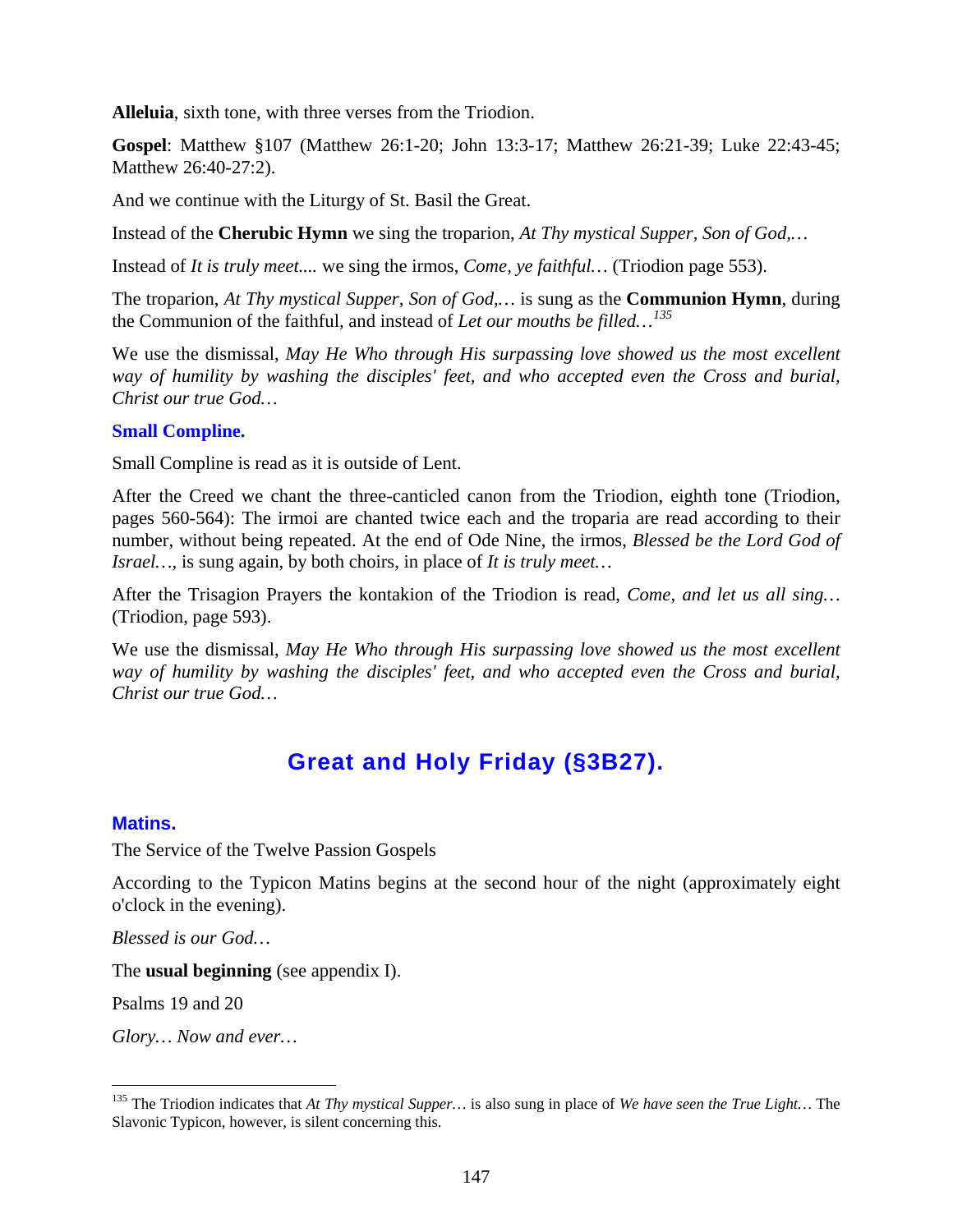**Alleluia**, sixth tone, with three verses from the Triodion.

**Gospel**: Matthew §107 (Matthew 26:1-20; John 13:3-17; Matthew 26:21-39; Luke 22:43-45; Matthew 26:40-27:2).

And we continue with the Liturgy of St. Basil the Great.

Instead of the **Cherubic Hymn** we sing the troparion, *At Thy mystical Supper, Son of God,…*

Instead of *It is truly meet....* we sing the irmos, *Come, ye faithful…* (Triodion page 553).

The troparion, *At Thy mystical Supper, Son of God,…* is sung as the **Communion Hymn**, during the Communion of the faithful, and instead of *Let our mouths be filled…*[135]

We use the dismissal, *May He Who through His surpassing love showed us the most excellent way of humility by washing the disciples' feet, and who accepted even the Cross and burial, Christ our true God…*

### Small Compline.

Small Compline is read as it is outside of Lent.

After the Creed we chant the three-canticled canon from the Triodion, eighth tone (Triodion, pages 560-564): The irmoi are chanted twice each and the troparia are read according to their number, without being repeated. At the end of Ode Nine, the irmos, *Blessed be the Lord God of Israel…*, is sung again, by both choirs, in place of *It is truly meet…*

After the Trisagion Prayers the kontakion of the Triodion is read, *Come, and let us all sing…* (Triodion, page 593).

We use the dismissal, *May He Who through His surpassing love showed us the most excellent way of humility by washing the disciples' feet, and who accepted even the Cross and burial, Christ our true God…*

## Great and Holy Friday (§3B27).

### Matins.

The Service of the Twelve Passion Gospels

According to the Typicon Matins begins at the second hour of the night (approximately eight o'clock in the evening).

*Blessed is our God…*

The **usual beginning** (see appendix I).

Psalms 19 and 20

*Glory… Now and ever…*

---

[135] The Triodion indicates that *At Thy mystical Supper…* is also sung in place of *We have seen the True Light…* The Slavonic Typicon, however, is silent concerning this.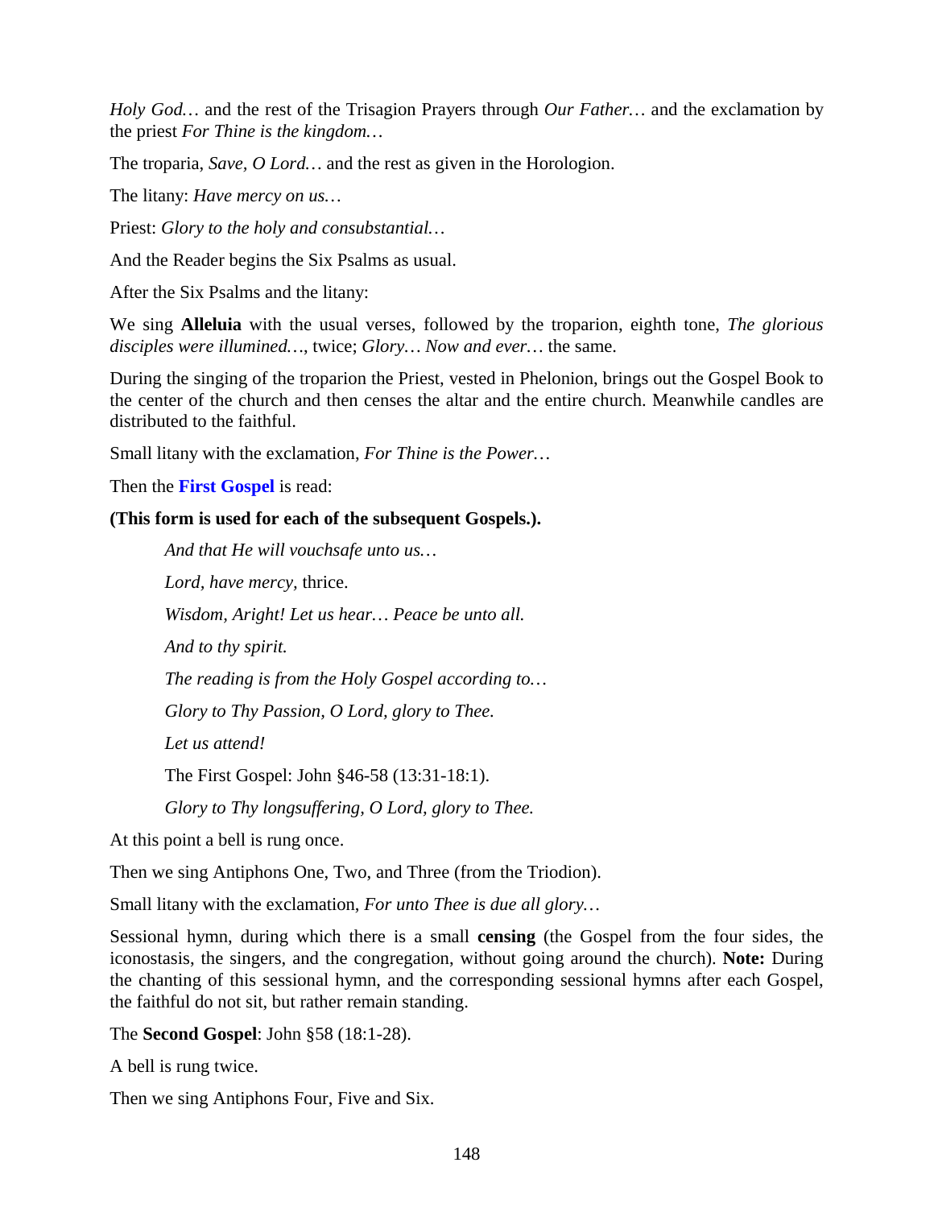*Holy God…* and the rest of the Trisagion Prayers through *Our Father…* and the exclamation by the priest *For Thine is the kingdom…*

The troparia, *Save, O Lord…* and the rest as given in the Horologion.

The litany: *Have mercy on us…*

Priest: *Glory to the holy and consubstantial…*

And the Reader begins the Six Psalms as usual.

After the Six Psalms and the litany:

We sing **Alleluia** with the usual verses, followed by the troparion, eighth tone, *The glorious disciples were illumined…*, twice; *Glory… Now and ever…* the same.

During the singing of the troparion the Priest, vested in Phelonion, brings out the Gospel Book to the center of the church and then censes the altar and the entire church. Meanwhile candles are distributed to the faithful.

Small litany with the exclamation, *For Thine is the Power…*

Then the **First Gospel** is read:

**(This form is used for each of the subsequent Gospels.).**

> *And that He will vouchsafe unto us…*
>
> *Lord, have mercy,* thrice.
>
> *Wisdom, Aright! Let us hear… Peace be unto all.*
>
> *And to thy spirit.*
>
> *The reading is from the Holy Gospel according to…*
>
> *Glory to Thy Passion, O Lord, glory to Thee.*
>
> *Let us attend!*
>
> The First Gospel: John §46-58 (13:31-18:1).
>
> *Glory to Thy longsuffering, O Lord, glory to Thee.*

At this point a bell is rung once.

Then we sing Antiphons One, Two, and Three (from the Triodion).

Small litany with the exclamation, *For unto Thee is due all glory…*

Sessional hymn, during which there is a small **censing** (the Gospel from the four sides, the iconostasis, the singers, and the congregation, without going around the church). **Note:** During the chanting of this sessional hymn, and the corresponding sessional hymns after each Gospel, the faithful do not sit, but rather remain standing.

The **Second Gospel**: John §58 (18:1-28).

A bell is rung twice.

Then we sing Antiphons Four, Five and Six.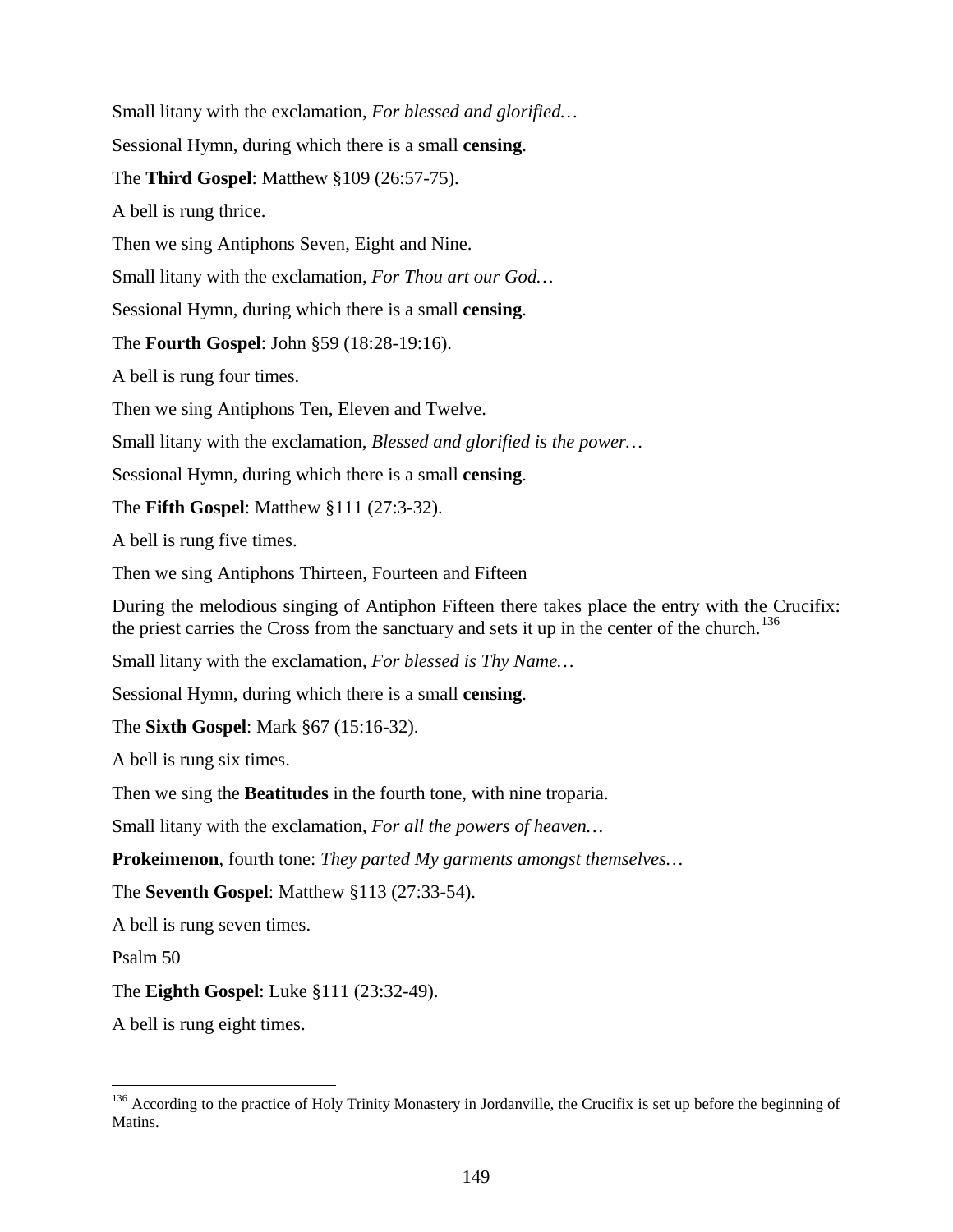Small litany with the exclamation, *For blessed and glorified…*

Sessional Hymn, during which there is a small **censing**.

The **Third Gospel**: Matthew §109 (26:57-75).

A bell is rung thrice.

Then we sing Antiphons Seven, Eight and Nine.

Small litany with the exclamation, *For Thou art our God…*

Sessional Hymn, during which there is a small **censing**.

The **Fourth Gospel**: John §59 (18:28-19:16).

A bell is rung four times.

Then we sing Antiphons Ten, Eleven and Twelve.

Small litany with the exclamation, *Blessed and glorified is the power…*

Sessional Hymn, during which there is a small **censing**.

The **Fifth Gospel**: Matthew §111 (27:3-32).

A bell is rung five times.

Then we sing Antiphons Thirteen, Fourteen and Fifteen

During the melodious singing of Antiphon Fifteen there takes place the entry with the Crucifix: the priest carries the Cross from the sanctuary and sets it up in the center of the church.[136]

Small litany with the exclamation, *For blessed is Thy Name…*

Sessional Hymn, during which there is a small **censing**.

The **Sixth Gospel**: Mark §67 (15:16-32).

A bell is rung six times.

Then we sing the **Beatitudes** in the fourth tone, with nine troparia.

Small litany with the exclamation, *For all the powers of heaven…*

**Prokeimenon**, fourth tone: *They parted My garments amongst themselves…*

The **Seventh Gospel**: Matthew §113 (27:33-54).

A bell is rung seven times.

Psalm 50

The **Eighth Gospel**: Luke §111 (23:32-49).

A bell is rung eight times.

---

[136] According to the practice of Holy Trinity Monastery in Jordanville, the Crucifix is set up before the beginning of Matins.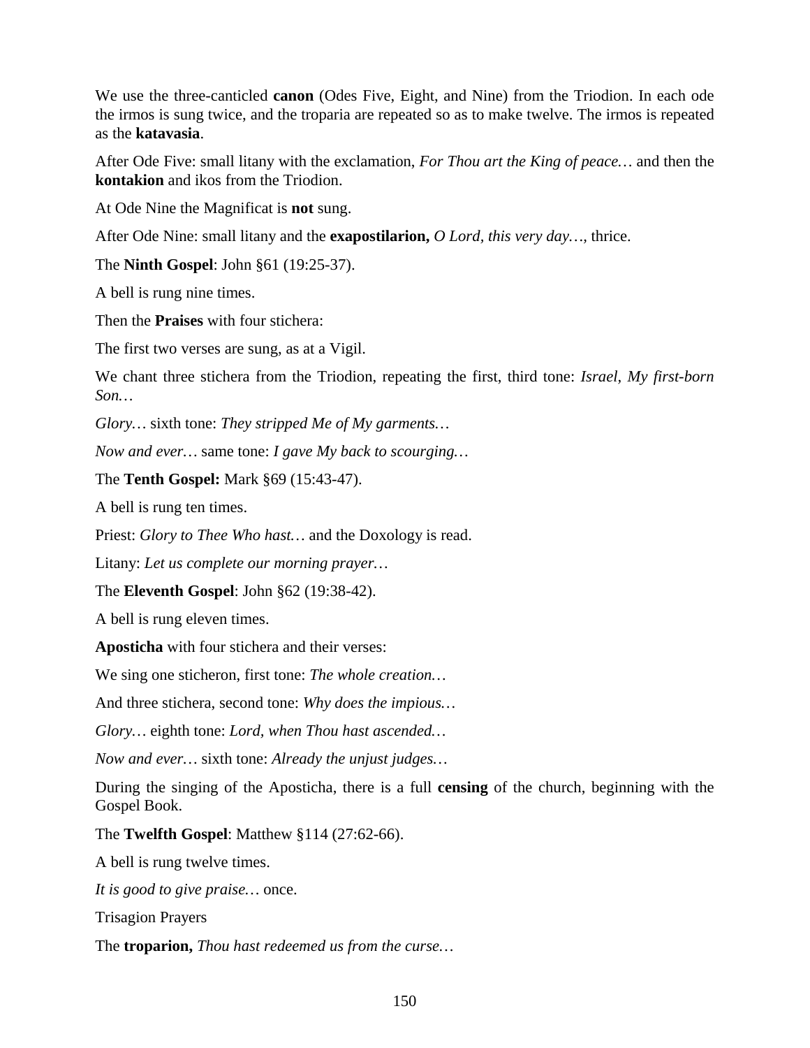We use the three-canticled **canon** (Odes Five, Eight, and Nine) from the Triodion. In each ode the irmos is sung twice, and the troparia are repeated so as to make twelve. The irmos is repeated as the **katavasia**.

After Ode Five: small litany with the exclamation, *For Thou art the King of peace…* and then the **kontakion** and ikos from the Triodion.

At Ode Nine the Magnificat is **not** sung.

After Ode Nine: small litany and the **exapostilarion,** *O Lord, this very day…*, thrice.

The **Ninth Gospel**: John §61 (19:25-37).

A bell is rung nine times.

Then the **Praises** with four stichera:

The first two verses are sung, as at a Vigil.

We chant three stichera from the Triodion, repeating the first, third tone: *Israel, My first-born Son…*

*Glory…* sixth tone: *They stripped Me of My garments…*

*Now and ever…* same tone: *I gave My back to scourging…*

The **Tenth Gospel:** Mark §69 (15:43-47).

A bell is rung ten times.

Priest: *Glory to Thee Who hast…* and the Doxology is read.

Litany: *Let us complete our morning prayer…*

The **Eleventh Gospel**: John §62 (19:38-42).

A bell is rung eleven times.

**Aposticha** with four stichera and their verses:

We sing one sticheron, first tone: *The whole creation…*

And three stichera, second tone: *Why does the impious…*

*Glory…* eighth tone: *Lord, when Thou hast ascended…*

*Now and ever…* sixth tone: *Already the unjust judges…*

During the singing of the Aposticha, there is a full **censing** of the church, beginning with the Gospel Book.

The **Twelfth Gospel**: Matthew §114 (27:62-66).

A bell is rung twelve times.

*It is good to give praise…* once.

Trisagion Prayers

The **troparion,** *Thou hast redeemed us from the curse…*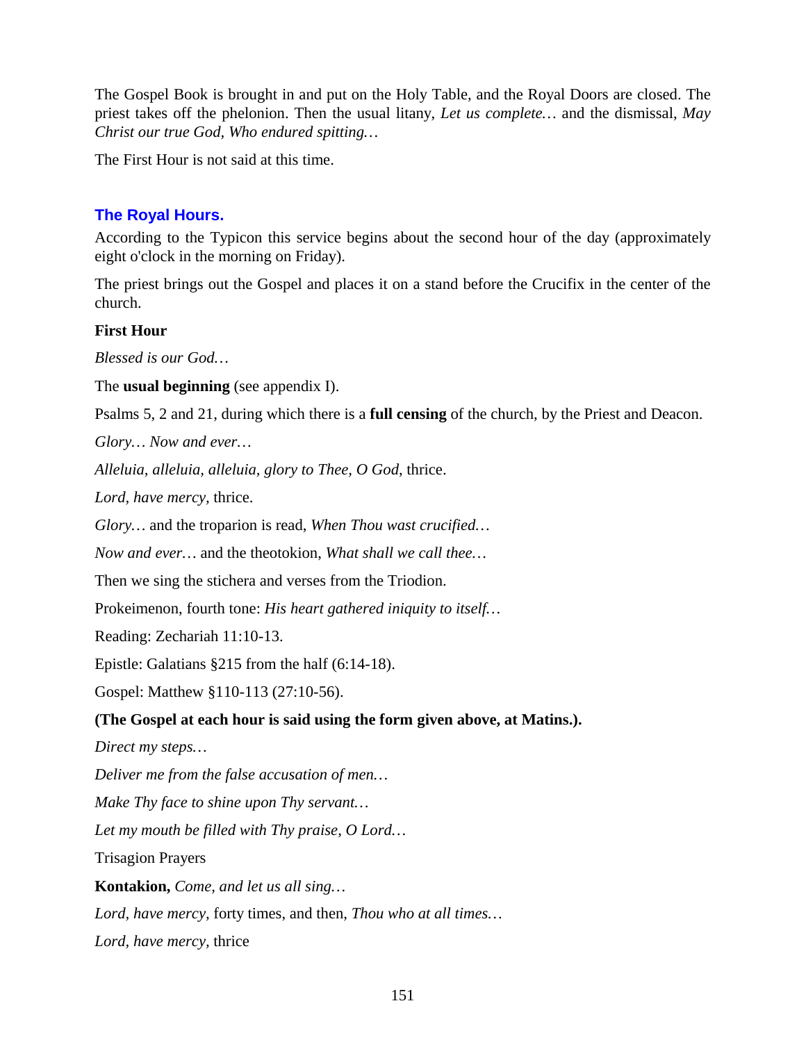The Gospel Book is brought in and put on the Holy Table, and the Royal Doors are closed. The priest takes off the phelonion. Then the usual litany, *Let us complete…* and the dismissal, *May Christ our true God, Who endured spitting…*

The First Hour is not said at this time.

## The Royal Hours.

According to the Typicon this service begins about the second hour of the day (approximately eight o'clock in the morning on Friday).

The priest brings out the Gospel and places it on a stand before the Crucifix in the center of the church.

**First Hour**

*Blessed is our God…*

The **usual beginning** (see appendix I).

Psalms 5, 2 and 21, during which there is a **full censing** of the church, by the Priest and Deacon.

*Glory… Now and ever…*

*Alleluia, alleluia, alleluia, glory to Thee, O God*, thrice.

*Lord, have mercy,* thrice.

*Glory…* and the troparion is read, *When Thou wast crucified…*

*Now and ever…* and the theotokion, *What shall we call thee…*

Then we sing the stichera and verses from the Triodion.

Prokeimenon, fourth tone: *His heart gathered iniquity to itself…*

Reading: Zechariah 11:10-13.

Epistle: Galatians §215 from the half (6:14-18).

Gospel: Matthew §110-113 (27:10-56).

**(The Gospel at each hour is said using the form given above, at Matins.).**

*Direct my steps…*

*Deliver me from the false accusation of men…*

*Make Thy face to shine upon Thy servant…*

*Let my mouth be filled with Thy praise, O Lord…*

Trisagion Prayers

**Kontakion,** *Come, and let us all sing…*

*Lord, have mercy,* forty times, and then, *Thou who at all times…*

*Lord, have mercy,* thrice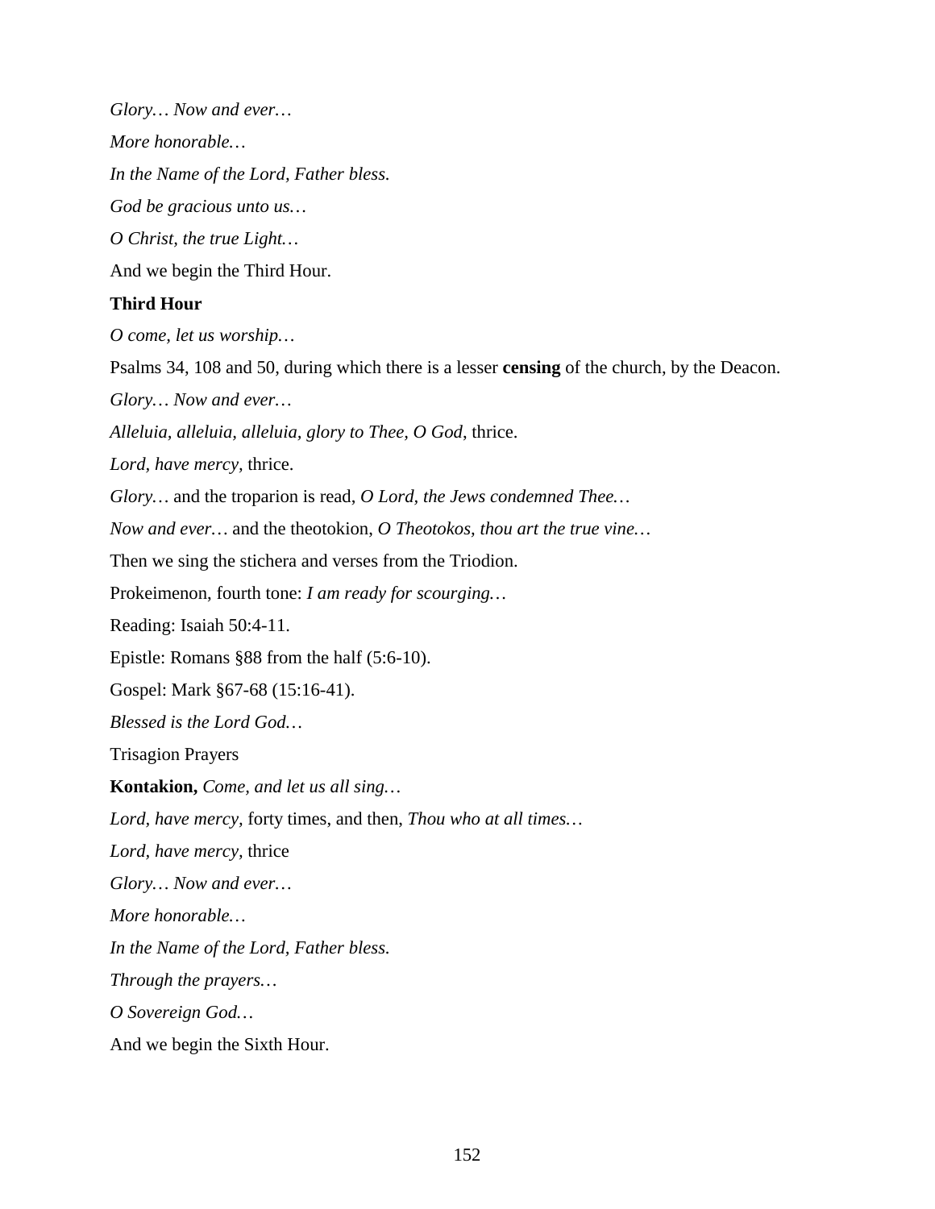*Glory… Now and ever…*

*More honorable…*

*In the Name of the Lord, Father bless.*

*God be gracious unto us…*

*O Christ, the true Light…*

And we begin the Third Hour.

**Third Hour**

*O come, let us worship…*

Psalms 34, 108 and 50, during which there is a lesser **censing** of the church, by the Deacon.

*Glory… Now and ever…*

*Alleluia, alleluia, alleluia, glory to Thee, O God*, thrice.

*Lord, have mercy,* thrice.

*Glory…* and the troparion is read, *O Lord, the Jews condemned Thee…*

*Now and ever…* and the theotokion, *O Theotokos, thou art the true vine…*

Then we sing the stichera and verses from the Triodion.

Prokeimenon, fourth tone: *I am ready for scourging…*

Reading: Isaiah 50:4-11.

Epistle: Romans §88 from the half (5:6-10).

Gospel: Mark §67-68 (15:16-41).

*Blessed is the Lord God…*

Trisagion Prayers

**Kontakion,** *Come, and let us all sing…*

*Lord, have mercy*, forty times, and then, *Thou who at all times…*

*Lord, have mercy*, thrice

*Glory… Now and ever…*

*More honorable…*

*In the Name of the Lord, Father bless.*

*Through the prayers…*

*O Sovereign God…*

And we begin the Sixth Hour.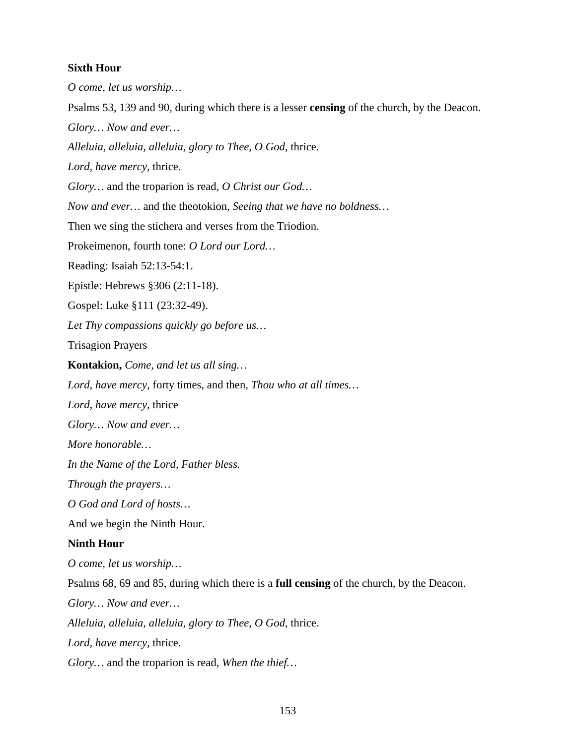**Sixth Hour**

*O come, let us worship…*

Psalms 53, 139 and 90, during which there is a lesser **censing** of the church, by the Deacon.

*Glory… Now and ever…*

*Alleluia, alleluia, alleluia, glory to Thee, O God*, thrice.

*Lord, have mercy*, thrice.

*Glory…* and the troparion is read, *O Christ our God…*

*Now and ever…* and the theotokion, *Seeing that we have no boldness…*

Then we sing the stichera and verses from the Triodion.

Prokeimenon, fourth tone: *O Lord our Lord…*

Reading: Isaiah 52:13-54:1.

Epistle: Hebrews §306 (2:11-18).

Gospel: Luke §111 (23:32-49).

*Let Thy compassions quickly go before us…*

Trisagion Prayers

**Kontakion,** *Come, and let us all sing…*

*Lord, have mercy*, forty times, and then, *Thou who at all times…*

*Lord, have mercy*, thrice

*Glory… Now and ever…*

*More honorable…*

*In the Name of the Lord, Father bless.*

*Through the prayers…*

*O God and Lord of hosts…*

And we begin the Ninth Hour.

**Ninth Hour**

*O come, let us worship…*

Psalms 68, 69 and 85, during which there is a **full censing** of the church, by the Deacon.

*Glory… Now and ever…*

*Alleluia, alleluia, alleluia, glory to Thee, O God*, thrice.

*Lord, have mercy*, thrice.

*Glory…* and the troparion is read, *When the thief…*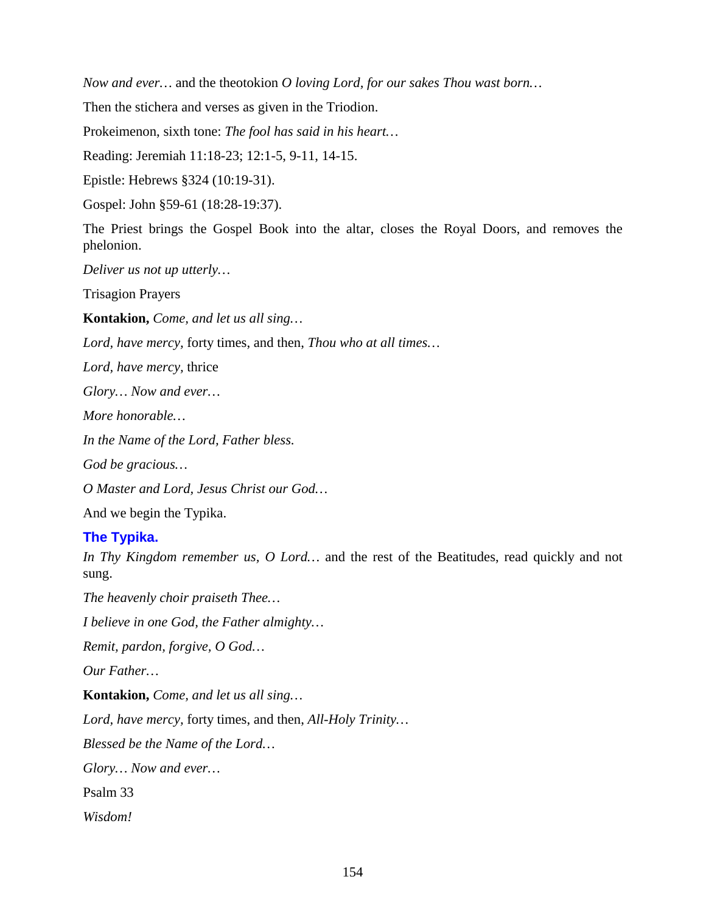*Now and ever…* and the theotokion *O loving Lord, for our sakes Thou wast born…*

Then the stichera and verses as given in the Triodion.

Prokeimenon, sixth tone: *The fool has said in his heart…*

Reading: Jeremiah 11:18-23; 12:1-5, 9-11, 14-15.

Epistle: Hebrews §324 (10:19-31).

Gospel: John §59-61 (18:28-19:37).

The Priest brings the Gospel Book into the altar, closes the Royal Doors, and removes the phelonion.

*Deliver us not up utterly…*

Trisagion Prayers

**Kontakion,** *Come, and let us all sing…*

*Lord, have mercy,* forty times, and then, *Thou who at all times…*

*Lord, have mercy,* thrice

*Glory… Now and ever…*

*More honorable…*

*In the Name of the Lord, Father bless.*

*God be gracious…*

*O Master and Lord, Jesus Christ our God…*

And we begin the Typika.

## The Typika.

*In Thy Kingdom remember us, O Lord…* and the rest of the Beatitudes, read quickly and not sung.

*The heavenly choir praiseth Thee…*

*I believe in one God, the Father almighty…*

*Remit, pardon, forgive, O God…*

*Our Father…*

**Kontakion,** *Come, and let us all sing…*

*Lord, have mercy*, forty times, and then, *All-Holy Trinity…*

*Blessed be the Name of the Lord…*

*Glory… Now and ever…*

Psalm 33

*Wisdom!*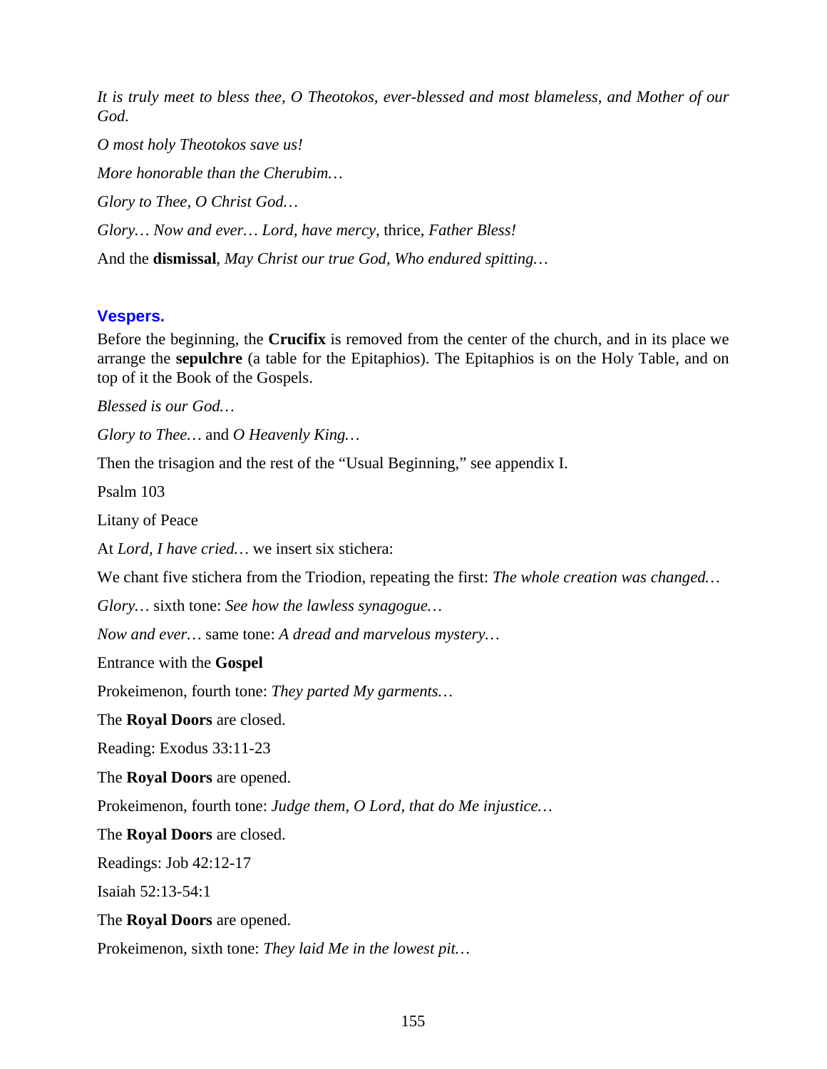*It is truly meet to bless thee, O Theotokos, ever-blessed and most blameless, and Mother of our God.*

*O most holy Theotokos save us!*

*More honorable than the Cherubim…*

*Glory to Thee, O Christ God…*

*Glory… Now and ever… Lord, have mercy*, thrice, *Father Bless!*

And the **dismissal**, *May Christ our true God, Who endured spitting…*

### Vespers.

Before the beginning, the **Crucifix** is removed from the center of the church, and in its place we arrange the **sepulchre** (a table for the Epitaphios). The Epitaphios is on the Holy Table, and on top of it the Book of the Gospels.

*Blessed is our God…*

*Glory to Thee…* and *O Heavenly King…*

Then the trisagion and the rest of the "Usual Beginning," see appendix I.

Psalm 103

Litany of Peace

At *Lord, I have cried…* we insert six stichera:

We chant five stichera from the Triodion, repeating the first: *The whole creation was changed…*

*Glory…* sixth tone: *See how the lawless synagogue…*

*Now and ever…* same tone: *A dread and marvelous mystery…*

Entrance with the **Gospel**

Prokeimenon, fourth tone: *They parted My garments…*

The **Royal Doors** are closed.

Reading: Exodus 33:11-23

The **Royal Doors** are opened.

Prokeimenon, fourth tone: *Judge them, O Lord, that do Me injustice…*

The **Royal Doors** are closed.

Readings: Job 42:12-17

Isaiah 52:13-54:1

The **Royal Doors** are opened.

Prokeimenon, sixth tone: *They laid Me in the lowest pit…*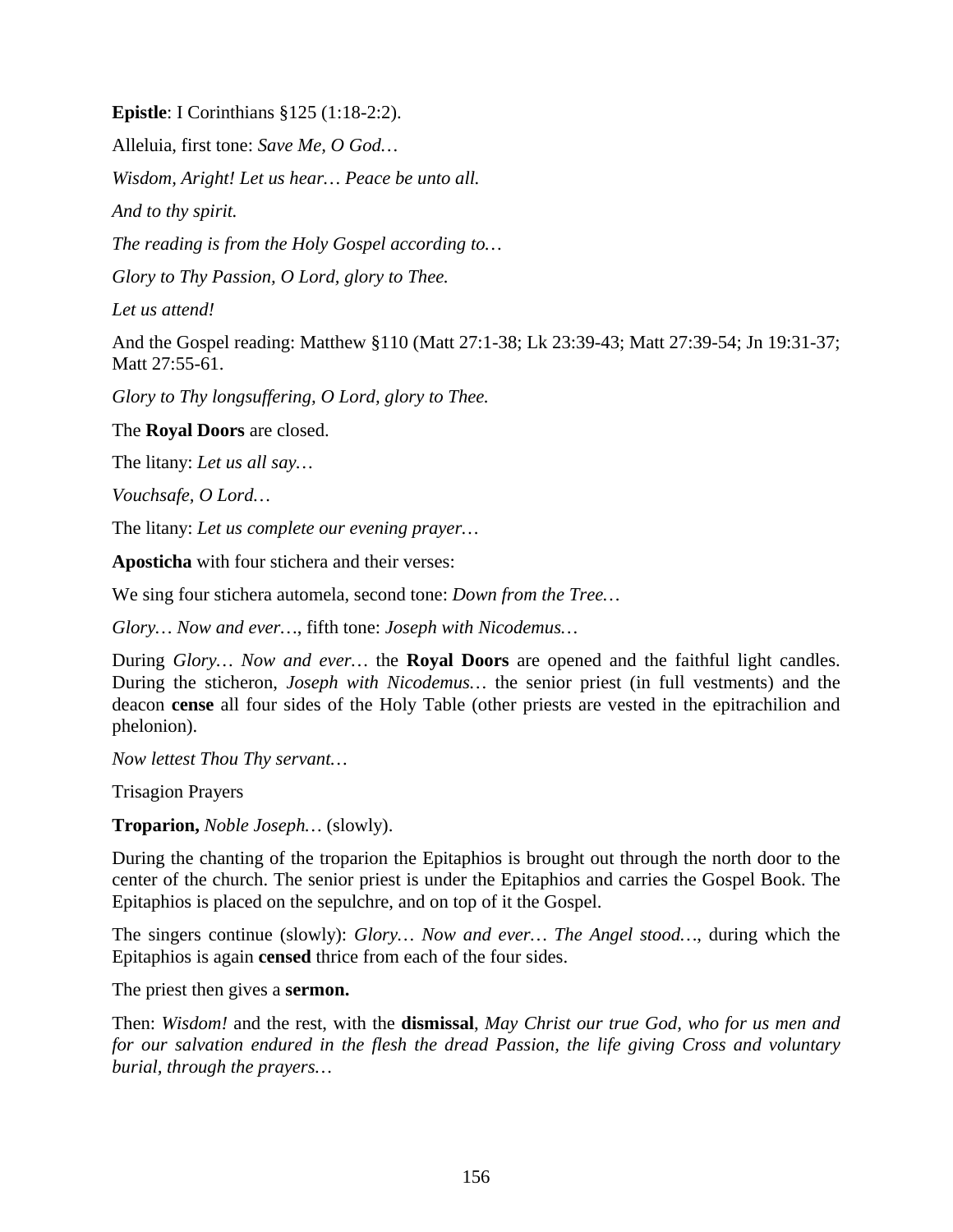**Epistle**: I Corinthians §125 (1:18-2:2).

Alleluia, first tone: *Save Me, O God…*

*Wisdom, Aright! Let us hear… Peace be unto all.*

*And to thy spirit.*

*The reading is from the Holy Gospel according to…*

*Glory to Thy Passion, O Lord, glory to Thee.*

*Let us attend!*

And the Gospel reading: Matthew §110 (Matt 27:1-38; Lk 23:39-43; Matt 27:39-54; Jn 19:31-37; Matt 27:55-61.

*Glory to Thy longsuffering, O Lord, glory to Thee.*

The **Royal Doors** are closed.

The litany: *Let us all say…*

*Vouchsafe, O Lord…*

The litany: *Let us complete our evening prayer…*

**Aposticha** with four stichera and their verses:

We sing four stichera automela, second tone: *Down from the Tree…*

*Glory… Now and ever…*, fifth tone: *Joseph with Nicodemus…*

During *Glory… Now and ever…* the **Royal Doors** are opened and the faithful light candles. During the sticheron, *Joseph with Nicodemus…* the senior priest (in full vestments) and the deacon **cense** all four sides of the Holy Table (other priests are vested in the epitrachilion and phelonion).

*Now lettest Thou Thy servant…*

Trisagion Prayers

**Troparion,** *Noble Joseph…* (slowly).

During the chanting of the troparion the Epitaphios is brought out through the north door to the center of the church. The senior priest is under the Epitaphios and carries the Gospel Book. The Epitaphios is placed on the sepulchre, and on top of it the Gospel.

The singers continue (slowly): *Glory… Now and ever… The Angel stood…*, during which the Epitaphios is again **censed** thrice from each of the four sides.

The priest then gives a **sermon.**

Then: *Wisdom!* and the rest, with the **dismissal**, *May Christ our true God, who for us men and for our salvation endured in the flesh the dread Passion, the life giving Cross and voluntary burial, through the prayers…*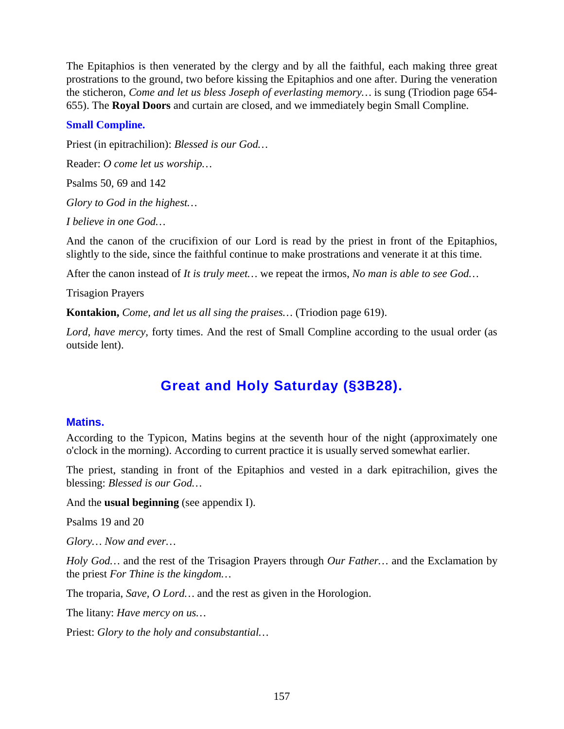The Epitaphios is then venerated by the clergy and by all the faithful, each making three great prostrations to the ground, two before kissing the Epitaphios and one after. During the veneration the sticheron, *Come and let us bless Joseph of everlasting memory…* is sung (Triodion page 654-655). The **Royal Doors** and curtain are closed, and we immediately begin Small Compline.

### Small Compline.

Priest (in epitrachilion): *Blessed is our God…*

Reader: *O come let us worship…*

Psalms 50, 69 and 142

*Glory to God in the highest…*

*I believe in one God…*

And the canon of the crucifixion of our Lord is read by the priest in front of the Epitaphios, slightly to the side, since the faithful continue to make prostrations and venerate it at this time.

After the canon instead of *It is truly meet…* we repeat the irmos, *No man is able to see God…*

Trisagion Prayers

**Kontakion,** *Come, and let us all sing the praises…* (Triodion page 619).

*Lord, have mercy,* forty times. And the rest of Small Compline according to the usual order (as outside lent).

## Great and Holy Saturday (§3B28).

### Matins.

According to the Typicon, Matins begins at the seventh hour of the night (approximately one o'clock in the morning). According to current practice it is usually served somewhat earlier.

The priest, standing in front of the Epitaphios and vested in a dark epitrachilion, gives the blessing: *Blessed is our God…*

And the **usual beginning** (see appendix I).

Psalms 19 and 20

*Glory… Now and ever…*

*Holy God…* and the rest of the Trisagion Prayers through *Our Father…* and the Exclamation by the priest *For Thine is the kingdom…*

The troparia, *Save, O Lord…* and the rest as given in the Horologion.

The litany: *Have mercy on us…*

Priest: *Glory to the holy and consubstantial…*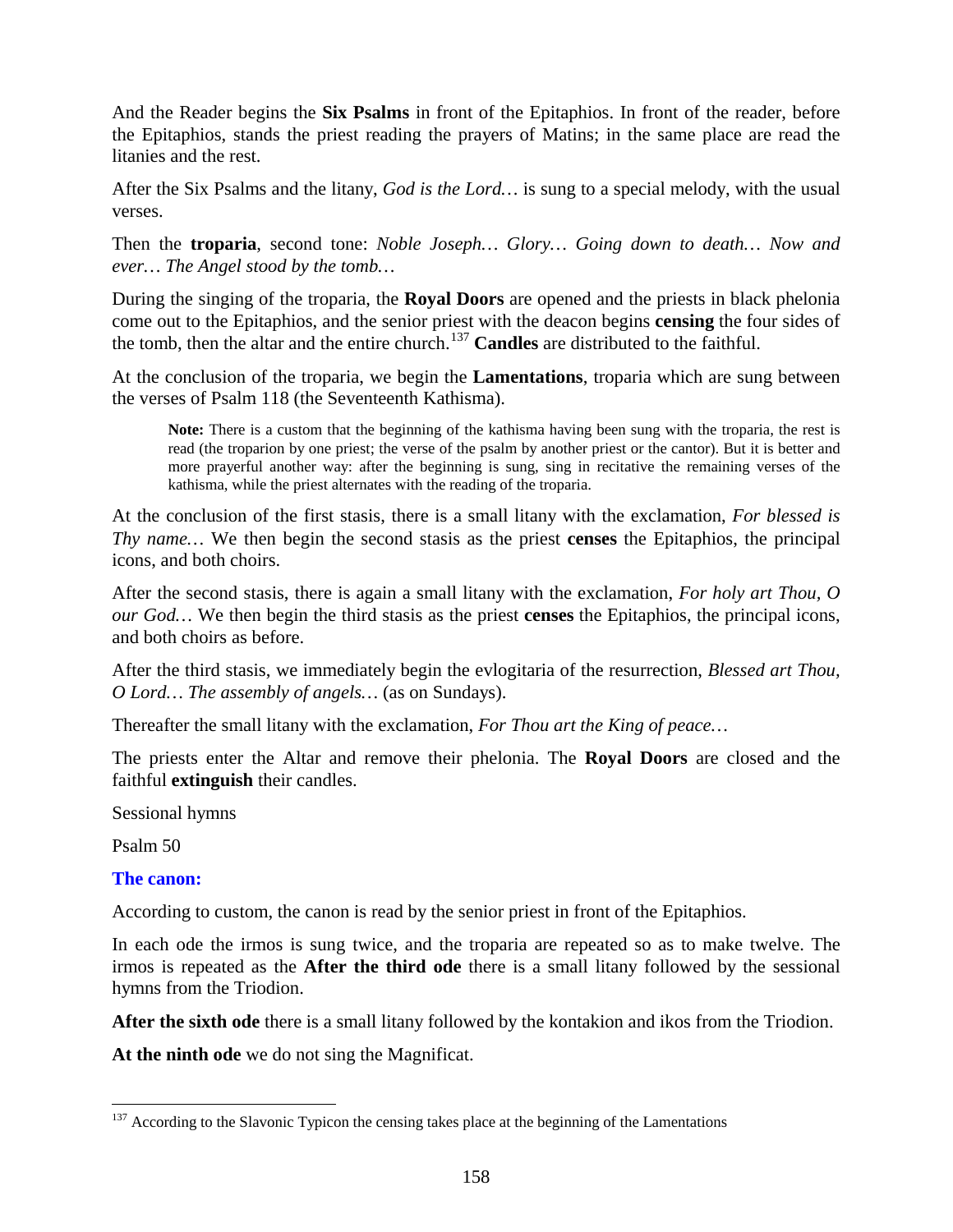And the Reader begins the **Six Psalms** in front of the Epitaphios. In front of the reader, before the Epitaphios, stands the priest reading the prayers of Matins; in the same place are read the litanies and the rest.

After the Six Psalms and the litany, *God is the Lord…* is sung to a special melody, with the usual verses.

Then the **troparia**, second tone: *Noble Joseph… Glory… Going down to death… Now and ever… The Angel stood by the tomb…*

During the singing of the troparia, the **Royal Doors** are opened and the priests in black phelonia come out to the Epitaphios, and the senior priest with the deacon begins **censing** the four sides of the tomb, then the altar and the entire church.[137] **Candles** are distributed to the faithful.

At the conclusion of the troparia, we begin the **Lamentations**, troparia which are sung between the verses of Psalm 118 (the Seventeenth Kathisma).

> **Note:** There is a custom that the beginning of the kathisma having been sung with the troparia, the rest is read (the troparion by one priest; the verse of the psalm by another priest or the cantor). But it is better and more prayerful another way: after the beginning is sung, sing in recitative the remaining verses of the kathisma, while the priest alternates with the reading of the troparia.

At the conclusion of the first stasis, there is a small litany with the exclamation, *For blessed is Thy name…* We then begin the second stasis as the priest **censes** the Epitaphios, the principal icons, and both choirs.

After the second stasis, there is again a small litany with the exclamation, *For holy art Thou, O our God…* We then begin the third stasis as the priest **censes** the Epitaphios, the principal icons, and both choirs as before.

After the third stasis, we immediately begin the evlogitaria of the resurrection, *Blessed art Thou, O Lord… The assembly of angels…* (as on Sundays).

Thereafter the small litany with the exclamation, *For Thou art the King of peace…*

The priests enter the Altar and remove their phelonia. The **Royal Doors** are closed and the faithful **extinguish** their candles.

Sessional hymns

Psalm 50

**The canon:**

According to custom, the canon is read by the senior priest in front of the Epitaphios.

In each ode the irmos is sung twice, and the troparia are repeated so as to make twelve. The irmos is repeated as the **After the third ode** there is a small litany followed by the sessional hymns from the Triodion.

**After the sixth ode** there is a small litany followed by the kontakion and ikos from the Triodion.

**At the ninth ode** we do not sing the Magnificat.

---

[137] According to the Slavonic Typicon the censing takes place at the beginning of the Lamentations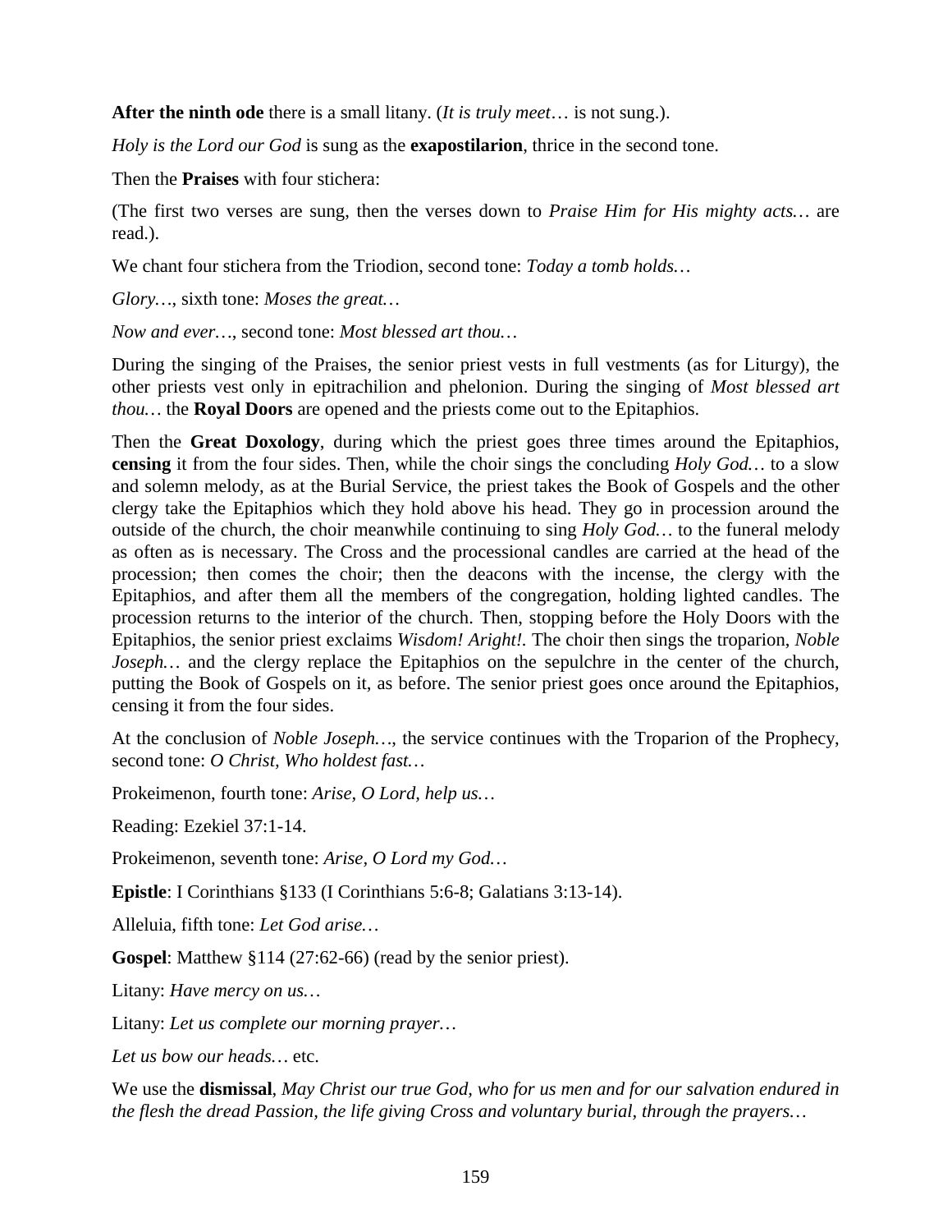**After the ninth ode** there is a small litany. (*It is truly meet*… is not sung.).

*Holy is the Lord our God* is sung as the **exapostilarion**, thrice in the second tone.

Then the **Praises** with four stichera:

(The first two verses are sung, then the verses down to *Praise Him for His mighty acts…* are read.).

We chant four stichera from the Triodion, second tone: *Today a tomb holds…*

*Glory…*, sixth tone: *Moses the great…*

*Now and ever…*, second tone: *Most blessed art thou…*

During the singing of the Praises, the senior priest vests in full vestments (as for Liturgy), the other priests vest only in epitrachilion and phelonion. During the singing of *Most blessed art thou…* the **Royal Doors** are opened and the priests come out to the Epitaphios.

Then the **Great Doxology**, during which the priest goes three times around the Epitaphios, **censing** it from the four sides. Then, while the choir sings the concluding *Holy God…* to a slow and solemn melody, as at the Burial Service, the priest takes the Book of Gospels and the other clergy take the Epitaphios which they hold above his head. They go in procession around the outside of the church, the choir meanwhile continuing to sing *Holy God…* to the funeral melody as often as is necessary. The Cross and the processional candles are carried at the head of the procession; then comes the choir; then the deacons with the incense, the clergy with the Epitaphios, and after them all the members of the congregation, holding lighted candles. The procession returns to the interior of the church. Then, stopping before the Holy Doors with the Epitaphios, the senior priest exclaims *Wisdom! Aright!*. The choir then sings the troparion, *Noble Joseph…* and the clergy replace the Epitaphios on the sepulchre in the center of the church, putting the Book of Gospels on it, as before. The senior priest goes once around the Epitaphios, censing it from the four sides.

At the conclusion of *Noble Joseph…*, the service continues with the Troparion of the Prophecy, second tone: *O Christ, Who holdest fast…*

Prokeimenon, fourth tone: *Arise, O Lord, help us…*

Reading: Ezekiel 37:1-14.

Prokeimenon, seventh tone: *Arise, O Lord my God…*

**Epistle**: I Corinthians §133 (I Corinthians 5:6-8; Galatians 3:13-14).

Alleluia, fifth tone: *Let God arise…*

**Gospel**: Matthew §114 (27:62-66) (read by the senior priest).

Litany: *Have mercy on us…*

Litany: *Let us complete our morning prayer…*

*Let us bow our heads…* etc.

We use the **dismissal**, *May Christ our true God, who for us men and for our salvation endured in the flesh the dread Passion, the life giving Cross and voluntary burial, through the prayers…*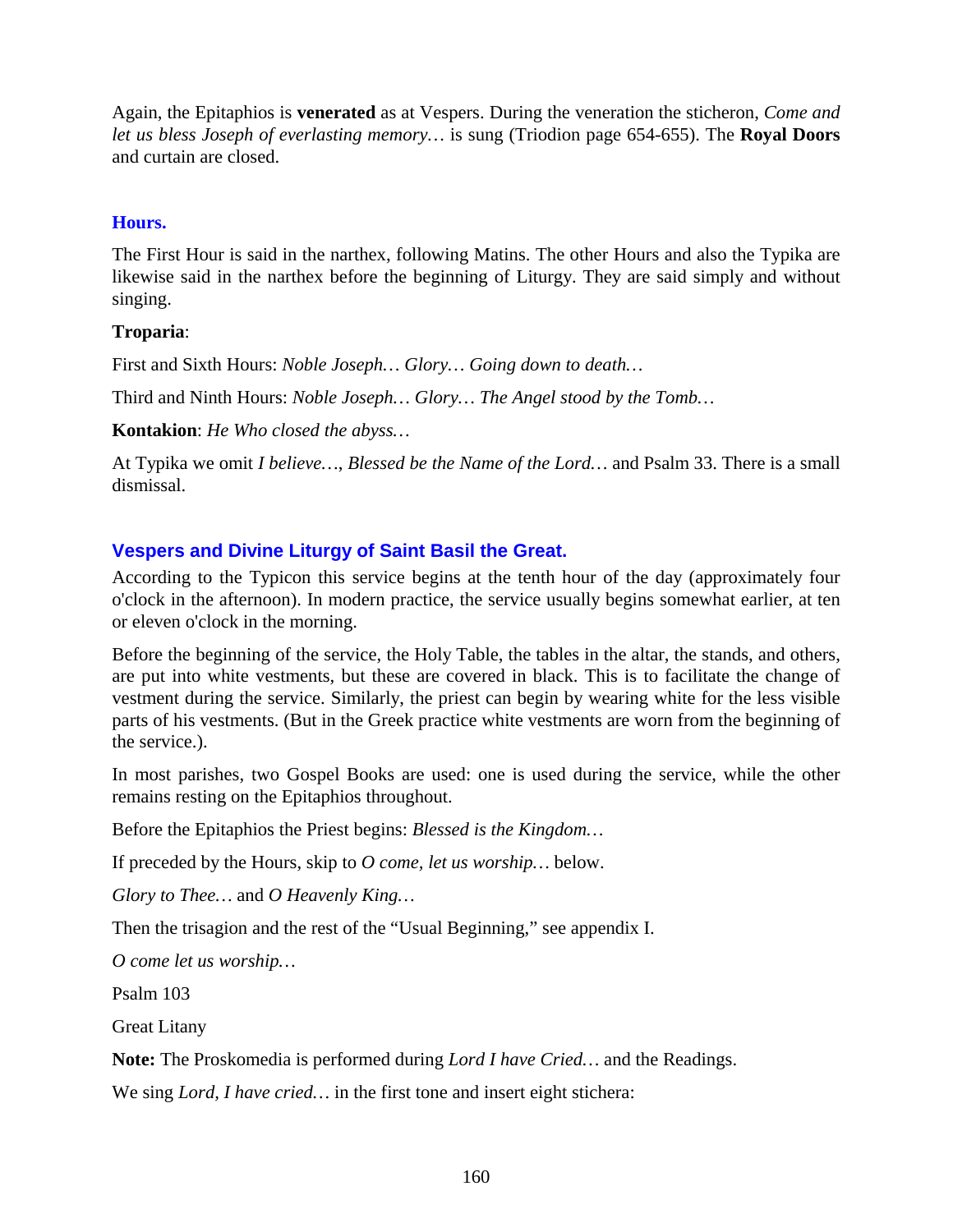Again, the Epitaphios is **venerated** as at Vespers. During the veneration the sticheron, *Come and let us bless Joseph of everlasting memory…* is sung (Triodion page 654-655). The **Royal Doors** and curtain are closed.

### Hours.

The First Hour is said in the narthex, following Matins. The other Hours and also the Typika are likewise said in the narthex before the beginning of Liturgy. They are said simply and without singing.

**Troparia**:

First and Sixth Hours: *Noble Joseph… Glory… Going down to death…*

Third and Ninth Hours: *Noble Joseph… Glory… The Angel stood by the Tomb…*

**Kontakion**: *He Who closed the abyss…*

At Typika we omit *I believe…*, *Blessed be the Name of the Lord…* and Psalm 33. There is a small dismissal.

### Vespers and Divine Liturgy of Saint Basil the Great.

According to the Typicon this service begins at the tenth hour of the day (approximately four o'clock in the afternoon). In modern practice, the service usually begins somewhat earlier, at ten or eleven o'clock in the morning.

Before the beginning of the service, the Holy Table, the tables in the altar, the stands, and others, are put into white vestments, but these are covered in black. This is to facilitate the change of vestment during the service. Similarly, the priest can begin by wearing white for the less visible parts of his vestments. (But in the Greek practice white vestments are worn from the beginning of the service.).

In most parishes, two Gospel Books are used: one is used during the service, while the other remains resting on the Epitaphios throughout.

Before the Epitaphios the Priest begins: *Blessed is the Kingdom…*

If preceded by the Hours, skip to *O come, let us worship…* below.

*Glory to Thee…* and *O Heavenly King…*

Then the trisagion and the rest of the “Usual Beginning,” see appendix I.

*O come let us worship…*

Psalm 103

Great Litany

**Note:** The Proskomedia is performed during *Lord I have Cried…* and the Readings.

We sing *Lord, I have cried…* in the first tone and insert eight stichera: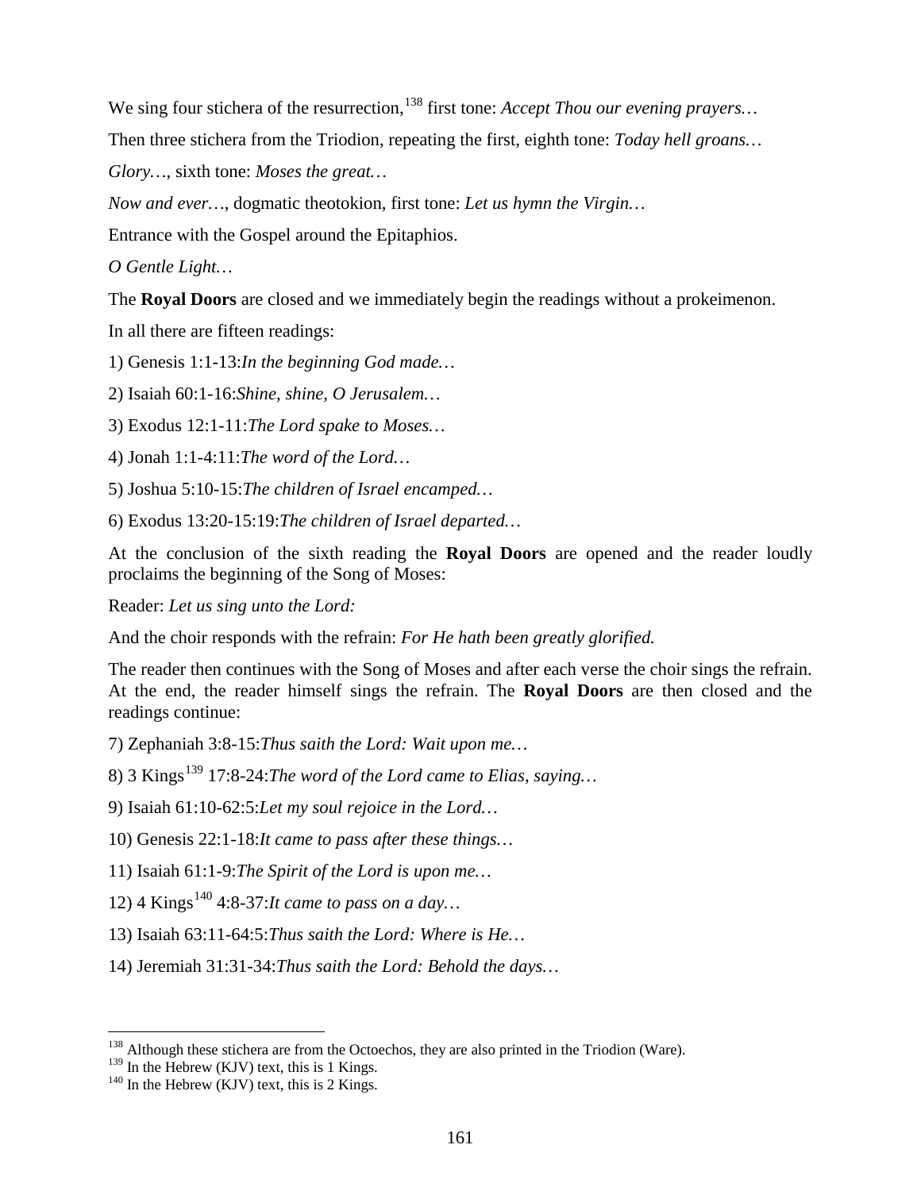We sing four stichera of the resurrection,[138] first tone: *Accept Thou our evening prayers…*

Then three stichera from the Triodion, repeating the first, eighth tone: *Today hell groans…*

*Glory…*, sixth tone: *Moses the great…*

*Now and ever…*, dogmatic theotokion, first tone: *Let us hymn the Virgin…*

Entrance with the Gospel around the Epitaphios.

*O Gentle Light…*

The **Royal Doors** are closed and we immediately begin the readings without a prokeimenon.

In all there are fifteen readings:

1) Genesis 1:1-13:*In the beginning God made…*

2) Isaiah 60:1-16:*Shine, shine, O Jerusalem…*

3) Exodus 12:1-11:*The Lord spake to Moses…*

4) Jonah 1:1-4:11:*The word of the Lord…*

5) Joshua 5:10-15:*The children of Israel encamped…*

6) Exodus 13:20-15:19:*The children of Israel departed…*

At the conclusion of the sixth reading the **Royal Doors** are opened and the reader loudly proclaims the beginning of the Song of Moses:

Reader: *Let us sing unto the Lord:*

And the choir responds with the refrain: *For He hath been greatly glorified.*

The reader then continues with the Song of Moses and after each verse the choir sings the refrain. At the end, the reader himself sings the refrain. The **Royal Doors** are then closed and the readings continue:

7) Zephaniah 3:8-15:*Thus saith the Lord: Wait upon me…*

8) 3 Kings[139] 17:8-24:*The word of the Lord came to Elias, saying…*

9) Isaiah 61:10-62:5:*Let my soul rejoice in the Lord…*

10) Genesis 22:1-18:*It came to pass after these things…*

11) Isaiah 61:1-9:*The Spirit of the Lord is upon me…*

12) 4 Kings[140] 4:8-37:*It came to pass on a day…*

13) Isaiah 63:11-64:5:*Thus saith the Lord: Where is He…*

14) Jeremiah 31:31-34:*Thus saith the Lord: Behold the days…*

---

[138] Although these stichera are from the Octoechos, they are also printed in the Triodion (Ware).

[139] In the Hebrew (KJV) text, this is 1 Kings.

[140] In the Hebrew (KJV) text, this is 2 Kings.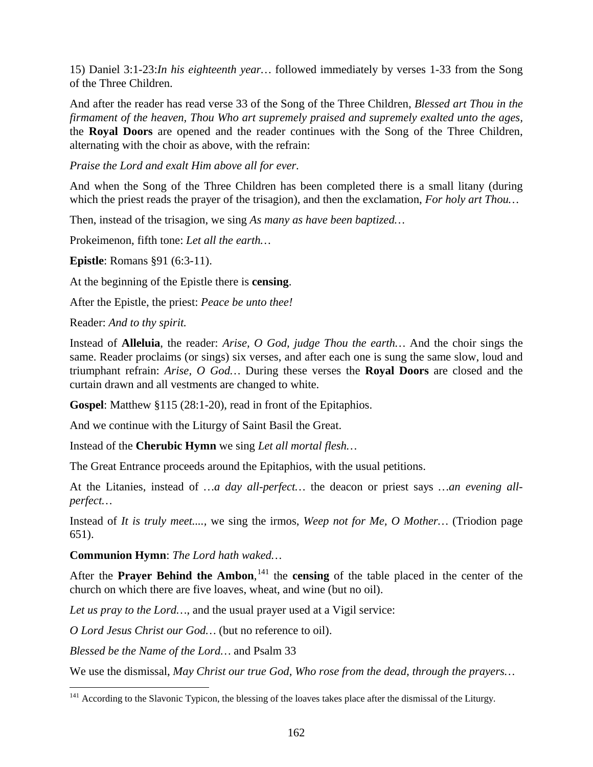15) Daniel 3:1-23:*In his eighteenth year…* followed immediately by verses 1-33 from the Song of the Three Children.

And after the reader has read verse 33 of the Song of the Three Children, *Blessed art Thou in the firmament of the heaven, Thou Who art supremely praised and supremely exalted unto the ages,* the **Royal Doors** are opened and the reader continues with the Song of the Three Children, alternating with the choir as above, with the refrain:

*Praise the Lord and exalt Him above all for ever.*

And when the Song of the Three Children has been completed there is a small litany (during which the priest reads the prayer of the trisagion), and then the exclamation, *For holy art Thou…*

Then, instead of the trisagion, we sing *As many as have been baptized…*

Prokeimenon, fifth tone: *Let all the earth…*

**Epistle**: Romans §91 (6:3-11).

At the beginning of the Epistle there is **censing**.

After the Epistle, the priest: *Peace be unto thee!*

Reader: *And to thy spirit.*

Instead of **Alleluia**, the reader: *Arise, O God, judge Thou the earth…* And the choir sings the same. Reader proclaims (or sings) six verses, and after each one is sung the same slow, loud and triumphant refrain: *Arise, O God…* During these verses the **Royal Doors** are closed and the curtain drawn and all vestments are changed to white.

**Gospel**: Matthew §115 (28:1-20), read in front of the Epitaphios.

And we continue with the Liturgy of Saint Basil the Great.

Instead of the **Cherubic Hymn** we sing *Let all mortal flesh…*

The Great Entrance proceeds around the Epitaphios, with the usual petitions.

At the Litanies, instead of *…a day all-perfect…* the deacon or priest says *…an evening all-perfect…*

Instead of *It is truly meet....,* we sing the irmos, *Weep not for Me, O Mother…* (Triodion page 651).

**Communion Hymn**: *The Lord hath waked…*

After the **Prayer Behind the Ambon**,[141] the **censing** of the table placed in the center of the church on which there are five loaves, wheat, and wine (but no oil).

*Let us pray to the Lord…*, and the usual prayer used at a Vigil service:

*O Lord Jesus Christ our God…* (but no reference to oil).

*Blessed be the Name of the Lord…* and Psalm 33

We use the dismissal, *May Christ our true God, Who rose from the dead, through the prayers…*

---

[141] According to the Slavonic Typicon, the blessing of the loaves takes place after the dismissal of the Liturgy.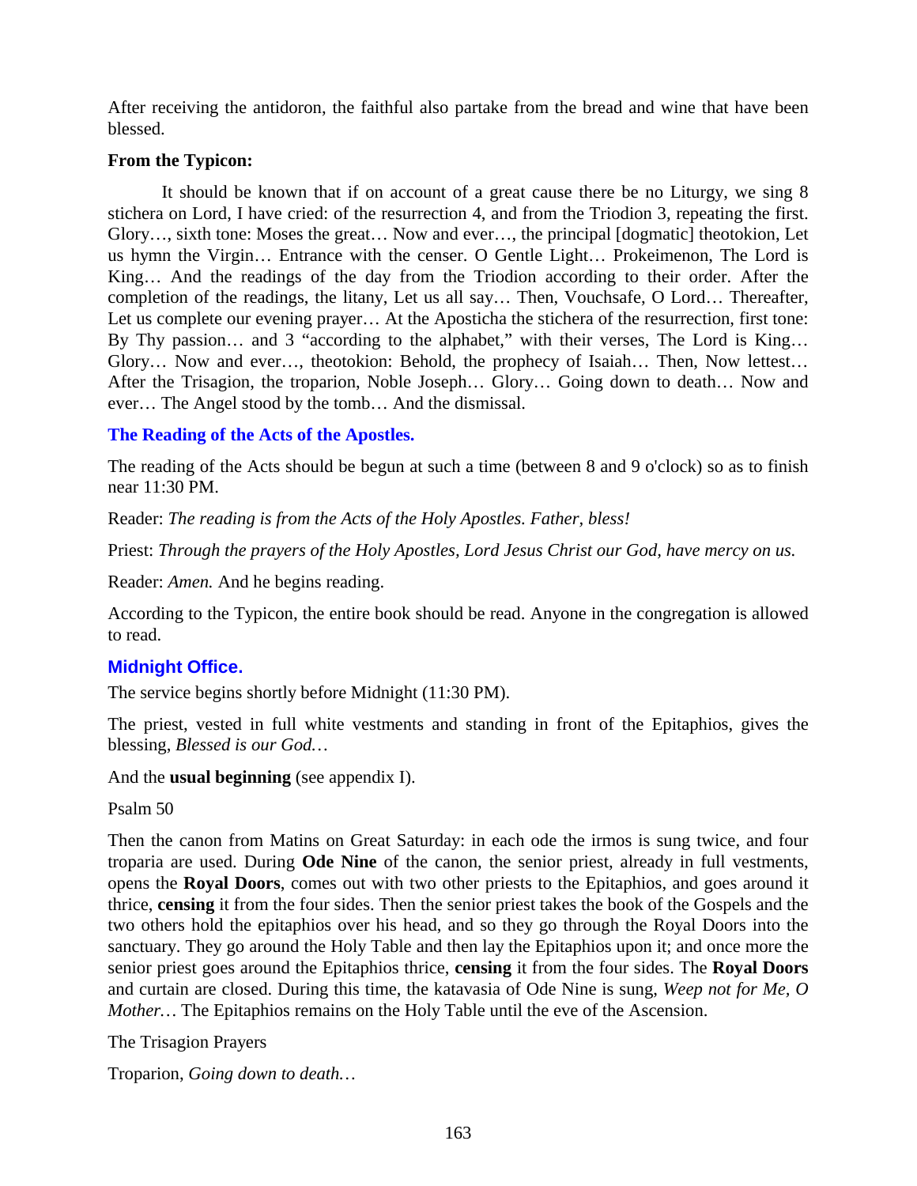After receiving the antidoron, the faithful also partake from the bread and wine that have been blessed.

**From the Typicon:**

It should be known that if on account of a great cause there be no Liturgy, we sing 8 stichera on Lord, I have cried: of the resurrection 4, and from the Triodion 3, repeating the first. Glory…, sixth tone: Moses the great… Now and ever…, the principal [dogmatic] theotokion, Let us hymn the Virgin… Entrance with the censer. O Gentle Light… Prokeimenon, The Lord is King… And the readings of the day from the Triodion according to their order. After the completion of the readings, the litany, Let us all say… Then, Vouchsafe, O Lord… Thereafter, Let us complete our evening prayer… At the Aposticha the stichera of the resurrection, first tone: By Thy passion… and 3 "according to the alphabet," with their verses, The Lord is King… Glory… Now and ever…, theotokion: Behold, the prophecy of Isaiah… Then, Now lettest… After the Trisagion, the troparion, Noble Joseph… Glory… Going down to death… Now and ever… The Angel stood by the tomb… And the dismissal.

## The Reading of the Acts of the Apostles.

The reading of the Acts should be begun at such a time (between 8 and 9 o'clock) so as to finish near 11:30 PM.

Reader: *The reading is from the Acts of the Holy Apostles. Father, bless!*

Priest: *Through the prayers of the Holy Apostles, Lord Jesus Christ our God, have mercy on us.*

Reader: *Amen.* And he begins reading.

According to the Typicon, the entire book should be read. Anyone in the congregation is allowed to read.

## Midnight Office.

The service begins shortly before Midnight (11:30 PM).

The priest, vested in full white vestments and standing in front of the Epitaphios, gives the blessing, *Blessed is our God…*

And the **usual beginning** (see appendix I).

Psalm 50

Then the canon from Matins on Great Saturday: in each ode the irmos is sung twice, and four troparia are used. During **Ode Nine** of the canon, the senior priest, already in full vestments, opens the **Royal Doors**, comes out with two other priests to the Epitaphios, and goes around it thrice, **censing** it from the four sides. Then the senior priest takes the book of the Gospels and the two others hold the epitaphios over his head, and so they go through the Royal Doors into the sanctuary. They go around the Holy Table and then lay the Epitaphios upon it; and once more the senior priest goes around the Epitaphios thrice, **censing** it from the four sides. The **Royal Doors** and curtain are closed. During this time, the katavasia of Ode Nine is sung, *Weep not for Me, O Mother…* The Epitaphios remains on the Holy Table until the eve of the Ascension.

The Trisagion Prayers

Troparion, *Going down to death…*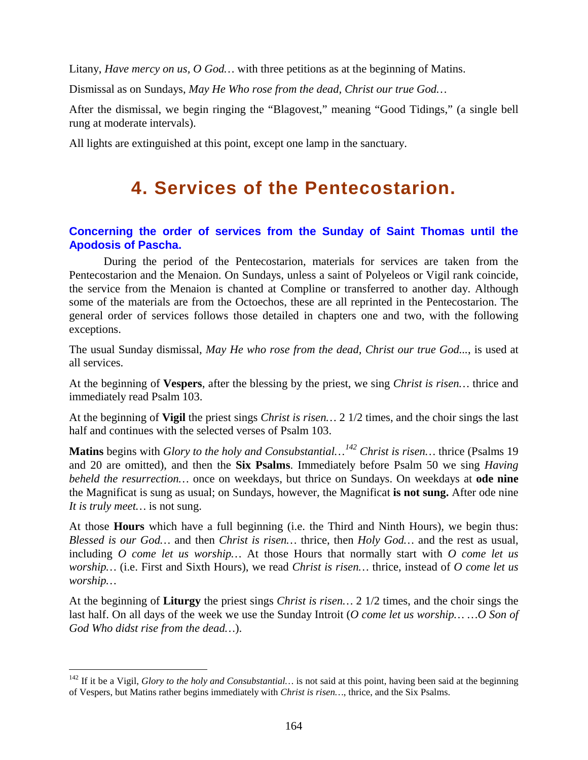Litany, *Have mercy on us, O God…* with three petitions as at the beginning of Matins.

Dismissal as on Sundays, *May He Who rose from the dead, Christ our true God…*

After the dismissal, we begin ringing the "Blagovest," meaning "Good Tidings," (a single bell rung at moderate intervals).

All lights are extinguished at this point, except one lamp in the sanctuary.

# 4. Services of the Pentecostarion.

### Concerning the order of services from the Sunday of Saint Thomas until the Apodosis of Pascha.

During the period of the Pentecostarion, materials for services are taken from the Pentecostarion and the Menaion. On Sundays, unless a saint of Polyeleos or Vigil rank coincide, the service from the Menaion is chanted at Compline or transferred to another day. Although some of the materials are from the Octoechos, these are all reprinted in the Pentecostarion. The general order of services follows those detailed in chapters one and two, with the following exceptions.

The usual Sunday dismissal, *May He who rose from the dead, Christ our true God...*, is used at all services.

At the beginning of **Vespers**, after the blessing by the priest, we sing *Christ is risen…* thrice and immediately read Psalm 103.

At the beginning of **Vigil** the priest sings *Christ is risen…* 2 1/2 times, and the choir sings the last half and continues with the selected verses of Psalm 103.

**Matins** begins with *Glory to the holy and Consubstantial…*[142] *Christ is risen…* thrice (Psalms 19 and 20 are omitted), and then the **Six Psalms**. Immediately before Psalm 50 we sing *Having beheld the resurrection…* once on weekdays, but thrice on Sundays. On weekdays at **ode nine** the Magnificat is sung as usual; on Sundays, however, the Magnificat **is not sung.** After ode nine *It is truly meet…* is not sung.

At those **Hours** which have a full beginning (i.e. the Third and Ninth Hours), we begin thus: *Blessed is our God…* and then *Christ is risen…* thrice, then *Holy God…* and the rest as usual, including *O come let us worship…* At those Hours that normally start with *O come let us worship…* (i.e. First and Sixth Hours), we read *Christ is risen…* thrice, instead of *O come let us worship…*

At the beginning of **Liturgy** the priest sings *Christ is risen…* 2 1/2 times, and the choir sings the last half. On all days of the week we use the Sunday Introit (*O come let us worship… …O Son of God Who didst rise from the dead…*).

---

[142] If it be a Vigil, *Glory to the holy and Consubstantial…* is not said at this point, having been said at the beginning of Vespers, but Matins rather begins immediately with *Christ is risen…*, thrice, and the Six Psalms.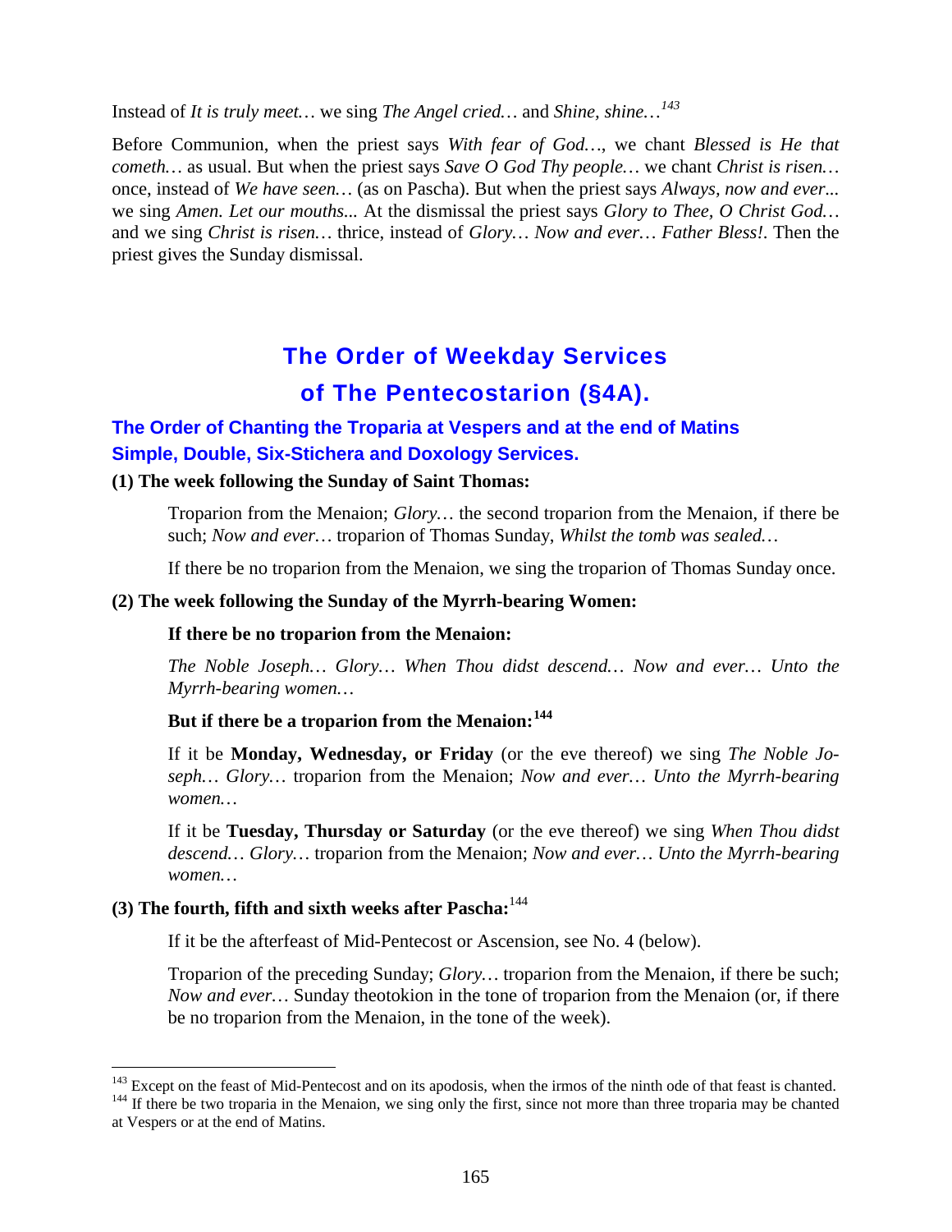Instead of *It is truly meet…* we sing *The Angel cried…* and *Shine, shine…*[143]

Before Communion, when the priest says *With fear of God…*, we chant *Blessed is He that cometh…* as usual. But when the priest says *Save O God Thy people…* we chant *Christ is risen…* once, instead of *We have seen…* (as on Pascha). But when the priest says *Always, now and ever...* we sing *Amen. Let our mouths...* At the dismissal the priest says *Glory to Thee, O Christ God…* and we sing *Christ is risen…* thrice, instead of *Glory… Now and ever… Father Bless!*. Then the priest gives the Sunday dismissal.

# The Order of Weekday Services of The Pentecostarion (§4A).

## The Order of Chanting the Troparia at Vespers and at the end of Matins Simple, Double, Six-Stichera and Doxology Services.

**(1) The week following the Sunday of Saint Thomas:**

Troparion from the Menaion; *Glory…* the second troparion from the Menaion, if there be such; *Now and ever…* troparion of Thomas Sunday, *Whilst the tomb was sealed…*

If there be no troparion from the Menaion, we sing the troparion of Thomas Sunday once.

**(2) The week following the Sunday of the Myrrh-bearing Women:**

**If there be no troparion from the Menaion:**

*The Noble Joseph… Glory… When Thou didst descend… Now and ever… Unto the Myrrh-bearing women…*

**But if there be a troparion from the Menaion:**[144]

If it be **Monday, Wednesday, or Friday** (or the eve thereof) we sing *The Noble Joseph… Glory…* troparion from the Menaion; *Now and ever… Unto the Myrrh-bearing women…*

If it be **Tuesday, Thursday or Saturday** (or the eve thereof) we sing *When Thou didst descend… Glory…* troparion from the Menaion; *Now and ever… Unto the Myrrh-bearing women…*

**(3) The fourth, fifth and sixth weeks after Pascha:**[144]

If it be the afterfeast of Mid-Pentecost or Ascension, see No. 4 (below).

Troparion of the preceding Sunday; *Glory…* troparion from the Menaion, if there be such; *Now and ever…* Sunday theotokion in the tone of troparion from the Menaion (or, if there be no troparion from the Menaion, in the tone of the week).

---

[143] Except on the feast of Mid-Pentecost and on its apodosis, when the irmos of the ninth ode of that feast is chanted.

[144] If there be two troparia in the Menaion, we sing only the first, since not more than three troparia may be chanted at Vespers or at the end of Matins.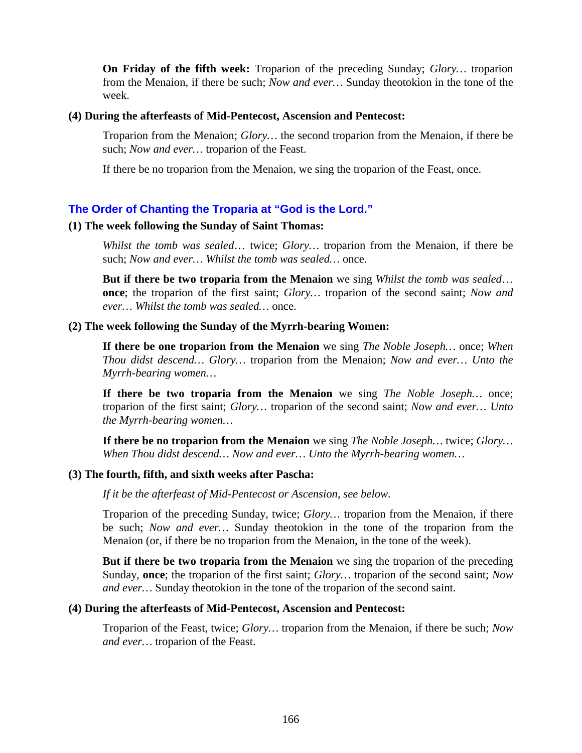**On Friday of the fifth week:** Troparion of the preceding Sunday; *Glory…* troparion from the Menaion, if there be such; *Now and ever…* Sunday theotokion in the tone of the week.

**(4) During the afterfeasts of Mid-Pentecost, Ascension and Pentecost:**

Troparion from the Menaion; *Glory…* the second troparion from the Menaion, if there be such; *Now and ever…* troparion of the Feast.

If there be no troparion from the Menaion, we sing the troparion of the Feast, once.

## The Order of Chanting the Troparia at "God is the Lord."

**(1) The week following the Sunday of Saint Thomas:**

*Whilst the tomb was sealed…* twice; *Glory…* troparion from the Menaion, if there be such; *Now and ever… Whilst the tomb was sealed…* once.

**But if there be two troparia from the Menaion** we sing *Whilst the tomb was sealed…* **once**; the troparion of the first saint; *Glory…* troparion of the second saint; *Now and ever… Whilst the tomb was sealed…* once.

**(2) The week following the Sunday of the Myrrh-bearing Women:**

**If there be one troparion from the Menaion** we sing *The Noble Joseph…* once; *When Thou didst descend… Glory…* troparion from the Menaion; *Now and ever… Unto the Myrrh-bearing women…*

**If there be two troparia from the Menaion** we sing *The Noble Joseph…* once; troparion of the first saint; *Glory…* troparion of the second saint; *Now and ever… Unto the Myrrh-bearing women…*

**If there be no troparion from the Menaion** we sing *The Noble Joseph…* twice; *Glory… When Thou didst descend… Now and ever… Unto the Myrrh-bearing women…*

**(3) The fourth, fifth, and sixth weeks after Pascha:**

*If it be the afterfeast of Mid-Pentecost or Ascension, see below.*

Troparion of the preceding Sunday, twice; *Glory…* troparion from the Menaion, if there be such; *Now and ever…* Sunday theotokion in the tone of the troparion from the Menaion (or, if there be no troparion from the Menaion, in the tone of the week).

**But if there be two troparia from the Menaion** we sing the troparion of the preceding Sunday, **once**; the troparion of the first saint; *Glory…* troparion of the second saint; *Now and ever…* Sunday theotokion in the tone of the troparion of the second saint.

**(4) During the afterfeasts of Mid-Pentecost, Ascension and Pentecost:**

Troparion of the Feast, twice; *Glory…* troparion from the Menaion, if there be such; *Now and ever…* troparion of the Feast.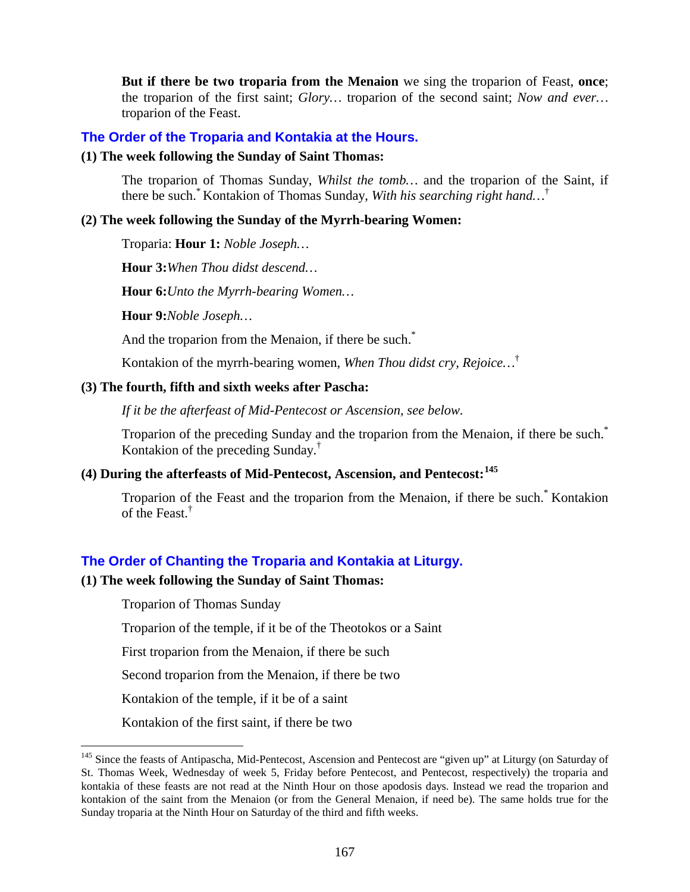**But if there be two troparia from the Menaion** we sing the troparion of Feast, **once**; the troparion of the first saint; *Glory…* troparion of the second saint; *Now and ever…* troparion of the Feast.

## The Order of the Troparia and Kontakia at the Hours.

**(1) The week following the Sunday of Saint Thomas:**

The troparion of Thomas Sunday, *Whilst the tomb…* and the troparion of the Saint, if there be such.* Kontakion of Thomas Sunday, *With his searching right hand…*†

**(2) The week following the Sunday of the Myrrh-bearing Women:**

Troparia: **Hour 1:** *Noble Joseph…*

**Hour 3:** *When Thou didst descend…*

**Hour 6:** *Unto the Myrrh-bearing Women…*

**Hour 9:** *Noble Joseph…*

And the troparion from the Menaion, if there be such.*

Kontakion of the myrrh-bearing women, *When Thou didst cry, Rejoice…*†

**(3) The fourth, fifth and sixth weeks after Pascha:**

*If it be the afterfeast of Mid-Pentecost or Ascension, see below.*

Troparion of the preceding Sunday and the troparion from the Menaion, if there be such.* Kontakion of the preceding Sunday.†

**(4) During the afterfeasts of Mid-Pentecost, Ascension, and Pentecost:**[145]

Troparion of the Feast and the troparion from the Menaion, if there be such.* Kontakion of the Feast.†

## The Order of Chanting the Troparia and Kontakia at Liturgy.

**(1) The week following the Sunday of Saint Thomas:**

Troparion of Thomas Sunday

Troparion of the temple, if it be of the Theotokos or a Saint

First troparion from the Menaion, if there be such

Second troparion from the Menaion, if there be two

Kontakion of the temple, if it be of a saint

Kontakion of the first saint, if there be two

---

[145] Since the feasts of Antipascha, Mid-Pentecost, Ascension and Pentecost are "given up" at Liturgy (on Saturday of St. Thomas Week, Wednesday of week 5, Friday before Pentecost, and Pentecost, respectively) the troparia and kontakia of these feasts are not read at the Ninth Hour on those apodosis days. Instead we read the troparion and kontakion of the saint from the Menaion (or from the General Menaion, if need be). The same holds true for the Sunday troparia at the Ninth Hour on Saturday of the third and fifth weeks.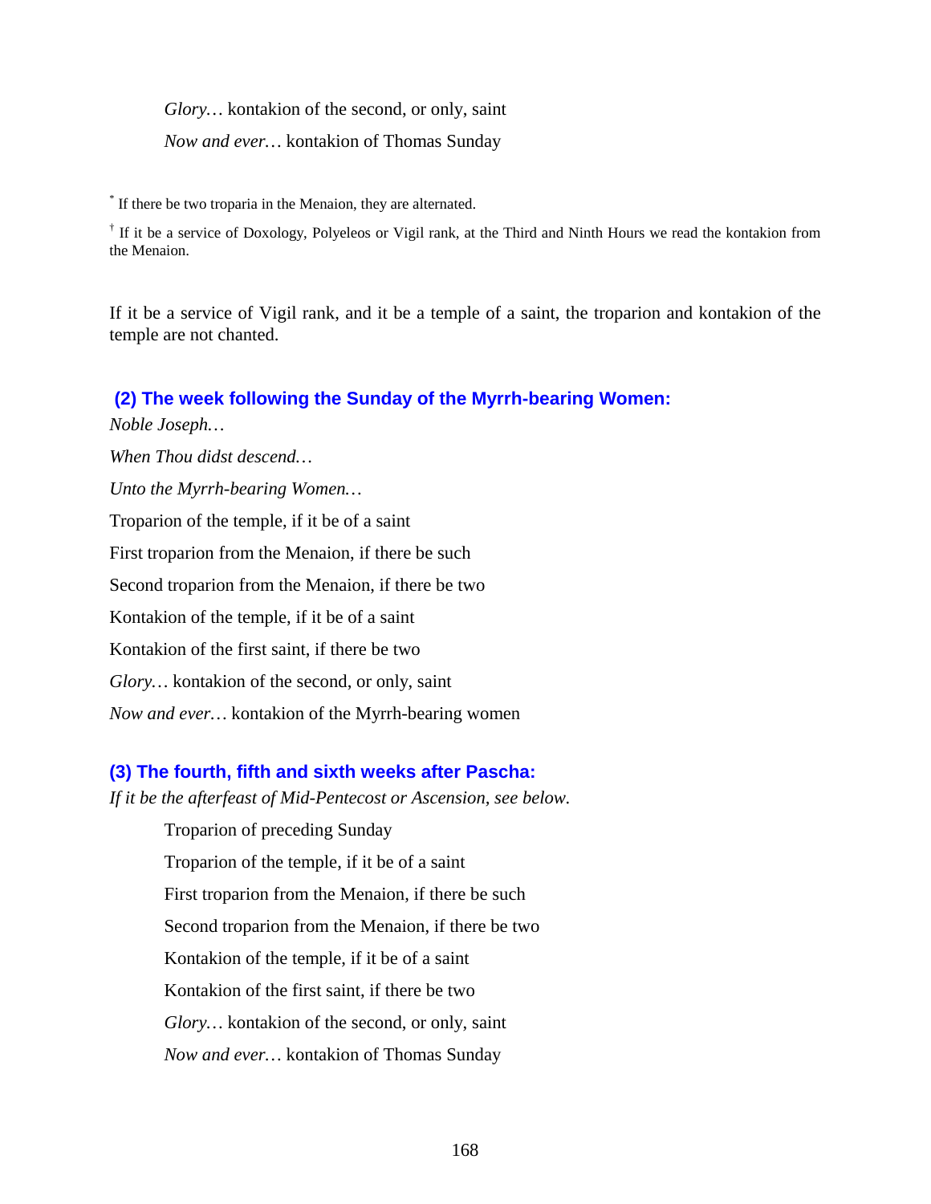*Glory…* kontakion of the second, or only, saint

*Now and ever…* kontakion of Thomas Sunday

* If there be two troparia in the Menaion, they are alternated.

† If it be a service of Doxology, Polyeleos or Vigil rank, at the Third and Ninth Hours we read the kontakion from the Menaion.

If it be a service of Vigil rank, and it be a temple of a saint, the troparion and kontakion of the temple are not chanted.

### (2) The week following the Sunday of the Myrrh-bearing Women:

*Noble Joseph…*

*When Thou didst descend…*

*Unto the Myrrh-bearing Women…*

Troparion of the temple, if it be of a saint

First troparion from the Menaion, if there be such

Second troparion from the Menaion, if there be two

Kontakion of the temple, if it be of a saint

Kontakion of the first saint, if there be two

*Glory…* kontakion of the second, or only, saint

*Now and ever…* kontakion of the Myrrh-bearing women

### (3) The fourth, fifth and sixth weeks after Pascha:

*If it be the afterfeast of Mid-Pentecost or Ascension, see below.*

Troparion of preceding Sunday

Troparion of the temple, if it be of a saint

First troparion from the Menaion, if there be such

Second troparion from the Menaion, if there be two

Kontakion of the temple, if it be of a saint

Kontakion of the first saint, if there be two

*Glory…* kontakion of the second, or only, saint

*Now and ever…* kontakion of Thomas Sunday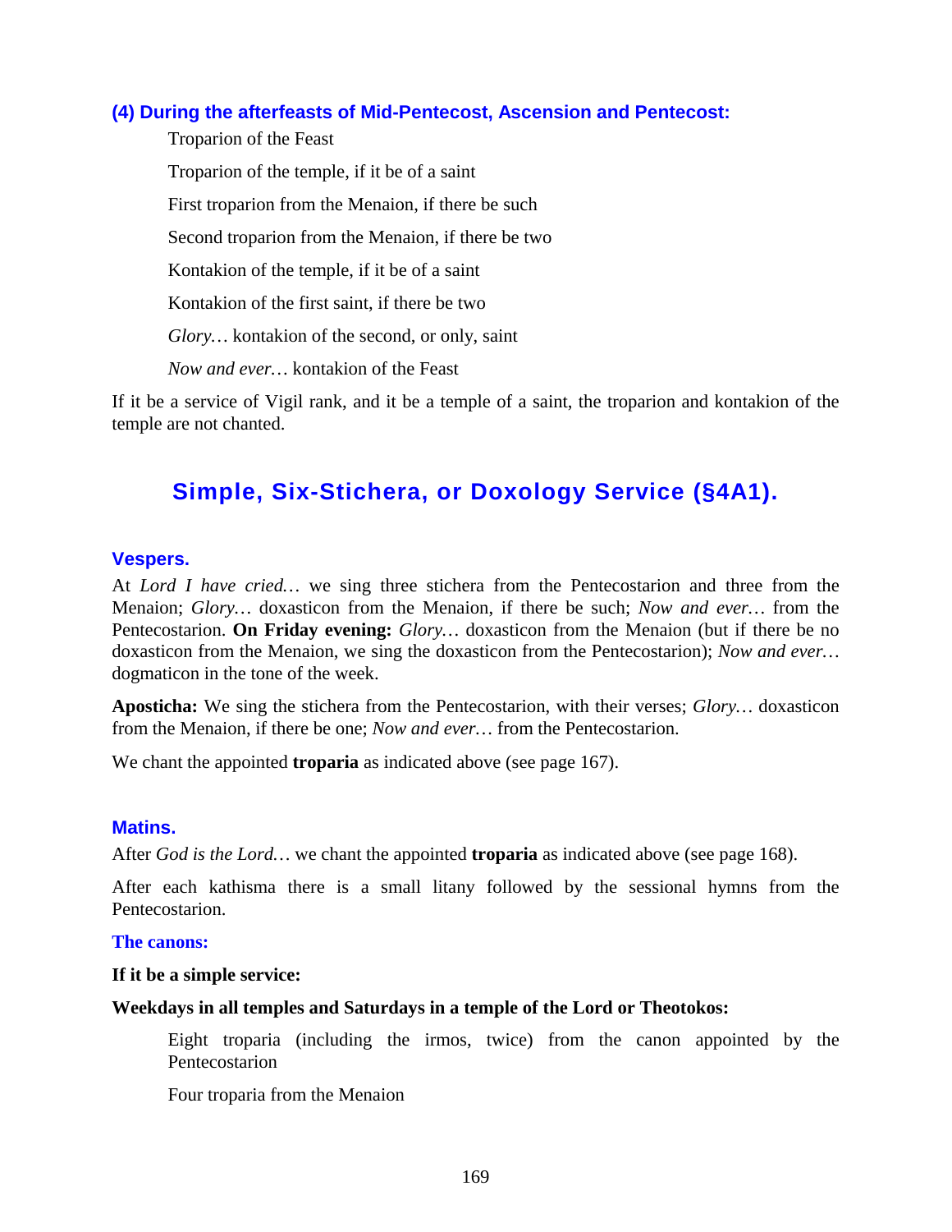### (4) During the afterfeasts of Mid-Pentecost, Ascension and Pentecost:

Troparion of the Feast

Troparion of the temple, if it be of a saint

First troparion from the Menaion, if there be such

Second troparion from the Menaion, if there be two

Kontakion of the temple, if it be of a saint

Kontakion of the first saint, if there be two

*Glory…* kontakion of the second, or only, saint

*Now and ever…* kontakion of the Feast

If it be a service of Vigil rank, and it be a temple of a saint, the troparion and kontakion of the temple are not chanted.

## Simple, Six-Stichera, or Doxology Service (§4A1).

### Vespers.

At *Lord I have cried…* we sing three stichera from the Pentecostarion and three from the Menaion; *Glory…* doxasticon from the Menaion, if there be such; *Now and ever…* from the Pentecostarion. **On Friday evening:** *Glory…* doxasticon from the Menaion (but if there be no doxasticon from the Menaion, we sing the doxasticon from the Pentecostarion); *Now and ever…* dogmaticon in the tone of the week.

**Aposticha:** We sing the stichera from the Pentecostarion, with their verses; *Glory…* doxasticon from the Menaion, if there be one; *Now and ever…* from the Pentecostarion.

We chant the appointed **troparia** as indicated above (see page 167).

### Matins.

After *God is the Lord…* we chant the appointed **troparia** as indicated above (see page 168).

After each kathisma there is a small litany followed by the sessional hymns from the Pentecostarion.

#### The canons:

**If it be a simple service:**

**Weekdays in all temples and Saturdays in a temple of the Lord or Theotokos:**

Eight troparia (including the irmos, twice) from the canon appointed by the Pentecostarion

Four troparia from the Menaion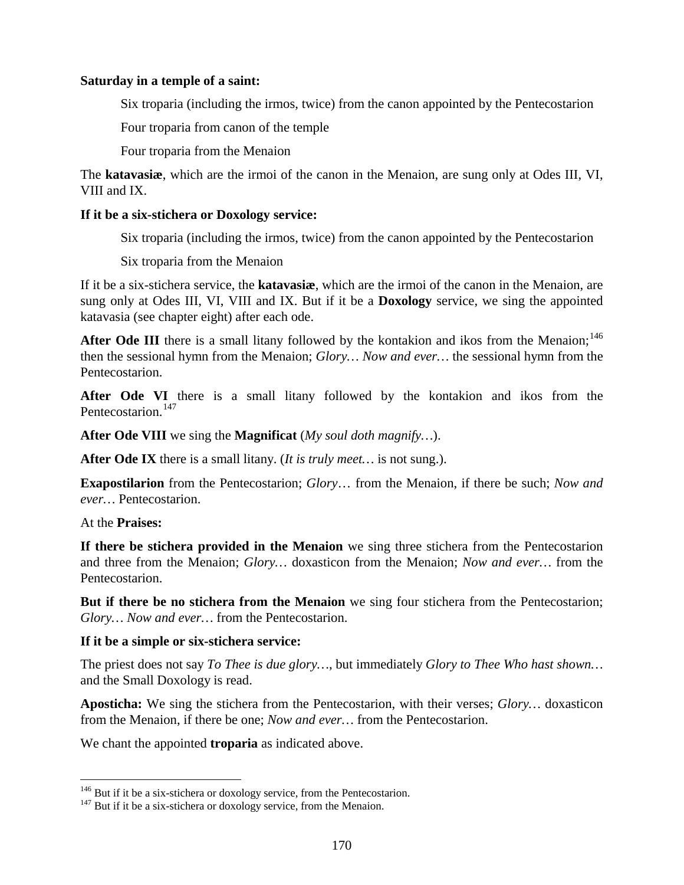**Saturday in a temple of a saint:**

Six troparia (including the irmos, twice) from the canon appointed by the Pentecostarion

Four troparia from canon of the temple

Four troparia from the Menaion

The **katavasiæ**, which are the irmoi of the canon in the Menaion, are sung only at Odes III, VI, VIII and IX.

**If it be a six-stichera or Doxology service:**

Six troparia (including the irmos, twice) from the canon appointed by the Pentecostarion

Six troparia from the Menaion

If it be a six-stichera service, the **katavasiæ**, which are the irmoi of the canon in the Menaion, are sung only at Odes III, VI, VIII and IX. But if it be a **Doxology** service, we sing the appointed katavasia (see chapter eight) after each ode.

**After Ode III** there is a small litany followed by the kontakion and ikos from the Menaion;[146] then the sessional hymn from the Menaion; *Glory… Now and ever…* the sessional hymn from the Pentecostarion.

**After Ode VI** there is a small litany followed by the kontakion and ikos from the Pentecostarion.[147]

**After Ode VIII** we sing the **Magnificat** (*My soul doth magnify…*).

**After Ode IX** there is a small litany. (*It is truly meet…* is not sung.).

**Exapostilarion** from the Pentecostarion; *Glory…* from the Menaion, if there be such; *Now and ever…* Pentecostarion.

At the **Praises:**

**If there be stichera provided in the Menaion** we sing three stichera from the Pentecostarion and three from the Menaion; *Glory…* doxasticon from the Menaion; *Now and ever…* from the Pentecostarion.

**But if there be no stichera from the Menaion** we sing four stichera from the Pentecostarion; *Glory… Now and ever…* from the Pentecostarion.

**If it be a simple or six-stichera service:**

The priest does not say *To Thee is due glory…*, but immediately *Glory to Thee Who hast shown…* and the Small Doxology is read.

**Aposticha:** We sing the stichera from the Pentecostarion, with their verses; *Glory…* doxasticon from the Menaion, if there be one; *Now and ever…* from the Pentecostarion.

We chant the appointed **troparia** as indicated above.

---

[146] But if it be a six-stichera or doxology service, from the Pentecostarion.

[147] But if it be a six-stichera or doxology service, from the Menaion.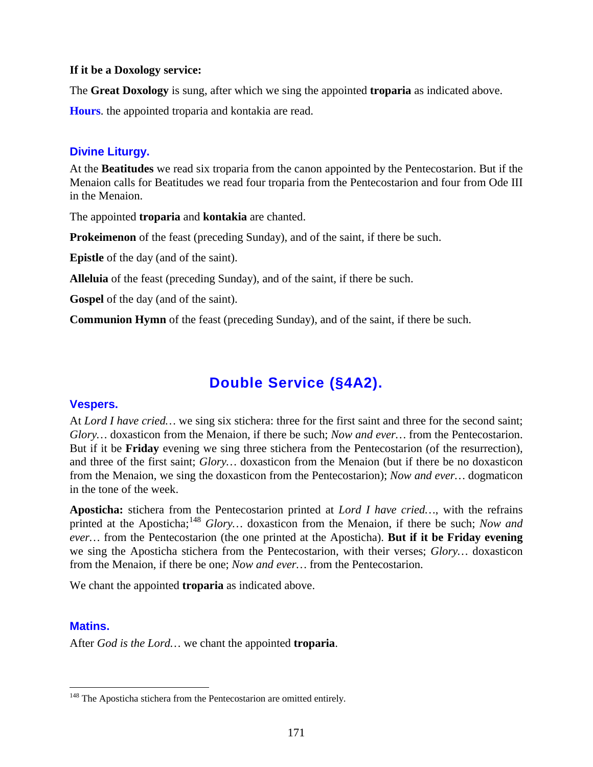**If it be a Doxology service:**

The **Great Doxology** is sung, after which we sing the appointed **troparia** as indicated above.

**Hours**. the appointed troparia and kontakia are read.

### Divine Liturgy.

At the **Beatitudes** we read six troparia from the canon appointed by the Pentecostarion. But if the Menaion calls for Beatitudes we read four troparia from the Pentecostarion and four from Ode III in the Menaion.

The appointed **troparia** and **kontakia** are chanted.

**Prokeimenon** of the feast (preceding Sunday), and of the saint, if there be such.

**Epistle** of the day (and of the saint).

**Alleluia** of the feast (preceding Sunday), and of the saint, if there be such.

**Gospel** of the day (and of the saint).

**Communion Hymn** of the feast (preceding Sunday), and of the saint, if there be such.

## Double Service (§4A2).

### Vespers.

At *Lord I have cried…* we sing six stichera: three for the first saint and three for the second saint; *Glory…* doxasticon from the Menaion, if there be such; *Now and ever…* from the Pentecostarion. But if it be **Friday** evening we sing three stichera from the Pentecostarion (of the resurrection), and three of the first saint; *Glory…* doxasticon from the Menaion (but if there be no doxasticon from the Menaion, we sing the doxasticon from the Pentecostarion); *Now and ever…* dogmaticon in the tone of the week.

**Aposticha:** stichera from the Pentecostarion printed at *Lord I have cried…*, with the refrains printed at the Aposticha;[148] *Glory…* doxasticon from the Menaion, if there be such; *Now and ever…* from the Pentecostarion (the one printed at the Aposticha). **But if it be Friday evening** we sing the Aposticha stichera from the Pentecostarion, with their verses; *Glory…* doxasticon from the Menaion, if there be one; *Now and ever…* from the Pentecostarion.

We chant the appointed **troparia** as indicated above.

### Matins.

After *God is the Lord…* we chant the appointed **troparia**.

---

[148] The Aposticha stichera from the Pentecostarion are omitted entirely.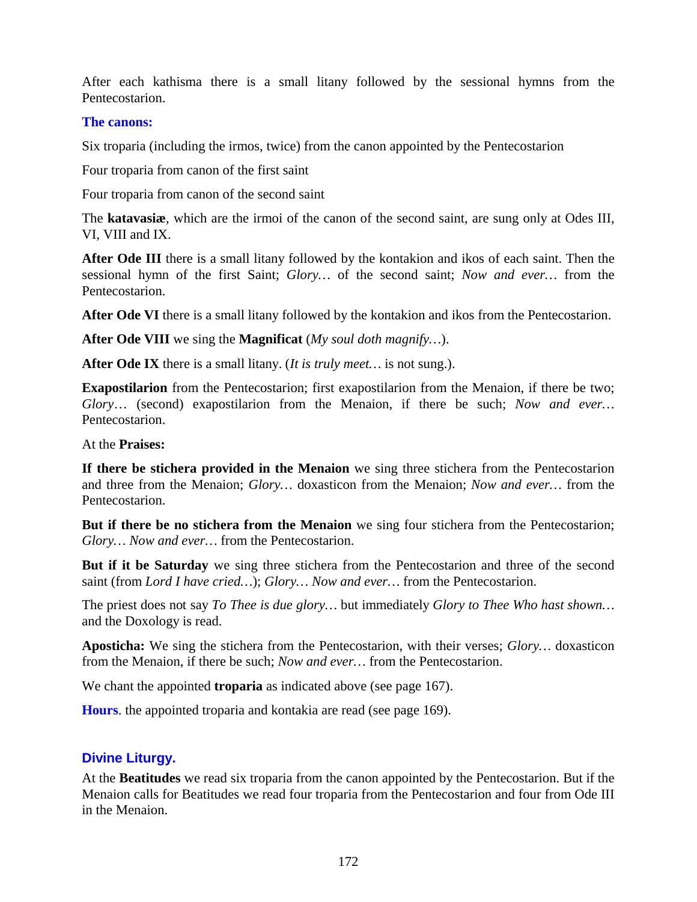After each kathisma there is a small litany followed by the sessional hymns from the Pentecostarion.

### The canons:

Six troparia (including the irmos, twice) from the canon appointed by the Pentecostarion

Four troparia from canon of the first saint

Four troparia from canon of the second saint

The **katavasiæ**, which are the irmoi of the canon of the second saint, are sung only at Odes III, VI, VIII and IX.

**After Ode III** there is a small litany followed by the kontakion and ikos of each saint. Then the sessional hymn of the first Saint; *Glory…* of the second saint; *Now and ever…* from the Pentecostarion.

**After Ode VI** there is a small litany followed by the kontakion and ikos from the Pentecostarion.

**After Ode VIII** we sing the **Magnificat** (*My soul doth magnify…*).

**After Ode IX** there is a small litany. (*It is truly meet…* is not sung.).

**Exapostilarion** from the Pentecostarion; first exapostilarion from the Menaion, if there be two; *Glory*… (second) exapostilarion from the Menaion, if there be such; *Now and ever…* Pentecostarion.

At the **Praises:**

**If there be stichera provided in the Menaion** we sing three stichera from the Pentecostarion and three from the Menaion; *Glory…* doxasticon from the Menaion; *Now and ever…* from the Pentecostarion.

**But if there be no stichera from the Menaion** we sing four stichera from the Pentecostarion; *Glory… Now and ever…* from the Pentecostarion.

**But if it be Saturday** we sing three stichera from the Pentecostarion and three of the second saint (from *Lord I have cried…*); *Glory… Now and ever…* from the Pentecostarion.

The priest does not say *To Thee is due glory…* but immediately *Glory to Thee Who hast shown…* and the Doxology is read.

**Aposticha:** We sing the stichera from the Pentecostarion, with their verses; *Glory…* doxasticon from the Menaion, if there be such; *Now and ever…* from the Pentecostarion.

We chant the appointed **troparia** as indicated above (see page 167).

**Hours**. the appointed troparia and kontakia are read (see page 169).

## Divine Liturgy.

At the **Beatitudes** we read six troparia from the canon appointed by the Pentecostarion. But if the Menaion calls for Beatitudes we read four troparia from the Pentecostarion and four from Ode III in the Menaion.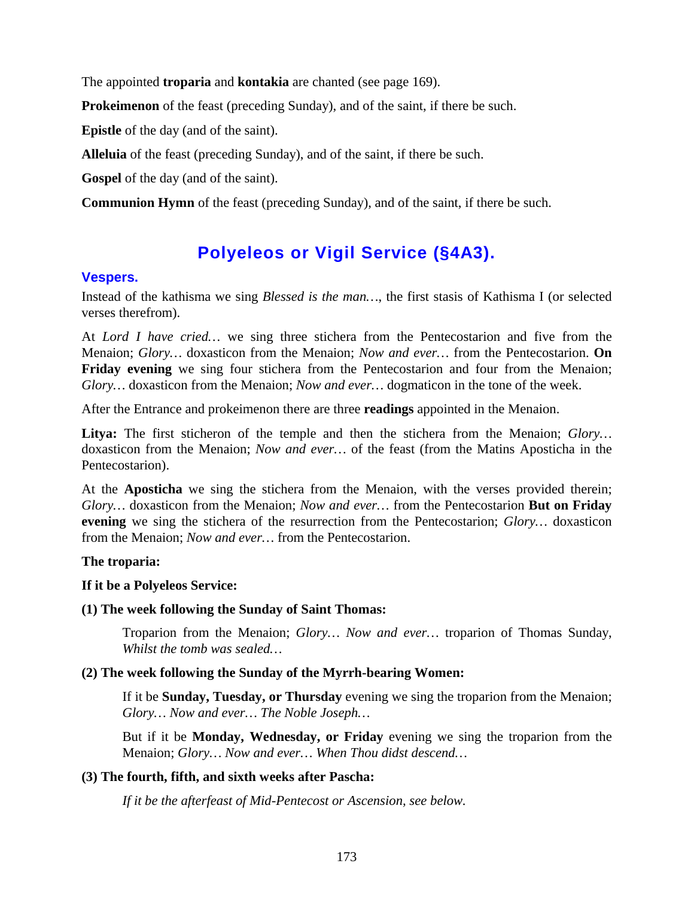The appointed **troparia** and **kontakia** are chanted (see page 169).

**Prokeimenon** of the feast (preceding Sunday), and of the saint, if there be such.

**Epistle** of the day (and of the saint).

**Alleluia** of the feast (preceding Sunday), and of the saint, if there be such.

**Gospel** of the day (and of the saint).

**Communion Hymn** of the feast (preceding Sunday), and of the saint, if there be such.

## Polyeleos or Vigil Service (§4A3).

### Vespers.

Instead of the kathisma we sing *Blessed is the man…*, the first stasis of Kathisma I (or selected verses therefrom).

At *Lord I have cried…* we sing three stichera from the Pentecostarion and five from the Menaion; *Glory…* doxasticon from the Menaion; *Now and ever…* from the Pentecostarion. **On Friday evening** we sing four stichera from the Pentecostarion and four from the Menaion; *Glory…* doxasticon from the Menaion; *Now and ever…* dogmaticon in the tone of the week.

After the Entrance and prokeimenon there are three **readings** appointed in the Menaion.

**Litya:** The first sticheron of the temple and then the stichera from the Menaion; *Glory…* doxasticon from the Menaion; *Now and ever…* of the feast (from the Matins Aposticha in the Pentecostarion).

At the **Aposticha** we sing the stichera from the Menaion, with the verses provided therein; *Glory…* doxasticon from the Menaion; *Now and ever…* from the Pentecostarion **But on Friday evening** we sing the stichera of the resurrection from the Pentecostarion; *Glory…* doxasticon from the Menaion; *Now and ever…* from the Pentecostarion.

**The troparia:**

**If it be a Polyeleos Service:**

**(1) The week following the Sunday of Saint Thomas:**

> Troparion from the Menaion; *Glory… Now and ever…* troparion of Thomas Sunday, *Whilst the tomb was sealed…*

**(2) The week following the Sunday of the Myrrh-bearing Women:**

> If it be **Sunday, Tuesday, or Thursday** evening we sing the troparion from the Menaion; *Glory… Now and ever… The Noble Joseph…*
>
> But if it be **Monday, Wednesday, or Friday** evening we sing the troparion from the Menaion; *Glory… Now and ever… When Thou didst descend…*

**(3) The fourth, fifth, and sixth weeks after Pascha:**

> *If it be the afterfeast of Mid-Pentecost or Ascension, see below.*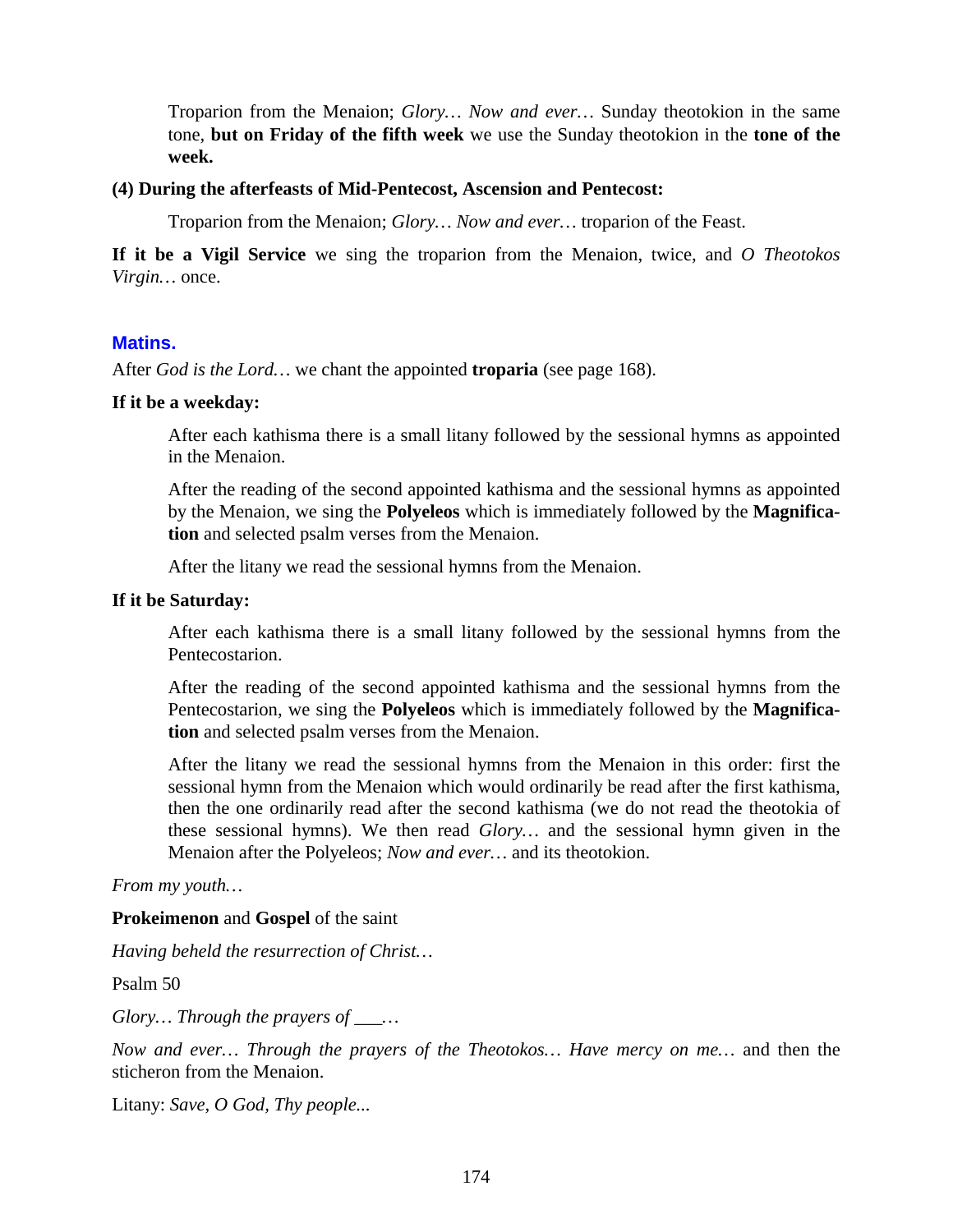Troparion from the Menaion; *Glory… Now and ever…* Sunday theotokion in the same tone, **but on Friday of the fifth week** we use the Sunday theotokion in the **tone of the week.**

**(4) During the afterfeasts of Mid-Pentecost, Ascension and Pentecost:**

Troparion from the Menaion; *Glory… Now and ever…* troparion of the Feast.

**If it be a Vigil Service** we sing the troparion from the Menaion, twice, and *O Theotokos Virgin…* once.

## Matins.

After *God is the Lord…* we chant the appointed **troparia** (see page 168).

**If it be a weekday:**

After each kathisma there is a small litany followed by the sessional hymns as appointed in the Menaion.

After the reading of the second appointed kathisma and the sessional hymns as appointed by the Menaion, we sing the **Polyeleos** which is immediately followed by the **Magnification** and selected psalm verses from the Menaion.

After the litany we read the sessional hymns from the Menaion.

**If it be Saturday:**

After each kathisma there is a small litany followed by the sessional hymns from the Pentecostarion.

After the reading of the second appointed kathisma and the sessional hymns from the Pentecostarion, we sing the **Polyeleos** which is immediately followed by the **Magnification** and selected psalm verses from the Menaion.

After the litany we read the sessional hymns from the Menaion in this order: first the sessional hymn from the Menaion which would ordinarily be read after the first kathisma, then the one ordinarily read after the second kathisma (we do not read the theotokia of these sessional hymns). We then read *Glory…* and the sessional hymn given in the Menaion after the Polyeleos; *Now and ever…* and its theotokion.

*From my youth…*

**Prokeimenon** and **Gospel** of the saint

*Having beheld the resurrection of Christ…*

Psalm 50

*Glory… Through the prayers of \_\_\_…*

*Now and ever… Through the prayers of the Theotokos… Have mercy on me…* and then the sticheron from the Menaion.

Litany: *Save, O God, Thy people...*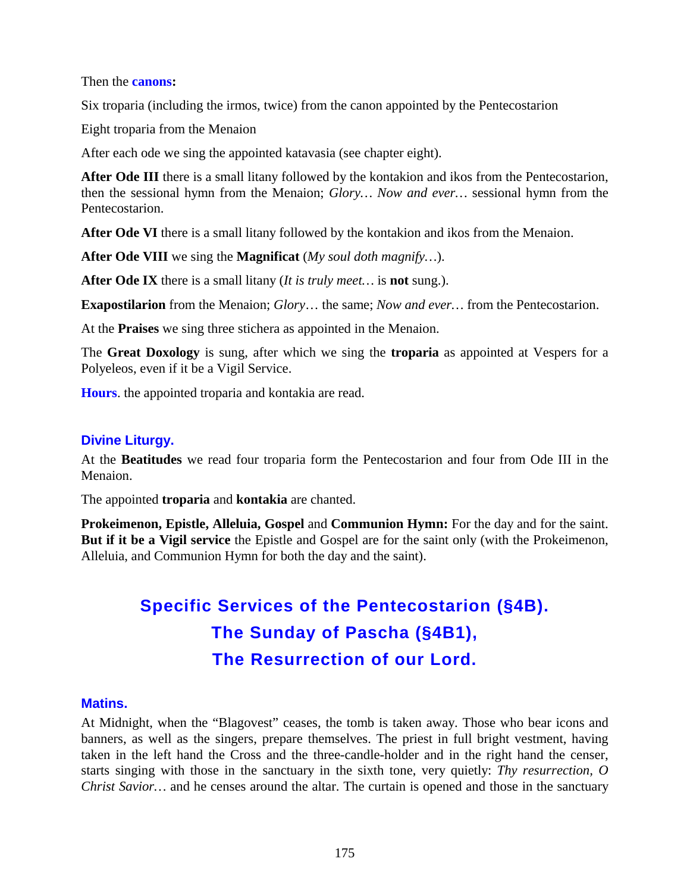Then the **canons:**

Six troparia (including the irmos, twice) from the canon appointed by the Pentecostarion

Eight troparia from the Menaion

After each ode we sing the appointed katavasia (see chapter eight).

**After Ode III** there is a small litany followed by the kontakion and ikos from the Pentecostarion, then the sessional hymn from the Menaion; *Glory… Now and ever…* sessional hymn from the Pentecostarion.

**After Ode VI** there is a small litany followed by the kontakion and ikos from the Menaion.

**After Ode VIII** we sing the **Magnificat** (*My soul doth magnify…*).

**After Ode IX** there is a small litany (*It is truly meet…* is **not** sung.).

**Exapostilarion** from the Menaion; *Glory*… the same; *Now and ever…* from the Pentecostarion.

At the **Praises** we sing three stichera as appointed in the Menaion.

The **Great Doxology** is sung, after which we sing the **troparia** as appointed at Vespers for a Polyeleos, even if it be a Vigil Service.

**Hours**. the appointed troparia and kontakia are read.

### Divine Liturgy.

At the **Beatitudes** we read four troparia form the Pentecostarion and four from Ode III in the Menaion.

The appointed **troparia** and **kontakia** are chanted.

**Prokeimenon, Epistle, Alleluia, Gospel** and **Communion Hymn:** For the day and for the saint. **But if it be a Vigil service** the Epistle and Gospel are for the saint only (with the Prokeimenon, Alleluia, and Communion Hymn for both the day and the saint).

## Specific Services of the Pentecostarion (§4B).
## The Sunday of Pascha (§4B1),
## The Resurrection of our Lord.

### Matins.

At Midnight, when the "Blagovest" ceases, the tomb is taken away. Those who bear icons and banners, as well as the singers, prepare themselves. The priest in full bright vestment, having taken in the left hand the Cross and the three-candle-holder and in the right hand the censer, starts singing with those in the sanctuary in the sixth tone, very quietly: *Thy resurrection, O Christ Savior…* and he censes around the altar. The curtain is opened and those in the sanctuary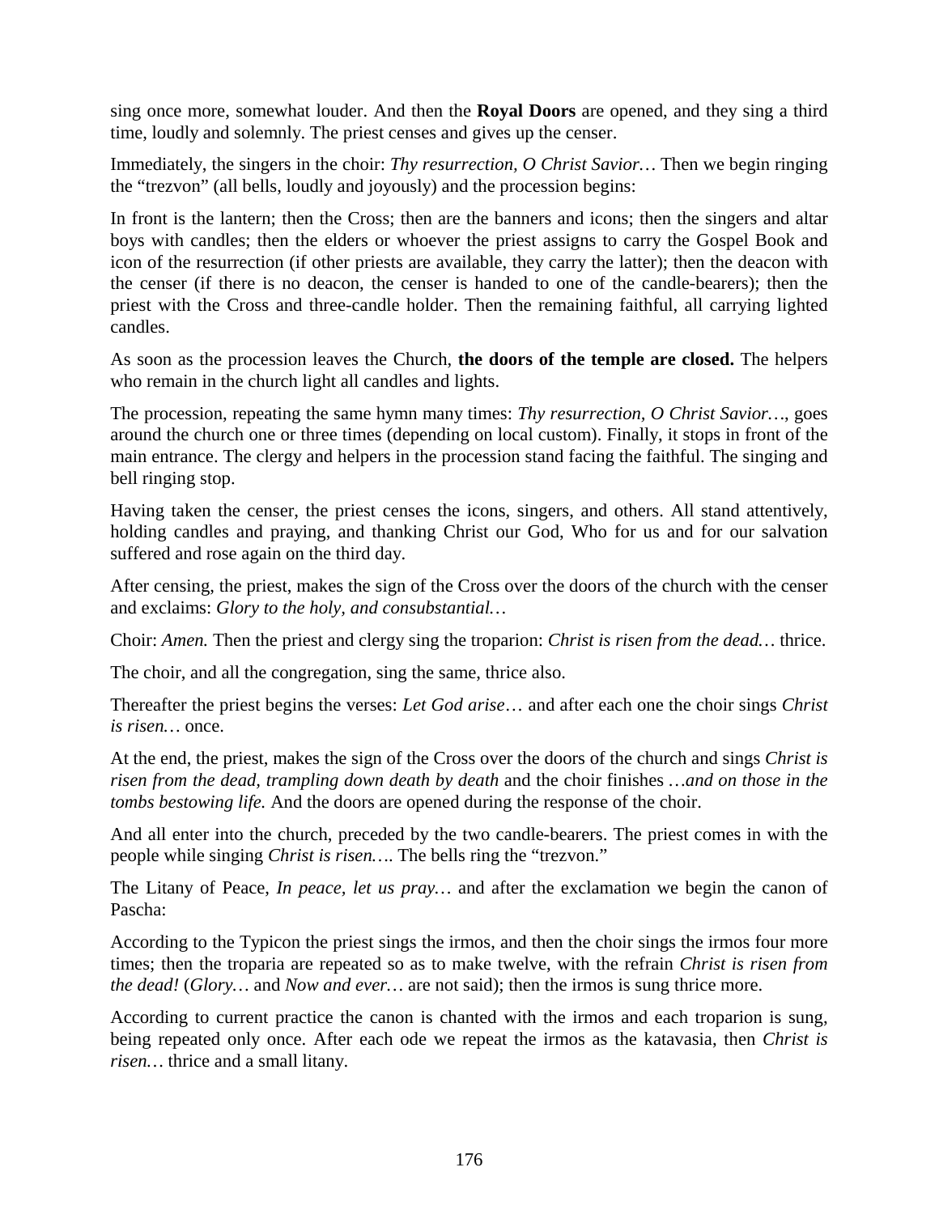sing once more, somewhat louder. And then the **Royal Doors** are opened, and they sing a third time, loudly and solemnly. The priest censes and gives up the censer.

Immediately, the singers in the choir: *Thy resurrection, O Christ Savior…* Then we begin ringing the "trezvon" (all bells, loudly and joyously) and the procession begins:

In front is the lantern; then the Cross; then are the banners and icons; then the singers and altar boys with candles; then the elders or whoever the priest assigns to carry the Gospel Book and icon of the resurrection (if other priests are available, they carry the latter); then the deacon with the censer (if there is no deacon, the censer is handed to one of the candle-bearers); then the priest with the Cross and three-candle holder. Then the remaining faithful, all carrying lighted candles.

As soon as the procession leaves the Church, **the doors of the temple are closed.** The helpers who remain in the church light all candles and lights.

The procession, repeating the same hymn many times: *Thy resurrection, O Christ Savior…*, goes around the church one or three times (depending on local custom). Finally, it stops in front of the main entrance. The clergy and helpers in the procession stand facing the faithful. The singing and bell ringing stop.

Having taken the censer, the priest censes the icons, singers, and others. All stand attentively, holding candles and praying, and thanking Christ our God, Who for us and for our salvation suffered and rose again on the third day.

After censing, the priest, makes the sign of the Cross over the doors of the church with the censer and exclaims: *Glory to the holy, and consubstantial…*

Choir: *Amen.* Then the priest and clergy sing the troparion: *Christ is risen from the dead…* thrice.

The choir, and all the congregation, sing the same, thrice also.

Thereafter the priest begins the verses: *Let God arise…* and after each one the choir sings *Christ is risen…* once.

At the end, the priest, makes the sign of the Cross over the doors of the church and sings *Christ is risen from the dead, trampling down death by death* and the choir finishes *…and on those in the tombs bestowing life.* And the doors are opened during the response of the choir.

And all enter into the church, preceded by the two candle-bearers. The priest comes in with the people while singing *Christ is risen….* The bells ring the "trezvon."

The Litany of Peace, *In peace, let us pray…* and after the exclamation we begin the canon of Pascha:

According to the Typicon the priest sings the irmos, and then the choir sings the irmos four more times; then the troparia are repeated so as to make twelve, with the refrain *Christ is risen from the dead!* (*Glory…* and *Now and ever…* are not said); then the irmos is sung thrice more.

According to current practice the canon is chanted with the irmos and each troparion is sung, being repeated only once. After each ode we repeat the irmos as the katavasia, then *Christ is risen…* thrice and a small litany.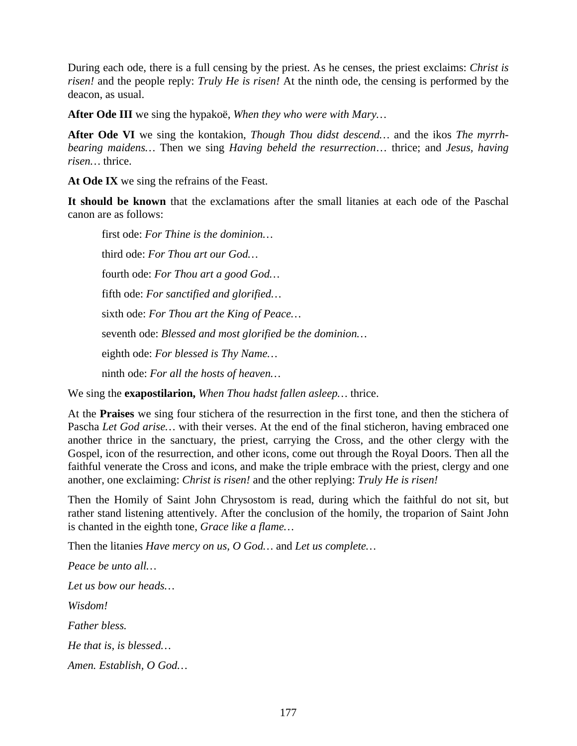During each ode, there is a full censing by the priest. As he censes, the priest exclaims: *Christ is risen!* and the people reply: *Truly He is risen!* At the ninth ode, the censing is performed by the deacon, as usual.

**After Ode III** we sing the hypakoë, *When they who were with Mary…*

**After Ode VI** we sing the kontakion, *Though Thou didst descend…* and the ikos *The myrrh-bearing maidens…* Then we sing *Having beheld the resurrection…* thrice; and *Jesus, having risen…* thrice.

**At Ode IX** we sing the refrains of the Feast.

**It should be known** that the exclamations after the small litanies at each ode of the Paschal canon are as follows:

> first ode: *For Thine is the dominion…*
>
> third ode: *For Thou art our God…*
>
> fourth ode: *For Thou art a good God…*
>
> fifth ode: *For sanctified and glorified…*
>
> sixth ode: *For Thou art the King of Peace…*
>
> seventh ode: *Blessed and most glorified be the dominion…*
>
> eighth ode: *For blessed is Thy Name…*
>
> ninth ode: *For all the hosts of heaven…*

We sing the **exapostilarion,** *When Thou hadst fallen asleep…* thrice.

At the **Praises** we sing four stichera of the resurrection in the first tone, and then the stichera of Pascha *Let God arise…* with their verses. At the end of the final sticheron, having embraced one another thrice in the sanctuary, the priest, carrying the Cross, and the other clergy with the Gospel, icon of the resurrection, and other icons, come out through the Royal Doors. Then all the faithful venerate the Cross and icons, and make the triple embrace with the priest, clergy and one another, one exclaiming: *Christ is risen!* and the other replying: *Truly He is risen!*

Then the Homily of Saint John Chrysostom is read, during which the faithful do not sit, but rather stand listening attentively. After the conclusion of the homily, the troparion of Saint John is chanted in the eighth tone, *Grace like a flame…*

Then the litanies *Have mercy on us, O God…* and *Let us complete…*

*Peace be unto all…*

*Let us bow our heads…*

*Wisdom!*

*Father bless.*

*He that is, is blessed…*

*Amen. Establish, O God…*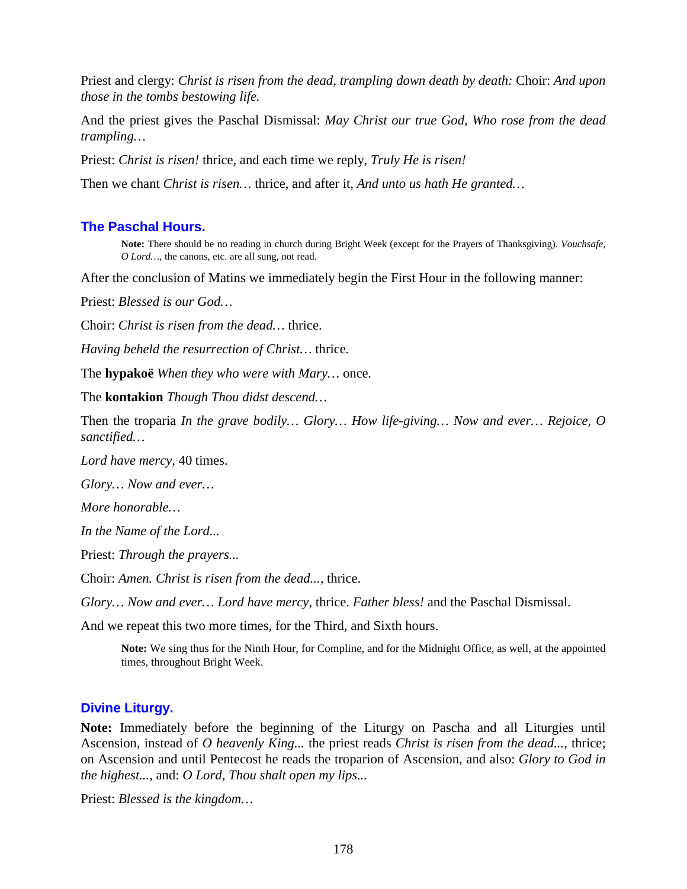Priest and clergy: *Christ is risen from the dead, trampling down death by death:* Choir: *And upon those in the tombs bestowing life.*

And the priest gives the Paschal Dismissal: *May Christ our true God, Who rose from the dead trampling…*

Priest: *Christ is risen!* thrice, and each time we reply, *Truly He is risen!*

Then we chant *Christ is risen…* thrice, and after it, *And unto us hath He granted…*

## The Paschal Hours.

> **Note:** There should be no reading in church during Bright Week (except for the Prayers of Thanksgiving). *Vouchsafe, O Lord…*, the canons, etc. are all sung, not read.

After the conclusion of Matins we immediately begin the First Hour in the following manner:

Priest: *Blessed is our God…*

Choir: *Christ is risen from the dead…* thrice.

*Having beheld the resurrection of Christ…* thrice.

The **hypakoë** *When they who were with Mary…* once.

The **kontakion** *Though Thou didst descend…*

Then the troparia *In the grave bodily… Glory… How life-giving… Now and ever… Rejoice, O sanctified…*

*Lord have mercy*, 40 times.

*Glory… Now and ever…*

*More honorable…*

*In the Name of the Lord...*

Priest: *Through the prayers...*

Choir: *Amen. Christ is risen from the dead...*, thrice.

*Glory… Now and ever… Lord have mercy*, thrice. *Father bless!* and the Paschal Dismissal.

And we repeat this two more times, for the Third, and Sixth hours.

> **Note:** We sing thus for the Ninth Hour, for Compline, and for the Midnight Office, as well, at the appointed times, throughout Bright Week.

## Divine Liturgy.

**Note:** Immediately before the beginning of the Liturgy on Pascha and all Liturgies until Ascension, instead of *O heavenly King...* the priest reads *Christ is risen from the dead...*, thrice; on Ascension and until Pentecost he reads the troparion of Ascension, and also: *Glory to God in the highest...*, and: *O Lord, Thou shalt open my lips...*

Priest: *Blessed is the kingdom…*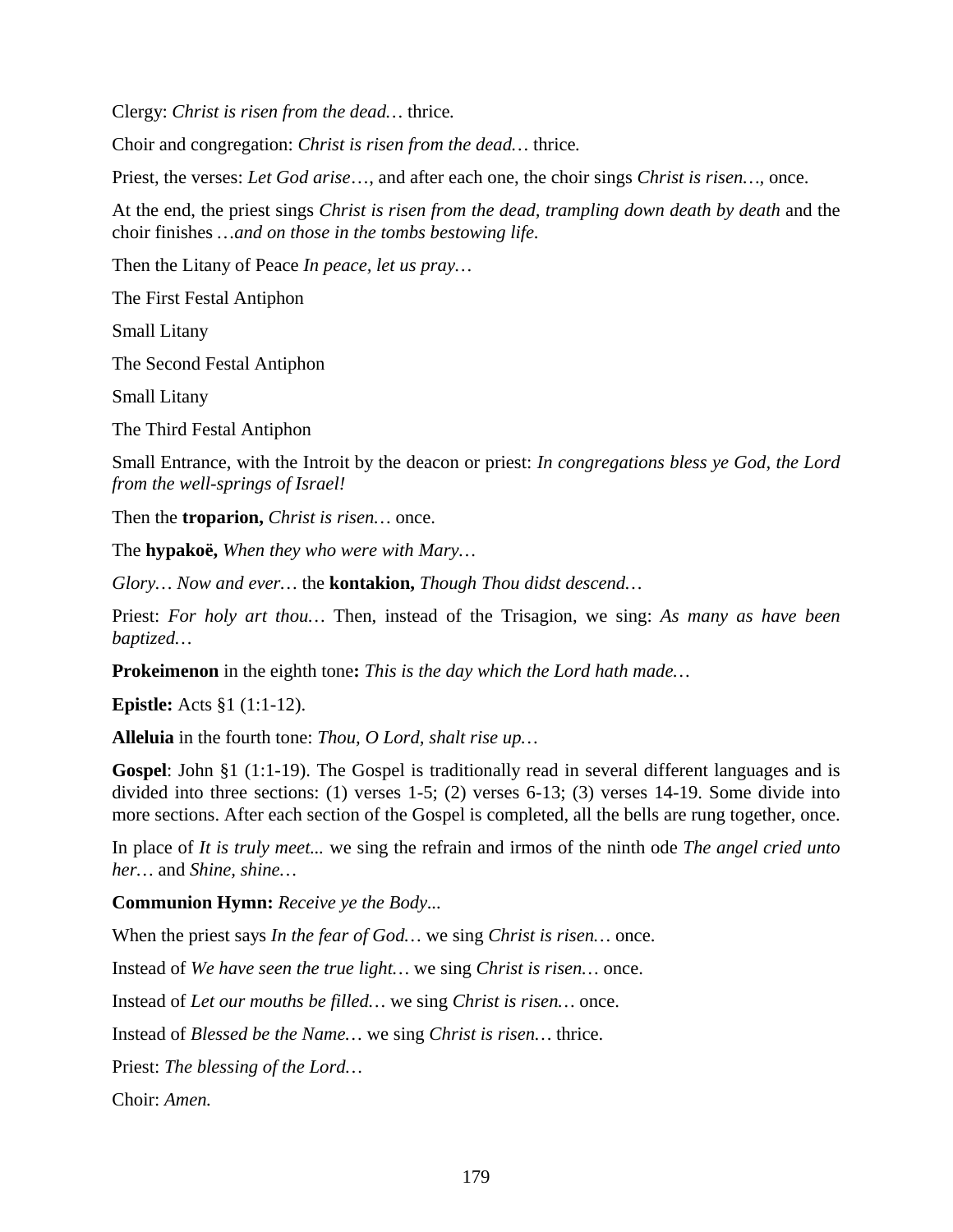Clergy: *Christ is risen from the dead…* thrice.

Choir and congregation: *Christ is risen from the dead…* thrice.

Priest, the verses: *Let God arise…*, and after each one, the choir sings *Christ is risen…*, once.

At the end, the priest sings *Christ is risen from the dead, trampling down death by death* and the choir finishes *…and on those in the tombs bestowing life.*

Then the Litany of Peace *In peace, let us pray…*

The First Festal Antiphon

Small Litany

The Second Festal Antiphon

Small Litany

The Third Festal Antiphon

Small Entrance, with the Introit by the deacon or priest: *In congregations bless ye God, the Lord from the well-springs of Israel!*

Then the **troparion,** *Christ is risen…* once.

The **hypakoë,** *When they who were with Mary…*

*Glory… Now and ever…* the **kontakion,** *Though Thou didst descend…*

Priest: *For holy art thou…* Then, instead of the Trisagion, we sing: *As many as have been baptized…*

**Prokeimenon** in the eighth tone**:** *This is the day which the Lord hath made…*

**Epistle:** Acts §1 (1:1-12).

**Alleluia** in the fourth tone: *Thou, O Lord, shalt rise up…*

**Gospel**: John §1 (1:1-19). The Gospel is traditionally read in several different languages and is divided into three sections: (1) verses 1-5; (2) verses 6-13; (3) verses 14-19. Some divide into more sections. After each section of the Gospel is completed, all the bells are rung together, once.

In place of *It is truly meet...* we sing the refrain and irmos of the ninth ode *The angel cried unto her…* and *Shine, shine…*

**Communion Hymn:** *Receive ye the Body...*

When the priest says *In the fear of God…* we sing *Christ is risen…* once.

Instead of *We have seen the true light…* we sing *Christ is risen…* once.

Instead of *Let our mouths be filled…* we sing *Christ is risen…* once.

Instead of *Blessed be the Name…* we sing *Christ is risen…* thrice.

Priest: *The blessing of the Lord…*

Choir: *Amen.*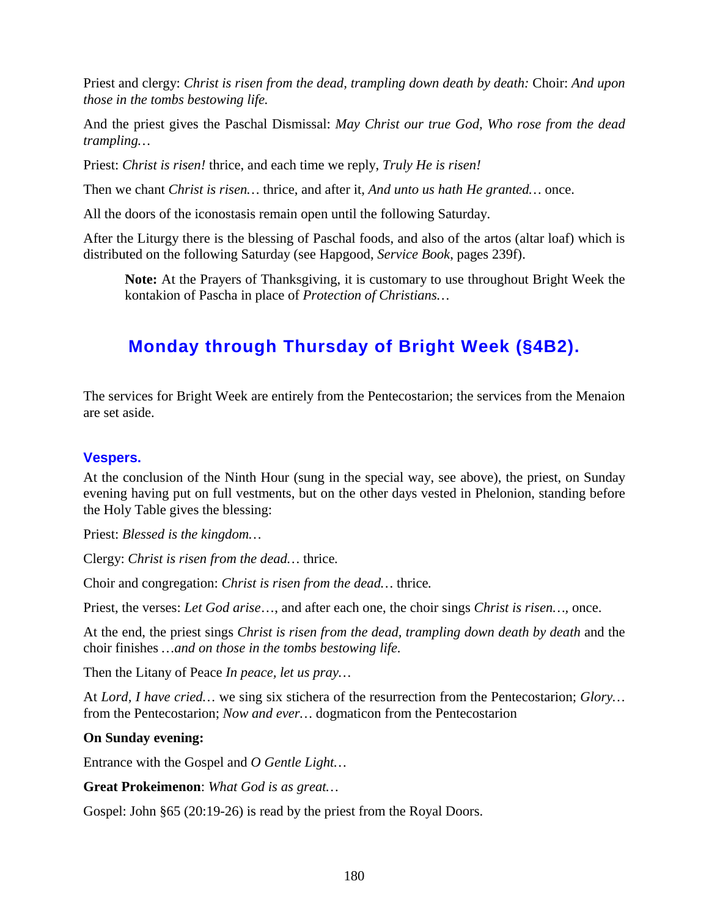Priest and clergy: *Christ is risen from the dead, trampling down death by death:* Choir: *And upon those in the tombs bestowing life.*

And the priest gives the Paschal Dismissal: *May Christ our true God, Who rose from the dead trampling…*

Priest: *Christ is risen!* thrice, and each time we reply, *Truly He is risen!*

Then we chant *Christ is risen…* thrice, and after it, *And unto us hath He granted…* once.

All the doors of the iconostasis remain open until the following Saturday.

After the Liturgy there is the blessing of Paschal foods, and also of the artos (altar loaf) which is distributed on the following Saturday (see Hapgood, *Service Book*, pages 239f).

> **Note:** At the Prayers of Thanksgiving, it is customary to use throughout Bright Week the kontakion of Pascha in place of *Protection of Christians…*

## Monday through Thursday of Bright Week (§4B2).

The services for Bright Week are entirely from the Pentecostarion; the services from the Menaion are set aside.

### Vespers.

At the conclusion of the Ninth Hour (sung in the special way, see above), the priest, on Sunday evening having put on full vestments, but on the other days vested in Phelonion, standing before the Holy Table gives the blessing:

Priest: *Blessed is the kingdom…*

Clergy: *Christ is risen from the dead…* thrice.

Choir and congregation: *Christ is risen from the dead…* thrice.

Priest, the verses: *Let God arise*…, and after each one, the choir sings *Christ is risen…*, once.

At the end, the priest sings *Christ is risen from the dead, trampling down death by death* and the choir finishes *…and on those in the tombs bestowing life.*

Then the Litany of Peace *In peace, let us pray…*

At *Lord, I have cried…* we sing six stichera of the resurrection from the Pentecostarion; *Glory…* from the Pentecostarion; *Now and ever…* dogmaticon from the Pentecostarion

**On Sunday evening:**

Entrance with the Gospel and *O Gentle Light…*

**Great Prokeimenon**: *What God is as great…*

Gospel: John §65 (20:19-26) is read by the priest from the Royal Doors.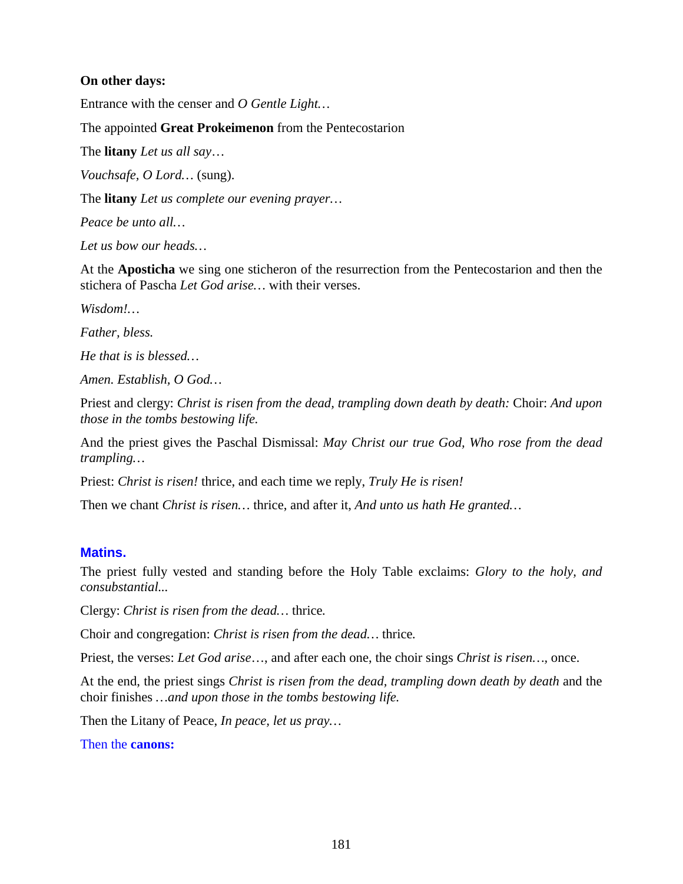**On other days:**

Entrance with the censer and *O Gentle Light…*

The appointed **Great Prokeimenon** from the Pentecostarion

The **litany** *Let us all say…*

*Vouchsafe, O Lord…* (sung).

The **litany** *Let us complete our evening prayer…*

*Peace be unto all…*

*Let us bow our heads…*

At the **Aposticha** we sing one sticheron of the resurrection from the Pentecostarion and then the stichera of Pascha *Let God arise…* with their verses.

*Wisdom!…*

*Father, bless.*

*He that is is blessed…*

*Amen. Establish, O God…*

Priest and clergy: *Christ is risen from the dead, trampling down death by death:* Choir: *And upon those in the tombs bestowing life.*

And the priest gives the Paschal Dismissal: *May Christ our true God, Who rose from the dead trampling…*

Priest: *Christ is risen!* thrice, and each time we reply, *Truly He is risen!*

Then we chant *Christ is risen…* thrice, and after it, *And unto us hath He granted…*

## Matins.

The priest fully vested and standing before the Holy Table exclaims: *Glory to the holy, and consubstantial...*

Clergy: *Christ is risen from the dead…* thrice.

Choir and congregation: *Christ is risen from the dead…* thrice.

Priest, the verses: *Let God arise…*, and after each one, the choir sings *Christ is risen…*, once.

At the end, the priest sings *Christ is risen from the dead, trampling down death by death* and the choir finishes *…and upon those in the tombs bestowing life.*

Then the Litany of Peace, *In peace, let us pray…*

Then the **canons:**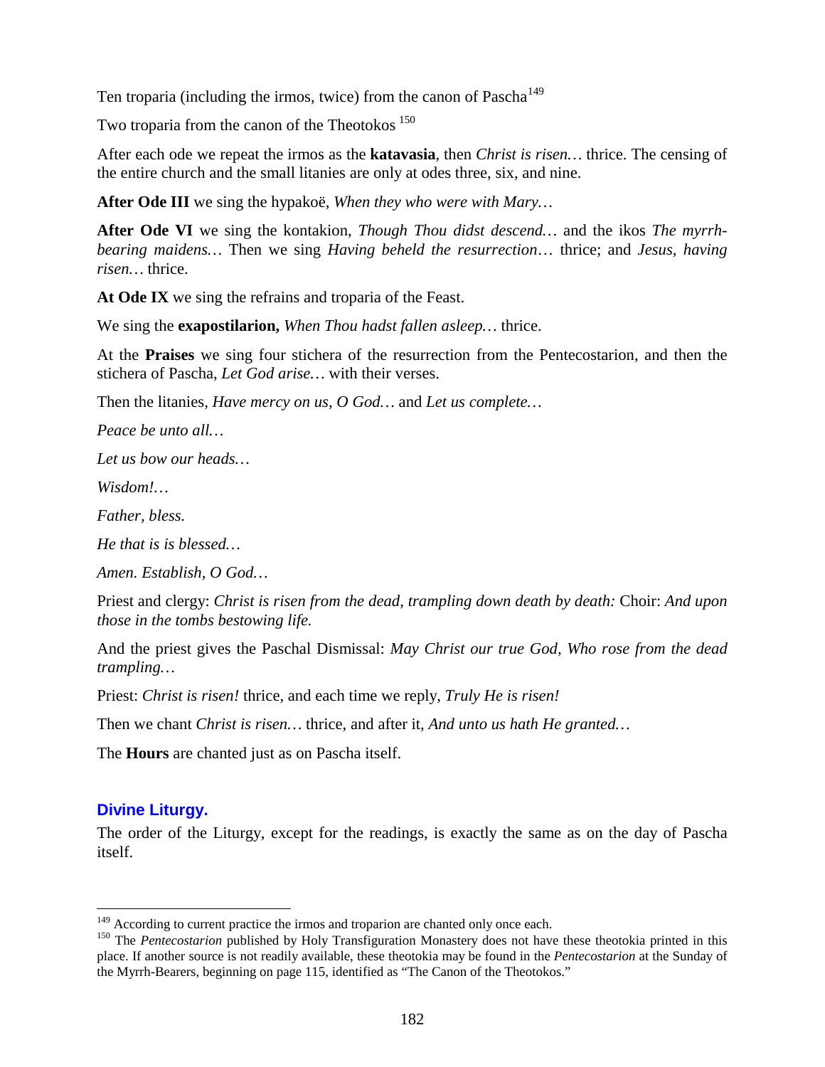Ten troparia (including the irmos, twice) from the canon of Pascha[149]

Two troparia from the canon of the Theotokos [150]

After each ode we repeat the irmos as the **katavasia**, then *Christ is risen…* thrice. The censing of the entire church and the small litanies are only at odes three, six, and nine.

**After Ode III** we sing the hypakoë, *When they who were with Mary…*

**After Ode VI** we sing the kontakion, *Though Thou didst descend…* and the ikos *The myrrh-bearing maidens…* Then we sing *Having beheld the resurrection…* thrice; and *Jesus, having risen…* thrice.

**At Ode IX** we sing the refrains and troparia of the Feast.

We sing the **exapostilarion,** *When Thou hadst fallen asleep…* thrice.

At the **Praises** we sing four stichera of the resurrection from the Pentecostarion, and then the stichera of Pascha, *Let God arise…* with their verses.

Then the litanies, *Have mercy on us, O God…* and *Let us complete…*

*Peace be unto all…*

*Let us bow our heads…*

*Wisdom!…*

*Father, bless.*

*He that is is blessed…*

*Amen. Establish, O God…*

Priest and clergy: *Christ is risen from the dead, trampling down death by death:* Choir: *And upon those in the tombs bestowing life.*

And the priest gives the Paschal Dismissal: *May Christ our true God, Who rose from the dead trampling…*

Priest: *Christ is risen!* thrice, and each time we reply, *Truly He is risen!*

Then we chant *Christ is risen…* thrice, and after it, *And unto us hath He granted…*

The **Hours** are chanted just as on Pascha itself.

## Divine Liturgy.

The order of the Liturgy, except for the readings, is exactly the same as on the day of Pascha itself.

---

[149] According to current practice the irmos and troparion are chanted only once each.

[150] The *Pentecostarion* published by Holy Transfiguration Monastery does not have these theotokia printed in this place. If another source is not readily available, these theotokia may be found in the *Pentecostarion* at the Sunday of the Myrrh-Bearers, beginning on page 115, identified as "The Canon of the Theotokos."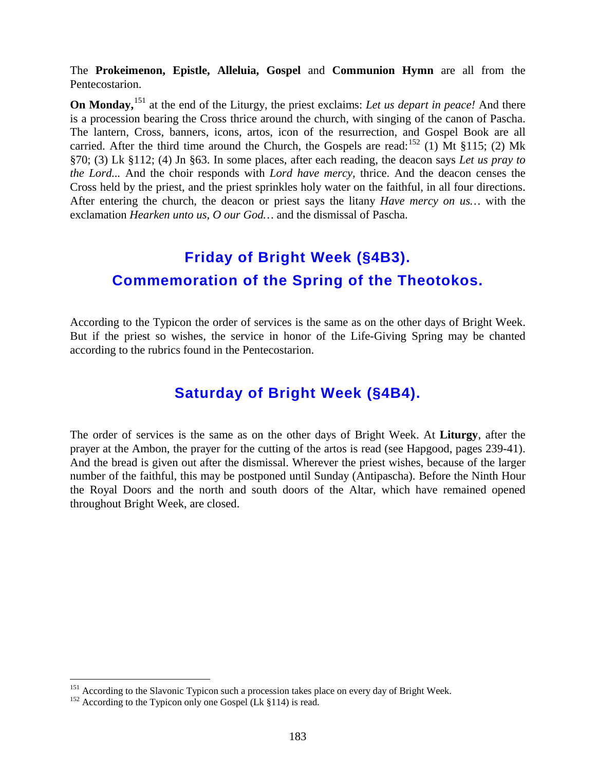The **Prokeimenon, Epistle, Alleluia, Gospel** and **Communion Hymn** are all from the Pentecostarion.

**On Monday,**[151] at the end of the Liturgy, the priest exclaims: *Let us depart in peace!* And there is a procession bearing the Cross thrice around the church, with singing of the canon of Pascha. The lantern, Cross, banners, icons, artos, icon of the resurrection, and Gospel Book are all carried. After the third time around the Church, the Gospels are read:[152] (1) Mt §115; (2) Mk §70; (3) Lk §112; (4) Jn §63. In some places, after each reading, the deacon says *Let us pray to the Lord...* And the choir responds with *Lord have mercy*, thrice. And the deacon censes the Cross held by the priest, and the priest sprinkles holy water on the faithful, in all four directions. After entering the church, the deacon or priest says the litany *Have mercy on us…* with the exclamation *Hearken unto us, O our God…* and the dismissal of Pascha.

## Friday of Bright Week (§4B3).
## Commemoration of the Spring of the Theotokos.

According to the Typicon the order of services is the same as on the other days of Bright Week. But if the priest so wishes, the service in honor of the Life-Giving Spring may be chanted according to the rubrics found in the Pentecostarion.

## Saturday of Bright Week (§4B4).

The order of services is the same as on the other days of Bright Week. At **Liturgy**, after the prayer at the Ambon, the prayer for the cutting of the artos is read (see Hapgood, pages 239-41). And the bread is given out after the dismissal. Wherever the priest wishes, because of the larger number of the faithful, this may be postponed until Sunday (Antipascha). Before the Ninth Hour the Royal Doors and the north and south doors of the Altar, which have remained opened throughout Bright Week, are closed.

---

[151] According to the Slavonic Typicon such a procession takes place on every day of Bright Week.

[152] According to the Typicon only one Gospel (Lk §114) is read.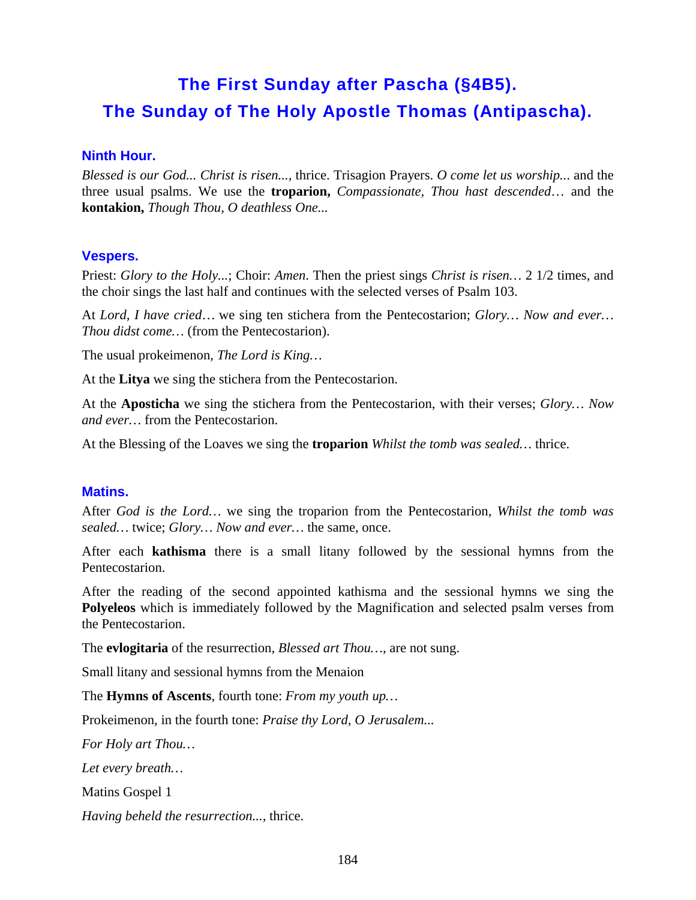# The First Sunday after Pascha (§4B5).
# The Sunday of The Holy Apostle Thomas (Antipascha).

### Ninth Hour.

*Blessed is our God... Christ is risen...,* thrice. Trisagion Prayers. *O come let us worship...* and the three usual psalms. We use the **troparion,** *Compassionate, Thou hast descended…* and the **kontakion,** *Though Thou, O deathless One...*

### Vespers.

Priest: *Glory to the Holy...*; Choir: *Amen*. Then the priest sings *Christ is risen…* 2 1/2 times, and the choir sings the last half and continues with the selected verses of Psalm 103.

At *Lord, I have cried…* we sing ten stichera from the Pentecostarion; *Glory… Now and ever… Thou didst come…* (from the Pentecostarion).

The usual prokeimenon, *The Lord is King…*

At the **Litya** we sing the stichera from the Pentecostarion.

At the **Aposticha** we sing the stichera from the Pentecostarion, with their verses; *Glory… Now and ever…* from the Pentecostarion.

At the Blessing of the Loaves we sing the **troparion** *Whilst the tomb was sealed…* thrice.

### Matins.

After *God is the Lord…* we sing the troparion from the Pentecostarion, *Whilst the tomb was sealed…* twice; *Glory… Now and ever…* the same, once.

After each **kathisma** there is a small litany followed by the sessional hymns from the Pentecostarion.

After the reading of the second appointed kathisma and the sessional hymns we sing the **Polyeleos** which is immediately followed by the Magnification and selected psalm verses from the Pentecostarion.

The **evlogitaria** of the resurrection, *Blessed art Thou…*, are not sung.

Small litany and sessional hymns from the Menaion

The **Hymns of Ascents**, fourth tone: *From my youth up…*

Prokeimenon, in the fourth tone: *Praise thy Lord, O Jerusalem...*

*For Holy art Thou…*

*Let every breath…*

Matins Gospel 1

*Having beheld the resurrection...*, thrice.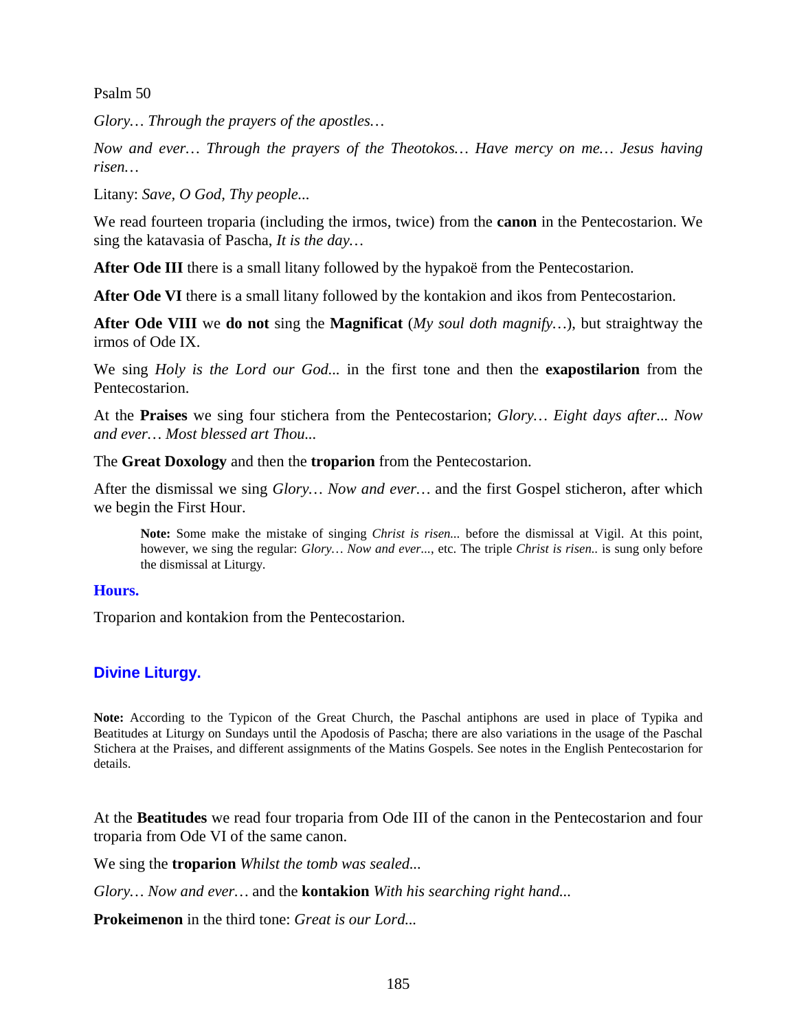Psalm 50

*Glory… Through the prayers of the apostles…*

*Now and ever… Through the prayers of the Theotokos… Have mercy on me… Jesus having risen…*

Litany: *Save, O God, Thy people...*

We read fourteen troparia (including the irmos, twice) from the **canon** in the Pentecostarion. We sing the katavasia of Pascha, *It is the day…*

**After Ode III** there is a small litany followed by the hypakoë from the Pentecostarion.

**After Ode VI** there is a small litany followed by the kontakion and ikos from Pentecostarion.

**After Ode VIII** we **do not** sing the **Magnificat** (*My soul doth magnify…*), but straightway the irmos of Ode IX.

We sing *Holy is the Lord our God...* in the first tone and then the **exapostilarion** from the Pentecostarion.

At the **Praises** we sing four stichera from the Pentecostarion; *Glory… Eight days after... Now and ever… Most blessed art Thou...*

The **Great Doxology** and then the **troparion** from the Pentecostarion.

After the dismissal we sing *Glory… Now and ever…* and the first Gospel sticheron, after which we begin the First Hour.

> **Note:** Some make the mistake of singing *Christ is risen...* before the dismissal at Vigil. At this point, however, we sing the regular: *Glory… Now and ever...*, etc. The triple *Christ is risen..* is sung only before the dismissal at Liturgy.

### Hours.

Troparion and kontakion from the Pentecostarion.

## Divine Liturgy.

**Note:** According to the Typicon of the Great Church, the Paschal antiphons are used in place of Typika and Beatitudes at Liturgy on Sundays until the Apodosis of Pascha; there are also variations in the usage of the Paschal Stichera at the Praises, and different assignments of the Matins Gospels. See notes in the English Pentecostarion for details.

At the **Beatitudes** we read four troparia from Ode III of the canon in the Pentecostarion and four troparia from Ode VI of the same canon.

We sing the **troparion** *Whilst the tomb was sealed...*

*Glory… Now and ever…* and the **kontakion** *With his searching right hand...*

**Prokeimenon** in the third tone: *Great is our Lord...*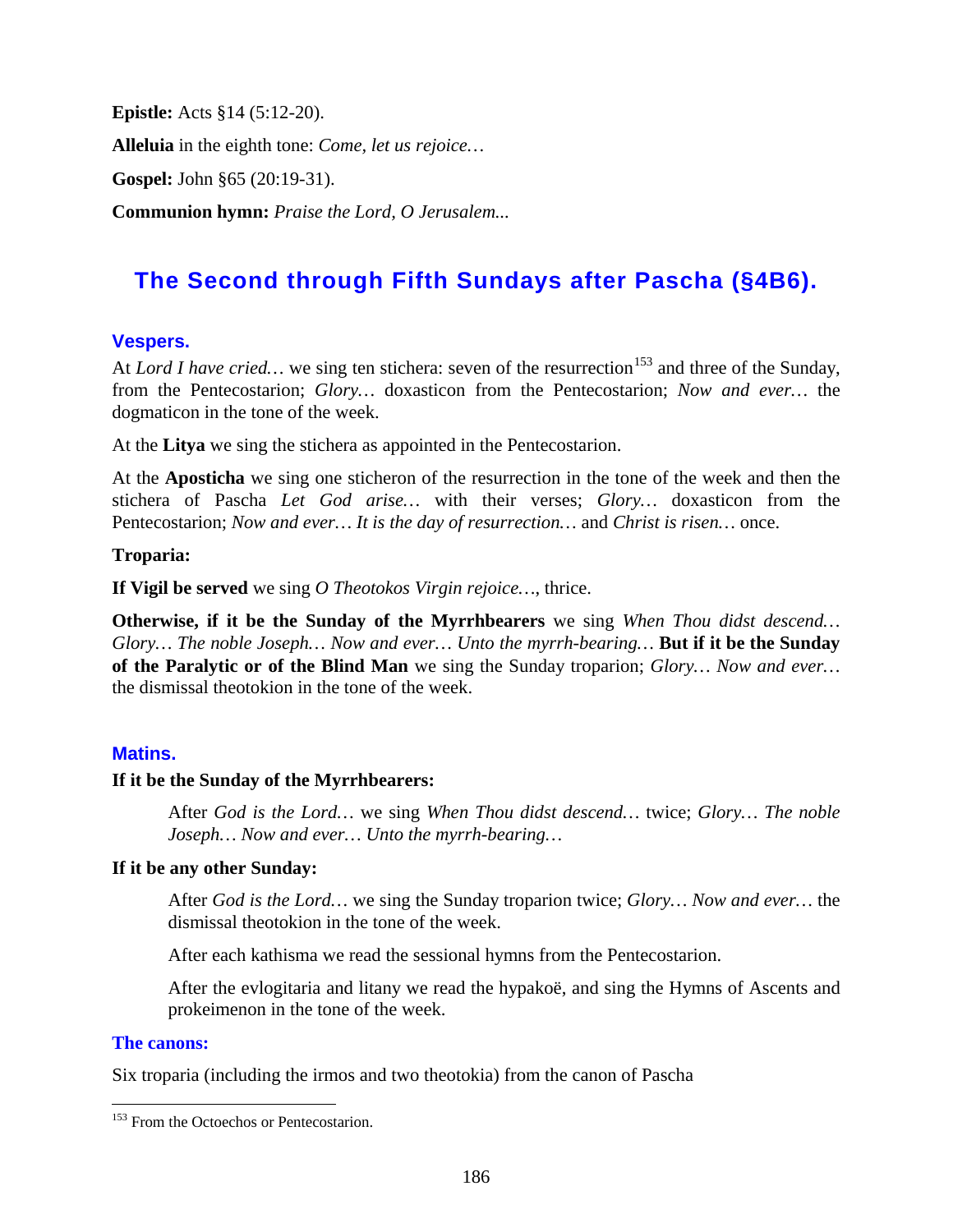**Epistle:** Acts §14 (5:12-20).

**Alleluia** in the eighth tone: *Come, let us rejoice…*

**Gospel:** John §65 (20:19-31).

**Communion hymn:** *Praise the Lord, O Jerusalem...*

## The Second through Fifth Sundays after Pascha (§4B6).

### Vespers.

At *Lord I have cried…* we sing ten stichera: seven of the resurrection[153] and three of the Sunday, from the Pentecostarion; *Glory…* doxasticon from the Pentecostarion; *Now and ever…* the dogmaticon in the tone of the week.

At the **Litya** we sing the stichera as appointed in the Pentecostarion.

At the **Aposticha** we sing one sticheron of the resurrection in the tone of the week and then the stichera of Pascha *Let God arise…* with their verses; *Glory…* doxasticon from the Pentecostarion; *Now and ever… It is the day of resurrection…* and *Christ is risen…* once.

**Troparia:**

**If Vigil be served** we sing *O Theotokos Virgin rejoice…*, thrice.

**Otherwise, if it be the Sunday of the Myrrhbearers** we sing *When Thou didst descend… Glory… The noble Joseph… Now and ever… Unto the myrrh-bearing…* **But if it be the Sunday of the Paralytic or of the Blind Man** we sing the Sunday troparion; *Glory… Now and ever…* the dismissal theotokion in the tone of the week.

### Matins.

**If it be the Sunday of the Myrrhbearers:**

> After *God is the Lord…* we sing *When Thou didst descend…* twice; *Glory… The noble Joseph… Now and ever… Unto the myrrh-bearing…*

**If it be any other Sunday:**

> After *God is the Lord…* we sing the Sunday troparion twice; *Glory… Now and ever…* the dismissal theotokion in the tone of the week.
>
> After each kathisma we read the sessional hymns from the Pentecostarion.
>
> After the evlogitaria and litany we read the hypakoë, and sing the Hymns of Ascents and prokeimenon in the tone of the week.

**The canons:**

Six troparia (including the irmos and two theotokia) from the canon of Pascha

[153] From the Octoechos or Pentecostarion.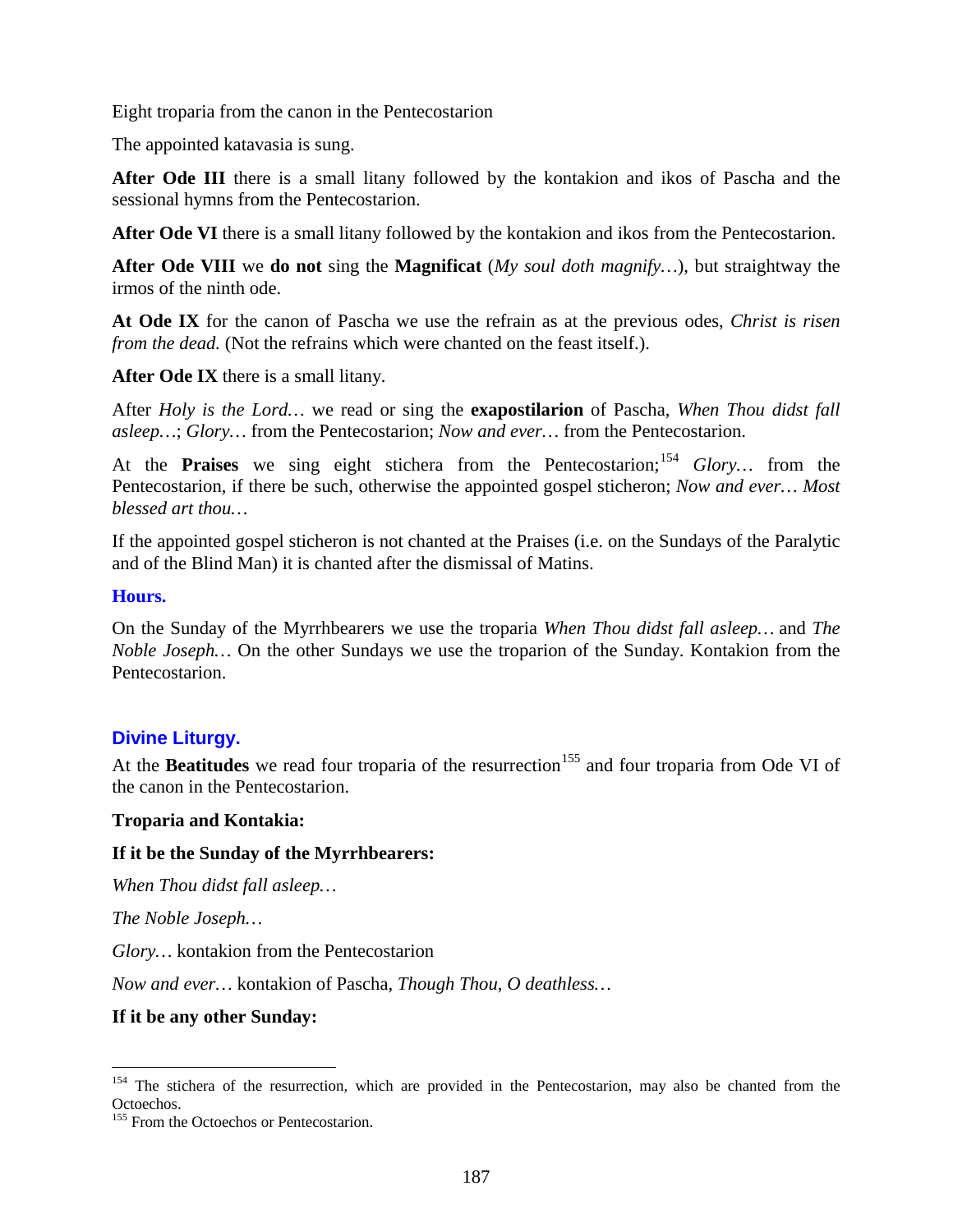Eight troparia from the canon in the Pentecostarion

The appointed katavasia is sung.

**After Ode III** there is a small litany followed by the kontakion and ikos of Pascha and the sessional hymns from the Pentecostarion.

**After Ode VI** there is a small litany followed by the kontakion and ikos from the Pentecostarion.

**After Ode VIII** we **do not** sing the **Magnificat** (*My soul doth magnify…*), but straightway the irmos of the ninth ode.

**At Ode IX** for the canon of Pascha we use the refrain as at the previous odes, *Christ is risen from the dead.* (Not the refrains which were chanted on the feast itself.).

**After Ode IX** there is a small litany.

After *Holy is the Lord…* we read or sing the **exapostilarion** of Pascha, *When Thou didst fall asleep…*; *Glory…* from the Pentecostarion; *Now and ever…* from the Pentecostarion.

At the **Praises** we sing eight stichera from the Pentecostarion;[154] *Glory…* from the Pentecostarion, if there be such, otherwise the appointed gospel sticheron; *Now and ever… Most blessed art thou…*

If the appointed gospel sticheron is not chanted at the Praises (i.e. on the Sundays of the Paralytic and of the Blind Man) it is chanted after the dismissal of Matins.

### Hours.

On the Sunday of the Myrrhbearers we use the troparia *When Thou didst fall asleep…* and *The Noble Joseph…* On the other Sundays we use the troparion of the Sunday. Kontakion from the Pentecostarion.

## Divine Liturgy.

At the **Beatitudes** we read four troparia of the resurrection[155] and four troparia from Ode VI of the canon in the Pentecostarion.

**Troparia and Kontakia:**

**If it be the Sunday of the Myrrhbearers:**

*When Thou didst fall asleep…*

*The Noble Joseph…*

*Glory…* kontakion from the Pentecostarion

*Now and ever…* kontakion of Pascha, *Though Thou, O deathless…*

**If it be any other Sunday:**

---

[154] The stichera of the resurrection, which are provided in the Pentecostarion, may also be chanted from the Octoechos.

[155] From the Octoechos or Pentecostarion.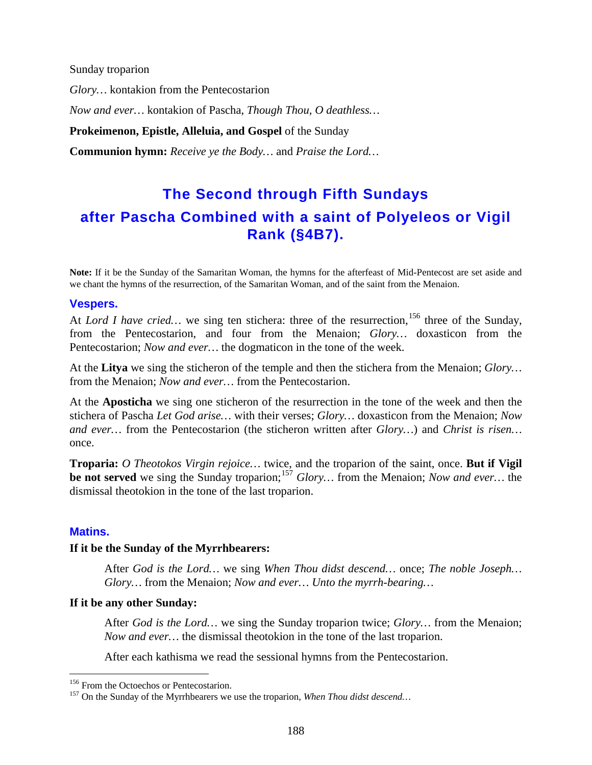Sunday troparion

*Glory…* kontakion from the Pentecostarion

*Now and ever…* kontakion of Pascha, *Though Thou, O deathless…*

**Prokeimenon, Epistle, Alleluia, and Gospel** of the Sunday

**Communion hymn:** *Receive ye the Body…* and *Praise the Lord…*

## The Second through Fifth Sundays after Pascha Combined with a saint of Polyeleos or Vigil Rank (§4B7).

**Note:** If it be the Sunday of the Samaritan Woman, the hymns for the afterfeast of Mid-Pentecost are set aside and we chant the hymns of the resurrection, of the Samaritan Woman, and of the saint from the Menaion.

### Vespers.

At *Lord I have cried…* we sing ten stichera: three of the resurrection,[156] three of the Sunday, from the Pentecostarion, and four from the Menaion; *Glory…* doxasticon from the Pentecostarion; *Now and ever…* the dogmaticon in the tone of the week.

At the **Litya** we sing the sticheron of the temple and then the stichera from the Menaion; *Glory…* from the Menaion; *Now and ever…* from the Pentecostarion.

At the **Aposticha** we sing one sticheron of the resurrection in the tone of the week and then the stichera of Pascha *Let God arise…* with their verses; *Glory…* doxasticon from the Menaion; *Now and ever…* from the Pentecostarion (the sticheron written after *Glory…*) and *Christ is risen…* once.

**Troparia:** *O Theotokos Virgin rejoice…* twice, and the troparion of the saint, once. **But if Vigil be not served** we sing the Sunday troparion;[157] *Glory…* from the Menaion; *Now and ever…* the dismissal theotokion in the tone of the last troparion.

### Matins.

**If it be the Sunday of the Myrrhbearers:**

> After *God is the Lord…* we sing *When Thou didst descend…* once; *The noble Joseph… Glory…* from the Menaion; *Now and ever… Unto the myrrh-bearing…*

**If it be any other Sunday:**

> After *God is the Lord…* we sing the Sunday troparion twice; *Glory…* from the Menaion; *Now and ever…* the dismissal theotokion in the tone of the last troparion.
>
> After each kathisma we read the sessional hymns from the Pentecostarion.

---

[156] From the Octoechos or Pentecostarion.

[157] On the Sunday of the Myrrhbearers we use the troparion, *When Thou didst descend…*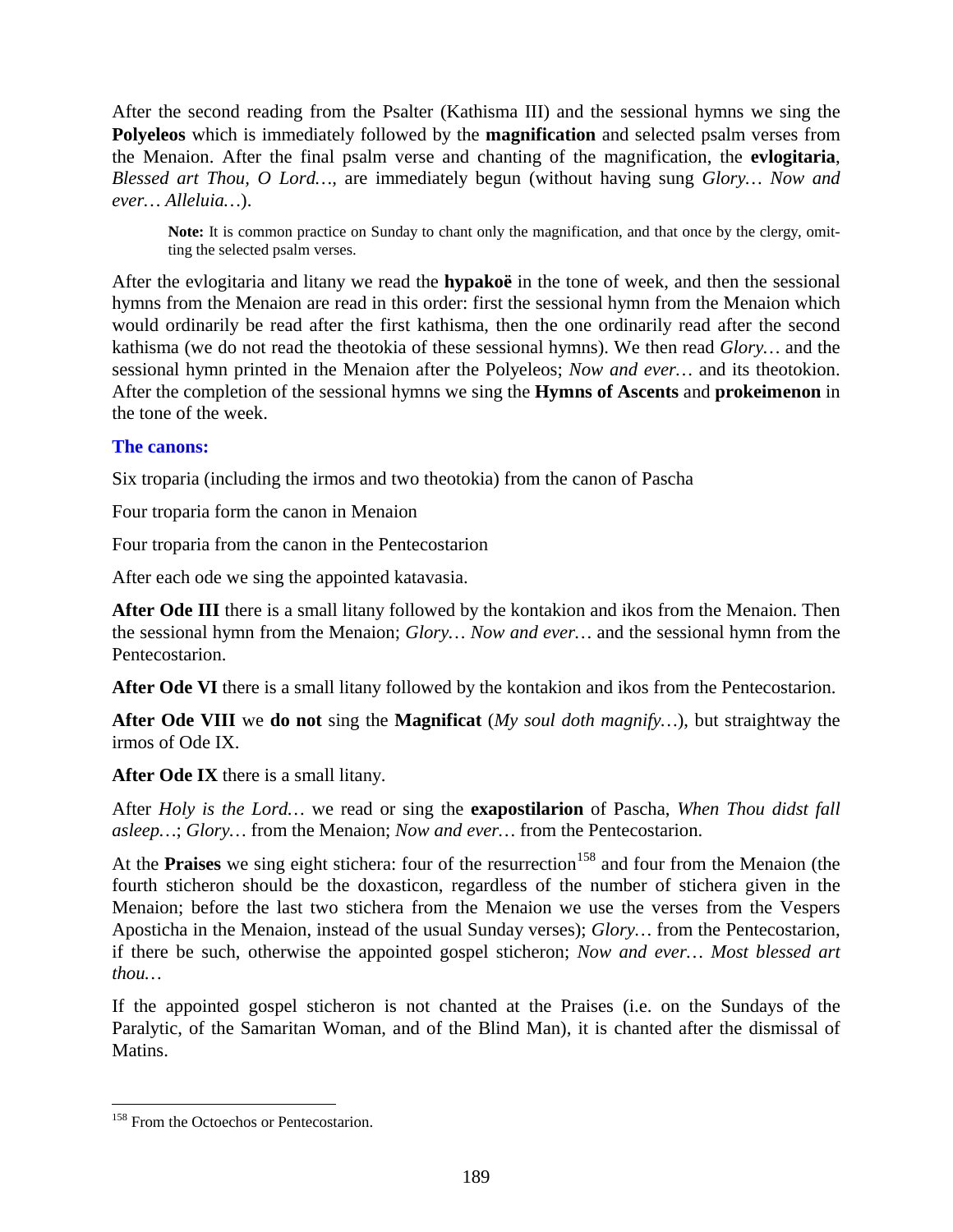After the second reading from the Psalter (Kathisma III) and the sessional hymns we sing the **Polyeleos** which is immediately followed by the **magnification** and selected psalm verses from the Menaion. After the final psalm verse and chanting of the magnification, the **evlogitaria**, *Blessed art Thou, O Lord…*, are immediately begun (without having sung *Glory… Now and ever… Alleluia…*).

> **Note:** It is common practice on Sunday to chant only the magnification, and that once by the clergy, omitting the selected psalm verses.

After the evlogitaria and litany we read the **hypakoë** in the tone of week, and then the sessional hymns from the Menaion are read in this order: first the sessional hymn from the Menaion which would ordinarily be read after the first kathisma, then the one ordinarily read after the second kathisma (we do not read the theotokia of these sessional hymns). We then read *Glory…* and the sessional hymn printed in the Menaion after the Polyeleos; *Now and ever…* and its theotokion. After the completion of the sessional hymns we sing the **Hymns of Ascents** and **prokeimenon** in the tone of the week.

### The canons:

Six troparia (including the irmos and two theotokia) from the canon of Pascha

Four troparia form the canon in Menaion

Four troparia from the canon in the Pentecostarion

After each ode we sing the appointed katavasia.

**After Ode III** there is a small litany followed by the kontakion and ikos from the Menaion. Then the sessional hymn from the Menaion; *Glory… Now and ever…* and the sessional hymn from the Pentecostarion.

**After Ode VI** there is a small litany followed by the kontakion and ikos from the Pentecostarion.

**After Ode VIII** we **do not** sing the **Magnificat** (*My soul doth magnify…*), but straightway the irmos of Ode IX.

**After Ode IX** there is a small litany.

After *Holy is the Lord…* we read or sing the **exapostilarion** of Pascha, *When Thou didst fall asleep…*; *Glory…* from the Menaion; *Now and ever…* from the Pentecostarion.

At the **Praises** we sing eight stichera: four of the resurrection[158] and four from the Menaion (the fourth sticheron should be the doxasticon, regardless of the number of stichera given in the Menaion; before the last two stichera from the Menaion we use the verses from the Vespers Aposticha in the Menaion, instead of the usual Sunday verses); *Glory…* from the Pentecostarion, if there be such, otherwise the appointed gospel sticheron; *Now and ever… Most blessed art thou…*

If the appointed gospel sticheron is not chanted at the Praises (i.e. on the Sundays of the Paralytic, of the Samaritan Woman, and of the Blind Man), it is chanted after the dismissal of Matins.

---

[158] From the Octoechos or Pentecostarion.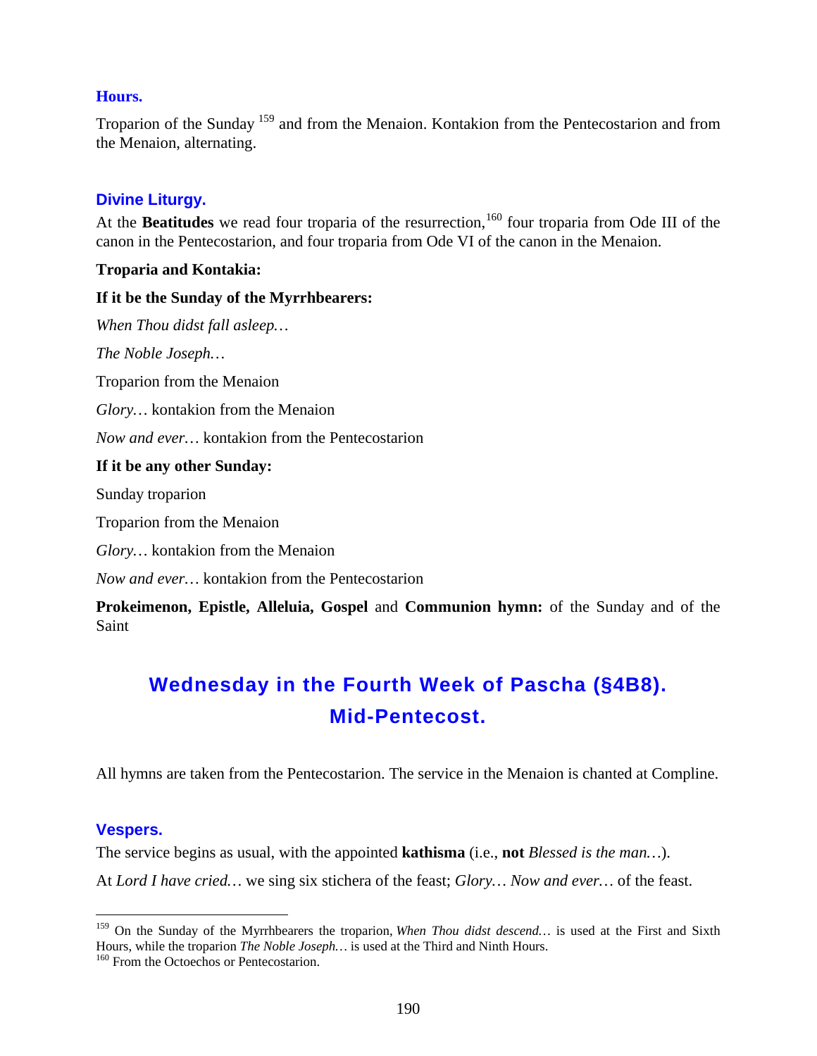### Hours.

Troparion of the Sunday [159] and from the Menaion. Kontakion from the Pentecostarion and from the Menaion, alternating.

### Divine Liturgy.

At the **Beatitudes** we read four troparia of the resurrection,[160] four troparia from Ode III of the canon in the Pentecostarion, and four troparia from Ode VI of the canon in the Menaion.

**Troparia and Kontakia:**

**If it be the Sunday of the Myrrhbearers:**

*When Thou didst fall asleep…*

*The Noble Joseph…*

Troparion from the Menaion

*Glory…* kontakion from the Menaion

*Now and ever…* kontakion from the Pentecostarion

**If it be any other Sunday:**

Sunday troparion

Troparion from the Menaion

*Glory…* kontakion from the Menaion

*Now and ever…* kontakion from the Pentecostarion

**Prokeimenon, Epistle, Alleluia, Gospel** and **Communion hymn:** of the Sunday and of the Saint

## Wednesday in the Fourth Week of Pascha (§4B8). Mid-Pentecost.

All hymns are taken from the Pentecostarion. The service in the Menaion is chanted at Compline.

### Vespers.

The service begins as usual, with the appointed **kathisma** (i.e., **not** *Blessed is the man…*).

At *Lord I have cried…* we sing six stichera of the feast; *Glory… Now and ever…* of the feast.

---

[159] On the Sunday of the Myrrhbearers the troparion, *When Thou didst descend…* is used at the First and Sixth Hours, while the troparion *The Noble Joseph…* is used at the Third and Ninth Hours.

[160] From the Octoechos or Pentecostarion.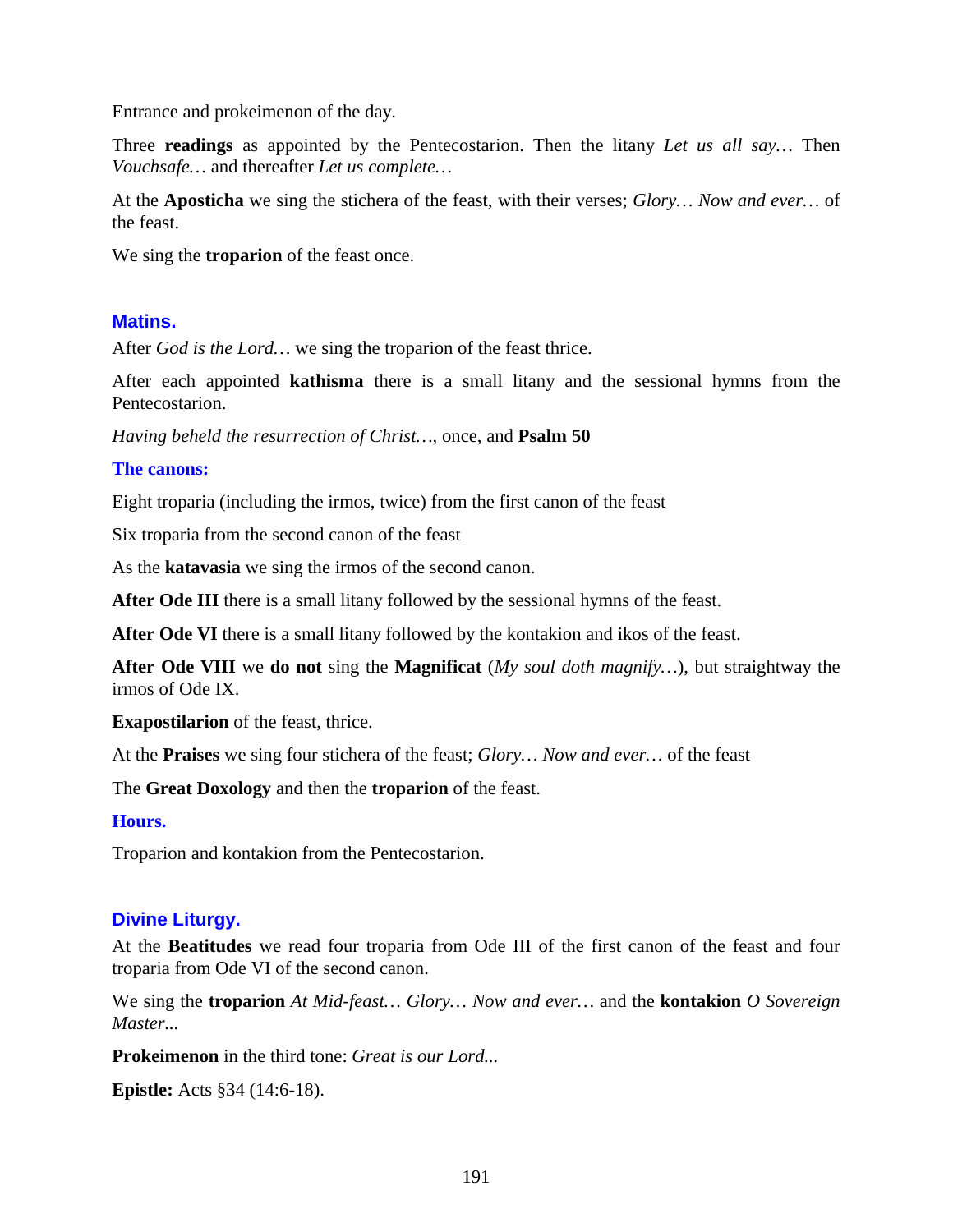Entrance and prokeimenon of the day.

Three **readings** as appointed by the Pentecostarion. Then the litany *Let us all say…* Then *Vouchsafe…* and thereafter *Let us complete…*

At the **Aposticha** we sing the stichera of the feast, with their verses; *Glory… Now and ever…* of the feast.

We sing the **troparion** of the feast once.

## Matins.

After *God is the Lord…* we sing the troparion of the feast thrice.

After each appointed **kathisma** there is a small litany and the sessional hymns from the Pentecostarion.

*Having beheld the resurrection of Christ…*, once, and **Psalm 50**

### The canons:

Eight troparia (including the irmos, twice) from the first canon of the feast

Six troparia from the second canon of the feast

As the **katavasia** we sing the irmos of the second canon.

**After Ode III** there is a small litany followed by the sessional hymns of the feast.

**After Ode VI** there is a small litany followed by the kontakion and ikos of the feast.

**After Ode VIII** we **do not** sing the **Magnificat** (*My soul doth magnify…*), but straightway the irmos of Ode IX.

**Exapostilarion** of the feast, thrice.

At the **Praises** we sing four stichera of the feast; *Glory… Now and ever…* of the feast

The **Great Doxology** and then the **troparion** of the feast.

### Hours.

Troparion and kontakion from the Pentecostarion.

## Divine Liturgy.

At the **Beatitudes** we read four troparia from Ode III of the first canon of the feast and four troparia from Ode VI of the second canon.

We sing the **troparion** *At Mid-feast… Glory… Now and ever…* and the **kontakion** *O Sovereign Master...*

**Prokeimenon** in the third tone: *Great is our Lord...*

**Epistle:** Acts §34 (14:6-18).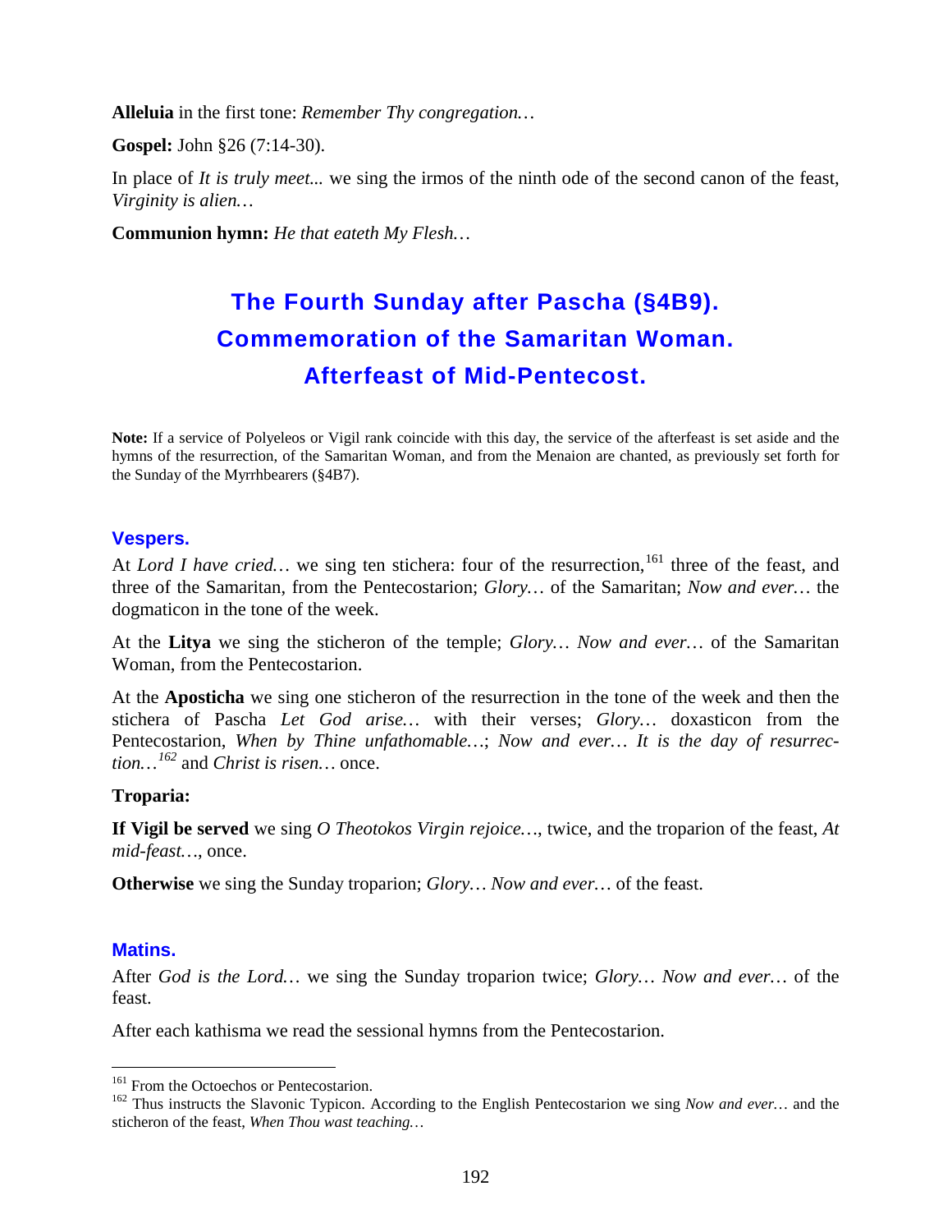**Alleluia** in the first tone: *Remember Thy congregation…*

**Gospel:** John §26 (7:14-30).

In place of *It is truly meet...* we sing the irmos of the ninth ode of the second canon of the feast, *Virginity is alien…*

**Communion hymn:** *He that eateth My Flesh…*

## The Fourth Sunday after Pascha (§4B9). Commemoration of the Samaritan Woman. Afterfeast of Mid-Pentecost.

**Note:** If a service of Polyeleos or Vigil rank coincide with this day, the service of the afterfeast is set aside and the hymns of the resurrection, of the Samaritan Woman, and from the Menaion are chanted, as previously set forth for the Sunday of the Myrrhbearers (§4B7).

### Vespers.

At *Lord I have cried…* we sing ten stichera: four of the resurrection,[161] three of the feast, and three of the Samaritan, from the Pentecostarion; *Glory…* of the Samaritan; *Now and ever…* the dogmaticon in the tone of the week.

At the **Litya** we sing the sticheron of the temple; *Glory… Now and ever…* of the Samaritan Woman, from the Pentecostarion.

At the **Aposticha** we sing one sticheron of the resurrection in the tone of the week and then the stichera of Pascha *Let God arise…* with their verses; *Glory…* doxasticon from the Pentecostarion, *When by Thine unfathomable…*; *Now and ever… It is the day of resurrection…*[162] and *Christ is risen…* once.

**Troparia:**

**If Vigil be served** we sing *O Theotokos Virgin rejoice…*, twice, and the troparion of the feast, *At mid-feast…*, once.

**Otherwise** we sing the Sunday troparion; *Glory… Now and ever…* of the feast.

### Matins.

After *God is the Lord…* we sing the Sunday troparion twice; *Glory… Now and ever…* of the feast.

After each kathisma we read the sessional hymns from the Pentecostarion.

---

[161] From the Octoechos or Pentecostarion.

[162] Thus instructs the Slavonic Typicon. According to the English Pentecostarion we sing *Now and ever…* and the sticheron of the feast, *When Thou wast teaching…*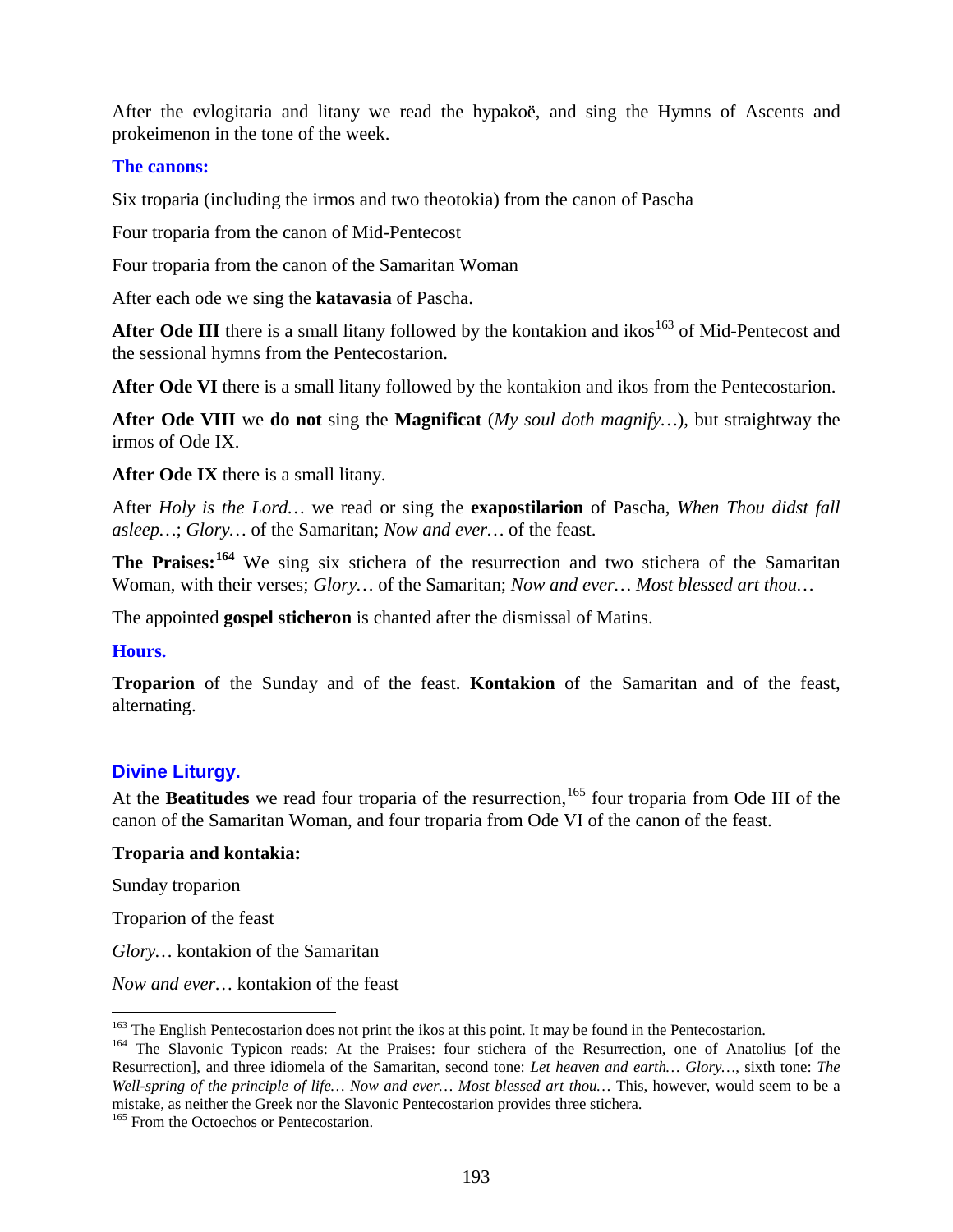After the evlogitaria and litany we read the hypakoë, and sing the Hymns of Ascents and prokeimenon in the tone of the week.

### The canons:

Six troparia (including the irmos and two theotokia) from the canon of Pascha

Four troparia from the canon of Mid-Pentecost

Four troparia from the canon of the Samaritan Woman

After each ode we sing the **katavasia** of Pascha.

**After Ode III** there is a small litany followed by the kontakion and ikos[163] of Mid-Pentecost and the sessional hymns from the Pentecostarion.

**After Ode VI** there is a small litany followed by the kontakion and ikos from the Pentecostarion.

**After Ode VIII** we **do not** sing the **Magnificat** (*My soul doth magnify…*), but straightway the irmos of Ode IX.

**After Ode IX** there is a small litany.

After *Holy is the Lord…* we read or sing the **exapostilarion** of Pascha, *When Thou didst fall asleep…*; *Glory…* of the Samaritan; *Now and ever…* of the feast.

**The Praises:**[164] We sing six stichera of the resurrection and two stichera of the Samaritan Woman, with their verses; *Glory…* of the Samaritan; *Now and ever… Most blessed art thou…*

The appointed **gospel sticheron** is chanted after the dismissal of Matins.

### Hours.

**Troparion** of the Sunday and of the feast. **Kontakion** of the Samaritan and of the feast, alternating.

## Divine Liturgy.

At the **Beatitudes** we read four troparia of the resurrection,[165] four troparia from Ode III of the canon of the Samaritan Woman, and four troparia from Ode VI of the canon of the feast.

**Troparia and kontakia:**

Sunday troparion

Troparion of the feast

*Glory…* kontakion of the Samaritan

*Now and ever…* kontakion of the feast

---

[163] The English Pentecostarion does not print the ikos at this point. It may be found in the Pentecostarion.

[164] The Slavonic Typicon reads: At the Praises: four stichera of the Resurrection, one of Anatolius [of the Resurrection], and three idiomela of the Samaritan, second tone: *Let heaven and earth… Glory…*, sixth tone: *The Well-spring of the principle of life… Now and ever… Most blessed art thou…* This, however, would seem to be a mistake, as neither the Greek nor the Slavonic Pentecostarion provides three stichera.

[165] From the Octoechos or Pentecostarion.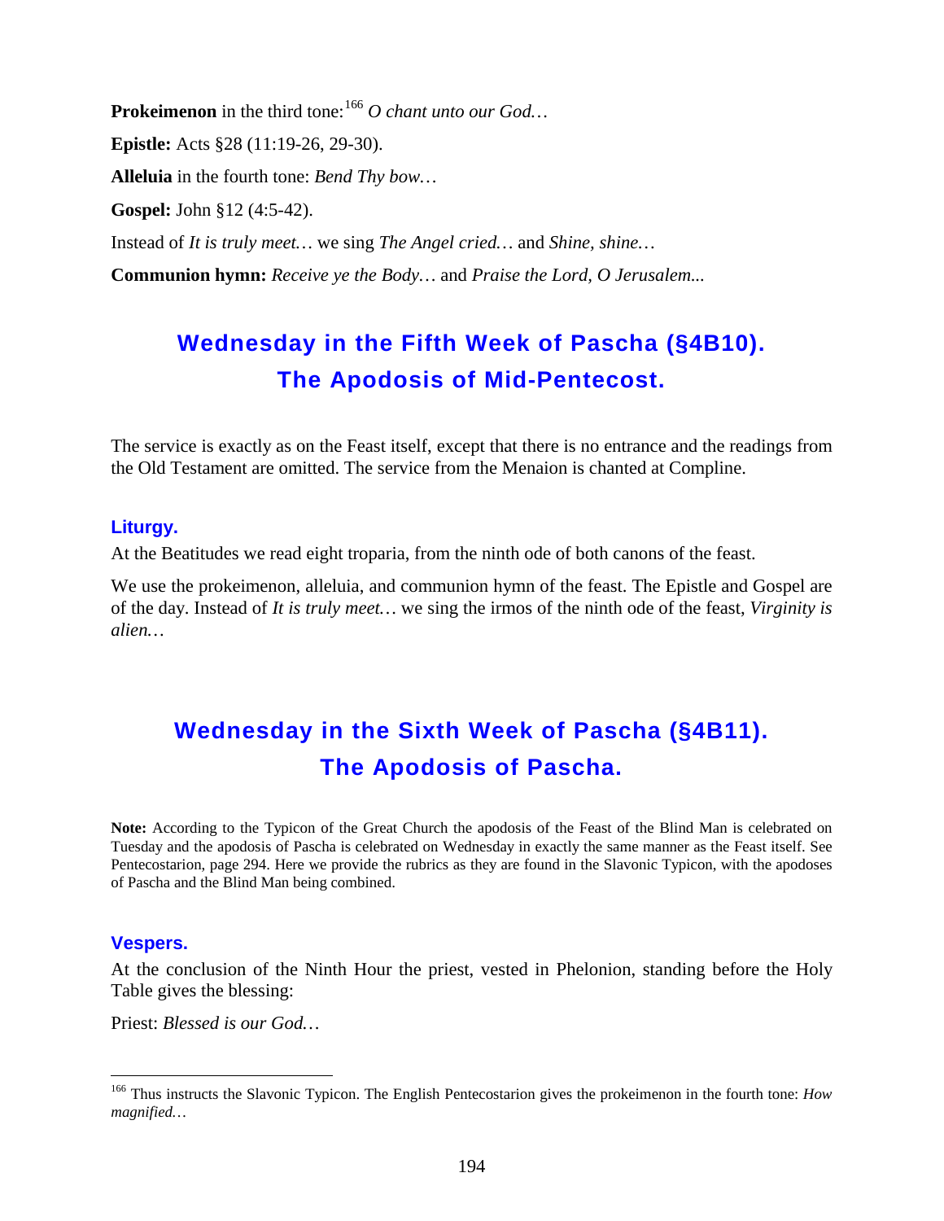**Prokeimenon** in the third tone:[166] *O chant unto our God…*

**Epistle:** Acts §28 (11:19-26, 29-30).

**Alleluia** in the fourth tone: *Bend Thy bow…*

**Gospel:** John §12 (4:5-42).

Instead of *It is truly meet…* we sing *The Angel cried…* and *Shine, shine…*

**Communion hymn:** *Receive ye the Body…* and *Praise the Lord, O Jerusalem...*

## Wednesday in the Fifth Week of Pascha (§4B10). The Apodosis of Mid-Pentecost.

The service is exactly as on the Feast itself, except that there is no entrance and the readings from the Old Testament are omitted. The service from the Menaion is chanted at Compline.

### Liturgy.

At the Beatitudes we read eight troparia, from the ninth ode of both canons of the feast.

We use the prokeimenon, alleluia, and communion hymn of the feast. The Epistle and Gospel are of the day. Instead of *It is truly meet…* we sing the irmos of the ninth ode of the feast, *Virginity is alien…*

## Wednesday in the Sixth Week of Pascha (§4B11). The Apodosis of Pascha.

**Note:** According to the Typicon of the Great Church the apodosis of the Feast of the Blind Man is celebrated on Tuesday and the apodosis of Pascha is celebrated on Wednesday in exactly the same manner as the Feast itself. See Pentecostarion, page 294. Here we provide the rubrics as they are found in the Slavonic Typicon, with the apodoses of Pascha and the Blind Man being combined.

### Vespers.

At the conclusion of the Ninth Hour the priest, vested in Phelonion, standing before the Holy Table gives the blessing:

Priest: *Blessed is our God…*

---

[166] Thus instructs the Slavonic Typicon. The English Pentecostarion gives the prokeimenon in the fourth tone: *How magnified…*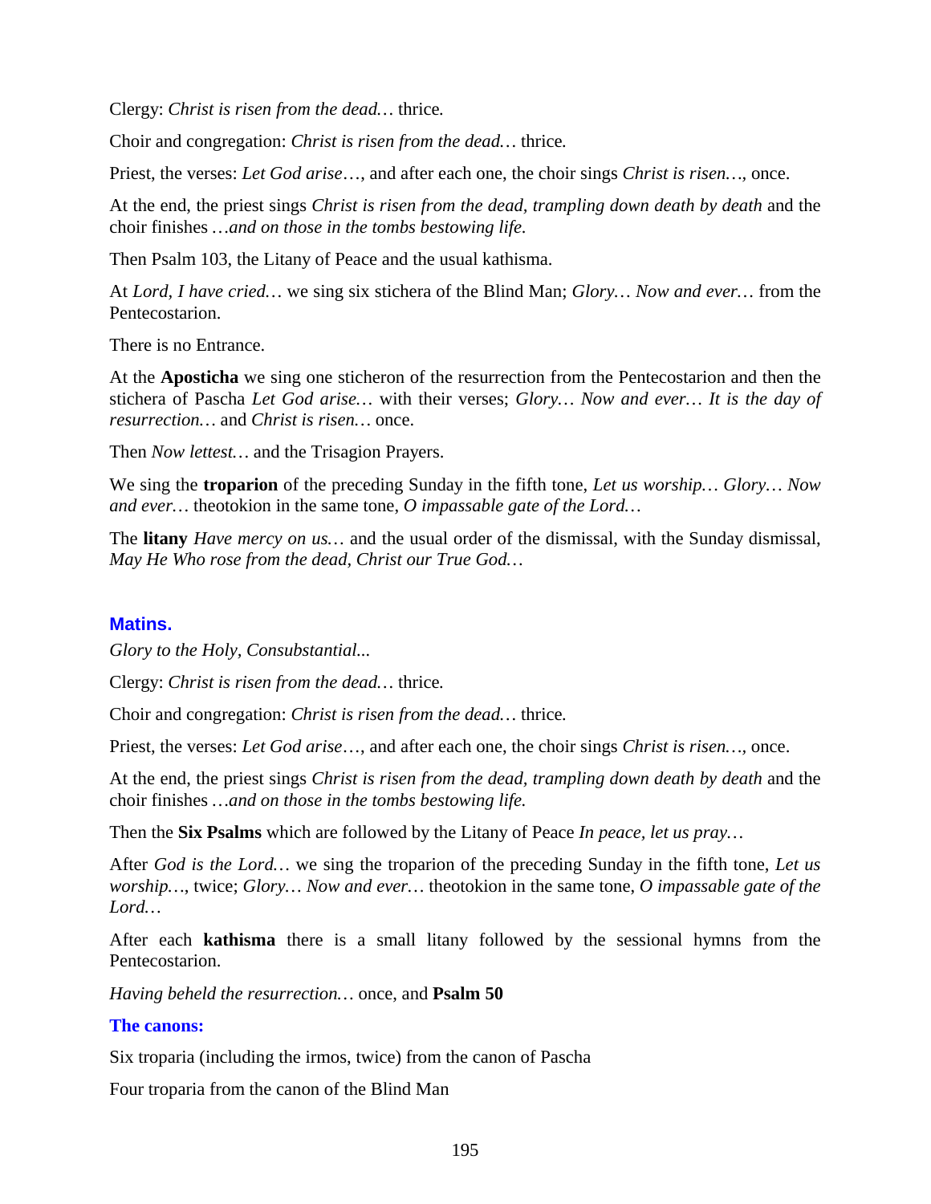Clergy: *Christ is risen from the dead…* thrice.

Choir and congregation: *Christ is risen from the dead…* thrice.

Priest, the verses: *Let God arise*…, and after each one, the choir sings *Christ is risen…*, once.

At the end, the priest sings *Christ is risen from the dead, trampling down death by death* and the choir finishes *…and on those in the tombs bestowing life.*

Then Psalm 103, the Litany of Peace and the usual kathisma.

At *Lord, I have cried…* we sing six stichera of the Blind Man; *Glory… Now and ever…* from the Pentecostarion.

There is no Entrance.

At the **Aposticha** we sing one sticheron of the resurrection from the Pentecostarion and then the stichera of Pascha *Let God arise…* with their verses; *Glory… Now and ever… It is the day of resurrection…* and *Christ is risen…* once.

Then *Now lettest…* and the Trisagion Prayers.

We sing the **troparion** of the preceding Sunday in the fifth tone, *Let us worship… Glory… Now and ever…* theotokion in the same tone, *O impassable gate of the Lord…*

The **litany** *Have mercy on us…* and the usual order of the dismissal, with the Sunday dismissal, *May He Who rose from the dead, Christ our True God…*

## Matins.

*Glory to the Holy, Consubstantial...*

Clergy: *Christ is risen from the dead…* thrice.

Choir and congregation: *Christ is risen from the dead…* thrice.

Priest, the verses: *Let God arise*…, and after each one, the choir sings *Christ is risen…*, once.

At the end, the priest sings *Christ is risen from the dead, trampling down death by death* and the choir finishes *…and on those in the tombs bestowing life.*

Then the **Six Psalms** which are followed by the Litany of Peace *In peace, let us pray…*

After *God is the Lord…* we sing the troparion of the preceding Sunday in the fifth tone, *Let us worship…*, twice; *Glory… Now and ever…* theotokion in the same tone, *O impassable gate of the Lord…*

After each **kathisma** there is a small litany followed by the sessional hymns from the Pentecostarion.

*Having beheld the resurrection…* once, and **Psalm 50**

### The canons:

Six troparia (including the irmos, twice) from the canon of Pascha

Four troparia from the canon of the Blind Man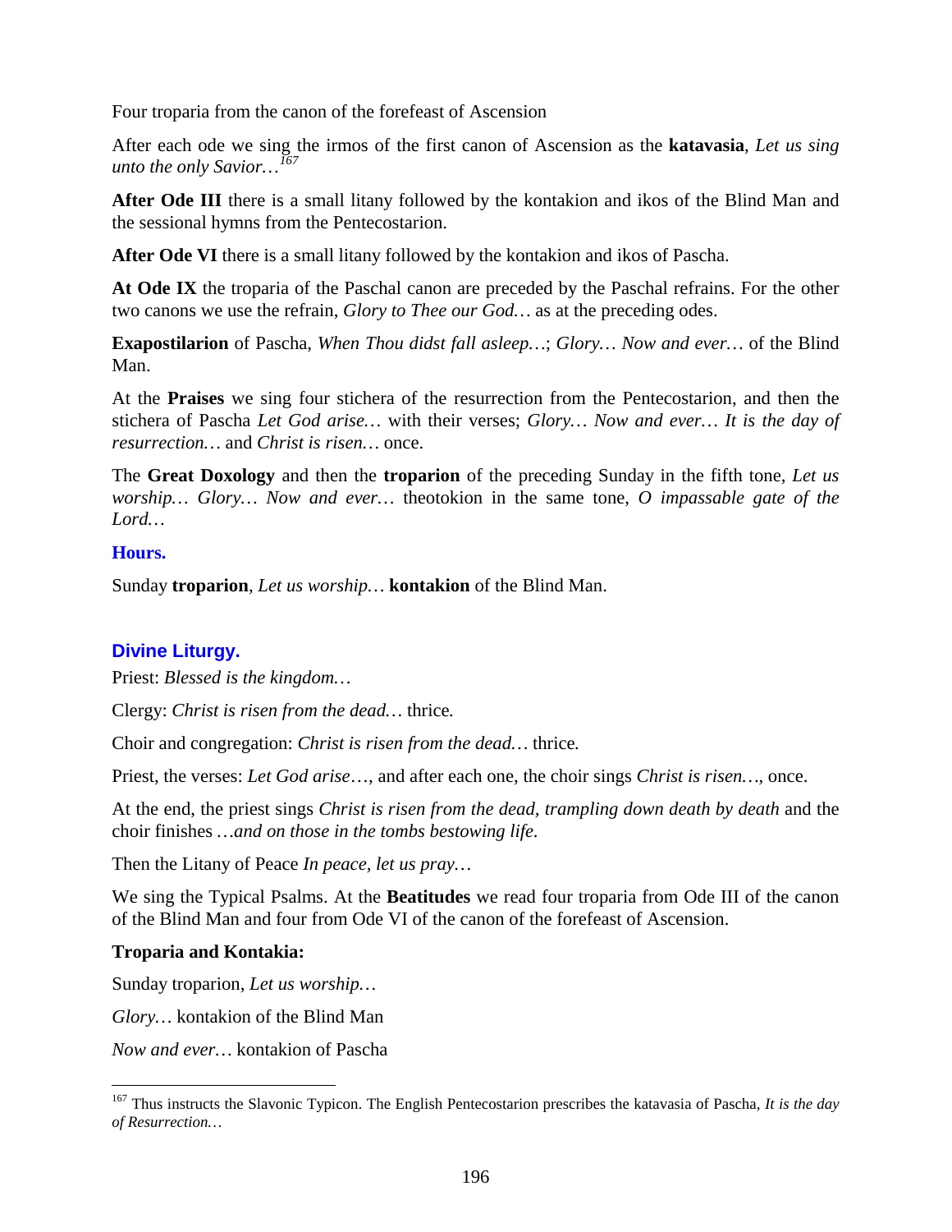Four troparia from the canon of the forefeast of Ascension

After each ode we sing the irmos of the first canon of Ascension as the **katavasia**, *Let us sing unto the only Savior…*[167]

**After Ode III** there is a small litany followed by the kontakion and ikos of the Blind Man and the sessional hymns from the Pentecostarion.

**After Ode VI** there is a small litany followed by the kontakion and ikos of Pascha.

**At Ode IX** the troparia of the Paschal canon are preceded by the Paschal refrains. For the other two canons we use the refrain, *Glory to Thee our God…* as at the preceding odes.

**Exapostilarion** of Pascha, *When Thou didst fall asleep…*; *Glory… Now and ever…* of the Blind Man.

At the **Praises** we sing four stichera of the resurrection from the Pentecostarion, and then the stichera of Pascha *Let God arise…* with their verses; *Glory… Now and ever… It is the day of resurrection…* and *Christ is risen…* once.

The **Great Doxology** and then the **troparion** of the preceding Sunday in the fifth tone, *Let us worship… Glory… Now and ever…* theotokion in the same tone, *O impassable gate of the Lord…*

### Hours.

Sunday **troparion**, *Let us worship…* **kontakion** of the Blind Man.

## Divine Liturgy.

Priest: *Blessed is the kingdom…*

Clergy: *Christ is risen from the dead…* thrice.

Choir and congregation: *Christ is risen from the dead…* thrice.

Priest, the verses: *Let God arise*…, and after each one, the choir sings *Christ is risen…*, once.

At the end, the priest sings *Christ is risen from the dead, trampling down death by death* and the choir finishes *…and on those in the tombs bestowing life.*

Then the Litany of Peace *In peace, let us pray…*

We sing the Typical Psalms. At the **Beatitudes** we read four troparia from Ode III of the canon of the Blind Man and four from Ode VI of the canon of the forefeast of Ascension.

**Troparia and Kontakia:**

Sunday troparion, *Let us worship…*

*Glory…* kontakion of the Blind Man

*Now and ever…* kontakion of Pascha

---

[167] Thus instructs the Slavonic Typicon. The English Pentecostarion prescribes the katavasia of Pascha, *It is the day of Resurrection…*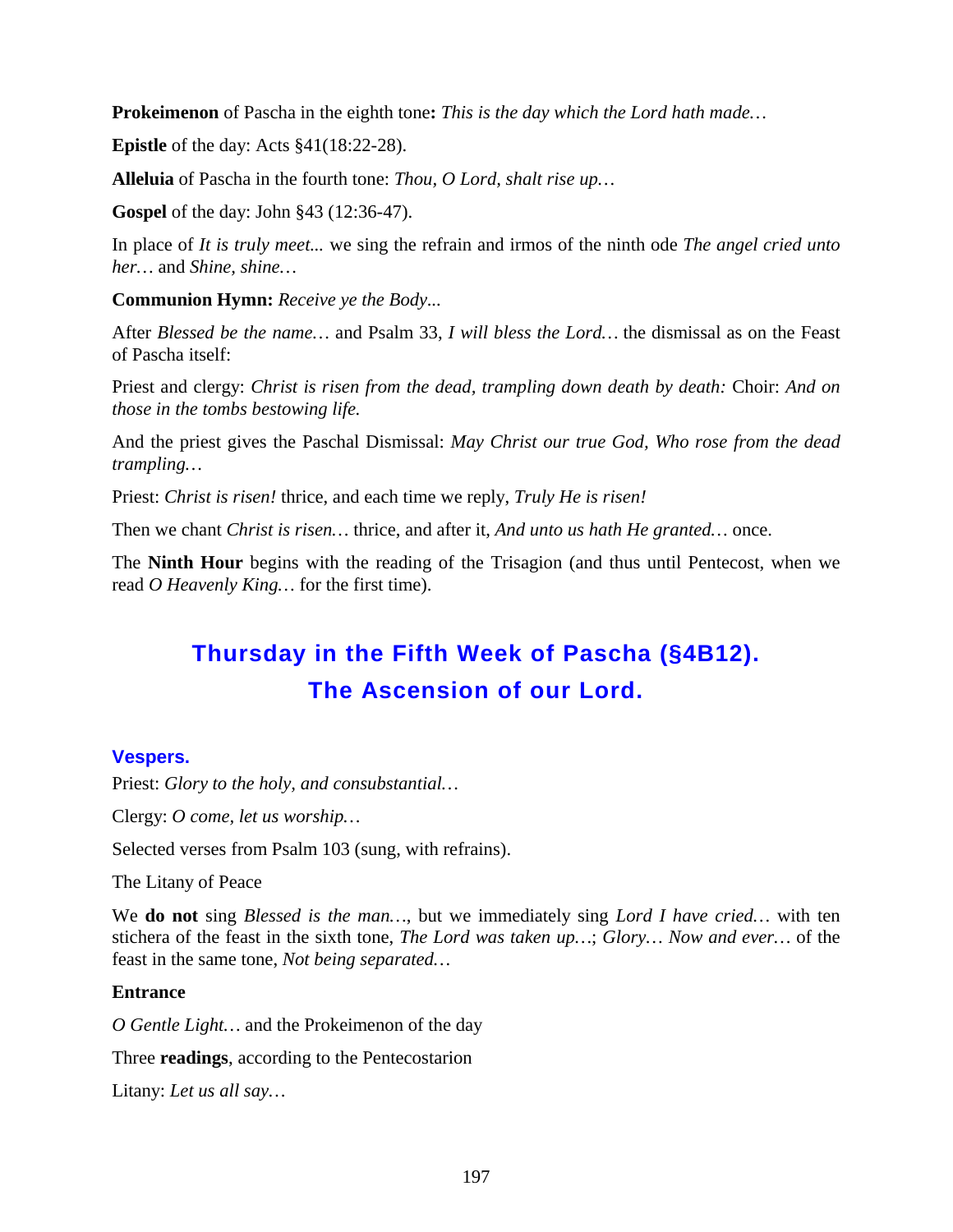**Prokeimenon** of Pascha in the eighth tone**:** *This is the day which the Lord hath made…*

**Epistle** of the day: Acts §41(18:22-28).

**Alleluia** of Pascha in the fourth tone: *Thou, O Lord, shalt rise up…*

**Gospel** of the day: John §43 (12:36-47).

In place of *It is truly meet...* we sing the refrain and irmos of the ninth ode *The angel cried unto her…* and *Shine, shine…*

**Communion Hymn:** *Receive ye the Body...*

After *Blessed be the name…* and Psalm 33, *I will bless the Lord…* the dismissal as on the Feast of Pascha itself:

Priest and clergy: *Christ is risen from the dead, trampling down death by death:* Choir: *And on those in the tombs bestowing life.*

And the priest gives the Paschal Dismissal: *May Christ our true God, Who rose from the dead trampling…*

Priest: *Christ is risen!* thrice, and each time we reply, *Truly He is risen!*

Then we chant *Christ is risen…* thrice, and after it, *And unto us hath He granted…* once.

The **Ninth Hour** begins with the reading of the Trisagion (and thus until Pentecost, when we read *O Heavenly King…* for the first time).

## Thursday in the Fifth Week of Pascha (§4B12). The Ascension of our Lord.

### Vespers.

Priest: *Glory to the holy, and consubstantial…*

Clergy: *O come, let us worship…*

Selected verses from Psalm 103 (sung, with refrains).

The Litany of Peace

We **do not** sing *Blessed is the man…*, but we immediately sing *Lord I have cried…* with ten stichera of the feast in the sixth tone, *The Lord was taken up…*; *Glory… Now and ever…* of the feast in the same tone, *Not being separated…*

**Entrance**

*O Gentle Light…* and the Prokeimenon of the day

Three **readings**, according to the Pentecostarion

Litany: *Let us all say…*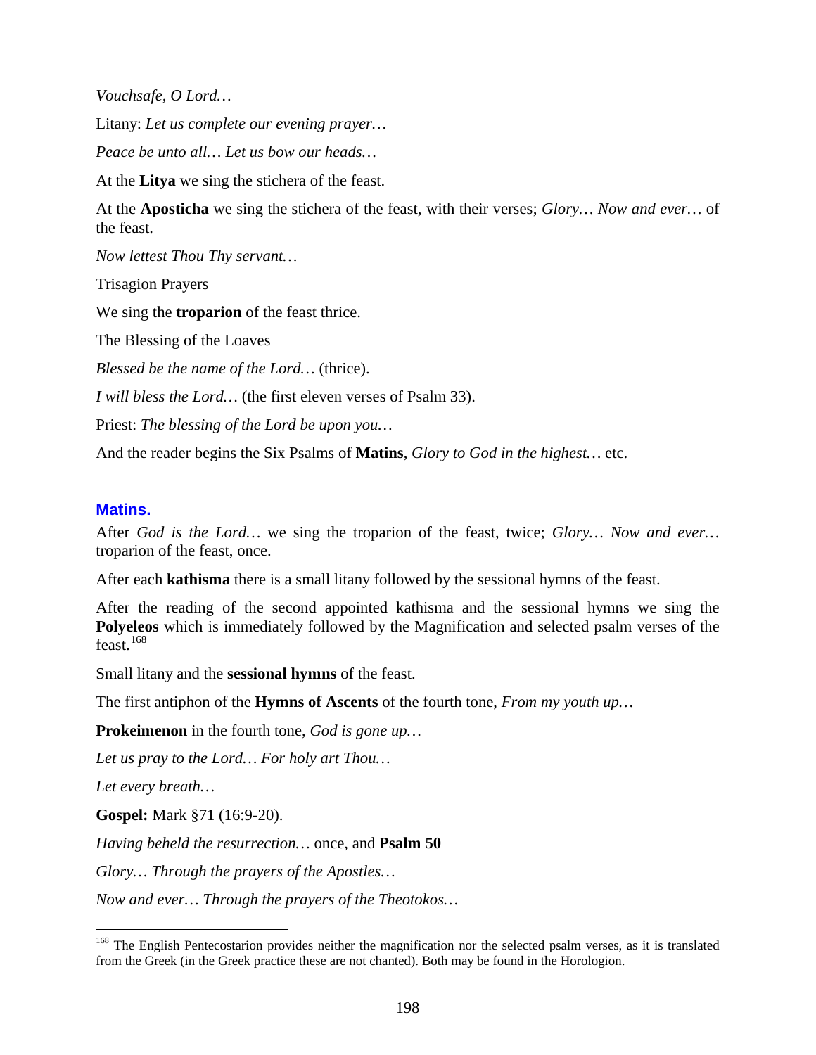*Vouchsafe, O Lord…*

Litany: *Let us complete our evening prayer…*

*Peace be unto all… Let us bow our heads…*

At the **Litya** we sing the stichera of the feast.

At the **Aposticha** we sing the stichera of the feast, with their verses; *Glory… Now and ever…* of the feast.

*Now lettest Thou Thy servant…*

Trisagion Prayers

We sing the **troparion** of the feast thrice.

The Blessing of the Loaves

*Blessed be the name of the Lord…* (thrice).

*I will bless the Lord…* (the first eleven verses of Psalm 33).

Priest: *The blessing of the Lord be upon you…*

And the reader begins the Six Psalms of **Matins**, *Glory to God in the highest…* etc.

## Matins.

After *God is the Lord…* we sing the troparion of the feast, twice; *Glory… Now and ever…* troparion of the feast, once.

After each **kathisma** there is a small litany followed by the sessional hymns of the feast.

After the reading of the second appointed kathisma and the sessional hymns we sing the **Polyeleos** which is immediately followed by the Magnification and selected psalm verses of the feast.[168]

Small litany and the **sessional hymns** of the feast.

The first antiphon of the **Hymns of Ascents** of the fourth tone, *From my youth up…*

**Prokeimenon** in the fourth tone, *God is gone up…*

*Let us pray to the Lord… For holy art Thou…*

*Let every breath…*

**Gospel:** Mark §71 (16:9-20).

*Having beheld the resurrection…* once, and **Psalm 50**

*Glory… Through the prayers of the Apostles…*

*Now and ever… Through the prayers of the Theotokos…*

---

[168] The English Pentecostarion provides neither the magnification nor the selected psalm verses, as it is translated from the Greek (in the Greek practice these are not chanted). Both may be found in the Horologion.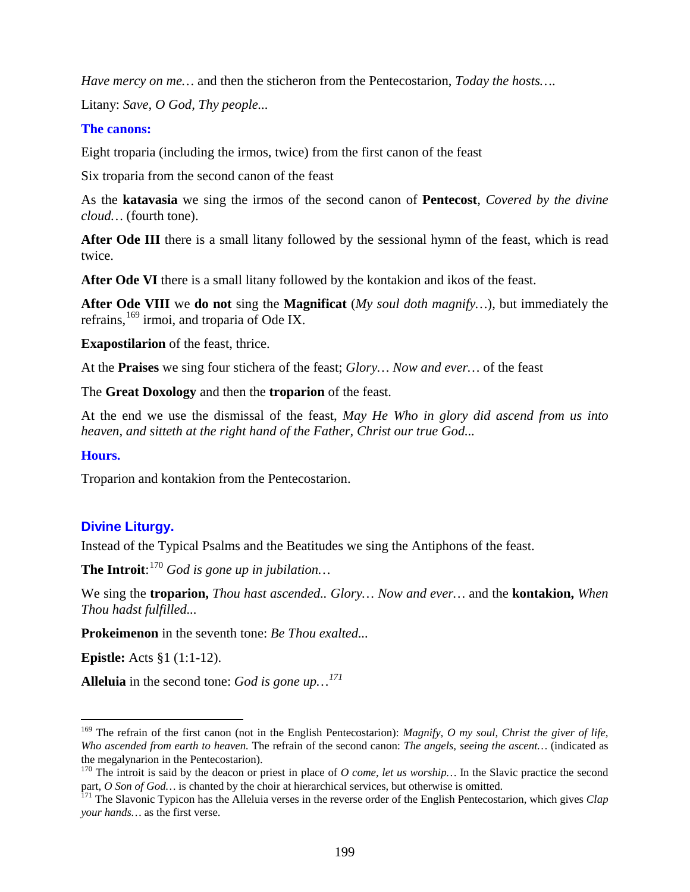*Have mercy on me…* and then the sticheron from the Pentecostarion, *Today the hosts….*

Litany: *Save, O God, Thy people...*

### The canons:

Eight troparia (including the irmos, twice) from the first canon of the feast

Six troparia from the second canon of the feast

As the **katavasia** we sing the irmos of the second canon of **Pentecost**, *Covered by the divine cloud…* (fourth tone).

**After Ode III** there is a small litany followed by the sessional hymn of the feast, which is read twice.

**After Ode VI** there is a small litany followed by the kontakion and ikos of the feast.

**After Ode VIII** we **do not** sing the **Magnificat** (*My soul doth magnify…*), but immediately the refrains,[169] irmoi, and troparia of Ode IX.

**Exapostilarion** of the feast, thrice.

At the **Praises** we sing four stichera of the feast; *Glory… Now and ever…* of the feast

The **Great Doxology** and then the **troparion** of the feast.

At the end we use the dismissal of the feast, *May He Who in glory did ascend from us into heaven, and sitteth at the right hand of the Father, Christ our true God...*

### Hours.

Troparion and kontakion from the Pentecostarion.

## Divine Liturgy.

Instead of the Typical Psalms and the Beatitudes we sing the Antiphons of the feast.

**The Introit**:[170] *God is gone up in jubilation…*

We sing the **troparion,** *Thou hast ascended.. Glory… Now and ever…* and the **kontakion,** *When Thou hadst fulfilled...*

**Prokeimenon** in the seventh tone: *Be Thou exalted...*

**Epistle:** Acts §1 (1:1-12).

**Alleluia** in the second tone: *God is gone up…*[171]

---

[169] The refrain of the first canon (not in the English Pentecostarion): *Magnify, O my soul, Christ the giver of life, Who ascended from earth to heaven.* The refrain of the second canon: *The angels, seeing the ascent…* (indicated as the megalynarion in the Pentecostarion).

[170] The introit is said by the deacon or priest in place of *O come, let us worship…* In the Slavic practice the second part, *O Son of God…* is chanted by the choir at hierarchical services, but otherwise is omitted.

[171] The Slavonic Typicon has the Alleluia verses in the reverse order of the English Pentecostarion, which gives *Clap your hands…* as the first verse.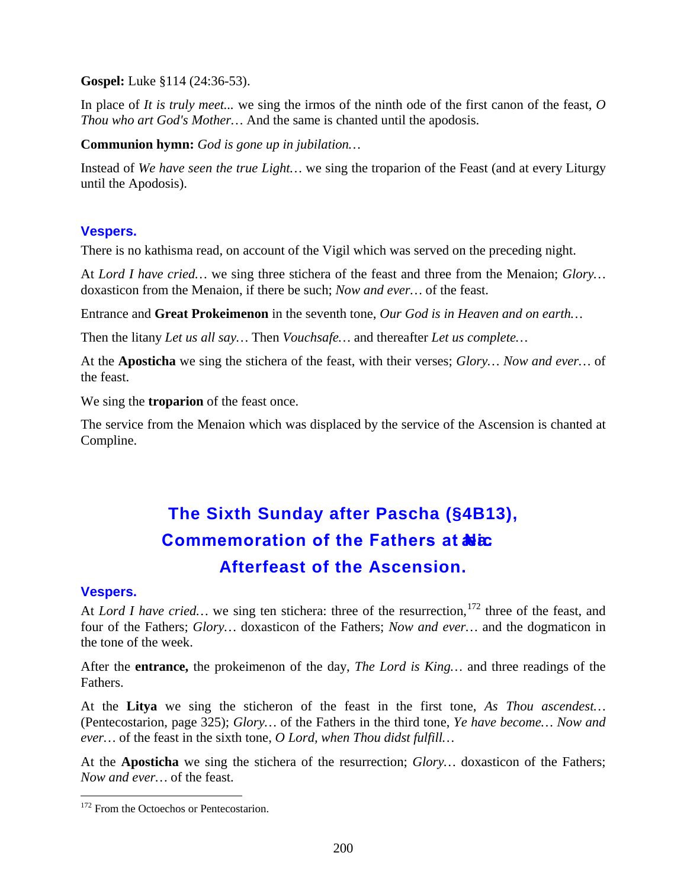**Gospel:** Luke §114 (24:36-53).

In place of *It is truly meet...* we sing the irmos of the ninth ode of the first canon of the feast, *O Thou who art God's Mother…* And the same is chanted until the apodosis.

**Communion hymn:** *God is gone up in jubilation…*

Instead of *We have seen the true Light…* we sing the troparion of the Feast (and at every Liturgy until the Apodosis).

### Vespers.

There is no kathisma read, on account of the Vigil which was served on the preceding night.

At *Lord I have cried…* we sing three stichera of the feast and three from the Menaion; *Glory…* doxasticon from the Menaion, if there be such; *Now and ever…* of the feast.

Entrance and **Great Prokeimenon** in the seventh tone, *Our God is in Heaven and on earth…*

Then the litany *Let us all say…* Then *Vouchsafe…* and thereafter *Let us complete…*

At the **Aposticha** we sing the stichera of the feast, with their verses; *Glory… Now and ever…* of the feast.

We sing the **troparion** of the feast once.

The service from the Menaion which was displaced by the service of the Ascension is chanted at Compline.

## The Sixth Sunday after Pascha (§4B13), Commemoration of the Fathers at Nicæa; Afterfeast of the Ascension.

### Vespers.

At *Lord I have cried…* we sing ten stichera: three of the resurrection,[172] three of the feast, and four of the Fathers; *Glory…* doxasticon of the Fathers; *Now and ever…* and the dogmaticon in the tone of the week.

After the **entrance,** the prokeimenon of the day, *The Lord is King…* and three readings of the Fathers.

At the **Litya** we sing the sticheron of the feast in the first tone, *As Thou ascendest…* (Pentecostarion, page 325); *Glory…* of the Fathers in the third tone, *Ye have become… Now and ever…* of the feast in the sixth tone, *O Lord, when Thou didst fulfill…*

At the **Aposticha** we sing the stichera of the resurrection; *Glory…* doxasticon of the Fathers; *Now and ever…* of the feast.

---

[172] From the Octoechos or Pentecostarion.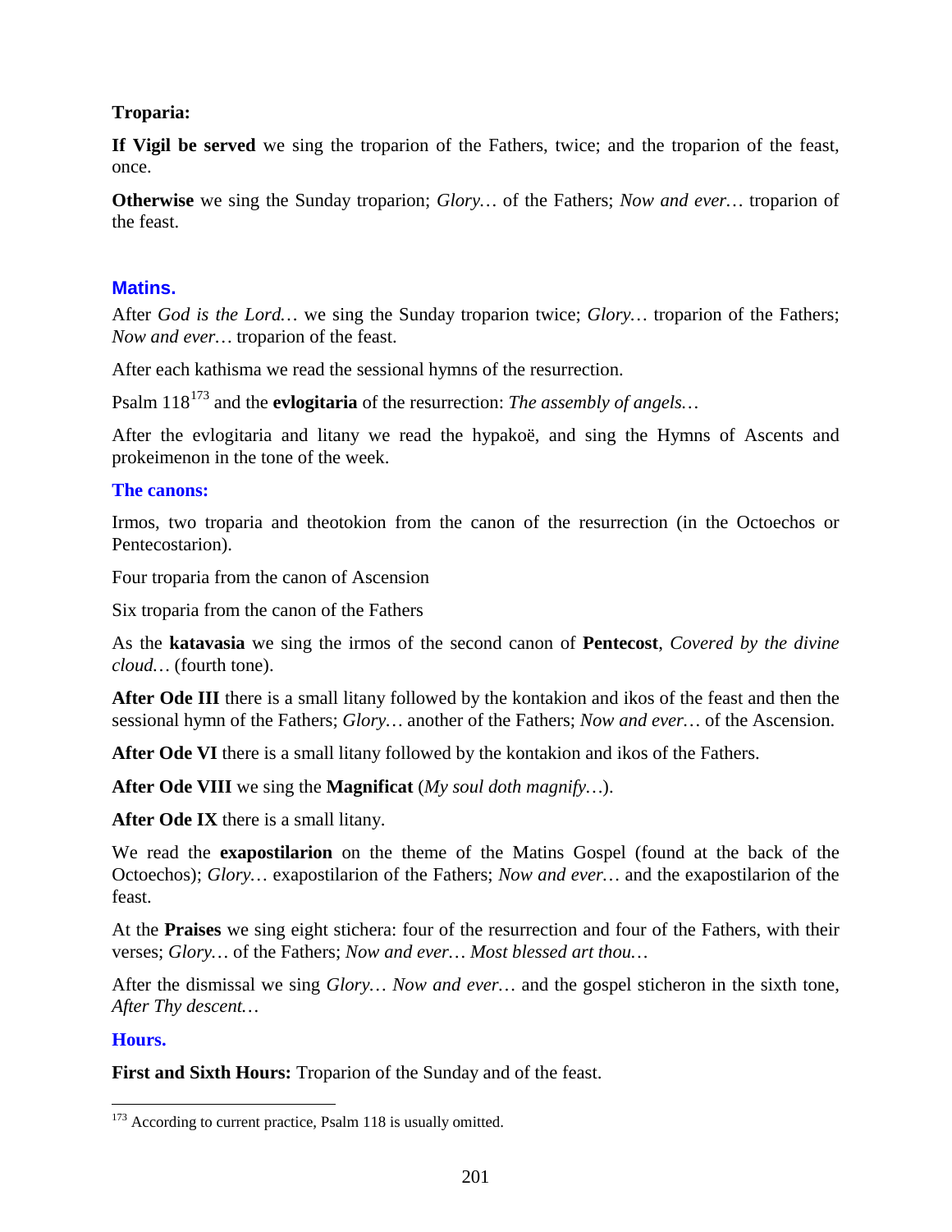**Troparia:**

**If Vigil be served** we sing the troparion of the Fathers, twice; and the troparion of the feast, once.

**Otherwise** we sing the Sunday troparion; *Glory…* of the Fathers; *Now and ever…* troparion of the feast.

## Matins.

After *God is the Lord…* we sing the Sunday troparion twice; *Glory…* troparion of the Fathers; *Now and ever…* troparion of the feast.

After each kathisma we read the sessional hymns of the resurrection.

Psalm 118[173] and the **evlogitaria** of the resurrection: *The assembly of angels…*

After the evlogitaria and litany we read the hypakoë, and sing the Hymns of Ascents and prokeimenon in the tone of the week.

### The canons:

Irmos, two troparia and theotokion from the canon of the resurrection (in the Octoechos or Pentecostarion).

Four troparia from the canon of Ascension

Six troparia from the canon of the Fathers

As the **katavasia** we sing the irmos of the second canon of **Pentecost**, *Covered by the divine cloud…* (fourth tone).

**After Ode III** there is a small litany followed by the kontakion and ikos of the feast and then the sessional hymn of the Fathers; *Glory…* another of the Fathers; *Now and ever…* of the Ascension.

**After Ode VI** there is a small litany followed by the kontakion and ikos of the Fathers.

**After Ode VIII** we sing the **Magnificat** (*My soul doth magnify…*).

**After Ode IX** there is a small litany.

We read the **exapostilarion** on the theme of the Matins Gospel (found at the back of the Octoechos); *Glory…* exapostilarion of the Fathers; *Now and ever…* and the exapostilarion of the feast.

At the **Praises** we sing eight stichera: four of the resurrection and four of the Fathers, with their verses; *Glory…* of the Fathers; *Now and ever… Most blessed art thou…*

After the dismissal we sing *Glory… Now and ever…* and the gospel sticheron in the sixth tone, *After Thy descent…*

## Hours.

**First and Sixth Hours:** Troparion of the Sunday and of the feast.

---

[173] According to current practice, Psalm 118 is usually omitted.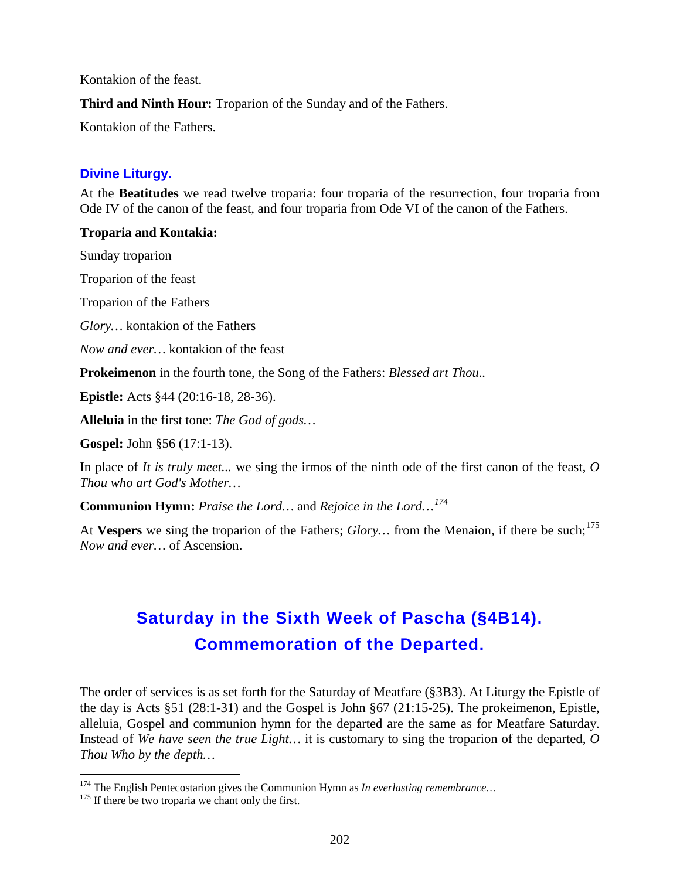Kontakion of the feast.

**Third and Ninth Hour:** Troparion of the Sunday and of the Fathers.

Kontakion of the Fathers.

### Divine Liturgy.

At the **Beatitudes** we read twelve troparia: four troparia of the resurrection, four troparia from Ode IV of the canon of the feast, and four troparia from Ode VI of the canon of the Fathers.

**Troparia and Kontakia:**

Sunday troparion

Troparion of the feast

Troparion of the Fathers

*Glory…* kontakion of the Fathers

*Now and ever…* kontakion of the feast

**Prokeimenon** in the fourth tone, the Song of the Fathers: *Blessed art Thou..*

**Epistle:** Acts §44 (20:16-18, 28-36).

**Alleluia** in the first tone: *The God of gods…*

**Gospel:** John §56 (17:1-13).

In place of *It is truly meet...* we sing the irmos of the ninth ode of the first canon of the feast, *O Thou who art God's Mother…*

**Communion Hymn:** *Praise the Lord…* and *Rejoice in the Lord…*[174]

At **Vespers** we sing the troparion of the Fathers; *Glory…* from the Menaion, if there be such;[175] *Now and ever…* of Ascension.

## Saturday in the Sixth Week of Pascha (§4B14). Commemoration of the Departed.

The order of services is as set forth for the Saturday of Meatfare (§3B3). At Liturgy the Epistle of the day is Acts §51 (28:1-31) and the Gospel is John §67 (21:15-25). The prokeimenon, Epistle, alleluia, Gospel and communion hymn for the departed are the same as for Meatfare Saturday. Instead of *We have seen the true Light…* it is customary to sing the troparion of the departed, *O Thou Who by the depth…*

---

[174] The English Pentecostarion gives the Communion Hymn as *In everlasting remembrance…*

[175] If there be two troparia we chant only the first.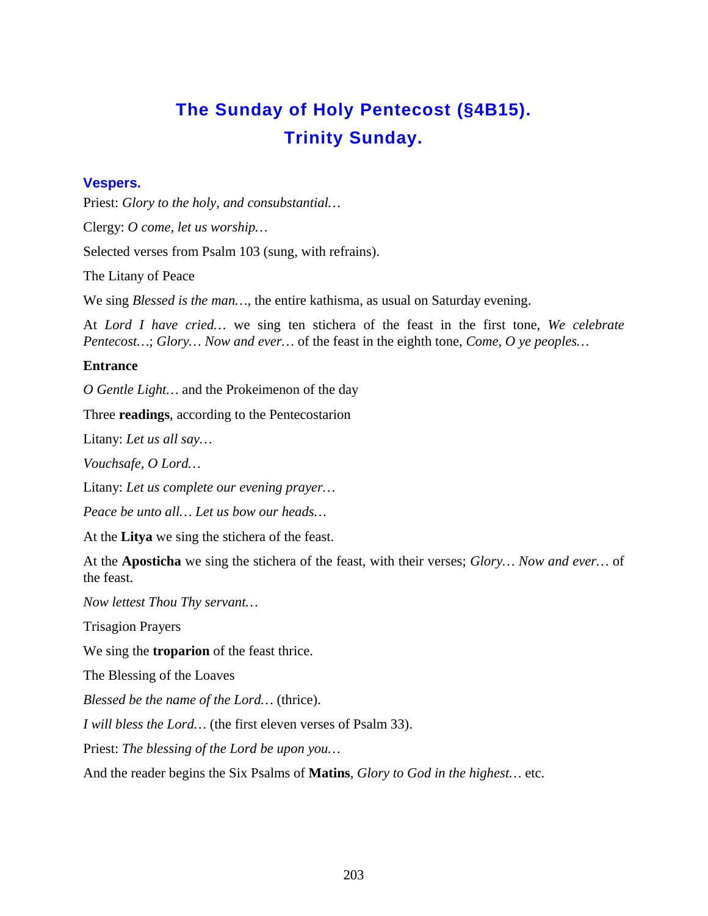# The Sunday of Holy Pentecost (§4B15).
# Trinity Sunday.

## Vespers.

Priest: *Glory to the holy, and consubstantial…*

Clergy: *O come, let us worship…*

Selected verses from Psalm 103 (sung, with refrains).

The Litany of Peace

We sing *Blessed is the man…*, the entire kathisma, as usual on Saturday evening.

At *Lord I have cried…* we sing ten stichera of the feast in the first tone, *We celebrate Pentecost…*; *Glory… Now and ever…* of the feast in the eighth tone, *Come, O ye peoples…*

**Entrance**

*O Gentle Light…* and the Prokeimenon of the day

Three **readings**, according to the Pentecostarion

Litany: *Let us all say…*

*Vouchsafe, O Lord…*

Litany: *Let us complete our evening prayer…*

*Peace be unto all… Let us bow our heads…*

At the **Litya** we sing the stichera of the feast.

At the **Aposticha** we sing the stichera of the feast, with their verses; *Glory… Now and ever…* of the feast.

*Now lettest Thou Thy servant…*

Trisagion Prayers

We sing the **troparion** of the feast thrice.

The Blessing of the Loaves

*Blessed be the name of the Lord…* (thrice).

*I will bless the Lord…* (the first eleven verses of Psalm 33).

Priest: *The blessing of the Lord be upon you…*

And the reader begins the Six Psalms of **Matins**, *Glory to God in the highest…* etc.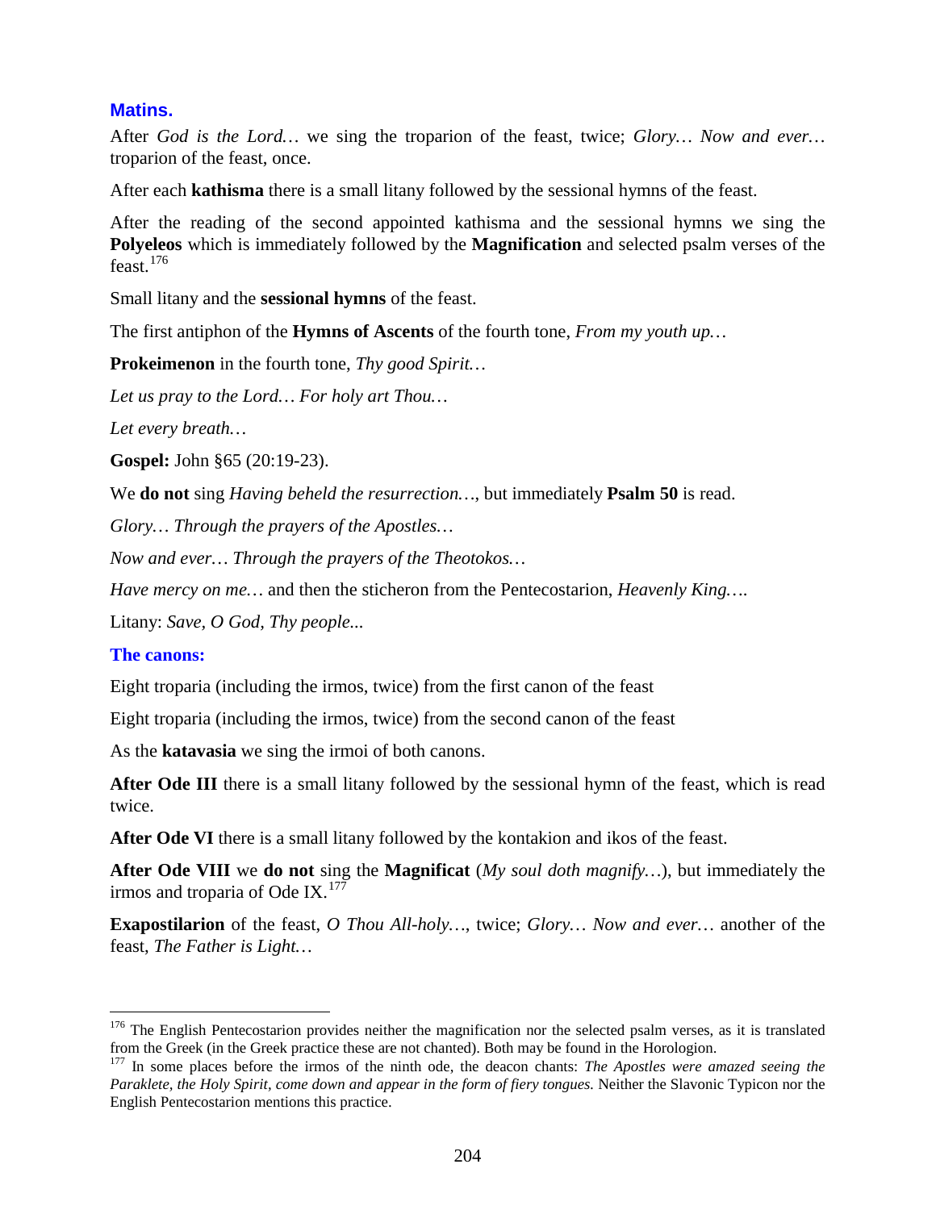### Matins.

After *God is the Lord…* we sing the troparion of the feast, twice; *Glory… Now and ever…* troparion of the feast, once.

After each **kathisma** there is a small litany followed by the sessional hymns of the feast.

After the reading of the second appointed kathisma and the sessional hymns we sing the **Polyeleos** which is immediately followed by the **Magnification** and selected psalm verses of the feast.[176]

Small litany and the **sessional hymns** of the feast.

The first antiphon of the **Hymns of Ascents** of the fourth tone, *From my youth up…*

**Prokeimenon** in the fourth tone, *Thy good Spirit…*

*Let us pray to the Lord… For holy art Thou…*

*Let every breath…*

**Gospel:** John §65 (20:19-23).

We **do not** sing *Having beheld the resurrection…*, but immediately **Psalm 50** is read.

*Glory… Through the prayers of the Apostles…*

*Now and ever… Through the prayers of the Theotokos…*

*Have mercy on me…* and then the sticheron from the Pentecostarion, *Heavenly King….*

Litany: *Save, O God, Thy people...*

### The canons:

Eight troparia (including the irmos, twice) from the first canon of the feast

Eight troparia (including the irmos, twice) from the second canon of the feast

As the **katavasia** we sing the irmoi of both canons.

**After Ode III** there is a small litany followed by the sessional hymn of the feast, which is read twice.

**After Ode VI** there is a small litany followed by the kontakion and ikos of the feast.

**After Ode VIII** we **do not** sing the **Magnificat** (*My soul doth magnify…*), but immediately the irmos and troparia of Ode IX.[177]

**Exapostilarion** of the feast, *O Thou All-holy…*, twice; *Glory… Now and ever…* another of the feast, *The Father is Light…*

---

[176] The English Pentecostarion provides neither the magnification nor the selected psalm verses, as it is translated from the Greek (in the Greek practice these are not chanted). Both may be found in the Horologion.

[177] In some places before the irmos of the ninth ode, the deacon chants: *The Apostles were amazed seeing the Paraklete, the Holy Spirit, come down and appear in the form of fiery tongues.* Neither the Slavonic Typicon nor the English Pentecostarion mentions this practice.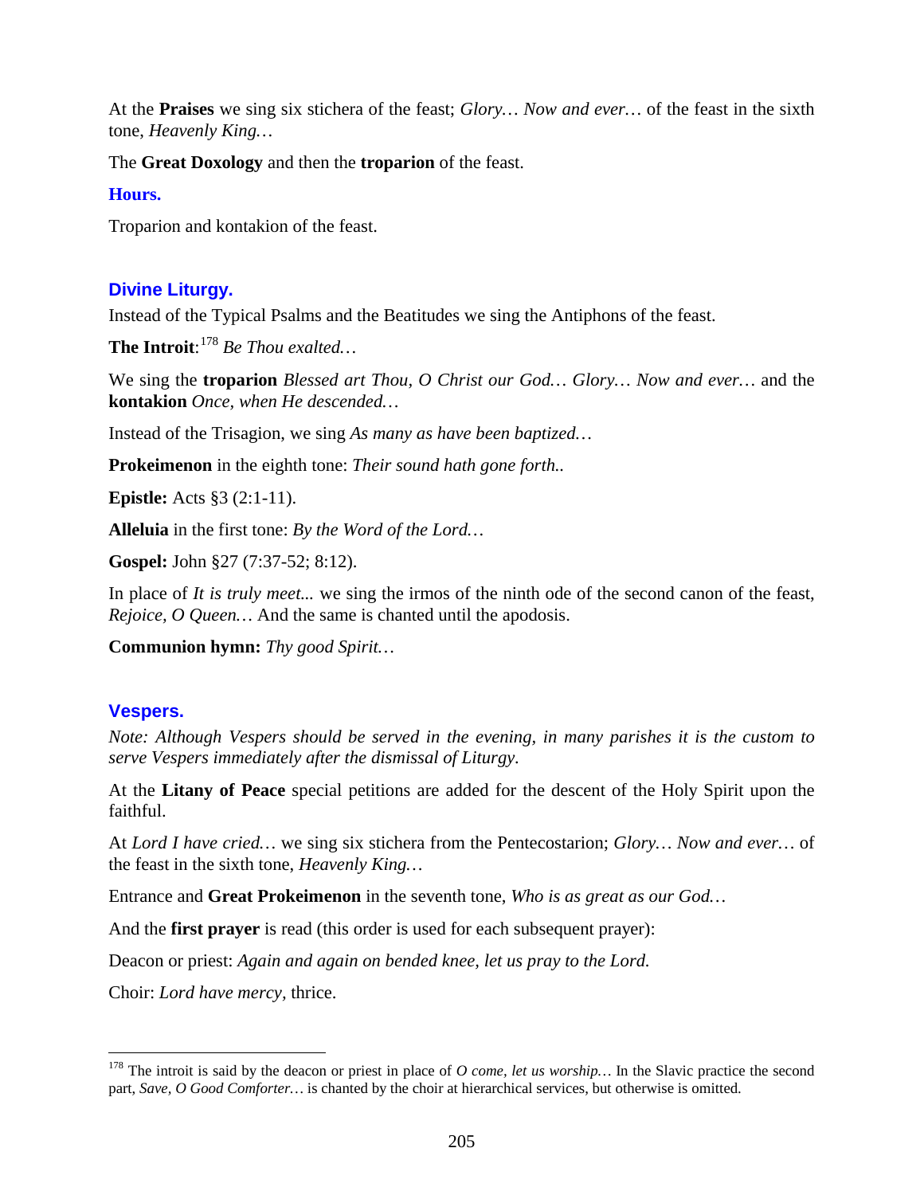At the **Praises** we sing six stichera of the feast; *Glory… Now and ever…* of the feast in the sixth tone, *Heavenly King…*

The **Great Doxology** and then the **troparion** of the feast.

### Hours.

Troparion and kontakion of the feast.

## Divine Liturgy.

Instead of the Typical Psalms and the Beatitudes we sing the Antiphons of the feast.

**The Introit**:[178] *Be Thou exalted…*

We sing the **troparion** *Blessed art Thou, O Christ our God… Glory… Now and ever…* and the **kontakion** *Once, when He descended…*

Instead of the Trisagion, we sing *As many as have been baptized…*

**Prokeimenon** in the eighth tone: *Their sound hath gone forth..*

**Epistle:** Acts §3 (2:1-11).

**Alleluia** in the first tone: *By the Word of the Lord…*

**Gospel:** John §27 (7:37-52; 8:12).

In place of *It is truly meet...* we sing the irmos of the ninth ode of the second canon of the feast, *Rejoice, O Queen…* And the same is chanted until the apodosis.

**Communion hymn:** *Thy good Spirit…*

## Vespers.

*Note: Although Vespers should be served in the evening, in many parishes it is the custom to serve Vespers immediately after the dismissal of Liturgy.*

At the **Litany of Peace** special petitions are added for the descent of the Holy Spirit upon the faithful.

At *Lord I have cried…* we sing six stichera from the Pentecostarion; *Glory… Now and ever…* of the feast in the sixth tone, *Heavenly King…*

Entrance and **Great Prokeimenon** in the seventh tone, *Who is as great as our God…*

And the **first prayer** is read (this order is used for each subsequent prayer):

Deacon or priest: *Again and again on bended knee, let us pray to the Lord.*

Choir: *Lord have mercy*, thrice.

---

[178] The introit is said by the deacon or priest in place of *O come, let us worship…* In the Slavic practice the second part, *Save, O Good Comforter…* is chanted by the choir at hierarchical services, but otherwise is omitted.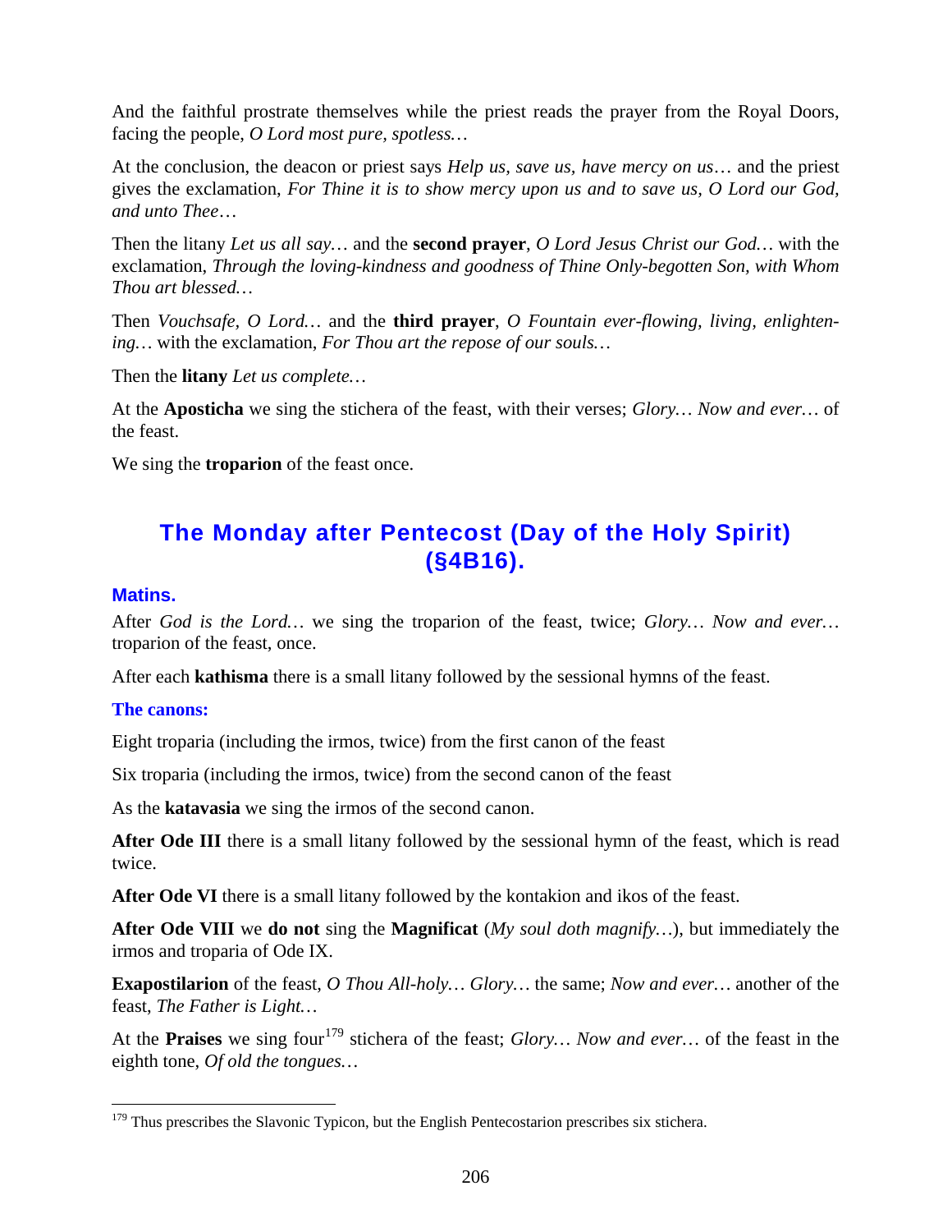And the faithful prostrate themselves while the priest reads the prayer from the Royal Doors, facing the people, *O Lord most pure, spotless…*

At the conclusion, the deacon or priest says *Help us, save us, have mercy on us…* and the priest gives the exclamation, *For Thine it is to show mercy upon us and to save us, O Lord our God, and unto Thee…*

Then the litany *Let us all say…* and the **second prayer**, *O Lord Jesus Christ our God…* with the exclamation, *Through the loving-kindness and goodness of Thine Only-begotten Son, with Whom Thou art blessed…*

Then *Vouchsafe, O Lord…* and the **third prayer**, *O Fountain ever-flowing, living, enlightening…* with the exclamation, *For Thou art the repose of our souls…*

Then the **litany** *Let us complete…*

At the **Aposticha** we sing the stichera of the feast, with their verses; *Glory… Now and ever…* of the feast.

We sing the **troparion** of the feast once.

## The Monday after Pentecost (Day of the Holy Spirit) (§4B16).

### Matins.

After *God is the Lord…* we sing the troparion of the feast, twice; *Glory… Now and ever…* troparion of the feast, once.

After each **kathisma** there is a small litany followed by the sessional hymns of the feast.

#### The canons:

Eight troparia (including the irmos, twice) from the first canon of the feast

Six troparia (including the irmos, twice) from the second canon of the feast

As the **katavasia** we sing the irmos of the second canon.

**After Ode III** there is a small litany followed by the sessional hymn of the feast, which is read twice.

**After Ode VI** there is a small litany followed by the kontakion and ikos of the feast.

**After Ode VIII** we **do not** sing the **Magnificat** (*My soul doth magnify…*), but immediately the irmos and troparia of Ode IX.

**Exapostilarion** of the feast, *O Thou All-holy… Glory…* the same; *Now and ever…* another of the feast, *The Father is Light…*

At the **Praises** we sing four[179] stichera of the feast; *Glory… Now and ever…* of the feast in the eighth tone, *Of old the tongues…*

[179] Thus prescribes the Slavonic Typicon, but the English Pentecostarion prescribes six stichera.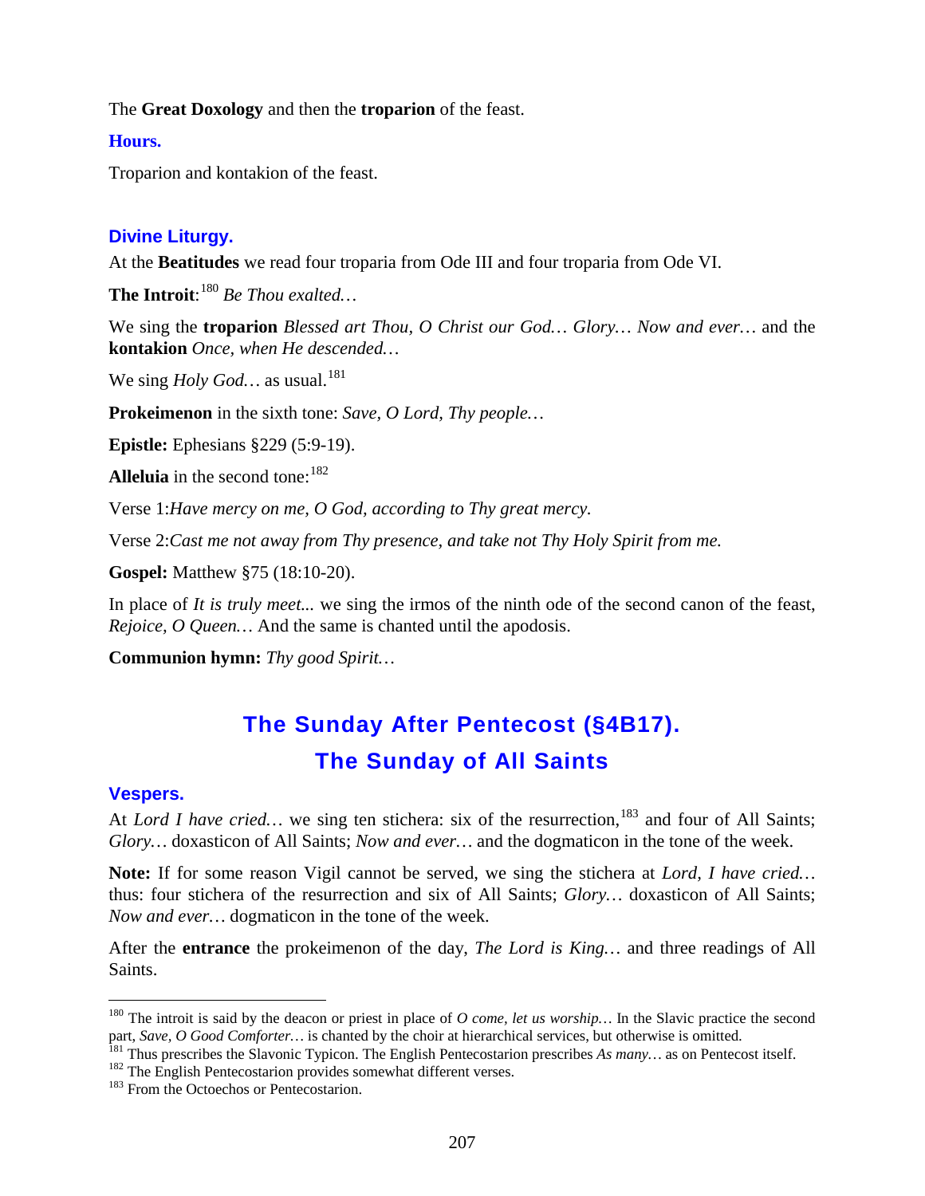The **Great Doxology** and then the **troparion** of the feast.

### Hours.

Troparion and kontakion of the feast.

### Divine Liturgy.

At the **Beatitudes** we read four troparia from Ode III and four troparia from Ode VI.

**The Introit**:[180] *Be Thou exalted…*

We sing the **troparion** *Blessed art Thou, O Christ our God… Glory… Now and ever…* and the **kontakion** *Once, when He descended…*

We sing *Holy God…* as usual.[181]

**Prokeimenon** in the sixth tone: *Save, O Lord, Thy people…*

**Epistle:** Ephesians §229 (5:9-19).

**Alleluia** in the second tone:[182]

Verse 1:*Have mercy on me, O God, according to Thy great mercy.*

Verse 2:*Cast me not away from Thy presence, and take not Thy Holy Spirit from me.*

**Gospel:** Matthew §75 (18:10-20).

In place of *It is truly meet...* we sing the irmos of the ninth ode of the second canon of the feast, *Rejoice, O Queen…* And the same is chanted until the apodosis.

**Communion hymn:** *Thy good Spirit…*

## The Sunday After Pentecost (§4B17).
## The Sunday of All Saints

### Vespers.

At *Lord I have cried…* we sing ten stichera: six of the resurrection,[183] and four of All Saints; *Glory…* doxasticon of All Saints; *Now and ever…* and the dogmaticon in the tone of the week.

**Note:** If for some reason Vigil cannot be served, we sing the stichera at *Lord, I have cried…* thus: four stichera of the resurrection and six of All Saints; *Glory…* doxasticon of All Saints; *Now and ever…* dogmaticon in the tone of the week.

After the **entrance** the prokeimenon of the day, *The Lord is King…* and three readings of All Saints.

---

[180] The introit is said by the deacon or priest in place of *O come, let us worship…* In the Slavic practice the second part, *Save, O Good Comforter…* is chanted by the choir at hierarchical services, but otherwise is omitted.

[181] Thus prescribes the Slavonic Typicon. The English Pentecostarion prescribes *As many…* as on Pentecost itself.

[182] The English Pentecostarion provides somewhat different verses.

[183] From the Octoechos or Pentecostarion.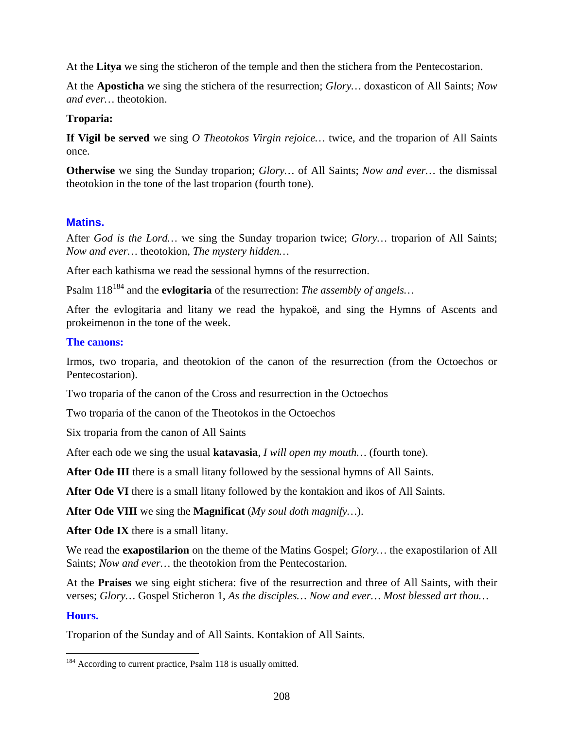At the **Litya** we sing the sticheron of the temple and then the stichera from the Pentecostarion.

At the **Aposticha** we sing the stichera of the resurrection; *Glory…* doxasticon of All Saints; *Now and ever…* theotokion.

**Troparia:**

**If Vigil be served** we sing *O Theotokos Virgin rejoice…* twice, and the troparion of All Saints once.

**Otherwise** we sing the Sunday troparion; *Glory…* of All Saints; *Now and ever…* the dismissal theotokion in the tone of the last troparion (fourth tone).

## Matins.

After *God is the Lord…* we sing the Sunday troparion twice; *Glory…* troparion of All Saints; *Now and ever…* theotokion, *The mystery hidden…*

After each kathisma we read the sessional hymns of the resurrection.

Psalm 118[184] and the **evlogitaria** of the resurrection: *The assembly of angels…*

After the evlogitaria and litany we read the hypakoë, and sing the Hymns of Ascents and prokeimenon in the tone of the week.

### The canons:

Irmos, two troparia, and theotokion of the canon of the resurrection (from the Octoechos or Pentecostarion).

Two troparia of the canon of the Cross and resurrection in the Octoechos

Two troparia of the canon of the Theotokos in the Octoechos

Six troparia from the canon of All Saints

After each ode we sing the usual **katavasia**, *I will open my mouth…* (fourth tone).

**After Ode III** there is a small litany followed by the sessional hymns of All Saints.

**After Ode VI** there is a small litany followed by the kontakion and ikos of All Saints.

**After Ode VIII** we sing the **Magnificat** (*My soul doth magnify…*).

**After Ode IX** there is a small litany.

We read the **exapostilarion** on the theme of the Matins Gospel; *Glory…* the exapostilarion of All Saints; *Now and ever…* the theotokion from the Pentecostarion.

At the **Praises** we sing eight stichera: five of the resurrection and three of All Saints, with their verses; *Glory…* Gospel Sticheron 1, *As the disciples… Now and ever… Most blessed art thou…*

## Hours.

Troparion of the Sunday and of All Saints. Kontakion of All Saints.

---

[184] According to current practice, Psalm 118 is usually omitted.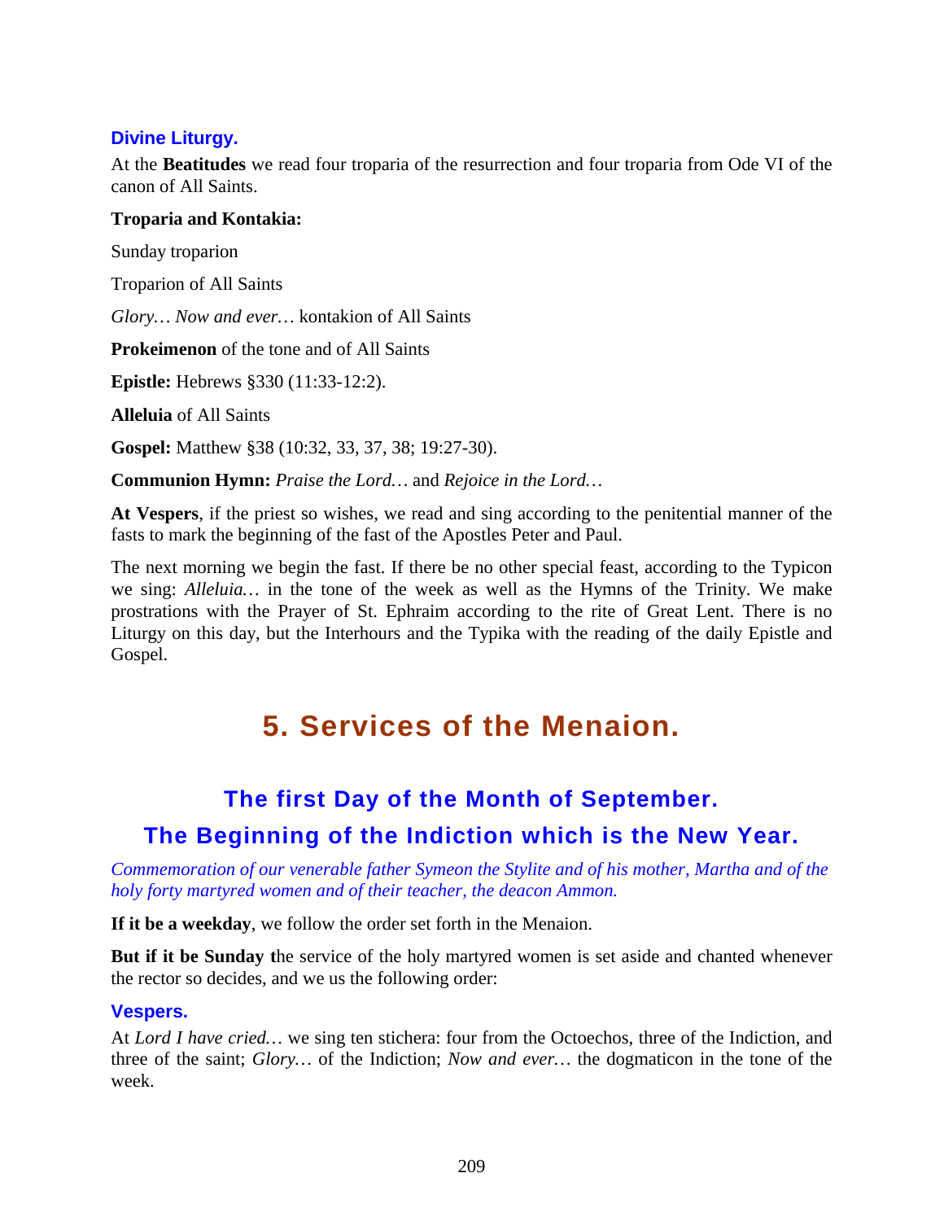### Divine Liturgy.

At the **Beatitudes** we read four troparia of the resurrection and four troparia from Ode VI of the canon of All Saints.

**Troparia and Kontakia:**

Sunday troparion

Troparion of All Saints

*Glory… Now and ever…* kontakion of All Saints

**Prokeimenon** of the tone and of All Saints

**Epistle:** Hebrews §330 (11:33-12:2).

**Alleluia** of All Saints

**Gospel:** Matthew §38 (10:32, 33, 37, 38; 19:27-30).

**Communion Hymn:** *Praise the Lord…* and *Rejoice in the Lord…*

**At Vespers**, if the priest so wishes, we read and sing according to the penitential manner of the fasts to mark the beginning of the fast of the Apostles Peter and Paul.

The next morning we begin the fast. If there be no other special feast, according to the Typicon we sing: *Alleluia…* in the tone of the week as well as the Hymns of the Trinity. We make prostrations with the Prayer of St. Ephraim according to the rite of Great Lent. There is no Liturgy on this day, but the Interhours and the Typika with the reading of the daily Epistle and Gospel.

# 5. Services of the Menaion.

## The first Day of the Month of September.
## The Beginning of the Indiction which is the New Year.

*Commemoration of our venerable father Symeon the Stylite and of his mother, Martha and of the holy forty martyred women and of their teacher, the deacon Ammon.*

**If it be a weekday**, we follow the order set forth in the Menaion.

**But if it be Sunday t**he service of the holy martyred women is set aside and chanted whenever the rector so decides, and we us the following order:

### Vespers.

At *Lord I have cried…* we sing ten stichera: four from the Octoechos, three of the Indiction, and three of the saint; *Glory…* of the Indiction; *Now and ever…* the dogmaticon in the tone of the week.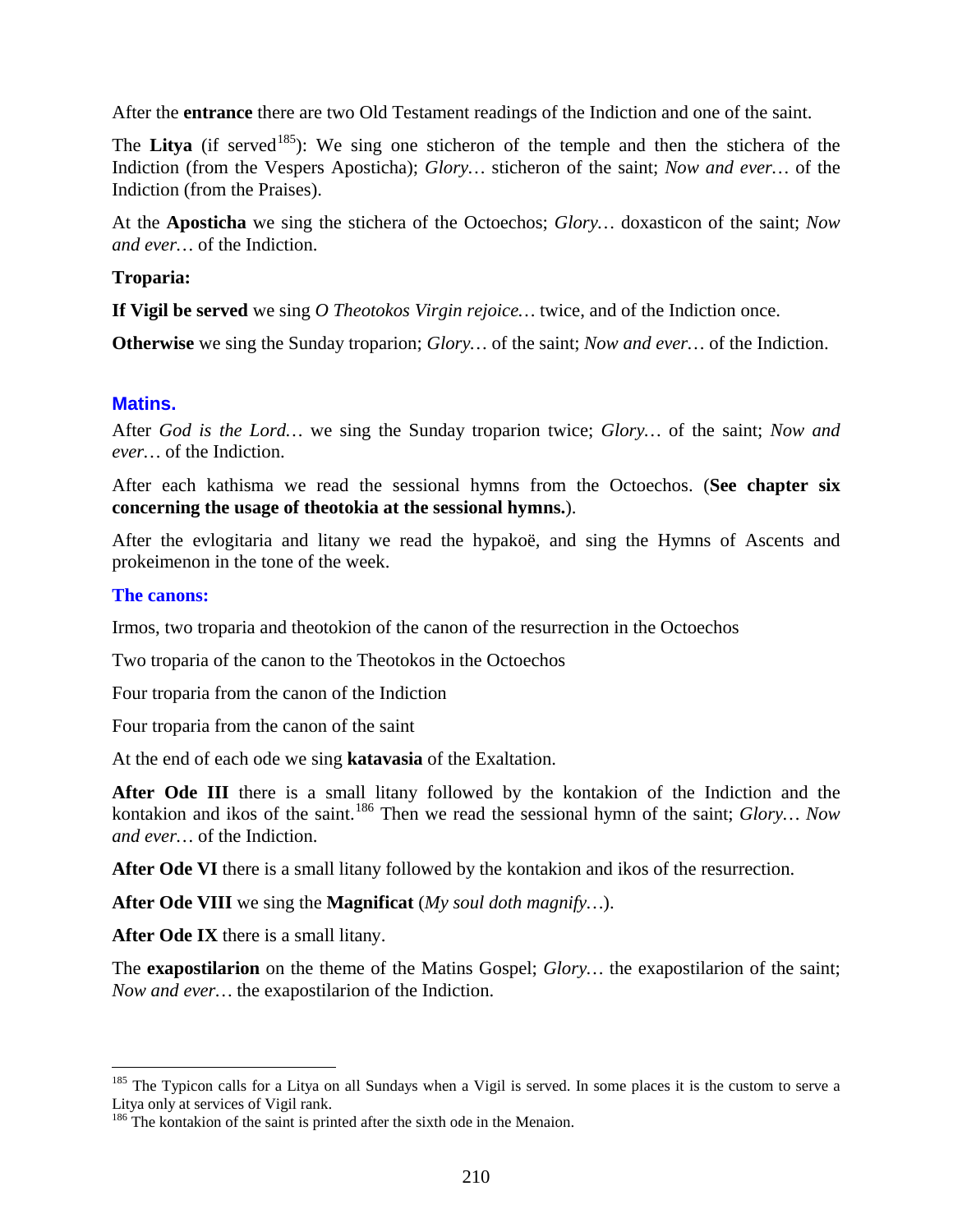After the **entrance** there are two Old Testament readings of the Indiction and one of the saint.

The **Litya** (if served[185]): We sing one sticheron of the temple and then the stichera of the Indiction (from the Vespers Aposticha); *Glory…* sticheron of the saint; *Now and ever…* of the Indiction (from the Praises).

At the **Aposticha** we sing the stichera of the Octoechos; *Glory…* doxasticon of the saint; *Now and ever…* of the Indiction.

**Troparia:**

**If Vigil be served** we sing *O Theotokos Virgin rejoice…* twice, and of the Indiction once.

**Otherwise** we sing the Sunday troparion; *Glory…* of the saint; *Now and ever…* of the Indiction.

## Matins.

After *God is the Lord…* we sing the Sunday troparion twice; *Glory…* of the saint; *Now and ever…* of the Indiction.

After each kathisma we read the sessional hymns from the Octoechos. (**See chapter six concerning the usage of theotokia at the sessional hymns.**).

After the evlogitaria and litany we read the hypakoë, and sing the Hymns of Ascents and prokeimenon in the tone of the week.

### The canons:

Irmos, two troparia and theotokion of the canon of the resurrection in the Octoechos

Two troparia of the canon to the Theotokos in the Octoechos

Four troparia from the canon of the Indiction

Four troparia from the canon of the saint

At the end of each ode we sing **katavasia** of the Exaltation.

**After Ode III** there is a small litany followed by the kontakion of the Indiction and the kontakion and ikos of the saint.[186] Then we read the sessional hymn of the saint; *Glory… Now and ever…* of the Indiction.

**After Ode VI** there is a small litany followed by the kontakion and ikos of the resurrection.

**After Ode VIII** we sing the **Magnificat** (*My soul doth magnify…*).

**After Ode IX** there is a small litany.

The **exapostilarion** on the theme of the Matins Gospel; *Glory…* the exapostilarion of the saint; *Now and ever…* the exapostilarion of the Indiction.

---

[185] The Typicon calls for a Litya on all Sundays when a Vigil is served. In some places it is the custom to serve a Litya only at services of Vigil rank.

[186] The kontakion of the saint is printed after the sixth ode in the Menaion.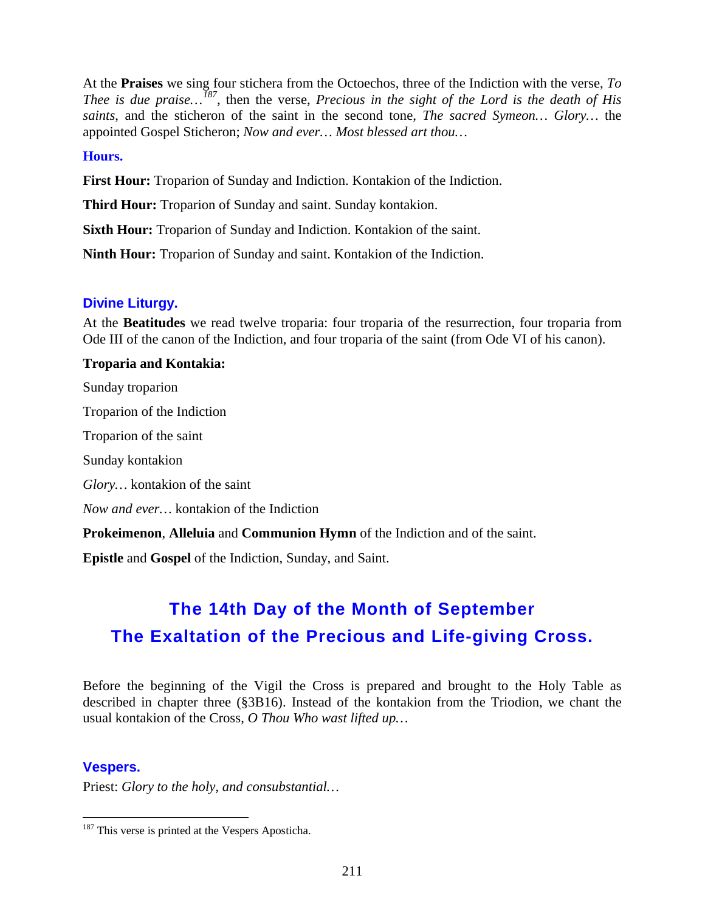At the **Praises** we sing four stichera from the Octoechos, three of the Indiction with the verse, *To Thee is due praise…*[187], then the verse, *Precious in the sight of the Lord is the death of His saints*, and the sticheron of the saint in the second tone, *The sacred Symeon… Glory…* the appointed Gospel Sticheron; *Now and ever… Most blessed art thou…*

### Hours.

**First Hour:** Troparion of Sunday and Indiction. Kontakion of the Indiction.

**Third Hour:** Troparion of Sunday and saint. Sunday kontakion.

**Sixth Hour:** Troparion of Sunday and Indiction. Kontakion of the saint.

**Ninth Hour:** Troparion of Sunday and saint. Kontakion of the Indiction.

### Divine Liturgy.

At the **Beatitudes** we read twelve troparia: four troparia of the resurrection, four troparia from Ode III of the canon of the Indiction, and four troparia of the saint (from Ode VI of his canon).

**Troparia and Kontakia:**

Sunday troparion

Troparion of the Indiction

Troparion of the saint

Sunday kontakion

*Glory…* kontakion of the saint

*Now and ever…* kontakion of the Indiction

**Prokeimenon**, **Alleluia** and **Communion Hymn** of the Indiction and of the saint.

**Epistle** and **Gospel** of the Indiction, Sunday, and Saint.

## The 14th Day of the Month of September
## The Exaltation of the Precious and Life-giving Cross.

Before the beginning of the Vigil the Cross is prepared and brought to the Holy Table as described in chapter three (§3B16). Instead of the kontakion from the Triodion, we chant the usual kontakion of the Cross, *O Thou Who wast lifted up…*

### Vespers.

Priest: *Glory to the holy, and consubstantial…*

[187] This verse is printed at the Vespers Aposticha.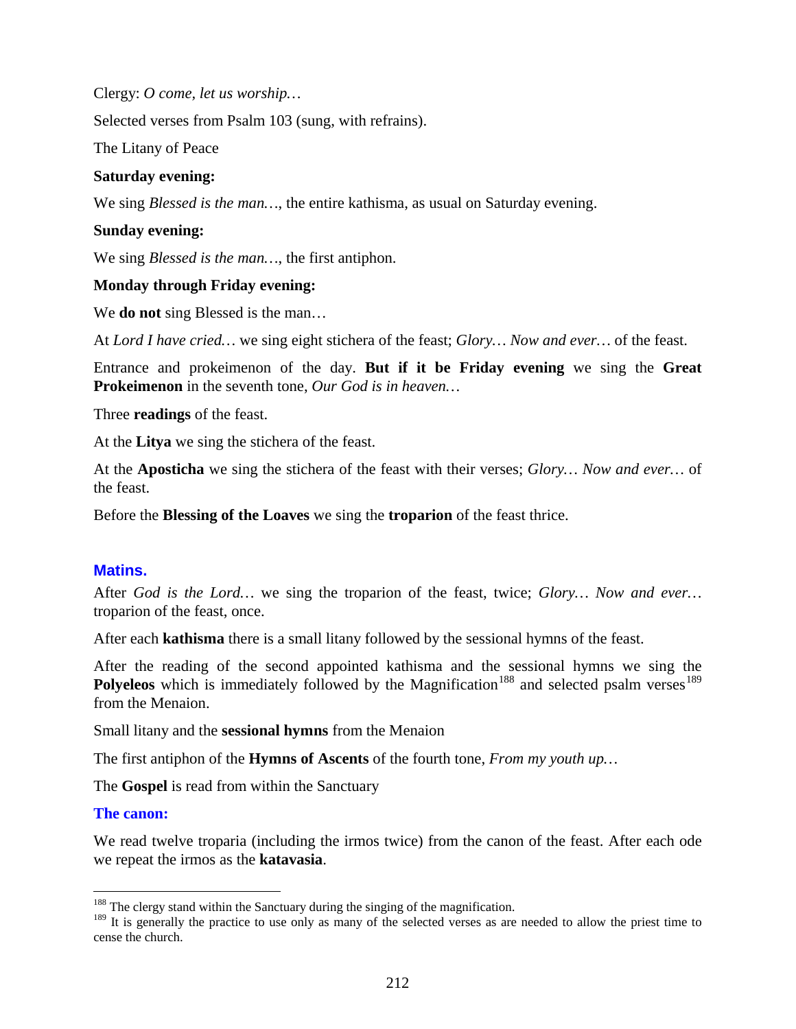Clergy: *O come, let us worship…*

Selected verses from Psalm 103 (sung, with refrains).

The Litany of Peace

**Saturday evening:**

We sing *Blessed is the man…*, the entire kathisma, as usual on Saturday evening.

**Sunday evening:**

We sing *Blessed is the man…*, the first antiphon.

**Monday through Friday evening:**

We **do not** sing Blessed is the man…

At *Lord I have cried…* we sing eight stichera of the feast; *Glory… Now and ever…* of the feast.

Entrance and prokeimenon of the day. **But if it be Friday evening** we sing the **Great Prokeimenon** in the seventh tone, *Our God is in heaven…*

Three **readings** of the feast.

At the **Litya** we sing the stichera of the feast.

At the **Aposticha** we sing the stichera of the feast with their verses; *Glory… Now and ever…* of the feast.

Before the **Blessing of the Loaves** we sing the **troparion** of the feast thrice.

## Matins.

After *God is the Lord…* we sing the troparion of the feast, twice; *Glory… Now and ever…* troparion of the feast, once.

After each **kathisma** there is a small litany followed by the sessional hymns of the feast.

After the reading of the second appointed kathisma and the sessional hymns we sing the **Polyeleos** which is immediately followed by the Magnification[188] and selected psalm verses[189] from the Menaion.

Small litany and the **sessional hymns** from the Menaion

The first antiphon of the **Hymns of Ascents** of the fourth tone, *From my youth up…*

The **Gospel** is read from within the Sanctuary

### The canon:

We read twelve troparia (including the irmos twice) from the canon of the feast. After each ode we repeat the irmos as the **katavasia**.

---

[188] The clergy stand within the Sanctuary during the singing of the magnification.

[189] It is generally the practice to use only as many of the selected verses as are needed to allow the priest time to cense the church.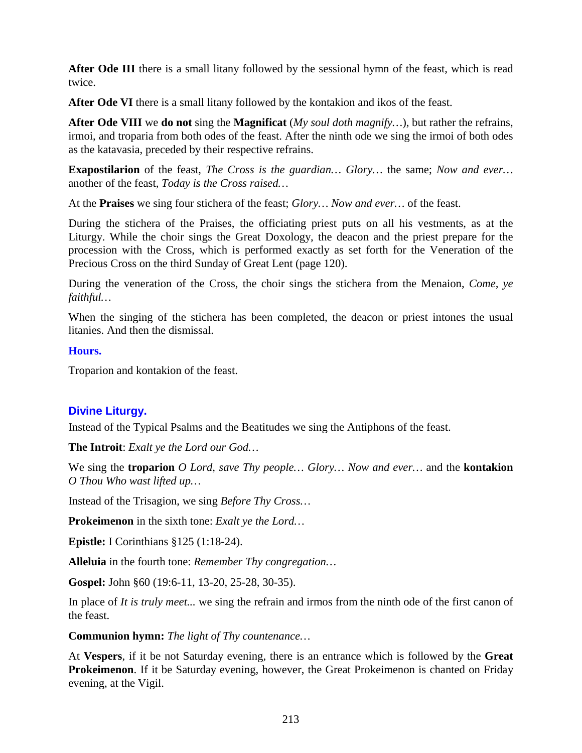**After Ode III** there is a small litany followed by the sessional hymn of the feast, which is read twice.

**After Ode VI** there is a small litany followed by the kontakion and ikos of the feast.

**After Ode VIII** we **do not** sing the **Magnificat** (*My soul doth magnify…*), but rather the refrains, irmoi, and troparia from both odes of the feast. After the ninth ode we sing the irmoi of both odes as the katavasia, preceded by their respective refrains.

**Exapostilarion** of the feast, *The Cross is the guardian… Glory…* the same; *Now and ever…* another of the feast, *Today is the Cross raised…*

At the **Praises** we sing four stichera of the feast; *Glory… Now and ever…* of the feast.

During the stichera of the Praises, the officiating priest puts on all his vestments, as at the Liturgy. While the choir sings the Great Doxology, the deacon and the priest prepare for the procession with the Cross, which is performed exactly as set forth for the Veneration of the Precious Cross on the third Sunday of Great Lent (page 120).

During the veneration of the Cross, the choir sings the stichera from the Menaion, *Come, ye faithful…*

When the singing of the stichera has been completed, the deacon or priest intones the usual litanies. And then the dismissal.

### Hours.

Troparion and kontakion of the feast.

## Divine Liturgy.

Instead of the Typical Psalms and the Beatitudes we sing the Antiphons of the feast.

**The Introit**: *Exalt ye the Lord our God…*

We sing the **troparion** *O Lord, save Thy people… Glory… Now and ever…* and the **kontakion** *O Thou Who wast lifted up…*

Instead of the Trisagion, we sing *Before Thy Cross…*

**Prokeimenon** in the sixth tone: *Exalt ye the Lord…*

**Epistle:** I Corinthians §125 (1:18-24).

**Alleluia** in the fourth tone: *Remember Thy congregation…*

**Gospel:** John §60 (19:6-11, 13-20, 25-28, 30-35).

In place of *It is truly meet...* we sing the refrain and irmos from the ninth ode of the first canon of the feast.

**Communion hymn:** *The light of Thy countenance…*

At **Vespers**, if it be not Saturday evening, there is an entrance which is followed by the **Great Prokeimenon**. If it be Saturday evening, however, the Great Prokeimenon is chanted on Friday evening, at the Vigil.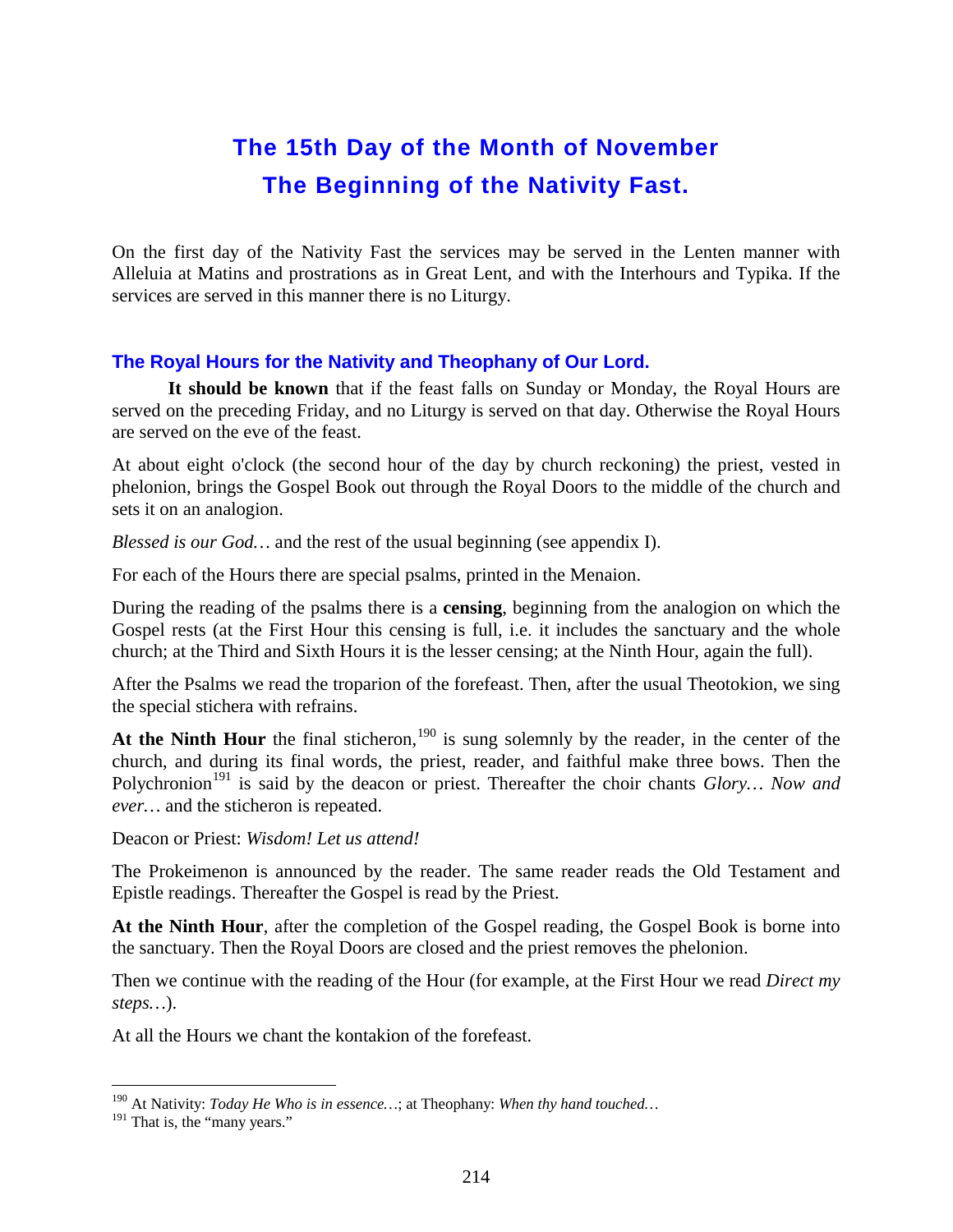# The 15th Day of the Month of November
# The Beginning of the Nativity Fast.

On the first day of the Nativity Fast the services may be served in the Lenten manner with Alleluia at Matins and prostrations as in Great Lent, and with the Interhours and Typika. If the services are served in this manner there is no Liturgy.

## The Royal Hours for the Nativity and Theophany of Our Lord.

**It should be known** that if the feast falls on Sunday or Monday, the Royal Hours are served on the preceding Friday, and no Liturgy is served on that day. Otherwise the Royal Hours are served on the eve of the feast.

At about eight o'clock (the second hour of the day by church reckoning) the priest, vested in phelonion, brings the Gospel Book out through the Royal Doors to the middle of the church and sets it on an analogion.

*Blessed is our God…* and the rest of the usual beginning (see appendix I).

For each of the Hours there are special psalms, printed in the Menaion.

During the reading of the psalms there is a **censing**, beginning from the analogion on which the Gospel rests (at the First Hour this censing is full, i.e. it includes the sanctuary and the whole church; at the Third and Sixth Hours it is the lesser censing; at the Ninth Hour, again the full).

After the Psalms we read the troparion of the forefeast. Then, after the usual Theotokion, we sing the special stichera with refrains.

**At the Ninth Hour** the final sticheron,[190] is sung solemnly by the reader, in the center of the church, and during its final words, the priest, reader, and faithful make three bows. Then the Polychronion[191] is said by the deacon or priest. Thereafter the choir chants *Glory… Now and ever…* and the sticheron is repeated.

Deacon or Priest: *Wisdom! Let us attend!*

The Prokeimenon is announced by the reader. The same reader reads the Old Testament and Epistle readings. Thereafter the Gospel is read by the Priest.

**At the Ninth Hour**, after the completion of the Gospel reading, the Gospel Book is borne into the sanctuary. Then the Royal Doors are closed and the priest removes the phelonion.

Then we continue with the reading of the Hour (for example, at the First Hour we read *Direct my steps…*).

At all the Hours we chant the kontakion of the forefeast.

---

[190] At Nativity: *Today He Who is in essence…*; at Theophany: *When thy hand touched…*

[191] That is, the "many years."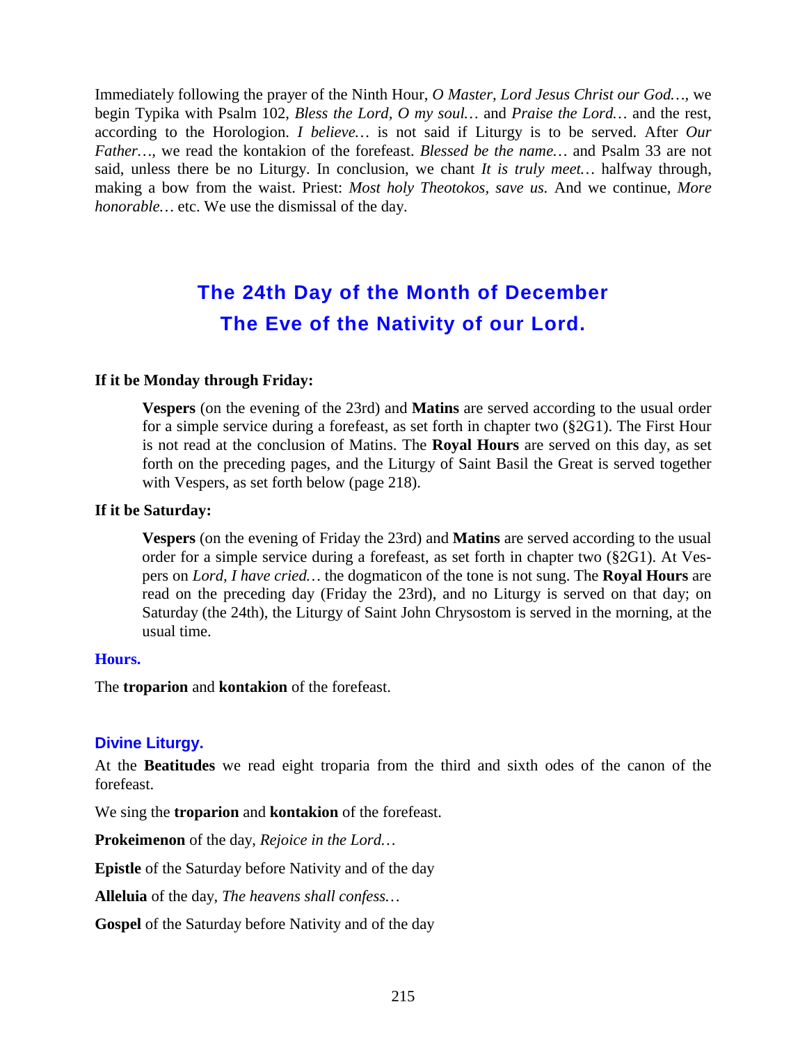Immediately following the prayer of the Ninth Hour, *O Master, Lord Jesus Christ our God…*, we begin Typika with Psalm 102, *Bless the Lord, O my soul…* and *Praise the Lord…* and the rest, according to the Horologion. *I believe…* is not said if Liturgy is to be served. After *Our Father…*, we read the kontakion of the forefeast. *Blessed be the name…* and Psalm 33 are not said, unless there be no Liturgy. In conclusion, we chant *It is truly meet…* halfway through, making a bow from the waist. Priest: *Most holy Theotokos, save us.* And we continue, *More honorable…* etc. We use the dismissal of the day.

# The 24th Day of the Month of December
# The Eve of the Nativity of our Lord.

**If it be Monday through Friday:**

> **Vespers** (on the evening of the 23rd) and **Matins** are served according to the usual order for a simple service during a forefeast, as set forth in chapter two (§2G1). The First Hour is not read at the conclusion of Matins. The **Royal Hours** are served on this day, as set forth on the preceding pages, and the Liturgy of Saint Basil the Great is served together with Vespers, as set forth below (page 218).

**If it be Saturday:**

> **Vespers** (on the evening of Friday the 23rd) and **Matins** are served according to the usual order for a simple service during a forefeast, as set forth in chapter two (§2G1). At Vespers on *Lord, I have cried…* the dogmaticon of the tone is not sung. The **Royal Hours** are read on the preceding day (Friday the 23rd), and no Liturgy is served on that day; on Saturday (the 24th), the Liturgy of Saint John Chrysostom is served in the morning, at the usual time.

### Hours.

The **troparion** and **kontakion** of the forefeast.

### Divine Liturgy.

At the **Beatitudes** we read eight troparia from the third and sixth odes of the canon of the forefeast.

We sing the **troparion** and **kontakion** of the forefeast.

**Prokeimenon** of the day, *Rejoice in the Lord…*

**Epistle** of the Saturday before Nativity and of the day

**Alleluia** of the day, *The heavens shall confess…*

**Gospel** of the Saturday before Nativity and of the day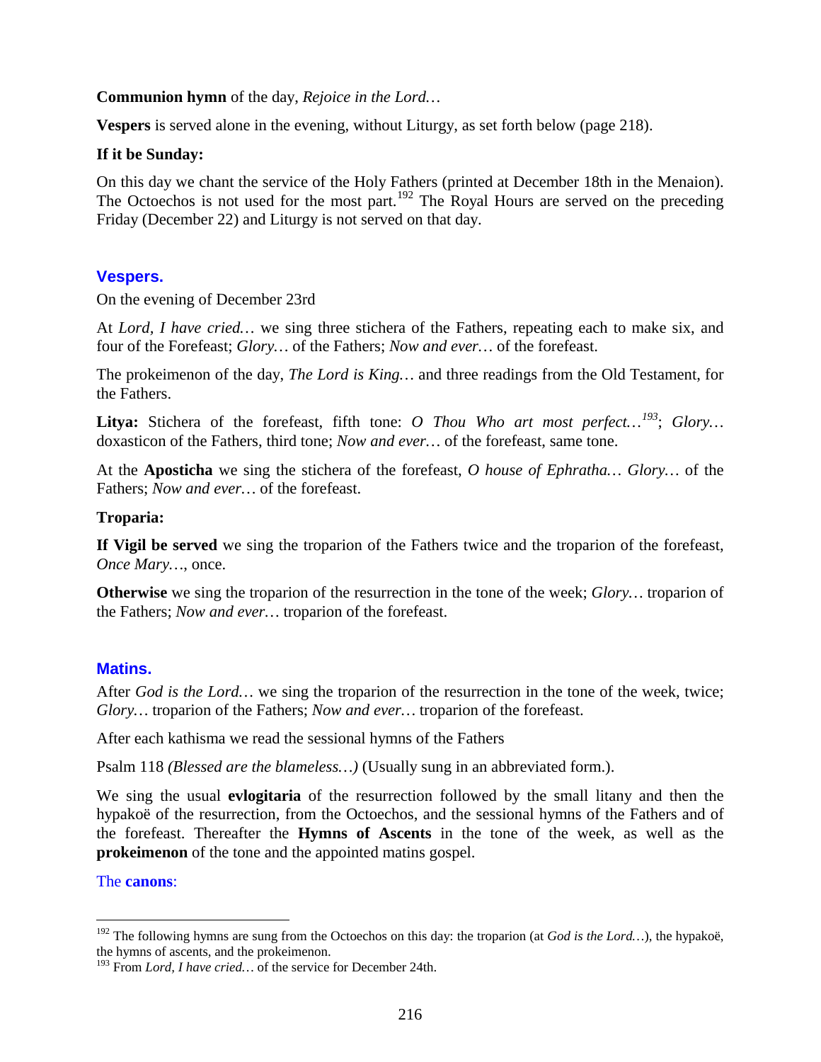**Communion hymn** of the day, *Rejoice in the Lord…*

**Vespers** is served alone in the evening, without Liturgy, as set forth below (page 218).

**If it be Sunday:**

On this day we chant the service of the Holy Fathers (printed at December 18th in the Menaion). The Octoechos is not used for the most part.[192] The Royal Hours are served on the preceding Friday (December 22) and Liturgy is not served on that day.

## Vespers.

On the evening of December 23rd

At *Lord, I have cried…* we sing three stichera of the Fathers, repeating each to make six, and four of the Forefeast; *Glory…* of the Fathers; *Now and ever…* of the forefeast.

The prokeimenon of the day, *The Lord is King…* and three readings from the Old Testament, for the Fathers.

**Litya:** Stichera of the forefeast, fifth tone: *O Thou Who art most perfect…*[193]; *Glory…* doxasticon of the Fathers, third tone; *Now and ever…* of the forefeast, same tone.

At the **Aposticha** we sing the stichera of the forefeast, *O house of Ephratha… Glory…* of the Fathers; *Now and ever…* of the forefeast.

**Troparia:**

**If Vigil be served** we sing the troparion of the Fathers twice and the troparion of the forefeast, *Once Mary…*, once.

**Otherwise** we sing the troparion of the resurrection in the tone of the week; *Glory…* troparion of the Fathers; *Now and ever…* troparion of the forefeast.

## Matins.

After *God is the Lord…* we sing the troparion of the resurrection in the tone of the week, twice; *Glory…* troparion of the Fathers; *Now and ever…* troparion of the forefeast.

After each kathisma we read the sessional hymns of the Fathers

Psalm 118 *(Blessed are the blameless…)* (Usually sung in an abbreviated form.).

We sing the usual **evlogitaria** of the resurrection followed by the small litany and then the hypakoë of the resurrection, from the Octoechos, and the sessional hymns of the Fathers and of the forefeast. Thereafter the **Hymns of Ascents** in the tone of the week, as well as the **prokeimenon** of the tone and the appointed matins gospel.

The **canons**:

---

[192] The following hymns are sung from the Octoechos on this day: the troparion (at *God is the Lord…*), the hypakoë, the hymns of ascents, and the prokeimenon.

[193] From *Lord, I have cried…* of the service for December 24th.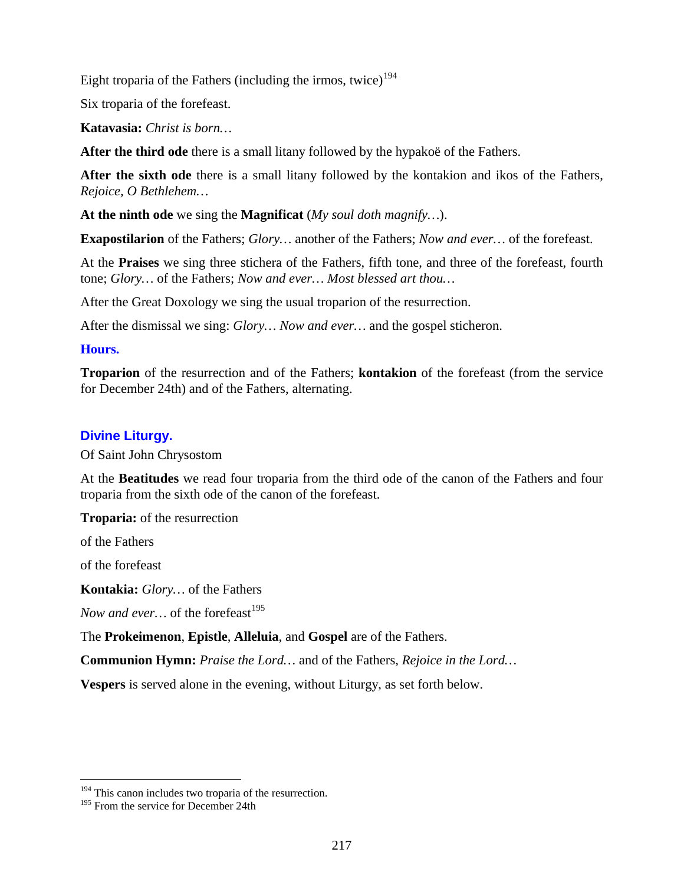Eight troparia of the Fathers (including the irmos, twice)[194]

Six troparia of the forefeast.

**Katavasia:** *Christ is born…*

**After the third ode** there is a small litany followed by the hypakoë of the Fathers.

**After the sixth ode** there is a small litany followed by the kontakion and ikos of the Fathers, *Rejoice, O Bethlehem…*

**At the ninth ode** we sing the **Magnificat** (*My soul doth magnify…*).

**Exapostilarion** of the Fathers; *Glory…* another of the Fathers; *Now and ever…* of the forefeast.

At the **Praises** we sing three stichera of the Fathers, fifth tone, and three of the forefeast, fourth tone; *Glory…* of the Fathers; *Now and ever… Most blessed art thou…*

After the Great Doxology we sing the usual troparion of the resurrection.

After the dismissal we sing: *Glory… Now and ever…* and the gospel sticheron.

### Hours.

**Troparion** of the resurrection and of the Fathers; **kontakion** of the forefeast (from the service for December 24th) and of the Fathers, alternating.

## Divine Liturgy.

Of Saint John Chrysostom

At the **Beatitudes** we read four troparia from the third ode of the canon of the Fathers and four troparia from the sixth ode of the canon of the forefeast.

**Troparia:** of the resurrection

of the Fathers

of the forefeast

**Kontakia:** *Glory…* of the Fathers

*Now and ever…* of the forefeast[195]

The **Prokeimenon**, **Epistle**, **Alleluia**, and **Gospel** are of the Fathers.

**Communion Hymn:** *Praise the Lord…* and of the Fathers, *Rejoice in the Lord…*

**Vespers** is served alone in the evening, without Liturgy, as set forth below.

---

[194] This canon includes two troparia of the resurrection.

[195] From the service for December 24th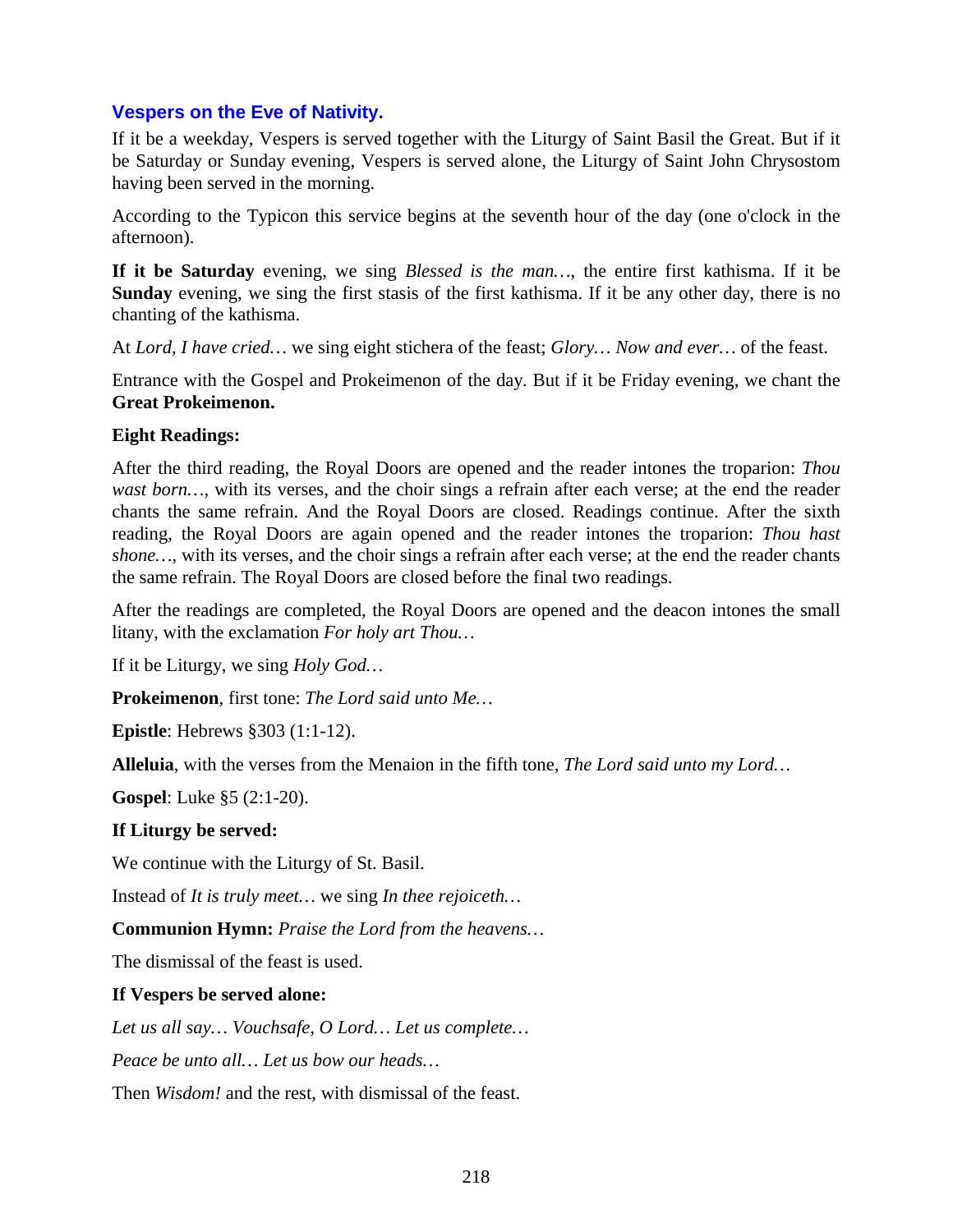## Vespers on the Eve of Nativity.

If it be a weekday, Vespers is served together with the Liturgy of Saint Basil the Great. But if it be Saturday or Sunday evening, Vespers is served alone, the Liturgy of Saint John Chrysostom having been served in the morning.

According to the Typicon this service begins at the seventh hour of the day (one o'clock in the afternoon).

**If it be Saturday** evening, we sing *Blessed is the man…*, the entire first kathisma. If it be **Sunday** evening, we sing the first stasis of the first kathisma. If it be any other day, there is no chanting of the kathisma.

At *Lord, I have cried…* we sing eight stichera of the feast; *Glory… Now and ever…* of the feast.

Entrance with the Gospel and Prokeimenon of the day. But if it be Friday evening, we chant the **Great Prokeimenon.**

**Eight Readings:**

After the third reading, the Royal Doors are opened and the reader intones the troparion: *Thou wast born…*, with its verses, and the choir sings a refrain after each verse; at the end the reader chants the same refrain. And the Royal Doors are closed. Readings continue. After the sixth reading, the Royal Doors are again opened and the reader intones the troparion: *Thou hast shone…*, with its verses, and the choir sings a refrain after each verse; at the end the reader chants the same refrain. The Royal Doors are closed before the final two readings.

After the readings are completed, the Royal Doors are opened and the deacon intones the small litany, with the exclamation *For holy art Thou…*

If it be Liturgy, we sing *Holy God…*

**Prokeimenon**, first tone: *The Lord said unto Me…*

**Epistle**: Hebrews §303 (1:1-12).

**Alleluia**, with the verses from the Menaion in the fifth tone, *The Lord said unto my Lord…*

**Gospel**: Luke §5 (2:1-20).

**If Liturgy be served:**

We continue with the Liturgy of St. Basil.

Instead of *It is truly meet…* we sing *In thee rejoiceth…*

**Communion Hymn:** *Praise the Lord from the heavens…*

The dismissal of the feast is used.

**If Vespers be served alone:**

*Let us all say… Vouchsafe, O Lord… Let us complete…*

*Peace be unto all… Let us bow our heads…*

Then *Wisdom!* and the rest, with dismissal of the feast.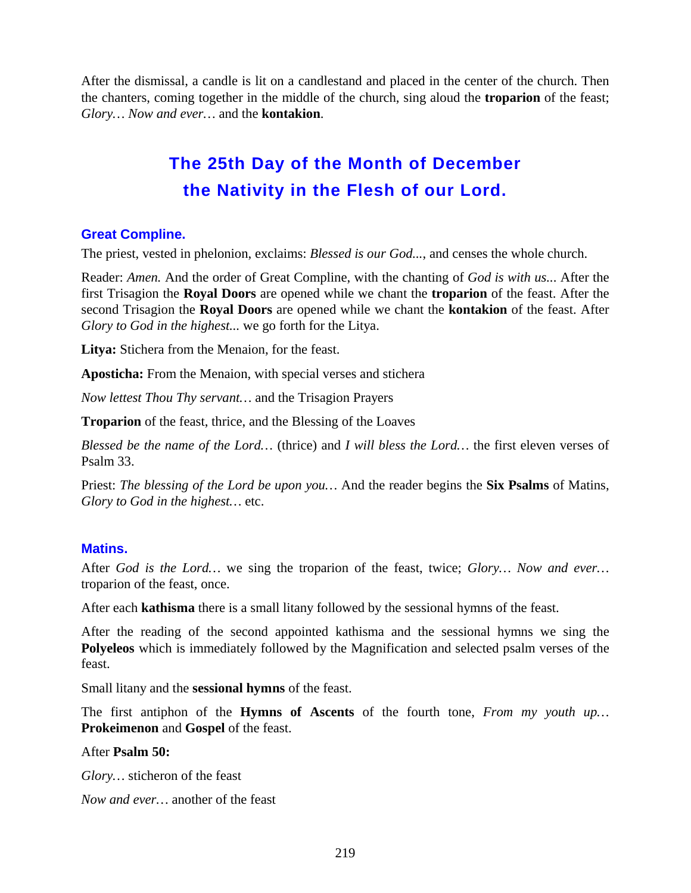After the dismissal, a candle is lit on a candlestand and placed in the center of the church. Then the chanters, coming together in the middle of the church, sing aloud the **troparion** of the feast; *Glory… Now and ever…* and the **kontakion**.

## The 25th Day of the Month of December the Nativity in the Flesh of our Lord.

### Great Compline.

The priest, vested in phelonion, exclaims: *Blessed is our God...*, and censes the whole church.

Reader: *Amen.* And the order of Great Compline, with the chanting of *God is with us...* After the first Trisagion the **Royal Doors** are opened while we chant the **troparion** of the feast. After the second Trisagion the **Royal Doors** are opened while we chant the **kontakion** of the feast. After *Glory to God in the highest...* we go forth for the Litya.

**Litya:** Stichera from the Menaion, for the feast.

**Aposticha:** From the Menaion, with special verses and stichera

*Now lettest Thou Thy servant…* and the Trisagion Prayers

**Troparion** of the feast, thrice, and the Blessing of the Loaves

*Blessed be the name of the Lord…* (thrice) and *I will bless the Lord…* the first eleven verses of Psalm 33.

Priest: *The blessing of the Lord be upon you…* And the reader begins the **Six Psalms** of Matins, *Glory to God in the highest…* etc.

### Matins.

After *God is the Lord…* we sing the troparion of the feast, twice; *Glory… Now and ever…* troparion of the feast, once.

After each **kathisma** there is a small litany followed by the sessional hymns of the feast.

After the reading of the second appointed kathisma and the sessional hymns we sing the **Polyeleos** which is immediately followed by the Magnification and selected psalm verses of the feast.

Small litany and the **sessional hymns** of the feast.

The first antiphon of the **Hymns of Ascents** of the fourth tone, *From my youth up…* **Prokeimenon** and **Gospel** of the feast.

After **Psalm 50:**

*Glory…* sticheron of the feast

*Now and ever…* another of the feast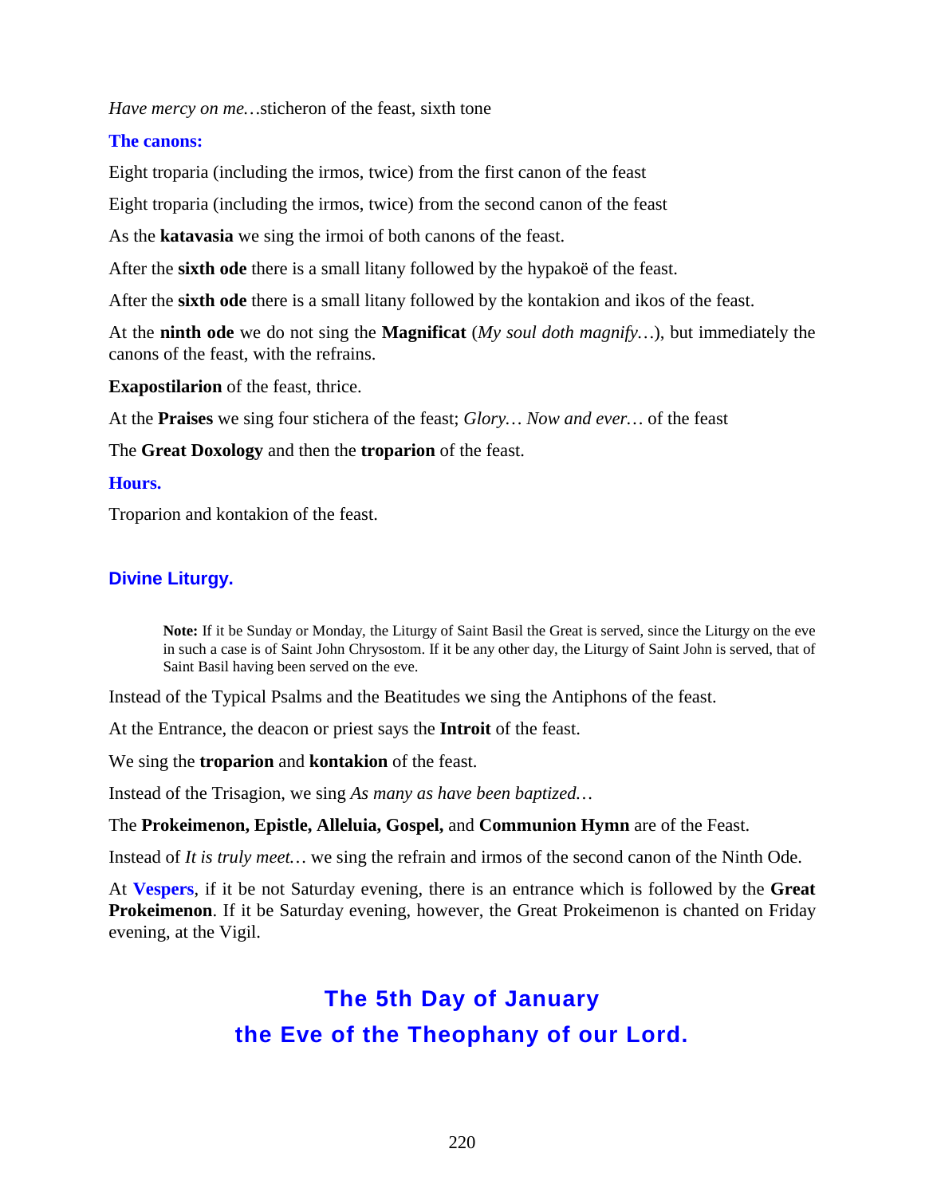*Have mercy on me…*sticheron of the feast, sixth tone

### The canons:

Eight troparia (including the irmos, twice) from the first canon of the feast

Eight troparia (including the irmos, twice) from the second canon of the feast

As the **katavasia** we sing the irmoi of both canons of the feast.

After the **sixth ode** there is a small litany followed by the hypakoë of the feast.

After the **sixth ode** there is a small litany followed by the kontakion and ikos of the feast.

At the **ninth ode** we do not sing the **Magnificat** (*My soul doth magnify…*), but immediately the canons of the feast, with the refrains.

**Exapostilarion** of the feast, thrice.

At the **Praises** we sing four stichera of the feast; *Glory… Now and ever…* of the feast

The **Great Doxology** and then the **troparion** of the feast.

### Hours.

Troparion and kontakion of the feast.

## Divine Liturgy.

> **Note:** If it be Sunday or Monday, the Liturgy of Saint Basil the Great is served, since the Liturgy on the eve in such a case is of Saint John Chrysostom. If it be any other day, the Liturgy of Saint John is served, that of Saint Basil having been served on the eve.

Instead of the Typical Psalms and the Beatitudes we sing the Antiphons of the feast.

At the Entrance, the deacon or priest says the **Introit** of the feast.

We sing the **troparion** and **kontakion** of the feast.

Instead of the Trisagion, we sing *As many as have been baptized…*

The **Prokeimenon, Epistle, Alleluia, Gospel,** and **Communion Hymn** are of the Feast.

Instead of *It is truly meet…* we sing the refrain and irmos of the second canon of the Ninth Ode.

At **Vespers**, if it be not Saturday evening, there is an entrance which is followed by the **Great Prokeimenon**. If it be Saturday evening, however, the Great Prokeimenon is chanted on Friday evening, at the Vigil.

# The 5th Day of January
# the Eve of the Theophany of our Lord.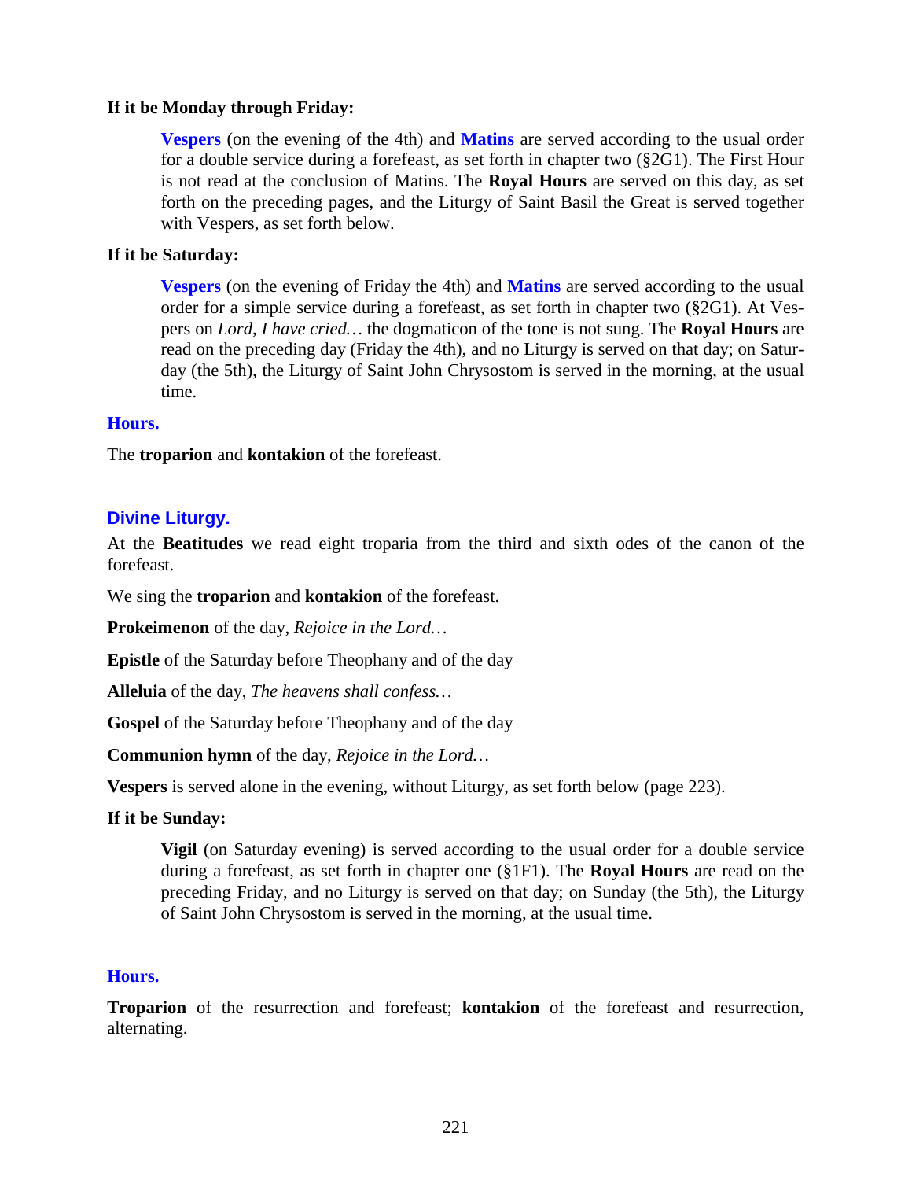**If it be Monday through Friday:**

> **Vespers** (on the evening of the 4th) and **Matins** are served according to the usual order for a double service during a forefeast, as set forth in chapter two (§2G1). The First Hour is not read at the conclusion of Matins. The **Royal Hours** are served on this day, as set forth on the preceding pages, and the Liturgy of Saint Basil the Great is served together with Vespers, as set forth below.

**If it be Saturday:**

> **Vespers** (on the evening of Friday the 4th) and **Matins** are served according to the usual order for a simple service during a forefeast, as set forth in chapter two (§2G1). At Vespers on *Lord, I have cried…* the dogmaticon of the tone is not sung. The **Royal Hours** are read on the preceding day (Friday the 4th), and no Liturgy is served on that day; on Saturday (the 5th), the Liturgy of Saint John Chrysostom is served in the morning, at the usual time.

**Hours.**

The **troparion** and **kontakion** of the forefeast.

### Divine Liturgy.

At the **Beatitudes** we read eight troparia from the third and sixth odes of the canon of the forefeast.

We sing the **troparion** and **kontakion** of the forefeast.

**Prokeimenon** of the day, *Rejoice in the Lord…*

**Epistle** of the Saturday before Theophany and of the day

**Alleluia** of the day, *The heavens shall confess…*

**Gospel** of the Saturday before Theophany and of the day

**Communion hymn** of the day, *Rejoice in the Lord…*

**Vespers** is served alone in the evening, without Liturgy, as set forth below (page 223).

**If it be Sunday:**

> **Vigil** (on Saturday evening) is served according to the usual order for a double service during a forefeast, as set forth in chapter one (§1F1). The **Royal Hours** are read on the preceding Friday, and no Liturgy is served on that day; on Sunday (the 5th), the Liturgy of Saint John Chrysostom is served in the morning, at the usual time.

**Hours.**

**Troparion** of the resurrection and forefeast; **kontakion** of the forefeast and resurrection, alternating.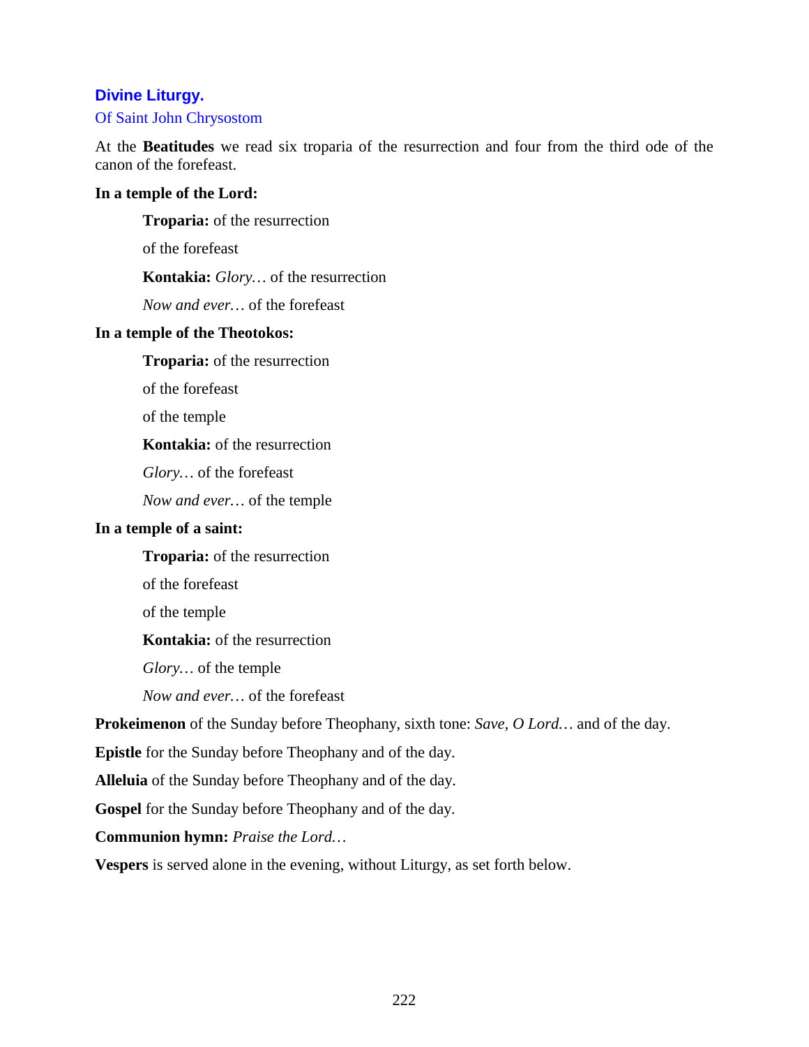## Divine Liturgy.

### Of Saint John Chrysostom

At the **Beatitudes** we read six troparia of the resurrection and four from the third ode of the canon of the forefeast.

**In a temple of the Lord:**

> **Troparia:** of the resurrection
>
> of the forefeast
>
> **Kontakia:** *Glory…* of the resurrection
>
> *Now and ever…* of the forefeast

**In a temple of the Theotokos:**

> **Troparia:** of the resurrection
>
> of the forefeast
>
> of the temple
>
> **Kontakia:** of the resurrection
>
> *Glory…* of the forefeast
>
> *Now and ever…* of the temple

**In a temple of a saint:**

> **Troparia:** of the resurrection
>
> of the forefeast
>
> of the temple
>
> **Kontakia:** of the resurrection
>
> *Glory…* of the temple
>
> *Now and ever…* of the forefeast

**Prokeimenon** of the Sunday before Theophany, sixth tone: *Save, O Lord…* and of the day.

**Epistle** for the Sunday before Theophany and of the day.

**Alleluia** of the Sunday before Theophany and of the day.

**Gospel** for the Sunday before Theophany and of the day.

**Communion hymn:** *Praise the Lord…*

**Vespers** is served alone in the evening, without Liturgy, as set forth below.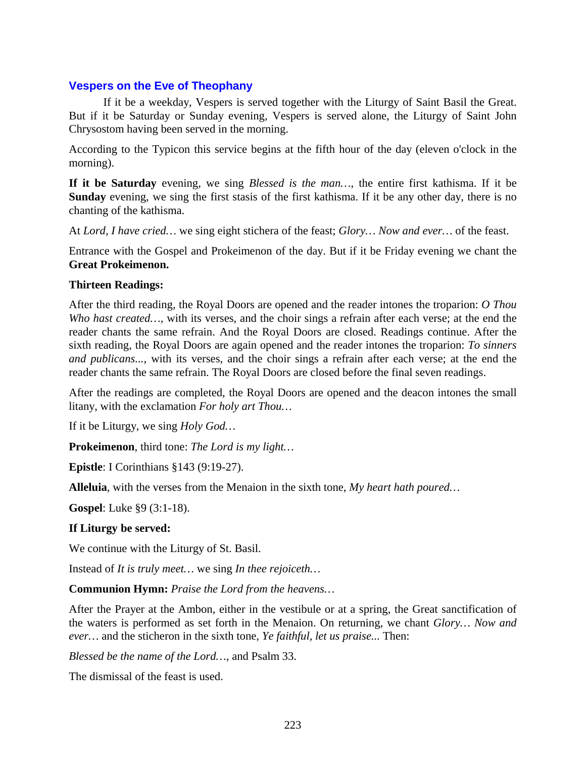## Vespers on the Eve of Theophany

If it be a weekday, Vespers is served together with the Liturgy of Saint Basil the Great. But if it be Saturday or Sunday evening, Vespers is served alone, the Liturgy of Saint John Chrysostom having been served in the morning.

According to the Typicon this service begins at the fifth hour of the day (eleven o'clock in the morning).

**If it be Saturday** evening, we sing *Blessed is the man…*, the entire first kathisma. If it be **Sunday** evening, we sing the first stasis of the first kathisma. If it be any other day, there is no chanting of the kathisma.

At *Lord, I have cried…* we sing eight stichera of the feast; *Glory… Now and ever…* of the feast.

Entrance with the Gospel and Prokeimenon of the day. But if it be Friday evening we chant the **Great Prokeimenon.**

**Thirteen Readings:**

After the third reading, the Royal Doors are opened and the reader intones the troparion: *O Thou Who hast created…*, with its verses, and the choir sings a refrain after each verse; at the end the reader chants the same refrain. And the Royal Doors are closed. Readings continue. After the sixth reading, the Royal Doors are again opened and the reader intones the troparion: *To sinners and publicans...*, with its verses, and the choir sings a refrain after each verse; at the end the reader chants the same refrain. The Royal Doors are closed before the final seven readings.

After the readings are completed, the Royal Doors are opened and the deacon intones the small litany, with the exclamation *For holy art Thou…*

If it be Liturgy, we sing *Holy God…*

**Prokeimenon**, third tone: *The Lord is my light…*

**Epistle**: I Corinthians §143 (9:19-27).

**Alleluia**, with the verses from the Menaion in the sixth tone, *My heart hath poured…*

**Gospel**: Luke §9 (3:1-18).

**If Liturgy be served:**

We continue with the Liturgy of St. Basil.

Instead of *It is truly meet…* we sing *In thee rejoiceth…*

**Communion Hymn:** *Praise the Lord from the heavens…*

After the Prayer at the Ambon, either in the vestibule or at a spring, the Great sanctification of the waters is performed as set forth in the Menaion. On returning, we chant *Glory… Now and ever…* and the sticheron in the sixth tone, *Ye faithful, let us praise...* Then:

*Blessed be the name of the Lord…*, and Psalm 33.

The dismissal of the feast is used.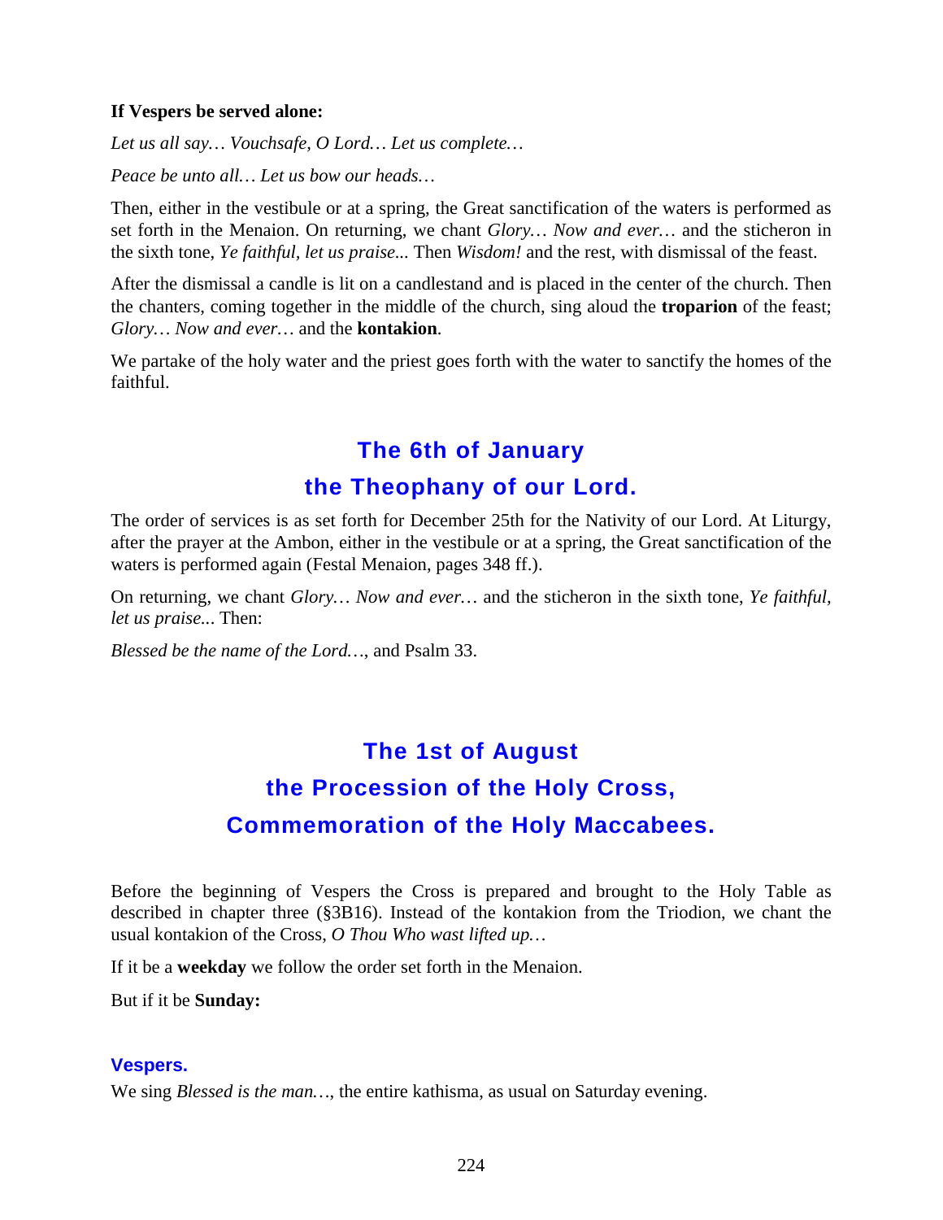**If Vespers be served alone:**

*Let us all say… Vouchsafe, O Lord… Let us complete…*

*Peace be unto all… Let us bow our heads…*

Then, either in the vestibule or at a spring, the Great sanctification of the waters is performed as set forth in the Menaion. On returning, we chant *Glory… Now and ever…* and the sticheron in the sixth tone, *Ye faithful, let us praise...* Then *Wisdom!* and the rest, with dismissal of the feast.

After the dismissal a candle is lit on a candlestand and is placed in the center of the church. Then the chanters, coming together in the middle of the church, sing aloud the **troparion** of the feast; *Glory… Now and ever…* and the **kontakion**.

We partake of the holy water and the priest goes forth with the water to sanctify the homes of the faithful.

## The 6th of January
## the Theophany of our Lord.

The order of services is as set forth for December 25th for the Nativity of our Lord. At Liturgy, after the prayer at the Ambon, either in the vestibule or at a spring, the Great sanctification of the waters is performed again (Festal Menaion, pages 348 ff.).

On returning, we chant *Glory… Now and ever…* and the sticheron in the sixth tone, *Ye faithful, let us praise...* Then:

*Blessed be the name of the Lord…*, and Psalm 33.

## The 1st of August
## the Procession of the Holy Cross,
## Commemoration of the Holy Maccabees.

Before the beginning of Vespers the Cross is prepared and brought to the Holy Table as described in chapter three (§3B16). Instead of the kontakion from the Triodion, we chant the usual kontakion of the Cross, *O Thou Who wast lifted up…*

If it be a **weekday** we follow the order set forth in the Menaion.

But if it be **Sunday:**

### Vespers.

We sing *Blessed is the man…*, the entire kathisma, as usual on Saturday evening.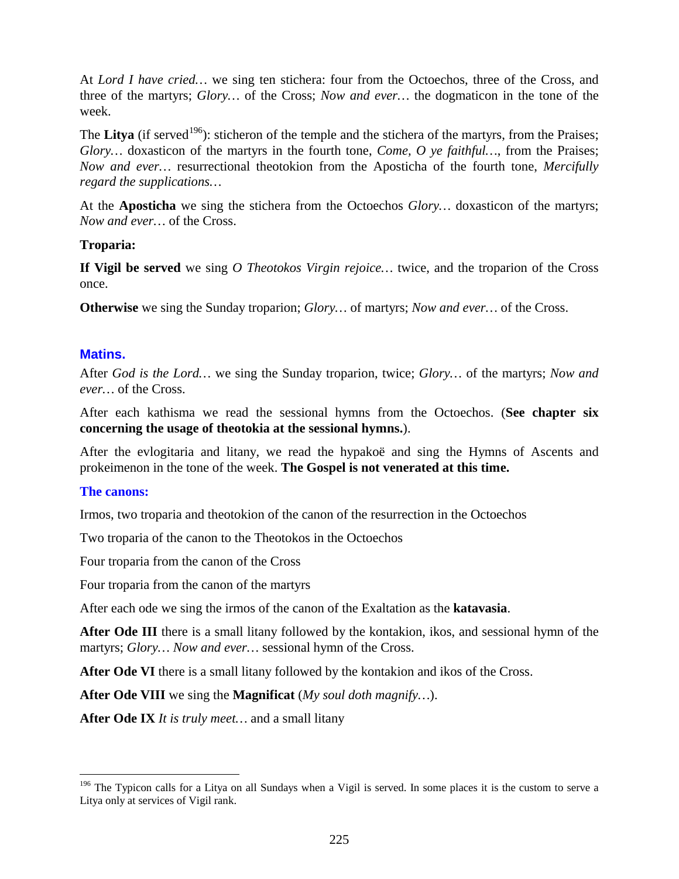At *Lord I have cried…* we sing ten stichera: four from the Octoechos, three of the Cross, and three of the martyrs; *Glory…* of the Cross; *Now and ever…* the dogmaticon in the tone of the week.

The **Litya** (if served[196]): sticheron of the temple and the stichera of the martyrs, from the Praises; *Glory…* doxasticon of the martyrs in the fourth tone, *Come, O ye faithful…*, from the Praises; *Now and ever…* resurrectional theotokion from the Aposticha of the fourth tone, *Mercifully regard the supplications…*

At the **Aposticha** we sing the stichera from the Octoechos *Glory…* doxasticon of the martyrs; *Now and ever…* of the Cross.

**Troparia:**

**If Vigil be served** we sing *O Theotokos Virgin rejoice…* twice, and the troparion of the Cross once.

**Otherwise** we sing the Sunday troparion; *Glory…* of martyrs; *Now and ever…* of the Cross.

### Matins.

After *God is the Lord…* we sing the Sunday troparion, twice; *Glory…* of the martyrs; *Now and ever…* of the Cross.

After each kathisma we read the sessional hymns from the Octoechos. (**See chapter six concerning the usage of theotokia at the sessional hymns.**).

After the evlogitaria and litany, we read the hypakoë and sing the Hymns of Ascents and prokeimenon in the tone of the week. **The Gospel is not venerated at this time.**

#### The canons:

Irmos, two troparia and theotokion of the canon of the resurrection in the Octoechos

Two troparia of the canon to the Theotokos in the Octoechos

Four troparia from the canon of the Cross

Four troparia from the canon of the martyrs

After each ode we sing the irmos of the canon of the Exaltation as the **katavasia**.

**After Ode III** there is a small litany followed by the kontakion, ikos, and sessional hymn of the martyrs; *Glory… Now and ever…* sessional hymn of the Cross.

**After Ode VI** there is a small litany followed by the kontakion and ikos of the Cross.

**After Ode VIII** we sing the **Magnificat** (*My soul doth magnify…*).

**After Ode IX** *It is truly meet…* and a small litany

---

[196] The Typicon calls for a Litya on all Sundays when a Vigil is served. In some places it is the custom to serve a Litya only at services of Vigil rank.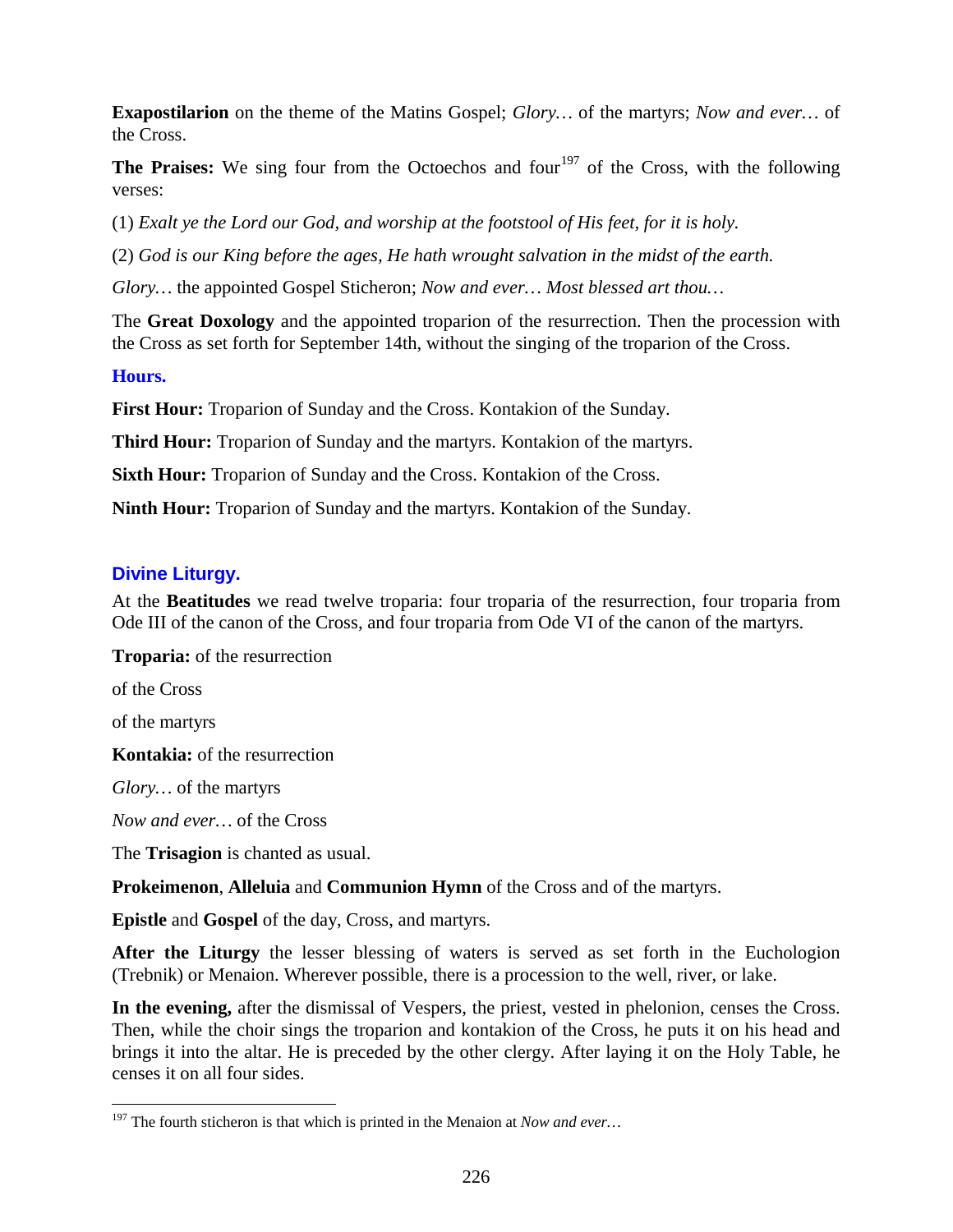**Exapostilarion** on the theme of the Matins Gospel; *Glory…* of the martyrs; *Now and ever…* of the Cross.

**The Praises:** We sing four from the Octoechos and four[197] of the Cross, with the following verses:

(1) *Exalt ye the Lord our God, and worship at the footstool of His feet, for it is holy.*

(2) *God is our King before the ages, He hath wrought salvation in the midst of the earth.*

*Glory…* the appointed Gospel Sticheron; *Now and ever… Most blessed art thou…*

The **Great Doxology** and the appointed troparion of the resurrection. Then the procession with the Cross as set forth for September 14th, without the singing of the troparion of the Cross.

### Hours.

**First Hour:** Troparion of Sunday and the Cross. Kontakion of the Sunday.

**Third Hour:** Troparion of Sunday and the martyrs. Kontakion of the martyrs.

**Sixth Hour:** Troparion of Sunday and the Cross. Kontakion of the Cross.

**Ninth Hour:** Troparion of Sunday and the martyrs. Kontakion of the Sunday.

### Divine Liturgy.

At the **Beatitudes** we read twelve troparia: four troparia of the resurrection, four troparia from Ode III of the canon of the Cross, and four troparia from Ode VI of the canon of the martyrs.

**Troparia:** of the resurrection

of the Cross

of the martyrs

**Kontakia:** of the resurrection

*Glory…* of the martyrs

*Now and ever…* of the Cross

The **Trisagion** is chanted as usual.

**Prokeimenon**, **Alleluia** and **Communion Hymn** of the Cross and of the martyrs.

**Epistle** and **Gospel** of the day, Cross, and martyrs.

**After the Liturgy** the lesser blessing of waters is served as set forth in the Euchologion (Trebnik) or Menaion. Wherever possible, there is a procession to the well, river, or lake.

**In the evening,** after the dismissal of Vespers, the priest, vested in phelonion, censes the Cross. Then, while the choir sings the troparion and kontakion of the Cross, he puts it on his head and brings it into the altar. He is preceded by the other clergy. After laying it on the Holy Table, he censes it on all four sides.

---

[197] The fourth sticheron is that which is printed in the Menaion at *Now and ever…*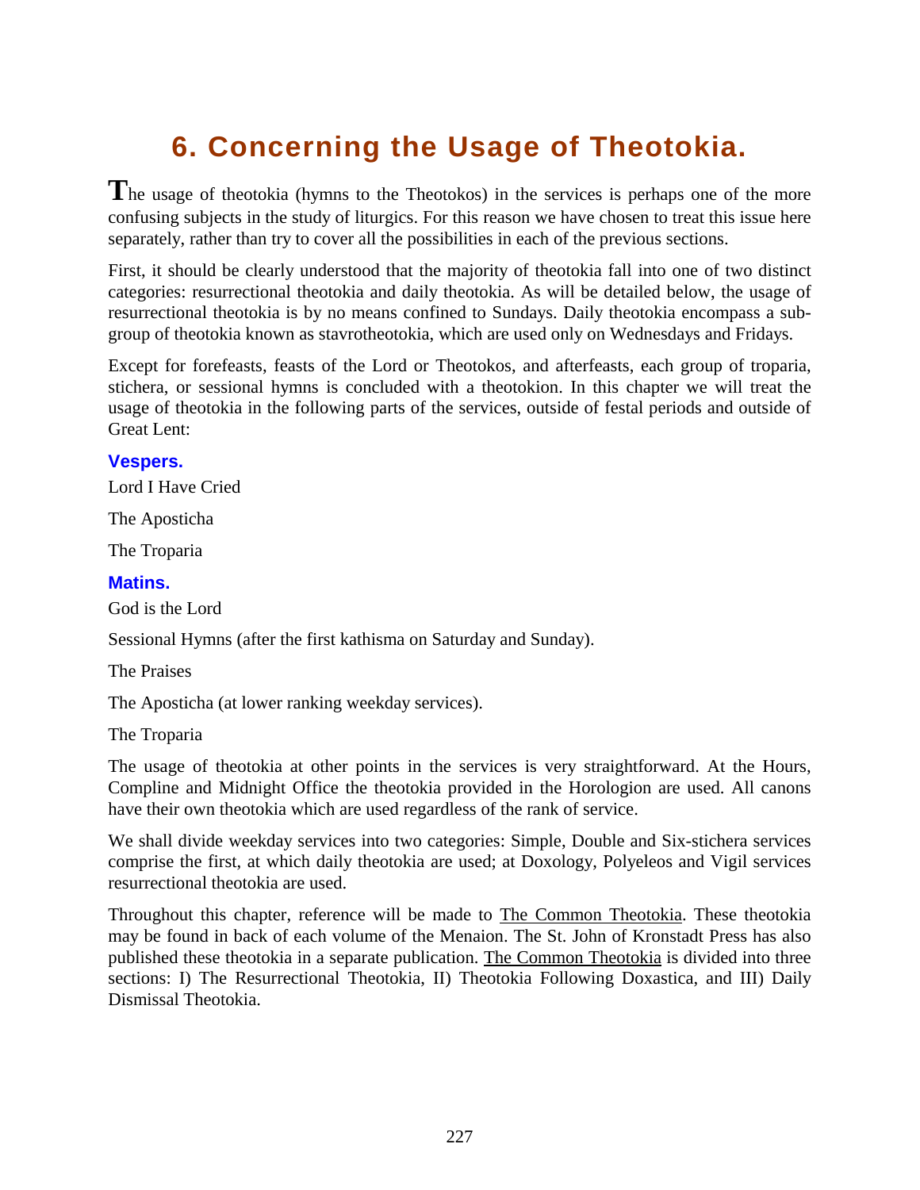# 6. Concerning the Usage of Theotokia.

The usage of theotokia (hymns to the Theotokos) in the services is perhaps one of the more confusing subjects in the study of liturgics. For this reason we have chosen to treat this issue here separately, rather than try to cover all the possibilities in each of the previous sections.

First, it should be clearly understood that the majority of theotokia fall into one of two distinct categories: resurrectional theotokia and daily theotokia. As will be detailed below, the usage of resurrectional theotokia is by no means confined to Sundays. Daily theotokia encompass a sub-group of theotokia known as stavrotheotokia, which are used only on Wednesdays and Fridays.

Except for forefeasts, feasts of the Lord or Theotokos, and afterfeasts, each group of troparia, stichera, or sessional hymns is concluded with a theotokion. In this chapter we will treat the usage of theotokia in the following parts of the services, outside of festal periods and outside of Great Lent:

### Vespers.

Lord I Have Cried

The Aposticha

The Troparia

### Matins.

God is the Lord

Sessional Hymns (after the first kathisma on Saturday and Sunday).

The Praises

The Aposticha (at lower ranking weekday services).

The Troparia

The usage of theotokia at other points in the services is very straightforward. At the Hours, Compline and Midnight Office the theotokia provided in the Horologion are used. All canons have their own theotokia which are used regardless of the rank of service.

We shall divide weekday services into two categories: Simple, Double and Six-stichera services comprise the first, at which daily theotokia are used; at Doxology, Polyeleos and Vigil services resurrectional theotokia are used.

Throughout this chapter, reference will be made to The Common Theotokia. These theotokia may be found in back of each volume of the Menaion. The St. John of Kronstadt Press has also published these theotokia in a separate publication. The Common Theotokia is divided into three sections: I) The Resurrectional Theotokia, II) Theotokia Following Doxastica, and III) Daily Dismissal Theotokia.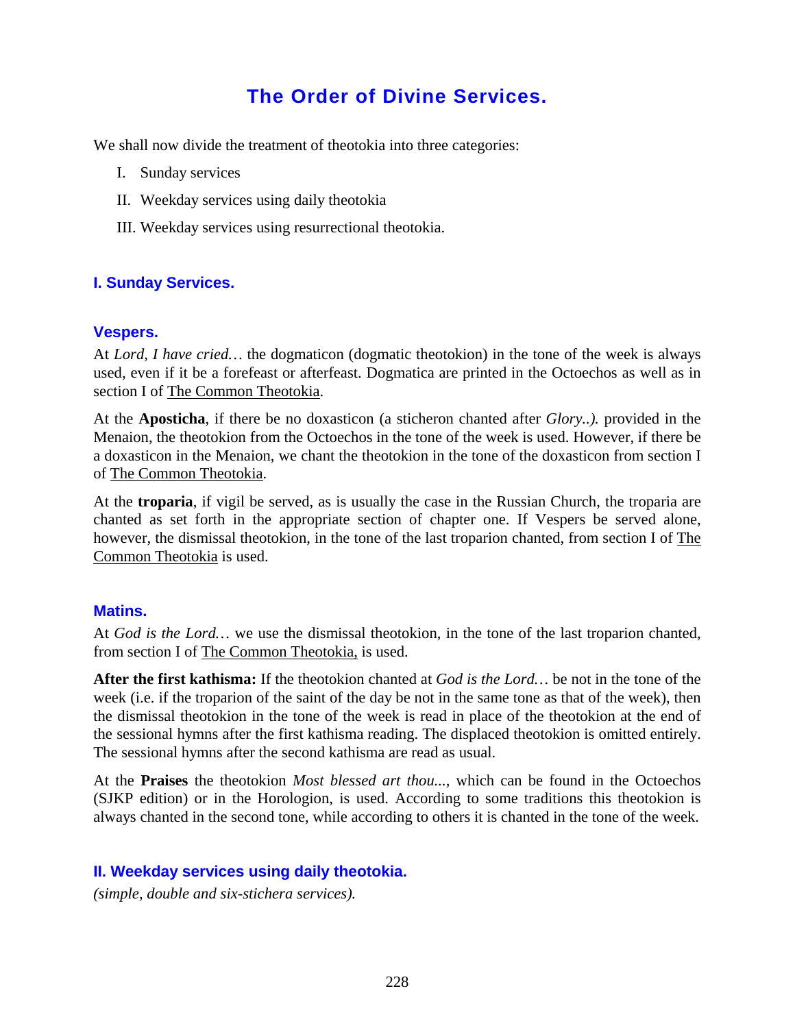# The Order of Divine Services.

We shall now divide the treatment of theotokia into three categories:

I. Sunday services

II. Weekday services using daily theotokia

III. Weekday services using resurrectional theotokia.

## I. Sunday Services.

### Vespers.

At *Lord, I have cried…* the dogmaticon (dogmatic theotokion) in the tone of the week is always used, even if it be a forefeast or afterfeast. Dogmatica are printed in the Octoechos as well as in section I of The Common Theotokia.

At the **Aposticha**, if there be no doxasticon (a sticheron chanted after *Glory..).* provided in the Menaion, the theotokion from the Octoechos in the tone of the week is used. However, if there be a doxasticon in the Menaion, we chant the theotokion in the tone of the doxasticon from section I of The Common Theotokia.

At the **troparia**, if vigil be served, as is usually the case in the Russian Church, the troparia are chanted as set forth in the appropriate section of chapter one. If Vespers be served alone, however, the dismissal theotokion, in the tone of the last troparion chanted, from section I of The Common Theotokia is used.

### Matins.

At *God is the Lord…* we use the dismissal theotokion, in the tone of the last troparion chanted, from section I of The Common Theotokia, is used.

**After the first kathisma:** If the theotokion chanted at *God is the Lord…* be not in the tone of the week (i.e. if the troparion of the saint of the day be not in the same tone as that of the week), then the dismissal theotokion in the tone of the week is read in place of the theotokion at the end of the sessional hymns after the first kathisma reading. The displaced theotokion is omitted entirely. The sessional hymns after the second kathisma are read as usual.

At the **Praises** the theotokion *Most blessed art thou...,* which can be found in the Octoechos (SJKP edition) or in the Horologion, is used. According to some traditions this theotokion is always chanted in the second tone, while according to others it is chanted in the tone of the week.

## II. Weekday services using daily theotokia.

*(simple, double and six-stichera services).*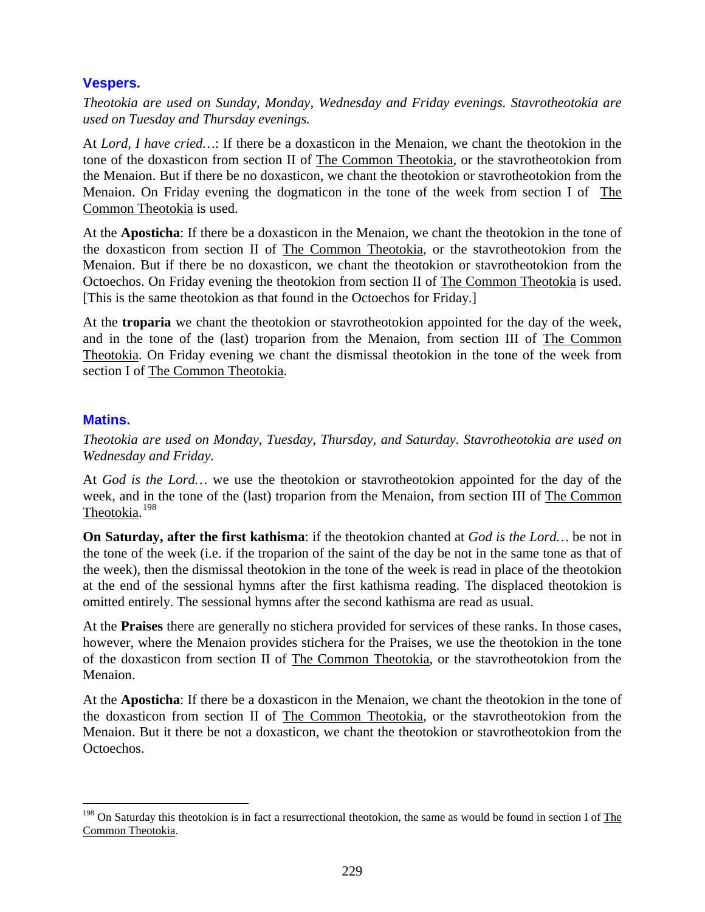## Vespers.

*Theotokia are used on Sunday, Monday, Wednesday and Friday evenings. Stavrotheotokia are used on Tuesday and Thursday evenings.*

At *Lord, I have cried…*: If there be a doxasticon in the Menaion, we chant the theotokion in the tone of the doxasticon from section II of The Common Theotokia, or the stavrotheotokion from the Menaion. But if there be no doxasticon, we chant the theotokion or stavrotheotokion from the Menaion. On Friday evening the dogmaticon in the tone of the week from section I of The Common Theotokia is used.

At the **Aposticha**: If there be a doxasticon in the Menaion, we chant the theotokion in the tone of the doxasticon from section II of The Common Theotokia, or the stavrotheotokion from the Menaion. But if there be no doxasticon, we chant the theotokion or stavrotheotokion from the Octoechos. On Friday evening the theotokion from section II of The Common Theotokia is used. [This is the same theotokion as that found in the Octoechos for Friday.]

At the **troparia** we chant the theotokion or stavrotheotokion appointed for the day of the week, and in the tone of the (last) troparion from the Menaion, from section III of The Common Theotokia. On Friday evening we chant the dismissal theotokion in the tone of the week from section I of The Common Theotokia.

## Matins.

*Theotokia are used on Monday, Tuesday, Thursday, and Saturday. Stavrotheotokia are used on Wednesday and Friday.*

At *God is the Lord…* we use the theotokion or stavrotheotokion appointed for the day of the week, and in the tone of the (last) troparion from the Menaion, from section III of The Common Theotokia.[198]

**On Saturday, after the first kathisma**: if the theotokion chanted at *God is the Lord…* be not in the tone of the week (i.e. if the troparion of the saint of the day be not in the same tone as that of the week), then the dismissal theotokion in the tone of the week is read in place of the theotokion at the end of the sessional hymns after the first kathisma reading. The displaced theotokion is omitted entirely. The sessional hymns after the second kathisma are read as usual.

At the **Praises** there are generally no stichera provided for services of these ranks. In those cases, however, where the Menaion provides stichera for the Praises, we use the theotokion in the tone of the doxasticon from section II of The Common Theotokia, or the stavrotheotokion from the Menaion.

At the **Aposticha**: If there be a doxasticon in the Menaion, we chant the theotokion in the tone of the doxasticon from section II of The Common Theotokia, or the stavrotheotokion from the Menaion. But it there be not a doxasticon, we chant the theotokion or stavrotheotokion from the Octoechos.

---

[198] On Saturday this theotokion is in fact a resurrectional theotokion, the same as would be found in section I of The Common Theotokia.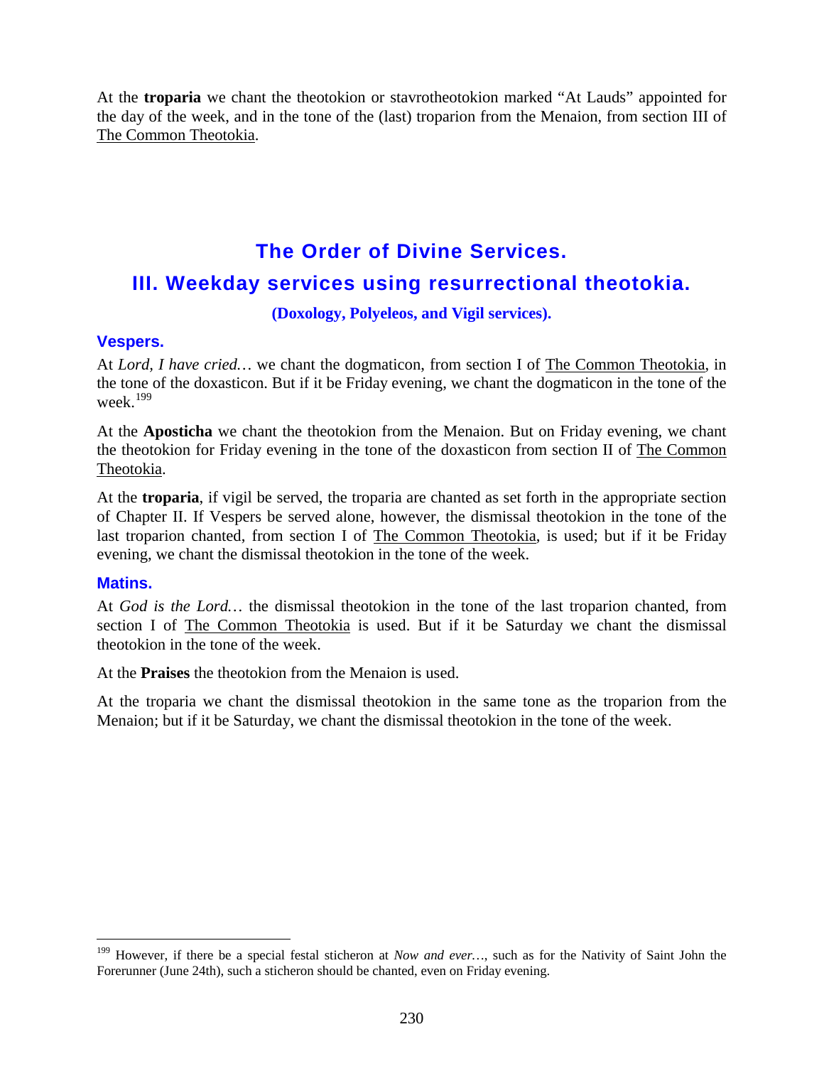At the **troparia** we chant the theotokion or stavrotheotokion marked "At Lauds" appointed for the day of the week, and in the tone of the (last) troparion from the Menaion, from section III of The Common Theotokia.

# The Order of Divine Services.

# III. Weekday services using resurrectional theotokia.

**(Doxology, Polyeleos, and Vigil services).**

### Vespers.

At *Lord, I have cried…* we chant the dogmaticon, from section I of The Common Theotokia, in the tone of the doxasticon. But if it be Friday evening, we chant the dogmaticon in the tone of the week.[199]

At the **Aposticha** we chant the theotokion from the Menaion. But on Friday evening, we chant the theotokion for Friday evening in the tone of the doxasticon from section II of The Common Theotokia.

At the **troparia**, if vigil be served, the troparia are chanted as set forth in the appropriate section of Chapter II. If Vespers be served alone, however, the dismissal theotokion in the tone of the last troparion chanted, from section I of The Common Theotokia, is used; but if it be Friday evening, we chant the dismissal theotokion in the tone of the week.

### Matins.

At *God is the Lord…* the dismissal theotokion in the tone of the last troparion chanted, from section I of The Common Theotokia is used. But if it be Saturday we chant the dismissal theotokion in the tone of the week.

At the **Praises** the theotokion from the Menaion is used.

At the troparia we chant the dismissal theotokion in the same tone as the troparion from the Menaion; but if it be Saturday, we chant the dismissal theotokion in the tone of the week.

---

[199] However, if there be a special festal sticheron at *Now and ever…*, such as for the Nativity of Saint John the Forerunner (June 24th), such a sticheron should be chanted, even on Friday evening.